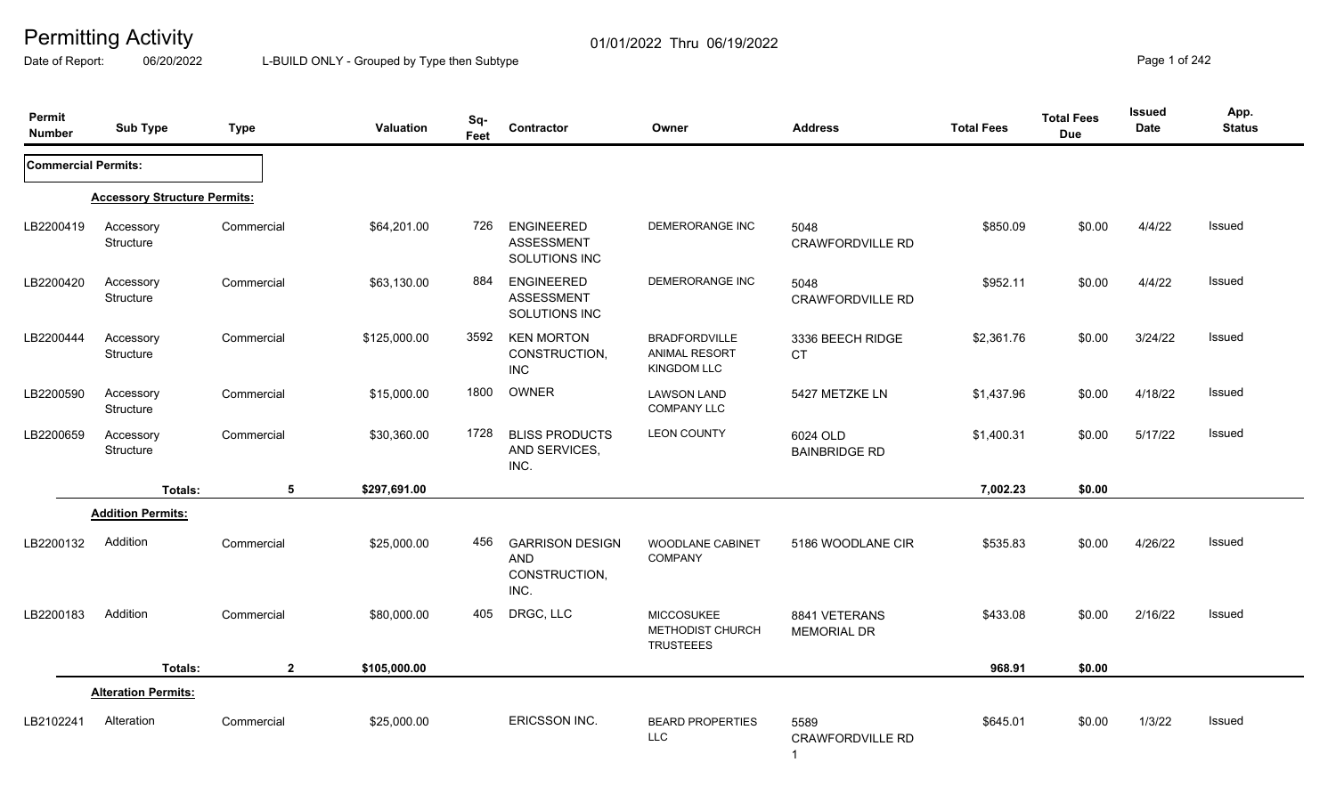# Permitting Activity

01/01/2022 Thru 06/19/2022

Date of Report: 06/20/2022 L-BUILD ONLY - Grouped by Type then Subtype

| Permit Number | Sub Type | Type | Valuation | Sq-Feet | Contractor | Owner | Address | Total Fees | Total Fees Due | Issued Date | App. Status |
|---|---|---|---|---|---|---|---|---|---|---|---|
| **Commercial Permits:** | | | | | | | | | | | |
| **Accessory Structure Permits:** | | | | | | | | | | | |
| LB2200419 | Accessory Structure | Commercial | $64,201.00 | 726 | ENGINEERED ASSESSMENT SOLUTIONS INC | DEMERORANGE INC | 5048 CRAWFORDVILLE RD | $850.09 | $0.00 | 4/4/22 | Issued |
| LB2200420 | Accessory Structure | Commercial | $63,130.00 | 884 | ENGINEERED ASSESSMENT SOLUTIONS INC | DEMERORANGE INC | 5048 CRAWFORDVILLE RD | $952.11 | $0.00 | 4/4/22 | Issued |
| LB2200444 | Accessory Structure | Commercial | $125,000.00 | 3592 | KEN MORTON CONSTRUCTION, INC | BRADFORDVILLE ANIMAL RESORT KINGDOM LLC | 3336 BEECH RIDGE CT | $2,361.76 | $0.00 | 3/24/22 | Issued |
| LB2200590 | Accessory Structure | Commercial | $15,000.00 | 1800 | OWNER | LAWSON LAND COMPANY LLC | 5427 METZKE LN | $1,437.96 | $0.00 | 4/18/22 | Issued |
| LB2200659 | Accessory Structure | Commercial | $30,360.00 | 1728 | BLISS PRODUCTS AND SERVICES, INC. | LEON COUNTY | 6024 OLD BAINBRIDGE RD | $1,400.31 | $0.00 | 5/17/22 | Issued |
| | Totals: | 5 | $297,691.00 | | | | | 7,002.23 | $0.00 | | |
| **Addition Permits:** | | | | | | | | | | | |
| LB2200132 | Addition | Commercial | $25,000.00 | 456 | GARRISON DESIGN AND CONSTRUCTION, INC. | WOODLANE CABINET COMPANY | 5186 WOODLANE CIR | $535.83 | $0.00 | 4/26/22 | Issued |
| LB2200183 | Addition | Commercial | $80,000.00 | 405 | DRGC, LLC | MICCOSUKEE METHODIST CHURCH TRUSTEES | 8841 VETERANS MEMORIAL DR | $433.08 | $0.00 | 2/16/22 | Issued |
| | Totals: | 2 | $105,000.00 | | | | | 968.91 | $0.00 | | |
| **Alteration Permits:** | | | | | | | | | | | |
| LB2102241 | Alteration | Commercial | $25,000.00 | | ERICSSON INC. | BEARD PROPERTIES LLC | 5589 CRAWFORDVILLE RD 1 | $645.01 | $0.00 | 1/3/22 | Issued |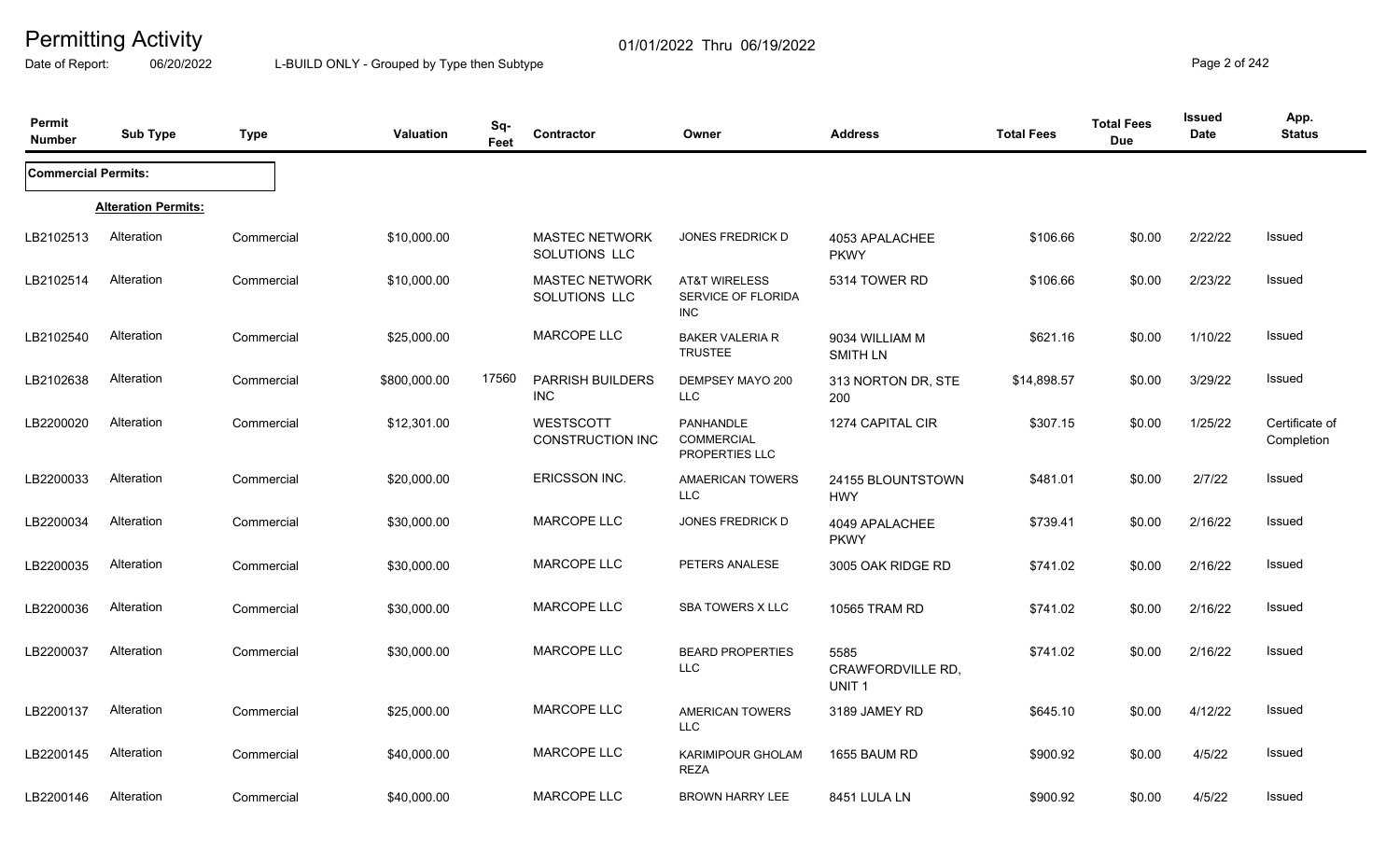# Permitting Activity

01/01/2022 Thru 06/19/2022

Date of Report: 06/20/2022

L-BUILD ONLY - Grouped by Type then Subtype

| Permit Number | Sub Type | Type | Valuation | Sq-Feet | Contractor | Owner | Address | Total Fees | Total Fees Due | Issued Date | App. Status |
|---|---|---|---|---|---|---|---|---|---|---|---|
| **Commercial Permits:** | | | | | | | | | | | |
| **Alteration Permits:** | | | | | | | | | | | |
| LB2102513 | Alteration | Commercial | $10,000.00 | | MASTEC NETWORK SOLUTIONS LLC | JONES FREDRICK D | 4053 APALACHEE PKWY | $106.66 | $0.00 | 2/22/22 | Issued |
| LB2102514 | Alteration | Commercial | $10,000.00 | | MASTEC NETWORK SOLUTIONS LLC | AT&T WIRELESS SERVICE OF FLORIDA INC | 5314 TOWER RD | $106.66 | $0.00 | 2/23/22 | Issued |
| LB2102540 | Alteration | Commercial | $25,000.00 | | MARCOPE LLC | BAKER VALERIA R TRUSTEE | 9034 WILLIAM M SMITH LN | $621.16 | $0.00 | 1/10/22 | Issued |
| LB2102638 | Alteration | Commercial | $800,000.00 | 17560 | PARRISH BUILDERS INC | DEMPSEY MAYO 200 LLC | 313 NORTON DR, STE 200 | $14,898.57 | $0.00 | 3/29/22 | Issued |
| LB2200020 | Alteration | Commercial | $12,301.00 | | WESTSCOTT CONSTRUCTION INC | PANHANDLE COMMERCIAL PROPERTIES LLC | 1274 CAPITAL CIR | $307.15 | $0.00 | 1/25/22 | Certificate of Completion |
| LB2200033 | Alteration | Commercial | $20,000.00 | | ERICSSON INC. | AMAERICAN TOWERS LLC | 24155 BLOUNTSTOWN HWY | $481.01 | $0.00 | 2/7/22 | Issued |
| LB2200034 | Alteration | Commercial | $30,000.00 | | MARCOPE LLC | JONES FREDRICK D | 4049 APALACHEE PKWY | $739.41 | $0.00 | 2/16/22 | Issued |
| LB2200035 | Alteration | Commercial | $30,000.00 | | MARCOPE LLC | PETERS ANALESE | 3005 OAK RIDGE RD | $741.02 | $0.00 | 2/16/22 | Issued |
| LB2200036 | Alteration | Commercial | $30,000.00 | | MARCOPE LLC | SBA TOWERS X LLC | 10565 TRAM RD | $741.02 | $0.00 | 2/16/22 | Issued |
| LB2200037 | Alteration | Commercial | $30,000.00 | | MARCOPE LLC | BEARD PROPERTIES LLC | 5585 CRAWFORDVILLE RD, UNIT 1 | $741.02 | $0.00 | 2/16/22 | Issued |
| LB2200137 | Alteration | Commercial | $25,000.00 | | MARCOPE LLC | AMERICAN TOWERS LLC | 3189 JAMEY RD | $645.10 | $0.00 | 4/12/22 | Issued |
| LB2200145 | Alteration | Commercial | $40,000.00 | | MARCOPE LLC | KARIMIPOUR GHOLAM REZA | 1655 BAUM RD | $900.92 | $0.00 | 4/5/22 | Issued |
| LB2200146 | Alteration | Commercial | $40,000.00 | | MARCOPE LLC | BROWN HARRY LEE | 8451 LULA LN | $900.92 | $0.00 | 4/5/22 | Issued |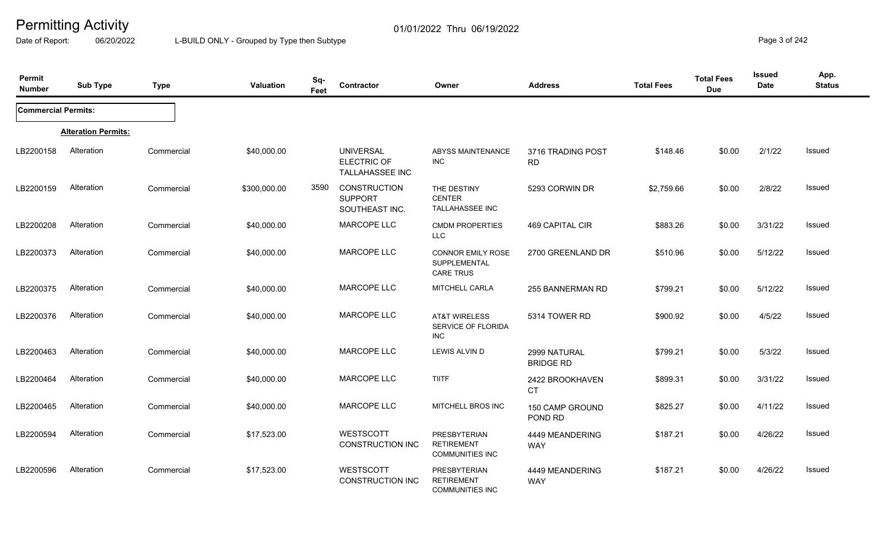# Permitting Activity

01/01/2022 Thru 06/19/2022

Date of Report: 06/20/2022 L-BUILD ONLY - Grouped by Type then Subtype

| Permit Number | Sub Type | Type | Valuation | Sq-Feet | Contractor | Owner | Address | Total Fees | Total Fees Due | Issued Date | App. Status |
|---|---|---|---|---|---|---|---|---|---|---|---|
| **Commercial Permits:** | | | | | | | | | | | |
| | **Alteration Permits:** | | | | | | | | | | |
| LB2200158 | Alteration | Commercial | $40,000.00 | | UNIVERSAL ELECTRIC OF TALLAHASSEE INC | ABYSS MAINTENANCE INC | 3716 TRADING POST RD | $148.46 | $0.00 | 2/1/22 | Issued |
| LB2200159 | Alteration | Commercial | $300,000.00 | 3590 | CONSTRUCTION SUPPORT SOUTHEAST INC. | THE DESTINY CENTER TALLAHASSEE INC | 5293 CORWIN DR | $2,759.66 | $0.00 | 2/8/22 | Issued |
| LB2200208 | Alteration | Commercial | $40,000.00 | | MARCOPE LLC | CMDM PROPERTIES LLC | 469 CAPITAL CIR | $883.26 | $0.00 | 3/31/22 | Issued |
| LB2200373 | Alteration | Commercial | $40,000.00 | | MARCOPE LLC | CONNOR EMILY ROSE SUPPLEMENTAL CARE TRUS | 2700 GREENLAND DR | $510.96 | $0.00 | 5/12/22 | Issued |
| LB2200375 | Alteration | Commercial | $40,000.00 | | MARCOPE LLC | MITCHELL CARLA | 255 BANNERMAN RD | $799.21 | $0.00 | 5/12/22 | Issued |
| LB2200376 | Alteration | Commercial | $40,000.00 | | MARCOPE LLC | AT&T WIRELESS SERVICE OF FLORIDA INC | 5314 TOWER RD | $900.92 | $0.00 | 4/5/22 | Issued |
| LB2200463 | Alteration | Commercial | $40,000.00 | | MARCOPE LLC | LEWIS ALVIN D | 2999 NATURAL BRIDGE RD | $799.21 | $0.00 | 5/3/22 | Issued |
| LB2200464 | Alteration | Commercial | $40,000.00 | | MARCOPE LLC | TIITF | 2422 BROOKHAVEN CT | $899.31 | $0.00 | 3/31/22 | Issued |
| LB2200465 | Alteration | Commercial | $40,000.00 | | MARCOPE LLC | MITCHELL BROS INC | 150 CAMP GROUND POND RD | $825.27 | $0.00 | 4/11/22 | Issued |
| LB2200594 | Alteration | Commercial | $17,523.00 | | WESTSCOTT CONSTRUCTION INC | PRESBYTERIAN RETIREMENT COMMUNITIES INC | 4449 MEANDERING WAY | $187.21 | $0.00 | 4/26/22 | Issued |
| LB2200596 | Alteration | Commercial | $17,523.00 | | WESTSCOTT CONSTRUCTION INC | PRESBYTERIAN RETIREMENT COMMUNITIES INC | 4449 MEANDERING WAY | $187.21 | $0.00 | 4/26/22 | Issued |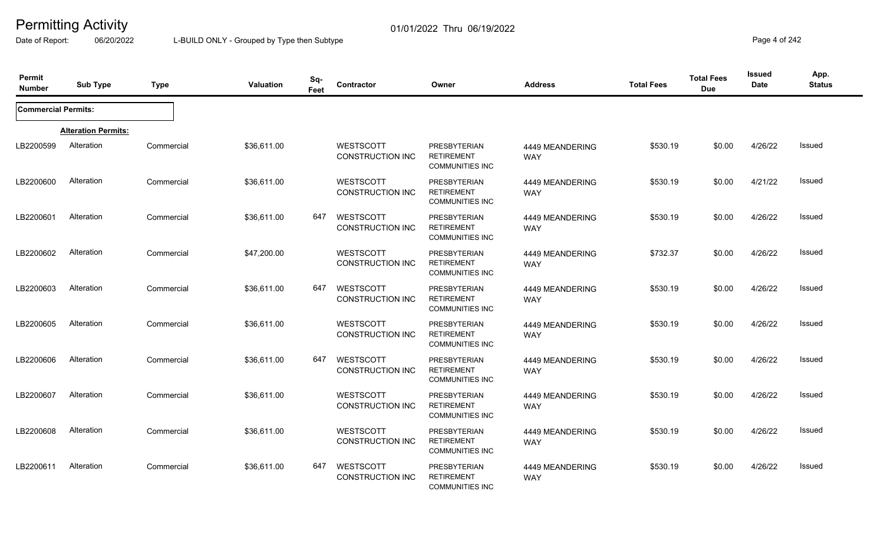# Permitting Activity

01/01/2022 Thru 06/19/2022

Date of Report: 06/20/2022

L-BUILD ONLY - Grouped by Type then Subtype

| Permit Number | Sub Type | Type | Valuation | Sq-Feet | Contractor | Owner | Address | Total Fees | Total Fees Due | Issued Date | App. Status |
|---|---|---|---|---|---|---|---|---|---|---|---|
| **Commercial Permits:** | | | | | | | | | | | |
| | **Alteration Permits:** | | | | | | | | | | |
| LB2200599 | Alteration | Commercial | $36,611.00 | | WESTSCOTT CONSTRUCTION INC | PRESBYTERIAN RETIREMENT COMMUNITIES INC | 4449 MEANDERING WAY | $530.19 | $0.00 | 4/26/22 | Issued |
| LB2200600 | Alteration | Commercial | $36,611.00 | | WESTSCOTT CONSTRUCTION INC | PRESBYTERIAN RETIREMENT COMMUNITIES INC | 4449 MEANDERING WAY | $530.19 | $0.00 | 4/21/22 | Issued |
| LB2200601 | Alteration | Commercial | $36,611.00 | 647 | WESTSCOTT CONSTRUCTION INC | PRESBYTERIAN RETIREMENT COMMUNITIES INC | 4449 MEANDERING WAY | $530.19 | $0.00 | 4/26/22 | Issued |
| LB2200602 | Alteration | Commercial | $47,200.00 | | WESTSCOTT CONSTRUCTION INC | PRESBYTERIAN RETIREMENT COMMUNITIES INC | 4449 MEANDERING WAY | $732.37 | $0.00 | 4/26/22 | Issued |
| LB2200603 | Alteration | Commercial | $36,611.00 | 647 | WESTSCOTT CONSTRUCTION INC | PRESBYTERIAN RETIREMENT COMMUNITIES INC | 4449 MEANDERING WAY | $530.19 | $0.00 | 4/26/22 | Issued |
| LB2200605 | Alteration | Commercial | $36,611.00 | | WESTSCOTT CONSTRUCTION INC | PRESBYTERIAN RETIREMENT COMMUNITIES INC | 4449 MEANDERING WAY | $530.19 | $0.00 | 4/26/22 | Issued |
| LB2200606 | Alteration | Commercial | $36,611.00 | 647 | WESTSCOTT CONSTRUCTION INC | PRESBYTERIAN RETIREMENT COMMUNITIES INC | 4449 MEANDERING WAY | $530.19 | $0.00 | 4/26/22 | Issued |
| LB2200607 | Alteration | Commercial | $36,611.00 | | WESTSCOTT CONSTRUCTION INC | PRESBYTERIAN RETIREMENT COMMUNITIES INC | 4449 MEANDERING WAY | $530.19 | $0.00 | 4/26/22 | Issued |
| LB2200608 | Alteration | Commercial | $36,611.00 | | WESTSCOTT CONSTRUCTION INC | PRESBYTERIAN RETIREMENT COMMUNITIES INC | 4449 MEANDERING WAY | $530.19 | $0.00 | 4/26/22 | Issued |
| LB2200611 | Alteration | Commercial | $36,611.00 | 647 | WESTSCOTT CONSTRUCTION INC | PRESBYTERIAN RETIREMENT COMMUNITIES INC | 4449 MEANDERING WAY | $530.19 | $0.00 | 4/26/22 | Issued |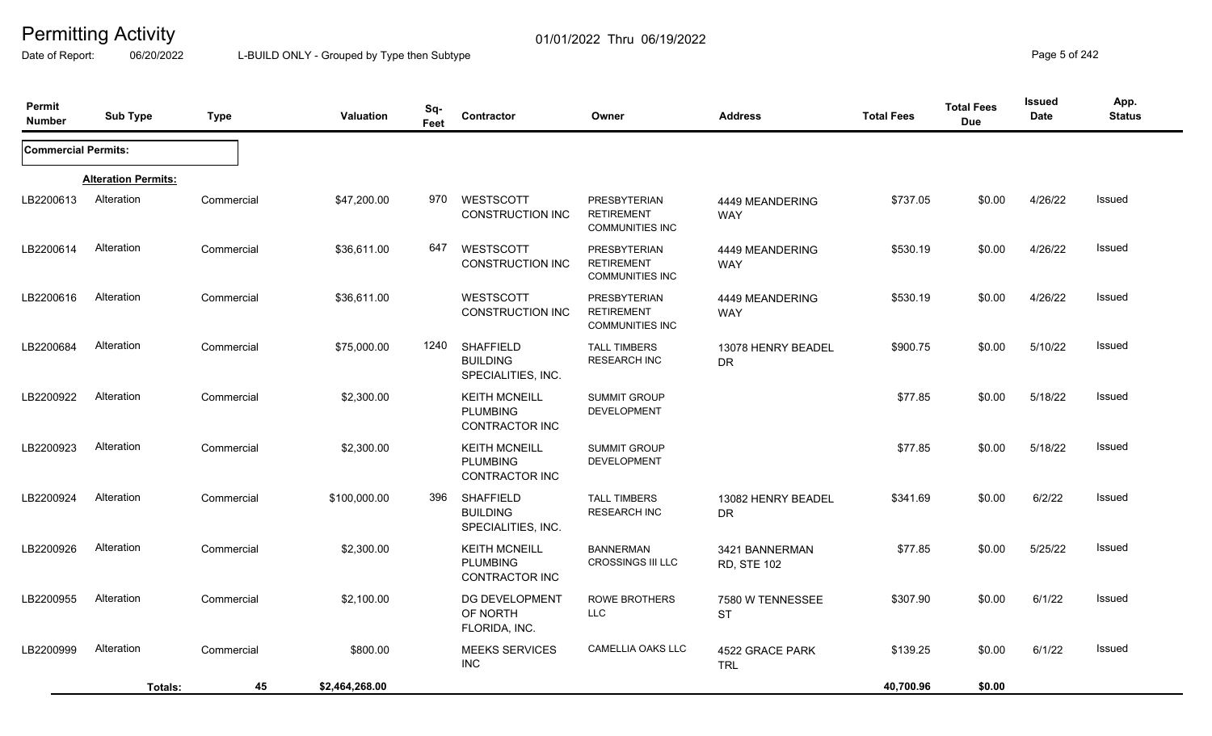# Permitting Activity

01/01/2022 Thru 06/19/2022

Date of Report: 06/20/2022

L-BUILD ONLY - Grouped by Type then Subtype

| Permit Number | Sub Type | Type | Valuation | Sq-Feet | Contractor | Owner | Address | Total Fees | Total Fees Due | Issued Date | App. Status |
|---|---|---|---|---|---|---|---|---|---|---|---|
| **Commercial Permits:** | | | | | | | | | | | |
| | **Alteration Permits:** | | | | | | | | | | |
| LB2200613 | Alteration | Commercial | $47,200.00 | 970 | WESTSCOTT CONSTRUCTION INC | PRESBYTERIAN RETIREMENT COMMUNITIES INC | 4449 MEANDERING WAY | $737.05 | $0.00 | 4/26/22 | Issued |
| LB2200614 | Alteration | Commercial | $36,611.00 | 647 | WESTSCOTT CONSTRUCTION INC | PRESBYTERIAN RETIREMENT COMMUNITIES INC | 4449 MEANDERING WAY | $530.19 | $0.00 | 4/26/22 | Issued |
| LB2200616 | Alteration | Commercial | $36,611.00 | | WESTSCOTT CONSTRUCTION INC | PRESBYTERIAN RETIREMENT COMMUNITIES INC | 4449 MEANDERING WAY | $530.19 | $0.00 | 4/26/22 | Issued |
| LB2200684 | Alteration | Commercial | $75,000.00 | 1240 | SHAFFIELD BUILDING SPECIALITIES, INC. | TALL TIMBERS RESEARCH INC | 13078 HENRY BEADEL DR | $900.75 | $0.00 | 5/10/22 | Issued |
| LB2200922 | Alteration | Commercial | $2,300.00 | | KEITH MCNEILL PLUMBING CONTRACTOR INC | SUMMIT GROUP DEVELOPMENT | | $77.85 | $0.00 | 5/18/22 | Issued |
| LB2200923 | Alteration | Commercial | $2,300.00 | | KEITH MCNEILL PLUMBING CONTRACTOR INC | SUMMIT GROUP DEVELOPMENT | | $77.85 | $0.00 | 5/18/22 | Issued |
| LB2200924 | Alteration | Commercial | $100,000.00 | 396 | SHAFFIELD BUILDING SPECIALITIES, INC. | TALL TIMBERS RESEARCH INC | 13082 HENRY BEADEL DR | $341.69 | $0.00 | 6/2/22 | Issued |
| LB2200926 | Alteration | Commercial | $2,300.00 | | KEITH MCNEILL PLUMBING CONTRACTOR INC | BANNERMAN CROSSINGS III LLC | 3421 BANNERMAN RD, STE 102 | $77.85 | $0.00 | 5/25/22 | Issued |
| LB2200955 | Alteration | Commercial | $2,100.00 | | DG DEVELOPMENT OF NORTH FLORIDA, INC. | ROWE BROTHERS LLC | 7580 W TENNESSEE ST | $307.90 | $0.00 | 6/1/22 | Issued |
| LB2200999 | Alteration | Commercial | $800.00 | | MEEKS SERVICES INC | CAMELLIA OAKS LLC | 4522 GRACE PARK TRL | $139.25 | $0.00 | 6/1/22 | Issued |
| | **Totals:** | 45 | $2,464,268.00 | | | | | 40,700.96 | $0.00 | | |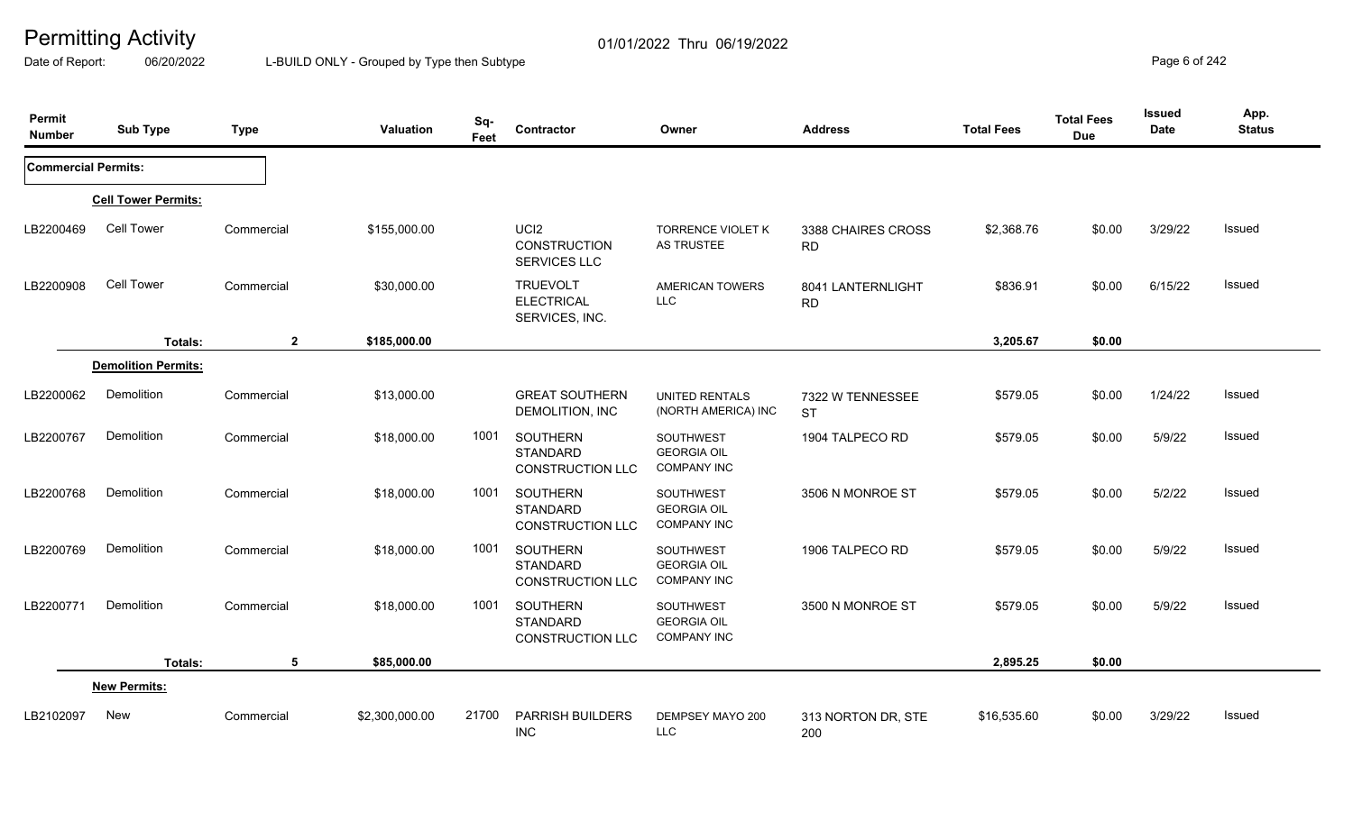# Permitting Activity

Date of Report: 06/20/2022 L-BUILD ONLY - Grouped by Type then Subtype 01/01/2022 Thru 06/19/2022

| Permit Number | Sub Type | Type | Valuation | Sq-Feet | Contractor | Owner | Address | Total Fees | Total Fees Due | Issued Date | App. Status |
|---|---|---|---|---|---|---|---|---|---|---|---|
| **Commercial Permits:** | | | | | | | | | | | |
| | **Cell Tower Permits:** | | | | | | | | | | |
| LB2200469 | Cell Tower | Commercial | $155,000.00 | | UCI2 CONSTRUCTION SERVICES LLC | TORRENCE VIOLET K AS TRUSTEE | 3388 CHAIRES CROSS RD | $2,368.76 | $0.00 | 3/29/22 | Issued |
| LB2200908 | Cell Tower | Commercial | $30,000.00 | | TRUEVOLT ELECTRICAL SERVICES, INC. | AMERICAN TOWERS LLC | 8041 LANTERNLIGHT RD | $836.91 | $0.00 | 6/15/22 | Issued |
| | Totals: | 2 | $185,000.00 | | | | | 3,205.67 | $0.00 | | |
| | **Demolition Permits:** | | | | | | | | | | |
| LB2200062 | Demolition | Commercial | $13,000.00 | | GREAT SOUTHERN DEMOLITION, INC | UNITED RENTALS (NORTH AMERICA) INC | 7322 W TENNESSEE ST | $579.05 | $0.00 | 1/24/22 | Issued |
| LB2200767 | Demolition | Commercial | $18,000.00 | 1001 | SOUTHERN STANDARD CONSTRUCTION LLC | SOUTHWEST GEORGIA OIL COMPANY INC | 1904 TALPECO RD | $579.05 | $0.00 | 5/9/22 | Issued |
| LB2200768 | Demolition | Commercial | $18,000.00 | 1001 | SOUTHERN STANDARD CONSTRUCTION LLC | SOUTHWEST GEORGIA OIL COMPANY INC | 3506 N MONROE ST | $579.05 | $0.00 | 5/2/22 | Issued |
| LB2200769 | Demolition | Commercial | $18,000.00 | 1001 | SOUTHERN STANDARD CONSTRUCTION LLC | SOUTHWEST GEORGIA OIL COMPANY INC | 1906 TALPECO RD | $579.05 | $0.00 | 5/9/22 | Issued |
| LB2200771 | Demolition | Commercial | $18,000.00 | 1001 | SOUTHERN STANDARD CONSTRUCTION LLC | SOUTHWEST GEORGIA OIL COMPANY INC | 3500 N MONROE ST | $579.05 | $0.00 | 5/9/22 | Issued |
| | Totals: | 5 | $85,000.00 | | | | | 2,895.25 | $0.00 | | |
| | **New Permits:** | | | | | | | | | | |
| LB2102097 | New | Commercial | $2,300,000.00 | 21700 | PARRISH BUILDERS INC | DEMPSEY MAYO 200 LLC | 313 NORTON DR, STE 200 | $16,535.60 | $0.00 | 3/29/22 | Issued |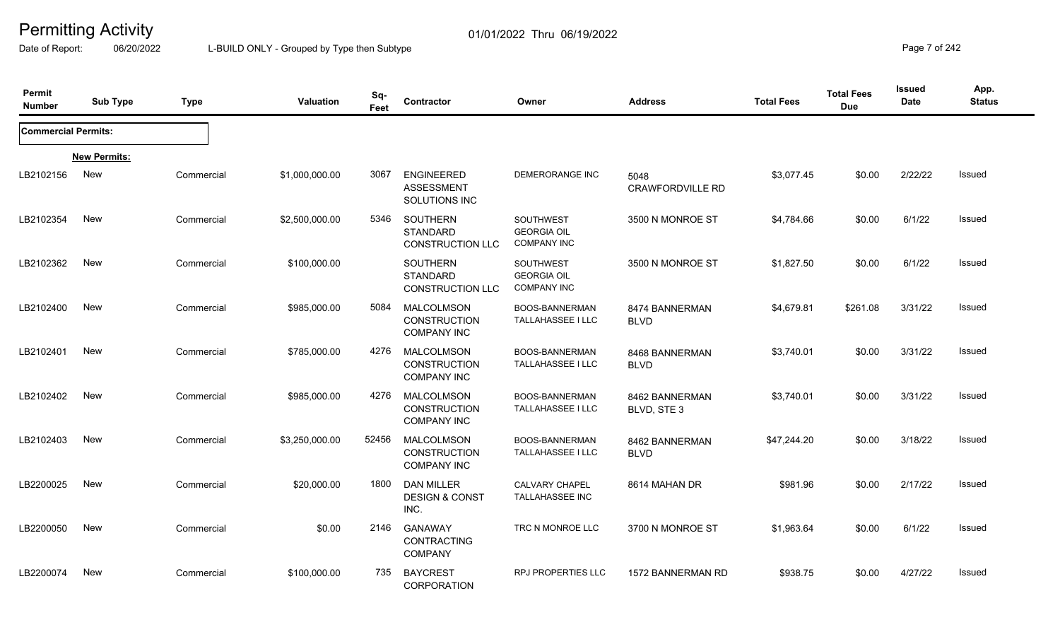# Permitting Activity

01/01/2022 Thru 06/19/2022

Date of Report: 06/20/2022 L-BUILD ONLY - Grouped by Type then Subtype

| Permit Number | Sub Type | Type | Valuation | Sq-Feet | Contractor | Owner | Address | Total Fees | Total Fees Due | Issued Date | App. Status |
|---|---|---|---|---|---|---|---|---|---|---|---|
| **Commercial Permits:** | | | | | | | | | | | |
| **New Permits:** | | | | | | | | | | | |
| LB2102156 | New | Commercial | $1,000,000.00 | 3067 | ENGINEERED ASSESSMENT SOLUTIONS INC | DEMERORANGE INC | 5048 CRAWFORDVILLE RD | $3,077.45 | $0.00 | 2/22/22 | Issued |
| LB2102354 | New | Commercial | $2,500,000.00 | 5346 | SOUTHERN STANDARD CONSTRUCTION LLC | SOUTHWEST GEORGIA OIL COMPANY INC | 3500 N MONROE ST | $4,784.66 | $0.00 | 6/1/22 | Issued |
| LB2102362 | New | Commercial | $100,000.00 | | SOUTHERN STANDARD CONSTRUCTION LLC | SOUTHWEST GEORGIA OIL COMPANY INC | 3500 N MONROE ST | $1,827.50 | $0.00 | 6/1/22 | Issued |
| LB2102400 | New | Commercial | $985,000.00 | 5084 | MALCOLMSON CONSTRUCTION COMPANY INC | BOOS-BANNERMAN TALLAHASSEE I LLC | 8474 BANNERMAN BLVD | $4,679.81 | $261.08 | 3/31/22 | Issued |
| LB2102401 | New | Commercial | $785,000.00 | 4276 | MALCOLMSON CONSTRUCTION COMPANY INC | BOOS-BANNERMAN TALLAHASSEE I LLC | 8468 BANNERMAN BLVD | $3,740.01 | $0.00 | 3/31/22 | Issued |
| LB2102402 | New | Commercial | $985,000.00 | 4276 | MALCOLMSON CONSTRUCTION COMPANY INC | BOOS-BANNERMAN TALLAHASSEE I LLC | 8462 BANNERMAN BLVD, STE 3 | $3,740.01 | $0.00 | 3/31/22 | Issued |
| LB2102403 | New | Commercial | $3,250,000.00 | 52456 | MALCOLMSON CONSTRUCTION COMPANY INC | BOOS-BANNERMAN TALLAHASSEE I LLC | 8462 BANNERMAN BLVD | $47,244.20 | $0.00 | 3/18/22 | Issued |
| LB2200025 | New | Commercial | $20,000.00 | 1800 | DAN MILLER DESIGN & CONST INC. | CALVARY CHAPEL TALLAHASSEE INC | 8614 MAHAN DR | $981.96 | $0.00 | 2/17/22 | Issued |
| LB2200050 | New | Commercial | $0.00 | 2146 | GANAWAY CONTRACTING COMPANY | TRC N MONROE LLC | 3700 N MONROE ST | $1,963.64 | $0.00 | 6/1/22 | Issued |
| LB2200074 | New | Commercial | $100,000.00 | 735 | BAYCREST CORPORATION | RPJ PROPERTIES LLC | 1572 BANNERMAN RD | $938.75 | $0.00 | 4/27/22 | Issued |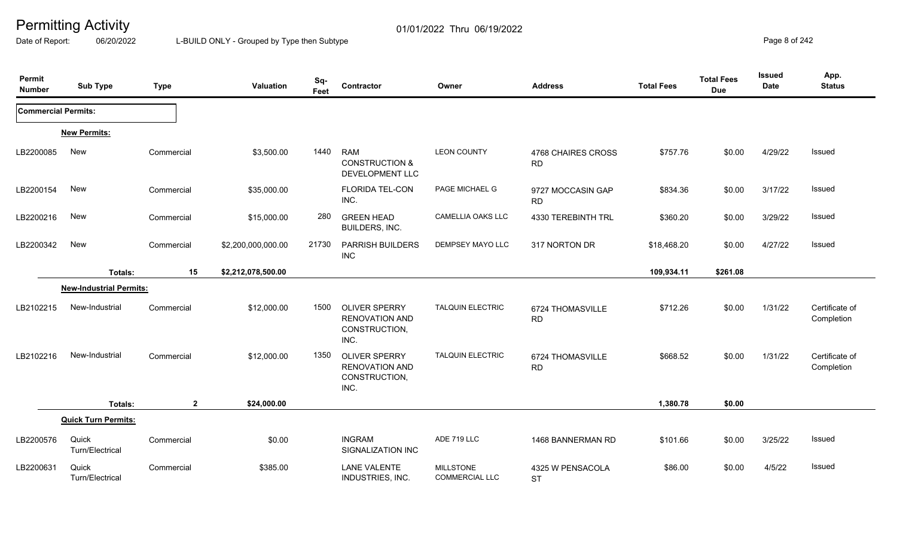# Permitting Activity

01/01/2022 Thru 06/19/2022

Date of Report: 06/20/2022

L-BUILD ONLY - Grouped by Type then Subtype

| Permit Number | Sub Type | Type | Valuation | Sq-Feet | Contractor | Owner | Address | Total Fees | Total Fees Due | Issued Date | App. Status |
|---|---|---|---|---|---|---|---|---|---|---|---|
| **Commercial Permits:** | | | | | | | | | | | |
| **New Permits:** | | | | | | | | | | | |
| LB2200085 | New | Commercial | $3,500.00 | 1440 | RAM CONSTRUCTION & DEVELOPMENT LLC | LEON COUNTY | 4768 CHAIRES CROSS RD | $757.76 | $0.00 | 4/29/22 | Issued |
| LB2200154 | New | Commercial | $35,000.00 | | FLORIDA TEL-CON INC. | PAGE MICHAEL G | 9727 MOCCASIN GAP RD | $834.36 | $0.00 | 3/17/22 | Issued |
| LB2200216 | New | Commercial | $15,000.00 | 280 | GREEN HEAD BUILDERS, INC. | CAMELLIA OAKS LLC | 4330 TEREBINTH TRL | $360.20 | $0.00 | 3/29/22 | Issued |
| LB2200342 | New | Commercial | $2,200,000,000.00 | 21730 | PARRISH BUILDERS INC | DEMPSEY MAYO LLC | 317 NORTON DR | $18,468.20 | $0.00 | 4/27/22 | Issued |
| | Totals: | 15 | $2,212,078,500.00 | | | | | 109,934.11 | $261.08 | | |
| **New-Industrial Permits:** | | | | | | | | | | | |
| LB2102215 | New-Industrial | Commercial | $12,000.00 | 1500 | OLIVER SPERRY RENOVATION AND CONSTRUCTION, INC. | TALQUIN ELECTRIC | 6724 THOMASVILLE RD | $712.26 | $0.00 | 1/31/22 | Certificate of Completion |
| LB2102216 | New-Industrial | Commercial | $12,000.00 | 1350 | OLIVER SPERRY RENOVATION AND CONSTRUCTION, INC. | TALQUIN ELECTRIC | 6724 THOMASVILLE RD | $668.52 | $0.00 | 1/31/22 | Certificate of Completion |
| | Totals: | 2 | $24,000.00 | | | | | 1,380.78 | $0.00 | | |
| **Quick Turn Permits:** | | | | | | | | | | | |
| LB2200576 | Quick Turn/Electrical | Commercial | $0.00 | | INGRAM SIGNALIZATION INC | ADE 719 LLC | 1468 BANNERMAN RD | $101.66 | $0.00 | 3/25/22 | Issued |
| LB2200631 | Quick Turn/Electrical | Commercial | $385.00 | | LANE VALENTE INDUSTRIES, INC. | MILLSTONE COMMERCIAL LLC | 4325 W PENSACOLA ST | $86.00 | $0.00 | 4/5/22 | Issued |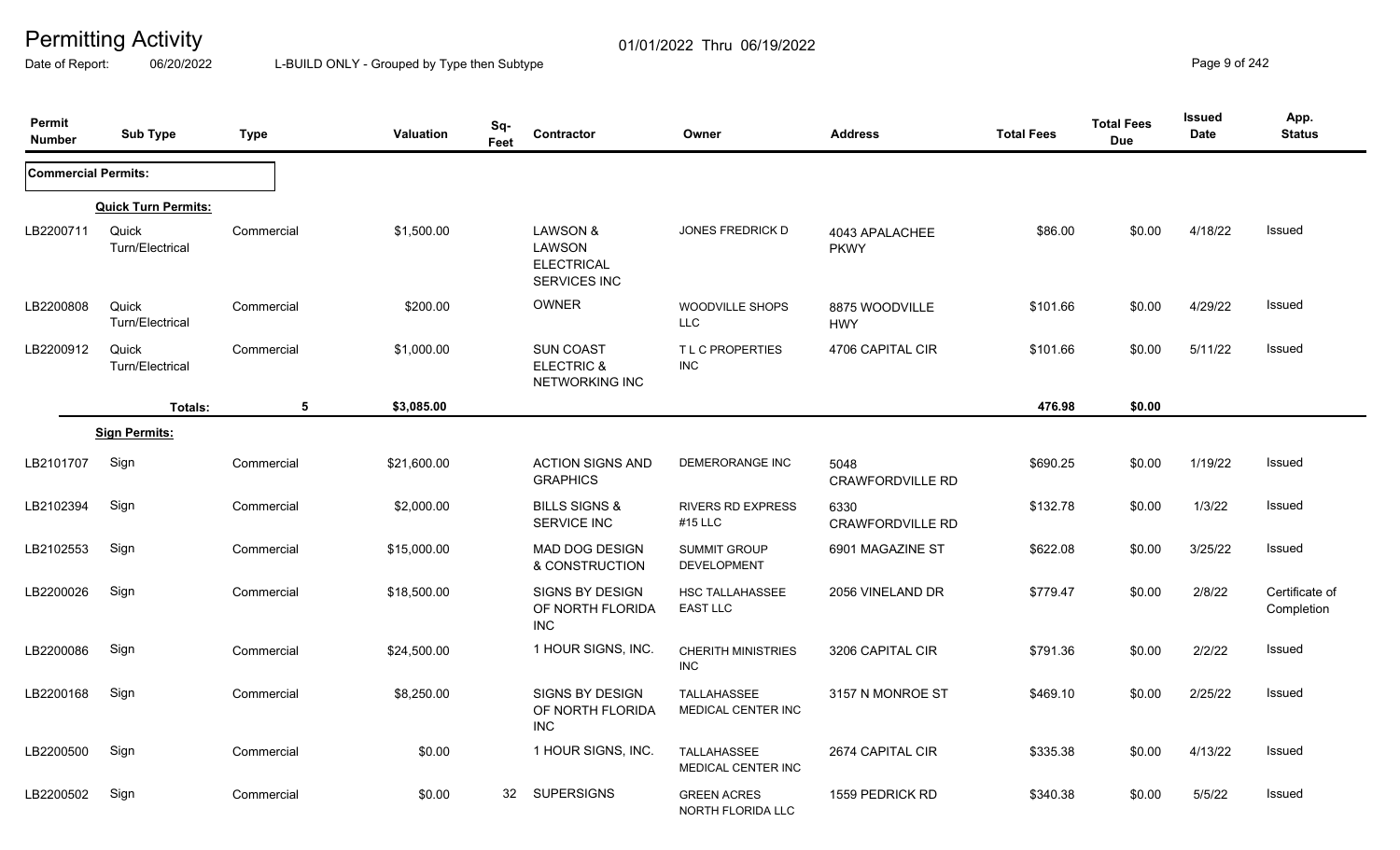# Permitting Activity

Date of Report: 06/20/2022

01/01/2022 Thru 06/19/2022

L-BUILD ONLY - Grouped by Type then Subtype

| Permit Number | Sub Type | Type | Valuation | Sq-Feet | Contractor | Owner | Address | Total Fees | Total Fees Due | Issued Date | App. Status |
|---|---|---|---|---|---|---|---|---|---|---|---|
| **Commercial Permits:** | | | | | | | | | | | |
| **Quick Turn Permits:** | | | | | | | | | | | |
| LB2200711 | Quick Turn/Electrical | Commercial | $1,500.00 | | LAWSON & LAWSON ELECTRICAL SERVICES INC | JONES FREDRICK D | 4043 APALACHEE PKWY | $86.00 | $0.00 | 4/18/22 | Issued |
| LB2200808 | Quick Turn/Electrical | Commercial | $200.00 | | OWNER | WOODVILLE SHOPS LLC | 8875 WOODVILLE HWY | $101.66 | $0.00 | 4/29/22 | Issued |
| LB2200912 | Quick Turn/Electrical | Commercial | $1,000.00 | | SUN COAST ELECTRIC & NETWORKING INC | T L C PROPERTIES INC | 4706 CAPITAL CIR | $101.66 | $0.00 | 5/11/22 | Issued |
| | Totals: | 5 | $3,085.00 | | | | | 476.98 | $0.00 | | |
| **Sign Permits:** | | | | | | | | | | | |
| LB2101707 | Sign | Commercial | $21,600.00 | | ACTION SIGNS AND GRAPHICS | DEMERORANGE INC | 5048 CRAWFORDVILLE RD | $690.25 | $0.00 | 1/19/22 | Issued |
| LB2102394 | Sign | Commercial | $2,000.00 | | BILLS SIGNS & SERVICE INC | RIVERS RD EXPRESS #15 LLC | 6330 CRAWFORDVILLE RD | $132.78 | $0.00 | 1/3/22 | Issued |
| LB2102553 | Sign | Commercial | $15,000.00 | | MAD DOG DESIGN & CONSTRUCTION | SUMMIT GROUP DEVELOPMENT | 6901 MAGAZINE ST | $622.08 | $0.00 | 3/25/22 | Issued |
| LB2200026 | Sign | Commercial | $18,500.00 | | SIGNS BY DESIGN OF NORTH FLORIDA INC | HSC TALLAHASSEE EAST LLC | 2056 VINELAND DR | $779.47 | $0.00 | 2/8/22 | Certificate of Completion |
| LB2200086 | Sign | Commercial | $24,500.00 | | 1 HOUR SIGNS, INC. | CHERITH MINISTRIES INC | 3206 CAPITAL CIR | $791.36 | $0.00 | 2/2/22 | Issued |
| LB2200168 | Sign | Commercial | $8,250.00 | | SIGNS BY DESIGN OF NORTH FLORIDA INC | TALLAHASSEE MEDICAL CENTER INC | 3157 N MONROE ST | $469.10 | $0.00 | 2/25/22 | Issued |
| LB2200500 | Sign | Commercial | $0.00 | | 1 HOUR SIGNS, INC. | TALLAHASSEE MEDICAL CENTER INC | 2674 CAPITAL CIR | $335.38 | $0.00 | 4/13/22 | Issued |
| LB2200502 | Sign | Commercial | $0.00 | 32 | SUPERSIGNS | GREEN ACRES NORTH FLORIDA LLC | 1559 PEDRICK RD | $340.38 | $0.00 | 5/5/22 | Issued |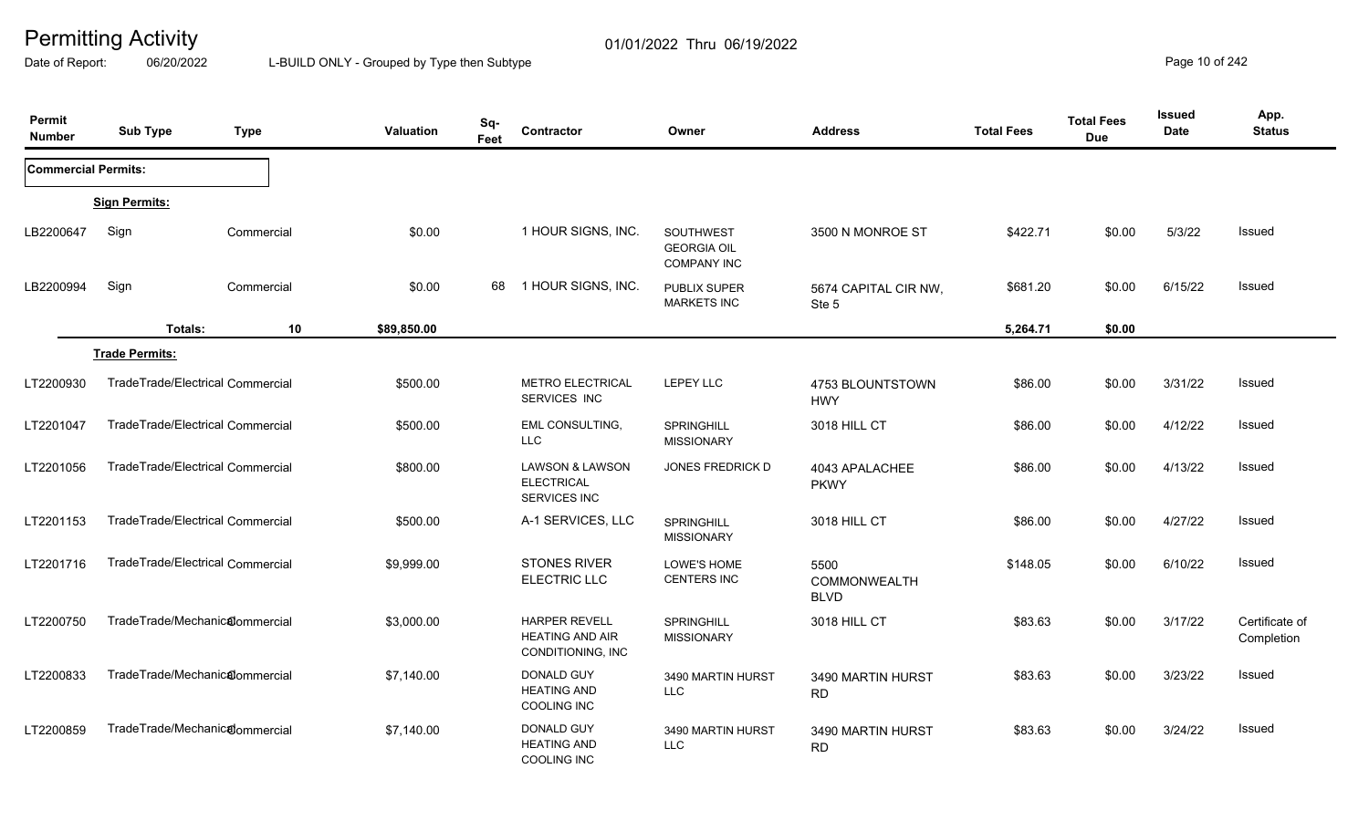# Permitting Activity

01/01/2022 Thru 06/19/2022

Date of Report: 06/20/2022 L-BUILD ONLY - Grouped by Type then Subtype

| Permit Number | Sub Type | Type | Valuation | Sq-Feet | Contractor | Owner | Address | Total Fees | Total Fees Due | Issued Date | App. Status |
|---|---|---|---|---|---|---|---|---|---|---|---|
| **Commercial Permits:** | | | | | | | | | | | |
| **Sign Permits:** | | | | | | | | | | | |
| LB2200647 | Sign | Commercial | $0.00 | | 1 HOUR SIGNS, INC. | SOUTHWEST GEORGIA OIL COMPANY INC | 3500 N MONROE ST | $422.71 | $0.00 | 5/3/22 | Issued |
| LB2200994 | Sign | Commercial | $0.00 | 68 | 1 HOUR SIGNS, INC. | PUBLIX SUPER MARKETS INC | 5674 CAPITAL CIR NW, Ste 5 | $681.20 | $0.00 | 6/15/22 | Issued |
| | **Totals:** | **10** | **$89,850.00** | | | | | **5,264.71** | **$0.00** | | |
| **Trade Permits:** | | | | | | | | | | | |
| LT2200930 | TradeTrade/Electrical | Commercial | $500.00 | | METRO ELECTRICAL SERVICES INC | LEPEY LLC | 4753 BLOUNTSTOWN HWY | $86.00 | $0.00 | 3/31/22 | Issued |
| LT2201047 | TradeTrade/Electrical | Commercial | $500.00 | | EML CONSULTING, LLC | SPRINGHILL MISSIONARY | 3018 HILL CT | $86.00 | $0.00 | 4/12/22 | Issued |
| LT2201056 | TradeTrade/Electrical | Commercial | $800.00 | | LAWSON & LAWSON ELECTRICAL SERVICES INC | JONES FREDRICK D | 4043 APALACHEE PKWY | $86.00 | $0.00 | 4/13/22 | Issued |
| LT2201153 | TradeTrade/Electrical | Commercial | $500.00 | | A-1 SERVICES, LLC | SPRINGHILL MISSIONARY | 3018 HILL CT | $86.00 | $0.00 | 4/27/22 | Issued |
| LT2201716 | TradeTrade/Electrical | Commercial | $9,999.00 | | STONES RIVER ELECTRIC LLC | LOWE'S HOME CENTERS INC | 5500 COMMONWEALTH BLVD | $148.05 | $0.00 | 6/10/22 | Issued |
| LT2200750 | TradeTrade/Mechanical | Commercial | $3,000.00 | | HARPER REVELL HEATING AND AIR CONDITIONING, INC | SPRINGHILL MISSIONARY | 3018 HILL CT | $83.63 | $0.00 | 3/17/22 | Certificate of Completion |
| LT2200833 | TradeTrade/Mechanical | Commercial | $7,140.00 | | DONALD GUY HEATING AND COOLING INC | 3490 MARTIN HURST LLC | 3490 MARTIN HURST RD | $83.63 | $0.00 | 3/23/22 | Issued |
| LT2200859 | TradeTrade/Mechanical | Commercial | $7,140.00 | | DONALD GUY HEATING AND COOLING INC | 3490 MARTIN HURST LLC | 3490 MARTIN HURST RD | $83.63 | $0.00 | 3/24/22 | Issued |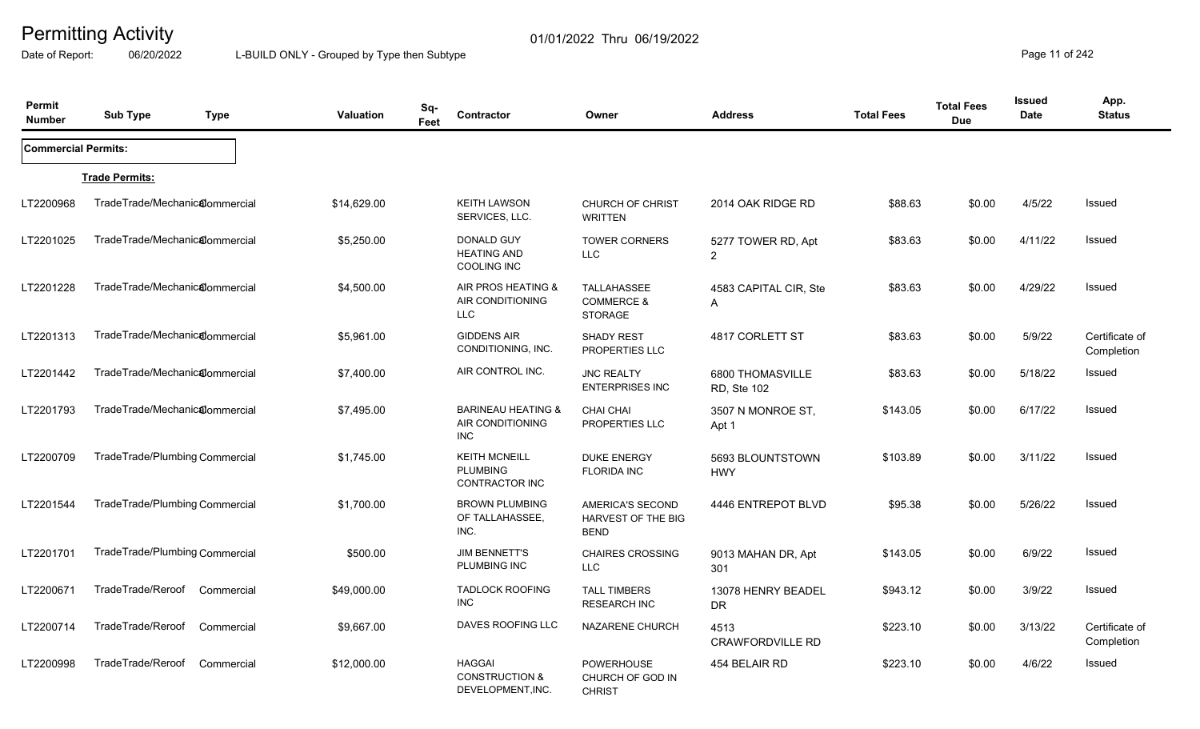# Permitting Activity

01/01/2022 Thru 06/19/2022

Date of Report: 06/20/2022 L-BUILD ONLY - Grouped by Type then Subtype

| Permit Number | Sub Type | Type | Valuation | Sq-Feet | Contractor | Owner | Address | Total Fees | Total Fees Due | Issued Date | App. Status |
|---|---|---|---|---|---|---|---|---|---|---|---|
| **Commercial Permits:** | | | | | | | | | | | |
| **Trade Permits:** | | | | | | | | | | | |
| LT2200968 | TradeTrade/Mechanical | Commercial | $14,629.00 | | KEITH LAWSON SERVICES, LLC. | CHURCH OF CHRIST WRITTEN | 2014 OAK RIDGE RD | $88.63 | $0.00 | 4/5/22 | Issued |
| LT2201025 | TradeTrade/Mechanical | Commercial | $5,250.00 | | DONALD GUY HEATING AND COOLING INC | TOWER CORNERS LLC | 5277 TOWER RD, Apt 2 | $83.63 | $0.00 | 4/11/22 | Issued |
| LT2201228 | TradeTrade/Mechanical | Commercial | $4,500.00 | | AIR PROS HEATING & AIR CONDITIONING LLC | TALLAHASSEE COMMERCE & STORAGE | 4583 CAPITAL CIR, Ste A | $83.63 | $0.00 | 4/29/22 | Issued |
| LT2201313 | TradeTrade/Mechanical | Commercial | $5,961.00 | | GIDDENS AIR CONDITIONING, INC. | SHADY REST PROPERTIES LLC | 4817 CORLETT ST | $83.63 | $0.00 | 5/9/22 | Certificate of Completion |
| LT2201442 | TradeTrade/Mechanical | Commercial | $7,400.00 | | AIR CONTROL INC. | JNC REALTY ENTERPRISES INC | 6800 THOMASVILLE RD, Ste 102 | $83.63 | $0.00 | 5/18/22 | Issued |
| LT2201793 | TradeTrade/Mechanical | Commercial | $7,495.00 | | BARINEAU HEATING & AIR CONDITIONING INC | CHAI CHAI PROPERTIES LLC | 3507 N MONROE ST, Apt 1 | $143.05 | $0.00 | 6/17/22 | Issued |
| LT2200709 | TradeTrade/Plumbing | Commercial | $1,745.00 | | KEITH MCNEILL PLUMBING CONTRACTOR INC | DUKE ENERGY FLORIDA INC | 5693 BLOUNTSTOWN HWY | $103.89 | $0.00 | 3/11/22 | Issued |
| LT2201544 | TradeTrade/Plumbing | Commercial | $1,700.00 | | BROWN PLUMBING OF TALLAHASSEE, INC. | AMERICA'S SECOND HARVEST OF THE BIG BEND | 4446 ENTREPOT BLVD | $95.38 | $0.00 | 5/26/22 | Issued |
| LT2201701 | TradeTrade/Plumbing | Commercial | $500.00 | | JIM BENNETT'S PLUMBING INC | CHAIRES CROSSING LLC | 9013 MAHAN DR, Apt 301 | $143.05 | $0.00 | 6/9/22 | Issued |
| LT2200671 | TradeTrade/Reroof | Commercial | $49,000.00 | | TADLOCK ROOFING INC | TALL TIMBERS RESEARCH INC | 13078 HENRY BEADEL DR | $943.12 | $0.00 | 3/9/22 | Issued |
| LT2200714 | TradeTrade/Reroof | Commercial | $9,667.00 | | DAVES ROOFING LLC | NAZARENE CHURCH | 4513 CRAWFORDVILLE RD | $223.10 | $0.00 | 3/13/22 | Certificate of Completion |
| LT2200998 | TradeTrade/Reroof | Commercial | $12,000.00 | | HAGGAI CONSTRUCTION & DEVELOPMENT,INC. | POWERHOUSE CHURCH OF GOD IN CHRIST | 454 BELAIR RD | $223.10 | $0.00 | 4/6/22 | Issued |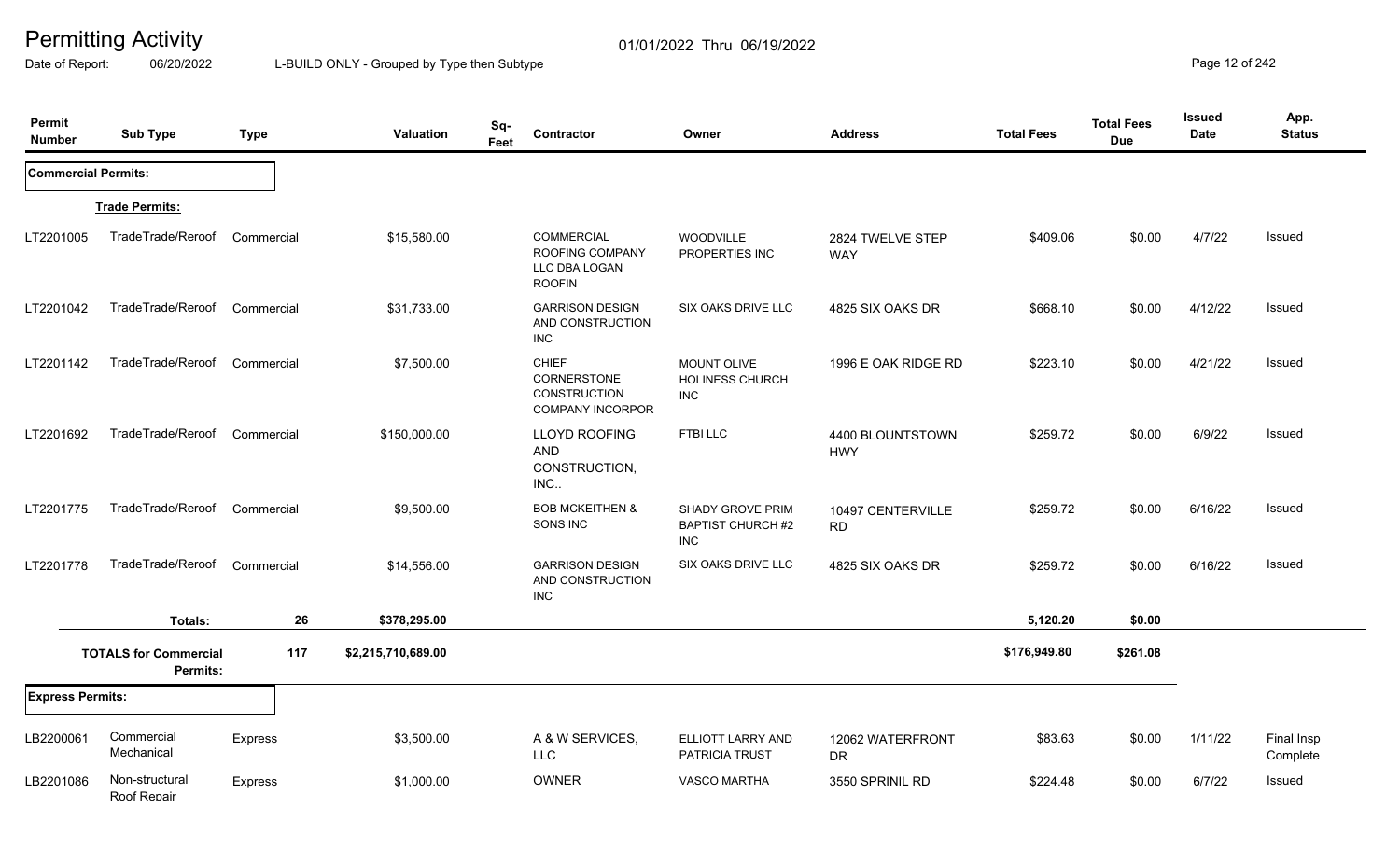# Permitting Activity

01/01/2022 Thru 06/19/2022

Date of Report: 06/20/2022 L-BUILD ONLY - Grouped by Type then Subtype

| Permit Number | Sub Type | Type | Valuation | Sq-Feet | Contractor | Owner | Address | Total Fees | Total Fees Due | Issued Date | App. Status |
|---|---|---|---|---|---|---|---|---|---|---|---|
| **Commercial Permits:** | | | | | | | | | | | |
| **Trade Permits:** | | | | | | | | | | | |
| LT2201005 | TradeTrade/Reroof | Commercial | $15,580.00 | | COMMERCIAL ROOFING COMPANY LLC DBA LOGAN ROOFIN | WOODVILLE PROPERTIES INC | 2824 TWELVE STEP WAY | $409.06 | $0.00 | 4/7/22 | Issued |
| LT2201042 | TradeTrade/Reroof | Commercial | $31,733.00 | | GARRISON DESIGN AND CONSTRUCTION INC | SIX OAKS DRIVE LLC | 4825 SIX OAKS DR | $668.10 | $0.00 | 4/12/22 | Issued |
| LT2201142 | TradeTrade/Reroof | Commercial | $7,500.00 | | CHIEF CORNERSTONE CONSTRUCTION COMPANY INCORPOR | MOUNT OLIVE HOLINESS CHURCH INC | 1996 E OAK RIDGE RD | $223.10 | $0.00 | 4/21/22 | Issued |
| LT2201692 | TradeTrade/Reroof | Commercial | $150,000.00 | | LLOYD ROOFING AND CONSTRUCTION, INC.. | FTBI LLC | 4400 BLOUNTSTOWN HWY | $259.72 | $0.00 | 6/9/22 | Issued |
| LT2201775 | TradeTrade/Reroof | Commercial | $9,500.00 | | BOB MCKEITHEN & SONS INC | SHADY GROVE PRIM BAPTIST CHURCH #2 INC | 10497 CENTERVILLE RD | $259.72 | $0.00 | 6/16/22 | Issued |
| LT2201778 | TradeTrade/Reroof | Commercial | $14,556.00 | | GARRISON DESIGN AND CONSTRUCTION INC | SIX OAKS DRIVE LLC | 4825 SIX OAKS DR | $259.72 | $0.00 | 6/16/22 | Issued |
| | Totals: | 26 | $378,295.00 | | | | | 5,120.20 | $0.00 | | |
| | TOTALS for Commercial Permits: | 117 | $2,215,710,689.00 | | | | | $176,949.80 | $261.08 | | |
| **Express Permits:** | | | | | | | | | | | |
| LB2200061 | Commercial Mechanical | Express | $3,500.00 | | A & W SERVICES, LLC | ELLIOTT LARRY AND PATRICIA TRUST | 12062 WATERFRONT DR | $83.63 | $0.00 | 1/11/22 | Final Insp Complete |
| LB2201086 | Non-structural Roof Repair | Express | $1,000.00 | | OWNER | VASCO MARTHA | 3550 SPRINIL RD | $224.48 | $0.00 | 6/7/22 | Issued |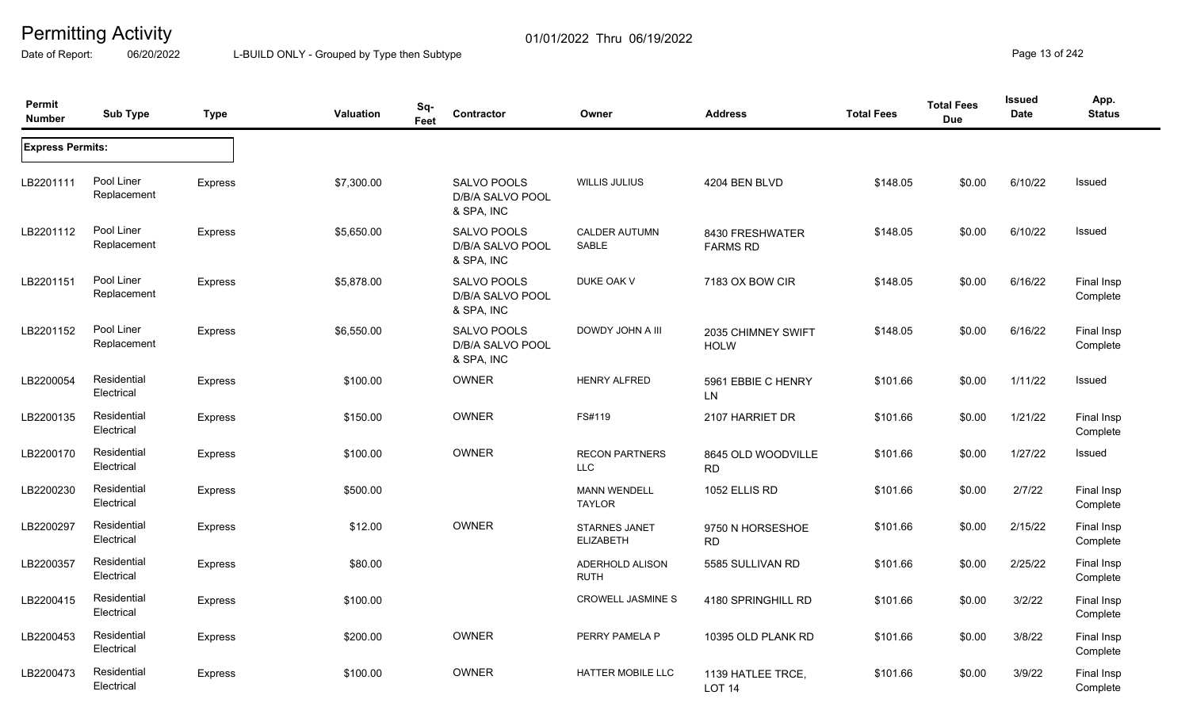# Permitting Activity

01/01/2022 Thru 06/19/2022

Date of Report: 06/20/2022 L-BUILD ONLY - Grouped by Type then Subtype

| Permit Number | Sub Type | Type | Valuation | Sq-Feet | Contractor | Owner | Address | Total Fees | Total Fees Due | Issued Date | App. Status |
|---|---|---|---|---|---|---|---|---|---|---|---|
| **Express Permits:** | | | | | | | | | | | |
| LB2201111 | Pool Liner Replacement | Express | $7,300.00 | | SALVO POOLS D/B/A SALVO POOL & SPA, INC | WILLIS JULIUS | 4204 BEN BLVD | $148.05 | $0.00 | 6/10/22 | Issued |
| LB2201112 | Pool Liner Replacement | Express | $5,650.00 | | SALVO POOLS D/B/A SALVO POOL & SPA, INC | CALDER AUTUMN SABLE | 8430 FRESHWATER FARMS RD | $148.05 | $0.00 | 6/10/22 | Issued |
| LB2201151 | Pool Liner Replacement | Express | $5,878.00 | | SALVO POOLS D/B/A SALVO POOL & SPA, INC | DUKE OAK V | 7183 OX BOW CIR | $148.05 | $0.00 | 6/16/22 | Final Insp Complete |
| LB2201152 | Pool Liner Replacement | Express | $6,550.00 | | SALVO POOLS D/B/A SALVO POOL & SPA, INC | DOWDY JOHN A III | 2035 CHIMNEY SWIFT HOLW | $148.05 | $0.00 | 6/16/22 | Final Insp Complete |
| LB2200054 | Residential Electrical | Express | $100.00 | | OWNER | HENRY ALFRED | 5961 EBBIE C HENRY LN | $101.66 | $0.00 | 1/11/22 | Issued |
| LB2200135 | Residential Electrical | Express | $150.00 | | OWNER | FS#119 | 2107 HARRIET DR | $101.66 | $0.00 | 1/21/22 | Final Insp Complete |
| LB2200170 | Residential Electrical | Express | $100.00 | | OWNER | RECON PARTNERS LLC | 8645 OLD WOODVILLE RD | $101.66 | $0.00 | 1/27/22 | Issued |
| LB2200230 | Residential Electrical | Express | $500.00 | | | MANN WENDELL TAYLOR | 1052 ELLIS RD | $101.66 | $0.00 | 2/7/22 | Final Insp Complete |
| LB2200297 | Residential Electrical | Express | $12.00 | | OWNER | STARNES JANET ELIZABETH | 9750 N HORSESHOE RD | $101.66 | $0.00 | 2/15/22 | Final Insp Complete |
| LB2200357 | Residential Electrical | Express | $80.00 | | | ADERHOLD ALISON RUTH | 5585 SULLIVAN RD | $101.66 | $0.00 | 2/25/22 | Final Insp Complete |
| LB2200415 | Residential Electrical | Express | $100.00 | | | CROWELL JASMINE S | 4180 SPRINGHILL RD | $101.66 | $0.00 | 3/2/22 | Final Insp Complete |
| LB2200453 | Residential Electrical | Express | $200.00 | | OWNER | PERRY PAMELA P | 10395 OLD PLANK RD | $101.66 | $0.00 | 3/8/22 | Final Insp Complete |
| LB2200473 | Residential Electrical | Express | $100.00 | | OWNER | HATTER MOBILE LLC | 1139 HATLEE TRCE, LOT 14 | $101.66 | $0.00 | 3/9/22 | Final Insp Complete |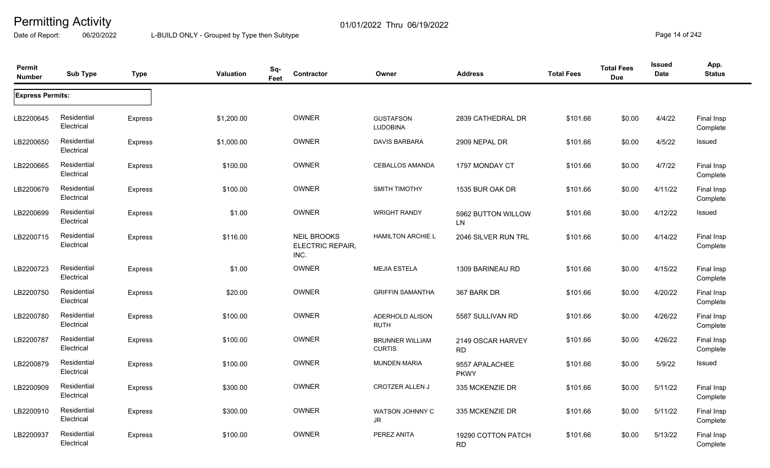# Permitting Activity

01/01/2022 Thru 06/19/2022

Date of Report: 06/20/2022

L-BUILD ONLY - Grouped by Type then Subtype

| Permit Number | Sub Type | Type | Valuation | Sq-Feet | Contractor | Owner | Address | Total Fees | Total Fees Due | Issued Date | App. Status |
|---|---|---|---|---|---|---|---|---|---|---|---|
| **Express Permits:** | | | | | | | | | | | |
| LB2200645 | Residential Electrical | Express | $1,200.00 | | OWNER | GUSTAFSON LUDOBINA | 2839 CATHEDRAL DR | $101.66 | $0.00 | 4/4/22 | Final Insp Complete |
| LB2200650 | Residential Electrical | Express | $1,000.00 | | OWNER | DAVIS BARBARA | 2909 NEPAL DR | $101.66 | $0.00 | 4/5/22 | Issued |
| LB2200665 | Residential Electrical | Express | $100.00 | | OWNER | CEBALLOS AMANDA | 1797 MONDAY CT | $101.66 | $0.00 | 4/7/22 | Final Insp Complete |
| LB2200679 | Residential Electrical | Express | $100.00 | | OWNER | SMITH TIMOTHY | 1535 BUR OAK DR | $101.66 | $0.00 | 4/11/22 | Final Insp Complete |
| LB2200699 | Residential Electrical | Express | $1.00 | | OWNER | WRIGHT RANDY | 5962 BUTTON WILLOW LN | $101.66 | $0.00 | 4/12/22 | Issued |
| LB2200715 | Residential Electrical | Express | $116.00 | | NEIL BROOKS ELECTRIC REPAIR, INC. | HAMILTON ARCHIE L | 2046 SILVER RUN TRL | $101.66 | $0.00 | 4/14/22 | Final Insp Complete |
| LB2200723 | Residential Electrical | Express | $1.00 | | OWNER | MEJIA ESTELA | 1309 BARINEAU RD | $101.66 | $0.00 | 4/15/22 | Final Insp Complete |
| LB2200750 | Residential Electrical | Express | $20.00 | | OWNER | GRIFFIN SAMANTHA | 367 BARK DR | $101.66 | $0.00 | 4/20/22 | Final Insp Complete |
| LB2200780 | Residential Electrical | Express | $100.00 | | OWNER | ADERHOLD ALISON RUTH | 5587 SULLIVAN RD | $101.66 | $0.00 | 4/26/22 | Final Insp Complete |
| LB2200787 | Residential Electrical | Express | $100.00 | | OWNER | BRUNNER WILLIAM CURTIS | 2149 OSCAR HARVEY RD | $101.66 | $0.00 | 4/26/22 | Final Insp Complete |
| LB2200879 | Residential Electrical | Express | $100.00 | | OWNER | MUNDEN MARIA | 9557 APALACHEE PKWY | $101.66 | $0.00 | 5/9/22 | Issued |
| LB2200909 | Residential Electrical | Express | $300.00 | | OWNER | CROTZER ALLEN J | 335 MCKENZIE DR | $101.66 | $0.00 | 5/11/22 | Final Insp Complete |
| LB2200910 | Residential Electrical | Express | $300.00 | | OWNER | WATSON JOHNNY C JR | 335 MCKENZIE DR | $101.66 | $0.00 | 5/11/22 | Final Insp Complete |
| LB2200937 | Residential Electrical | Express | $100.00 | | OWNER | PEREZ ANITA | 19290 COTTON PATCH RD | $101.66 | $0.00 | 5/13/22 | Final Insp Complete |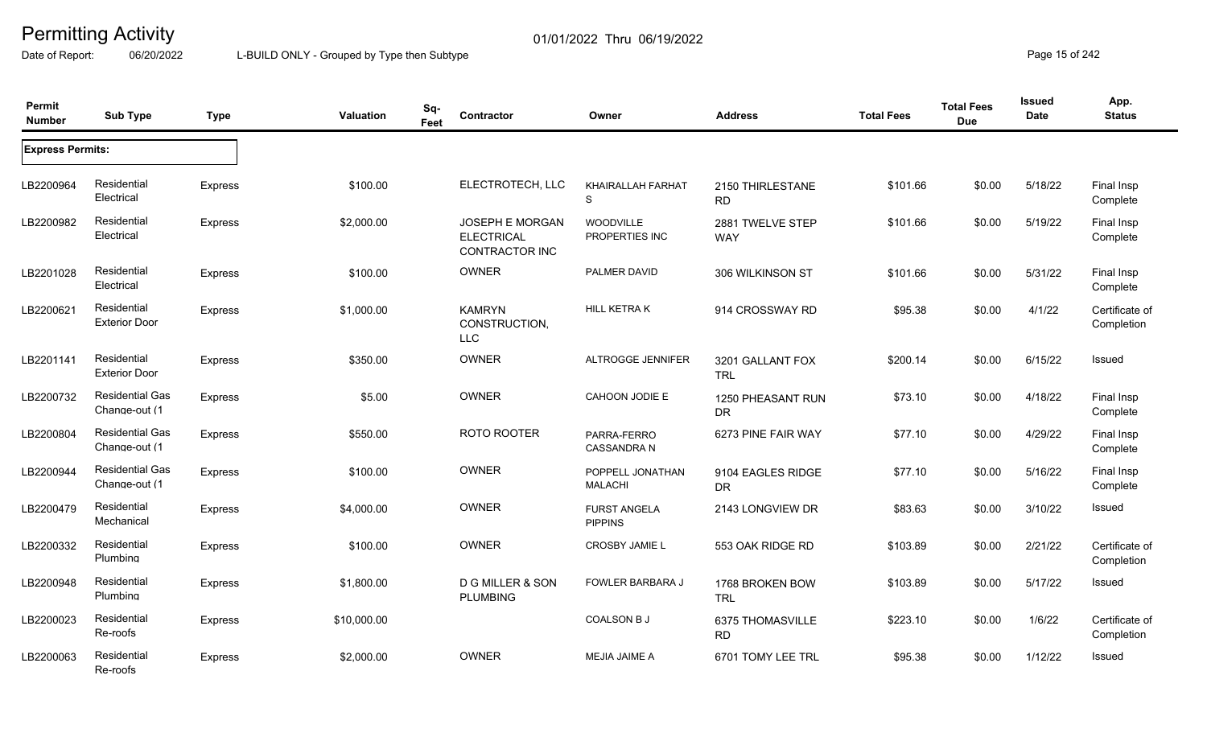# Permitting Activity

01/01/2022 Thru 06/19/2022

Date of Report: 06/20/2022 L-BUILD ONLY - Grouped by Type then Subtype

| Permit Number | Sub Type | Type | Valuation | Sq-Feet | Contractor | Owner | Address | Total Fees | Total Fees Due | Issued Date | App. Status |
|---|---|---|---|---|---|---|---|---|---|---|---|
| **Express Permits:** | | | | | | | | | | | |
| LB2200964 | Residential Electrical | Express | $100.00 | | ELECTROTECH, LLC | KHAIRALLAH FARHAT S | 2150 THIRLESTANE RD | $101.66 | $0.00 | 5/18/22 | Final Insp Complete |
| LB2200982 | Residential Electrical | Express | $2,000.00 | | JOSEPH E MORGAN ELECTRICAL CONTRACTOR INC | WOODVILLE PROPERTIES INC | 2881 TWELVE STEP WAY | $101.66 | $0.00 | 5/19/22 | Final Insp Complete |
| LB2201028 | Residential Electrical | Express | $100.00 | | OWNER | PALMER DAVID | 306 WILKINSON ST | $101.66 | $0.00 | 5/31/22 | Final Insp Complete |
| LB2200621 | Residential Exterior Door | Express | $1,000.00 | | KAMRYN CONSTRUCTION, LLC | HILL KETRA K | 914 CROSSWAY RD | $95.38 | $0.00 | 4/1/22 | Certificate of Completion |
| LB2201141 | Residential Exterior Door | Express | $350.00 | | OWNER | ALTROGGE JENNIFER | 3201 GALLANT FOX TRL | $200.14 | $0.00 | 6/15/22 | Issued |
| LB2200732 | Residential Gas Change-out (1 | Express | $5.00 | | OWNER | CAHOON JODIE E | 1250 PHEASANT RUN DR | $73.10 | $0.00 | 4/18/22 | Final Insp Complete |
| LB2200804 | Residential Gas Change-out (1 | Express | $550.00 | | ROTO ROOTER | PARRA-FERRO CASSANDRA N | 6273 PINE FAIR WAY | $77.10 | $0.00 | 4/29/22 | Final Insp Complete |
| LB2200944 | Residential Gas Change-out (1 | Express | $100.00 | | OWNER | POPPELL JONATHAN MALACHI | 9104 EAGLES RIDGE DR | $77.10 | $0.00 | 5/16/22 | Final Insp Complete |
| LB2200479 | Residential Mechanical | Express | $4,000.00 | | OWNER | FURST ANGELA PIPPINS | 2143 LONGVIEW DR | $83.63 | $0.00 | 3/10/22 | Issued |
| LB2200332 | Residential Plumbing | Express | $100.00 | | OWNER | CROSBY JAMIE L | 553 OAK RIDGE RD | $103.89 | $0.00 | 2/21/22 | Certificate of Completion |
| LB2200948 | Residential Plumbing | Express | $1,800.00 | | D G MILLER & SON PLUMBING | FOWLER BARBARA J | 1768 BROKEN BOW TRL | $103.89 | $0.00 | 5/17/22 | Issued |
| LB2200023 | Residential Re-roofs | Express | $10,000.00 | | | COALSON B J | 6375 THOMASVILLE RD | $223.10 | $0.00 | 1/6/22 | Certificate of Completion |
| LB2200063 | Residential Re-roofs | Express | $2,000.00 | | OWNER | MEJIA JAIME A | 6701 TOMY LEE TRL | $95.38 | $0.00 | 1/12/22 | Issued |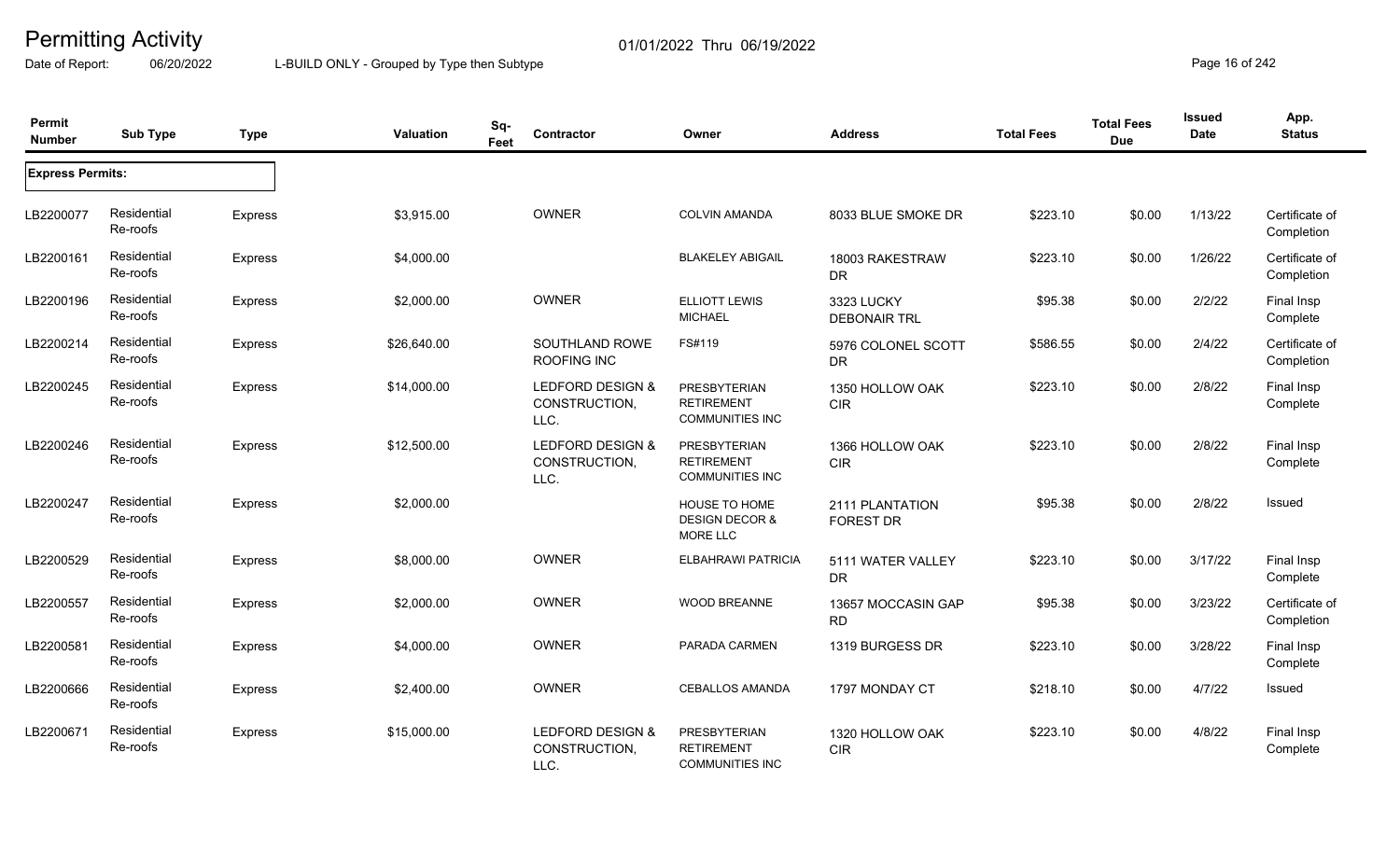# Permitting Activity

01/01/2022 Thru 06/19/2022

Date of Report: 06/20/2022 L-BUILD ONLY - Grouped by Type then Subtype

| Permit Number | Sub Type | Type | Valuation | Sq-Feet | Contractor | Owner | Address | Total Fees | Total Fees Due | Issued Date | App. Status |
|---|---|---|---|---|---|---|---|---|---|---|---|
| **Express Permits:** | | | | | | | | | | | |
| LB2200077 | Residential Re-roofs | Express | $3,915.00 | | OWNER | COLVIN AMANDA | 8033 BLUE SMOKE DR | $223.10 | $0.00 | 1/13/22 | Certificate of Completion |
| LB2200161 | Residential Re-roofs | Express | $4,000.00 | | | BLAKELEY ABIGAIL | 18003 RAKESTRAW DR | $223.10 | $0.00 | 1/26/22 | Certificate of Completion |
| LB2200196 | Residential Re-roofs | Express | $2,000.00 | | OWNER | ELLIOTT LEWIS MICHAEL | 3323 LUCKY DEBONAIR TRL | $95.38 | $0.00 | 2/2/22 | Final Insp Complete |
| LB2200214 | Residential Re-roofs | Express | $26,640.00 | | SOUTHLAND ROWE ROOFING INC | FS#119 | 5976 COLONEL SCOTT DR | $586.55 | $0.00 | 2/4/22 | Certificate of Completion |
| LB2200245 | Residential Re-roofs | Express | $14,000.00 | | LEDFORD DESIGN & CONSTRUCTION, LLC. | PRESBYTERIAN RETIREMENT COMMUNITIES INC | 1350 HOLLOW OAK CIR | $223.10 | $0.00 | 2/8/22 | Final Insp Complete |
| LB2200246 | Residential Re-roofs | Express | $12,500.00 | | LEDFORD DESIGN & CONSTRUCTION, LLC. | PRESBYTERIAN RETIREMENT COMMUNITIES INC | 1366 HOLLOW OAK CIR | $223.10 | $0.00 | 2/8/22 | Final Insp Complete |
| LB2200247 | Residential Re-roofs | Express | $2,000.00 | | | HOUSE TO HOME DESIGN DECOR & MORE LLC | 2111 PLANTATION FOREST DR | $95.38 | $0.00 | 2/8/22 | Issued |
| LB2200529 | Residential Re-roofs | Express | $8,000.00 | | OWNER | ELBAHRAWI PATRICIA | 5111 WATER VALLEY DR | $223.10 | $0.00 | 3/17/22 | Final Insp Complete |
| LB2200557 | Residential Re-roofs | Express | $2,000.00 | | OWNER | WOOD BREANNE | 13657 MOCCASIN GAP RD | $95.38 | $0.00 | 3/23/22 | Certificate of Completion |
| LB2200581 | Residential Re-roofs | Express | $4,000.00 | | OWNER | PARADA CARMEN | 1319 BURGESS DR | $223.10 | $0.00 | 3/28/22 | Final Insp Complete |
| LB2200666 | Residential Re-roofs | Express | $2,400.00 | | OWNER | CEBALLOS AMANDA | 1797 MONDAY CT | $218.10 | $0.00 | 4/7/22 | Issued |
| LB2200671 | Residential Re-roofs | Express | $15,000.00 | | LEDFORD DESIGN & CONSTRUCTION, LLC. | PRESBYTERIAN RETIREMENT COMMUNITIES INC | 1320 HOLLOW OAK CIR | $223.10 | $0.00 | 4/8/22 | Final Insp Complete |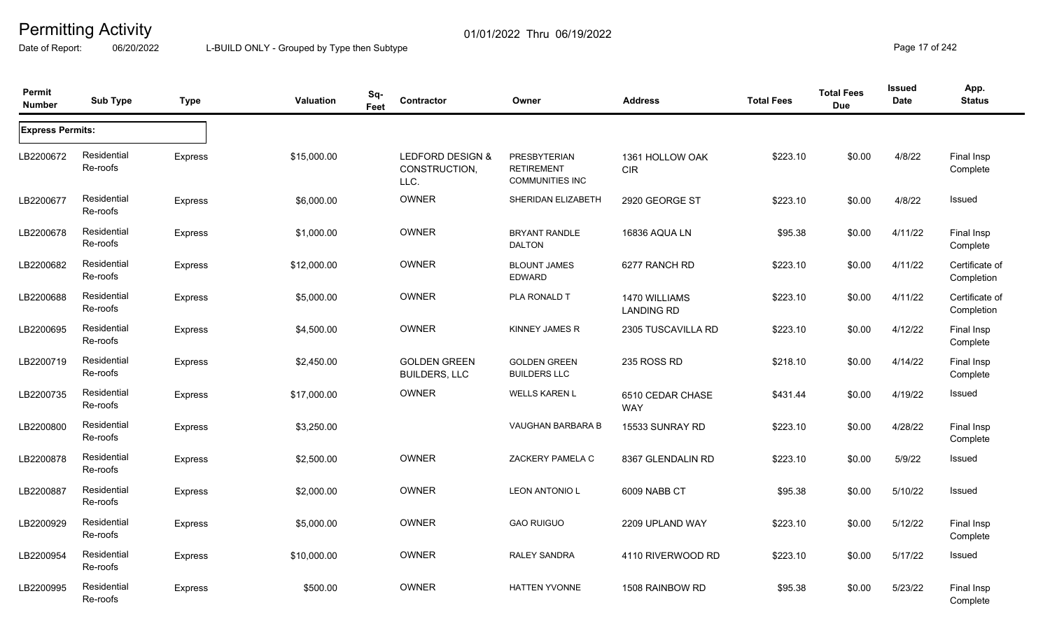# Permitting Activity

01/01/2022 Thru 06/19/2022

Date of Report: 06/20/2022

L-BUILD ONLY - Grouped by Type then Subtype

| Permit Number | Sub Type | Type | Valuation | Sq-Feet | Contractor | Owner | Address | Total Fees | Total Fees Due | Issued Date | App. Status |
|---|---|---|---|---|---|---|---|---|---|---|---|
| **Express Permits:** | | | | | | | | | | | |
| LB2200672 | Residential Re-roofs | Express | $15,000.00 | | LEDFORD DESIGN & CONSTRUCTION, LLC. | PRESBYTERIAN RETIREMENT COMMUNITIES INC | 1361 HOLLOW OAK CIR | $223.10 | $0.00 | 4/8/22 | Final Insp Complete |
| LB2200677 | Residential Re-roofs | Express | $6,000.00 | | OWNER | SHERIDAN ELIZABETH | 2920 GEORGE ST | $223.10 | $0.00 | 4/8/22 | Issued |
| LB2200678 | Residential Re-roofs | Express | $1,000.00 | | OWNER | BRYANT RANDLE DALTON | 16836 AQUA LN | $95.38 | $0.00 | 4/11/22 | Final Insp Complete |
| LB2200682 | Residential Re-roofs | Express | $12,000.00 | | OWNER | BLOUNT JAMES EDWARD | 6277 RANCH RD | $223.10 | $0.00 | 4/11/22 | Certificate of Completion |
| LB2200688 | Residential Re-roofs | Express | $5,000.00 | | OWNER | PLA RONALD T | 1470 WILLIAMS LANDING RD | $223.10 | $0.00 | 4/11/22 | Certificate of Completion |
| LB2200695 | Residential Re-roofs | Express | $4,500.00 | | OWNER | KINNEY JAMES R | 2305 TUSCAVILLA RD | $223.10 | $0.00 | 4/12/22 | Final Insp Complete |
| LB2200719 | Residential Re-roofs | Express | $2,450.00 | | GOLDEN GREEN BUILDERS, LLC | GOLDEN GREEN BUILDERS LLC | 235 ROSS RD | $218.10 | $0.00 | 4/14/22 | Final Insp Complete |
| LB2200735 | Residential Re-roofs | Express | $17,000.00 | | OWNER | WELLS KAREN L | 6510 CEDAR CHASE WAY | $431.44 | $0.00 | 4/19/22 | Issued |
| LB2200800 | Residential Re-roofs | Express | $3,250.00 | | | VAUGHAN BARBARA B | 15533 SUNRAY RD | $223.10 | $0.00 | 4/28/22 | Final Insp Complete |
| LB2200878 | Residential Re-roofs | Express | $2,500.00 | | OWNER | ZACKERY PAMELA C | 8367 GLENDALIN RD | $223.10 | $0.00 | 5/9/22 | Issued |
| LB2200887 | Residential Re-roofs | Express | $2,000.00 | | OWNER | LEON ANTONIO L | 6009 NABB CT | $95.38 | $0.00 | 5/10/22 | Issued |
| LB2200929 | Residential Re-roofs | Express | $5,000.00 | | OWNER | GAO RUIGUO | 2209 UPLAND WAY | $223.10 | $0.00 | 5/12/22 | Final Insp Complete |
| LB2200954 | Residential Re-roofs | Express | $10,000.00 | | OWNER | RALEY SANDRA | 4110 RIVERWOOD RD | $223.10 | $0.00 | 5/17/22 | Issued |
| LB2200995 | Residential Re-roofs | Express | $500.00 | | OWNER | HATTEN YVONNE | 1508 RAINBOW RD | $95.38 | $0.00 | 5/23/22 | Final Insp Complete |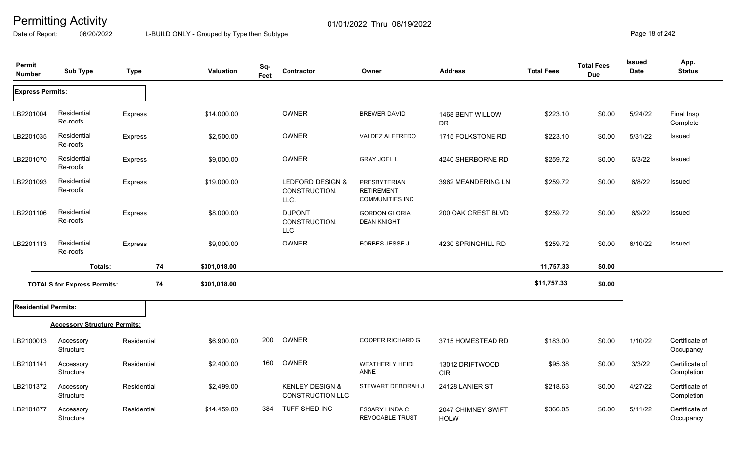# Permitting Activity

01/01/2022 Thru 06/19/2022

Date of Report: 06/20/2022 L-BUILD ONLY - Grouped by Type then Subtype

| Permit Number | Sub Type | Type | Valuation | Sq-Feet | Contractor | Owner | Address | Total Fees | Total Fees Due | Issued Date | App. Status |
|---|---|---|---|---|---|---|---|---|---|---|---|
| **Express Permits:** | | | | | | | | | | | |
| LB2201004 | Residential Re-roofs | Express | $14,000.00 | | OWNER | BREWER DAVID | 1468 BENT WILLOW DR | $223.10 | $0.00 | 5/24/22 | Final Insp Complete |
| LB2201035 | Residential Re-roofs | Express | $2,500.00 | | OWNER | VALDEZ ALFFREDO | 1715 FOLKSTONE RD | $223.10 | $0.00 | 5/31/22 | Issued |
| LB2201070 | Residential Re-roofs | Express | $9,000.00 | | OWNER | GRAY JOEL L | 4240 SHERBORNE RD | $259.72 | $0.00 | 6/3/22 | Issued |
| LB2201093 | Residential Re-roofs | Express | $19,000.00 | | LEDFORD DESIGN & CONSTRUCTION, LLC. | PRESBYTERIAN RETIREMENT COMMUNITIES INC | 3962 MEANDERING LN | $259.72 | $0.00 | 6/8/22 | Issued |
| LB2201106 | Residential Re-roofs | Express | $8,000.00 | | DUPONT CONSTRUCTION, LLC | GORDON GLORIA DEAN KNIGHT | 200 OAK CREST BLVD | $259.72 | $0.00 | 6/9/22 | Issued |
| LB2201113 | Residential Re-roofs | Express | $9,000.00 | | OWNER | FORBES JESSE J | 4230 SPRINGHILL RD | $259.72 | $0.00 | 6/10/22 | Issued |
| | **Totals:** | **74** | **$301,018.00** | | | | | **11,757.33** | **$0.00** | | |
| | **TOTALS for Express Permits:** | **74** | **$301,018.00** | | | | | **$11,757.33** | **$0.00** | | |
| **Residential Permits:** | | | | | | | | | | | |
| | **Accessory Structure Permits:** | | | | | | | | | | |
| LB2100013 | Accessory Structure | Residential | $6,900.00 | 200 | OWNER | COOPER RICHARD G | 3715 HOMESTEAD RD | $183.00 | $0.00 | 1/10/22 | Certificate of Occupancy |
| LB2101141 | Accessory Structure | Residential | $2,400.00 | 160 | OWNER | WEATHERLY HEIDI ANNE | 13012 DRIFTWOOD CIR | $95.38 | $0.00 | 3/3/22 | Certificate of Completion |
| LB2101372 | Accessory Structure | Residential | $2,499.00 | | KENLEY DESIGN & CONSTRUCTION LLC | STEWART DEBORAH J | 24128 LANIER ST | $218.63 | $0.00 | 4/27/22 | Certificate of Completion |
| LB2101877 | Accessory Structure | Residential | $14,459.00 | 384 | TUFF SHED INC | ESSARY LINDA C REVOCABLE TRUST | 2047 CHIMNEY SWIFT HOLW | $366.05 | $0.00 | 5/11/22 | Certificate of Occupancy |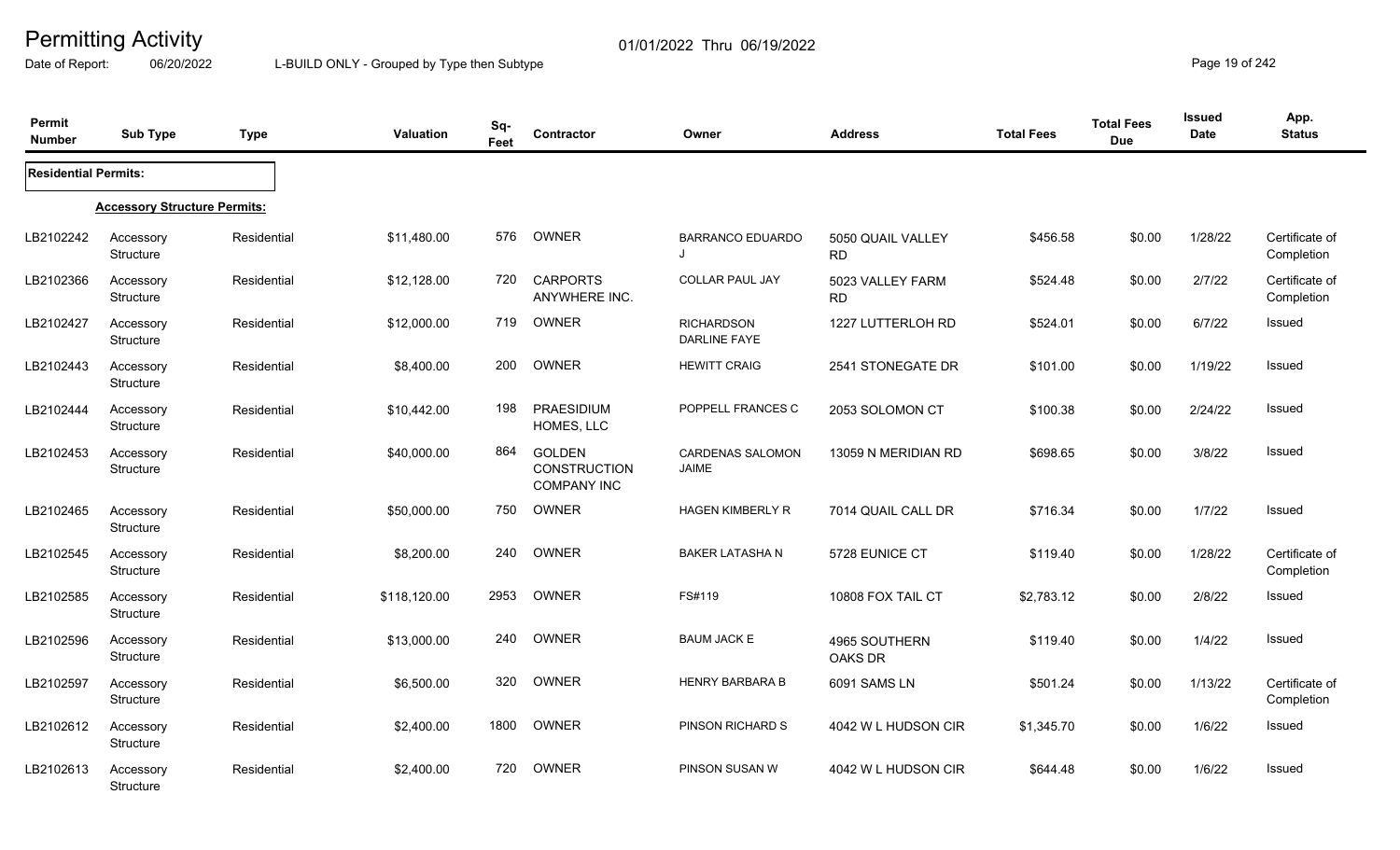# Permitting Activity

01/01/2022 Thru 06/19/2022

Date of Report: 06/20/2022 L-BUILD ONLY - Grouped by Type then Subtype

| Permit Number | Sub Type | Type | Valuation | Sq-Feet | Contractor | Owner | Address | Total Fees | Total Fees Due | Issued Date | App. Status |
|---|---|---|---|---|---|---|---|---|---|---|---|
| **Residential Permits:** | | | | | | | | | | | |
| **Accessory Structure Permits:** | | | | | | | | | | | |
| LB2102242 | Accessory Structure | Residential | $11,480.00 | 576 | OWNER | BARRANCO EDUARDO J | 5050 QUAIL VALLEY RD | $456.58 | $0.00 | 1/28/22 | Certificate of Completion |
| LB2102366 | Accessory Structure | Residential | $12,128.00 | 720 | CARPORTS ANYWHERE INC. | COLLAR PAUL JAY | 5023 VALLEY FARM RD | $524.48 | $0.00 | 2/7/22 | Certificate of Completion |
| LB2102427 | Accessory Structure | Residential | $12,000.00 | 719 | OWNER | RICHARDSON DARLINE FAYE | 1227 LUTTERLOH RD | $524.01 | $0.00 | 6/7/22 | Issued |
| LB2102443 | Accessory Structure | Residential | $8,400.00 | 200 | OWNER | HEWITT CRAIG | 2541 STONEGATE DR | $101.00 | $0.00 | 1/19/22 | Issued |
| LB2102444 | Accessory Structure | Residential | $10,442.00 | 198 | PRAESIDIUM HOMES, LLC | POPPELL FRANCES C | 2053 SOLOMON CT | $100.38 | $0.00 | 2/24/22 | Issued |
| LB2102453 | Accessory Structure | Residential | $40,000.00 | 864 | GOLDEN CONSTRUCTION COMPANY INC | CARDENAS SALOMON JAIME | 13059 N MERIDIAN RD | $698.65 | $0.00 | 3/8/22 | Issued |
| LB2102465 | Accessory Structure | Residential | $50,000.00 | 750 | OWNER | HAGEN KIMBERLY R | 7014 QUAIL CALL DR | $716.34 | $0.00 | 1/7/22 | Issued |
| LB2102545 | Accessory Structure | Residential | $8,200.00 | 240 | OWNER | BAKER LATASHA N | 5728 EUNICE CT | $119.40 | $0.00 | 1/28/22 | Certificate of Completion |
| LB2102585 | Accessory Structure | Residential | $118,120.00 | 2953 | OWNER | FS#119 | 10808 FOX TAIL CT | $2,783.12 | $0.00 | 2/8/22 | Issued |
| LB2102596 | Accessory Structure | Residential | $13,000.00 | 240 | OWNER | BAUM JACK E | 4965 SOUTHERN OAKS DR | $119.40 | $0.00 | 1/4/22 | Issued |
| LB2102597 | Accessory Structure | Residential | $6,500.00 | 320 | OWNER | HENRY BARBARA B | 6091 SAMS LN | $501.24 | $0.00 | 1/13/22 | Certificate of Completion |
| LB2102612 | Accessory Structure | Residential | $2,400.00 | 1800 | OWNER | PINSON RICHARD S | 4042 W L HUDSON CIR | $1,345.70 | $0.00 | 1/6/22 | Issued |
| LB2102613 | Accessory Structure | Residential | $2,400.00 | 720 | OWNER | PINSON SUSAN W | 4042 W L HUDSON CIR | $644.48 | $0.00 | 1/6/22 | Issued |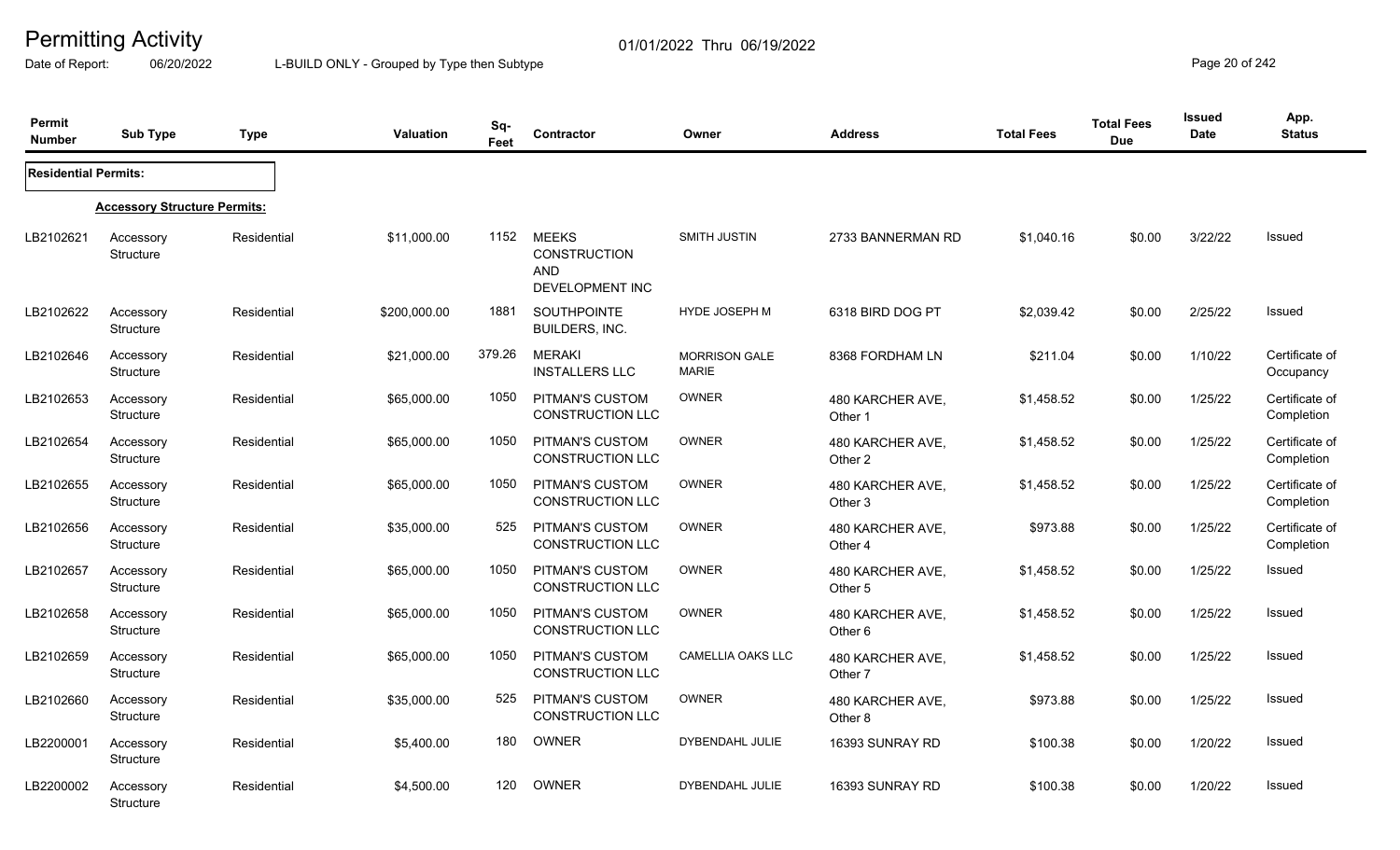# Permitting Activity

01/01/2022 Thru 06/19/2022

Date of Report: 06/20/2022

L-BUILD ONLY - Grouped by Type then Subtype

| Permit Number | Sub Type | Type | Valuation | Sq-Feet | Contractor | Owner | Address | Total Fees | Total Fees Due | Issued Date | App. Status |
|---|---|---|---|---|---|---|---|---|---|---|---|
| **Residential Permits:** | | | | | | | | | | | |
| **Accessory Structure Permits:** | | | | | | | | | | | |
| LB2102621 | Accessory Structure | Residential | $11,000.00 | 1152 | MEEKS CONSTRUCTION AND DEVELOPMENT INC | SMITH JUSTIN | 2733 BANNERMAN RD | $1,040.16 | $0.00 | 3/22/22 | Issued |
| LB2102622 | Accessory Structure | Residential | $200,000.00 | 1881 | SOUTHPOINTE BUILDERS, INC. | HYDE JOSEPH M | 6318 BIRD DOG PT | $2,039.42 | $0.00 | 2/25/22 | Issued |
| LB2102646 | Accessory Structure | Residential | $21,000.00 | 379.26 | MERAKI INSTALLERS LLC | MORRISON GALE MARIE | 8368 FORDHAM LN | $211.04 | $0.00 | 1/10/22 | Certificate of Occupancy |
| LB2102653 | Accessory Structure | Residential | $65,000.00 | 1050 | PITMAN'S CUSTOM CONSTRUCTION LLC | OWNER | 480 KARCHER AVE, Other 1 | $1,458.52 | $0.00 | 1/25/22 | Certificate of Completion |
| LB2102654 | Accessory Structure | Residential | $65,000.00 | 1050 | PITMAN'S CUSTOM CONSTRUCTION LLC | OWNER | 480 KARCHER AVE, Other 2 | $1,458.52 | $0.00 | 1/25/22 | Certificate of Completion |
| LB2102655 | Accessory Structure | Residential | $65,000.00 | 1050 | PITMAN'S CUSTOM CONSTRUCTION LLC | OWNER | 480 KARCHER AVE, Other 3 | $1,458.52 | $0.00 | 1/25/22 | Certificate of Completion |
| LB2102656 | Accessory Structure | Residential | $35,000.00 | 525 | PITMAN'S CUSTOM CONSTRUCTION LLC | OWNER | 480 KARCHER AVE, Other 4 | $973.88 | $0.00 | 1/25/22 | Certificate of Completion |
| LB2102657 | Accessory Structure | Residential | $65,000.00 | 1050 | PITMAN'S CUSTOM CONSTRUCTION LLC | OWNER | 480 KARCHER AVE, Other 5 | $1,458.52 | $0.00 | 1/25/22 | Issued |
| LB2102658 | Accessory Structure | Residential | $65,000.00 | 1050 | PITMAN'S CUSTOM CONSTRUCTION LLC | OWNER | 480 KARCHER AVE, Other 6 | $1,458.52 | $0.00 | 1/25/22 | Issued |
| LB2102659 | Accessory Structure | Residential | $65,000.00 | 1050 | PITMAN'S CUSTOM CONSTRUCTION LLC | CAMELLIA OAKS LLC | 480 KARCHER AVE, Other 7 | $1,458.52 | $0.00 | 1/25/22 | Issued |
| LB2102660 | Accessory Structure | Residential | $35,000.00 | 525 | PITMAN'S CUSTOM CONSTRUCTION LLC | OWNER | 480 KARCHER AVE, Other 8 | $973.88 | $0.00 | 1/25/22 | Issued |
| LB2200001 | Accessory Structure | Residential | $5,400.00 | 180 | OWNER | DYBENDAHL JULIE | 16393 SUNRAY RD | $100.38 | $0.00 | 1/20/22 | Issued |
| LB2200002 | Accessory Structure | Residential | $4,500.00 | 120 | OWNER | DYBENDAHL JULIE | 16393 SUNRAY RD | $100.38 | $0.00 | 1/20/22 | Issued |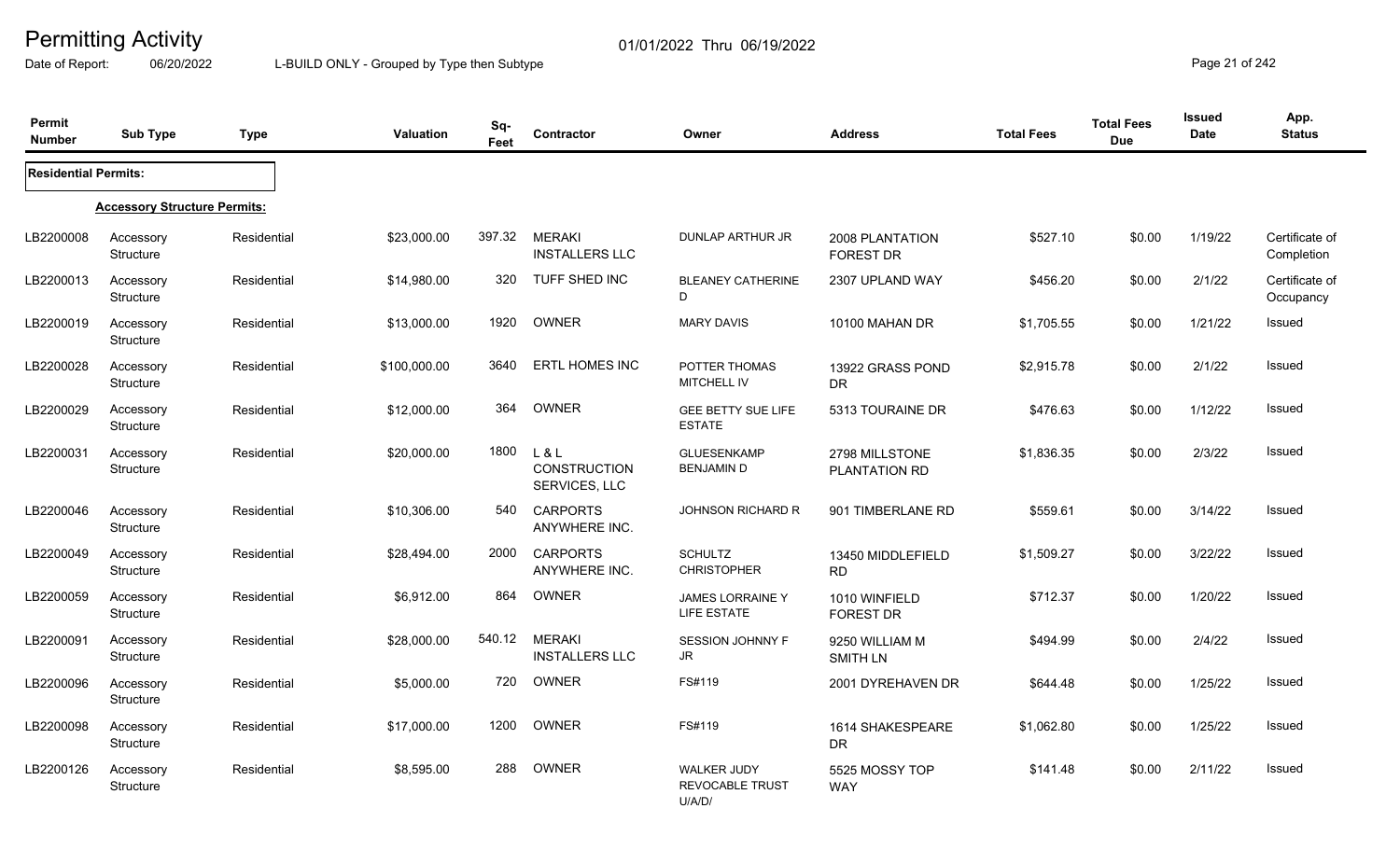# Permitting Activity

01/01/2022 Thru 06/19/2022

Date of Report: 06/20/2022 L-BUILD ONLY - Grouped by Type then Subtype

| Permit Number | Sub Type | Type | Valuation | Sq-Feet | Contractor | Owner | Address | Total Fees | Total Fees Due | Issued Date | App. Status |
|---|---|---|---|---|---|---|---|---|---|---|---|
| **Residential Permits:** | | | | | | | | | | | |
| **Accessory Structure Permits:** | | | | | | | | | | | |
| LB2200008 | Accessory Structure | Residential | $23,000.00 | 397.32 | MERAKI INSTALLERS LLC | DUNLAP ARTHUR JR | 2008 PLANTATION FOREST DR | $527.10 | $0.00 | 1/19/22 | Certificate of Completion |
| LB2200013 | Accessory Structure | Residential | $14,980.00 | 320 | TUFF SHED INC | BLEANEY CATHERINE D | 2307 UPLAND WAY | $456.20 | $0.00 | 2/1/22 | Certificate of Occupancy |
| LB2200019 | Accessory Structure | Residential | $13,000.00 | 1920 | OWNER | MARY DAVIS | 10100 MAHAN DR | $1,705.55 | $0.00 | 1/21/22 | Issued |
| LB2200028 | Accessory Structure | Residential | $100,000.00 | 3640 | ERTL HOMES INC | POTTER THOMAS MITCHELL IV | 13922 GRASS POND DR | $2,915.78 | $0.00 | 2/1/22 | Issued |
| LB2200029 | Accessory Structure | Residential | $12,000.00 | 364 | OWNER | GEE BETTY SUE LIFE ESTATE | 5313 TOURAINE DR | $476.63 | $0.00 | 1/12/22 | Issued |
| LB2200031 | Accessory Structure | Residential | $20,000.00 | 1800 | L & L CONSTRUCTION SERVICES, LLC | GLUESENKAMP BENJAMIN D | 2798 MILLSTONE PLANTATION RD | $1,836.35 | $0.00 | 2/3/22 | Issued |
| LB2200046 | Accessory Structure | Residential | $10,306.00 | 540 | CARPORTS ANYWHERE INC. | JOHNSON RICHARD R | 901 TIMBERLANE RD | $559.61 | $0.00 | 3/14/22 | Issued |
| LB2200049 | Accessory Structure | Residential | $28,494.00 | 2000 | CARPORTS ANYWHERE INC. | SCHULTZ CHRISTOPHER | 13450 MIDDLEFIELD RD | $1,509.27 | $0.00 | 3/22/22 | Issued |
| LB2200059 | Accessory Structure | Residential | $6,912.00 | 864 | OWNER | JAMES LORRAINE Y LIFE ESTATE | 1010 WINFIELD FOREST DR | $712.37 | $0.00 | 1/20/22 | Issued |
| LB2200091 | Accessory Structure | Residential | $28,000.00 | 540.12 | MERAKI INSTALLERS LLC | SESSION JOHNNY F JR | 9250 WILLIAM M SMITH LN | $494.99 | $0.00 | 2/4/22 | Issued |
| LB2200096 | Accessory Structure | Residential | $5,000.00 | 720 | OWNER | FS#119 | 2001 DYREHAVEN DR | $644.48 | $0.00 | 1/25/22 | Issued |
| LB2200098 | Accessory Structure | Residential | $17,000.00 | 1200 | OWNER | FS#119 | 1614 SHAKESPEARE DR | $1,062.80 | $0.00 | 1/25/22 | Issued |
| LB2200126 | Accessory Structure | Residential | $8,595.00 | 288 | OWNER | WALKER JUDY REVOCABLE TRUST U/A/D/ | 5525 MOSSY TOP WAY | $141.48 | $0.00 | 2/11/22 | Issued |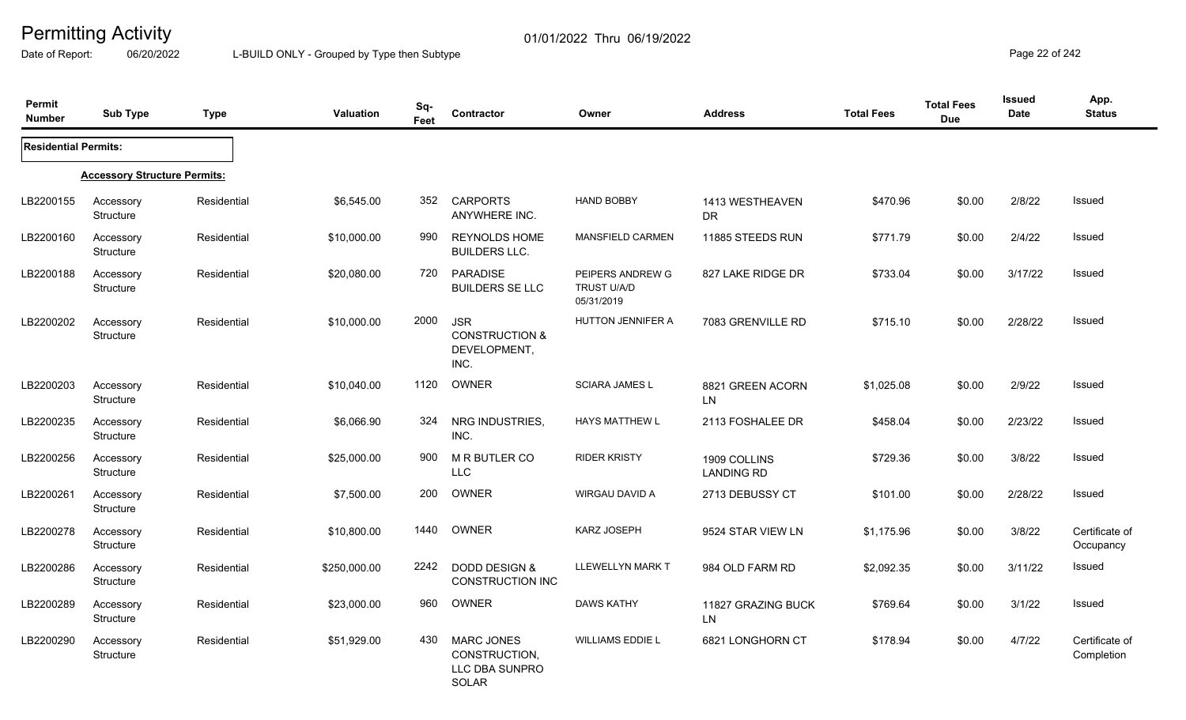# Permitting Activity

01/01/2022 Thru 06/19/2022

Date of Report: 06/20/2022 L-BUILD ONLY - Grouped by Type then Subtype

| Permit Number | Sub Type | Type | Valuation | Sq-Feet | Contractor | Owner | Address | Total Fees | Total Fees Due | Issued Date | App. Status |
|---|---|---|---|---|---|---|---|---|---|---|---|
| **Residential Permits:** | | | | | | | | | | | |
| **Accessory Structure Permits:** | | | | | | | | | | | |
| LB2200155 | Accessory Structure | Residential | $6,545.00 | 352 | CARPORTS ANYWHERE INC. | HAND BOBBY | 1413 WESTHEAVEN DR | $470.96 | $0.00 | 2/8/22 | Issued |
| LB2200160 | Accessory Structure | Residential | $10,000.00 | 990 | REYNOLDS HOME BUILDERS LLC. | MANSFIELD CARMEN | 11885 STEEDS RUN | $771.79 | $0.00 | 2/4/22 | Issued |
| LB2200188 | Accessory Structure | Residential | $20,080.00 | 720 | PARADISE BUILDERS SE LLC | PEIPERS ANDREW G TRUST U/A/D 05/31/2019 | 827 LAKE RIDGE DR | $733.04 | $0.00 | 3/17/22 | Issued |
| LB2200202 | Accessory Structure | Residential | $10,000.00 | 2000 | JSR CONSTRUCTION & DEVELOPMENT, INC. | HUTTON JENNIFER A | 7083 GRENVILLE RD | $715.10 | $0.00 | 2/28/22 | Issued |
| LB2200203 | Accessory Structure | Residential | $10,040.00 | 1120 | OWNER | SCIARA JAMES L | 8821 GREEN ACORN LN | $1,025.08 | $0.00 | 2/9/22 | Issued |
| LB2200235 | Accessory Structure | Residential | $6,066.90 | 324 | NRG INDUSTRIES, INC. | HAYS MATTHEW L | 2113 FOSHALEE DR | $458.04 | $0.00 | 2/23/22 | Issued |
| LB2200256 | Accessory Structure | Residential | $25,000.00 | 900 | M R BUTLER CO LLC | RIDER KRISTY | 1909 COLLINS LANDING RD | $729.36 | $0.00 | 3/8/22 | Issued |
| LB2200261 | Accessory Structure | Residential | $7,500.00 | 200 | OWNER | WIRGAU DAVID A | 2713 DEBUSSY CT | $101.00 | $0.00 | 2/28/22 | Issued |
| LB2200278 | Accessory Structure | Residential | $10,800.00 | 1440 | OWNER | KARZ JOSEPH | 9524 STAR VIEW LN | $1,175.96 | $0.00 | 3/8/22 | Certificate of Occupancy |
| LB2200286 | Accessory Structure | Residential | $250,000.00 | 2242 | DODD DESIGN & CONSTRUCTION INC | LLEWELLYN MARK T | 984 OLD FARM RD | $2,092.35 | $0.00 | 3/11/22 | Issued |
| LB2200289 | Accessory Structure | Residential | $23,000.00 | 960 | OWNER | DAWS KATHY | 11827 GRAZING BUCK LN | $769.64 | $0.00 | 3/1/22 | Issued |
| LB2200290 | Accessory Structure | Residential | $51,929.00 | 430 | MARC JONES CONSTRUCTION, LLC DBA SUNPRO SOLAR | WILLIAMS EDDIE L | 6821 LONGHORN CT | $178.94 | $0.00 | 4/7/22 | Certificate of Completion |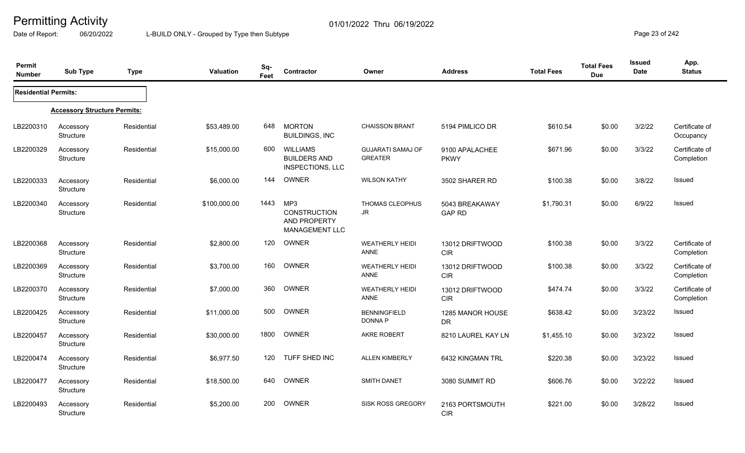# Permitting Activity

01/01/2022 Thru 06/19/2022

Date of Report: 06/20/2022

L-BUILD ONLY - Grouped by Type then Subtype

| Permit Number | Sub Type | Type | Valuation | Sq-Feet | Contractor | Owner | Address | Total Fees | Total Fees Due | Issued Date | App. Status |
|---|---|---|---|---|---|---|---|---|---|---|---|
| **Residential Permits:** | | | | | | | | | | | |
| **Accessory Structure Permits:** | | | | | | | | | | | |
| LB2200310 | Accessory Structure | Residential | $53,489.00 | 648 | MORTON BUILDINGS, INC | CHAISSON BRANT | 5194 PIMLICO DR | $610.54 | $0.00 | 3/2/22 | Certificate of Occupancy |
| LB2200329 | Accessory Structure | Residential | $15,000.00 | 600 | WILLIAMS BUILDERS AND INSPECTIONS, LLC | GUJARATI SAMAJ OF GREATER | 9100 APALACHEE PKWY | $671.96 | $0.00 | 3/3/22 | Certificate of Completion |
| LB2200333 | Accessory Structure | Residential | $6,000.00 | 144 | OWNER | WILSON KATHY | 3502 SHARER RD | $100.38 | $0.00 | 3/8/22 | Issued |
| LB2200340 | Accessory Structure | Residential | $100,000.00 | 1443 | MP3 CONSTRUCTION AND PROPERTY MANAGEMENT LLC | THOMAS CLEOPHUS JR | 5043 BREAKAWAY GAP RD | $1,790.31 | $0.00 | 6/9/22 | Issued |
| LB2200368 | Accessory Structure | Residential | $2,800.00 | 120 | OWNER | WEATHERLY HEIDI ANNE | 13012 DRIFTWOOD CIR | $100.38 | $0.00 | 3/3/22 | Certificate of Completion |
| LB2200369 | Accessory Structure | Residential | $3,700.00 | 160 | OWNER | WEATHERLY HEIDI ANNE | 13012 DRIFTWOOD CIR | $100.38 | $0.00 | 3/3/22 | Certificate of Completion |
| LB2200370 | Accessory Structure | Residential | $7,000.00 | 360 | OWNER | WEATHERLY HEIDI ANNE | 13012 DRIFTWOOD CIR | $474.74 | $0.00 | 3/3/22 | Certificate of Completion |
| LB2200425 | Accessory Structure | Residential | $11,000.00 | 500 | OWNER | BENNINGFIELD DONNA P | 1285 MANOR HOUSE DR | $638.42 | $0.00 | 3/23/22 | Issued |
| LB2200457 | Accessory Structure | Residential | $30,000.00 | 1800 | OWNER | AKRE ROBERT | 8210 LAUREL KAY LN | $1,455.10 | $0.00 | 3/23/22 | Issued |
| LB2200474 | Accessory Structure | Residential | $6,977.50 | 120 | TUFF SHED INC | ALLEN KIMBERLY | 6432 KINGMAN TRL | $220.38 | $0.00 | 3/23/22 | Issued |
| LB2200477 | Accessory Structure | Residential | $18,500.00 | 640 | OWNER | SMITH DANET | 3080 SUMMIT RD | $606.76 | $0.00 | 3/22/22 | Issued |
| LB2200493 | Accessory Structure | Residential | $5,200.00 | 200 | OWNER | SISK ROSS GREGORY | 2163 PORTSMOUTH CIR | $221.00 | $0.00 | 3/28/22 | Issued |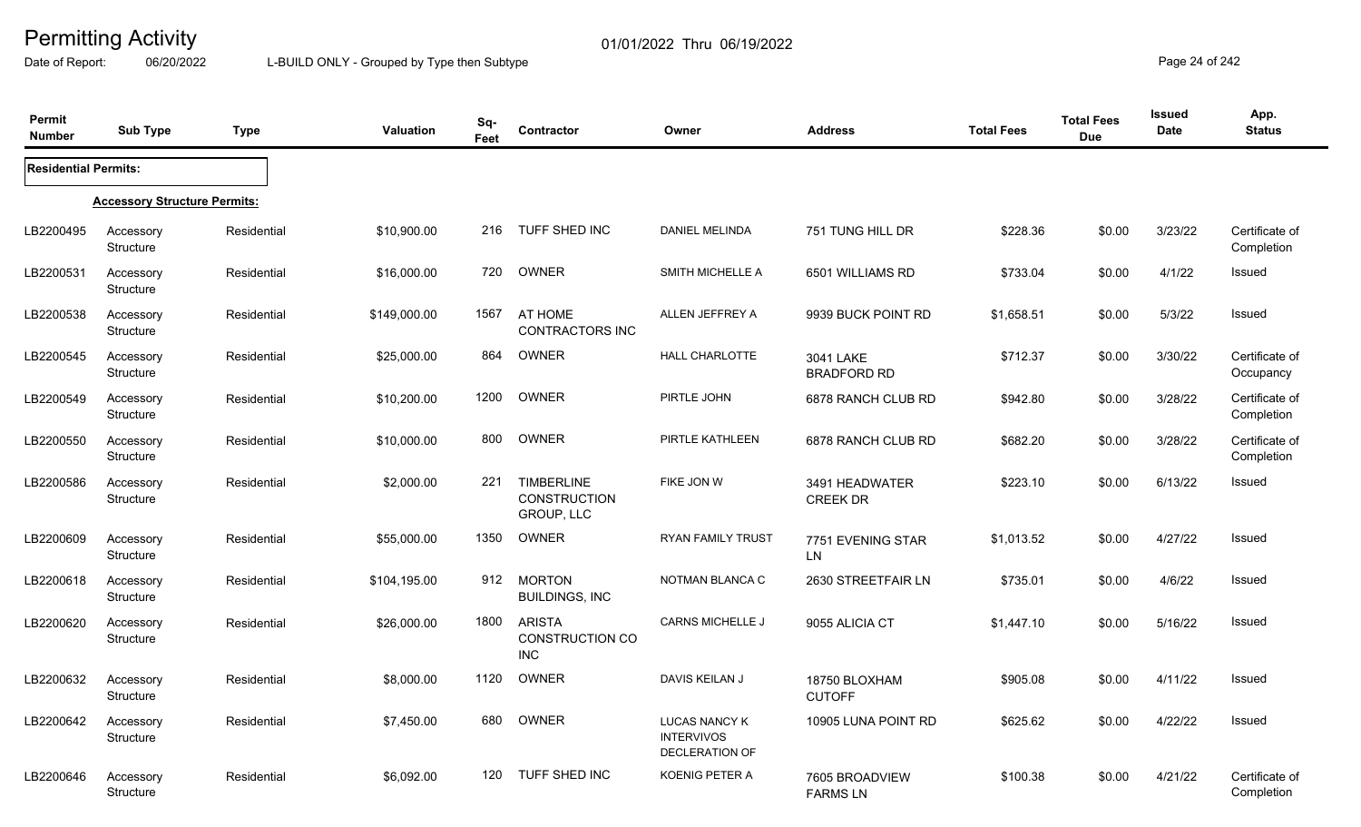# Permitting Activity

01/01/2022 Thru 06/19/2022

Date of Report: 06/20/2022

L-BUILD ONLY - Grouped by Type then Subtype

| Permit Number | Sub Type | Type | Valuation | Sq-Feet | Contractor | Owner | Address | Total Fees | Total Fees Due | Issued Date | App. Status |
|---|---|---|---|---|---|---|---|---|---|---|---|
| **Residential Permits:** | | | | | | | | | | | |
| **Accessory Structure Permits:** | | | | | | | | | | | |
| LB2200495 | Accessory Structure | Residential | $10,900.00 | 216 | TUFF SHED INC | DANIEL MELINDA | 751 TUNG HILL DR | $228.36 | $0.00 | 3/23/22 | Certificate of Completion |
| LB2200531 | Accessory Structure | Residential | $16,000.00 | 720 | OWNER | SMITH MICHELLE A | 6501 WILLIAMS RD | $733.04 | $0.00 | 4/1/22 | Issued |
| LB2200538 | Accessory Structure | Residential | $149,000.00 | 1567 | AT HOME CONTRACTORS INC | ALLEN JEFFREY A | 9939 BUCK POINT RD | $1,658.51 | $0.00 | 5/3/22 | Issued |
| LB2200545 | Accessory Structure | Residential | $25,000.00 | 864 | OWNER | HALL CHARLOTTE | 3041 LAKE BRADFORD RD | $712.37 | $0.00 | 3/30/22 | Certificate of Occupancy |
| LB2200549 | Accessory Structure | Residential | $10,200.00 | 1200 | OWNER | PIRTLE JOHN | 6878 RANCH CLUB RD | $942.80 | $0.00 | 3/28/22 | Certificate of Completion |
| LB2200550 | Accessory Structure | Residential | $10,000.00 | 800 | OWNER | PIRTLE KATHLEEN | 6878 RANCH CLUB RD | $682.20 | $0.00 | 3/28/22 | Certificate of Completion |
| LB2200586 | Accessory Structure | Residential | $2,000.00 | 221 | TIMBERLINE CONSTRUCTION GROUP, LLC | FIKE JON W | 3491 HEADWATER CREEK DR | $223.10 | $0.00 | 6/13/22 | Issued |
| LB2200609 | Accessory Structure | Residential | $55,000.00 | 1350 | OWNER | RYAN FAMILY TRUST | 7751 EVENING STAR LN | $1,013.52 | $0.00 | 4/27/22 | Issued |
| LB2200618 | Accessory Structure | Residential | $104,195.00 | 912 | MORTON BUILDINGS, INC | NOTMAN BLANCA C | 2630 STREETFAIR LN | $735.01 | $0.00 | 4/6/22 | Issued |
| LB2200620 | Accessory Structure | Residential | $26,000.00 | 1800 | ARISTA CONSTRUCTION CO INC | CARNS MICHELLE J | 9055 ALICIA CT | $1,447.10 | $0.00 | 5/16/22 | Issued |
| LB2200632 | Accessory Structure | Residential | $8,000.00 | 1120 | OWNER | DAVIS KEILAN J | 18750 BLOXHAM CUTOFF | $905.08 | $0.00 | 4/11/22 | Issued |
| LB2200642 | Accessory Structure | Residential | $7,450.00 | 680 | OWNER | LUCAS NANCY K INTERVIVOS DECLERATION OF | 10905 LUNA POINT RD | $625.62 | $0.00 | 4/22/22 | Issued |
| LB2200646 | Accessory Structure | Residential | $6,092.00 | 120 | TUFF SHED INC | KOENIG PETER A | 7605 BROADVIEW FARMS LN | $100.38 | $0.00 | 4/21/22 | Certificate of Completion |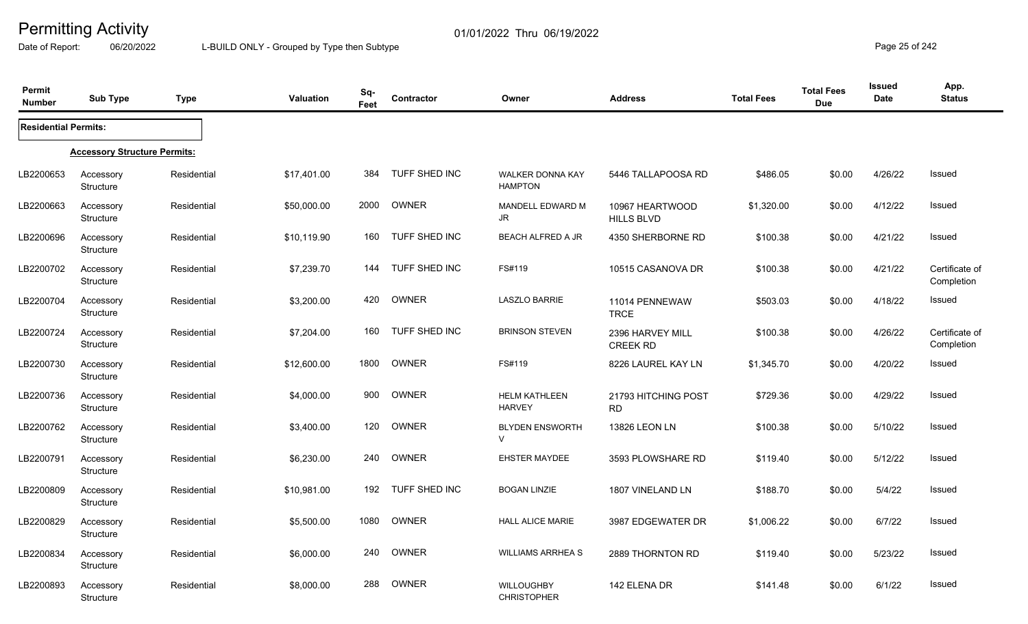# Permitting Activity

01/01/2022 Thru 06/19/2022

Date of Report: 06/20/2022 L-BUILD ONLY - Grouped by Type then Subtype

| Permit Number | Sub Type | Type | Valuation | Sq-Feet | Contractor | Owner | Address | Total Fees | Total Fees Due | Issued Date | App. Status |
|---|---|---|---|---|---|---|---|---|---|---|---|
| **Residential Permits:** | | | | | | | | | | | |
| **Accessory Structure Permits:** | | | | | | | | | | | |
| LB2200653 | Accessory Structure | Residential | $17,401.00 | 384 | TUFF SHED INC | WALKER DONNA KAY HAMPTON | 5446 TALLAPOOSA RD | $486.05 | $0.00 | 4/26/22 | Issued |
| LB2200663 | Accessory Structure | Residential | $50,000.00 | 2000 | OWNER | MANDELL EDWARD M JR | 10967 HEARTWOOD HILLS BLVD | $1,320.00 | $0.00 | 4/12/22 | Issued |
| LB2200696 | Accessory Structure | Residential | $10,119.90 | 160 | TUFF SHED INC | BEACH ALFRED A JR | 4350 SHERBORNE RD | $100.38 | $0.00 | 4/21/22 | Issued |
| LB2200702 | Accessory Structure | Residential | $7,239.70 | 144 | TUFF SHED INC | FS#119 | 10515 CASANOVA DR | $100.38 | $0.00 | 4/21/22 | Certificate of Completion |
| LB2200704 | Accessory Structure | Residential | $3,200.00 | 420 | OWNER | LASZLO BARRIE | 11014 PENNEWAW TRCE | $503.03 | $0.00 | 4/18/22 | Issued |
| LB2200724 | Accessory Structure | Residential | $7,204.00 | 160 | TUFF SHED INC | BRINSON STEVEN | 2396 HARVEY MILL CREEK RD | $100.38 | $0.00 | 4/26/22 | Certificate of Completion |
| LB2200730 | Accessory Structure | Residential | $12,600.00 | 1800 | OWNER | FS#119 | 8226 LAUREL KAY LN | $1,345.70 | $0.00 | 4/20/22 | Issued |
| LB2200736 | Accessory Structure | Residential | $4,000.00 | 900 | OWNER | HELM KATHLEEN HARVEY | 21793 HITCHING POST RD | $729.36 | $0.00 | 4/29/22 | Issued |
| LB2200762 | Accessory Structure | Residential | $3,400.00 | 120 | OWNER | BLYDEN ENSWORTH V | 13826 LEON LN | $100.38 | $0.00 | 5/10/22 | Issued |
| LB2200791 | Accessory Structure | Residential | $6,230.00 | 240 | OWNER | EHSTER MAYDEE | 3593 PLOWSHARE RD | $119.40 | $0.00 | 5/12/22 | Issued |
| LB2200809 | Accessory Structure | Residential | $10,981.00 | 192 | TUFF SHED INC | BOGAN LINZIE | 1807 VINELAND LN | $188.70 | $0.00 | 5/4/22 | Issued |
| LB2200829 | Accessory Structure | Residential | $5,500.00 | 1080 | OWNER | HALL ALICE MARIE | 3987 EDGEWATER DR | $1,006.22 | $0.00 | 6/7/22 | Issued |
| LB2200834 | Accessory Structure | Residential | $6,000.00 | 240 | OWNER | WILLIAMS ARRHEA S | 2889 THORNTON RD | $119.40 | $0.00 | 5/23/22 | Issued |
| LB2200893 | Accessory Structure | Residential | $8,000.00 | 288 | OWNER | WILLOUGHBY CHRISTOPHER | 142 ELENA DR | $141.48 | $0.00 | 6/1/22 | Issued |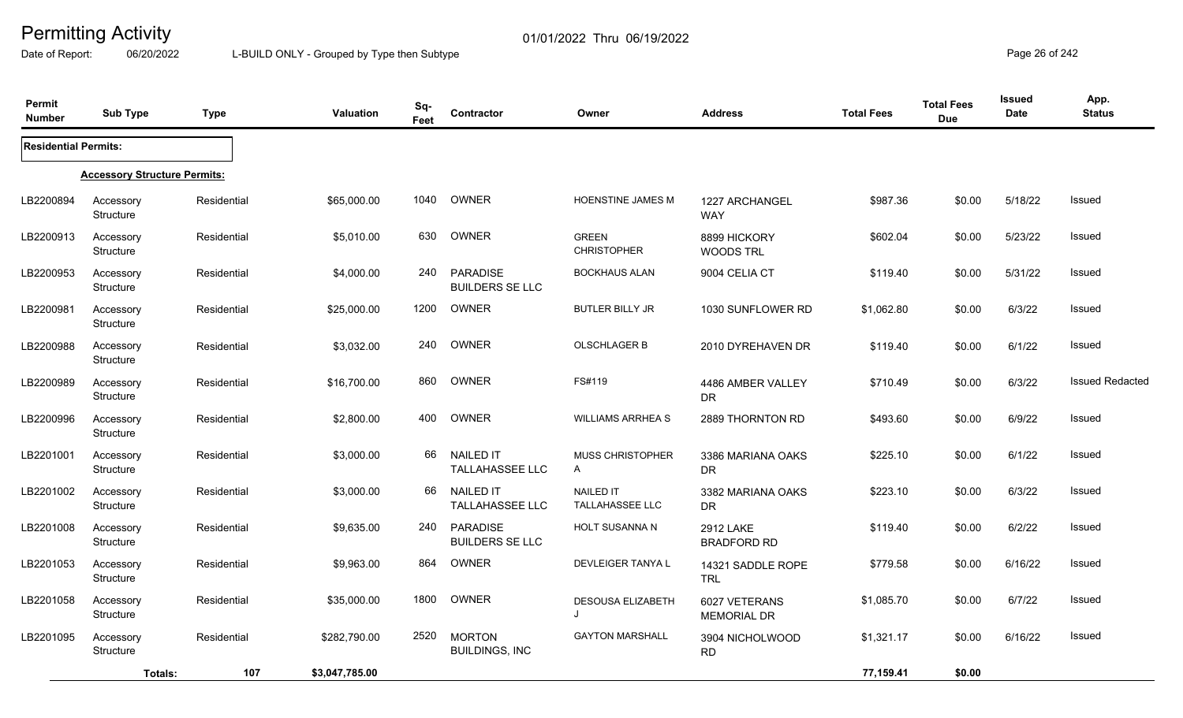# Permitting Activity

01/01/2022 Thru 06/19/2022

Date of Report: 06/20/2022 L-BUILD ONLY - Grouped by Type then Subtype

| Permit Number | Sub Type | Type | Valuation | Sq-Feet | Contractor | Owner | Address | Total Fees | Total Fees Due | Issued Date | App. Status |
|---|---|---|---|---|---|---|---|---|---|---|---|
| **Residential Permits:** | | | | | | | | | | | |
| **Accessory Structure Permits:** | | | | | | | | | | | |
| LB2200894 | Accessory Structure | Residential | $65,000.00 | 1040 | OWNER | HOENSTINE JAMES M | 1227 ARCHANGEL WAY | $987.36 | $0.00 | 5/18/22 | Issued |
| LB2200913 | Accessory Structure | Residential | $5,010.00 | 630 | OWNER | GREEN CHRISTOPHER | 8899 HICKORY WOODS TRL | $602.04 | $0.00 | 5/23/22 | Issued |
| LB2200953 | Accessory Structure | Residential | $4,000.00 | 240 | PARADISE BUILDERS SE LLC | BOCKHAUS ALAN | 9004 CELIA CT | $119.40 | $0.00 | 5/31/22 | Issued |
| LB2200981 | Accessory Structure | Residential | $25,000.00 | 1200 | OWNER | BUTLER BILLY JR | 1030 SUNFLOWER RD | $1,062.80 | $0.00 | 6/3/22 | Issued |
| LB2200988 | Accessory Structure | Residential | $3,032.00 | 240 | OWNER | OLSCHLAGER B | 2010 DYREHAVEN DR | $119.40 | $0.00 | 6/1/22 | Issued |
| LB2200989 | Accessory Structure | Residential | $16,700.00 | 860 | OWNER | FS#119 | 4486 AMBER VALLEY DR | $710.49 | $0.00 | 6/3/22 | Issued Redacted |
| LB2200996 | Accessory Structure | Residential | $2,800.00 | 400 | OWNER | WILLIAMS ARRHEA S | 2889 THORNTON RD | $493.60 | $0.00 | 6/9/22 | Issued |
| LB2201001 | Accessory Structure | Residential | $3,000.00 | 66 | NAILED IT TALLAHASSEE LLC | MUSS CHRISTOPHER A | 3386 MARIANA OAKS DR | $225.10 | $0.00 | 6/1/22 | Issued |
| LB2201002 | Accessory Structure | Residential | $3,000.00 | 66 | NAILED IT TALLAHASSEE LLC | NAILED IT TALLAHASSEE LLC | 3382 MARIANA OAKS DR | $223.10 | $0.00 | 6/3/22 | Issued |
| LB2201008 | Accessory Structure | Residential | $9,635.00 | 240 | PARADISE BUILDERS SE LLC | HOLT SUSANNA N | 2912 LAKE BRADFORD RD | $119.40 | $0.00 | 6/2/22 | Issued |
| LB2201053 | Accessory Structure | Residential | $9,963.00 | 864 | OWNER | DEVLEIGER TANYA L | 14321 SADDLE ROPE TRL | $779.58 | $0.00 | 6/16/22 | Issued |
| LB2201058 | Accessory Structure | Residential | $35,000.00 | 1800 | OWNER | DESOUSA ELIZABETH J | 6027 VETERANS MEMORIAL DR | $1,085.70 | $0.00 | 6/7/22 | Issued |
| LB2201095 | Accessory Structure | Residential | $282,790.00 | 2520 | MORTON BUILDINGS, INC | GAYTON MARSHALL | 3904 NICHOLWOOD RD | $1,321.17 | $0.00 | 6/16/22 | Issued |
| | **Totals:** | **107** | **$3,047,785.00** | | | | | **77,159.41** | **$0.00** | | |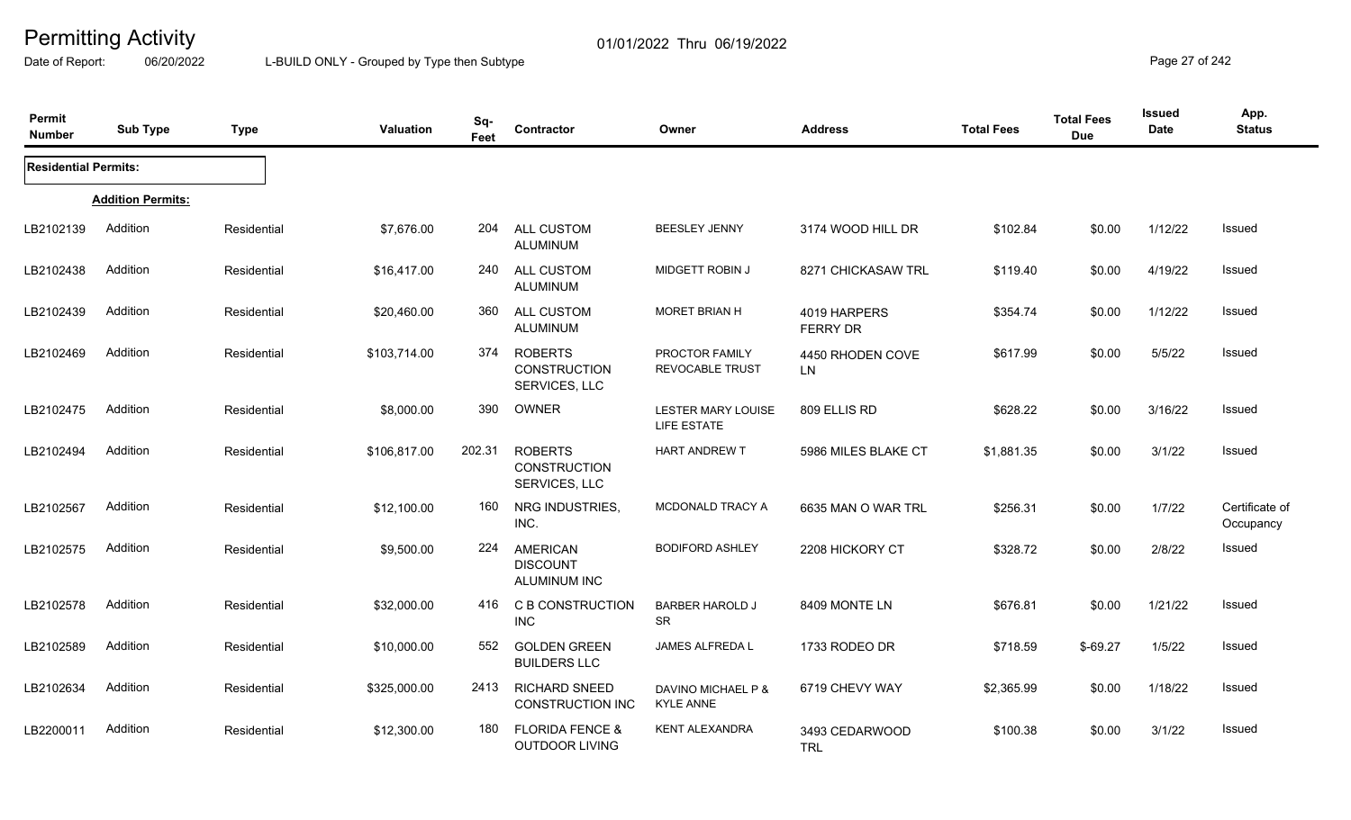# Permitting Activity

01/01/2022 Thru 06/19/2022

Date of Report: 06/20/2022 L-BUILD ONLY - Grouped by Type then Subtype

| Permit Number | Sub Type | Type | Valuation | Sq-Feet | Contractor | Owner | Address | Total Fees | Total Fees Due | Issued Date | App. Status |
|---|---|---|---|---|---|---|---|---|---|---|---|
| **Residential Permits:** | | | | | | | | | | | |
| | **Addition Permits:** | | | | | | | | | | |
| LB2102139 | Addition | Residential | $7,676.00 | 204 | ALL CUSTOM ALUMINUM | BEESLEY JENNY | 3174 WOOD HILL DR | $102.84 | $0.00 | 1/12/22 | Issued |
| LB2102438 | Addition | Residential | $16,417.00 | 240 | ALL CUSTOM ALUMINUM | MIDGETT ROBIN J | 8271 CHICKASAW TRL | $119.40 | $0.00 | 4/19/22 | Issued |
| LB2102439 | Addition | Residential | $20,460.00 | 360 | ALL CUSTOM ALUMINUM | MORET BRIAN H | 4019 HARPERS FERRY DR | $354.74 | $0.00 | 1/12/22 | Issued |
| LB2102469 | Addition | Residential | $103,714.00 | 374 | ROBERTS CONSTRUCTION SERVICES, LLC | PROCTOR FAMILY REVOCABLE TRUST | 4450 RHODEN COVE LN | $617.99 | $0.00 | 5/5/22 | Issued |
| LB2102475 | Addition | Residential | $8,000.00 | 390 | OWNER | LESTER MARY LOUISE LIFE ESTATE | 809 ELLIS RD | $628.22 | $0.00 | 3/16/22 | Issued |
| LB2102494 | Addition | Residential | $106,817.00 | 202.31 | ROBERTS CONSTRUCTION SERVICES, LLC | HART ANDREW T | 5986 MILES BLAKE CT | $1,881.35 | $0.00 | 3/1/22 | Issued |
| LB2102567 | Addition | Residential | $12,100.00 | 160 | NRG INDUSTRIES, INC. | MCDONALD TRACY A | 6635 MAN O WAR TRL | $256.31 | $0.00 | 1/7/22 | Certificate of Occupancy |
| LB2102575 | Addition | Residential | $9,500.00 | 224 | AMERICAN DISCOUNT ALUMINUM INC | BODIFORD ASHLEY | 2208 HICKORY CT | $328.72 | $0.00 | 2/8/22 | Issued |
| LB2102578 | Addition | Residential | $32,000.00 | 416 | C B CONSTRUCTION INC | BARBER HAROLD J SR | 8409 MONTE LN | $676.81 | $0.00 | 1/21/22 | Issued |
| LB2102589 | Addition | Residential | $10,000.00 | 552 | GOLDEN GREEN BUILDERS LLC | JAMES ALFREDA L | 1733 RODEO DR | $718.59 | $-69.27 | 1/5/22 | Issued |
| LB2102634 | Addition | Residential | $325,000.00 | 2413 | RICHARD SNEED CONSTRUCTION INC | DAVINO MICHAEL P & KYLE ANNE | 6719 CHEVY WAY | $2,365.99 | $0.00 | 1/18/22 | Issued |
| LB2200011 | Addition | Residential | $12,300.00 | 180 | FLORIDA FENCE & OUTDOOR LIVING | KENT ALEXANDRA | 3493 CEDARWOOD TRL | $100.38 | $0.00 | 3/1/22 | Issued |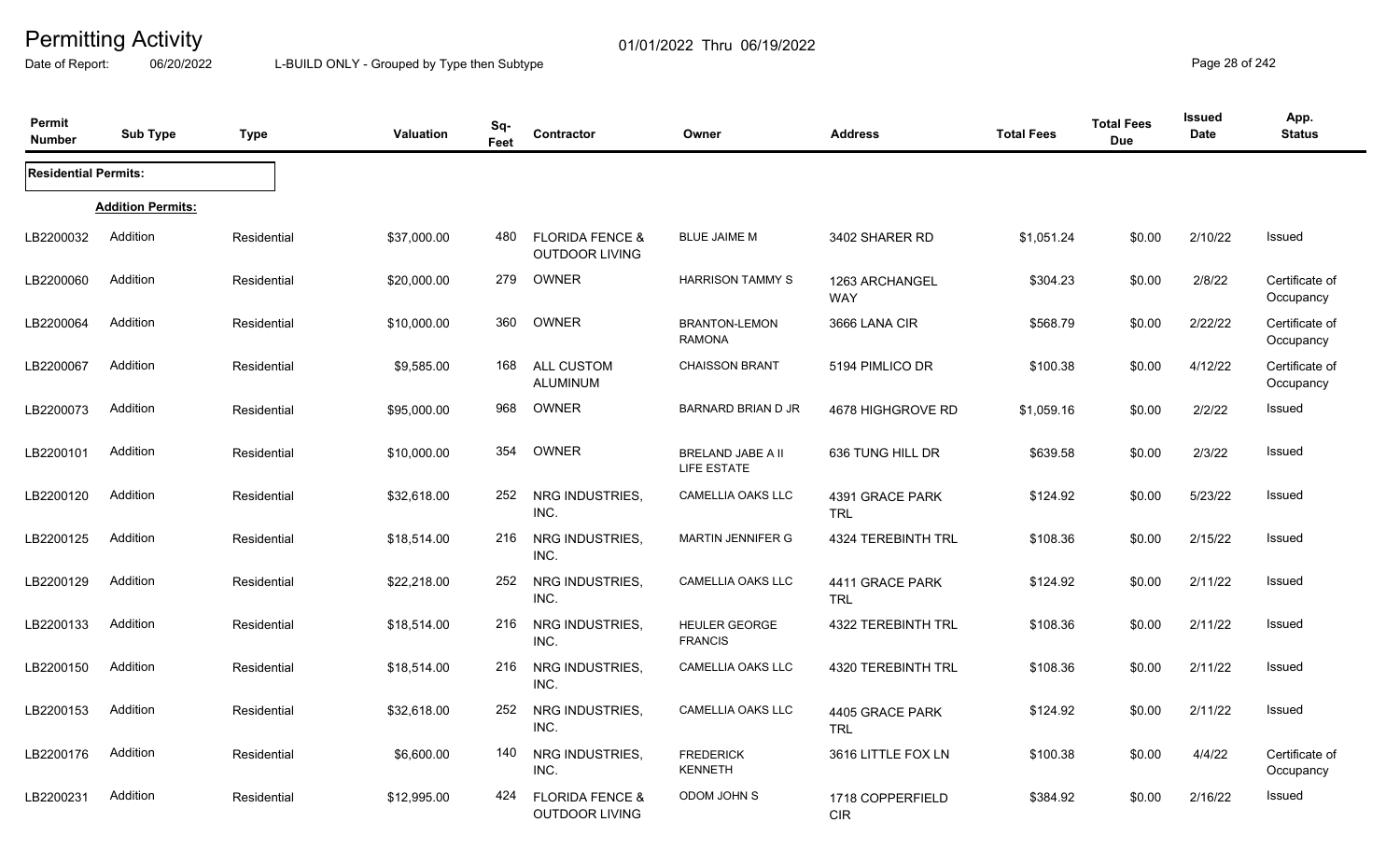# Permitting Activity

01/01/2022 Thru 06/19/2022

Date of Report: 06/20/2022

L-BUILD ONLY - Grouped by Type then Subtype

| Permit Number | Sub Type | Type | Valuation | Sq-Feet | Contractor | Owner | Address | Total Fees | Total Fees Due | Issued Date | App. Status |
|---|---|---|---|---|---|---|---|---|---|---|---|
| **Residential Permits:** | | | | | | | | | | | |
| **Addition Permits:** | | | | | | | | | | | |
| LB2200032 | Addition | Residential | $37,000.00 | 480 | FLORIDA FENCE & OUTDOOR LIVING | BLUE JAIME M | 3402 SHARER RD | $1,051.24 | $0.00 | 2/10/22 | Issued |
| LB2200060 | Addition | Residential | $20,000.00 | 279 | OWNER | HARRISON TAMMY S | 1263 ARCHANGEL WAY | $304.23 | $0.00 | 2/8/22 | Certificate of Occupancy |
| LB2200064 | Addition | Residential | $10,000.00 | 360 | OWNER | BRANTON-LEMON RAMONA | 3666 LANA CIR | $568.79 | $0.00 | 2/22/22 | Certificate of Occupancy |
| LB2200067 | Addition | Residential | $9,585.00 | 168 | ALL CUSTOM ALUMINUM | CHAISSON BRANT | 5194 PIMLICO DR | $100.38 | $0.00 | 4/12/22 | Certificate of Occupancy |
| LB2200073 | Addition | Residential | $95,000.00 | 968 | OWNER | BARNARD BRIAN D JR | 4678 HIGHGROVE RD | $1,059.16 | $0.00 | 2/2/22 | Issued |
| LB2200101 | Addition | Residential | $10,000.00 | 354 | OWNER | BRELAND JABE A II LIFE ESTATE | 636 TUNG HILL DR | $639.58 | $0.00 | 2/3/22 | Issued |
| LB2200120 | Addition | Residential | $32,618.00 | 252 | NRG INDUSTRIES, INC. | CAMELLIA OAKS LLC | 4391 GRACE PARK TRL | $124.92 | $0.00 | 5/23/22 | Issued |
| LB2200125 | Addition | Residential | $18,514.00 | 216 | NRG INDUSTRIES, INC. | MARTIN JENNIFER G | 4324 TEREBINTH TRL | $108.36 | $0.00 | 2/15/22 | Issued |
| LB2200129 | Addition | Residential | $22,218.00 | 252 | NRG INDUSTRIES, INC. | CAMELLIA OAKS LLC | 4411 GRACE PARK TRL | $124.92 | $0.00 | 2/11/22 | Issued |
| LB2200133 | Addition | Residential | $18,514.00 | 216 | NRG INDUSTRIES, INC. | HEULER GEORGE FRANCIS | 4322 TEREBINTH TRL | $108.36 | $0.00 | 2/11/22 | Issued |
| LB2200150 | Addition | Residential | $18,514.00 | 216 | NRG INDUSTRIES, INC. | CAMELLIA OAKS LLC | 4320 TEREBINTH TRL | $108.36 | $0.00 | 2/11/22 | Issued |
| LB2200153 | Addition | Residential | $32,618.00 | 252 | NRG INDUSTRIES, INC. | CAMELLIA OAKS LLC | 4405 GRACE PARK TRL | $124.92 | $0.00 | 2/11/22 | Issued |
| LB2200176 | Addition | Residential | $6,600.00 | 140 | NRG INDUSTRIES, INC. | FREDERICK KENNETH | 3616 LITTLE FOX LN | $100.38 | $0.00 | 4/4/22 | Certificate of Occupancy |
| LB2200231 | Addition | Residential | $12,995.00 | 424 | FLORIDA FENCE & OUTDOOR LIVING | ODOM JOHN S | 1718 COPPERFIELD CIR | $384.92 | $0.00 | 2/16/22 | Issued |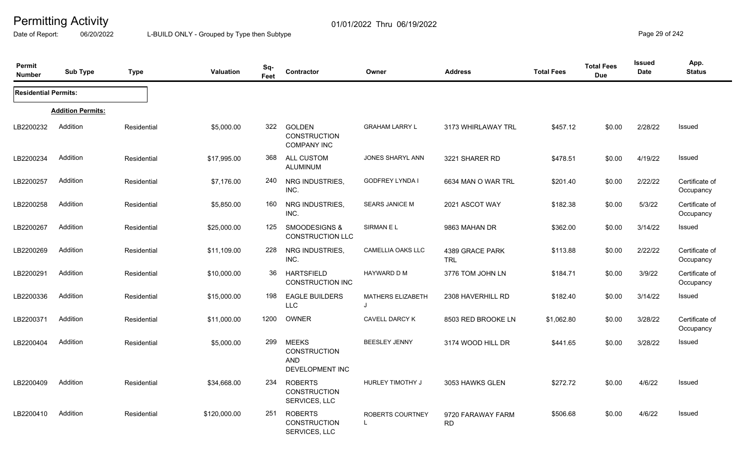# Permitting Activity

01/01/2022 Thru 06/19/2022

Date of Report: 06/20/2022 L-BUILD ONLY - Grouped by Type then Subtype

| Permit Number | Sub Type | Type | Valuation | Sq-Feet | Contractor | Owner | Address | Total Fees | Total Fees Due | Issued Date | App. Status |
|---|---|---|---|---|---|---|---|---|---|---|---|
| **Residential Permits:** | | | | | | | | | | | |
| | **Addition Permits:** | | | | | | | | | | |
| LB2200232 | Addition | Residential | $5,000.00 | 322 | GOLDEN CONSTRUCTION COMPANY INC | GRAHAM LARRY L | 3173 WHIRLAWAY TRL | $457.12 | $0.00 | 2/28/22 | Issued |
| LB2200234 | Addition | Residential | $17,995.00 | 368 | ALL CUSTOM ALUMINUM | JONES SHARYL ANN | 3221 SHARER RD | $478.51 | $0.00 | 4/19/22 | Issued |
| LB2200257 | Addition | Residential | $7,176.00 | 240 | NRG INDUSTRIES, INC. | GODFREY LYNDA I | 6634 MAN O WAR TRL | $201.40 | $0.00 | 2/22/22 | Certificate of Occupancy |
| LB2200258 | Addition | Residential | $5,850.00 | 160 | NRG INDUSTRIES, INC. | SEARS JANICE M | 2021 ASCOT WAY | $182.38 | $0.00 | 5/3/22 | Certificate of Occupancy |
| LB2200267 | Addition | Residential | $25,000.00 | 125 | SMOODESIGNS & CONSTRUCTION LLC | SIRMAN E L | 9863 MAHAN DR | $362.00 | $0.00 | 3/14/22 | Issued |
| LB2200269 | Addition | Residential | $11,109.00 | 228 | NRG INDUSTRIES, INC. | CAMELLIA OAKS LLC | 4389 GRACE PARK TRL | $113.88 | $0.00 | 2/22/22 | Certificate of Occupancy |
| LB2200291 | Addition | Residential | $10,000.00 | 36 | HARTSFIELD CONSTRUCTION INC | HAYWARD D M | 3776 TOM JOHN LN | $184.71 | $0.00 | 3/9/22 | Certificate of Occupancy |
| LB2200336 | Addition | Residential | $15,000.00 | 198 | EAGLE BUILDERS LLC | MATHERS ELIZABETH J | 2308 HAVERHILL RD | $182.40 | $0.00 | 3/14/22 | Issued |
| LB2200371 | Addition | Residential | $11,000.00 | 1200 | OWNER | CAVELL DARCY K | 8503 RED BROOKE LN | $1,062.80 | $0.00 | 3/28/22 | Certificate of Occupancy |
| LB2200404 | Addition | Residential | $5,000.00 | 299 | MEEKS CONSTRUCTION AND DEVELOPMENT INC | BEESLEY JENNY | 3174 WOOD HILL DR | $441.65 | $0.00 | 3/28/22 | Issued |
| LB2200409 | Addition | Residential | $34,668.00 | 234 | ROBERTS CONSTRUCTION SERVICES, LLC | HURLEY TIMOTHY J | 3053 HAWKS GLEN | $272.72 | $0.00 | 4/6/22 | Issued |
| LB2200410 | Addition | Residential | $120,000.00 | 251 | ROBERTS CONSTRUCTION SERVICES, LLC | ROBERTS COURTNEY L | 9720 FARAWAY FARM RD | $506.68 | $0.00 | 4/6/22 | Issued |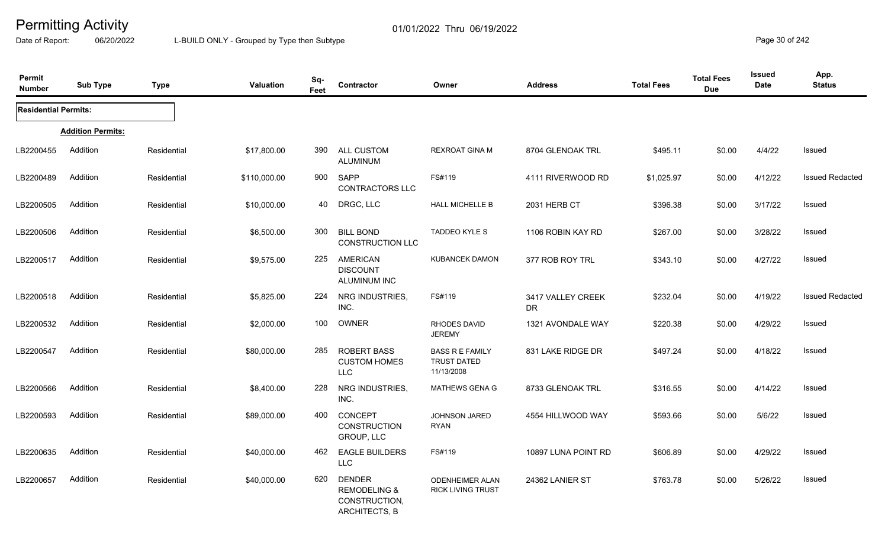# Permitting Activity

01/01/2022 Thru 06/19/2022

Date of Report: 06/20/2022 L-BUILD ONLY - Grouped by Type then Subtype

| Permit Number | Sub Type | Type | Valuation | Sq-Feet | Contractor | Owner | Address | Total Fees | Total Fees Due | Issued Date | App. Status |
|---|---|---|---|---|---|---|---|---|---|---|---|
| **Residential Permits:** | | | | | | | | | | | |
| | **Addition Permits:** | | | | | | | | | | |
| LB2200455 | Addition | Residential | $17,800.00 | 390 | ALL CUSTOM ALUMINUM | REXROAT GINA M | 8704 GLENOAK TRL | $495.11 | $0.00 | 4/4/22 | Issued |
| LB2200489 | Addition | Residential | $110,000.00 | 900 | SAPP CONTRACTORS LLC | FS#119 | 4111 RIVERWOOD RD | $1,025.97 | $0.00 | 4/12/22 | Issued Redacted |
| LB2200505 | Addition | Residential | $10,000.00 | 40 | DRGC, LLC | HALL MICHELLE B | 2031 HERB CT | $396.38 | $0.00 | 3/17/22 | Issued |
| LB2200506 | Addition | Residential | $6,500.00 | 300 | BILL BOND CONSTRUCTION LLC | TADDEO KYLE S | 1106 ROBIN KAY RD | $267.00 | $0.00 | 3/28/22 | Issued |
| LB2200517 | Addition | Residential | $9,575.00 | 225 | AMERICAN DISCOUNT ALUMINUM INC | KUBANCEK DAMON | 377 ROB ROY TRL | $343.10 | $0.00 | 4/27/22 | Issued |
| LB2200518 | Addition | Residential | $5,825.00 | 224 | NRG INDUSTRIES, INC. | FS#119 | 3417 VALLEY CREEK DR | $232.04 | $0.00 | 4/19/22 | Issued Redacted |
| LB2200532 | Addition | Residential | $2,000.00 | 100 | OWNER | RHODES DAVID JEREMY | 1321 AVONDALE WAY | $220.38 | $0.00 | 4/29/22 | Issued |
| LB2200547 | Addition | Residential | $80,000.00 | 285 | ROBERT BASS CUSTOM HOMES LLC | BASS R E FAMILY TRUST DATED 11/13/2008 | 831 LAKE RIDGE DR | $497.24 | $0.00 | 4/18/22 | Issued |
| LB2200566 | Addition | Residential | $8,400.00 | 228 | NRG INDUSTRIES, INC. | MATHEWS GENA G | 8733 GLENOAK TRL | $316.55 | $0.00 | 4/14/22 | Issued |
| LB2200593 | Addition | Residential | $89,000.00 | 400 | CONCEPT CONSTRUCTION GROUP, LLC | JOHNSON JARED RYAN | 4554 HILLWOOD WAY | $593.66 | $0.00 | 5/6/22 | Issued |
| LB2200635 | Addition | Residential | $40,000.00 | 462 | EAGLE BUILDERS LLC | FS#119 | 10897 LUNA POINT RD | $606.89 | $0.00 | 4/29/22 | Issued |
| LB2200657 | Addition | Residential | $40,000.00 | 620 | DENDER REMODELING & CONSTRUCTION, ARCHITECTS, B | ODENHEIMER ALAN RICK LIVING TRUST | 24362 LANIER ST | $763.78 | $0.00 | 5/26/22 | Issued |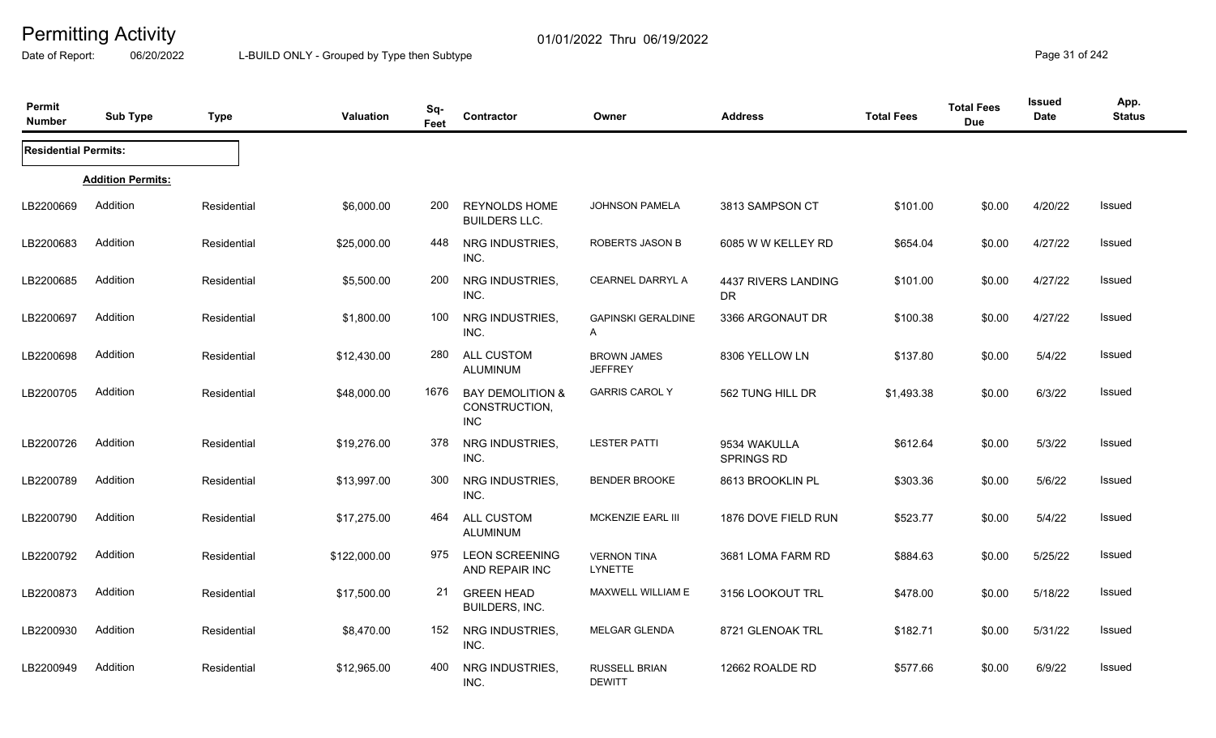# Permitting Activity

01/01/2022 Thru 06/19/2022

Date of Report: 06/20/2022 L-BUILD ONLY - Grouped by Type then Subtype

| Permit Number | Sub Type | Type | Valuation | Sq-Feet | Contractor | Owner | Address | Total Fees | Total Fees Due | Issued Date | App. Status |
|---|---|---|---|---|---|---|---|---|---|---|---|
| **Residential Permits:** | | | | | | | | | | | |
| **Addition Permits:** | | | | | | | | | | | |
| LB2200669 | Addition | Residential | $6,000.00 | 200 | REYNOLDS HOME BUILDERS LLC. | JOHNSON PAMELA | 3813 SAMPSON CT | $101.00 | $0.00 | 4/20/22 | Issued |
| LB2200683 | Addition | Residential | $25,000.00 | 448 | NRG INDUSTRIES, INC. | ROBERTS JASON B | 6085 W W KELLEY RD | $654.04 | $0.00 | 4/27/22 | Issued |
| LB2200685 | Addition | Residential | $5,500.00 | 200 | NRG INDUSTRIES, INC. | CEARNEL DARRYL A | 4437 RIVERS LANDING DR | $101.00 | $0.00 | 4/27/22 | Issued |
| LB2200697 | Addition | Residential | $1,800.00 | 100 | NRG INDUSTRIES, INC. | GAPINSKI GERALDINE A | 3366 ARGONAUT DR | $100.38 | $0.00 | 4/27/22 | Issued |
| LB2200698 | Addition | Residential | $12,430.00 | 280 | ALL CUSTOM ALUMINUM | BROWN JAMES JEFFREY | 8306 YELLOW LN | $137.80 | $0.00 | 5/4/22 | Issued |
| LB2200705 | Addition | Residential | $48,000.00 | 1676 | BAY DEMOLITION & CONSTRUCTION, INC | GARRIS CAROL Y | 562 TUNG HILL DR | $1,493.38 | $0.00 | 6/3/22 | Issued |
| LB2200726 | Addition | Residential | $19,276.00 | 378 | NRG INDUSTRIES, INC. | LESTER PATTI | 9534 WAKULLA SPRINGS RD | $612.64 | $0.00 | 5/3/22 | Issued |
| LB2200789 | Addition | Residential | $13,997.00 | 300 | NRG INDUSTRIES, INC. | BENDER BROOKE | 8613 BROOKLIN PL | $303.36 | $0.00 | 5/6/22 | Issued |
| LB2200790 | Addition | Residential | $17,275.00 | 464 | ALL CUSTOM ALUMINUM | MCKENZIE EARL III | 1876 DOVE FIELD RUN | $523.77 | $0.00 | 5/4/22 | Issued |
| LB2200792 | Addition | Residential | $122,000.00 | 975 | LEON SCREENING AND REPAIR INC | VERNON TINA LYNETTE | 3681 LOMA FARM RD | $884.63 | $0.00 | 5/25/22 | Issued |
| LB2200873 | Addition | Residential | $17,500.00 | 21 | GREEN HEAD BUILDERS, INC. | MAXWELL WILLIAM E | 3156 LOOKOUT TRL | $478.00 | $0.00 | 5/18/22 | Issued |
| LB2200930 | Addition | Residential | $8,470.00 | 152 | NRG INDUSTRIES, INC. | MELGAR GLENDA | 8721 GLENOAK TRL | $182.71 | $0.00 | 5/31/22 | Issued |
| LB2200949 | Addition | Residential | $12,965.00 | 400 | NRG INDUSTRIES, INC. | RUSSELL BRIAN DEWITT | 12662 ROALDE RD | $577.66 | $0.00 | 6/9/22 | Issued |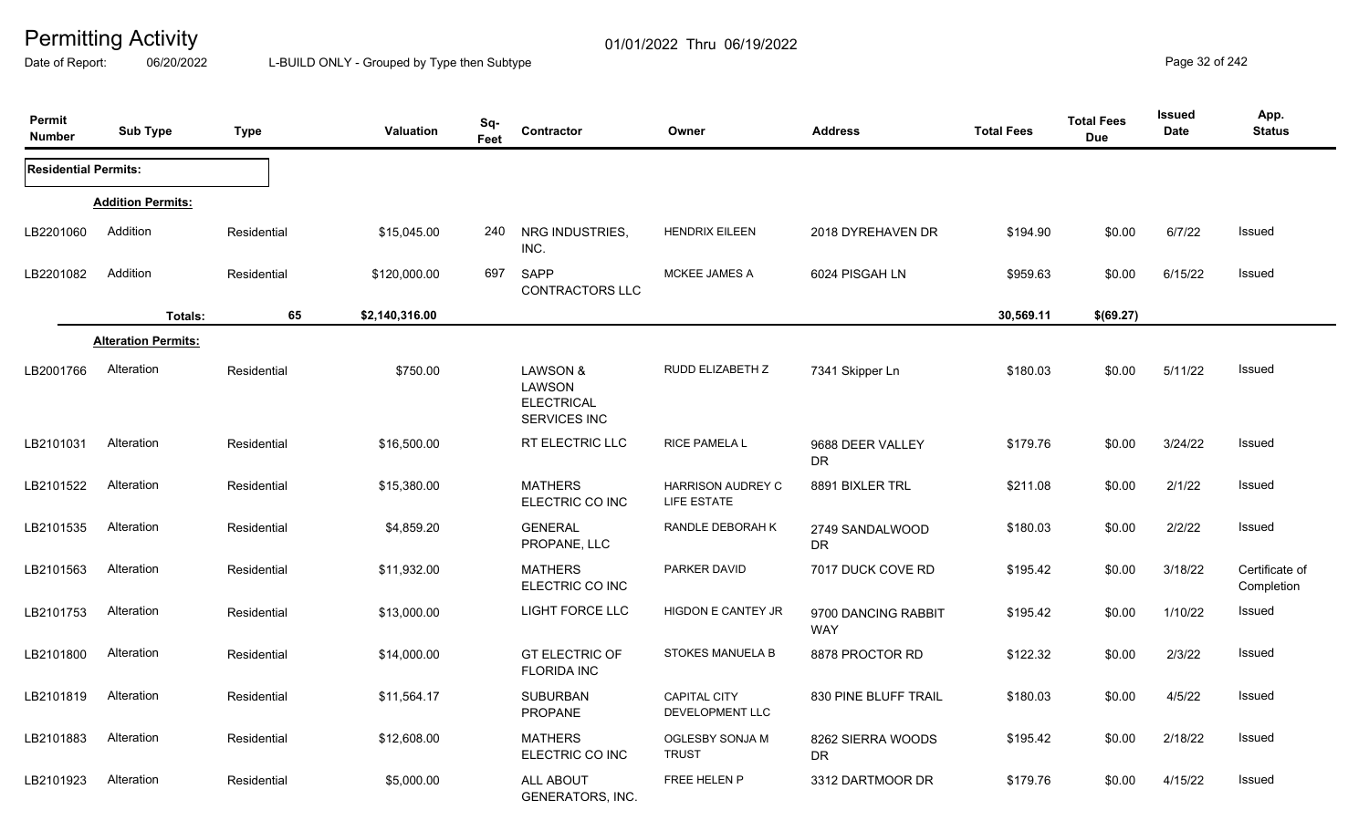# Permitting Activity

Date of Report: 06/20/2022 — L-BUILD ONLY - Grouped by Type then Subtype — 01/01/2022 Thru 06/19/2022

| Permit Number | Sub Type | Type | Valuation | Sq-Feet | Contractor | Owner | Address | Total Fees | Total Fees Due | Issued Date | App. Status |
|---|---|---|---|---|---|---|---|---|---|---|---|
| **Residential Permits:** | | | | | | | | | | | |
| **Addition Permits:** | | | | | | | | | | | |
| LB2201060 | Addition | Residential | $15,045.00 | 240 | NRG INDUSTRIES, INC. | HENDRIX EILEEN | 2018 DYREHAVEN DR | $194.90 | $0.00 | 6/7/22 | Issued |
| LB2201082 | Addition | Residential | $120,000.00 | 697 | SAPP CONTRACTORS LLC | MCKEE JAMES A | 6024 PISGAH LN | $959.63 | $0.00 | 6/15/22 | Issued |
| | **Totals:** | 65 | $2,140,316.00 | | | | | 30,569.11 | $(69.27) | | |
| **Alteration Permits:** | | | | | | | | | | | |
| LB2001766 | Alteration | Residential | $750.00 | | LAWSON & LAWSON ELECTRICAL SERVICES INC | RUDD ELIZABETH Z | 7341 Skipper Ln | $180.03 | $0.00 | 5/11/22 | Issued |
| LB2101031 | Alteration | Residential | $16,500.00 | | RT ELECTRIC LLC | RICE PAMELA L | 9688 DEER VALLEY DR | $179.76 | $0.00 | 3/24/22 | Issued |
| LB2101522 | Alteration | Residential | $15,380.00 | | MATHERS ELECTRIC CO INC | HARRISON AUDREY C LIFE ESTATE | 8891 BIXLER TRL | $211.08 | $0.00 | 2/1/22 | Issued |
| LB2101535 | Alteration | Residential | $4,859.20 | | GENERAL PROPANE, LLC | RANDLE DEBORAH K | 2749 SANDALWOOD DR | $180.03 | $0.00 | 2/2/22 | Issued |
| LB2101563 | Alteration | Residential | $11,932.00 | | MATHERS ELECTRIC CO INC | PARKER DAVID | 7017 DUCK COVE RD | $195.42 | $0.00 | 3/18/22 | Certificate of Completion |
| LB2101753 | Alteration | Residential | $13,000.00 | | LIGHT FORCE LLC | HIGDON E CANTEY JR | 9700 DANCING RABBIT WAY | $195.42 | $0.00 | 1/10/22 | Issued |
| LB2101800 | Alteration | Residential | $14,000.00 | | GT ELECTRIC OF FLORIDA INC | STOKES MANUELA B | 8878 PROCTOR RD | $122.32 | $0.00 | 2/3/22 | Issued |
| LB2101819 | Alteration | Residential | $11,564.17 | | SUBURBAN PROPANE | CAPITAL CITY DEVELOPMENT LLC | 830 PINE BLUFF TRAIL | $180.03 | $0.00 | 4/5/22 | Issued |
| LB2101883 | Alteration | Residential | $12,608.00 | | MATHERS ELECTRIC CO INC | OGLESBY SONJA M TRUST | 8262 SIERRA WOODS DR | $195.42 | $0.00 | 2/18/22 | Issued |
| LB2101923 | Alteration | Residential | $5,000.00 | | ALL ABOUT GENERATORS, INC. | FREE HELEN P | 3312 DARTMOOR DR | $179.76 | $0.00 | 4/15/22 | Issued |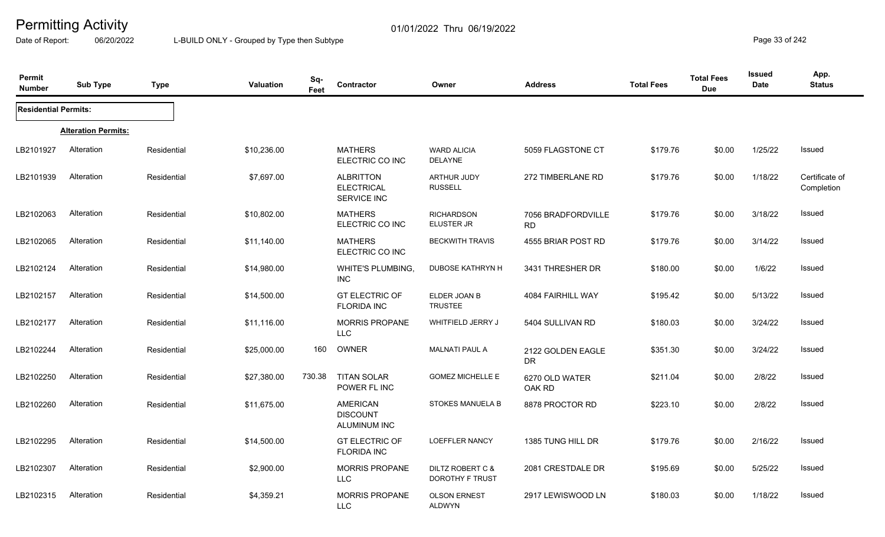# Permitting Activity

01/01/2022 Thru 06/19/2022

Date of Report: 06/20/2022 L-BUILD ONLY - Grouped by Type then Subtype

| Permit Number | Sub Type | Type | Valuation | Sq-Feet | Contractor | Owner | Address | Total Fees | Total Fees Due | Issued Date | App. Status |
|---|---|---|---|---|---|---|---|---|---|---|---|
| **Residential Permits:** | | | | | | | | | | | |
| | **Alteration Permits:** | | | | | | | | | | |
| LB2101927 | Alteration | Residential | $10,236.00 | | MATHERS ELECTRIC CO INC | WARD ALICIA DELAYNE | 5059 FLAGSTONE CT | $179.76 | $0.00 | 1/25/22 | Issued |
| LB2101939 | Alteration | Residential | $7,697.00 | | ALBRITTON ELECTRICAL SERVICE INC | ARTHUR JUDY RUSSELL | 272 TIMBERLANE RD | $179.76 | $0.00 | 1/18/22 | Certificate of Completion |
| LB2102063 | Alteration | Residential | $10,802.00 | | MATHERS ELECTRIC CO INC | RICHARDSON ELUSTER JR | 7056 BRADFORDVILLE RD | $179.76 | $0.00 | 3/18/22 | Issued |
| LB2102065 | Alteration | Residential | $11,140.00 | | MATHERS ELECTRIC CO INC | BECKWITH TRAVIS | 4555 BRIAR POST RD | $179.76 | $0.00 | 3/14/22 | Issued |
| LB2102124 | Alteration | Residential | $14,980.00 | | WHITE'S PLUMBING, INC | DUBOSE KATHRYN H | 3431 THRESHER DR | $180.00 | $0.00 | 1/6/22 | Issued |
| LB2102157 | Alteration | Residential | $14,500.00 | | GT ELECTRIC OF FLORIDA INC | ELDER JOAN B TRUSTEE | 4084 FAIRHILL WAY | $195.42 | $0.00 | 5/13/22 | Issued |
| LB2102177 | Alteration | Residential | $11,116.00 | | MORRIS PROPANE LLC | WHITFIELD JERRY J | 5404 SULLIVAN RD | $180.03 | $0.00 | 3/24/22 | Issued |
| LB2102244 | Alteration | Residential | $25,000.00 | 160 | OWNER | MALNATI PAUL A | 2122 GOLDEN EAGLE DR | $351.30 | $0.00 | 3/24/22 | Issued |
| LB2102250 | Alteration | Residential | $27,380.00 | 730.38 | TITAN SOLAR POWER FL INC | GOMEZ MICHELLE E | 6270 OLD WATER OAK RD | $211.04 | $0.00 | 2/8/22 | Issued |
| LB2102260 | Alteration | Residential | $11,675.00 | | AMERICAN DISCOUNT ALUMINUM INC | STOKES MANUELA B | 8878 PROCTOR RD | $223.10 | $0.00 | 2/8/22 | Issued |
| LB2102295 | Alteration | Residential | $14,500.00 | | GT ELECTRIC OF FLORIDA INC | LOEFFLER NANCY | 1385 TUNG HILL DR | $179.76 | $0.00 | 2/16/22 | Issued |
| LB2102307 | Alteration | Residential | $2,900.00 | | MORRIS PROPANE LLC | DILTZ ROBERT C & DOROTHY F TRUST | 2081 CRESTDALE DR | $195.69 | $0.00 | 5/25/22 | Issued |
| LB2102315 | Alteration | Residential | $4,359.21 | | MORRIS PROPANE LLC | OLSON ERNEST ALDWYN | 2917 LEWISWOOD LN | $180.03 | $0.00 | 1/18/22 | Issued |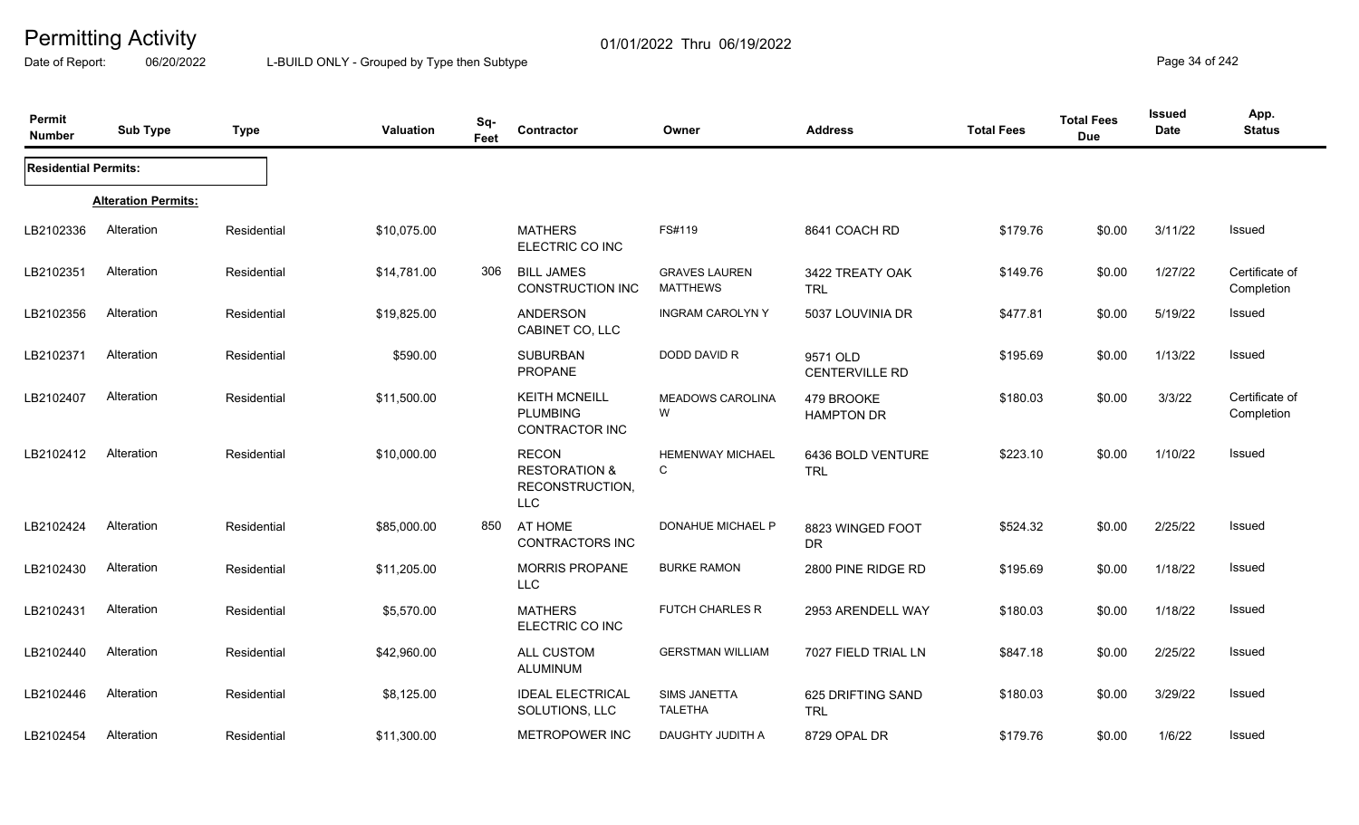# Permitting Activity

Date of Report: 06/20/2022

01/01/2022 Thru 06/19/2022

L-BUILD ONLY - Grouped by Type then Subtype

| Permit Number | Sub Type | Type | Valuation | Sq-Feet | Contractor | Owner | Address | Total Fees | Total Fees Due | Issued Date | App. Status |
|---|---|---|---|---|---|---|---|---|---|---|---|
| **Residential Permits:** | | | | | | | | | | | |
| | **Alteration Permits:** | | | | | | | | | | |
| LB2102336 | Alteration | Residential | $10,075.00 | | MATHERS ELECTRIC CO INC | FS#119 | 8641 COACH RD | $179.76 | $0.00 | 3/11/22 | Issued |
| LB2102351 | Alteration | Residential | $14,781.00 | 306 | BILL JAMES CONSTRUCTION INC | GRAVES LAUREN MATTHEWS | 3422 TREATY OAK TRL | $149.76 | $0.00 | 1/27/22 | Certificate of Completion |
| LB2102356 | Alteration | Residential | $19,825.00 | | ANDERSON CABINET CO, LLC | INGRAM CAROLYN Y | 5037 LOUVINIA DR | $477.81 | $0.00 | 5/19/22 | Issued |
| LB2102371 | Alteration | Residential | $590.00 | | SUBURBAN PROPANE | DODD DAVID R | 9571 OLD CENTERVILLE RD | $195.69 | $0.00 | 1/13/22 | Issued |
| LB2102407 | Alteration | Residential | $11,500.00 | | KEITH MCNEILL PLUMBING CONTRACTOR INC | MEADOWS CAROLINA W | 479 BROOKE HAMPTON DR | $180.03 | $0.00 | 3/3/22 | Certificate of Completion |
| LB2102412 | Alteration | Residential | $10,000.00 | | RECON RESTORATION & RECONSTRUCTION, LLC | HEMENWAY MICHAEL C | 6436 BOLD VENTURE TRL | $223.10 | $0.00 | 1/10/22 | Issued |
| LB2102424 | Alteration | Residential | $85,000.00 | 850 | AT HOME CONTRACTORS INC | DONAHUE MICHAEL P | 8823 WINGED FOOT DR | $524.32 | $0.00 | 2/25/22 | Issued |
| LB2102430 | Alteration | Residential | $11,205.00 | | MORRIS PROPANE LLC | BURKE RAMON | 2800 PINE RIDGE RD | $195.69 | $0.00 | 1/18/22 | Issued |
| LB2102431 | Alteration | Residential | $5,570.00 | | MATHERS ELECTRIC CO INC | FUTCH CHARLES R | 2953 ARENDELL WAY | $180.03 | $0.00 | 1/18/22 | Issued |
| LB2102440 | Alteration | Residential | $42,960.00 | | ALL CUSTOM ALUMINUM | GERSTMAN WILLIAM | 7027 FIELD TRIAL LN | $847.18 | $0.00 | 2/25/22 | Issued |
| LB2102446 | Alteration | Residential | $8,125.00 | | IDEAL ELECTRICAL SOLUTIONS, LLC | SIMS JANETTA TALETHA | 625 DRIFTING SAND TRL | $180.03 | $0.00 | 3/29/22 | Issued |
| LB2102454 | Alteration | Residential | $11,300.00 | | METROPOWER INC | DAUGHTY JUDITH A | 8729 OPAL DR | $179.76 | $0.00 | 1/6/22 | Issued |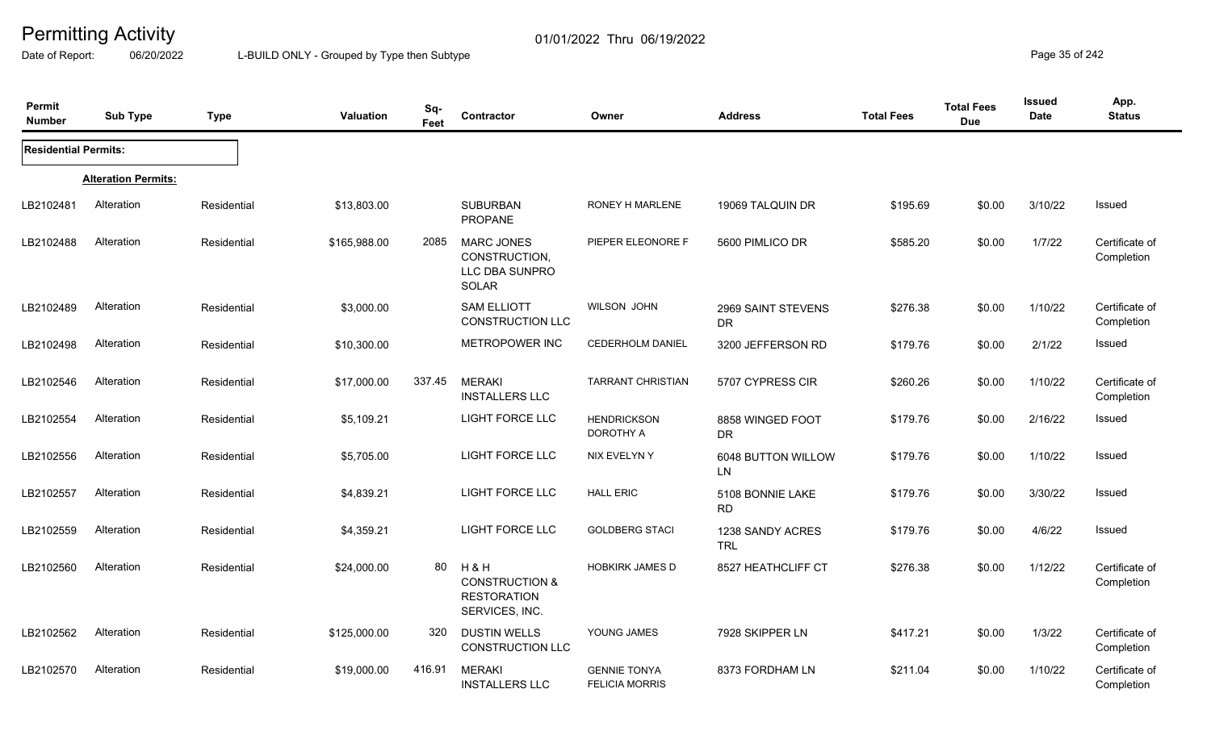# Permitting Activity

Date of Report: 06/20/2022

01/01/2022 Thru 06/19/2022

L-BUILD ONLY - Grouped by Type then Subtype

| Permit Number | Sub Type | Type | Valuation | Sq-Feet | Contractor | Owner | Address | Total Fees | Total Fees Due | Issued Date | App. Status |
|---|---|---|---|---|---|---|---|---|---|---|---|
| **Residential Permits:** | | | | | | | | | | | |
| | **Alteration Permits:** | | | | | | | | | | |
| LB2102481 | Alteration | Residential | $13,803.00 | | SUBURBAN PROPANE | RONEY H MARLENE | 19069 TALQUIN DR | $195.69 | $0.00 | 3/10/22 | Issued |
| LB2102488 | Alteration | Residential | $165,988.00 | 2085 | MARC JONES CONSTRUCTION, LLC DBA SUNPRO SOLAR | PIEPER ELEONORE F | 5600 PIMLICO DR | $585.20 | $0.00 | 1/7/22 | Certificate of Completion |
| LB2102489 | Alteration | Residential | $3,000.00 | | SAM ELLIOTT CONSTRUCTION LLC | WILSON JOHN | 2969 SAINT STEVENS DR | $276.38 | $0.00 | 1/10/22 | Certificate of Completion |
| LB2102498 | Alteration | Residential | $10,300.00 | | METROPOWER INC | CEDERHOLM DANIEL | 3200 JEFFERSON RD | $179.76 | $0.00 | 2/1/22 | Issued |
| LB2102546 | Alteration | Residential | $17,000.00 | 337.45 | MERAKI INSTALLERS LLC | TARRANT CHRISTIAN | 5707 CYPRESS CIR | $260.26 | $0.00 | 1/10/22 | Certificate of Completion |
| LB2102554 | Alteration | Residential | $5,109.21 | | LIGHT FORCE LLC | HENDRICKSON DOROTHY A | 8858 WINGED FOOT DR | $179.76 | $0.00 | 2/16/22 | Issued |
| LB2102556 | Alteration | Residential | $5,705.00 | | LIGHT FORCE LLC | NIX EVELYN Y | 6048 BUTTON WILLOW LN | $179.76 | $0.00 | 1/10/22 | Issued |
| LB2102557 | Alteration | Residential | $4,839.21 | | LIGHT FORCE LLC | HALL ERIC | 5108 BONNIE LAKE RD | $179.76 | $0.00 | 3/30/22 | Issued |
| LB2102559 | Alteration | Residential | $4,359.21 | | LIGHT FORCE LLC | GOLDBERG STACI | 1238 SANDY ACRES TRL | $179.76 | $0.00 | 4/6/22 | Issued |
| LB2102560 | Alteration | Residential | $24,000.00 | 80 | H & H CONSTRUCTION & RESTORATION SERVICES, INC. | HOBKIRK JAMES D | 8527 HEATHCLIFF CT | $276.38 | $0.00 | 1/12/22 | Certificate of Completion |
| LB2102562 | Alteration | Residential | $125,000.00 | 320 | DUSTIN WELLS CONSTRUCTION LLC | YOUNG JAMES | 7928 SKIPPER LN | $417.21 | $0.00 | 1/3/22 | Certificate of Completion |
| LB2102570 | Alteration | Residential | $19,000.00 | 416.91 | MERAKI INSTALLERS LLC | GENNIE TONYA FELICIA MORRIS | 8373 FORDHAM LN | $211.04 | $0.00 | 1/10/22 | Certificate of Completion |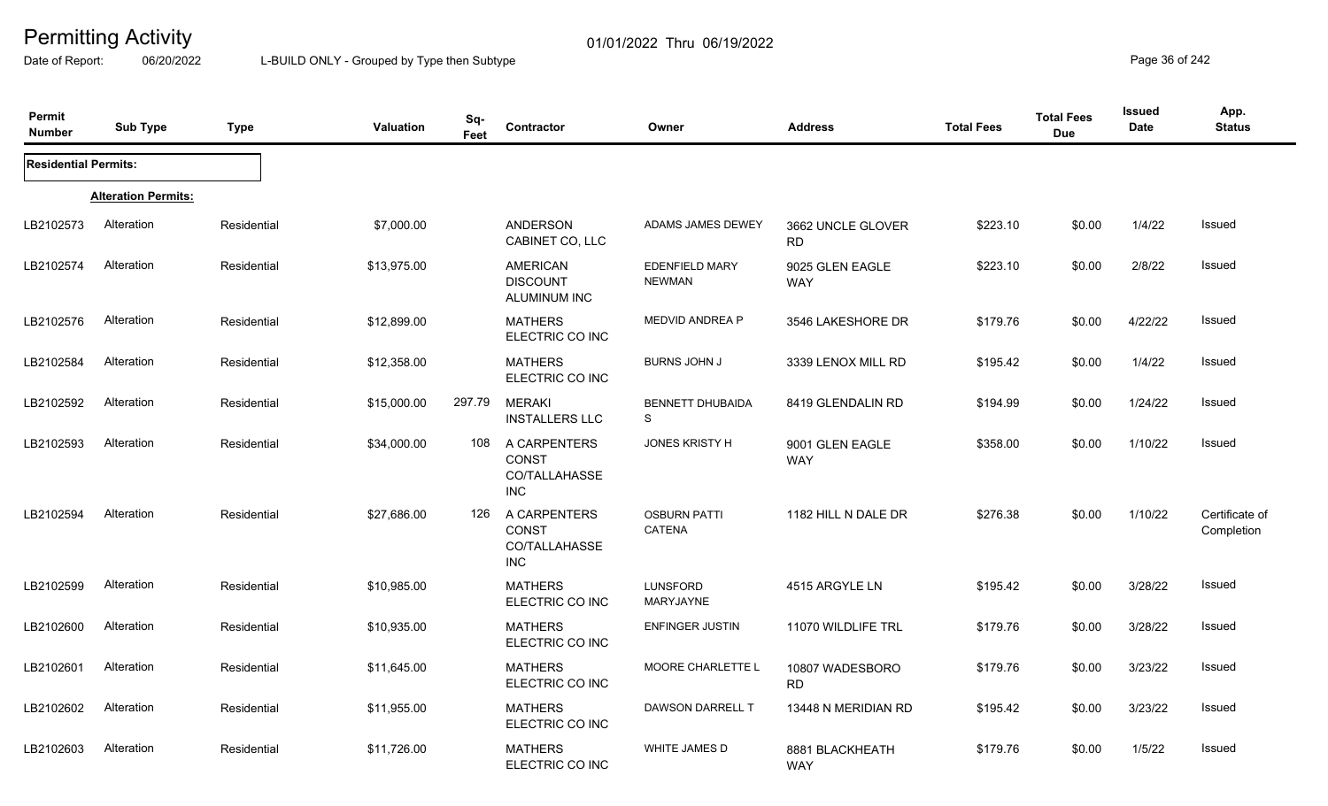# Permitting Activity

01/01/2022 Thru 06/19/2022

Date of Report: 06/20/2022 L-BUILD ONLY - Grouped by Type then Subtype

| Permit Number | Sub Type | Type | Valuation | Sq-Feet | Contractor | Owner | Address | Total Fees | Total Fees Due | Issued Date | App. Status |
|---|---|---|---|---|---|---|---|---|---|---|---|
| **Residential Permits:** | | | | | | | | | | | |
| | **Alteration Permits:** | | | | | | | | | | |
| LB2102573 | Alteration | Residential | $7,000.00 | | ANDERSON CABINET CO, LLC | ADAMS JAMES DEWEY | 3662 UNCLE GLOVER RD | $223.10 | $0.00 | 1/4/22 | Issued |
| LB2102574 | Alteration | Residential | $13,975.00 | | AMERICAN DISCOUNT ALUMINUM INC | EDENFIELD MARY NEWMAN | 9025 GLEN EAGLE WAY | $223.10 | $0.00 | 2/8/22 | Issued |
| LB2102576 | Alteration | Residential | $12,899.00 | | MATHERS ELECTRIC CO INC | MEDVID ANDREA P | 3546 LAKESHORE DR | $179.76 | $0.00 | 4/22/22 | Issued |
| LB2102584 | Alteration | Residential | $12,358.00 | | MATHERS ELECTRIC CO INC | BURNS JOHN J | 3339 LENOX MILL RD | $195.42 | $0.00 | 1/4/22 | Issued |
| LB2102592 | Alteration | Residential | $15,000.00 | 297.79 | MERAKI INSTALLERS LLC | BENNETT DHUBAIDA S | 8419 GLENDALIN RD | $194.99 | $0.00 | 1/24/22 | Issued |
| LB2102593 | Alteration | Residential | $34,000.00 | 108 | A CARPENTERS CONST CO/TALLAHASSE INC | JONES KRISTY H | 9001 GLEN EAGLE WAY | $358.00 | $0.00 | 1/10/22 | Issued |
| LB2102594 | Alteration | Residential | $27,686.00 | 126 | A CARPENTERS CONST CO/TALLAHASSE INC | OSBURN PATTI CATENA | 1182 HILL N DALE DR | $276.38 | $0.00 | 1/10/22 | Certificate of Completion |
| LB2102599 | Alteration | Residential | $10,985.00 | | MATHERS ELECTRIC CO INC | LUNSFORD MARYJAYNE | 4515 ARGYLE LN | $195.42 | $0.00 | 3/28/22 | Issued |
| LB2102600 | Alteration | Residential | $10,935.00 | | MATHERS ELECTRIC CO INC | ENFINGER JUSTIN | 11070 WILDLIFE TRL | $179.76 | $0.00 | 3/28/22 | Issued |
| LB2102601 | Alteration | Residential | $11,645.00 | | MATHERS ELECTRIC CO INC | MOORE CHARLETTE L | 10807 WADESBORO RD | $179.76 | $0.00 | 3/23/22 | Issued |
| LB2102602 | Alteration | Residential | $11,955.00 | | MATHERS ELECTRIC CO INC | DAWSON DARRELL T | 13448 N MERIDIAN RD | $195.42 | $0.00 | 3/23/22 | Issued |
| LB2102603 | Alteration | Residential | $11,726.00 | | MATHERS ELECTRIC CO INC | WHITE JAMES D | 8881 BLACKHEATH WAY | $179.76 | $0.00 | 1/5/22 | Issued |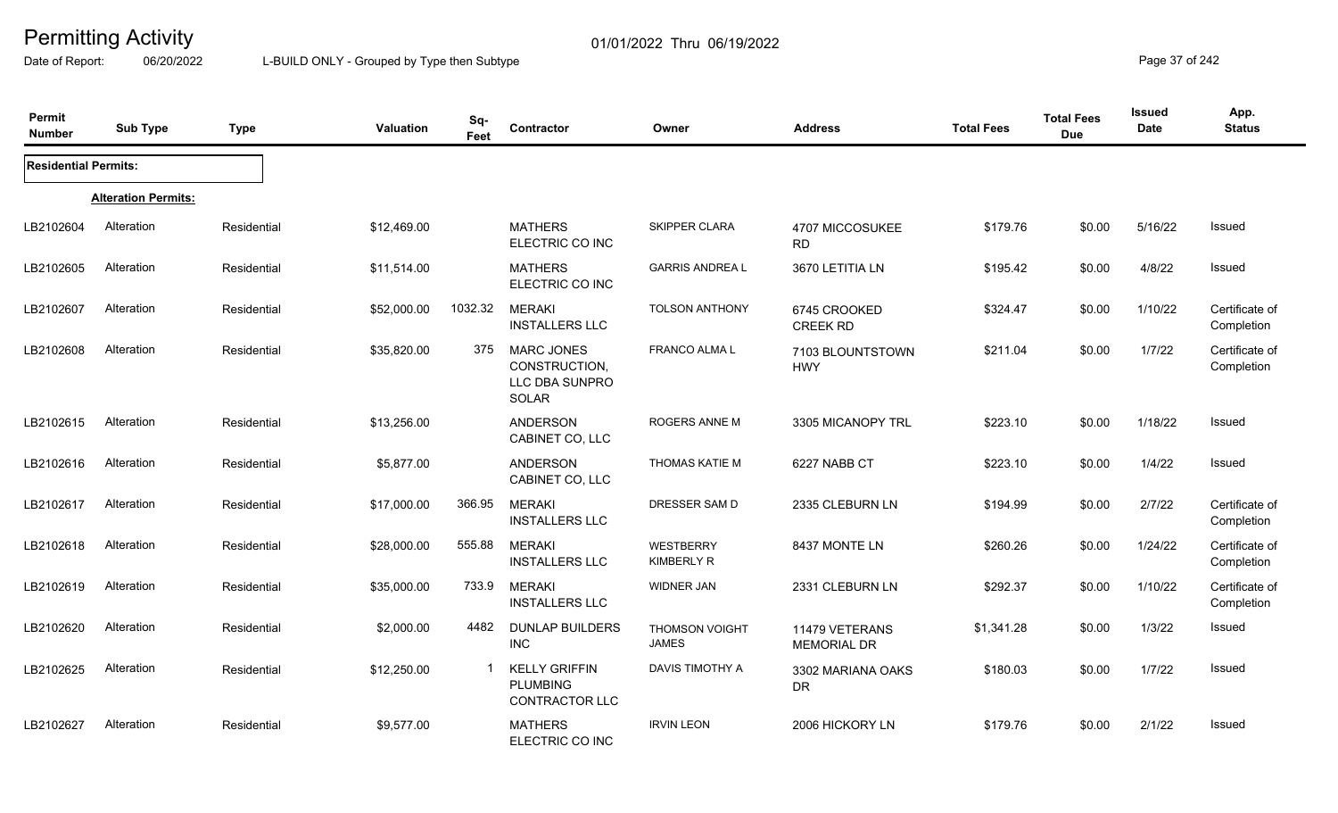# Permitting Activity

01/01/2022 Thru 06/19/2022

Date of Report: 06/20/2022 L-BUILD ONLY - Grouped by Type then Subtype

| Permit Number | Sub Type | Type | Valuation | Sq-Feet | Contractor | Owner | Address | Total Fees | Total Fees Due | Issued Date | App. Status |
|---|---|---|---|---|---|---|---|---|---|---|---|
| **Residential Permits:** | | | | | | | | | | | |
| | **Alteration Permits:** | | | | | | | | | | |
| LB2102604 | Alteration | Residential | $12,469.00 | | MATHERS ELECTRIC CO INC | SKIPPER CLARA | 4707 MICCOSUKEE RD | $179.76 | $0.00 | 5/16/22 | Issued |
| LB2102605 | Alteration | Residential | $11,514.00 | | MATHERS ELECTRIC CO INC | GARRIS ANDREA L | 3670 LETITIA LN | $195.42 | $0.00 | 4/8/22 | Issued |
| LB2102607 | Alteration | Residential | $52,000.00 | 1032.32 | MERAKI INSTALLERS LLC | TOLSON ANTHONY | 6745 CROOKED CREEK RD | $324.47 | $0.00 | 1/10/22 | Certificate of Completion |
| LB2102608 | Alteration | Residential | $35,820.00 | 375 | MARC JONES CONSTRUCTION, LLC DBA SUNPRO SOLAR | FRANCO ALMA L | 7103 BLOUNTSTOWN HWY | $211.04 | $0.00 | 1/7/22 | Certificate of Completion |
| LB2102615 | Alteration | Residential | $13,256.00 | | ANDERSON CABINET CO, LLC | ROGERS ANNE M | 3305 MICANOPY TRL | $223.10 | $0.00 | 1/18/22 | Issued |
| LB2102616 | Alteration | Residential | $5,877.00 | | ANDERSON CABINET CO, LLC | THOMAS KATIE M | 6227 NABB CT | $223.10 | $0.00 | 1/4/22 | Issued |
| LB2102617 | Alteration | Residential | $17,000.00 | 366.95 | MERAKI INSTALLERS LLC | DRESSER SAM D | 2335 CLEBURN LN | $194.99 | $0.00 | 2/7/22 | Certificate of Completion |
| LB2102618 | Alteration | Residential | $28,000.00 | 555.88 | MERAKI INSTALLERS LLC | WESTBERRY KIMBERLY R | 8437 MONTE LN | $260.26 | $0.00 | 1/24/22 | Certificate of Completion |
| LB2102619 | Alteration | Residential | $35,000.00 | 733.9 | MERAKI INSTALLERS LLC | WIDNER JAN | 2331 CLEBURN LN | $292.37 | $0.00 | 1/10/22 | Certificate of Completion |
| LB2102620 | Alteration | Residential | $2,000.00 | 4482 | DUNLAP BUILDERS INC | THOMSON VOIGHT JAMES | 11479 VETERANS MEMORIAL DR | $1,341.28 | $0.00 | 1/3/22 | Issued |
| LB2102625 | Alteration | Residential | $12,250.00 | 1 | KELLY GRIFFIN PLUMBING CONTRACTOR LLC | DAVIS TIMOTHY A | 3302 MARIANA OAKS DR | $180.03 | $0.00 | 1/7/22 | Issued |
| LB2102627 | Alteration | Residential | $9,577.00 | | MATHERS ELECTRIC CO INC | IRVIN LEON | 2006 HICKORY LN | $179.76 | $0.00 | 2/1/22 | Issued |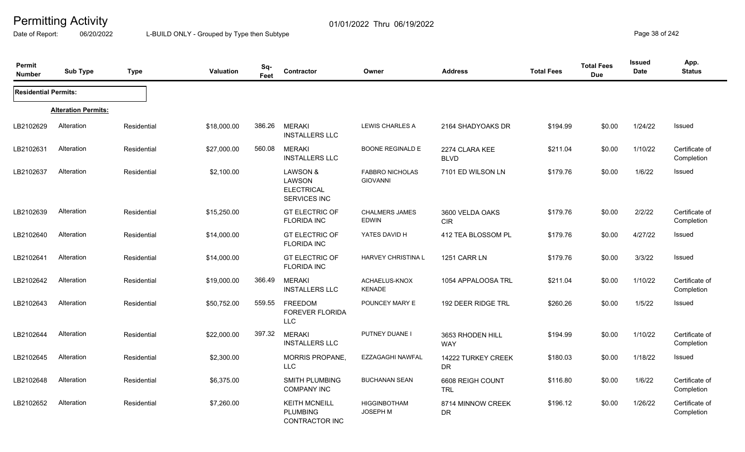# Permitting Activity

Date of Report: 06/20/2022 L-BUILD ONLY - Grouped by Type then Subtype 01/01/2022 Thru 06/19/2022

| Permit Number | Sub Type | Type | Valuation | Sq-Feet | Contractor | Owner | Address | Total Fees | Total Fees Due | Issued Date | App. Status |
|---|---|---|---|---|---|---|---|---|---|---|---|
| **Residential Permits:** | | | | | | | | | | | |
| **Alteration Permits:** | | | | | | | | | | | |
| LB2102629 | Alteration | Residential | $18,000.00 | 386.26 | MERAKI INSTALLERS LLC | LEWIS CHARLES A | 2164 SHADYOAKS DR | $194.99 | $0.00 | 1/24/22 | Issued |
| LB2102631 | Alteration | Residential | $27,000.00 | 560.08 | MERAKI INSTALLERS LLC | BOONE REGINALD E | 2274 CLARA KEE BLVD | $211.04 | $0.00 | 1/10/22 | Certificate of Completion |
| LB2102637 | Alteration | Residential | $2,100.00 | | LAWSON & LAWSON ELECTRICAL SERVICES INC | FABBRO NICHOLAS GIOVANNI | 7101 ED WILSON LN | $179.76 | $0.00 | 1/6/22 | Issued |
| LB2102639 | Alteration | Residential | $15,250.00 | | GT ELECTRIC OF FLORIDA INC | CHALMERS JAMES EDWIN | 3600 VELDA OAKS CIR | $179.76 | $0.00 | 2/2/22 | Certificate of Completion |
| LB2102640 | Alteration | Residential | $14,000.00 | | GT ELECTRIC OF FLORIDA INC | YATES DAVID H | 412 TEA BLOSSOM PL | $179.76 | $0.00 | 4/27/22 | Issued |
| LB2102641 | Alteration | Residential | $14,000.00 | | GT ELECTRIC OF FLORIDA INC | HARVEY CHRISTINA L | 1251 CARR LN | $179.76 | $0.00 | 3/3/22 | Issued |
| LB2102642 | Alteration | Residential | $19,000.00 | 366.49 | MERAKI INSTALLERS LLC | ACHAELUS-KNOX KENADE | 1054 APPALOOSA TRL | $211.04 | $0.00 | 1/10/22 | Certificate of Completion |
| LB2102643 | Alteration | Residential | $50,752.00 | 559.55 | FREEDOM FOREVER FLORIDA LLC | POUNCEY MARY E | 192 DEER RIDGE TRL | $260.26 | $0.00 | 1/5/22 | Issued |
| LB2102644 | Alteration | Residential | $22,000.00 | 397.32 | MERAKI INSTALLERS LLC | PUTNEY DUANE I | 3653 RHODEN HILL WAY | $194.99 | $0.00 | 1/10/22 | Certificate of Completion |
| LB2102645 | Alteration | Residential | $2,300.00 | | MORRIS PROPANE, LLC | EZZAGAGHI NAWFAL | 14222 TURKEY CREEK DR | $180.03 | $0.00 | 1/18/22 | Issued |
| LB2102648 | Alteration | Residential | $6,375.00 | | SMITH PLUMBING COMPANY INC | BUCHANAN SEAN | 6608 REIGH COUNT TRL | $116.80 | $0.00 | 1/6/22 | Certificate of Completion |
| LB2102652 | Alteration | Residential | $7,260.00 | | KEITH MCNEILL PLUMBING CONTRACTOR INC | HIGGINBOTHAM JOSEPH M | 8714 MINNOW CREEK DR | $196.12 | $0.00 | 1/26/22 | Certificate of Completion |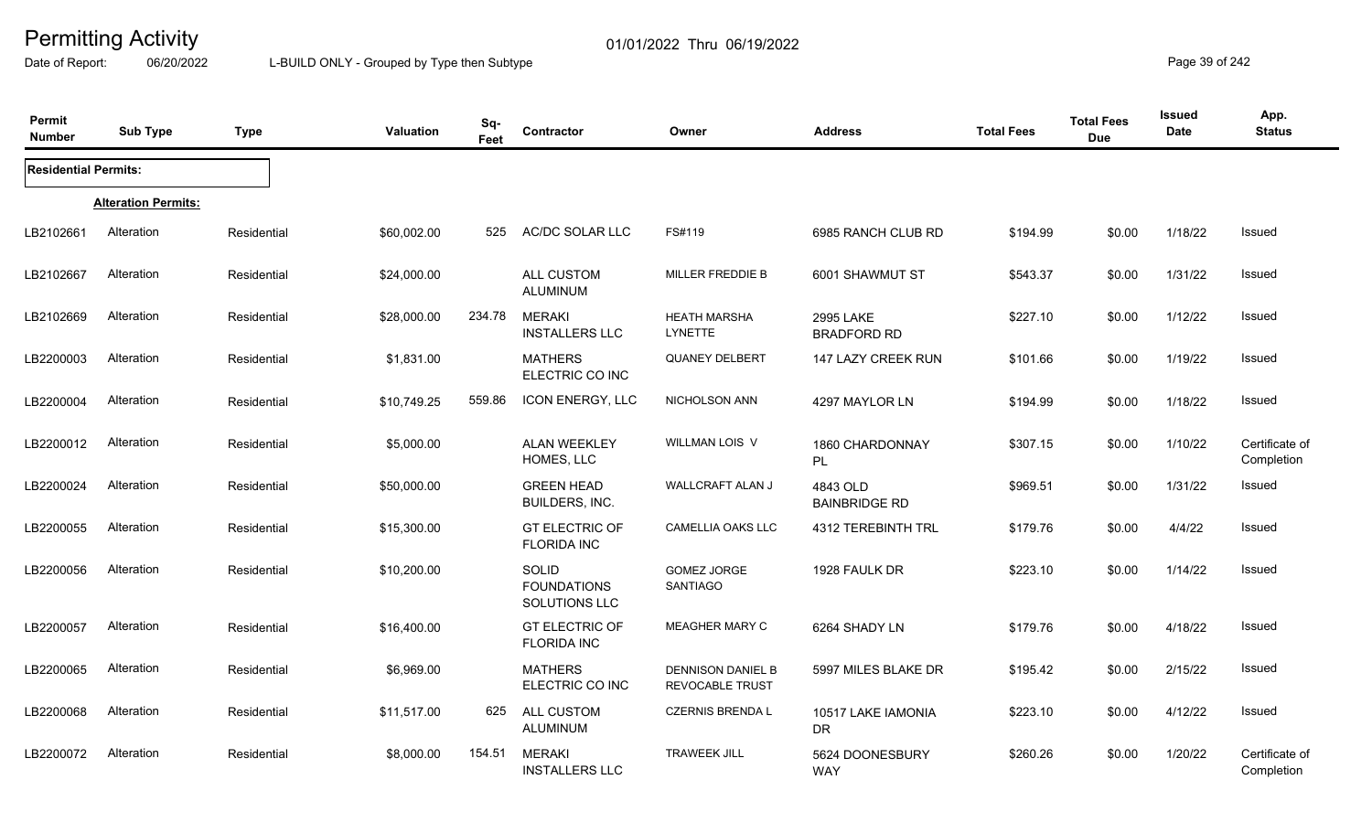# Permitting Activity

01/01/2022 Thru 06/19/2022

Date of Report: 06/20/2022

L-BUILD ONLY - Grouped by Type then Subtype

| Permit Number | Sub Type | Type | Valuation | Sq-Feet | Contractor | Owner | Address | Total Fees | Total Fees Due | Issued Date | App. Status |
|---|---|---|---|---|---|---|---|---|---|---|---|
| **Residential Permits:** | | | | | | | | | | | |
| | **Alteration Permits:** | | | | | | | | | | |
| LB2102661 | Alteration | Residential | $60,002.00 | 525 | AC/DC SOLAR LLC | FS#119 | 6985 RANCH CLUB RD | $194.99 | $0.00 | 1/18/22 | Issued |
| LB2102667 | Alteration | Residential | $24,000.00 | | ALL CUSTOM ALUMINUM | MILLER FREDDIE B | 6001 SHAWMUT ST | $543.37 | $0.00 | 1/31/22 | Issued |
| LB2102669 | Alteration | Residential | $28,000.00 | 234.78 | MERAKI INSTALLERS LLC | HEATH MARSHA LYNETTE | 2995 LAKE BRADFORD RD | $227.10 | $0.00 | 1/12/22 | Issued |
| LB2200003 | Alteration | Residential | $1,831.00 | | MATHERS ELECTRIC CO INC | QUANEY DELBERT | 147 LAZY CREEK RUN | $101.66 | $0.00 | 1/19/22 | Issued |
| LB2200004 | Alteration | Residential | $10,749.25 | 559.86 | ICON ENERGY, LLC | NICHOLSON ANN | 4297 MAYLOR LN | $194.99 | $0.00 | 1/18/22 | Issued |
| LB2200012 | Alteration | Residential | $5,000.00 | | ALAN WEEKLEY HOMES, LLC | WILLMAN LOIS V | 1860 CHARDONNAY PL | $307.15 | $0.00 | 1/10/22 | Certificate of Completion |
| LB2200024 | Alteration | Residential | $50,000.00 | | GREEN HEAD BUILDERS, INC. | WALLCRAFT ALAN J | 4843 OLD BAINBRIDGE RD | $969.51 | $0.00 | 1/31/22 | Issued |
| LB2200055 | Alteration | Residential | $15,300.00 | | GT ELECTRIC OF FLORIDA INC | CAMELLIA OAKS LLC | 4312 TEREBINTH TRL | $179.76 | $0.00 | 4/4/22 | Issued |
| LB2200056 | Alteration | Residential | $10,200.00 | | SOLID FOUNDATIONS SOLUTIONS LLC | GOMEZ JORGE SANTIAGO | 1928 FAULK DR | $223.10 | $0.00 | 1/14/22 | Issued |
| LB2200057 | Alteration | Residential | $16,400.00 | | GT ELECTRIC OF FLORIDA INC | MEAGHER MARY C | 6264 SHADY LN | $179.76 | $0.00 | 4/18/22 | Issued |
| LB2200065 | Alteration | Residential | $6,969.00 | | MATHERS ELECTRIC CO INC | DENNISON DANIEL B REVOCABLE TRUST | 5997 MILES BLAKE DR | $195.42 | $0.00 | 2/15/22 | Issued |
| LB2200068 | Alteration | Residential | $11,517.00 | 625 | ALL CUSTOM ALUMINUM | CZERNIS BRENDA L | 10517 LAKE IAMONIA DR | $223.10 | $0.00 | 4/12/22 | Issued |
| LB2200072 | Alteration | Residential | $8,000.00 | 154.51 | MERAKI INSTALLERS LLC | TRAWEEK JILL | 5624 DOONESBURY WAY | $260.26 | $0.00 | 1/20/22 | Certificate of Completion |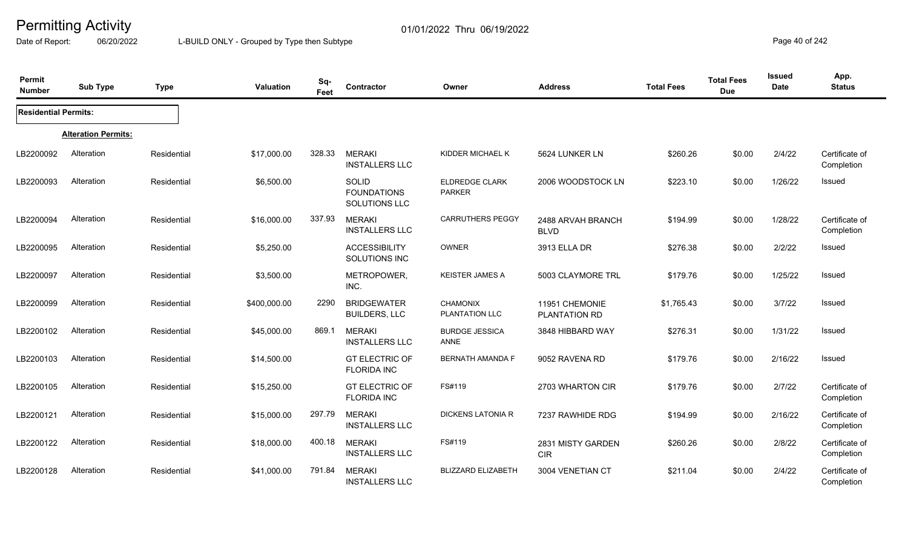# Permitting Activity

Date of Report: 06/20/2022

01/01/2022 Thru 06/19/2022

L-BUILD ONLY - Grouped by Type then Subtype

| Permit Number | Sub Type | Type | Valuation | Sq-Feet | Contractor | Owner | Address | Total Fees | Total Fees Due | Issued Date | App. Status |
|---|---|---|---|---|---|---|---|---|---|---|---|
| **Residential Permits:** | | | | | | | | | | | |
| | **Alteration Permits:** | | | | | | | | | | |
| LB2200092 | Alteration | Residential | $17,000.00 | 328.33 | MERAKI INSTALLERS LLC | KIDDER MICHAEL K | 5624 LUNKER LN | $260.26 | $0.00 | 2/4/22 | Certificate of Completion |
| LB2200093 | Alteration | Residential | $6,500.00 | | SOLID FOUNDATIONS SOLUTIONS LLC | ELDREDGE CLARK PARKER | 2006 WOODSTOCK LN | $223.10 | $0.00 | 1/26/22 | Issued |
| LB2200094 | Alteration | Residential | $16,000.00 | 337.93 | MERAKI INSTALLERS LLC | CARRUTHERS PEGGY | 2488 ARVAH BRANCH BLVD | $194.99 | $0.00 | 1/28/22 | Certificate of Completion |
| LB2200095 | Alteration | Residential | $5,250.00 | | ACCESSIBILITY SOLUTIONS INC | OWNER | 3913 ELLA DR | $276.38 | $0.00 | 2/2/22 | Issued |
| LB2200097 | Alteration | Residential | $3,500.00 | | METROPOWER, INC. | KEISTER JAMES A | 5003 CLAYMORE TRL | $179.76 | $0.00 | 1/25/22 | Issued |
| LB2200099 | Alteration | Residential | $400,000.00 | 2290 | BRIDGEWATER BUILDERS, LLC | CHAMONIX PLANTATION LLC | 11951 CHEMONIE PLANTATION RD | $1,765.43 | $0.00 | 3/7/22 | Issued |
| LB2200102 | Alteration | Residential | $45,000.00 | 869.1 | MERAKI INSTALLERS LLC | BURDGE JESSICA ANNE | 3848 HIBBARD WAY | $276.31 | $0.00 | 1/31/22 | Issued |
| LB2200103 | Alteration | Residential | $14,500.00 | | GT ELECTRIC OF FLORIDA INC | BERNATH AMANDA F | 9052 RAVENA RD | $179.76 | $0.00 | 2/16/22 | Issued |
| LB2200105 | Alteration | Residential | $15,250.00 | | GT ELECTRIC OF FLORIDA INC | FS#119 | 2703 WHARTON CIR | $179.76 | $0.00 | 2/7/22 | Certificate of Completion |
| LB2200121 | Alteration | Residential | $15,000.00 | 297.79 | MERAKI INSTALLERS LLC | DICKENS LATONIA R | 7237 RAWHIDE RDG | $194.99 | $0.00 | 2/16/22 | Certificate of Completion |
| LB2200122 | Alteration | Residential | $18,000.00 | 400.18 | MERAKI INSTALLERS LLC | FS#119 | 2831 MISTY GARDEN CIR | $260.26 | $0.00 | 2/8/22 | Certificate of Completion |
| LB2200128 | Alteration | Residential | $41,000.00 | 791.84 | MERAKI INSTALLERS LLC | BLIZZARD ELIZABETH | 3004 VENETIAN CT | $211.04 | $0.00 | 2/4/22 | Certificate of Completion |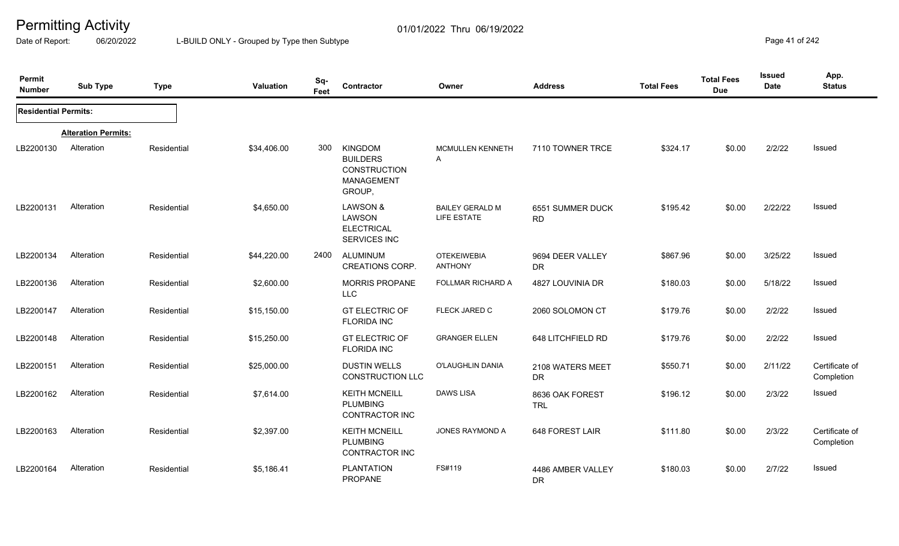# Permitting Activity

Date of Report: 06/20/2022

L-BUILD ONLY - Grouped by Type then Subtype

01/01/2022 Thru 06/19/2022

| Permit Number | Sub Type | Type | Valuation | Sq-Feet | Contractor | Owner | Address | Total Fees | Total Fees Due | Issued Date | App. Status |
|---|---|---|---|---|---|---|---|---|---|---|---|
| **Residential Permits:** | | | | | | | | | | | |
| | **Alteration Permits:** | | | | | | | | | | |
| LB2200130 | Alteration | Residential | $34,406.00 | 300 | KINGDOM BUILDERS CONSTRUCTION MANAGEMENT GROUP, | MCMULLEN KENNETH A | 7110 TOWNER TRCE | $324.17 | $0.00 | 2/2/22 | Issued |
| LB2200131 | Alteration | Residential | $4,650.00 | | LAWSON & LAWSON ELECTRICAL SERVICES INC | BAILEY GERALD M LIFE ESTATE | 6551 SUMMER DUCK RD | $195.42 | $0.00 | 2/22/22 | Issued |
| LB2200134 | Alteration | Residential | $44,220.00 | 2400 | ALUMINUM CREATIONS CORP. | OTEKEIWEBIA ANTHONY | 9694 DEER VALLEY DR | $867.96 | $0.00 | 3/25/22 | Issued |
| LB2200136 | Alteration | Residential | $2,600.00 | | MORRIS PROPANE LLC | FOLLMAR RICHARD A | 4827 LOUVINIA DR | $180.03 | $0.00 | 5/18/22 | Issued |
| LB2200147 | Alteration | Residential | $15,150.00 | | GT ELECTRIC OF FLORIDA INC | FLECK JARED C | 2060 SOLOMON CT | $179.76 | $0.00 | 2/2/22 | Issued |
| LB2200148 | Alteration | Residential | $15,250.00 | | GT ELECTRIC OF FLORIDA INC | GRANGER ELLEN | 648 LITCHFIELD RD | $179.76 | $0.00 | 2/2/22 | Issued |
| LB2200151 | Alteration | Residential | $25,000.00 | | DUSTIN WELLS CONSTRUCTION LLC | O'LAUGHLIN DANIA | 2108 WATERS MEET DR | $550.71 | $0.00 | 2/11/22 | Certificate of Completion |
| LB2200162 | Alteration | Residential | $7,614.00 | | KEITH MCNEILL PLUMBING CONTRACTOR INC | DAWS LISA | 8636 OAK FOREST TRL | $196.12 | $0.00 | 2/3/22 | Issued |
| LB2200163 | Alteration | Residential | $2,397.00 | | KEITH MCNEILL PLUMBING CONTRACTOR INC | JONES RAYMOND A | 648 FOREST LAIR | $111.80 | $0.00 | 2/3/22 | Certificate of Completion |
| LB2200164 | Alteration | Residential | $5,186.41 | | PLANTATION PROPANE | FS#119 | 4486 AMBER VALLEY DR | $180.03 | $0.00 | 2/7/22 | Issued |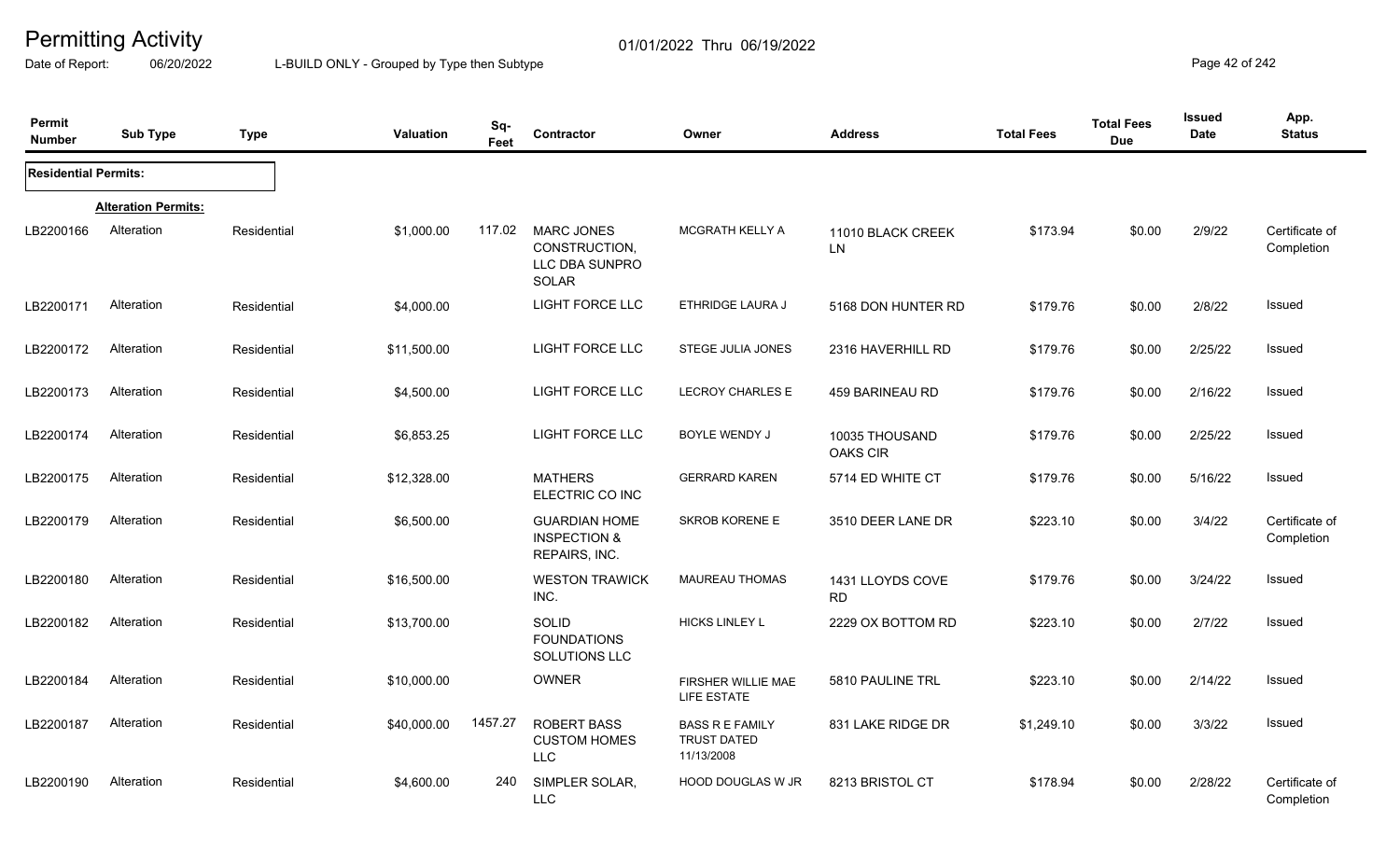# Permitting Activity

01/01/2022 Thru 06/19/2022

Date of Report: 06/20/2022 L-BUILD ONLY - Grouped by Type then Subtype

| Permit Number | Sub Type | Type | Valuation | Sq-Feet | Contractor | Owner | Address | Total Fees | Total Fees Due | Issued Date | App. Status |
|---|---|---|---|---|---|---|---|---|---|---|---|
| **Residential Permits:** | | | | | | | | | | | |
| | **Alteration Permits:** | | | | | | | | | | |
| LB2200166 | Alteration | Residential | $1,000.00 | 117.02 | MARC JONES CONSTRUCTION, LLC DBA SUNPRO SOLAR | MCGRATH KELLY A | 11010 BLACK CREEK LN | $173.94 | $0.00 | 2/9/22 | Certificate of Completion |
| LB2200171 | Alteration | Residential | $4,000.00 | | LIGHT FORCE LLC | ETHRIDGE LAURA J | 5168 DON HUNTER RD | $179.76 | $0.00 | 2/8/22 | Issued |
| LB2200172 | Alteration | Residential | $11,500.00 | | LIGHT FORCE LLC | STEGE JULIA JONES | 2316 HAVERHILL RD | $179.76 | $0.00 | 2/25/22 | Issued |
| LB2200173 | Alteration | Residential | $4,500.00 | | LIGHT FORCE LLC | LECROY CHARLES E | 459 BARINEAU RD | $179.76 | $0.00 | 2/16/22 | Issued |
| LB2200174 | Alteration | Residential | $6,853.25 | | LIGHT FORCE LLC | BOYLE WENDY J | 10035 THOUSAND OAKS CIR | $179.76 | $0.00 | 2/25/22 | Issued |
| LB2200175 | Alteration | Residential | $12,328.00 | | MATHERS ELECTRIC CO INC | GERRARD KAREN | 5714 ED WHITE CT | $179.76 | $0.00 | 5/16/22 | Issued |
| LB2200179 | Alteration | Residential | $6,500.00 | | GUARDIAN HOME INSPECTION & REPAIRS, INC. | SKROB KORENE E | 3510 DEER LANE DR | $223.10 | $0.00 | 3/4/22 | Certificate of Completion |
| LB2200180 | Alteration | Residential | $16,500.00 | | WESTON TRAWICK INC. | MAUREAU THOMAS | 1431 LLOYDS COVE RD | $179.76 | $0.00 | 3/24/22 | Issued |
| LB2200182 | Alteration | Residential | $13,700.00 | | SOLID FOUNDATIONS SOLUTIONS LLC | HICKS LINLEY L | 2229 OX BOTTOM RD | $223.10 | $0.00 | 2/7/22 | Issued |
| LB2200184 | Alteration | Residential | $10,000.00 | | OWNER | FIRSHER WILLIE MAE LIFE ESTATE | 5810 PAULINE TRL | $223.10 | $0.00 | 2/14/22 | Issued |
| LB2200187 | Alteration | Residential | $40,000.00 | 1457.27 | ROBERT BASS CUSTOM HOMES LLC | BASS R E FAMILY TRUST DATED 11/13/2008 | 831 LAKE RIDGE DR | $1,249.10 | $0.00 | 3/3/22 | Issued |
| LB2200190 | Alteration | Residential | $4,600.00 | 240 | SIMPLER SOLAR, LLC | HOOD DOUGLAS W JR | 8213 BRISTOL CT | $178.94 | $0.00 | 2/28/22 | Certificate of Completion |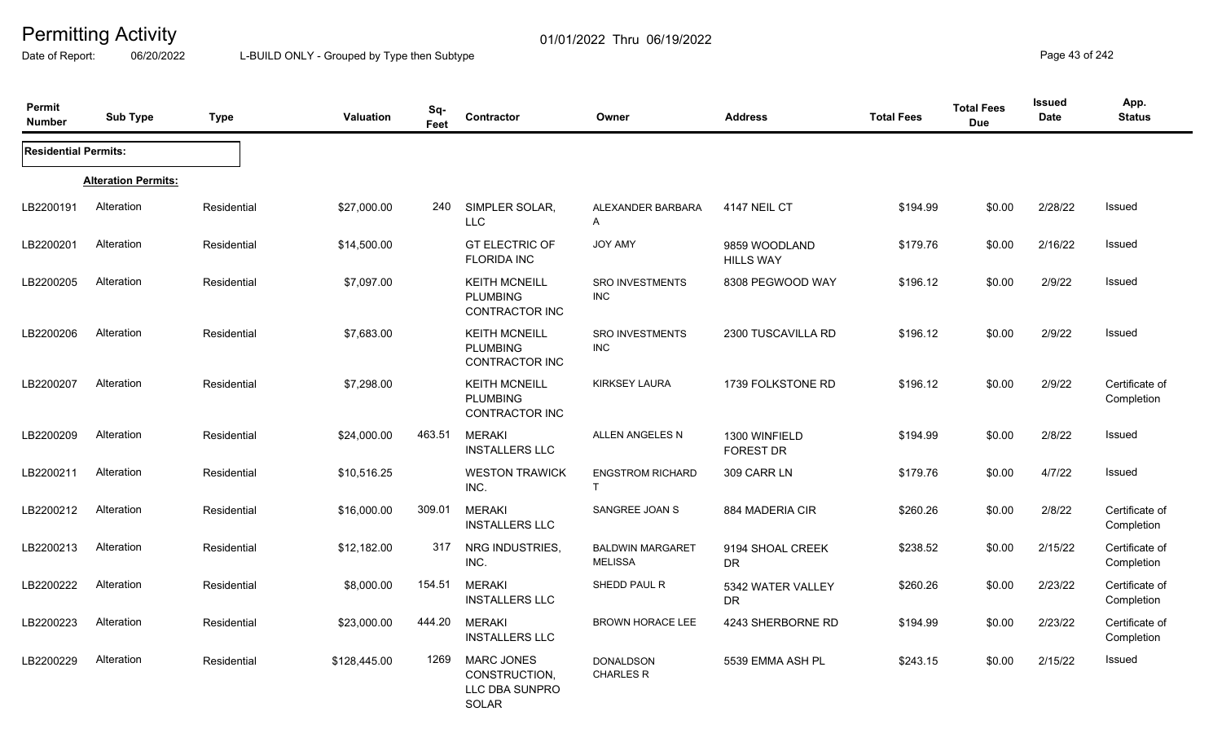# Permitting Activity

Date of Report: 06/20/2022 L-BUILD ONLY - Grouped by Type then Subtype 01/01/2022 Thru 06/19/2022

| Permit Number | Sub Type | Type | Valuation | Sq-Feet | Contractor | Owner | Address | Total Fees | Total Fees Due | Issued Date | App. Status |
|---|---|---|---|---|---|---|---|---|---|---|---|
| **Residential Permits:** | | | | | | | | | | | |
| | **Alteration Permits:** | | | | | | | | | | |
| LB2200191 | Alteration | Residential | $27,000.00 | 240 | SIMPLER SOLAR, LLC | ALEXANDER BARBARA A | 4147 NEIL CT | $194.99 | $0.00 | 2/28/22 | Issued |
| LB2200201 | Alteration | Residential | $14,500.00 | | GT ELECTRIC OF FLORIDA INC | JOY AMY | 9859 WOODLAND HILLS WAY | $179.76 | $0.00 | 2/16/22 | Issued |
| LB2200205 | Alteration | Residential | $7,097.00 | | KEITH MCNEILL PLUMBING CONTRACTOR INC | SRO INVESTMENTS INC | 8308 PEGWOOD WAY | $196.12 | $0.00 | 2/9/22 | Issued |
| LB2200206 | Alteration | Residential | $7,683.00 | | KEITH MCNEILL PLUMBING CONTRACTOR INC | SRO INVESTMENTS INC | 2300 TUSCAVILLA RD | $196.12 | $0.00 | 2/9/22 | Issued |
| LB2200207 | Alteration | Residential | $7,298.00 | | KEITH MCNEILL PLUMBING CONTRACTOR INC | KIRKSEY LAURA | 1739 FOLKSTONE RD | $196.12 | $0.00 | 2/9/22 | Certificate of Completion |
| LB2200209 | Alteration | Residential | $24,000.00 | 463.51 | MERAKI INSTALLERS LLC | ALLEN ANGELES N | 1300 WINFIELD FOREST DR | $194.99 | $0.00 | 2/8/22 | Issued |
| LB2200211 | Alteration | Residential | $10,516.25 | | WESTON TRAWICK INC. | ENGSTROM RICHARD T | 309 CARR LN | $179.76 | $0.00 | 4/7/22 | Issued |
| LB2200212 | Alteration | Residential | $16,000.00 | 309.01 | MERAKI INSTALLERS LLC | SANGREE JOAN S | 884 MADERIA CIR | $260.26 | $0.00 | 2/8/22 | Certificate of Completion |
| LB2200213 | Alteration | Residential | $12,182.00 | 317 | NRG INDUSTRIES, INC. | BALDWIN MARGARET MELISSA | 9194 SHOAL CREEK DR | $238.52 | $0.00 | 2/15/22 | Certificate of Completion |
| LB2200222 | Alteration | Residential | $8,000.00 | 154.51 | MERAKI INSTALLERS LLC | SHEDD PAUL R | 5342 WATER VALLEY DR | $260.26 | $0.00 | 2/23/22 | Certificate of Completion |
| LB2200223 | Alteration | Residential | $23,000.00 | 444.20 | MERAKI INSTALLERS LLC | BROWN HORACE LEE | 4243 SHERBORNE RD | $194.99 | $0.00 | 2/23/22 | Certificate of Completion |
| LB2200229 | Alteration | Residential | $128,445.00 | 1269 | MARC JONES CONSTRUCTION, LLC DBA SUNPRO SOLAR | DONALDSON CHARLES R | 5539 EMMA ASH PL | $243.15 | $0.00 | 2/15/22 | Issued |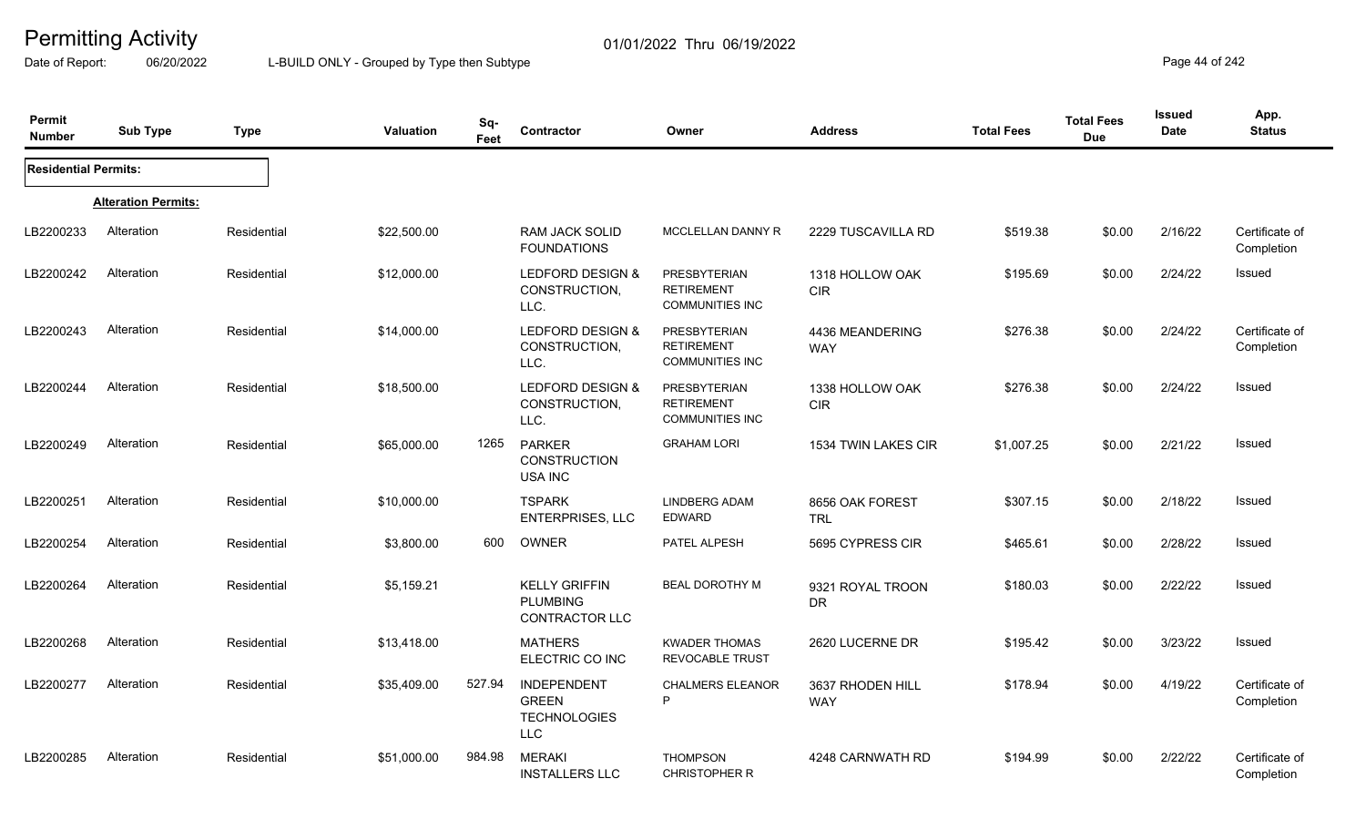# Permitting Activity

01/01/2022 Thru 06/19/2022

Date of Report: 06/20/2022

L-BUILD ONLY - Grouped by Type then Subtype

| Permit Number | Sub Type | Type | Valuation | Sq-Feet | Contractor | Owner | Address | Total Fees | Total Fees Due | Issued Date | App. Status |
|---|---|---|---|---|---|---|---|---|---|---|---|
| **Residential Permits:** | | | | | | | | | | | |
| | **Alteration Permits:** | | | | | | | | | | |
| LB2200233 | Alteration | Residential | $22,500.00 | | RAM JACK SOLID FOUNDATIONS | MCCLELLAN DANNY R | 2229 TUSCAVILLA RD | $519.38 | $0.00 | 2/16/22 | Certificate of Completion |
| LB2200242 | Alteration | Residential | $12,000.00 | | LEDFORD DESIGN & CONSTRUCTION, LLC. | PRESBYTERIAN RETIREMENT COMMUNITIES INC | 1318 HOLLOW OAK CIR | $195.69 | $0.00 | 2/24/22 | Issued |
| LB2200243 | Alteration | Residential | $14,000.00 | | LEDFORD DESIGN & CONSTRUCTION, LLC. | PRESBYTERIAN RETIREMENT COMMUNITIES INC | 4436 MEANDERING WAY | $276.38 | $0.00 | 2/24/22 | Certificate of Completion |
| LB2200244 | Alteration | Residential | $18,500.00 | | LEDFORD DESIGN & CONSTRUCTION, LLC. | PRESBYTERIAN RETIREMENT COMMUNITIES INC | 1338 HOLLOW OAK CIR | $276.38 | $0.00 | 2/24/22 | Issued |
| LB2200249 | Alteration | Residential | $65,000.00 | 1265 | PARKER CONSTRUCTION USA INC | GRAHAM LORI | 1534 TWIN LAKES CIR | $1,007.25 | $0.00 | 2/21/22 | Issued |
| LB2200251 | Alteration | Residential | $10,000.00 | | TSPARK ENTERPRISES, LLC | LINDBERG ADAM EDWARD | 8656 OAK FOREST TRL | $307.15 | $0.00 | 2/18/22 | Issued |
| LB2200254 | Alteration | Residential | $3,800.00 | 600 | OWNER | PATEL ALPESH | 5695 CYPRESS CIR | $465.61 | $0.00 | 2/28/22 | Issued |
| LB2200264 | Alteration | Residential | $5,159.21 | | KELLY GRIFFIN PLUMBING CONTRACTOR LLC | BEAL DOROTHY M | 9321 ROYAL TROON DR | $180.03 | $0.00 | 2/22/22 | Issued |
| LB2200268 | Alteration | Residential | $13,418.00 | | MATHERS ELECTRIC CO INC | KWADER THOMAS REVOCABLE TRUST | 2620 LUCERNE DR | $195.42 | $0.00 | 3/23/22 | Issued |
| LB2200277 | Alteration | Residential | $35,409.00 | 527.94 | INDEPENDENT GREEN TECHNOLOGIES LLC | CHALMERS ELEANOR P | 3637 RHODEN HILL WAY | $178.94 | $0.00 | 4/19/22 | Certificate of Completion |
| LB2200285 | Alteration | Residential | $51,000.00 | 984.98 | MERAKI INSTALLERS LLC | THOMPSON CHRISTOPHER R | 4248 CARNWATH RD | $194.99 | $0.00 | 2/22/22 | Certificate of Completion |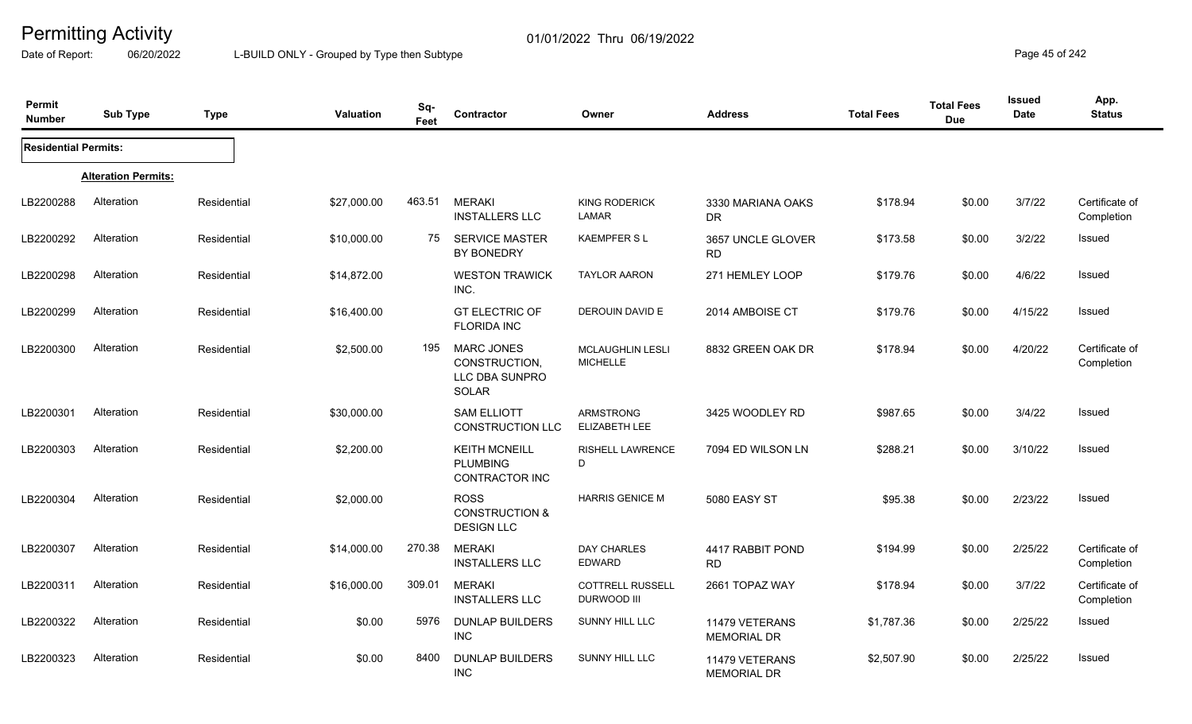# Permitting Activity

01/01/2022 Thru 06/19/2022

Date of Report: 06/20/2022 L-BUILD ONLY - Grouped by Type then Subtype

| Permit Number | Sub Type | Type | Valuation | Sq-Feet | Contractor | Owner | Address | Total Fees | Total Fees Due | Issued Date | App. Status |
|---|---|---|---|---|---|---|---|---|---|---|---|
| **Residential Permits:** | | | | | | | | | | | |
| | **Alteration Permits:** | | | | | | | | | | |
| LB2200288 | Alteration | Residential | $27,000.00 | 463.51 | MERAKI INSTALLERS LLC | KING RODERICK LAMAR | 3330 MARIANA OAKS DR | $178.94 | $0.00 | 3/7/22 | Certificate of Completion |
| LB2200292 | Alteration | Residential | $10,000.00 | 75 | SERVICE MASTER BY BONEDRY | KAEMPFER S L | 3657 UNCLE GLOVER RD | $173.58 | $0.00 | 3/2/22 | Issued |
| LB2200298 | Alteration | Residential | $14,872.00 | | WESTON TRAWICK INC. | TAYLOR AARON | 271 HEMLEY LOOP | $179.76 | $0.00 | 4/6/22 | Issued |
| LB2200299 | Alteration | Residential | $16,400.00 | | GT ELECTRIC OF FLORIDA INC | DEROUIN DAVID E | 2014 AMBOISE CT | $179.76 | $0.00 | 4/15/22 | Issued |
| LB2200300 | Alteration | Residential | $2,500.00 | 195 | MARC JONES CONSTRUCTION, LLC DBA SUNPRO SOLAR | MCLAUGHLIN LESLI MICHELLE | 8832 GREEN OAK DR | $178.94 | $0.00 | 4/20/22 | Certificate of Completion |
| LB2200301 | Alteration | Residential | $30,000.00 | | SAM ELLIOTT CONSTRUCTION LLC | ARMSTRONG ELIZABETH LEE | 3425 WOODLEY RD | $987.65 | $0.00 | 3/4/22 | Issued |
| LB2200303 | Alteration | Residential | $2,200.00 | | KEITH MCNEILL PLUMBING CONTRACTOR INC | RISHELL LAWRENCE D | 7094 ED WILSON LN | $288.21 | $0.00 | 3/10/22 | Issued |
| LB2200304 | Alteration | Residential | $2,000.00 | | ROSS CONSTRUCTION & DESIGN LLC | HARRIS GENICE M | 5080 EASY ST | $95.38 | $0.00 | 2/23/22 | Issued |
| LB2200307 | Alteration | Residential | $14,000.00 | 270.38 | MERAKI INSTALLERS LLC | DAY CHARLES EDWARD | 4417 RABBIT POND RD | $194.99 | $0.00 | 2/25/22 | Certificate of Completion |
| LB2200311 | Alteration | Residential | $16,000.00 | 309.01 | MERAKI INSTALLERS LLC | COTTRELL RUSSELL DURWOOD III | 2661 TOPAZ WAY | $178.94 | $0.00 | 3/7/22 | Certificate of Completion |
| LB2200322 | Alteration | Residential | $0.00 | 5976 | DUNLAP BUILDERS INC | SUNNY HILL LLC | 11479 VETERANS MEMORIAL DR | $1,787.36 | $0.00 | 2/25/22 | Issued |
| LB2200323 | Alteration | Residential | $0.00 | 8400 | DUNLAP BUILDERS INC | SUNNY HILL LLC | 11479 VETERANS MEMORIAL DR | $2,507.90 | $0.00 | 2/25/22 | Issued |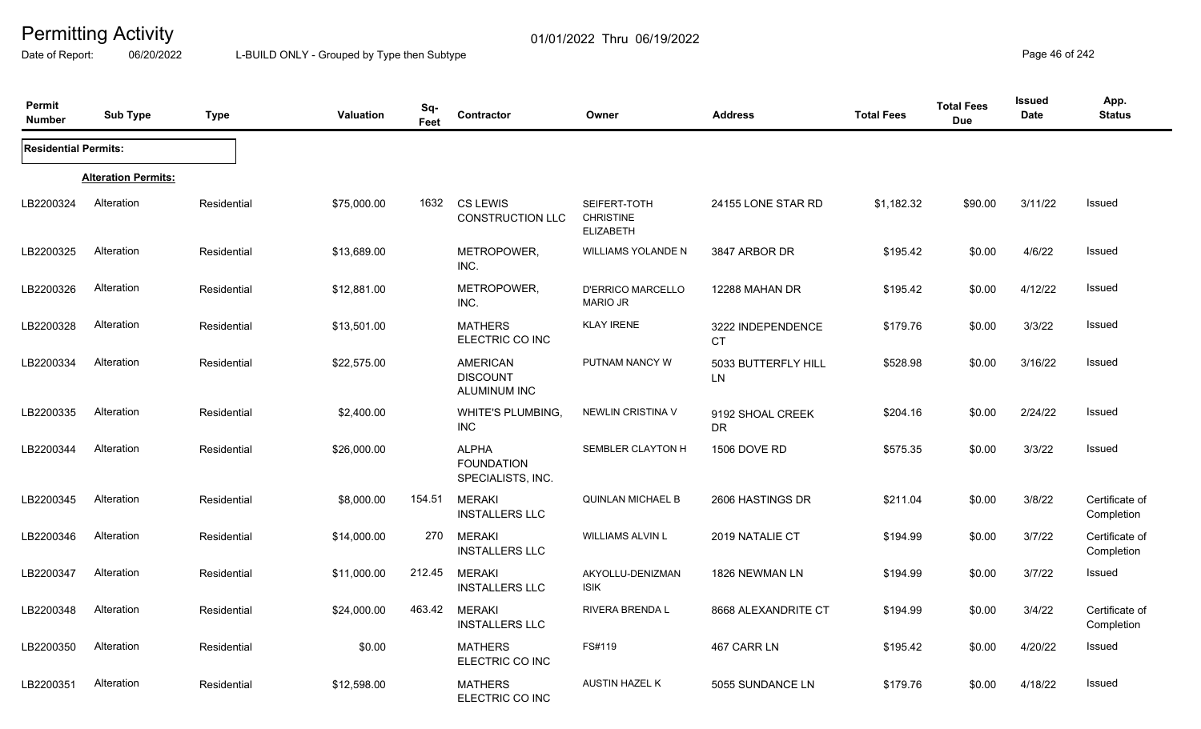# Permitting Activity

01/01/2022 Thru 06/19/2022

Date of Report: 06/20/2022

L-BUILD ONLY - Grouped by Type then Subtype

| Permit Number | Sub Type | Type | Valuation | Sq-Feet | Contractor | Owner | Address | Total Fees | Total Fees Due | Issued Date | App. Status |
|---|---|---|---|---|---|---|---|---|---|---|---|
| **Residential Permits:** | | | | | | | | | | | |
| | **Alteration Permits:** | | | | | | | | | | |
| LB2200324 | Alteration | Residential | $75,000.00 | 1632 | CS LEWIS CONSTRUCTION LLC | SEIFERT-TOTH CHRISTINE ELIZABETH | 24155 LONE STAR RD | $1,182.32 | $90.00 | 3/11/22 | Issued |
| LB2200325 | Alteration | Residential | $13,689.00 | | METROPOWER, INC. | WILLIAMS YOLANDE N | 3847 ARBOR DR | $195.42 | $0.00 | 4/6/22 | Issued |
| LB2200326 | Alteration | Residential | $12,881.00 | | METROPOWER, INC. | D'ERRICO MARCELLO MARIO JR | 12288 MAHAN DR | $195.42 | $0.00 | 4/12/22 | Issued |
| LB2200328 | Alteration | Residential | $13,501.00 | | MATHERS ELECTRIC CO INC | KLAY IRENE | 3222 INDEPENDENCE CT | $179.76 | $0.00 | 3/3/22 | Issued |
| LB2200334 | Alteration | Residential | $22,575.00 | | AMERICAN DISCOUNT ALUMINUM INC | PUTNAM NANCY W | 5033 BUTTERFLY HILL LN | $528.98 | $0.00 | 3/16/22 | Issued |
| LB2200335 | Alteration | Residential | $2,400.00 | | WHITE'S PLUMBING, INC | NEWLIN CRISTINA V | 9192 SHOAL CREEK DR | $204.16 | $0.00 | 2/24/22 | Issued |
| LB2200344 | Alteration | Residential | $26,000.00 | | ALPHA FOUNDATION SPECIALISTS, INC. | SEMBLER CLAYTON H | 1506 DOVE RD | $575.35 | $0.00 | 3/3/22 | Issued |
| LB2200345 | Alteration | Residential | $8,000.00 | 154.51 | MERAKI INSTALLERS LLC | QUINLAN MICHAEL B | 2606 HASTINGS DR | $211.04 | $0.00 | 3/8/22 | Certificate of Completion |
| LB2200346 | Alteration | Residential | $14,000.00 | 270 | MERAKI INSTALLERS LLC | WILLIAMS ALVIN L | 2019 NATALIE CT | $194.99 | $0.00 | 3/7/22 | Certificate of Completion |
| LB2200347 | Alteration | Residential | $11,000.00 | 212.45 | MERAKI INSTALLERS LLC | AKYOLLU-DENIZMAN ISIK | 1826 NEWMAN LN | $194.99 | $0.00 | 3/7/22 | Issued |
| LB2200348 | Alteration | Residential | $24,000.00 | 463.42 | MERAKI INSTALLERS LLC | RIVERA BRENDA L | 8668 ALEXANDRITE CT | $194.99 | $0.00 | 3/4/22 | Certificate of Completion |
| LB2200350 | Alteration | Residential | $0.00 | | MATHERS ELECTRIC CO INC | FS#119 | 467 CARR LN | $195.42 | $0.00 | 4/20/22 | Issued |
| LB2200351 | Alteration | Residential | $12,598.00 | | MATHERS ELECTRIC CO INC | AUSTIN HAZEL K | 5055 SUNDANCE LN | $179.76 | $0.00 | 4/18/22 | Issued |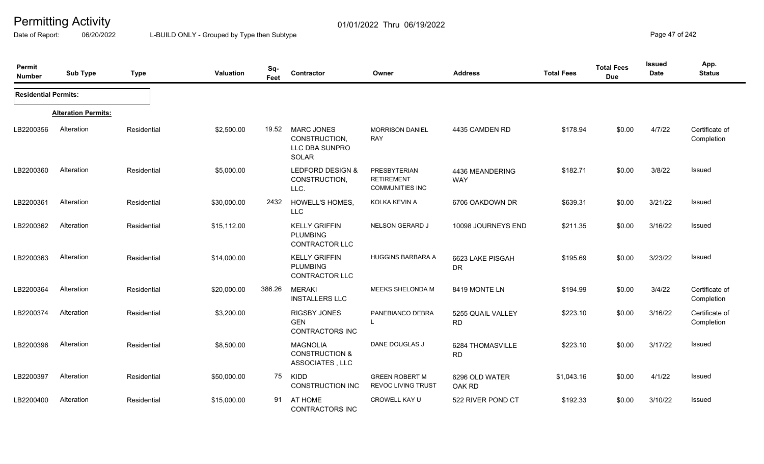# Permitting Activity

01/01/2022 Thru 06/19/2022

Date of Report: 06/20/2022 L-BUILD ONLY - Grouped by Type then Subtype

| Permit Number | Sub Type | Type | Valuation | Sq-Feet | Contractor | Owner | Address | Total Fees | Total Fees Due | Issued Date | App. Status |
|---|---|---|---|---|---|---|---|---|---|---|---|
| **Residential Permits:** | | | | | | | | | | | |
| | **Alteration Permits:** | | | | | | | | | | |
| LB2200356 | Alteration | Residential | $2,500.00 | 19.52 | MARC JONES CONSTRUCTION, LLC DBA SUNPRO SOLAR | MORRISON DANIEL RAY | 4435 CAMDEN RD | $178.94 | $0.00 | 4/7/22 | Certificate of Completion |
| LB2200360 | Alteration | Residential | $5,000.00 | | LEDFORD DESIGN & CONSTRUCTION, LLC. | PRESBYTERIAN RETIREMENT COMMUNITIES INC | 4436 MEANDERING WAY | $182.71 | $0.00 | 3/8/22 | Issued |
| LB2200361 | Alteration | Residential | $30,000.00 | 2432 | HOWELL'S HOMES, LLC | KOLKA KEVIN A | 6706 OAKDOWN DR | $639.31 | $0.00 | 3/21/22 | Issued |
| LB2200362 | Alteration | Residential | $15,112.00 | | KELLY GRIFFIN PLUMBING CONTRACTOR LLC | NELSON GERARD J | 10098 JOURNEYS END | $211.35 | $0.00 | 3/16/22 | Issued |
| LB2200363 | Alteration | Residential | $14,000.00 | | KELLY GRIFFIN PLUMBING CONTRACTOR LLC | HUGGINS BARBARA A | 6623 LAKE PISGAH DR | $195.69 | $0.00 | 3/23/22 | Issued |
| LB2200364 | Alteration | Residential | $20,000.00 | 386.26 | MERAKI INSTALLERS LLC | MEEKS SHELONDA M | 8419 MONTE LN | $194.99 | $0.00 | 3/4/22 | Certificate of Completion |
| LB2200374 | Alteration | Residential | $3,200.00 | | RIGSBY JONES GEN CONTRACTORS INC | PANEBIANCO DEBRA L | 5255 QUAIL VALLEY RD | $223.10 | $0.00 | 3/16/22 | Certificate of Completion |
| LB2200396 | Alteration | Residential | $8,500.00 | | MAGNOLIA CONSTRUCTION & ASSOCIATES , LLC | DANE DOUGLAS J | 6284 THOMASVILLE RD | $223.10 | $0.00 | 3/17/22 | Issued |
| LB2200397 | Alteration | Residential | $50,000.00 | 75 | KIDD CONSTRUCTION INC | GREEN ROBERT M REVOC LIVING TRUST | 6296 OLD WATER OAK RD | $1,043.16 | $0.00 | 4/1/22 | Issued |
| LB2200400 | Alteration | Residential | $15,000.00 | 91 | AT HOME CONTRACTORS INC | CROWELL KAY U | 522 RIVER POND CT | $192.33 | $0.00 | 3/10/22 | Issued |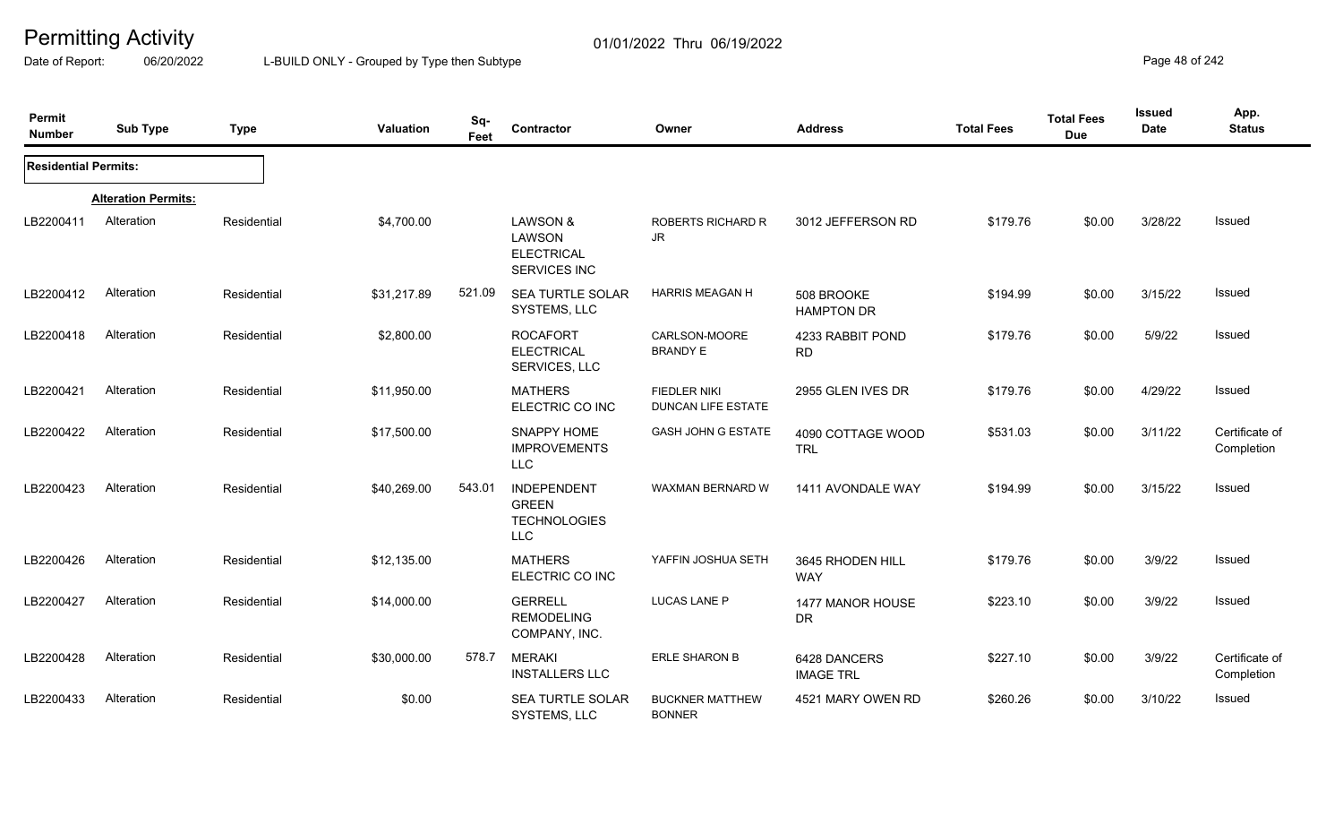# Permitting Activity

01/01/2022 Thru 06/19/2022

Date of Report: 06/20/2022

L-BUILD ONLY - Grouped by Type then Subtype

| Permit Number | Sub Type | Type | Valuation | Sq-Feet | Contractor | Owner | Address | Total Fees | Total Fees Due | Issued Date | App. Status |
|---|---|---|---|---|---|---|---|---|---|---|---|
| **Residential Permits:** | | | | | | | | | | | |
| | **Alteration Permits:** | | | | | | | | | | |
| LB2200411 | Alteration | Residential | $4,700.00 | | LAWSON & LAWSON ELECTRICAL SERVICES INC | ROBERTS RICHARD R JR | 3012 JEFFERSON RD | $179.76 | $0.00 | 3/28/22 | Issued |
| LB2200412 | Alteration | Residential | $31,217.89 | 521.09 | SEA TURTLE SOLAR SYSTEMS, LLC | HARRIS MEAGAN H | 508 BROOKE HAMPTON DR | $194.99 | $0.00 | 3/15/22 | Issued |
| LB2200418 | Alteration | Residential | $2,800.00 | | ROCAFORT ELECTRICAL SERVICES, LLC | CARLSON-MOORE BRANDY E | 4233 RABBIT POND RD | $179.76 | $0.00 | 5/9/22 | Issued |
| LB2200421 | Alteration | Residential | $11,950.00 | | MATHERS ELECTRIC CO INC | FIEDLER NIKI DUNCAN LIFE ESTATE | 2955 GLEN IVES DR | $179.76 | $0.00 | 4/29/22 | Issued |
| LB2200422 | Alteration | Residential | $17,500.00 | | SNAPPY HOME IMPROVEMENTS LLC | GASH JOHN G ESTATE | 4090 COTTAGE WOOD TRL | $531.03 | $0.00 | 3/11/22 | Certificate of Completion |
| LB2200423 | Alteration | Residential | $40,269.00 | 543.01 | INDEPENDENT GREEN TECHNOLOGIES LLC | WAXMAN BERNARD W | 1411 AVONDALE WAY | $194.99 | $0.00 | 3/15/22 | Issued |
| LB2200426 | Alteration | Residential | $12,135.00 | | MATHERS ELECTRIC CO INC | YAFFIN JOSHUA SETH | 3645 RHODEN HILL WAY | $179.76 | $0.00 | 3/9/22 | Issued |
| LB2200427 | Alteration | Residential | $14,000.00 | | GERRELL REMODELING COMPANY, INC. | LUCAS LANE P | 1477 MANOR HOUSE DR | $223.10 | $0.00 | 3/9/22 | Issued |
| LB2200428 | Alteration | Residential | $30,000.00 | 578.7 | MERAKI INSTALLERS LLC | ERLE SHARON B | 6428 DANCERS IMAGE TRL | $227.10 | $0.00 | 3/9/22 | Certificate of Completion |
| LB2200433 | Alteration | Residential | $0.00 | | SEA TURTLE SOLAR SYSTEMS, LLC | BUCKNER MATTHEW BONNER | 4521 MARY OWEN RD | $260.26 | $0.00 | 3/10/22 | Issued |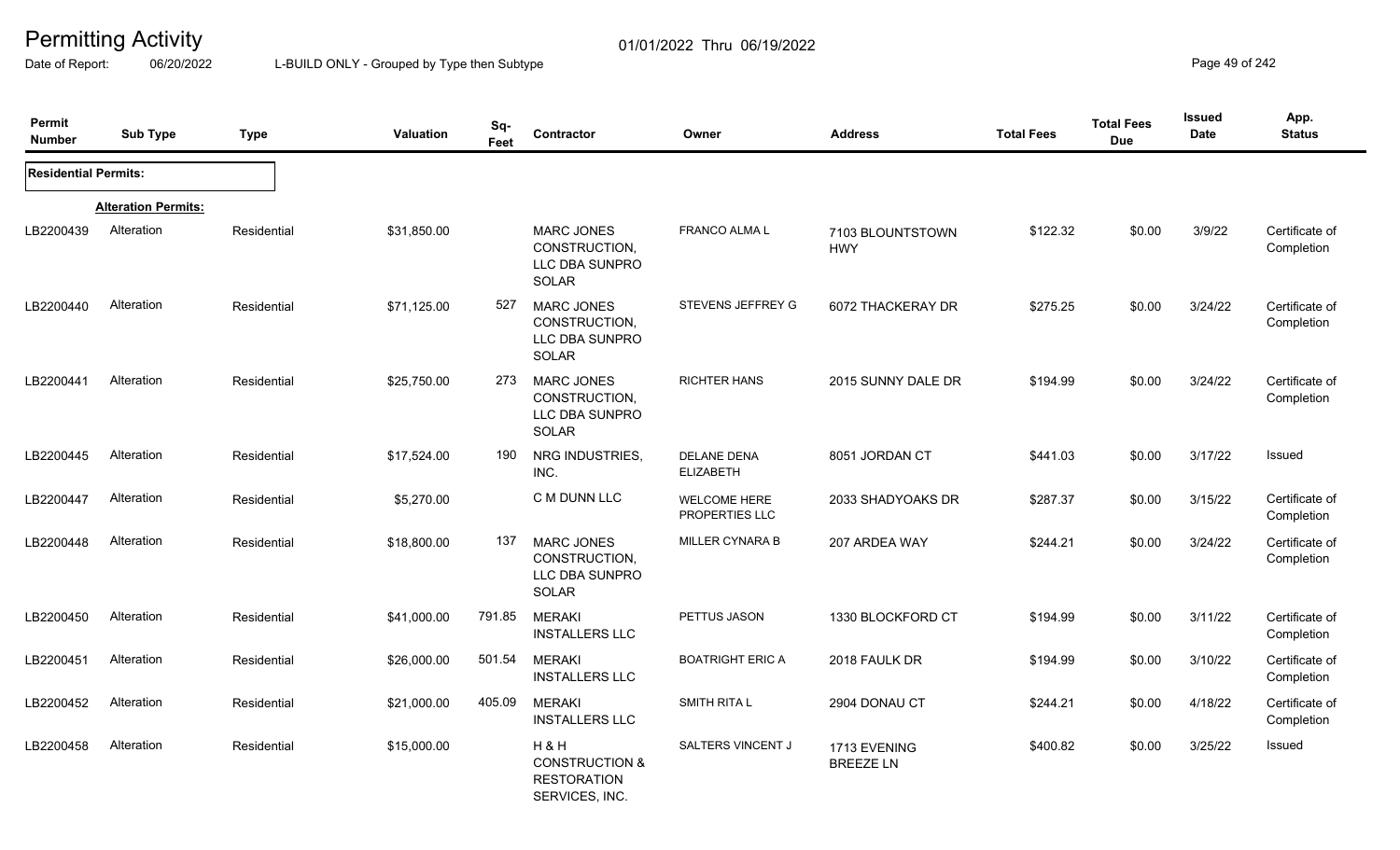# Permitting Activity

Date of Report: 06/20/2022 L-BUILD ONLY - Grouped by Type then Subtype 01/01/2022 Thru 06/19/2022

| Permit Number | Sub Type | Type | Valuation | Sq-Feet | Contractor | Owner | Address | Total Fees | Total Fees Due | Issued Date | App. Status |
|---|---|---|---|---|---|---|---|---|---|---|---|
| **Residential Permits:** | | | | | | | | | | | |
| | **Alteration Permits:** | | | | | | | | | | |
| LB2200439 | Alteration | Residential | $31,850.00 | | MARC JONES CONSTRUCTION, LLC DBA SUNPRO SOLAR | FRANCO ALMA L | 7103 BLOUNTSTOWN HWY | $122.32 | $0.00 | 3/9/22 | Certificate of Completion |
| LB2200440 | Alteration | Residential | $71,125.00 | 527 | MARC JONES CONSTRUCTION, LLC DBA SUNPRO SOLAR | STEVENS JEFFREY G | 6072 THACKERAY DR | $275.25 | $0.00 | 3/24/22 | Certificate of Completion |
| LB2200441 | Alteration | Residential | $25,750.00 | 273 | MARC JONES CONSTRUCTION, LLC DBA SUNPRO SOLAR | RICHTER HANS | 2015 SUNNY DALE DR | $194.99 | $0.00 | 3/24/22 | Certificate of Completion |
| LB2200445 | Alteration | Residential | $17,524.00 | 190 | NRG INDUSTRIES, INC. | DELANE DENA ELIZABETH | 8051 JORDAN CT | $441.03 | $0.00 | 3/17/22 | Issued |
| LB2200447 | Alteration | Residential | $5,270.00 | | C M DUNN LLC | WELCOME HERE PROPERTIES LLC | 2033 SHADYOAKS DR | $287.37 | $0.00 | 3/15/22 | Certificate of Completion |
| LB2200448 | Alteration | Residential | $18,800.00 | 137 | MARC JONES CONSTRUCTION, LLC DBA SUNPRO SOLAR | MILLER CYNARA B | 207 ARDEA WAY | $244.21 | $0.00 | 3/24/22 | Certificate of Completion |
| LB2200450 | Alteration | Residential | $41,000.00 | 791.85 | MERAKI INSTALLERS LLC | PETTUS JASON | 1330 BLOCKFORD CT | $194.99 | $0.00 | 3/11/22 | Certificate of Completion |
| LB2200451 | Alteration | Residential | $26,000.00 | 501.54 | MERAKI INSTALLERS LLC | BOATRIGHT ERIC A | 2018 FAULK DR | $194.99 | $0.00 | 3/10/22 | Certificate of Completion |
| LB2200452 | Alteration | Residential | $21,000.00 | 405.09 | MERAKI INSTALLERS LLC | SMITH RITA L | 2904 DONAU CT | $244.21 | $0.00 | 4/18/22 | Certificate of Completion |
| LB2200458 | Alteration | Residential | $15,000.00 | | H & H CONSTRUCTION & RESTORATION SERVICES, INC. | SALTERS VINCENT J | 1713 EVENING BREEZE LN | $400.82 | $0.00 | 3/25/22 | Issued |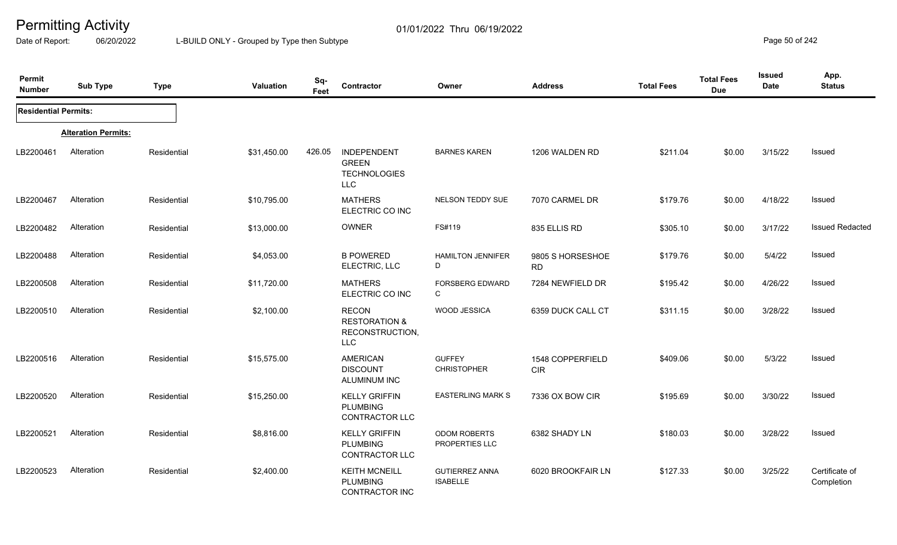# Permitting Activity

Date of Report: 06/20/2022 L-BUILD ONLY - Grouped by Type then Subtype 01/01/2022 Thru 06/19/2022

| Permit Number | Sub Type | Type | Valuation | Sq-Feet | Contractor | Owner | Address | Total Fees | Total Fees Due | Issued Date | App. Status |
|---|---|---|---|---|---|---|---|---|---|---|---|
| **Residential Permits:** | | | | | | | | | | | |
| | **Alteration Permits:** | | | | | | | | | | |
| LB2200461 | Alteration | Residential | $31,450.00 | 426.05 | INDEPENDENT GREEN TECHNOLOGIES LLC | BARNES KAREN | 1206 WALDEN RD | $211.04 | $0.00 | 3/15/22 | Issued |
| LB2200467 | Alteration | Residential | $10,795.00 | | MATHERS ELECTRIC CO INC | NELSON TEDDY SUE | 7070 CARMEL DR | $179.76 | $0.00 | 4/18/22 | Issued |
| LB2200482 | Alteration | Residential | $13,000.00 | | OWNER | FS#119 | 835 ELLIS RD | $305.10 | $0.00 | 3/17/22 | Issued Redacted |
| LB2200488 | Alteration | Residential | $4,053.00 | | B POWERED ELECTRIC, LLC | HAMILTON JENNIFER D | 9805 S HORSESHOE RD | $179.76 | $0.00 | 5/4/22 | Issued |
| LB2200508 | Alteration | Residential | $11,720.00 | | MATHERS ELECTRIC CO INC | FORSBERG EDWARD C | 7284 NEWFIELD DR | $195.42 | $0.00 | 4/26/22 | Issued |
| LB2200510 | Alteration | Residential | $2,100.00 | | RECON RESTORATION & RECONSTRUCTION, LLC | WOOD JESSICA | 6359 DUCK CALL CT | $311.15 | $0.00 | 3/28/22 | Issued |
| LB2200516 | Alteration | Residential | $15,575.00 | | AMERICAN DISCOUNT ALUMINUM INC | GUFFEY CHRISTOPHER | 1548 COPPERFIELD CIR | $409.06 | $0.00 | 5/3/22 | Issued |
| LB2200520 | Alteration | Residential | $15,250.00 | | KELLY GRIFFIN PLUMBING CONTRACTOR LLC | EASTERLING MARK S | 7336 OX BOW CIR | $195.69 | $0.00 | 3/30/22 | Issued |
| LB2200521 | Alteration | Residential | $8,816.00 | | KELLY GRIFFIN PLUMBING CONTRACTOR LLC | ODOM ROBERTS PROPERTIES LLC | 6382 SHADY LN | $180.03 | $0.00 | 3/28/22 | Issued |
| LB2200523 | Alteration | Residential | $2,400.00 | | KEITH MCNEILL PLUMBING CONTRACTOR INC | GUTIERREZ ANNA ISABELLE | 6020 BROOKFAIR LN | $127.33 | $0.00 | 3/25/22 | Certificate of Completion |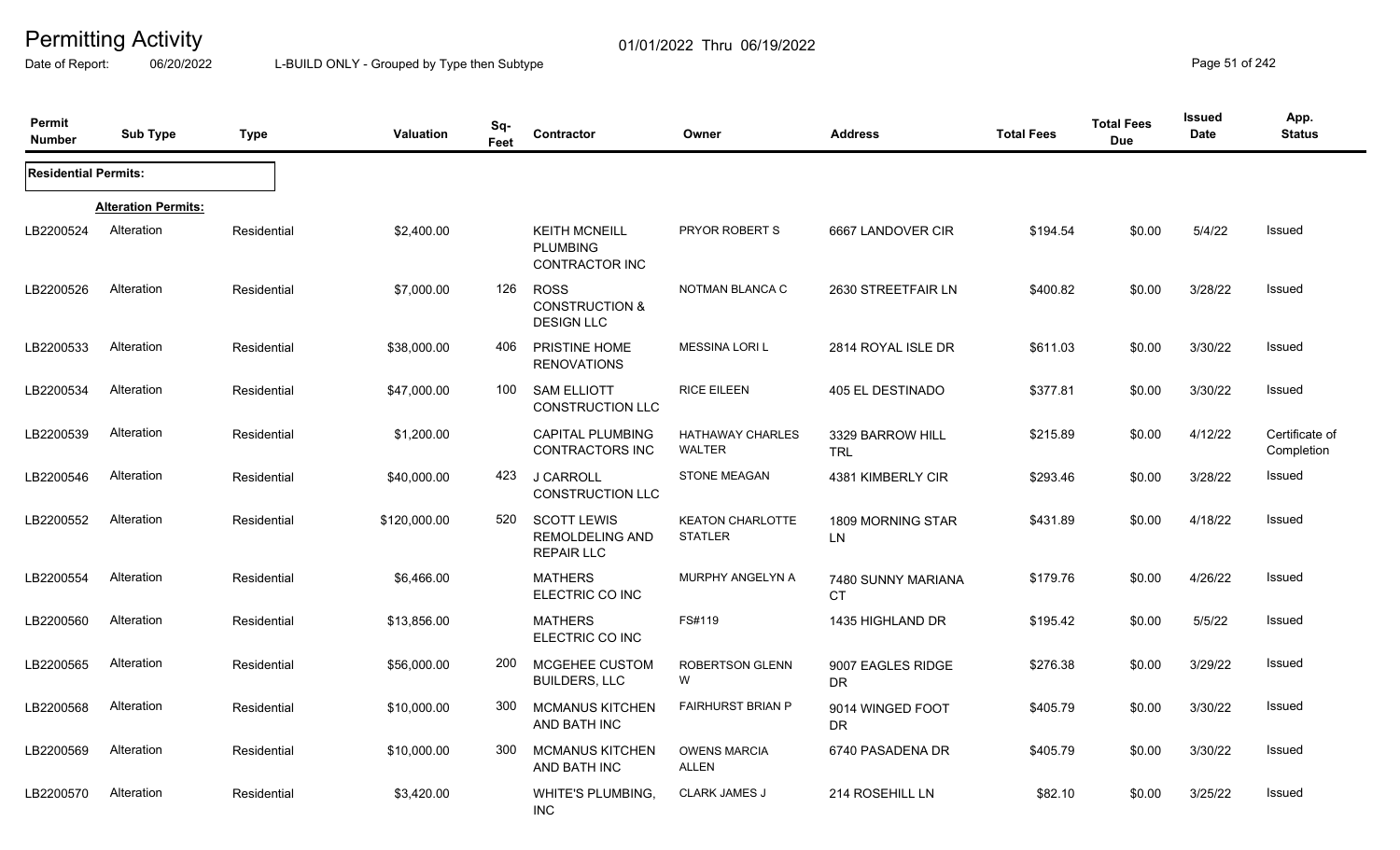# Permitting Activity

Date of Report: 06/20/2022

01/01/2022 Thru 06/19/2022

L-BUILD ONLY - Grouped by Type then Subtype

| Permit Number | Sub Type | Type | Valuation | Sq-Feet | Contractor | Owner | Address | Total Fees | Total Fees Due | Issued Date | App. Status |
|---|---|---|---|---|---|---|---|---|---|---|---|
| **Residential Permits:** | | | | | | | | | | | |
| | **Alteration Permits:** | | | | | | | | | | |
| LB2200524 | Alteration | Residential | $2,400.00 | | KEITH MCNEILL PLUMBING CONTRACTOR INC | PRYOR ROBERT S | 6667 LANDOVER CIR | $194.54 | $0.00 | 5/4/22 | Issued |
| LB2200526 | Alteration | Residential | $7,000.00 | 126 | ROSS CONSTRUCTION & DESIGN LLC | NOTMAN BLANCA C | 2630 STREETFAIR LN | $400.82 | $0.00 | 3/28/22 | Issued |
| LB2200533 | Alteration | Residential | $38,000.00 | 406 | PRISTINE HOME RENOVATIONS | MESSINA LORI L | 2814 ROYAL ISLE DR | $611.03 | $0.00 | 3/30/22 | Issued |
| LB2200534 | Alteration | Residential | $47,000.00 | 100 | SAM ELLIOTT CONSTRUCTION LLC | RICE EILEEN | 405 EL DESTINADO | $377.81 | $0.00 | 3/30/22 | Issued |
| LB2200539 | Alteration | Residential | $1,200.00 | | CAPITAL PLUMBING CONTRACTORS INC | HATHAWAY CHARLES WALTER | 3329 BARROW HILL TRL | $215.89 | $0.00 | 4/12/22 | Certificate of Completion |
| LB2200546 | Alteration | Residential | $40,000.00 | 423 | J CARROLL CONSTRUCTION LLC | STONE MEAGAN | 4381 KIMBERLY CIR | $293.46 | $0.00 | 3/28/22 | Issued |
| LB2200552 | Alteration | Residential | $120,000.00 | 520 | SCOTT LEWIS REMOLDELING AND REPAIR LLC | KEATON CHARLOTTE STATLER | 1809 MORNING STAR LN | $431.89 | $0.00 | 4/18/22 | Issued |
| LB2200554 | Alteration | Residential | $6,466.00 | | MATHERS ELECTRIC CO INC | MURPHY ANGELYN A | 7480 SUNNY MARIANA CT | $179.76 | $0.00 | 4/26/22 | Issued |
| LB2200560 | Alteration | Residential | $13,856.00 | | MATHERS ELECTRIC CO INC | FS#119 | 1435 HIGHLAND DR | $195.42 | $0.00 | 5/5/22 | Issued |
| LB2200565 | Alteration | Residential | $56,000.00 | 200 | MCGEHEE CUSTOM BUILDERS, LLC | ROBERTSON GLENN W | 9007 EAGLES RIDGE DR | $276.38 | $0.00 | 3/29/22 | Issued |
| LB2200568 | Alteration | Residential | $10,000.00 | 300 | MCMANUS KITCHEN AND BATH INC | FAIRHURST BRIAN P | 9014 WINGED FOOT DR | $405.79 | $0.00 | 3/30/22 | Issued |
| LB2200569 | Alteration | Residential | $10,000.00 | 300 | MCMANUS KITCHEN AND BATH INC | OWENS MARCIA ALLEN | 6740 PASADENA DR | $405.79 | $0.00 | 3/30/22 | Issued |
| LB2200570 | Alteration | Residential | $3,420.00 | | WHITE'S PLUMBING, INC | CLARK JAMES J | 214 ROSEHILL LN | $82.10 | $0.00 | 3/25/22 | Issued |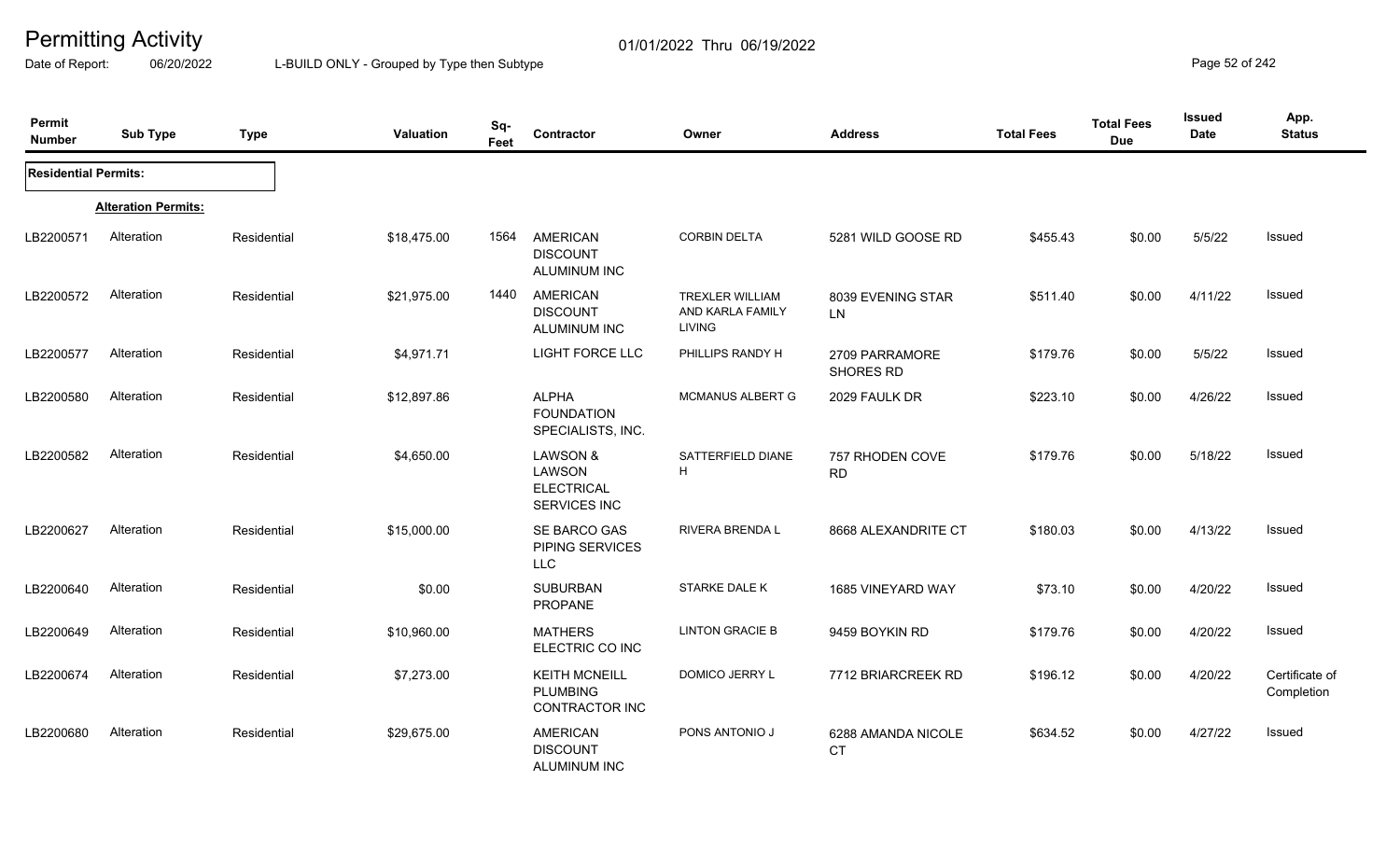# Permitting Activity

01/01/2022 Thru 06/19/2022

Date of Report: 06/20/2022

L-BUILD ONLY - Grouped by Type then Subtype

| Permit Number | Sub Type | Type | Valuation | Sq-Feet | Contractor | Owner | Address | Total Fees | Total Fees Due | Issued Date | App. Status |
|---|---|---|---|---|---|---|---|---|---|---|---|
| **Residential Permits:** | | | | | | | | | | | |
| | **Alteration Permits:** | | | | | | | | | | |
| LB2200571 | Alteration | Residential | $18,475.00 | 1564 | AMERICAN DISCOUNT ALUMINUM INC | CORBIN DELTA | 5281 WILD GOOSE RD | $455.43 | $0.00 | 5/5/22 | Issued |
| LB2200572 | Alteration | Residential | $21,975.00 | 1440 | AMERICAN DISCOUNT ALUMINUM INC | TREXLER WILLIAM AND KARLA FAMILY LIVING | 8039 EVENING STAR LN | $511.40 | $0.00 | 4/11/22 | Issued |
| LB2200577 | Alteration | Residential | $4,971.71 | | LIGHT FORCE LLC | PHILLIPS RANDY H | 2709 PARRAMORE SHORES RD | $179.76 | $0.00 | 5/5/22 | Issued |
| LB2200580 | Alteration | Residential | $12,897.86 | | ALPHA FOUNDATION SPECIALISTS, INC. | MCMANUS ALBERT G | 2029 FAULK DR | $223.10 | $0.00 | 4/26/22 | Issued |
| LB2200582 | Alteration | Residential | $4,650.00 | | LAWSON & LAWSON ELECTRICAL SERVICES INC | SATTERFIELD DIANE H | 757 RHODEN COVE RD | $179.76 | $0.00 | 5/18/22 | Issued |
| LB2200627 | Alteration | Residential | $15,000.00 | | SE BARCO GAS PIPING SERVICES LLC | RIVERA BRENDA L | 8668 ALEXANDRITE CT | $180.03 | $0.00 | 4/13/22 | Issued |
| LB2200640 | Alteration | Residential | $0.00 | | SUBURBAN PROPANE | STARKE DALE K | 1685 VINEYARD WAY | $73.10 | $0.00 | 4/20/22 | Issued |
| LB2200649 | Alteration | Residential | $10,960.00 | | MATHERS ELECTRIC CO INC | LINTON GRACIE B | 9459 BOYKIN RD | $179.76 | $0.00 | 4/20/22 | Issued |
| LB2200674 | Alteration | Residential | $7,273.00 | | KEITH MCNEILL PLUMBING CONTRACTOR INC | DOMICO JERRY L | 7712 BRIARCREEK RD | $196.12 | $0.00 | 4/20/22 | Certificate of Completion |
| LB2200680 | Alteration | Residential | $29,675.00 | | AMERICAN DISCOUNT ALUMINUM INC | PONS ANTONIO J | 6288 AMANDA NICOLE CT | $634.52 | $0.00 | 4/27/22 | Issued |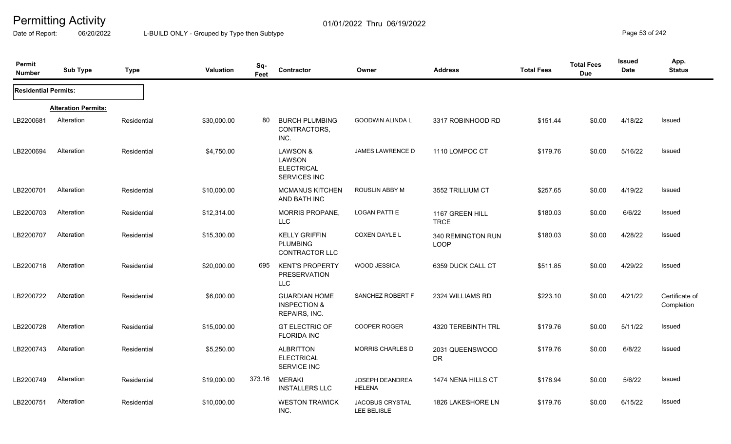# Permitting Activity

01/01/2022 Thru 06/19/2022

Date of Report: 06/20/2022 L-BUILD ONLY - Grouped by Type then Subtype

| Permit Number | Sub Type | Type | Valuation | Sq-Feet | Contractor | Owner | Address | Total Fees | Total Fees Due | Issued Date | App. Status |
|---|---|---|---|---|---|---|---|---|---|---|---|
| **Residential Permits:** | | | | | | | | | | | |
| | **Alteration Permits:** | | | | | | | | | | |
| LB2200681 | Alteration | Residential | $30,000.00 | 80 | BURCH PLUMBING CONTRACTORS, INC. | GOODWIN ALINDA L | 3317 ROBINHOOD RD | $151.44 | $0.00 | 4/18/22 | Issued |
| LB2200694 | Alteration | Residential | $4,750.00 | | LAWSON & LAWSON ELECTRICAL SERVICES INC | JAMES LAWRENCE D | 1110 LOMPOC CT | $179.76 | $0.00 | 5/16/22 | Issued |
| LB2200701 | Alteration | Residential | $10,000.00 | | MCMANUS KITCHEN AND BATH INC | ROUSLIN ABBY M | 3552 TRILLIUM CT | $257.65 | $0.00 | 4/19/22 | Issued |
| LB2200703 | Alteration | Residential | $12,314.00 | | MORRIS PROPANE, LLC | LOGAN PATTI E | 1167 GREEN HILL TRCE | $180.03 | $0.00 | 6/6/22 | Issued |
| LB2200707 | Alteration | Residential | $15,300.00 | | KELLY GRIFFIN PLUMBING CONTRACTOR LLC | COXEN DAYLE L | 340 REMINGTON RUN LOOP | $180.03 | $0.00 | 4/28/22 | Issued |
| LB2200716 | Alteration | Residential | $20,000.00 | 695 | KENT'S PROPERTY PRESERVATION LLC | WOOD JESSICA | 6359 DUCK CALL CT | $511.85 | $0.00 | 4/29/22 | Issued |
| LB2200722 | Alteration | Residential | $6,000.00 | | GUARDIAN HOME INSPECTION & REPAIRS, INC. | SANCHEZ ROBERT F | 2324 WILLIAMS RD | $223.10 | $0.00 | 4/21/22 | Certificate of Completion |
| LB2200728 | Alteration | Residential | $15,000.00 | | GT ELECTRIC OF FLORIDA INC | COOPER ROGER | 4320 TEREBINTH TRL | $179.76 | $0.00 | 5/11/22 | Issued |
| LB2200743 | Alteration | Residential | $5,250.00 | | ALBRITTON ELECTRICAL SERVICE INC | MORRIS CHARLES D | 2031 QUEENSWOOD DR | $179.76 | $0.00 | 6/8/22 | Issued |
| LB2200749 | Alteration | Residential | $19,000.00 | 373.16 | MERAKI INSTALLERS LLC | JOSEPH DEANDREA HELENA | 1474 NENA HILLS CT | $178.94 | $0.00 | 5/6/22 | Issued |
| LB2200751 | Alteration | Residential | $10,000.00 | | WESTON TRAWICK INC. | JACOBUS CRYSTAL LEE BELISLE | 1826 LAKESHORE LN | $179.76 | $0.00 | 6/15/22 | Issued |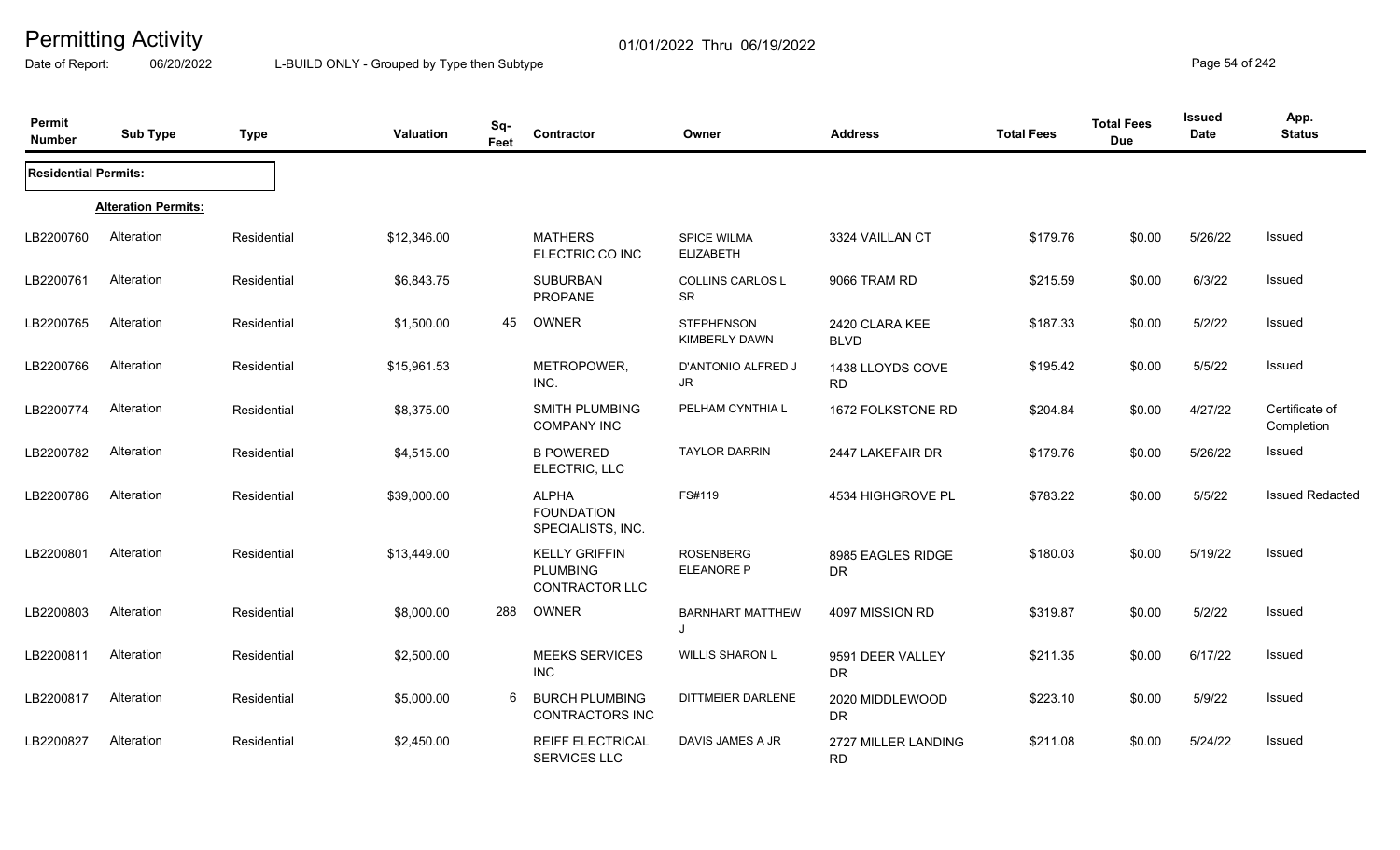# Permitting Activity

Date of Report: 06/20/2022 &nbsp;&nbsp;&nbsp; L-BUILD ONLY - Grouped by Type then Subtype &nbsp;&nbsp;&nbsp; 01/01/2022 Thru 06/19/2022

| Permit Number | Sub Type | Type | Valuation | Sq-Feet | Contractor | Owner | Address | Total Fees | Total Fees Due | Issued Date | App. Status |
|---|---|---|---|---|---|---|---|---|---|---|---|
| **Residential Permits:** | | | | | | | | | | | |
| | **Alteration Permits:** | | | | | | | | | | |
| LB2200760 | Alteration | Residential | $12,346.00 | | MATHERS ELECTRIC CO INC | SPICE WILMA ELIZABETH | 3324 VAILLAN CT | $179.76 | $0.00 | 5/26/22 | Issued |
| LB2200761 | Alteration | Residential | $6,843.75 | | SUBURBAN PROPANE | COLLINS CARLOS L SR | 9066 TRAM RD | $215.59 | $0.00 | 6/3/22 | Issued |
| LB2200765 | Alteration | Residential | $1,500.00 | 45 | OWNER | STEPHENSON KIMBERLY DAWN | 2420 CLARA KEE BLVD | $187.33 | $0.00 | 5/2/22 | Issued |
| LB2200766 | Alteration | Residential | $15,961.53 | | METROPOWER, INC. | D'ANTONIO ALFRED J JR | 1438 LLOYDS COVE RD | $195.42 | $0.00 | 5/5/22 | Issued |
| LB2200774 | Alteration | Residential | $8,375.00 | | SMITH PLUMBING COMPANY INC | PELHAM CYNTHIA L | 1672 FOLKSTONE RD | $204.84 | $0.00 | 4/27/22 | Certificate of Completion |
| LB2200782 | Alteration | Residential | $4,515.00 | | B POWERED ELECTRIC, LLC | TAYLOR DARRIN | 2447 LAKEFAIR DR | $179.76 | $0.00 | 5/26/22 | Issued |
| LB2200786 | Alteration | Residential | $39,000.00 | | ALPHA FOUNDATION SPECIALISTS, INC. | FS#119 | 4534 HIGHGROVE PL | $783.22 | $0.00 | 5/5/22 | Issued Redacted |
| LB2200801 | Alteration | Residential | $13,449.00 | | KELLY GRIFFIN PLUMBING CONTRACTOR LLC | ROSENBERG ELEANORE P | 8985 EAGLES RIDGE DR | $180.03 | $0.00 | 5/19/22 | Issued |
| LB2200803 | Alteration | Residential | $8,000.00 | 288 | OWNER | BARNHART MATTHEW J | 4097 MISSION RD | $319.87 | $0.00 | 5/2/22 | Issued |
| LB2200811 | Alteration | Residential | $2,500.00 | | MEEKS SERVICES INC | WILLIS SHARON L | 9591 DEER VALLEY DR | $211.35 | $0.00 | 6/17/22 | Issued |
| LB2200817 | Alteration | Residential | $5,000.00 | 6 | BURCH PLUMBING CONTRACTORS INC | DITTMEIER DARLENE | 2020 MIDDLEWOOD DR | $223.10 | $0.00 | 5/9/22 | Issued |
| LB2200827 | Alteration | Residential | $2,450.00 | | REIFF ELECTRICAL SERVICES LLC | DAVIS JAMES A JR | 2727 MILLER LANDING RD | $211.08 | $0.00 | 5/24/22 | Issued |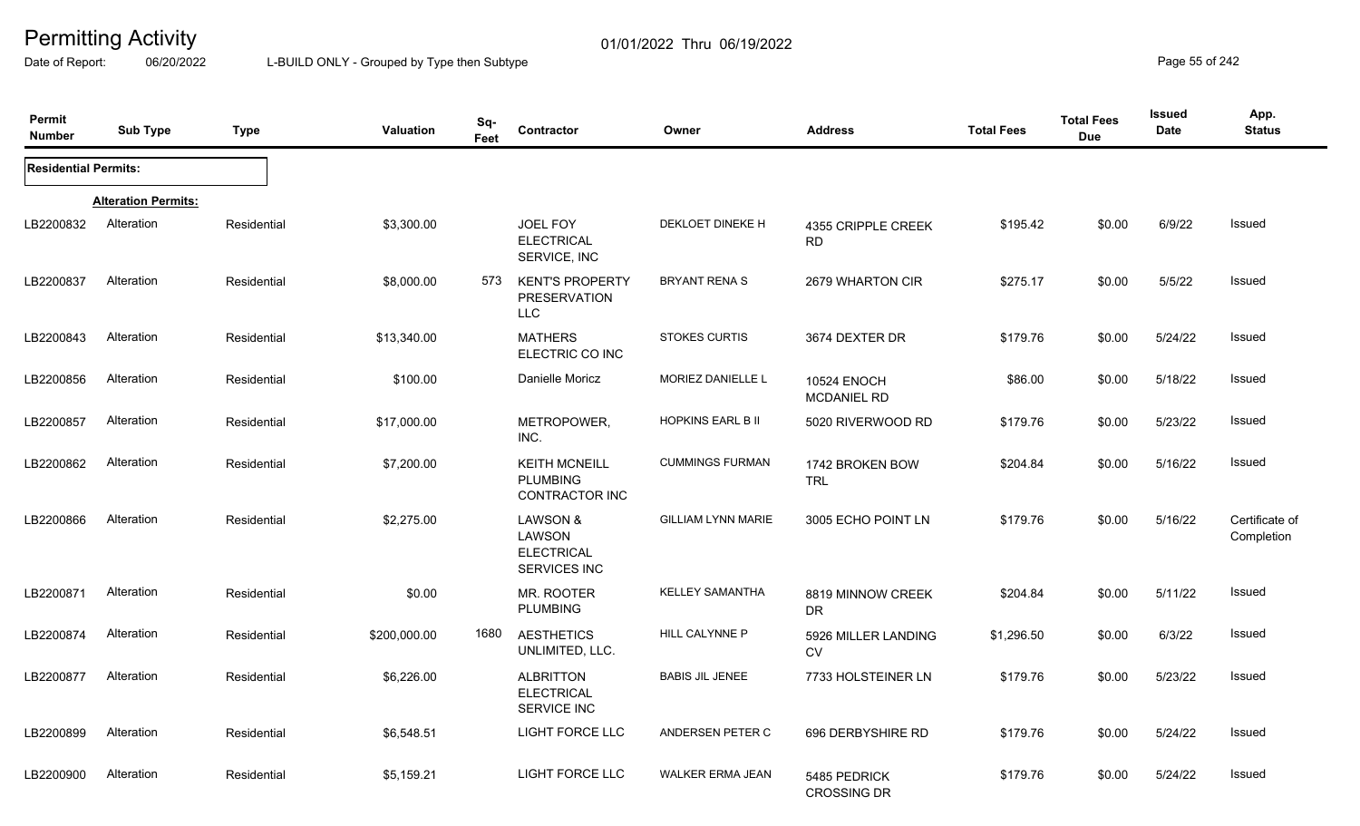# Permitting Activity

01/01/2022 Thru 06/19/2022

Date of Report: 06/20/2022 L-BUILD ONLY - Grouped by Type then Subtype

| Permit Number | Sub Type | Type | Valuation | Sq-Feet | Contractor | Owner | Address | Total Fees | Total Fees Due | Issued Date | App. Status |
|---|---|---|---|---|---|---|---|---|---|---|---|
| **Residential Permits:** | | | | | | | | | | | |
| | **Alteration Permits:** | | | | | | | | | | |
| LB2200832 | Alteration | Residential | $3,300.00 | | JOEL FOY ELECTRICAL SERVICE, INC | DEKLOET DINEKE H | 4355 CRIPPLE CREEK RD | $195.42 | $0.00 | 6/9/22 | Issued |
| LB2200837 | Alteration | Residential | $8,000.00 | 573 | KENT'S PROPERTY PRESERVATION LLC | BRYANT RENA S | 2679 WHARTON CIR | $275.17 | $0.00 | 5/5/22 | Issued |
| LB2200843 | Alteration | Residential | $13,340.00 | | MATHERS ELECTRIC CO INC | STOKES CURTIS | 3674 DEXTER DR | $179.76 | $0.00 | 5/24/22 | Issued |
| LB2200856 | Alteration | Residential | $100.00 | | Danielle Moricz | MORIEZ DANIELLE L | 10524 ENOCH MCDANIEL RD | $86.00 | $0.00 | 5/18/22 | Issued |
| LB2200857 | Alteration | Residential | $17,000.00 | | METROPOWER, INC. | HOPKINS EARL B II | 5020 RIVERWOOD RD | $179.76 | $0.00 | 5/23/22 | Issued |
| LB2200862 | Alteration | Residential | $7,200.00 | | KEITH MCNEILL PLUMBING CONTRACTOR INC | CUMMINGS FURMAN | 1742 BROKEN BOW TRL | $204.84 | $0.00 | 5/16/22 | Issued |
| LB2200866 | Alteration | Residential | $2,275.00 | | LAWSON & LAWSON ELECTRICAL SERVICES INC | GILLIAM LYNN MARIE | 3005 ECHO POINT LN | $179.76 | $0.00 | 5/16/22 | Certificate of Completion |
| LB2200871 | Alteration | Residential | $0.00 | | MR. ROOTER PLUMBING | KELLEY SAMANTHA | 8819 MINNOW CREEK DR | $204.84 | $0.00 | 5/11/22 | Issued |
| LB2200874 | Alteration | Residential | $200,000.00 | 1680 | AESTHETICS UNLIMITED, LLC. | HILL CALYNNE P | 5926 MILLER LANDING CV | $1,296.50 | $0.00 | 6/3/22 | Issued |
| LB2200877 | Alteration | Residential | $6,226.00 | | ALBRITTON ELECTRICAL SERVICE INC | BABIS JIL JENEE | 7733 HOLSTEINER LN | $179.76 | $0.00 | 5/23/22 | Issued |
| LB2200899 | Alteration | Residential | $6,548.51 | | LIGHT FORCE LLC | ANDERSEN PETER C | 696 DERBYSHIRE RD | $179.76 | $0.00 | 5/24/22 | Issued |
| LB2200900 | Alteration | Residential | $5,159.21 | | LIGHT FORCE LLC | WALKER ERMA JEAN | 5485 PEDRICK CROSSING DR | $179.76 | $0.00 | 5/24/22 | Issued |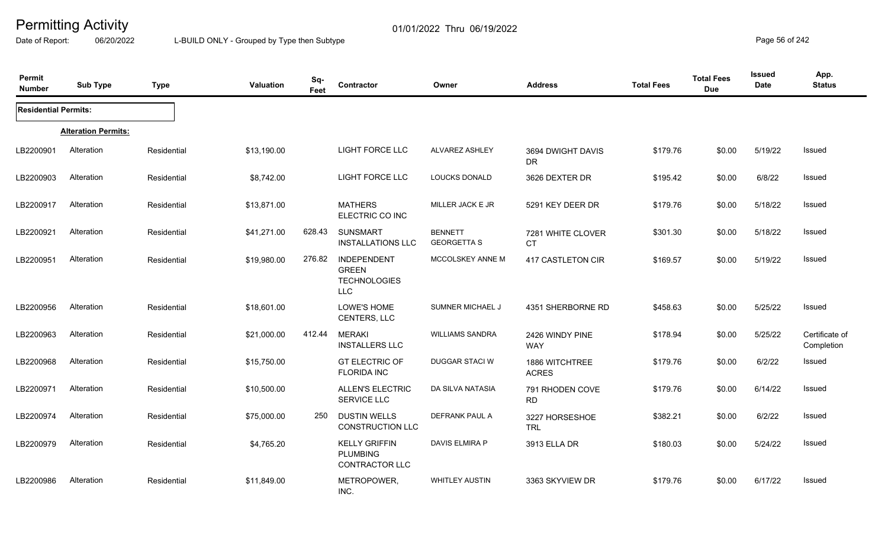# Permitting Activity

01/01/2022 Thru 06/19/2022

Date of Report: 06/20/2022 L-BUILD ONLY - Grouped by Type then Subtype

| Permit Number | Sub Type | Type | Valuation | Sq-Feet | Contractor | Owner | Address | Total Fees | Total Fees Due | Issued Date | App. Status |
|---|---|---|---|---|---|---|---|---|---|---|---|
| **Residential Permits:** | | | | | | | | | | | |
| | **Alteration Permits:** | | | | | | | | | | |
| LB2200901 | Alteration | Residential | $13,190.00 | | LIGHT FORCE LLC | ALVAREZ ASHLEY | 3694 DWIGHT DAVIS DR | $179.76 | $0.00 | 5/19/22 | Issued |
| LB2200903 | Alteration | Residential | $8,742.00 | | LIGHT FORCE LLC | LOUCKS DONALD | 3626 DEXTER DR | $195.42 | $0.00 | 6/8/22 | Issued |
| LB2200917 | Alteration | Residential | $13,871.00 | | MATHERS ELECTRIC CO INC | MILLER JACK E JR | 5291 KEY DEER DR | $179.76 | $0.00 | 5/18/22 | Issued |
| LB2200921 | Alteration | Residential | $41,271.00 | 628.43 | SUNSMART INSTALLATIONS LLC | BENNETT GEORGETTA S | 7281 WHITE CLOVER CT | $301.30 | $0.00 | 5/18/22 | Issued |
| LB2200951 | Alteration | Residential | $19,980.00 | 276.82 | INDEPENDENT GREEN TECHNOLOGIES LLC | MCCOLSKEY ANNE M | 417 CASTLETON CIR | $169.57 | $0.00 | 5/19/22 | Issued |
| LB2200956 | Alteration | Residential | $18,601.00 | | LOWE'S HOME CENTERS, LLC | SUMNER MICHAEL J | 4351 SHERBORNE RD | $458.63 | $0.00 | 5/25/22 | Issued |
| LB2200963 | Alteration | Residential | $21,000.00 | 412.44 | MERAKI INSTALLERS LLC | WILLIAMS SANDRA | 2426 WINDY PINE WAY | $178.94 | $0.00 | 5/25/22 | Certificate of Completion |
| LB2200968 | Alteration | Residential | $15,750.00 | | GT ELECTRIC OF FLORIDA INC | DUGGAR STACI W | 1886 WITCHTREE ACRES | $179.76 | $0.00 | 6/2/22 | Issued |
| LB2200971 | Alteration | Residential | $10,500.00 | | ALLEN'S ELECTRIC SERVICE LLC | DA SILVA NATASIA | 791 RHODEN COVE RD | $179.76 | $0.00 | 6/14/22 | Issued |
| LB2200974 | Alteration | Residential | $75,000.00 | 250 | DUSTIN WELLS CONSTRUCTION LLC | DEFRANK PAUL A | 3227 HORSESHOE TRL | $382.21 | $0.00 | 6/2/22 | Issued |
| LB2200979 | Alteration | Residential | $4,765.20 | | KELLY GRIFFIN PLUMBING CONTRACTOR LLC | DAVIS ELMIRA P | 3913 ELLA DR | $180.03 | $0.00 | 5/24/22 | Issued |
| LB2200986 | Alteration | Residential | $11,849.00 | | METROPOWER, INC. | WHITLEY AUSTIN | 3363 SKYVIEW DR | $179.76 | $0.00 | 6/17/22 | Issued |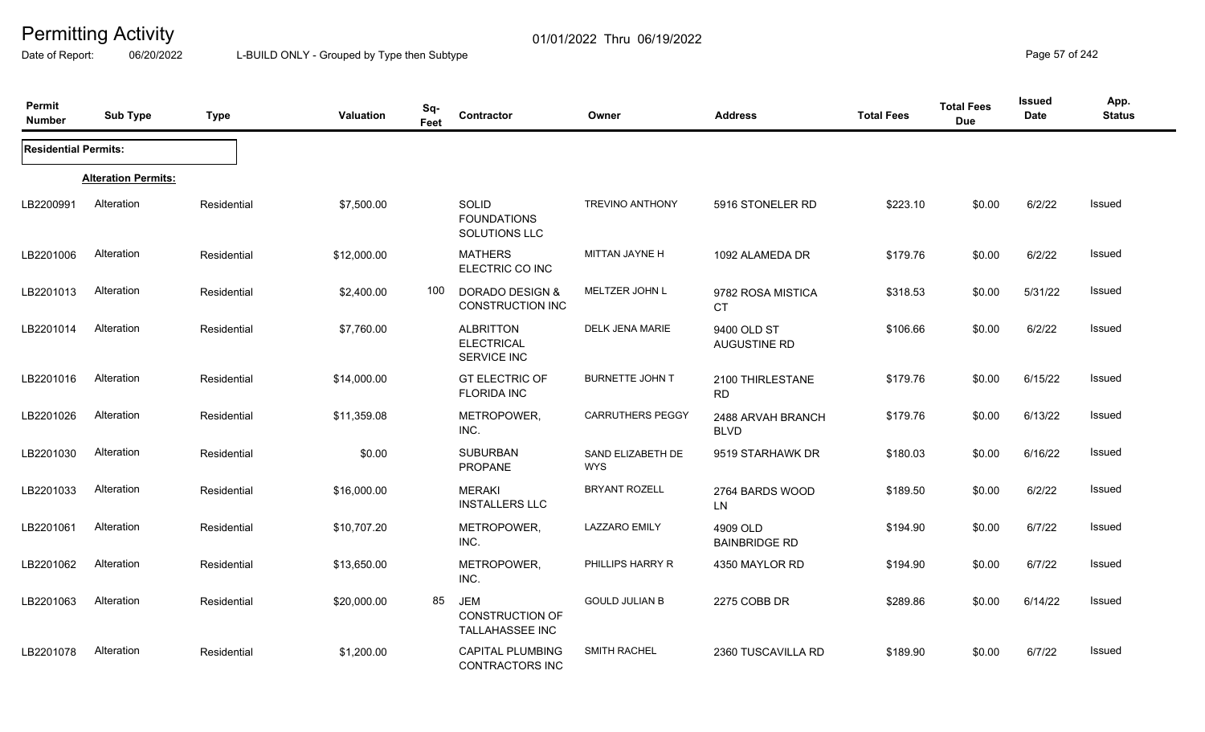# Permitting Activity

01/01/2022 Thru 06/19/2022

Date of Report: 06/20/2022 L-BUILD ONLY - Grouped by Type then Subtype

| Permit Number | Sub Type | Type | Valuation | Sq-Feet | Contractor | Owner | Address | Total Fees | Total Fees Due | Issued Date | App. Status |
|---|---|---|---|---|---|---|---|---|---|---|---|
| **Residential Permits:** | | | | | | | | | | | |
| | **Alteration Permits:** | | | | | | | | | | |
| LB2200991 | Alteration | Residential | $7,500.00 | | SOLID FOUNDATIONS SOLUTIONS LLC | TREVINO ANTHONY | 5916 STONELER RD | $223.10 | $0.00 | 6/2/22 | Issued |
| LB2201006 | Alteration | Residential | $12,000.00 | | MATHERS ELECTRIC CO INC | MITTAN JAYNE H | 1092 ALAMEDA DR | $179.76 | $0.00 | 6/2/22 | Issued |
| LB2201013 | Alteration | Residential | $2,400.00 | 100 | DORADO DESIGN & CONSTRUCTION INC | MELTZER JOHN L | 9782 ROSA MISTICA CT | $318.53 | $0.00 | 5/31/22 | Issued |
| LB2201014 | Alteration | Residential | $7,760.00 | | ALBRITTON ELECTRICAL SERVICE INC | DELK JENA MARIE | 9400 OLD ST AUGUSTINE RD | $106.66 | $0.00 | 6/2/22 | Issued |
| LB2201016 | Alteration | Residential | $14,000.00 | | GT ELECTRIC OF FLORIDA INC | BURNETTE JOHN T | 2100 THIRLESTANE RD | $179.76 | $0.00 | 6/15/22 | Issued |
| LB2201026 | Alteration | Residential | $11,359.08 | | METROPOWER, INC. | CARRUTHERS PEGGY | 2488 ARVAH BRANCH BLVD | $179.76 | $0.00 | 6/13/22 | Issued |
| LB2201030 | Alteration | Residential | $0.00 | | SUBURBAN PROPANE | SAND ELIZABETH DE WYS | 9519 STARHAWK DR | $180.03 | $0.00 | 6/16/22 | Issued |
| LB2201033 | Alteration | Residential | $16,000.00 | | MERAKI INSTALLERS LLC | BRYANT ROZELL | 2764 BARDS WOOD LN | $189.50 | $0.00 | 6/2/22 | Issued |
| LB2201061 | Alteration | Residential | $10,707.20 | | METROPOWER, INC. | LAZZARO EMILY | 4909 OLD BAINBRIDGE RD | $194.90 | $0.00 | 6/7/22 | Issued |
| LB2201062 | Alteration | Residential | $13,650.00 | | METROPOWER, INC. | PHILLIPS HARRY R | 4350 MAYLOR RD | $194.90 | $0.00 | 6/7/22 | Issued |
| LB2201063 | Alteration | Residential | $20,000.00 | 85 | JEM CONSTRUCTION OF TALLAHASSEE INC | GOULD JULIAN B | 2275 COBB DR | $289.86 | $0.00 | 6/14/22 | Issued |
| LB2201078 | Alteration | Residential | $1,200.00 | | CAPITAL PLUMBING CONTRACTORS INC | SMITH RACHEL | 2360 TUSCAVILLA RD | $189.90 | $0.00 | 6/7/22 | Issued |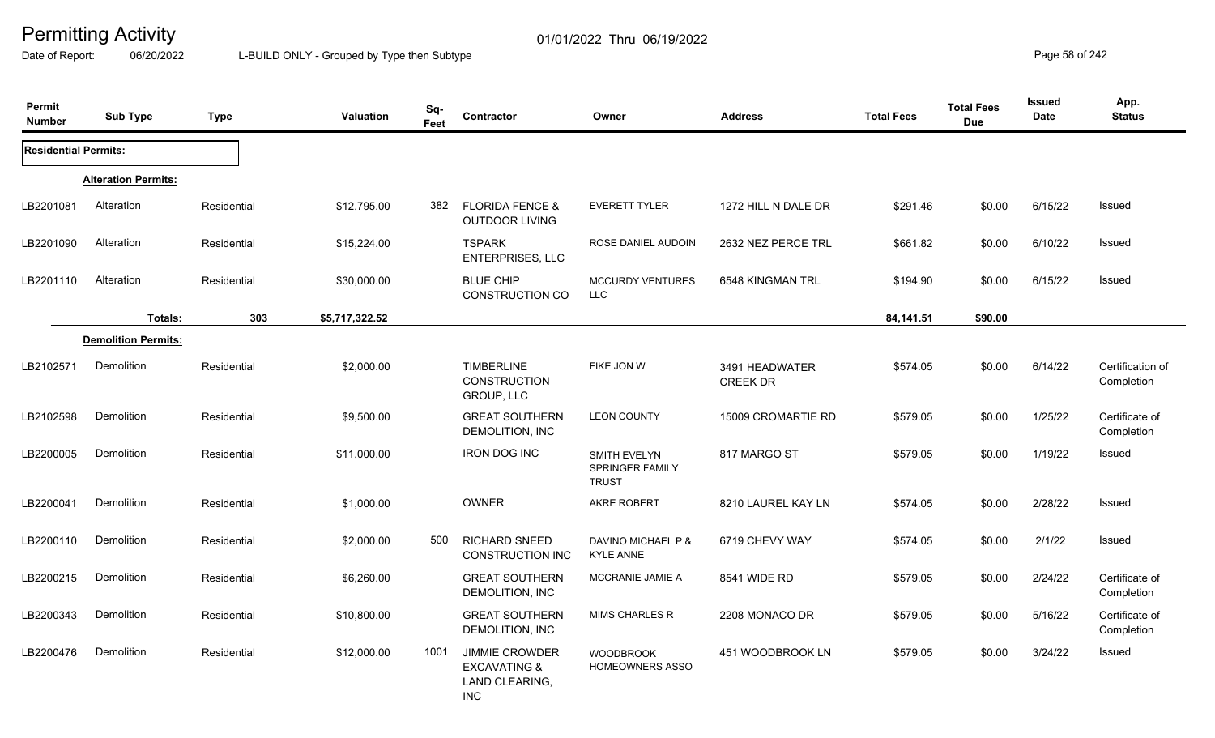# Permitting Activity

01/01/2022 Thru 06/19/2022

Date of Report: 06/20/2022 L-BUILD ONLY - Grouped by Type then Subtype

| Permit Number | Sub Type | Type | Valuation | Sq-Feet | Contractor | Owner | Address | Total Fees | Total Fees Due | Issued Date | App. Status |
|---|---|---|---|---|---|---|---|---|---|---|---|
| **Residential Permits:** | | | | | | | | | | | |
| | **Alteration Permits:** | | | | | | | | | | |
| LB2201081 | Alteration | Residential | $12,795.00 | 382 | FLORIDA FENCE & OUTDOOR LIVING | EVERETT TYLER | 1272 HILL N DALE DR | $291.46 | $0.00 | 6/15/22 | Issued |
| LB2201090 | Alteration | Residential | $15,224.00 | | TSPARK ENTERPRISES, LLC | ROSE DANIEL AUDOIN | 2632 NEZ PERCE TRL | $661.82 | $0.00 | 6/10/22 | Issued |
| LB2201110 | Alteration | Residential | $30,000.00 | | BLUE CHIP CONSTRUCTION CO | MCCURDY VENTURES LLC | 6548 KINGMAN TRL | $194.90 | $0.00 | 6/15/22 | Issued |
| | **Totals:** | 303 | $5,717,322.52 | | | | | 84,141.51 | $90.00 | | |
| | **Demolition Permits:** | | | | | | | | | | |
| LB2102571 | Demolition | Residential | $2,000.00 | | TIMBERLINE CONSTRUCTION GROUP, LLC | FIKE JON W | 3491 HEADWATER CREEK DR | $574.05 | $0.00 | 6/14/22 | Certification of Completion |
| LB2102598 | Demolition | Residential | $9,500.00 | | GREAT SOUTHERN DEMOLITION, INC | LEON COUNTY | 15009 CROMARTIE RD | $579.05 | $0.00 | 1/25/22 | Certificate of Completion |
| LB2200005 | Demolition | Residential | $11,000.00 | | IRON DOG INC | SMITH EVELYN SPRINGER FAMILY TRUST | 817 MARGO ST | $579.05 | $0.00 | 1/19/22 | Issued |
| LB2200041 | Demolition | Residential | $1,000.00 | | OWNER | AKRE ROBERT | 8210 LAUREL KAY LN | $574.05 | $0.00 | 2/28/22 | Issued |
| LB2200110 | Demolition | Residential | $2,000.00 | 500 | RICHARD SNEED CONSTRUCTION INC | DAVINO MICHAEL P & KYLE ANNE | 6719 CHEVY WAY | $574.05 | $0.00 | 2/1/22 | Issued |
| LB2200215 | Demolition | Residential | $6,260.00 | | GREAT SOUTHERN DEMOLITION, INC | MCCRANIE JAMIE A | 8541 WIDE RD | $579.05 | $0.00 | 2/24/22 | Certificate of Completion |
| LB2200343 | Demolition | Residential | $10,800.00 | | GREAT SOUTHERN DEMOLITION, INC | MIMS CHARLES R | 2208 MONACO DR | $579.05 | $0.00 | 5/16/22 | Certificate of Completion |
| LB2200476 | Demolition | Residential | $12,000.00 | 1001 | JIMMIE CROWDER EXCAVATING & LAND CLEARING, INC | WOODBROOK HOMEOWNERS ASSO | 451 WOODBROOK LN | $579.05 | $0.00 | 3/24/22 | Issued |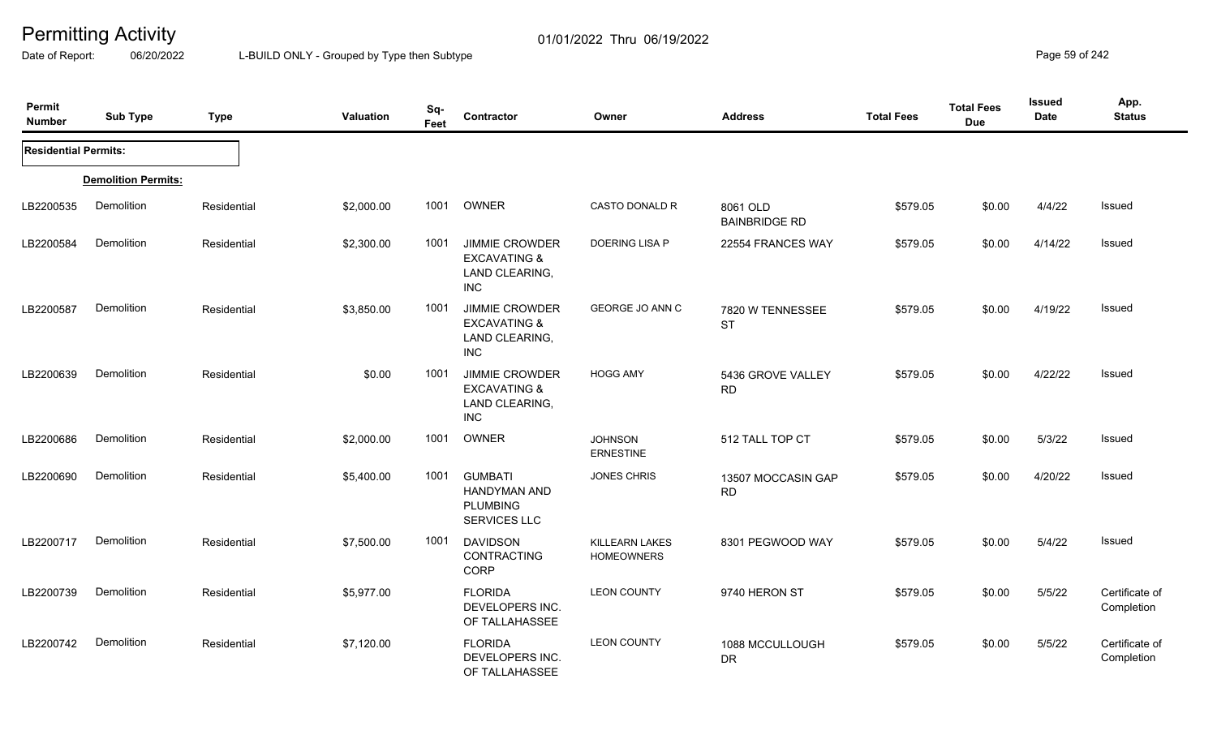# Permitting Activity

01/01/2022 Thru 06/19/2022

Date of Report: 06/20/2022

L-BUILD ONLY - Grouped by Type then Subtype

| Permit Number | Sub Type | Type | Valuation | Sq-Feet | Contractor | Owner | Address | Total Fees | Total Fees Due | Issued Date | App. Status |
|---|---|---|---|---|---|---|---|---|---|---|---|
| **Residential Permits:** | | | | | | | | | | | |
| | **Demolition Permits:** | | | | | | | | | | |
| LB2200535 | Demolition | Residential | $2,000.00 | 1001 | OWNER | CASTO DONALD R | 8061 OLD BAINBRIDGE RD | $579.05 | $0.00 | 4/4/22 | Issued |
| LB2200584 | Demolition | Residential | $2,300.00 | 1001 | JIMMIE CROWDER EXCAVATING & LAND CLEARING, INC | DOERING LISA P | 22554 FRANCES WAY | $579.05 | $0.00 | 4/14/22 | Issued |
| LB2200587 | Demolition | Residential | $3,850.00 | 1001 | JIMMIE CROWDER EXCAVATING & LAND CLEARING, INC | GEORGE JO ANN C | 7820 W TENNESSEE ST | $579.05 | $0.00 | 4/19/22 | Issued |
| LB2200639 | Demolition | Residential | $0.00 | 1001 | JIMMIE CROWDER EXCAVATING & LAND CLEARING, INC | HOGG AMY | 5436 GROVE VALLEY RD | $579.05 | $0.00 | 4/22/22 | Issued |
| LB2200686 | Demolition | Residential | $2,000.00 | 1001 | OWNER | JOHNSON ERNESTINE | 512 TALL TOP CT | $579.05 | $0.00 | 5/3/22 | Issued |
| LB2200690 | Demolition | Residential | $5,400.00 | 1001 | GUMBATI HANDYMAN AND PLUMBING SERVICES LLC | JONES CHRIS | 13507 MOCCASIN GAP RD | $579.05 | $0.00 | 4/20/22 | Issued |
| LB2200717 | Demolition | Residential | $7,500.00 | 1001 | DAVIDSON CONTRACTING CORP | KILLEARN LAKES HOMEOWNERS | 8301 PEGWOOD WAY | $579.05 | $0.00 | 5/4/22 | Issued |
| LB2200739 | Demolition | Residential | $5,977.00 | | FLORIDA DEVELOPERS INC. OF TALLAHASSEE | LEON COUNTY | 9740 HERON ST | $579.05 | $0.00 | 5/5/22 | Certificate of Completion |
| LB2200742 | Demolition | Residential | $7,120.00 | | FLORIDA DEVELOPERS INC. OF TALLAHASSEE | LEON COUNTY | 1088 MCCULLOUGH DR | $579.05 | $0.00 | 5/5/22 | Certificate of Completion |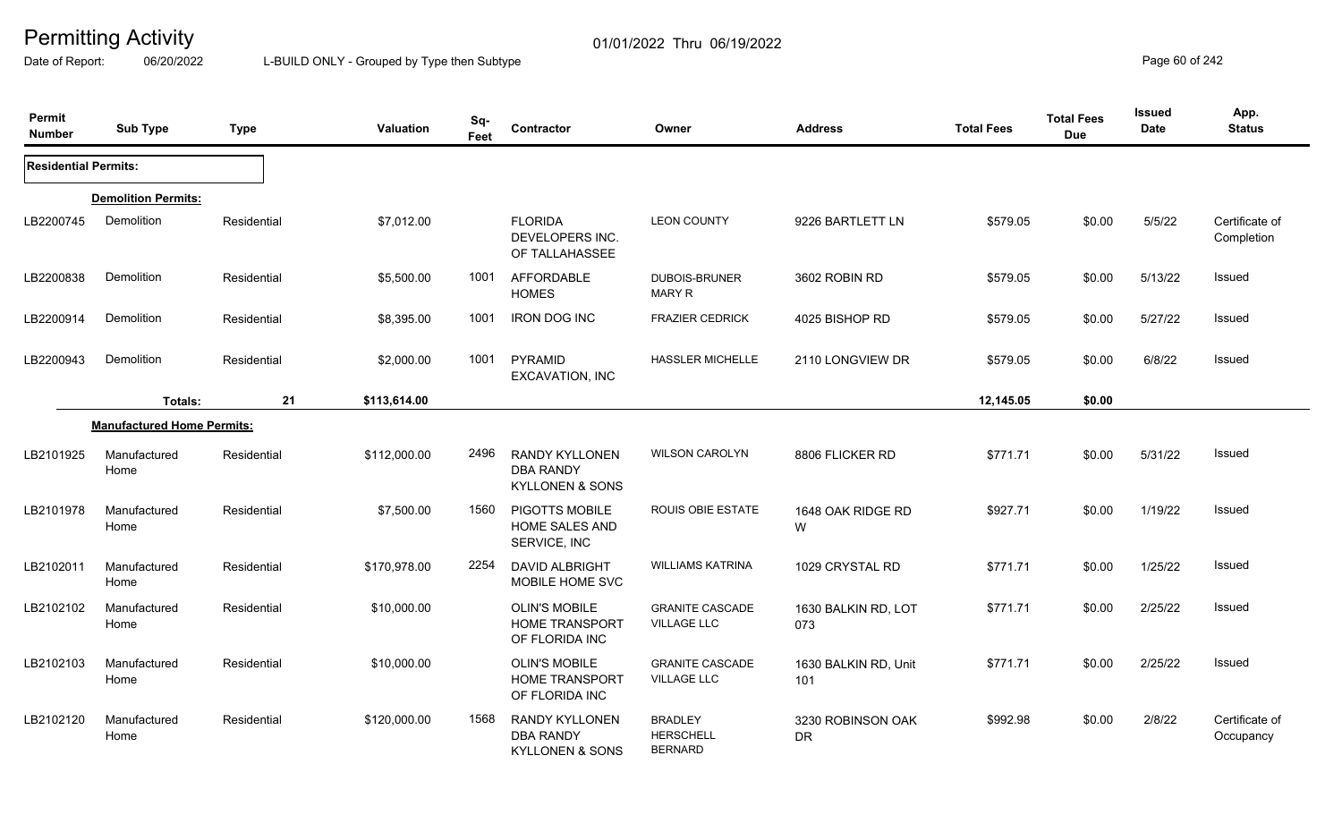# Permitting Activity

Date of Report: 06/20/2022 — L-BUILD ONLY - Grouped by Type then Subtype — 01/01/2022 Thru 06/19/2022

| Permit Number | Sub Type | Type | Valuation | Sq-Feet | Contractor | Owner | Address | Total Fees | Total Fees Due | Issued Date | App. Status |
|---|---|---|---|---|---|---|---|---|---|---|---|
| **Residential Permits:** | | | | | | | | | | | |
| **Demolition Permits:** | | | | | | | | | | | |
| LB2200745 | Demolition | Residential | $7,012.00 | | FLORIDA DEVELOPERS INC. OF TALLAHASSEE | LEON COUNTY | 9226 BARTLETT LN | $579.05 | $0.00 | 5/5/22 | Certificate of Completion |
| LB2200838 | Demolition | Residential | $5,500.00 | 1001 | AFFORDABLE HOMES | DUBOIS-BRUNER MARY R | 3602 ROBIN RD | $579.05 | $0.00 | 5/13/22 | Issued |
| LB2200914 | Demolition | Residential | $8,395.00 | 1001 | IRON DOG INC | FRAZIER CEDRICK | 4025 BISHOP RD | $579.05 | $0.00 | 5/27/22 | Issued |
| LB2200943 | Demolition | Residential | $2,000.00 | 1001 | PYRAMID EXCAVATION, INC | HASSLER MICHELLE | 2110 LONGVIEW DR | $579.05 | $0.00 | 6/8/22 | Issued |
| | **Totals:** | **21** | **$113,614.00** | | | | | **12,145.05** | **$0.00** | | |
| **Manufactured Home Permits:** | | | | | | | | | | | |
| LB2101925 | Manufactured Home | Residential | $112,000.00 | 2496 | RANDY KYLLONEN DBA RANDY KYLLONEN & SONS | WILSON CAROLYN | 8806 FLICKER RD | $771.71 | $0.00 | 5/31/22 | Issued |
| LB2101978 | Manufactured Home | Residential | $7,500.00 | 1560 | PIGOTTS MOBILE HOME SALES AND SERVICE, INC | ROUIS OBIE ESTATE | 1648 OAK RIDGE RD W | $927.71 | $0.00 | 1/19/22 | Issued |
| LB2102011 | Manufactured Home | Residential | $170,978.00 | 2254 | DAVID ALBRIGHT MOBILE HOME SVC | WILLIAMS KATRINA | 1029 CRYSTAL RD | $771.71 | $0.00 | 1/25/22 | Issued |
| LB2102102 | Manufactured Home | Residential | $10,000.00 | | OLIN'S MOBILE HOME TRANSPORT OF FLORIDA INC | GRANITE CASCADE VILLAGE LLC | 1630 BALKIN RD, LOT 073 | $771.71 | $0.00 | 2/25/22 | Issued |
| LB2102103 | Manufactured Home | Residential | $10,000.00 | | OLIN'S MOBILE HOME TRANSPORT OF FLORIDA INC | GRANITE CASCADE VILLAGE LLC | 1630 BALKIN RD, Unit 101 | $771.71 | $0.00 | 2/25/22 | Issued |
| LB2102120 | Manufactured Home | Residential | $120,000.00 | 1568 | RANDY KYLLONEN DBA RANDY KYLLONEN & SONS | BRADLEY HERSCHELL BERNARD | 3230 ROBINSON OAK DR | $992.98 | $0.00 | 2/8/22 | Certificate of Occupancy |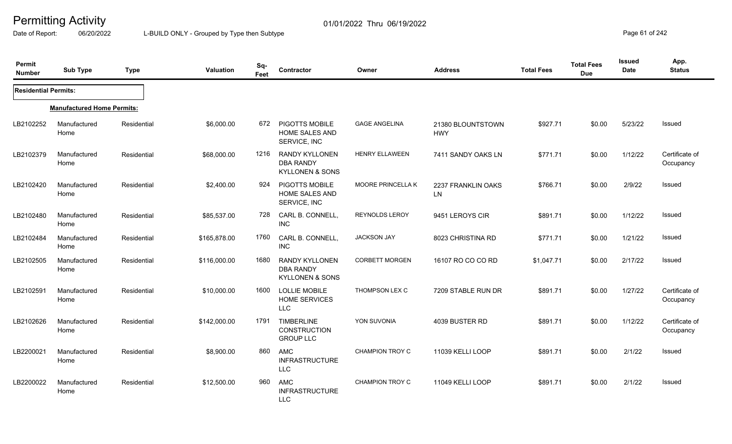# Permitting Activity

01/01/2022 Thru 06/19/2022

Date of Report: 06/20/2022 L-BUILD ONLY - Grouped by Type then Subtype

| Permit Number | Sub Type | Type | Valuation | Sq-Feet | Contractor | Owner | Address | Total Fees | Total Fees Due | Issued Date | App. Status |
|---|---|---|---|---|---|---|---|---|---|---|---|
| **Residential Permits:** | | | | | | | | | | | |
| **Manufactured Home Permits:** | | | | | | | | | | | |
| LB2102252 | Manufactured Home | Residential | $6,000.00 | 672 | PIGOTTS MOBILE HOME SALES AND SERVICE, INC | GAGE ANGELINA | 21380 BLOUNTSTOWN HWY | $927.71 | $0.00 | 5/23/22 | Issued |
| LB2102379 | Manufactured Home | Residential | $68,000.00 | 1216 | RANDY KYLLONEN DBA RANDY KYLLONEN & SONS | HENRY ELLAWEEN | 7411 SANDY OAKS LN | $771.71 | $0.00 | 1/12/22 | Certificate of Occupancy |
| LB2102420 | Manufactured Home | Residential | $2,400.00 | 924 | PIGOTTS MOBILE HOME SALES AND SERVICE, INC | MOORE PRINCELLA K | 2237 FRANKLIN OAKS LN | $766.71 | $0.00 | 2/9/22 | Issued |
| LB2102480 | Manufactured Home | Residential | $85,537.00 | 728 | CARL B. CONNELL, INC | REYNOLDS LEROY | 9451 LEROYS CIR | $891.71 | $0.00 | 1/12/22 | Issued |
| LB2102484 | Manufactured Home | Residential | $165,878.00 | 1760 | CARL B. CONNELL, INC | JACKSON JAY | 8023 CHRISTINA RD | $771.71 | $0.00 | 1/21/22 | Issued |
| LB2102505 | Manufactured Home | Residential | $116,000.00 | 1680 | RANDY KYLLONEN DBA RANDY KYLLONEN & SONS | CORBETT MORGEN | 16107 RO CO CO RD | $1,047.71 | $0.00 | 2/17/22 | Issued |
| LB2102591 | Manufactured Home | Residential | $10,000.00 | 1600 | LOLLIE MOBILE HOME SERVICES LLC | THOMPSON LEX C | 7209 STABLE RUN DR | $891.71 | $0.00 | 1/27/22 | Certificate of Occupancy |
| LB2102626 | Manufactured Home | Residential | $142,000.00 | 1791 | TIMBERLINE CONSTRUCTION GROUP LLC | YON SUVONIA | 4039 BUSTER RD | $891.71 | $0.00 | 1/12/22 | Certificate of Occupancy |
| LB2200021 | Manufactured Home | Residential | $8,900.00 | 860 | AMC INFRASTRUCTURE LLC | CHAMPION TROY C | 11039 KELLI LOOP | $891.71 | $0.00 | 2/1/22 | Issued |
| LB2200022 | Manufactured Home | Residential | $12,500.00 | 960 | AMC INFRASTRUCTURE LLC | CHAMPION TROY C | 11049 KELLI LOOP | $891.71 | $0.00 | 2/1/22 | Issued |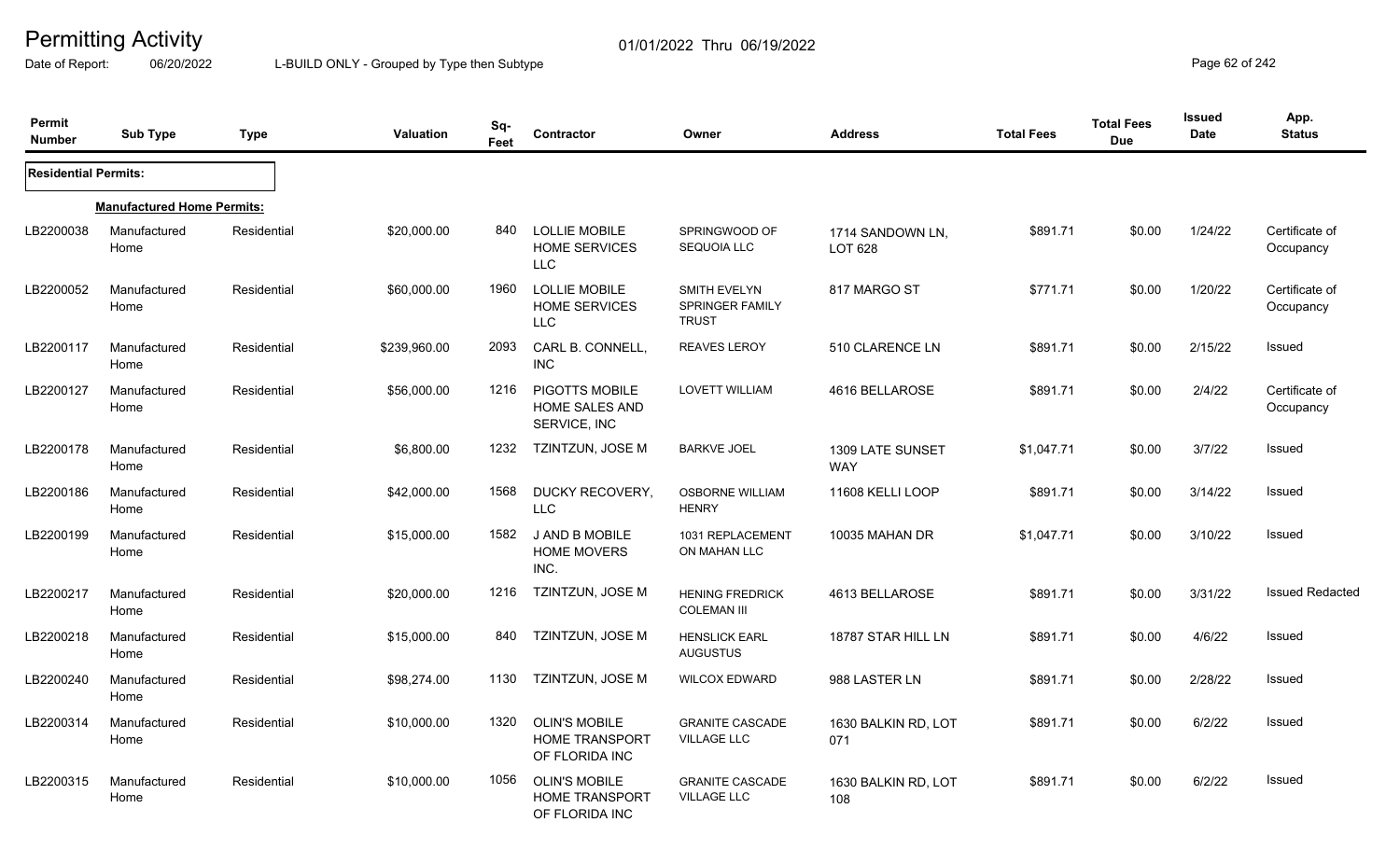# Permitting Activity

01/01/2022 Thru 06/19/2022

Date of Report: 06/20/2022

L-BUILD ONLY - Grouped by Type then Subtype

| Permit Number | Sub Type | Type | Valuation | Sq-Feet | Contractor | Owner | Address | Total Fees | Total Fees Due | Issued Date | App. Status |
|---|---|---|---|---|---|---|---|---|---|---|---|
| **Residential Permits:** | | | | | | | | | | | |
| | **Manufactured Home Permits:** | | | | | | | | | | |
| LB2200038 | Manufactured Home | Residential | $20,000.00 | 840 | LOLLIE MOBILE HOME SERVICES LLC | SPRINGWOOD OF SEQUOIA LLC | 1714 SANDOWN LN, LOT 628 | $891.71 | $0.00 | 1/24/22 | Certificate of Occupancy |
| LB2200052 | Manufactured Home | Residential | $60,000.00 | 1960 | LOLLIE MOBILE HOME SERVICES LLC | SMITH EVELYN SPRINGER FAMILY TRUST | 817 MARGO ST | $771.71 | $0.00 | 1/20/22 | Certificate of Occupancy |
| LB2200117 | Manufactured Home | Residential | $239,960.00 | 2093 | CARL B. CONNELL, INC | REAVES LEROY | 510 CLARENCE LN | $891.71 | $0.00 | 2/15/22 | Issued |
| LB2200127 | Manufactured Home | Residential | $56,000.00 | 1216 | PIGOTTS MOBILE HOME SALES AND SERVICE, INC | LOVETT WILLIAM | 4616 BELLAROSE | $891.71 | $0.00 | 2/4/22 | Certificate of Occupancy |
| LB2200178 | Manufactured Home | Residential | $6,800.00 | 1232 | TZINTZUN, JOSE M | BARKVE JOEL | 1309 LATE SUNSET WAY | $1,047.71 | $0.00 | 3/7/22 | Issued |
| LB2200186 | Manufactured Home | Residential | $42,000.00 | 1568 | DUCKY RECOVERY, LLC | OSBORNE WILLIAM HENRY | 11608 KELLI LOOP | $891.71 | $0.00 | 3/14/22 | Issued |
| LB2200199 | Manufactured Home | Residential | $15,000.00 | 1582 | J AND B MOBILE HOME MOVERS INC. | 1031 REPLACEMENT ON MAHAN LLC | 10035 MAHAN DR | $1,047.71 | $0.00 | 3/10/22 | Issued |
| LB2200217 | Manufactured Home | Residential | $20,000.00 | 1216 | TZINTZUN, JOSE M | HENING FREDRICK COLEMAN III | 4613 BELLAROSE | $891.71 | $0.00 | 3/31/22 | Issued Redacted |
| LB2200218 | Manufactured Home | Residential | $15,000.00 | 840 | TZINTZUN, JOSE M | HENSLICK EARL AUGUSTUS | 18787 STAR HILL LN | $891.71 | $0.00 | 4/6/22 | Issued |
| LB2200240 | Manufactured Home | Residential | $98,274.00 | 1130 | TZINTZUN, JOSE M | WILCOX EDWARD | 988 LASTER LN | $891.71 | $0.00 | 2/28/22 | Issued |
| LB2200314 | Manufactured Home | Residential | $10,000.00 | 1320 | OLIN'S MOBILE HOME TRANSPORT OF FLORIDA INC | GRANITE CASCADE VILLAGE LLC | 1630 BALKIN RD, LOT 071 | $891.71 | $0.00 | 6/2/22 | Issued |
| LB2200315 | Manufactured Home | Residential | $10,000.00 | 1056 | OLIN'S MOBILE HOME TRANSPORT OF FLORIDA INC | GRANITE CASCADE VILLAGE LLC | 1630 BALKIN RD, LOT 108 | $891.71 | $0.00 | 6/2/22 | Issued |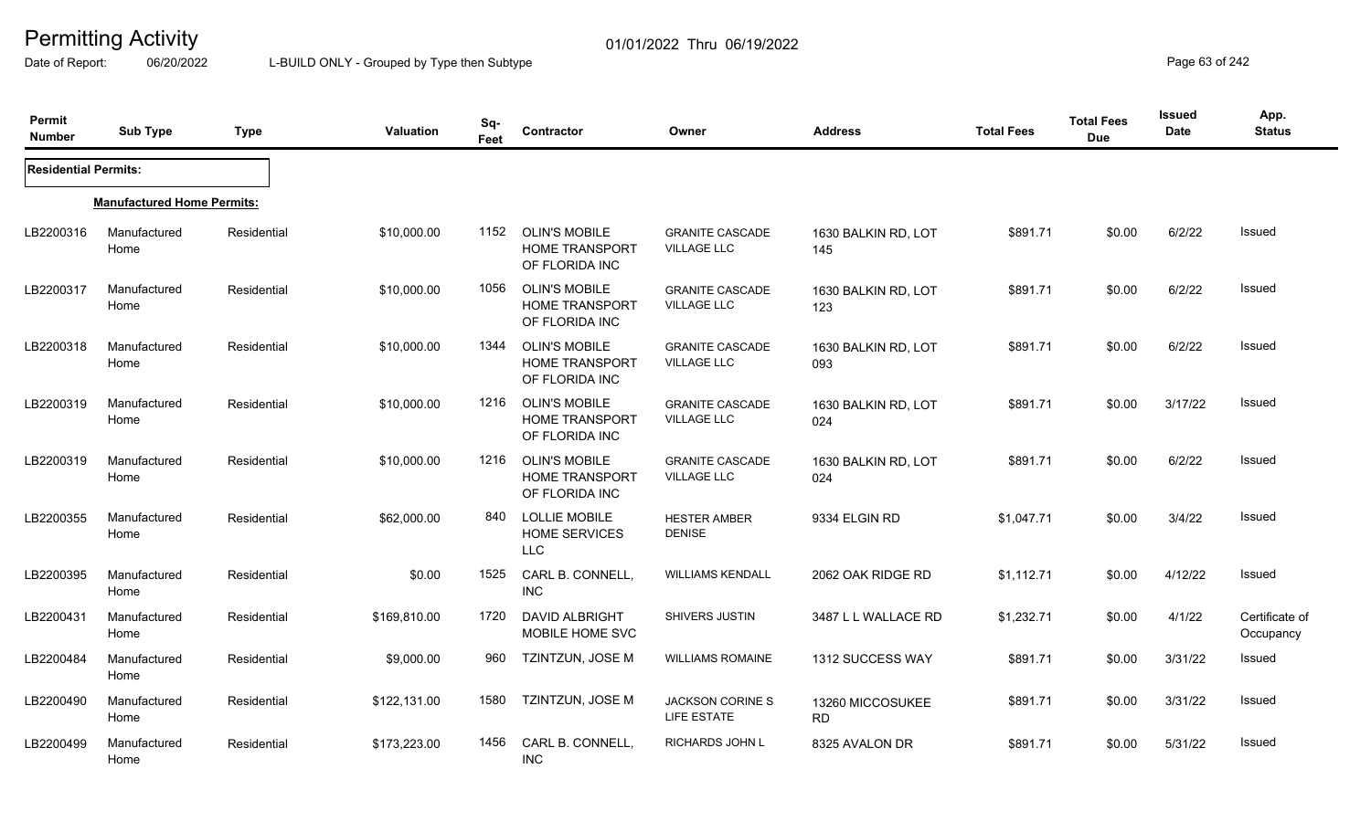# Permitting Activity

Date of Report: 06/20/2022 L-BUILD ONLY - Grouped by Type then Subtype 01/01/2022 Thru 06/19/2022

| Permit Number | Sub Type | Type | Valuation | Sq-Feet | Contractor | Owner | Address | Total Fees | Total Fees Due | Issued Date | App. Status |
|---|---|---|---|---|---|---|---|---|---|---|---|
| **Residential Permits:** | | | | | | | | | | | |
| **Manufactured Home Permits:** | | | | | | | | | | | |
| LB2200316 | Manufactured Home | Residential | $10,000.00 | 1152 | OLIN'S MOBILE HOME TRANSPORT OF FLORIDA INC | GRANITE CASCADE VILLAGE LLC | 1630 BALKIN RD, LOT 145 | $891.71 | $0.00 | 6/2/22 | Issued |
| LB2200317 | Manufactured Home | Residential | $10,000.00 | 1056 | OLIN'S MOBILE HOME TRANSPORT OF FLORIDA INC | GRANITE CASCADE VILLAGE LLC | 1630 BALKIN RD, LOT 123 | $891.71 | $0.00 | 6/2/22 | Issued |
| LB2200318 | Manufactured Home | Residential | $10,000.00 | 1344 | OLIN'S MOBILE HOME TRANSPORT OF FLORIDA INC | GRANITE CASCADE VILLAGE LLC | 1630 BALKIN RD, LOT 093 | $891.71 | $0.00 | 6/2/22 | Issued |
| LB2200319 | Manufactured Home | Residential | $10,000.00 | 1216 | OLIN'S MOBILE HOME TRANSPORT OF FLORIDA INC | GRANITE CASCADE VILLAGE LLC | 1630 BALKIN RD, LOT 024 | $891.71 | $0.00 | 3/17/22 | Issued |
| LB2200319 | Manufactured Home | Residential | $10,000.00 | 1216 | OLIN'S MOBILE HOME TRANSPORT OF FLORIDA INC | GRANITE CASCADE VILLAGE LLC | 1630 BALKIN RD, LOT 024 | $891.71 | $0.00 | 6/2/22 | Issued |
| LB2200355 | Manufactured Home | Residential | $62,000.00 | 840 | LOLLIE MOBILE HOME SERVICES LLC | HESTER AMBER DENISE | 9334 ELGIN RD | $1,047.71 | $0.00 | 3/4/22 | Issued |
| LB2200395 | Manufactured Home | Residential | $0.00 | 1525 | CARL B. CONNELL, INC | WILLIAMS KENDALL | 2062 OAK RIDGE RD | $1,112.71 | $0.00 | 4/12/22 | Issued |
| LB2200431 | Manufactured Home | Residential | $169,810.00 | 1720 | DAVID ALBRIGHT MOBILE HOME SVC | SHIVERS JUSTIN | 3487 L L WALLACE RD | $1,232.71 | $0.00 | 4/1/22 | Certificate of Occupancy |
| LB2200484 | Manufactured Home | Residential | $9,000.00 | 960 | TZINTZUN, JOSE M | WILLIAMS ROMAINE | 1312 SUCCESS WAY | $891.71 | $0.00 | 3/31/22 | Issued |
| LB2200490 | Manufactured Home | Residential | $122,131.00 | 1580 | TZINTZUN, JOSE M | JACKSON CORINE S LIFE ESTATE | 13260 MICCOSUKEE RD | $891.71 | $0.00 | 3/31/22 | Issued |
| LB2200499 | Manufactured Home | Residential | $173,223.00 | 1456 | CARL B. CONNELL, INC | RICHARDS JOHN L | 8325 AVALON DR | $891.71 | $0.00 | 5/31/22 | Issued |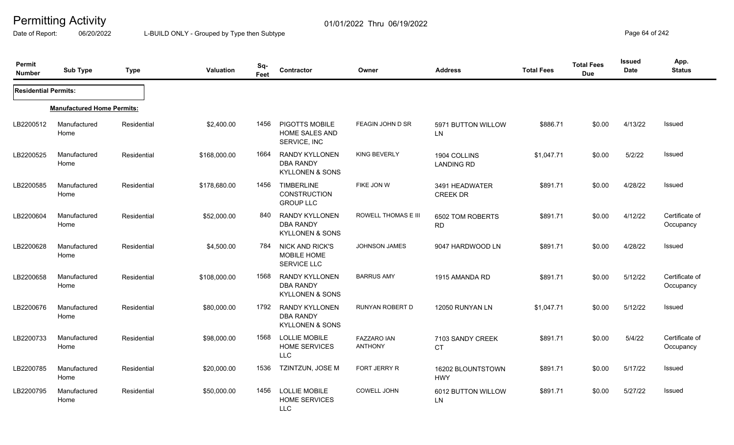# Permitting Activity

01/01/2022 Thru 06/19/2022

Date of Report: 06/20/2022

L-BUILD ONLY - Grouped by Type then Subtype

| Permit Number | Sub Type | Type | Valuation | Sq-Feet | Contractor | Owner | Address | Total Fees | Total Fees Due | Issued Date | App. Status |
|---|---|---|---|---|---|---|---|---|---|---|---|
| **Residential Permits:** | | | | | | | | | | | |
| **Manufactured Home Permits:** | | | | | | | | | | | |
| LB2200512 | Manufactured Home | Residential | $2,400.00 | 1456 | PIGOTTS MOBILE HOME SALES AND SERVICE, INC | FEAGIN JOHN D SR | 5971 BUTTON WILLOW LN | $886.71 | $0.00 | 4/13/22 | Issued |
| LB2200525 | Manufactured Home | Residential | $168,000.00 | 1664 | RANDY KYLLONEN DBA RANDY KYLLONEN & SONS | KING BEVERLY | 1904 COLLINS LANDING RD | $1,047.71 | $0.00 | 5/2/22 | Issued |
| LB2200585 | Manufactured Home | Residential | $178,680.00 | 1456 | TIMBERLINE CONSTRUCTION GROUP LLC | FIKE JON W | 3491 HEADWATER CREEK DR | $891.71 | $0.00 | 4/28/22 | Issued |
| LB2200604 | Manufactured Home | Residential | $52,000.00 | 840 | RANDY KYLLONEN DBA RANDY KYLLONEN & SONS | ROWELL THOMAS E III | 6502 TOM ROBERTS RD | $891.71 | $0.00 | 4/12/22 | Certificate of Occupancy |
| LB2200628 | Manufactured Home | Residential | $4,500.00 | 784 | NICK AND RICK'S MOBILE HOME SERVICE LLC | JOHNSON JAMES | 9047 HARDWOOD LN | $891.71 | $0.00 | 4/28/22 | Issued |
| LB2200658 | Manufactured Home | Residential | $108,000.00 | 1568 | RANDY KYLLONEN DBA RANDY KYLLONEN & SONS | BARRUS AMY | 1915 AMANDA RD | $891.71 | $0.00 | 5/12/22 | Certificate of Occupancy |
| LB2200676 | Manufactured Home | Residential | $80,000.00 | 1792 | RANDY KYLLONEN DBA RANDY KYLLONEN & SONS | RUNYAN ROBERT D | 12050 RUNYAN LN | $1,047.71 | $0.00 | 5/12/22 | Issued |
| LB2200733 | Manufactured Home | Residential | $98,000.00 | 1568 | LOLLIE MOBILE HOME SERVICES LLC | FAZZARO IAN ANTHONY | 7103 SANDY CREEK CT | $891.71 | $0.00 | 5/4/22 | Certificate of Occupancy |
| LB2200785 | Manufactured Home | Residential | $20,000.00 | 1536 | TZINTZUN, JOSE M | FORT JERRY R | 16202 BLOUNTSTOWN HWY | $891.71 | $0.00 | 5/17/22 | Issued |
| LB2200795 | Manufactured Home | Residential | $50,000.00 | 1456 | LOLLIE MOBILE HOME SERVICES LLC | COWELL JOHN | 6012 BUTTON WILLOW LN | $891.71 | $0.00 | 5/27/22 | Issued |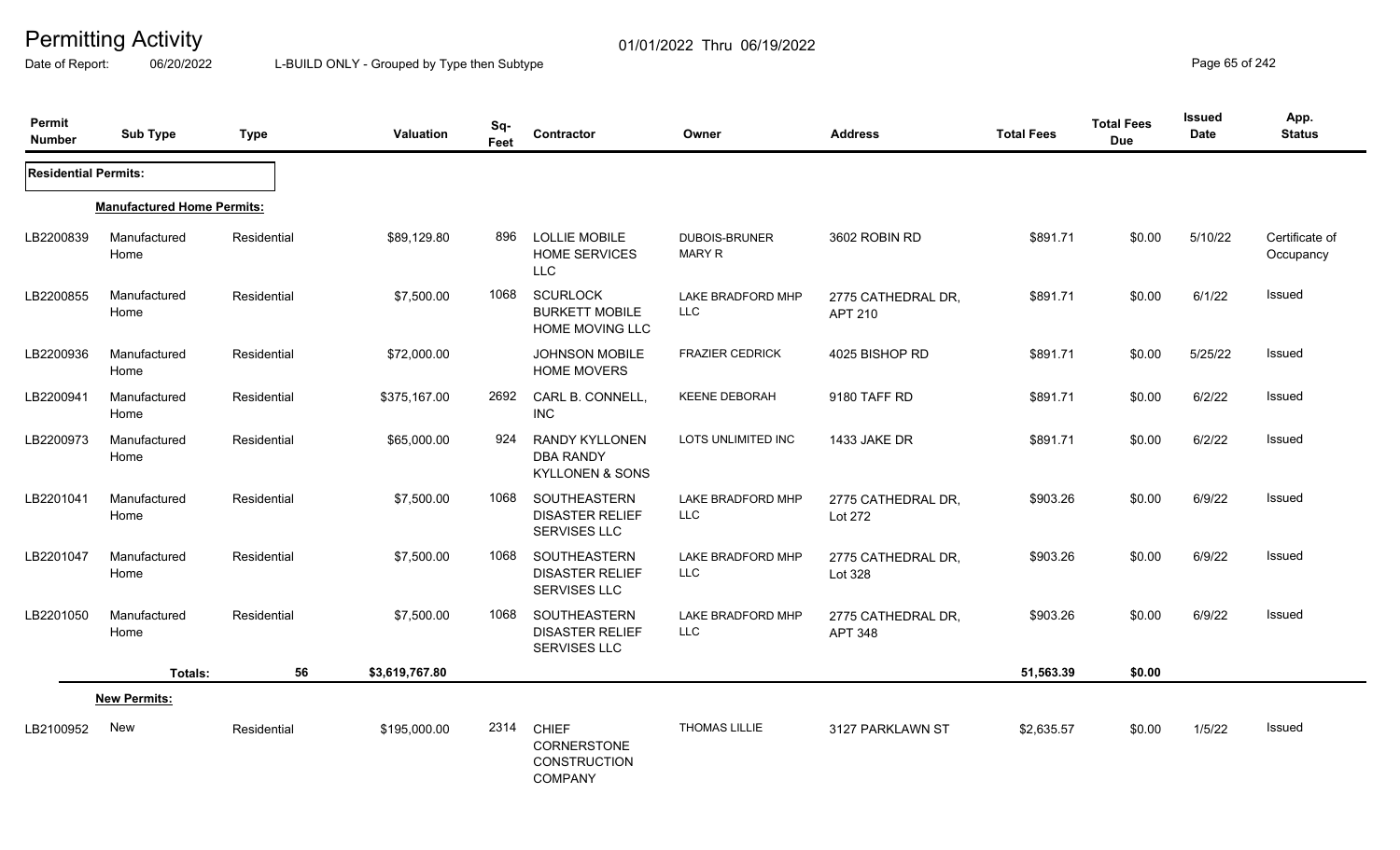# Permitting Activity

01/01/2022 Thru 06/19/2022

Date of Report: 06/20/2022 L-BUILD ONLY - Grouped by Type then Subtype

| Permit Number | Sub Type | Type | Valuation | Sq-Feet | Contractor | Owner | Address | Total Fees | Total Fees Due | Issued Date | App. Status |
|---|---|---|---|---|---|---|---|---|---|---|---|
| **Residential Permits:** | | | | | | | | | | | |
| **Manufactured Home Permits:** | | | | | | | | | | | |
| LB2200839 | Manufactured Home | Residential | $89,129.80 | 896 | LOLLIE MOBILE HOME SERVICES LLC | DUBOIS-BRUNER MARY R | 3602 ROBIN RD | $891.71 | $0.00 | 5/10/22 | Certificate of Occupancy |
| LB2200855 | Manufactured Home | Residential | $7,500.00 | 1068 | SCURLOCK BURKETT MOBILE HOME MOVING LLC | LAKE BRADFORD MHP LLC | 2775 CATHEDRAL DR, APT 210 | $891.71 | $0.00 | 6/1/22 | Issued |
| LB2200936 | Manufactured Home | Residential | $72,000.00 | | JOHNSON MOBILE HOME MOVERS | FRAZIER CEDRICK | 4025 BISHOP RD | $891.71 | $0.00 | 5/25/22 | Issued |
| LB2200941 | Manufactured Home | Residential | $375,167.00 | 2692 | CARL B. CONNELL, INC | KEENE DEBORAH | 9180 TAFF RD | $891.71 | $0.00 | 6/2/22 | Issued |
| LB2200973 | Manufactured Home | Residential | $65,000.00 | 924 | RANDY KYLLONEN DBA RANDY KYLLONEN & SONS | LOTS UNLIMITED INC | 1433 JAKE DR | $891.71 | $0.00 | 6/2/22 | Issued |
| LB2201041 | Manufactured Home | Residential | $7,500.00 | 1068 | SOUTHEASTERN DISASTER RELIEF SERVISES LLC | LAKE BRADFORD MHP LLC | 2775 CATHEDRAL DR, Lot 272 | $903.26 | $0.00 | 6/9/22 | Issued |
| LB2201047 | Manufactured Home | Residential | $7,500.00 | 1068 | SOUTHEASTERN DISASTER RELIEF SERVISES LLC | LAKE BRADFORD MHP LLC | 2775 CATHEDRAL DR, Lot 328 | $903.26 | $0.00 | 6/9/22 | Issued |
| LB2201050 | Manufactured Home | Residential | $7,500.00 | 1068 | SOUTHEASTERN DISASTER RELIEF SERVISES LLC | LAKE BRADFORD MHP LLC | 2775 CATHEDRAL DR, APT 348 | $903.26 | $0.00 | 6/9/22 | Issued |
| | **Totals:** | **56** | **$3,619,767.80** | | | | | **51,563.39** | **$0.00** | | |
| **New Permits:** | | | | | | | | | | | |
| LB2100952 | New | Residential | $195,000.00 | 2314 | CHIEF CORNERSTONE CONSTRUCTION COMPANY | THOMAS LILLIE | 3127 PARKLAWN ST | $2,635.57 | $0.00 | 1/5/22 | Issued |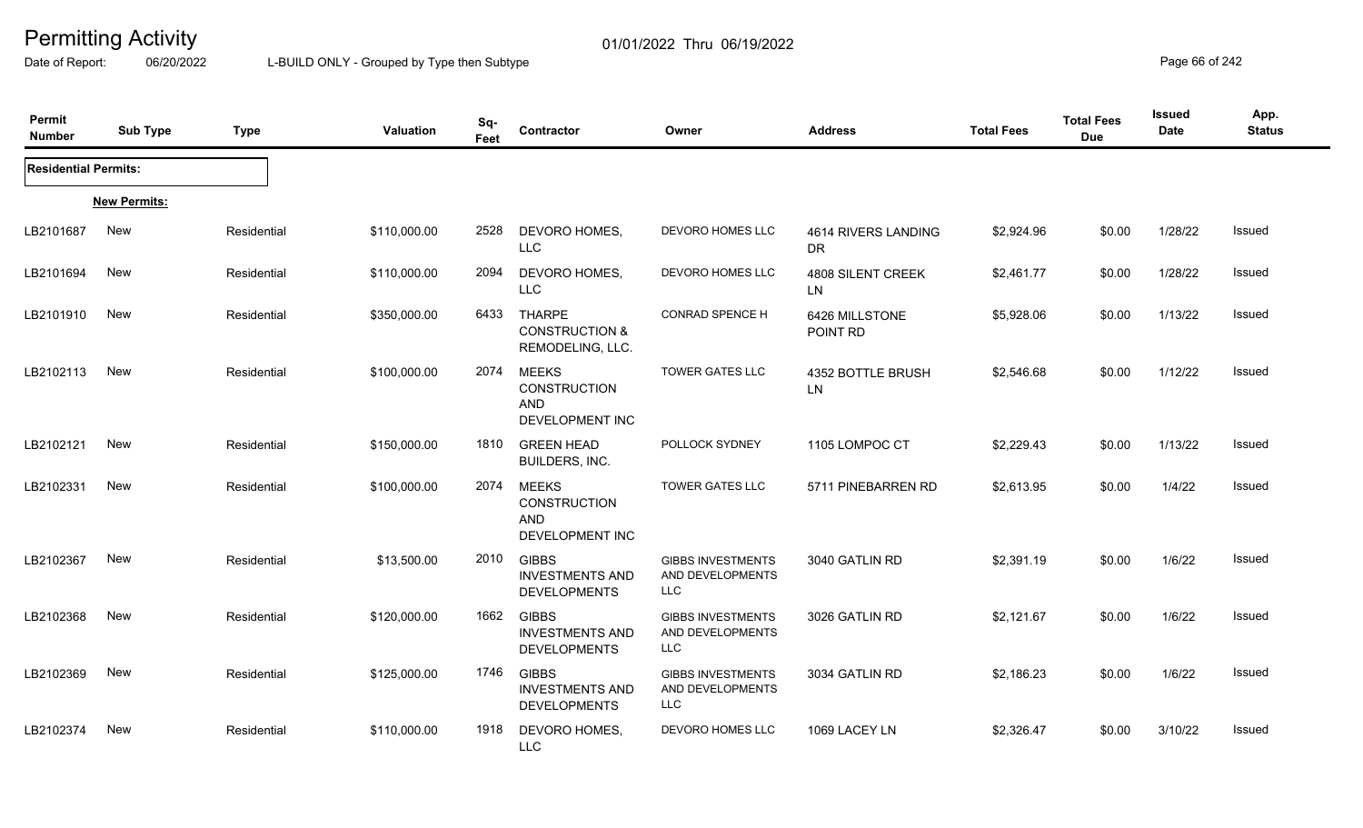# Permitting Activity

01/01/2022 Thru 06/19/2022

Date of Report: 06/20/2022

L-BUILD ONLY - Grouped by Type then Subtype

| Permit Number | Sub Type | Type | Valuation | Sq-Feet | Contractor | Owner | Address | Total Fees | Total Fees Due | Issued Date | App. Status |
|---|---|---|---|---|---|---|---|---|---|---|---|
| **Residential Permits:** | | | | | | | | | | | |
| | **New Permits:** | | | | | | | | | | |
| LB2101687 | New | Residential | $110,000.00 | 2528 | DEVORO HOMES, LLC | DEVORO HOMES LLC | 4614 RIVERS LANDING DR | $2,924.96 | $0.00 | 1/28/22 | Issued |
| LB2101694 | New | Residential | $110,000.00 | 2094 | DEVORO HOMES, LLC | DEVORO HOMES LLC | 4808 SILENT CREEK LN | $2,461.77 | $0.00 | 1/28/22 | Issued |
| LB2101910 | New | Residential | $350,000.00 | 6433 | THARPE CONSTRUCTION & REMODELING, LLC. | CONRAD SPENCE H | 6426 MILLSTONE POINT RD | $5,928.06 | $0.00 | 1/13/22 | Issued |
| LB2102113 | New | Residential | $100,000.00 | 2074 | MEEKS CONSTRUCTION AND DEVELOPMENT INC | TOWER GATES LLC | 4352 BOTTLE BRUSH LN | $2,546.68 | $0.00 | 1/12/22 | Issued |
| LB2102121 | New | Residential | $150,000.00 | 1810 | GREEN HEAD BUILDERS, INC. | POLLOCK SYDNEY | 1105 LOMPOC CT | $2,229.43 | $0.00 | 1/13/22 | Issued |
| LB2102331 | New | Residential | $100,000.00 | 2074 | MEEKS CONSTRUCTION AND DEVELOPMENT INC | TOWER GATES LLC | 5711 PINEBARREN RD | $2,613.95 | $0.00 | 1/4/22 | Issued |
| LB2102367 | New | Residential | $13,500.00 | 2010 | GIBBS INVESTMENTS AND DEVELOPMENTS | GIBBS INVESTMENTS AND DEVELOPMENTS LLC | 3040 GATLIN RD | $2,391.19 | $0.00 | 1/6/22 | Issued |
| LB2102368 | New | Residential | $120,000.00 | 1662 | GIBBS INVESTMENTS AND DEVELOPMENTS | GIBBS INVESTMENTS AND DEVELOPMENTS LLC | 3026 GATLIN RD | $2,121.67 | $0.00 | 1/6/22 | Issued |
| LB2102369 | New | Residential | $125,000.00 | 1746 | GIBBS INVESTMENTS AND DEVELOPMENTS | GIBBS INVESTMENTS AND DEVELOPMENTS LLC | 3034 GATLIN RD | $2,186.23 | $0.00 | 1/6/22 | Issued |
| LB2102374 | New | Residential | $110,000.00 | 1918 | DEVORO HOMES, LLC | DEVORO HOMES LLC | 1069 LACEY LN | $2,326.47 | $0.00 | 3/10/22 | Issued |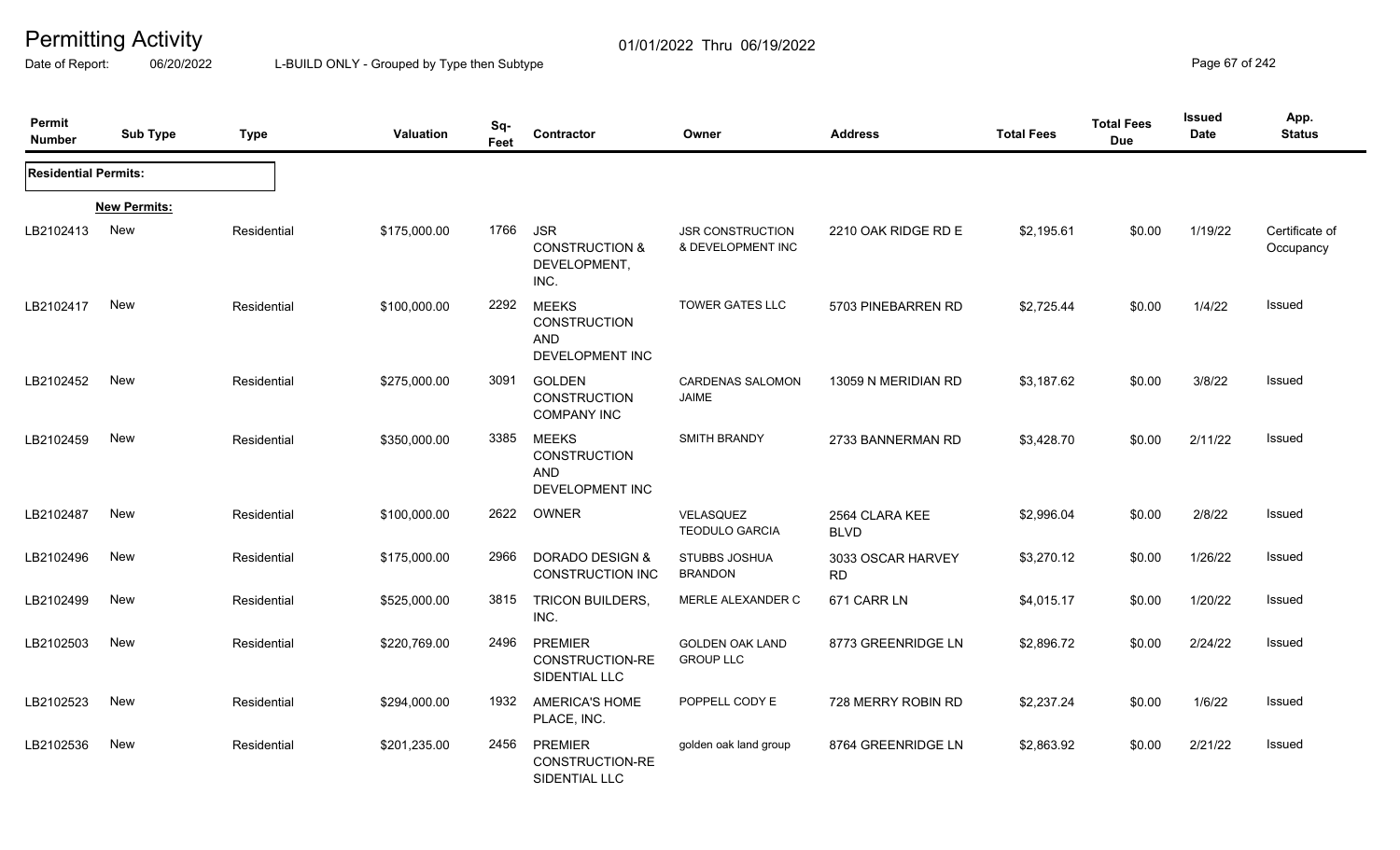# Permitting Activity

01/01/2022 Thru 06/19/2022

Date of Report: 06/20/2022

L-BUILD ONLY - Grouped by Type then Subtype

| Permit Number | Sub Type | Type | Valuation | Sq-Feet | Contractor | Owner | Address | Total Fees | Total Fees Due | Issued Date | App. Status |
|---|---|---|---|---|---|---|---|---|---|---|---|
| **Residential Permits:** | | | | | | | | | | | |
| | **New Permits:** | | | | | | | | | | |
| LB2102413 | New | Residential | $175,000.00 | 1766 | JSR CONSTRUCTION & DEVELOPMENT, INC. | JSR CONSTRUCTION & DEVELOPMENT INC | 2210 OAK RIDGE RD E | $2,195.61 | $0.00 | 1/19/22 | Certificate of Occupancy |
| LB2102417 | New | Residential | $100,000.00 | 2292 | MEEKS CONSTRUCTION AND DEVELOPMENT INC | TOWER GATES LLC | 5703 PINEBARREN RD | $2,725.44 | $0.00 | 1/4/22 | Issued |
| LB2102452 | New | Residential | $275,000.00 | 3091 | GOLDEN CONSTRUCTION COMPANY INC | CARDENAS SALOMON JAIME | 13059 N MERIDIAN RD | $3,187.62 | $0.00 | 3/8/22 | Issued |
| LB2102459 | New | Residential | $350,000.00 | 3385 | MEEKS CONSTRUCTION AND DEVELOPMENT INC | SMITH BRANDY | 2733 BANNERMAN RD | $3,428.70 | $0.00 | 2/11/22 | Issued |
| LB2102487 | New | Residential | $100,000.00 | 2622 | OWNER | VELASQUEZ TEODULO GARCIA | 2564 CLARA KEE BLVD | $2,996.04 | $0.00 | 2/8/22 | Issued |
| LB2102496 | New | Residential | $175,000.00 | 2966 | DORADO DESIGN & CONSTRUCTION INC | STUBBS JOSHUA BRANDON | 3033 OSCAR HARVEY RD | $3,270.12 | $0.00 | 1/26/22 | Issued |
| LB2102499 | New | Residential | $525,000.00 | 3815 | TRICON BUILDERS, INC. | MERLE ALEXANDER C | 671 CARR LN | $4,015.17 | $0.00 | 1/20/22 | Issued |
| LB2102503 | New | Residential | $220,769.00 | 2496 | PREMIER CONSTRUCTION-RESIDENTIAL LLC | GOLDEN OAK LAND GROUP LLC | 8773 GREENRIDGE LN | $2,896.72 | $0.00 | 2/24/22 | Issued |
| LB2102523 | New | Residential | $294,000.00 | 1932 | AMERICA'S HOME PLACE, INC. | POPPELL CODY E | 728 MERRY ROBIN RD | $2,237.24 | $0.00 | 1/6/22 | Issued |
| LB2102536 | New | Residential | $201,235.00 | 2456 | PREMIER CONSTRUCTION-RESIDENTIAL LLC | golden oak land group | 8764 GREENRIDGE LN | $2,863.92 | $0.00 | 2/21/22 | Issued |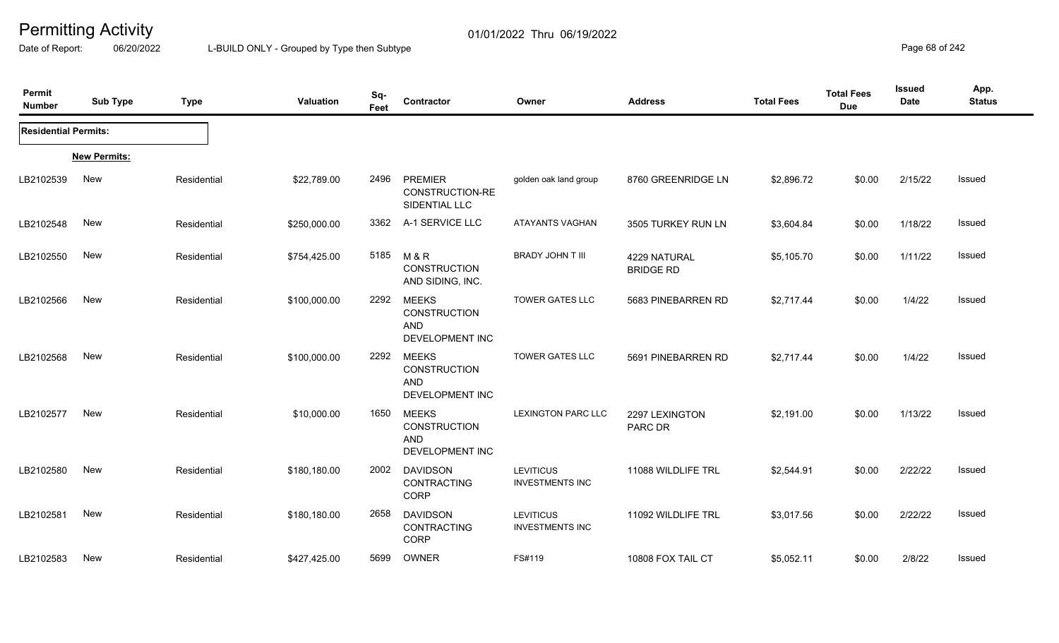# Permitting Activity

01/01/2022 Thru 06/19/2022

Date of Report: 06/20/2022 L-BUILD ONLY - Grouped by Type then Subtype

| Permit Number | Sub Type | Type | Valuation | Sq-Feet | Contractor | Owner | Address | Total Fees | Total Fees Due | Issued Date | App. Status |
|---|---|---|---|---|---|---|---|---|---|---|---|
| **Residential Permits:** | | | | | | | | | | | |
| | **New Permits:** | | | | | | | | | | |
| LB2102539 | New | Residential | $22,789.00 | 2496 | PREMIER CONSTRUCTION-RESIDENTIAL LLC | golden oak land group | 8760 GREENRIDGE LN | $2,896.72 | $0.00 | 2/15/22 | Issued |
| LB2102548 | New | Residential | $250,000.00 | 3362 | A-1 SERVICE LLC | ATAYANTS VAGHAN | 3505 TURKEY RUN LN | $3,604.84 | $0.00 | 1/18/22 | Issued |
| LB2102550 | New | Residential | $754,425.00 | 5185 | M & R CONSTRUCTION AND SIDING, INC. | BRADY JOHN T III | 4229 NATURAL BRIDGE RD | $5,105.70 | $0.00 | 1/11/22 | Issued |
| LB2102566 | New | Residential | $100,000.00 | 2292 | MEEKS CONSTRUCTION AND DEVELOPMENT INC | TOWER GATES LLC | 5683 PINEBARREN RD | $2,717.44 | $0.00 | 1/4/22 | Issued |
| LB2102568 | New | Residential | $100,000.00 | 2292 | MEEKS CONSTRUCTION AND DEVELOPMENT INC | TOWER GATES LLC | 5691 PINEBARREN RD | $2,717.44 | $0.00 | 1/4/22 | Issued |
| LB2102577 | New | Residential | $10,000.00 | 1650 | MEEKS CONSTRUCTION AND DEVELOPMENT INC | LEXINGTON PARC LLC | 2297 LEXINGTON PARC DR | $2,191.00 | $0.00 | 1/13/22 | Issued |
| LB2102580 | New | Residential | $180,180.00 | 2002 | DAVIDSON CONTRACTING CORP | LEVITICUS INVESTMENTS INC | 11088 WILDLIFE TRL | $2,544.91 | $0.00 | 2/22/22 | Issued |
| LB2102581 | New | Residential | $180,180.00 | 2658 | DAVIDSON CONTRACTING CORP | LEVITICUS INVESTMENTS INC | 11092 WILDLIFE TRL | $3,017.56 | $0.00 | 2/22/22 | Issued |
| LB2102583 | New | Residential | $427,425.00 | 5699 | OWNER | FS#119 | 10808 FOX TAIL CT | $5,052.11 | $0.00 | 2/8/22 | Issued |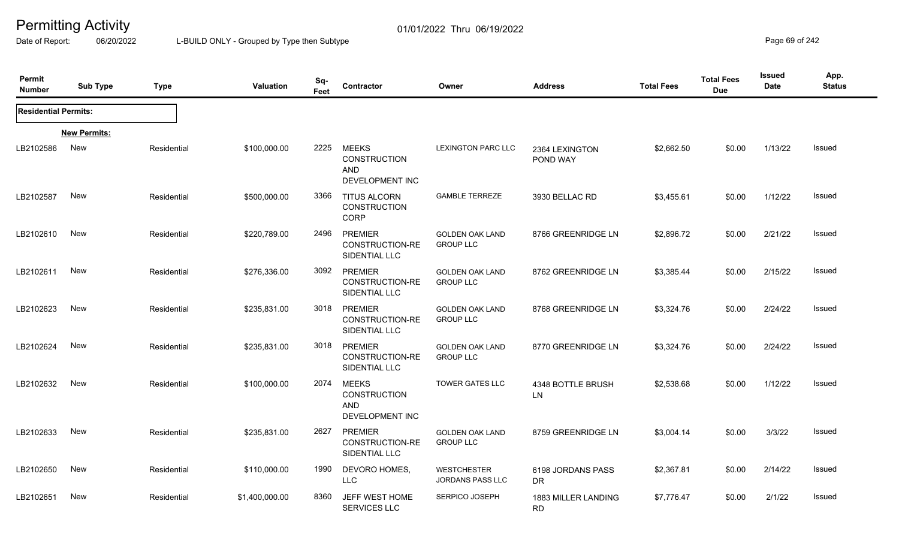# Permitting Activity

01/01/2022 Thru 06/19/2022

Date of Report: 06/20/2022

L-BUILD ONLY - Grouped by Type then Subtype

| Permit Number | Sub Type | Type | Valuation | Sq-Feet | Contractor | Owner | Address | Total Fees | Total Fees Due | Issued Date | App. Status |
|---|---|---|---|---|---|---|---|---|---|---|---|
| **Residential Permits:** | | | | | | | | | | | |
| | **New Permits:** | | | | | | | | | | |
| LB2102586 | New | Residential | $100,000.00 | 2225 | MEEKS CONSTRUCTION AND DEVELOPMENT INC | LEXINGTON PARC LLC | 2364 LEXINGTON POND WAY | $2,662.50 | $0.00 | 1/13/22 | Issued |
| LB2102587 | New | Residential | $500,000.00 | 3366 | TITUS ALCORN CONSTRUCTION CORP | GAMBLE TERREZE | 3930 BELLAC RD | $3,455.61 | $0.00 | 1/12/22 | Issued |
| LB2102610 | New | Residential | $220,789.00 | 2496 | PREMIER CONSTRUCTION-RESIDENTIAL LLC | GOLDEN OAK LAND GROUP LLC | 8766 GREENRIDGE LN | $2,896.72 | $0.00 | 2/21/22 | Issued |
| LB2102611 | New | Residential | $276,336.00 | 3092 | PREMIER CONSTRUCTION-RESIDENTIAL LLC | GOLDEN OAK LAND GROUP LLC | 8762 GREENRIDGE LN | $3,385.44 | $0.00 | 2/15/22 | Issued |
| LB2102623 | New | Residential | $235,831.00 | 3018 | PREMIER CONSTRUCTION-RESIDENTIAL LLC | GOLDEN OAK LAND GROUP LLC | 8768 GREENRIDGE LN | $3,324.76 | $0.00 | 2/24/22 | Issued |
| LB2102624 | New | Residential | $235,831.00 | 3018 | PREMIER CONSTRUCTION-RESIDENTIAL LLC | GOLDEN OAK LAND GROUP LLC | 8770 GREENRIDGE LN | $3,324.76 | $0.00 | 2/24/22 | Issued |
| LB2102632 | New | Residential | $100,000.00 | 2074 | MEEKS CONSTRUCTION AND DEVELOPMENT INC | TOWER GATES LLC | 4348 BOTTLE BRUSH LN | $2,538.68 | $0.00 | 1/12/22 | Issued |
| LB2102633 | New | Residential | $235,831.00 | 2627 | PREMIER CONSTRUCTION-RESIDENTIAL LLC | GOLDEN OAK LAND GROUP LLC | 8759 GREENRIDGE LN | $3,004.14 | $0.00 | 3/3/22 | Issued |
| LB2102650 | New | Residential | $110,000.00 | 1990 | DEVORO HOMES, LLC | WESTCHESTER JORDANS PASS LLC | 6198 JORDANS PASS DR | $2,367.81 | $0.00 | 2/14/22 | Issued |
| LB2102651 | New | Residential | $1,400,000.00 | 8360 | JEFF WEST HOME SERVICES LLC | SERPICO JOSEPH | 1883 MILLER LANDING RD | $7,776.47 | $0.00 | 2/1/22 | Issued |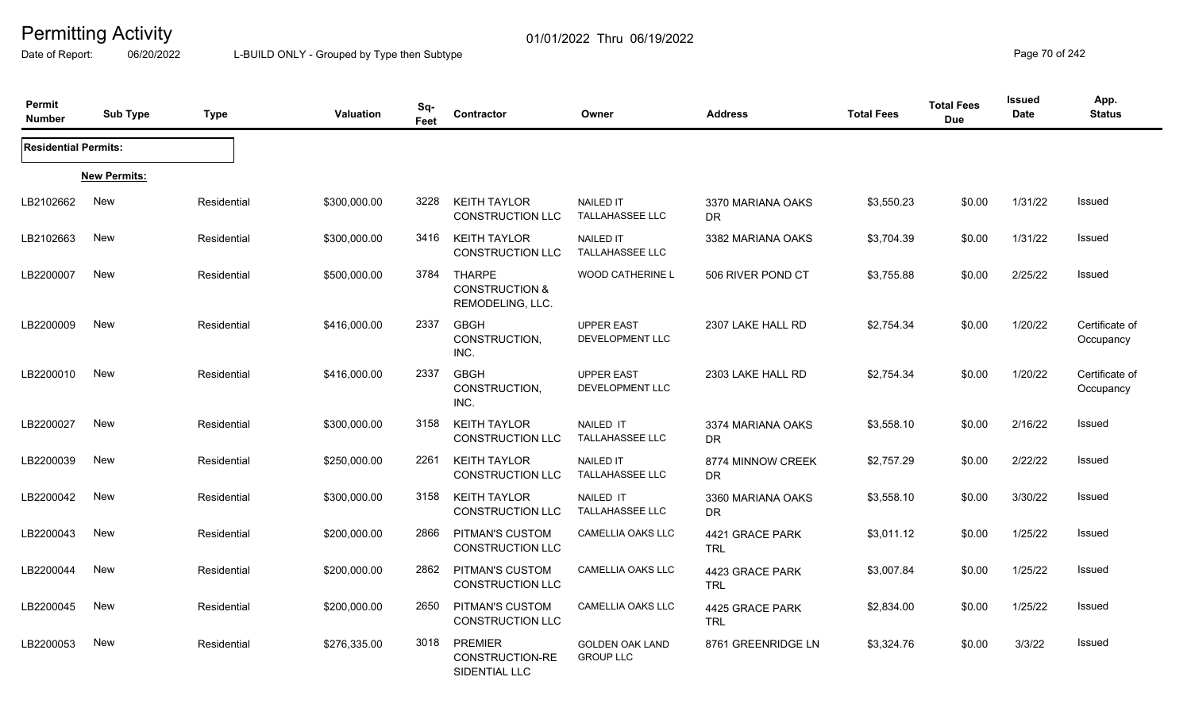# Permitting Activity

01/01/2022 Thru 06/19/2022

Date of Report: 06/20/2022 L-BUILD ONLY - Grouped by Type then Subtype

| Permit Number | Sub Type | Type | Valuation | Sq-Feet | Contractor | Owner | Address | Total Fees | Total Fees Due | Issued Date | App. Status |
|---|---|---|---|---|---|---|---|---|---|---|---|
| **Residential Permits:** | | | | | | | | | | | |
| **New Permits:** | | | | | | | | | | | |
| LB2102662 | New | Residential | $300,000.00 | 3228 | KEITH TAYLOR CONSTRUCTION LLC | NAILED IT TALLAHASSEE LLC | 3370 MARIANA OAKS DR | $3,550.23 | $0.00 | 1/31/22 | Issued |
| LB2102663 | New | Residential | $300,000.00 | 3416 | KEITH TAYLOR CONSTRUCTION LLC | NAILED IT TALLAHASSEE LLC | 3382 MARIANA OAKS | $3,704.39 | $0.00 | 1/31/22 | Issued |
| LB2200007 | New | Residential | $500,000.00 | 3784 | THARPE CONSTRUCTION & REMODELING, LLC. | WOOD CATHERINE L | 506 RIVER POND CT | $3,755.88 | $0.00 | 2/25/22 | Issued |
| LB2200009 | New | Residential | $416,000.00 | 2337 | GBGH CONSTRUCTION, INC. | UPPER EAST DEVELOPMENT LLC | 2307 LAKE HALL RD | $2,754.34 | $0.00 | 1/20/22 | Certificate of Occupancy |
| LB2200010 | New | Residential | $416,000.00 | 2337 | GBGH CONSTRUCTION, INC. | UPPER EAST DEVELOPMENT LLC | 2303 LAKE HALL RD | $2,754.34 | $0.00 | 1/20/22 | Certificate of Occupancy |
| LB2200027 | New | Residential | $300,000.00 | 3158 | KEITH TAYLOR CONSTRUCTION LLC | NAILED IT TALLAHASSEE LLC | 3374 MARIANA OAKS DR | $3,558.10 | $0.00 | 2/16/22 | Issued |
| LB2200039 | New | Residential | $250,000.00 | 2261 | KEITH TAYLOR CONSTRUCTION LLC | NAILED IT TALLAHASSEE LLC | 8774 MINNOW CREEK DR | $2,757.29 | $0.00 | 2/22/22 | Issued |
| LB2200042 | New | Residential | $300,000.00 | 3158 | KEITH TAYLOR CONSTRUCTION LLC | NAILED IT TALLAHASSEE LLC | 3360 MARIANA OAKS DR | $3,558.10 | $0.00 | 3/30/22 | Issued |
| LB2200043 | New | Residential | $200,000.00 | 2866 | PITMAN'S CUSTOM CONSTRUCTION LLC | CAMELLIA OAKS LLC | 4421 GRACE PARK TRL | $3,011.12 | $0.00 | 1/25/22 | Issued |
| LB2200044 | New | Residential | $200,000.00 | 2862 | PITMAN'S CUSTOM CONSTRUCTION LLC | CAMELLIA OAKS LLC | 4423 GRACE PARK TRL | $3,007.84 | $0.00 | 1/25/22 | Issued |
| LB2200045 | New | Residential | $200,000.00 | 2650 | PITMAN'S CUSTOM CONSTRUCTION LLC | CAMELLIA OAKS LLC | 4425 GRACE PARK TRL | $2,834.00 | $0.00 | 1/25/22 | Issued |
| LB2200053 | New | Residential | $276,335.00 | 3018 | PREMIER CONSTRUCTION-RESIDENTIAL LLC | GOLDEN OAK LAND GROUP LLC | 8761 GREENRIDGE LN | $3,324.76 | $0.00 | 3/3/22 | Issued |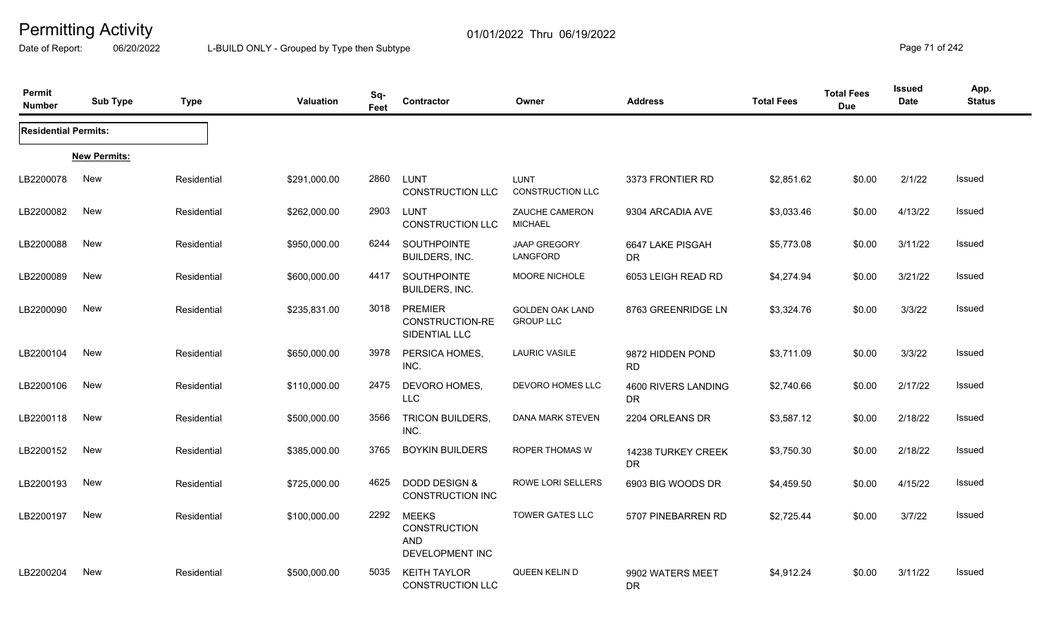# Permitting Activity

01/01/2022 Thru 06/19/2022

Date of Report: 06/20/2022 L-BUILD ONLY - Grouped by Type then Subtype

| Permit Number | Sub Type | Type | Valuation | Sq-Feet | Contractor | Owner | Address | Total Fees | Total Fees Due | Issued Date | App. Status |
|---|---|---|---|---|---|---|---|---|---|---|---|
| **Residential Permits:** | | | | | | | | | | | |
| | **New Permits:** | | | | | | | | | | |
| LB2200078 | New | Residential | $291,000.00 | 2860 | LUNT CONSTRUCTION LLC | LUNT CONSTRUCTION LLC | 3373 FRONTIER RD | $2,851.62 | $0.00 | 2/1/22 | Issued |
| LB2200082 | New | Residential | $262,000.00 | 2903 | LUNT CONSTRUCTION LLC | ZAUCHE CAMERON MICHAEL | 9304 ARCADIA AVE | $3,033.46 | $0.00 | 4/13/22 | Issued |
| LB2200088 | New | Residential | $950,000.00 | 6244 | SOUTHPOINTE BUILDERS, INC. | JAAP GREGORY LANGFORD | 6647 LAKE PISGAH DR | $5,773.08 | $0.00 | 3/11/22 | Issued |
| LB2200089 | New | Residential | $600,000.00 | 4417 | SOUTHPOINTE BUILDERS, INC. | MOORE NICHOLE | 6053 LEIGH READ RD | $4,274.94 | $0.00 | 3/21/22 | Issued |
| LB2200090 | New | Residential | $235,831.00 | 3018 | PREMIER CONSTRUCTION-RESIDENTIAL LLC | GOLDEN OAK LAND GROUP LLC | 8763 GREENRIDGE LN | $3,324.76 | $0.00 | 3/3/22 | Issued |
| LB2200104 | New | Residential | $650,000.00 | 3978 | PERSICA HOMES, INC. | LAURIC VASILE | 9872 HIDDEN POND RD | $3,711.09 | $0.00 | 3/3/22 | Issued |
| LB2200106 | New | Residential | $110,000.00 | 2475 | DEVORO HOMES, LLC | DEVORO HOMES LLC | 4600 RIVERS LANDING DR | $2,740.66 | $0.00 | 2/17/22 | Issued |
| LB2200118 | New | Residential | $500,000.00 | 3566 | TRICON BUILDERS, INC. | DANA MARK STEVEN | 2204 ORLEANS DR | $3,587.12 | $0.00 | 2/18/22 | Issued |
| LB2200152 | New | Residential | $385,000.00 | 3765 | BOYKIN BUILDERS | ROPER THOMAS W | 14238 TURKEY CREEK DR | $3,750.30 | $0.00 | 2/18/22 | Issued |
| LB2200193 | New | Residential | $725,000.00 | 4625 | DODD DESIGN & CONSTRUCTION INC | ROWE LORI SELLERS | 6903 BIG WOODS DR | $4,459.50 | $0.00 | 4/15/22 | Issued |
| LB2200197 | New | Residential | $100,000.00 | 2292 | MEEKS CONSTRUCTION AND DEVELOPMENT INC | TOWER GATES LLC | 5707 PINEBARREN RD | $2,725.44 | $0.00 | 3/7/22 | Issued |
| LB2200204 | New | Residential | $500,000.00 | 5035 | KEITH TAYLOR CONSTRUCTION LLC | QUEEN KELIN D | 9902 WATERS MEET DR | $4,912.24 | $0.00 | 3/11/22 | Issued |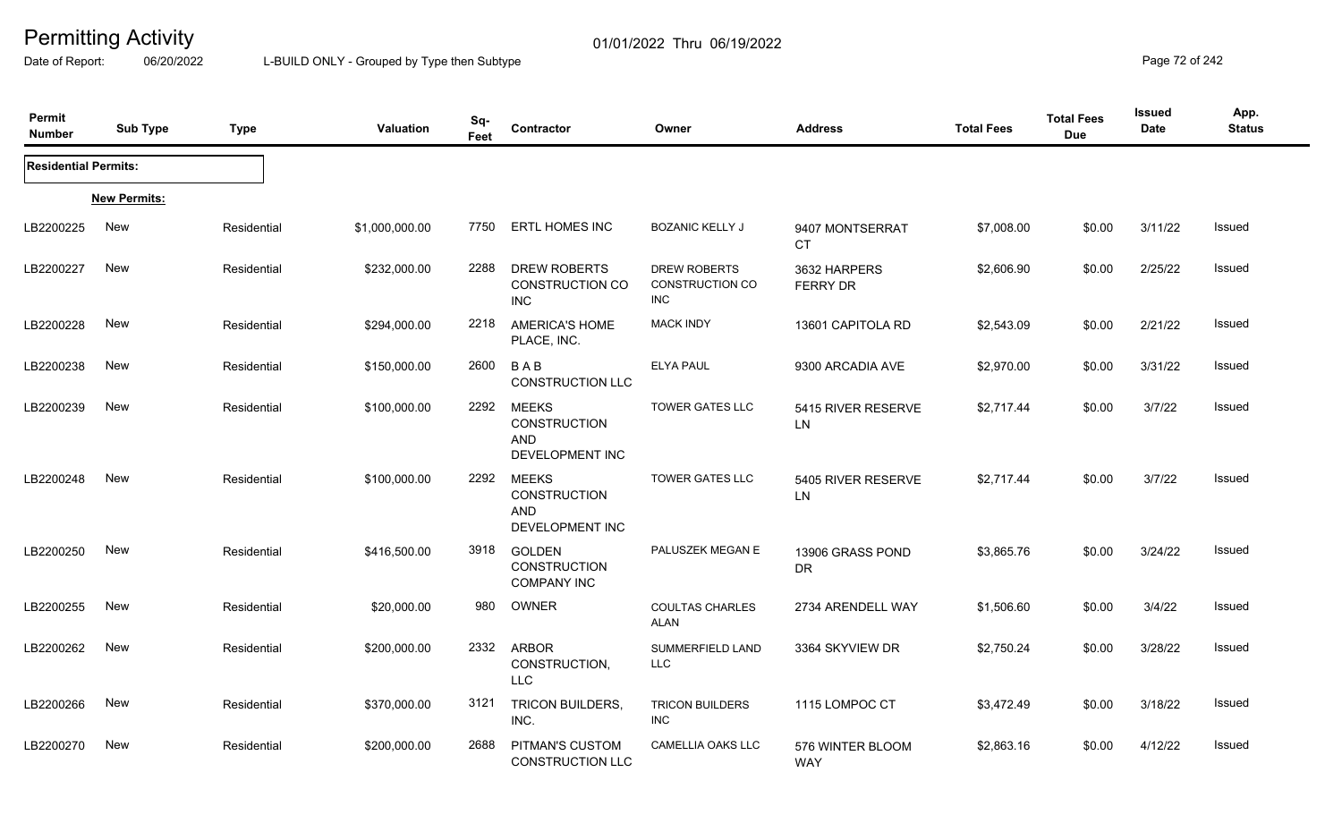# Permitting Activity

Date of Report: 06/20/2022 L-BUILD ONLY - Grouped by Type then Subtype 01/01/2022 Thru 06/19/2022

| Permit Number | Sub Type | Type | Valuation | Sq-Feet | Contractor | Owner | Address | Total Fees | Total Fees Due | Issued Date | App. Status |
|---|---|---|---|---|---|---|---|---|---|---|---|
| **Residential Permits:** | | | | | | | | | | | |
| **New Permits:** | | | | | | | | | | | |
| LB2200225 | New | Residential | $1,000,000.00 | 7750 | ERTL HOMES INC | BOZANIC KELLY J | 9407 MONTSERRAT CT | $7,008.00 | $0.00 | 3/11/22 | Issued |
| LB2200227 | New | Residential | $232,000.00 | 2288 | DREW ROBERTS CONSTRUCTION CO INC | DREW ROBERTS CONSTRUCTION CO INC | 3632 HARPERS FERRY DR | $2,606.90 | $0.00 | 2/25/22 | Issued |
| LB2200228 | New | Residential | $294,000.00 | 2218 | AMERICA'S HOME PLACE, INC. | MACK INDY | 13601 CAPITOLA RD | $2,543.09 | $0.00 | 2/21/22 | Issued |
| LB2200238 | New | Residential | $150,000.00 | 2600 | B A B CONSTRUCTION LLC | ELYA PAUL | 9300 ARCADIA AVE | $2,970.00 | $0.00 | 3/31/22 | Issued |
| LB2200239 | New | Residential | $100,000.00 | 2292 | MEEKS CONSTRUCTION AND DEVELOPMENT INC | TOWER GATES LLC | 5415 RIVER RESERVE LN | $2,717.44 | $0.00 | 3/7/22 | Issued |
| LB2200248 | New | Residential | $100,000.00 | 2292 | MEEKS CONSTRUCTION AND DEVELOPMENT INC | TOWER GATES LLC | 5405 RIVER RESERVE LN | $2,717.44 | $0.00 | 3/7/22 | Issued |
| LB2200250 | New | Residential | $416,500.00 | 3918 | GOLDEN CONSTRUCTION COMPANY INC | PALUSZEK MEGAN E | 13906 GRASS POND DR | $3,865.76 | $0.00 | 3/24/22 | Issued |
| LB2200255 | New | Residential | $20,000.00 | 980 | OWNER | COULTAS CHARLES ALAN | 2734 ARENDELL WAY | $1,506.60 | $0.00 | 3/4/22 | Issued |
| LB2200262 | New | Residential | $200,000.00 | 2332 | ARBOR CONSTRUCTION, LLC | SUMMERFIELD LAND LLC | 3364 SKYVIEW DR | $2,750.24 | $0.00 | 3/28/22 | Issued |
| LB2200266 | New | Residential | $370,000.00 | 3121 | TRICON BUILDERS, INC. | TRICON BUILDERS INC | 1115 LOMPOC CT | $3,472.49 | $0.00 | 3/18/22 | Issued |
| LB2200270 | New | Residential | $200,000.00 | 2688 | PITMAN'S CUSTOM CONSTRUCTION LLC | CAMELLIA OAKS LLC | 576 WINTER BLOOM WAY | $2,863.16 | $0.00 | 4/12/22 | Issued |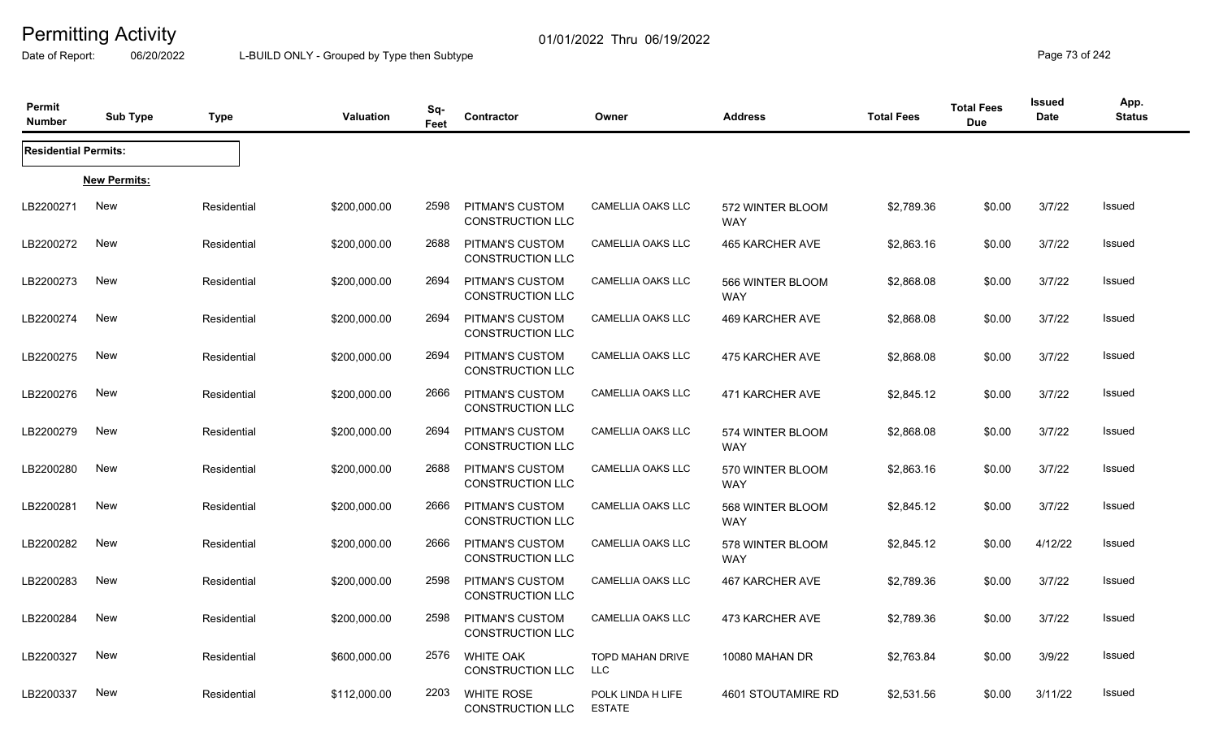# Permitting Activity

01/01/2022 Thru 06/19/2022

Date of Report: 06/20/2022

L-BUILD ONLY - Grouped by Type then Subtype

| Permit Number | Sub Type | Type | Valuation | Sq-Feet | Contractor | Owner | Address | Total Fees | Total Fees Due | Issued Date | App. Status |
|---|---|---|---|---|---|---|---|---|---|---|---|
| **Residential Permits:** | | | | | | | | | | | |
| **New Permits:** | | | | | | | | | | | |
| LB2200271 | New | Residential | $200,000.00 | 2598 | PITMAN'S CUSTOM CONSTRUCTION LLC | CAMELLIA OAKS LLC | 572 WINTER BLOOM WAY | $2,789.36 | $0.00 | 3/7/22 | Issued |
| LB2200272 | New | Residential | $200,000.00 | 2688 | PITMAN'S CUSTOM CONSTRUCTION LLC | CAMELLIA OAKS LLC | 465 KARCHER AVE | $2,863.16 | $0.00 | 3/7/22 | Issued |
| LB2200273 | New | Residential | $200,000.00 | 2694 | PITMAN'S CUSTOM CONSTRUCTION LLC | CAMELLIA OAKS LLC | 566 WINTER BLOOM WAY | $2,868.08 | $0.00 | 3/7/22 | Issued |
| LB2200274 | New | Residential | $200,000.00 | 2694 | PITMAN'S CUSTOM CONSTRUCTION LLC | CAMELLIA OAKS LLC | 469 KARCHER AVE | $2,868.08 | $0.00 | 3/7/22 | Issued |
| LB2200275 | New | Residential | $200,000.00 | 2694 | PITMAN'S CUSTOM CONSTRUCTION LLC | CAMELLIA OAKS LLC | 475 KARCHER AVE | $2,868.08 | $0.00 | 3/7/22 | Issued |
| LB2200276 | New | Residential | $200,000.00 | 2666 | PITMAN'S CUSTOM CONSTRUCTION LLC | CAMELLIA OAKS LLC | 471 KARCHER AVE | $2,845.12 | $0.00 | 3/7/22 | Issued |
| LB2200279 | New | Residential | $200,000.00 | 2694 | PITMAN'S CUSTOM CONSTRUCTION LLC | CAMELLIA OAKS LLC | 574 WINTER BLOOM WAY | $2,868.08 | $0.00 | 3/7/22 | Issued |
| LB2200280 | New | Residential | $200,000.00 | 2688 | PITMAN'S CUSTOM CONSTRUCTION LLC | CAMELLIA OAKS LLC | 570 WINTER BLOOM WAY | $2,863.16 | $0.00 | 3/7/22 | Issued |
| LB2200281 | New | Residential | $200,000.00 | 2666 | PITMAN'S CUSTOM CONSTRUCTION LLC | CAMELLIA OAKS LLC | 568 WINTER BLOOM WAY | $2,845.12 | $0.00 | 3/7/22 | Issued |
| LB2200282 | New | Residential | $200,000.00 | 2666 | PITMAN'S CUSTOM CONSTRUCTION LLC | CAMELLIA OAKS LLC | 578 WINTER BLOOM WAY | $2,845.12 | $0.00 | 4/12/22 | Issued |
| LB2200283 | New | Residential | $200,000.00 | 2598 | PITMAN'S CUSTOM CONSTRUCTION LLC | CAMELLIA OAKS LLC | 467 KARCHER AVE | $2,789.36 | $0.00 | 3/7/22 | Issued |
| LB2200284 | New | Residential | $200,000.00 | 2598 | PITMAN'S CUSTOM CONSTRUCTION LLC | CAMELLIA OAKS LLC | 473 KARCHER AVE | $2,789.36 | $0.00 | 3/7/22 | Issued |
| LB2200327 | New | Residential | $600,000.00 | 2576 | WHITE OAK CONSTRUCTION LLC | TOPD MAHAN DRIVE LLC | 10080 MAHAN DR | $2,763.84 | $0.00 | 3/9/22 | Issued |
| LB2200337 | New | Residential | $112,000.00 | 2203 | WHITE ROSE CONSTRUCTION LLC | POLK LINDA H LIFE ESTATE | 4601 STOUTAMIRE RD | $2,531.56 | $0.00 | 3/11/22 | Issued |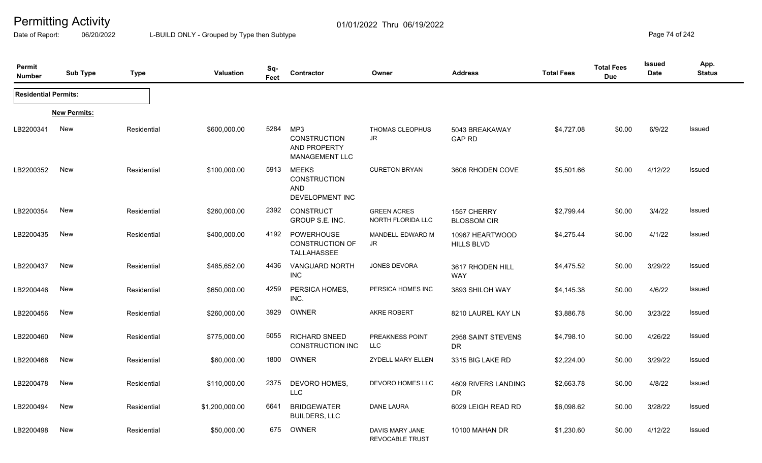# Permitting Activity

Date of Report: 06/20/2022 L-BUILD ONLY - Grouped by Type then Subtype 01/01/2022 Thru 06/19/2022

| Permit Number | Sub Type | Type | Valuation | Sq-Feet | Contractor | Owner | Address | Total Fees | Total Fees Due | Issued Date | App. Status |
|---|---|---|---|---|---|---|---|---|---|---|---|
| **Residential Permits:** | | | | | | | | | | | |
| **New Permits:** | | | | | | | | | | | |
| LB2200341 | New | Residential | $600,000.00 | 5284 | MP3 CONSTRUCTION AND PROPERTY MANAGEMENT LLC | THOMAS CLEOPHUS JR | 5043 BREAKAWAY GAP RD | $4,727.08 | $0.00 | 6/9/22 | Issued |
| LB2200352 | New | Residential | $100,000.00 | 5913 | MEEKS CONSTRUCTION AND DEVELOPMENT INC | CURETON BRYAN | 3606 RHODEN COVE | $5,501.66 | $0.00 | 4/12/22 | Issued |
| LB2200354 | New | Residential | $260,000.00 | 2392 | CONSTRUCT GROUP S.E. INC. | GREEN ACRES NORTH FLORIDA LLC | 1557 CHERRY BLOSSOM CIR | $2,799.44 | $0.00 | 3/4/22 | Issued |
| LB2200435 | New | Residential | $400,000.00 | 4192 | POWERHOUSE CONSTRUCTION OF TALLAHASSEE | MANDELL EDWARD M JR | 10967 HEARTWOOD HILLS BLVD | $4,275.44 | $0.00 | 4/1/22 | Issued |
| LB2200437 | New | Residential | $485,652.00 | 4436 | VANGUARD NORTH INC | JONES DEVORA | 3617 RHODEN HILL WAY | $4,475.52 | $0.00 | 3/29/22 | Issued |
| LB2200446 | New | Residential | $650,000.00 | 4259 | PERSICA HOMES, INC. | PERSICA HOMES INC | 3893 SHILOH WAY | $4,145.38 | $0.00 | 4/6/22 | Issued |
| LB2200456 | New | Residential | $260,000.00 | 3929 | OWNER | AKRE ROBERT | 8210 LAUREL KAY LN | $3,886.78 | $0.00 | 3/23/22 | Issued |
| LB2200460 | New | Residential | $775,000.00 | 5055 | RICHARD SNEED CONSTRUCTION INC | PREAKNESS POINT LLC | 2958 SAINT STEVENS DR | $4,798.10 | $0.00 | 4/26/22 | Issued |
| LB2200468 | New | Residential | $60,000.00 | 1800 | OWNER | ZYDELL MARY ELLEN | 3315 BIG LAKE RD | $2,224.00 | $0.00 | 3/29/22 | Issued |
| LB2200478 | New | Residential | $110,000.00 | 2375 | DEVORO HOMES, LLC | DEVORO HOMES LLC | 4609 RIVERS LANDING DR | $2,663.78 | $0.00 | 4/8/22 | Issued |
| LB2200494 | New | Residential | $1,200,000.00 | 6641 | BRIDGEWATER BUILDERS, LLC | DANE LAURA | 6029 LEIGH READ RD | $6,098.62 | $0.00 | 3/28/22 | Issued |
| LB2200498 | New | Residential | $50,000.00 | 675 | OWNER | DAVIS MARY JANE REVOCABLE TRUST | 10100 MAHAN DR | $1,230.60 | $0.00 | 4/12/22 | Issued |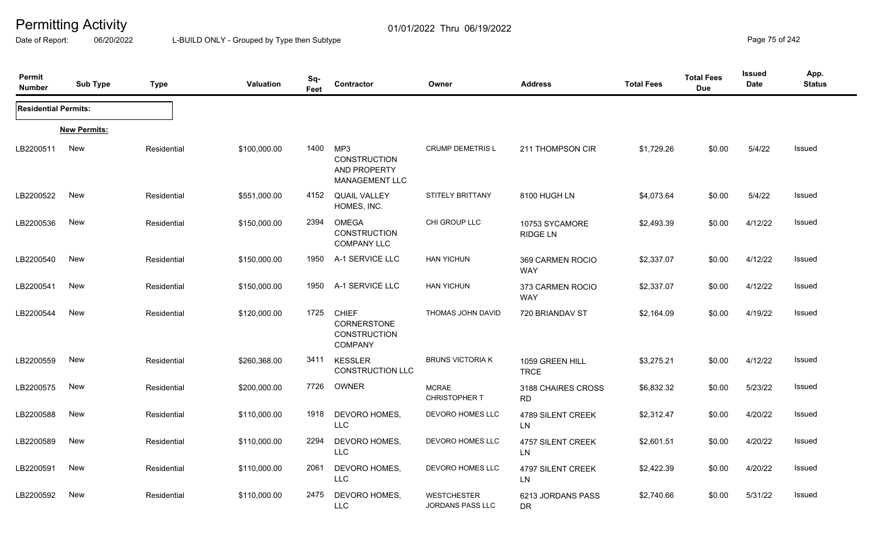# Permitting Activity

Date of Report: 06/20/2022

01/01/2022 Thru 06/19/2022

L-BUILD ONLY - Grouped by Type then Subtype

| Permit Number | Sub Type | Type | Valuation | Sq-Feet | Contractor | Owner | Address | Total Fees | Total Fees Due | Issued Date | App. Status |
|---|---|---|---|---|---|---|---|---|---|---|---|
| **Residential Permits:** | | | | | | | | | | | |
| **New Permits:** | | | | | | | | | | | |
| LB2200511 | New | Residential | $100,000.00 | 1400 | MP3 CONSTRUCTION AND PROPERTY MANAGEMENT LLC | CRUMP DEMETRIS L | 211 THOMPSON CIR | $1,729.26 | $0.00 | 5/4/22 | Issued |
| LB2200522 | New | Residential | $551,000.00 | 4152 | QUAIL VALLEY HOMES, INC. | STITELY BRITTANY | 8100 HUGH LN | $4,073.64 | $0.00 | 5/4/22 | Issued |
| LB2200536 | New | Residential | $150,000.00 | 2394 | OMEGA CONSTRUCTION COMPANY LLC | CHI GROUP LLC | 10753 SYCAMORE RIDGE LN | $2,493.39 | $0.00 | 4/12/22 | Issued |
| LB2200540 | New | Residential | $150,000.00 | 1950 | A-1 SERVICE LLC | HAN YICHUN | 369 CARMEN ROCIO WAY | $2,337.07 | $0.00 | 4/12/22 | Issued |
| LB2200541 | New | Residential | $150,000.00 | 1950 | A-1 SERVICE LLC | HAN YICHUN | 373 CARMEN ROCIO WAY | $2,337.07 | $0.00 | 4/12/22 | Issued |
| LB2200544 | New | Residential | $120,000.00 | 1725 | CHIEF CORNERSTONE CONSTRUCTION COMPANY | THOMAS JOHN DAVID | 720 BRIANDAV ST | $2,164.09 | $0.00 | 4/19/22 | Issued |
| LB2200559 | New | Residential | $260,368.00 | 3411 | KESSLER CONSTRUCTION LLC | BRUNS VICTORIA K | 1059 GREEN HILL TRCE | $3,275.21 | $0.00 | 4/12/22 | Issued |
| LB2200575 | New | Residential | $200,000.00 | 7726 | OWNER | MCRAE CHRISTOPHER T | 3188 CHAIRES CROSS RD | $6,832.32 | $0.00 | 5/23/22 | Issued |
| LB2200588 | New | Residential | $110,000.00 | 1918 | DEVORO HOMES, LLC | DEVORO HOMES LLC | 4789 SILENT CREEK LN | $2,312.47 | $0.00 | 4/20/22 | Issued |
| LB2200589 | New | Residential | $110,000.00 | 2294 | DEVORO HOMES, LLC | DEVORO HOMES LLC | 4757 SILENT CREEK LN | $2,601.51 | $0.00 | 4/20/22 | Issued |
| LB2200591 | New | Residential | $110,000.00 | 2061 | DEVORO HOMES, LLC | DEVORO HOMES LLC | 4797 SILENT CREEK LN | $2,422.39 | $0.00 | 4/20/22 | Issued |
| LB2200592 | New | Residential | $110,000.00 | 2475 | DEVORO HOMES, LLC | WESTCHESTER JORDANS PASS LLC | 6213 JORDANS PASS DR | $2,740.66 | $0.00 | 5/31/22 | Issued |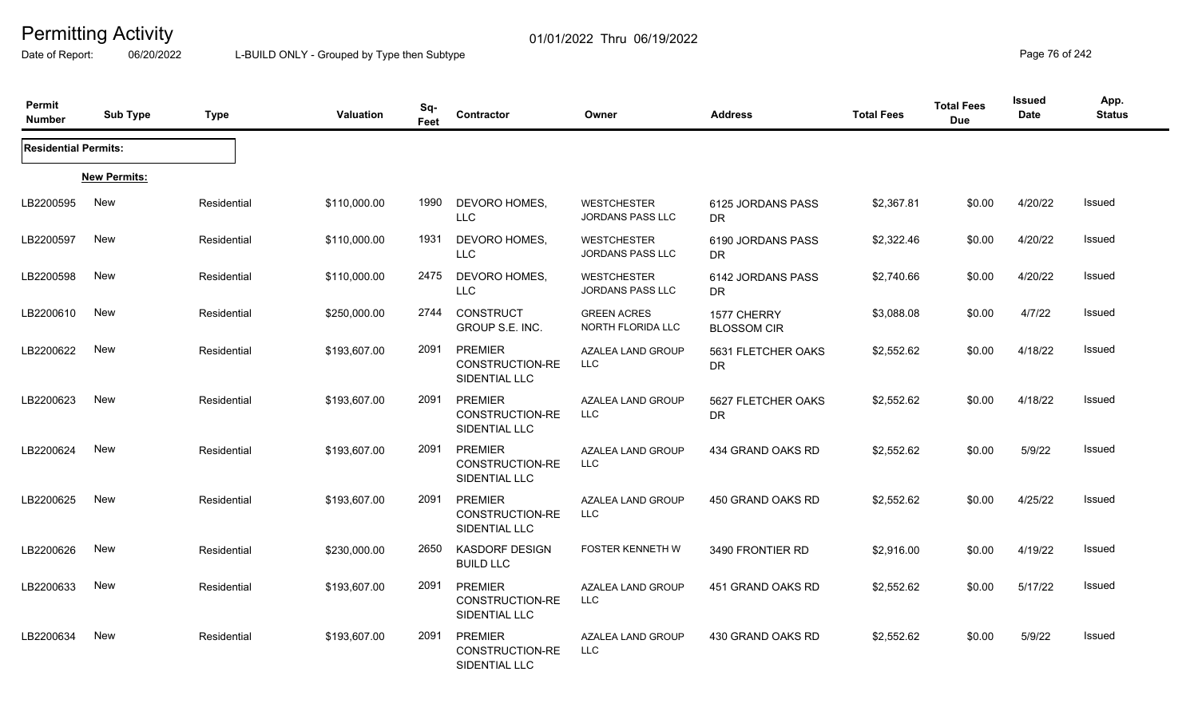# Permitting Activity

01/01/2022 Thru 06/19/2022

Date of Report: 06/20/2022 L-BUILD ONLY - Grouped by Type then Subtype

| Permit Number | Sub Type | Type | Valuation | Sq-Feet | Contractor | Owner | Address | Total Fees | Total Fees Due | Issued Date | App. Status |
|---|---|---|---|---|---|---|---|---|---|---|---|
| **Residential Permits:** | | | | | | | | | | | |
| | **New Permits:** | | | | | | | | | | |
| LB2200595 | New | Residential | $110,000.00 | 1990 | DEVORO HOMES, LLC | WESTCHESTER JORDANS PASS LLC | 6125 JORDANS PASS DR | $2,367.81 | $0.00 | 4/20/22 | Issued |
| LB2200597 | New | Residential | $110,000.00 | 1931 | DEVORO HOMES, LLC | WESTCHESTER JORDANS PASS LLC | 6190 JORDANS PASS DR | $2,322.46 | $0.00 | 4/20/22 | Issued |
| LB2200598 | New | Residential | $110,000.00 | 2475 | DEVORO HOMES, LLC | WESTCHESTER JORDANS PASS LLC | 6142 JORDANS PASS DR | $2,740.66 | $0.00 | 4/20/22 | Issued |
| LB2200610 | New | Residential | $250,000.00 | 2744 | CONSTRUCT GROUP S.E. INC. | GREEN ACRES NORTH FLORIDA LLC | 1577 CHERRY BLOSSOM CIR | $3,088.08 | $0.00 | 4/7/22 | Issued |
| LB2200622 | New | Residential | $193,607.00 | 2091 | PREMIER CONSTRUCTION-RESIDENTIAL LLC | AZALEA LAND GROUP LLC | 5631 FLETCHER OAKS DR | $2,552.62 | $0.00 | 4/18/22 | Issued |
| LB2200623 | New | Residential | $193,607.00 | 2091 | PREMIER CONSTRUCTION-RESIDENTIAL LLC | AZALEA LAND GROUP LLC | 5627 FLETCHER OAKS DR | $2,552.62 | $0.00 | 4/18/22 | Issued |
| LB2200624 | New | Residential | $193,607.00 | 2091 | PREMIER CONSTRUCTION-RESIDENTIAL LLC | AZALEA LAND GROUP LLC | 434 GRAND OAKS RD | $2,552.62 | $0.00 | 5/9/22 | Issued |
| LB2200625 | New | Residential | $193,607.00 | 2091 | PREMIER CONSTRUCTION-RESIDENTIAL LLC | AZALEA LAND GROUP LLC | 450 GRAND OAKS RD | $2,552.62 | $0.00 | 4/25/22 | Issued |
| LB2200626 | New | Residential | $230,000.00 | 2650 | KASDORF DESIGN BUILD LLC | FOSTER KENNETH W | 3490 FRONTIER RD | $2,916.00 | $0.00 | 4/19/22 | Issued |
| LB2200633 | New | Residential | $193,607.00 | 2091 | PREMIER CONSTRUCTION-RESIDENTIAL LLC | AZALEA LAND GROUP LLC | 451 GRAND OAKS RD | $2,552.62 | $0.00 | 5/17/22 | Issued |
| LB2200634 | New | Residential | $193,607.00 | 2091 | PREMIER CONSTRUCTION-RESIDENTIAL LLC | AZALEA LAND GROUP LLC | 430 GRAND OAKS RD | $2,552.62 | $0.00 | 5/9/22 | Issued |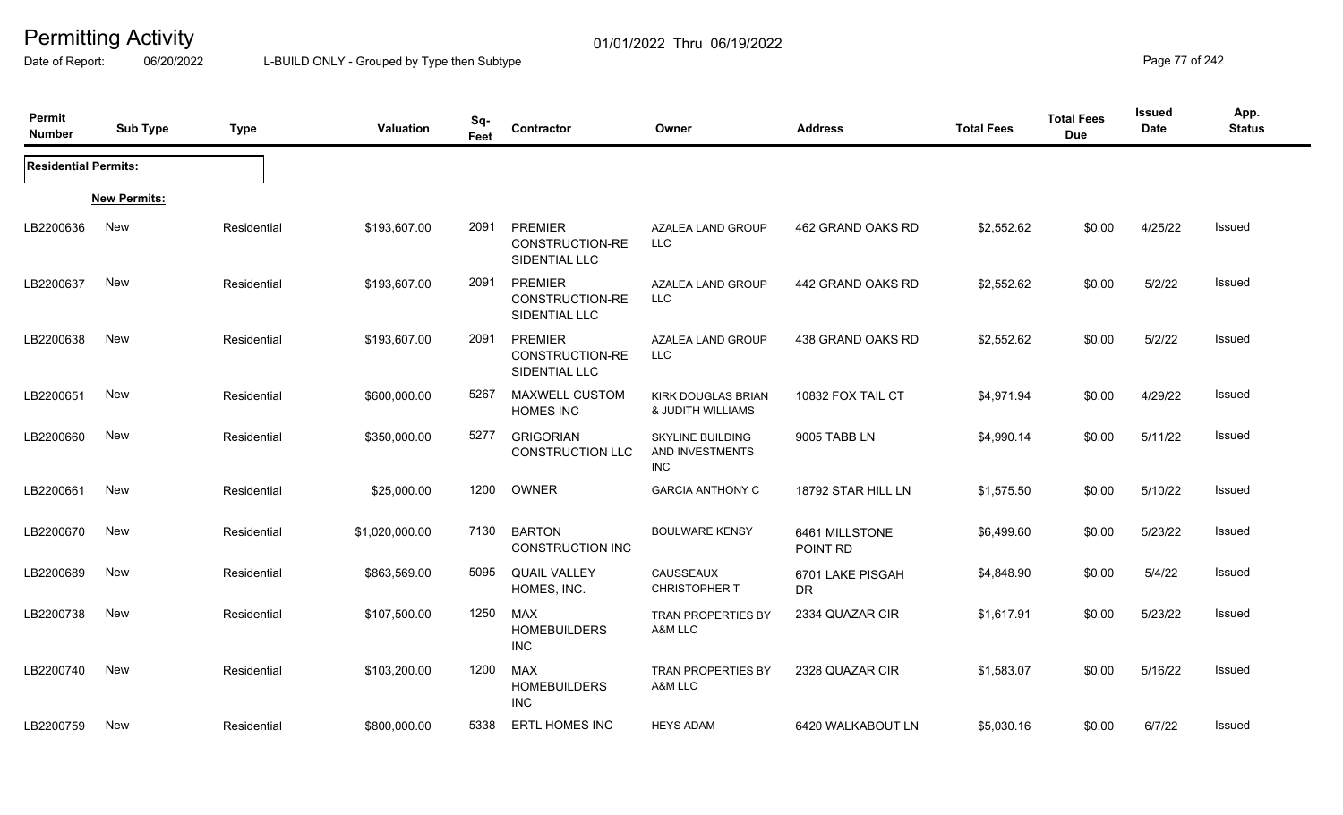# Permitting Activity

Date of Report: 06/20/2022 L-BUILD ONLY - Grouped by Type then Subtype 01/01/2022 Thru 06/19/2022

| Permit Number | Sub Type | Type | Valuation | Sq-Feet | Contractor | Owner | Address | Total Fees | Total Fees Due | Issued Date | App. Status |
|---|---|---|---|---|---|---|---|---|---|---|---|
| **Residential Permits:** | | | | | | | | | | | |
| **New Permits:** | | | | | | | | | | | |
| LB2200636 | New | Residential | $193,607.00 | 2091 | PREMIER CONSTRUCTION-RESIDENTIAL LLC | AZALEA LAND GROUP LLC | 462 GRAND OAKS RD | $2,552.62 | $0.00 | 4/25/22 | Issued |
| LB2200637 | New | Residential | $193,607.00 | 2091 | PREMIER CONSTRUCTION-RESIDENTIAL LLC | AZALEA LAND GROUP LLC | 442 GRAND OAKS RD | $2,552.62 | $0.00 | 5/2/22 | Issued |
| LB2200638 | New | Residential | $193,607.00 | 2091 | PREMIER CONSTRUCTION-RESIDENTIAL LLC | AZALEA LAND GROUP LLC | 438 GRAND OAKS RD | $2,552.62 | $0.00 | 5/2/22 | Issued |
| LB2200651 | New | Residential | $600,000.00 | 5267 | MAXWELL CUSTOM HOMES INC | KIRK DOUGLAS BRIAN & JUDITH WILLIAMS | 10832 FOX TAIL CT | $4,971.94 | $0.00 | 4/29/22 | Issued |
| LB2200660 | New | Residential | $350,000.00 | 5277 | GRIGORIAN CONSTRUCTION LLC | SKYLINE BUILDING AND INVESTMENTS INC | 9005 TABB LN | $4,990.14 | $0.00 | 5/11/22 | Issued |
| LB2200661 | New | Residential | $25,000.00 | 1200 | OWNER | GARCIA ANTHONY C | 18792 STAR HILL LN | $1,575.50 | $0.00 | 5/10/22 | Issued |
| LB2200670 | New | Residential | $1,020,000.00 | 7130 | BARTON CONSTRUCTION INC | BOULWARE KENSY | 6461 MILLSTONE POINT RD | $6,499.60 | $0.00 | 5/23/22 | Issued |
| LB2200689 | New | Residential | $863,569.00 | 5095 | QUAIL VALLEY HOMES, INC. | CAUSSEAUX CHRISTOPHER T | 6701 LAKE PISGAH DR | $4,848.90 | $0.00 | 5/4/22 | Issued |
| LB2200738 | New | Residential | $107,500.00 | 1250 | MAX HOMEBUILDERS INC | TRAN PROPERTIES BY A&M LLC | 2334 QUAZAR CIR | $1,617.91 | $0.00 | 5/23/22 | Issued |
| LB2200740 | New | Residential | $103,200.00 | 1200 | MAX HOMEBUILDERS INC | TRAN PROPERTIES BY A&M LLC | 2328 QUAZAR CIR | $1,583.07 | $0.00 | 5/16/22 | Issued |
| LB2200759 | New | Residential | $800,000.00 | 5338 | ERTL HOMES INC | HEYS ADAM | 6420 WALKABOUT LN | $5,030.16 | $0.00 | 6/7/22 | Issued |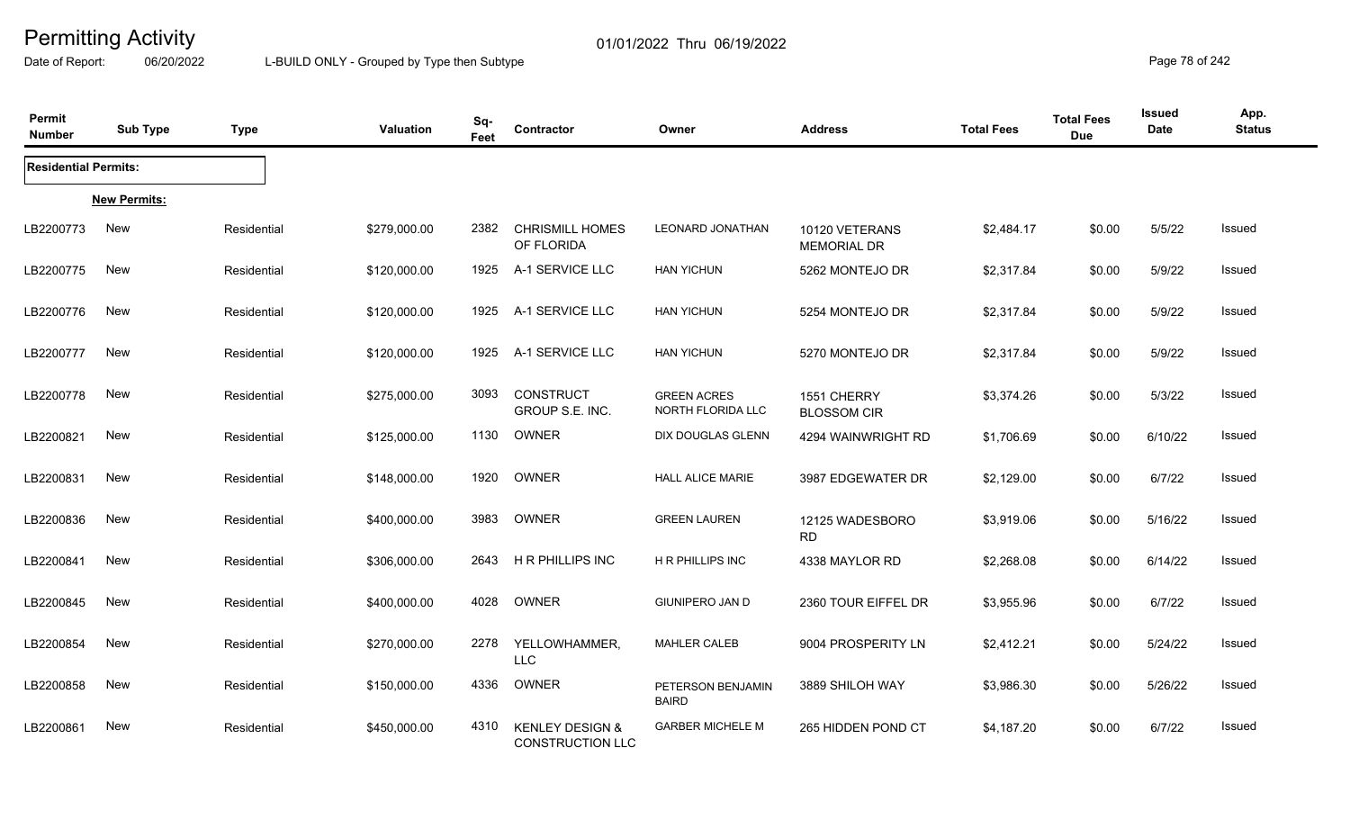# Permitting Activity

Date of Report: 06/20/2022

01/01/2022 Thru 06/19/2022

L-BUILD ONLY - Grouped by Type then Subtype

| Permit Number | Sub Type | Type | Valuation | Sq-Feet | Contractor | Owner | Address | Total Fees | Total Fees Due | Issued Date | App. Status |
|---|---|---|---|---|---|---|---|---|---|---|---|
| **Residential Permits:** | | | | | | | | | | | |
| | **New Permits:** | | | | | | | | | | |
| LB2200773 | New | Residential | $279,000.00 | 2382 | CHRISMILL HOMES OF FLORIDA | LEONARD JONATHAN | 10120 VETERANS MEMORIAL DR | $2,484.17 | $0.00 | 5/5/22 | Issued |
| LB2200775 | New | Residential | $120,000.00 | 1925 | A-1 SERVICE LLC | HAN YICHUN | 5262 MONTEJO DR | $2,317.84 | $0.00 | 5/9/22 | Issued |
| LB2200776 | New | Residential | $120,000.00 | 1925 | A-1 SERVICE LLC | HAN YICHUN | 5254 MONTEJO DR | $2,317.84 | $0.00 | 5/9/22 | Issued |
| LB2200777 | New | Residential | $120,000.00 | 1925 | A-1 SERVICE LLC | HAN YICHUN | 5270 MONTEJO DR | $2,317.84 | $0.00 | 5/9/22 | Issued |
| LB2200778 | New | Residential | $275,000.00 | 3093 | CONSTRUCT GROUP S.E. INC. | GREEN ACRES NORTH FLORIDA LLC | 1551 CHERRY BLOSSOM CIR | $3,374.26 | $0.00 | 5/3/22 | Issued |
| LB2200821 | New | Residential | $125,000.00 | 1130 | OWNER | DIX DOUGLAS GLENN | 4294 WAINWRIGHT RD | $1,706.69 | $0.00 | 6/10/22 | Issued |
| LB2200831 | New | Residential | $148,000.00 | 1920 | OWNER | HALL ALICE MARIE | 3987 EDGEWATER DR | $2,129.00 | $0.00 | 6/7/22 | Issued |
| LB2200836 | New | Residential | $400,000.00 | 3983 | OWNER | GREEN LAUREN | 12125 WADESBORO RD | $3,919.06 | $0.00 | 5/16/22 | Issued |
| LB2200841 | New | Residential | $306,000.00 | 2643 | H R PHILLIPS INC | H R PHILLIPS INC | 4338 MAYLOR RD | $2,268.08 | $0.00 | 6/14/22 | Issued |
| LB2200845 | New | Residential | $400,000.00 | 4028 | OWNER | GIUNIPERO JAN D | 2360 TOUR EIFFEL DR | $3,955.96 | $0.00 | 6/7/22 | Issued |
| LB2200854 | New | Residential | $270,000.00 | 2278 | YELLOWHAMMER, LLC | MAHLER CALEB | 9004 PROSPERITY LN | $2,412.21 | $0.00 | 5/24/22 | Issued |
| LB2200858 | New | Residential | $150,000.00 | 4336 | OWNER | PETERSON BENJAMIN BAIRD | 3889 SHILOH WAY | $3,986.30 | $0.00 | 5/26/22 | Issued |
| LB2200861 | New | Residential | $450,000.00 | 4310 | KENLEY DESIGN & CONSTRUCTION LLC | GARBER MICHELE M | 265 HIDDEN POND CT | $4,187.20 | $0.00 | 6/7/22 | Issued |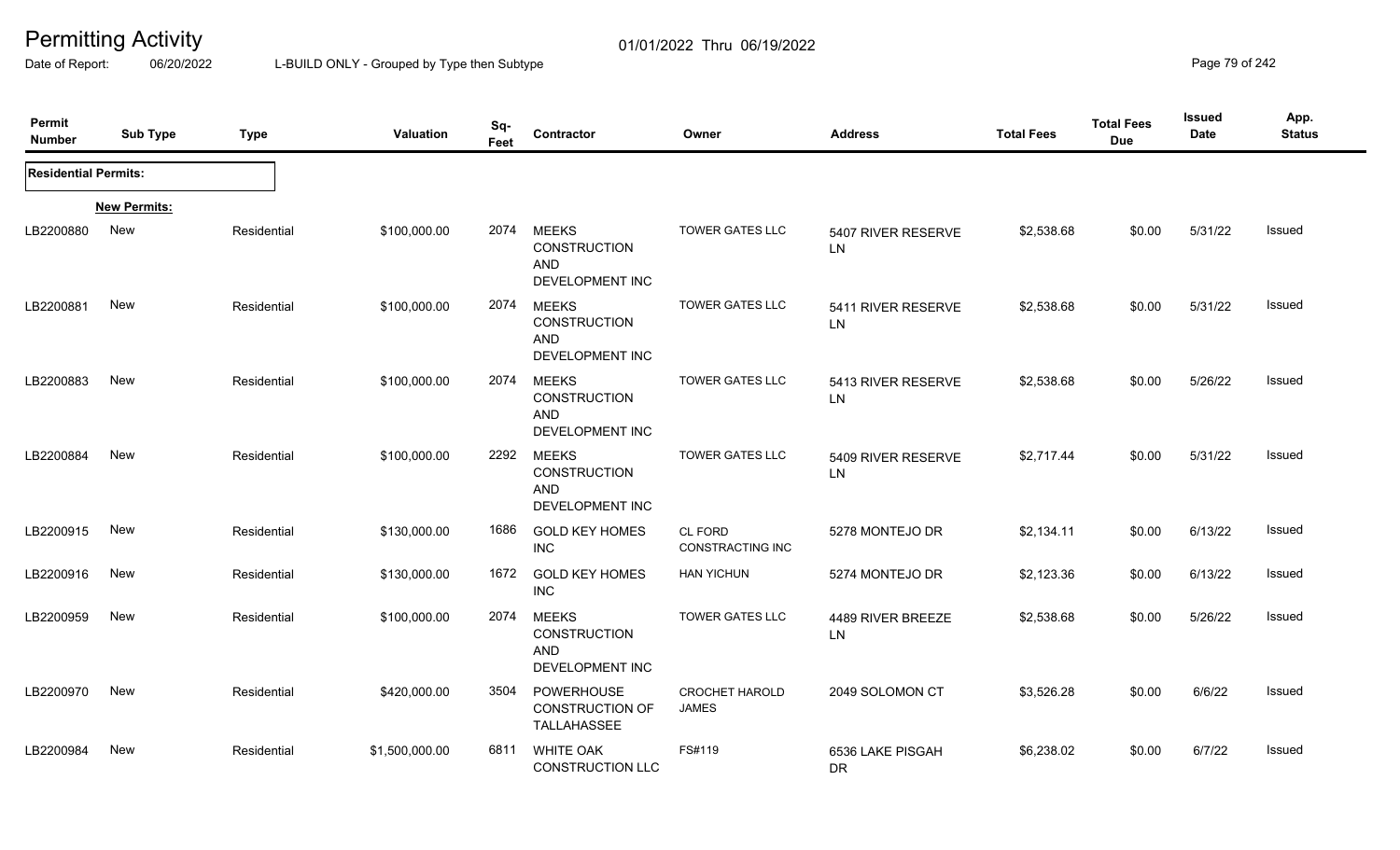# Permitting Activity

01/01/2022 Thru 06/19/2022

Date of Report: 06/20/2022 L-BUILD ONLY - Grouped by Type then Subtype

| Permit Number | Sub Type | Type | Valuation | Sq-Feet | Contractor | Owner | Address | Total Fees | Total Fees Due | Issued Date | App. Status |
|---|---|---|---|---|---|---|---|---|---|---|---|
| **Residential Permits:** | | | | | | | | | | | |
| | **New Permits:** | | | | | | | | | | |
| LB2200880 | New | Residential | $100,000.00 | 2074 | MEEKS CONSTRUCTION AND DEVELOPMENT INC | TOWER GATES LLC | 5407 RIVER RESERVE LN | $2,538.68 | $0.00 | 5/31/22 | Issued |
| LB2200881 | New | Residential | $100,000.00 | 2074 | MEEKS CONSTRUCTION AND DEVELOPMENT INC | TOWER GATES LLC | 5411 RIVER RESERVE LN | $2,538.68 | $0.00 | 5/31/22 | Issued |
| LB2200883 | New | Residential | $100,000.00 | 2074 | MEEKS CONSTRUCTION AND DEVELOPMENT INC | TOWER GATES LLC | 5413 RIVER RESERVE LN | $2,538.68 | $0.00 | 5/26/22 | Issued |
| LB2200884 | New | Residential | $100,000.00 | 2292 | MEEKS CONSTRUCTION AND DEVELOPMENT INC | TOWER GATES LLC | 5409 RIVER RESERVE LN | $2,717.44 | $0.00 | 5/31/22 | Issued |
| LB2200915 | New | Residential | $130,000.00 | 1686 | GOLD KEY HOMES INC | CL FORD CONSTRACTING INC | 5278 MONTEJO DR | $2,134.11 | $0.00 | 6/13/22 | Issued |
| LB2200916 | New | Residential | $130,000.00 | 1672 | GOLD KEY HOMES INC | HAN YICHUN | 5274 MONTEJO DR | $2,123.36 | $0.00 | 6/13/22 | Issued |
| LB2200959 | New | Residential | $100,000.00 | 2074 | MEEKS CONSTRUCTION AND DEVELOPMENT INC | TOWER GATES LLC | 4489 RIVER BREEZE LN | $2,538.68 | $0.00 | 5/26/22 | Issued |
| LB2200970 | New | Residential | $420,000.00 | 3504 | POWERHOUSE CONSTRUCTION OF TALLAHASSEE | CROCHET HAROLD JAMES | 2049 SOLOMON CT | $3,526.28 | $0.00 | 6/6/22 | Issued |
| LB2200984 | New | Residential | $1,500,000.00 | 6811 | WHITE OAK CONSTRUCTION LLC | FS#119 | 6536 LAKE PISGAH DR | $6,238.02 | $0.00 | 6/7/22 | Issued |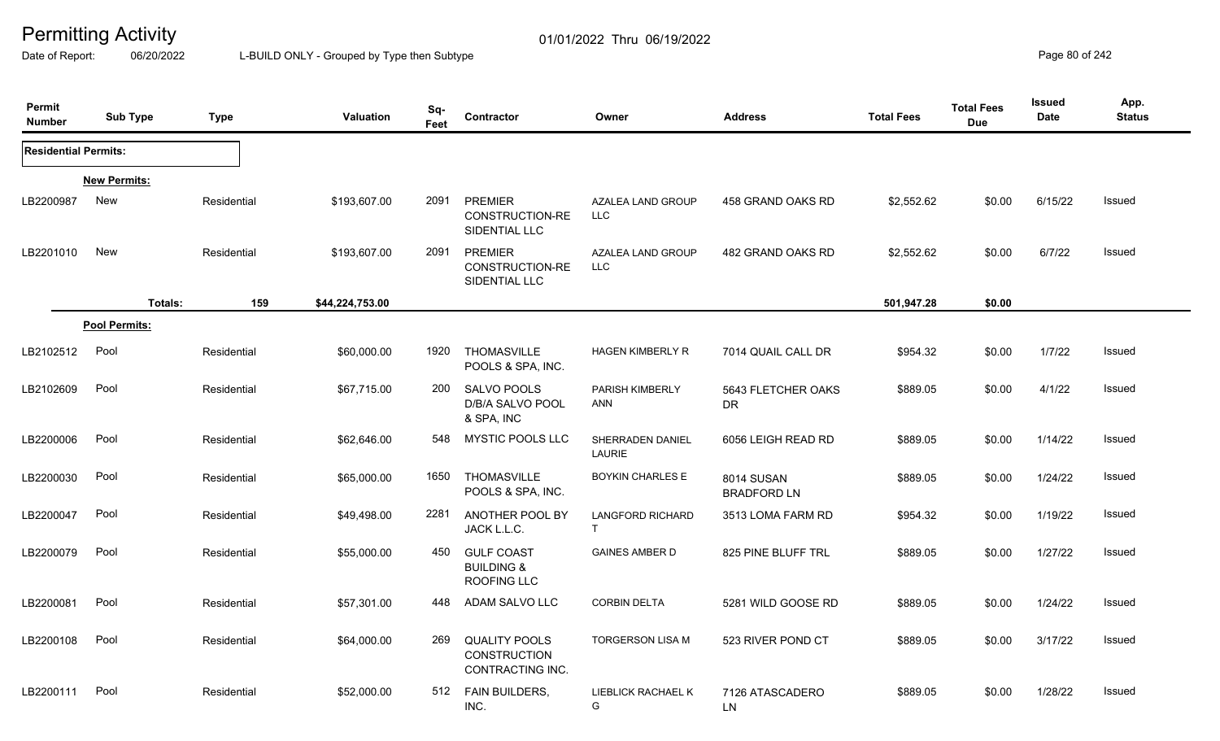# Permitting Activity

01/01/2022 Thru 06/19/2022

Date of Report: 06/20/2022 L-BUILD ONLY - Grouped by Type then Subtype

| Permit Number | Sub Type | Type | Valuation | Sq-Feet | Contractor | Owner | Address | Total Fees | Total Fees Due | Issued Date | App. Status |
|---|---|---|---|---|---|---|---|---|---|---|---|
| **Residential Permits:** | | | | | | | | | | | |
| **New Permits:** | | | | | | | | | | | |
| LB2200987 | New | Residential | $193,607.00 | 2091 | PREMIER CONSTRUCTION-RESIDENTIAL LLC | AZALEA LAND GROUP LLC | 458 GRAND OAKS RD | $2,552.62 | $0.00 | 6/15/22 | Issued |
| LB2201010 | New | Residential | $193,607.00 | 2091 | PREMIER CONSTRUCTION-RESIDENTIAL LLC | AZALEA LAND GROUP LLC | 482 GRAND OAKS RD | $2,552.62 | $0.00 | 6/7/22 | Issued |
| | Totals: | 159 | $44,224,753.00 | | | | | 501,947.28 | $0.00 | | |
| **Pool Permits:** | | | | | | | | | | | |
| LB2102512 | Pool | Residential | $60,000.00 | 1920 | THOMASVILLE POOLS & SPA, INC. | HAGEN KIMBERLY R | 7014 QUAIL CALL DR | $954.32 | $0.00 | 1/7/22 | Issued |
| LB2102609 | Pool | Residential | $67,715.00 | 200 | SALVO POOLS D/B/A SALVO POOL & SPA, INC | PARISH KIMBERLY ANN | 5643 FLETCHER OAKS DR | $889.05 | $0.00 | 4/1/22 | Issued |
| LB2200006 | Pool | Residential | $62,646.00 | 548 | MYSTIC POOLS LLC | SHERRADEN DANIEL LAURIE | 6056 LEIGH READ RD | $889.05 | $0.00 | 1/14/22 | Issued |
| LB2200030 | Pool | Residential | $65,000.00 | 1650 | THOMASVILLE POOLS & SPA, INC. | BOYKIN CHARLES E | 8014 SUSAN BRADFORD LN | $889.05 | $0.00 | 1/24/22 | Issued |
| LB2200047 | Pool | Residential | $49,498.00 | 2281 | ANOTHER POOL BY JACK L.L.C. | LANGFORD RICHARD T | 3513 LOMA FARM RD | $954.32 | $0.00 | 1/19/22 | Issued |
| LB2200079 | Pool | Residential | $55,000.00 | 450 | GULF COAST BUILDING & ROOFING LLC | GAINES AMBER D | 825 PINE BLUFF TRL | $889.05 | $0.00 | 1/27/22 | Issued |
| LB2200081 | Pool | Residential | $57,301.00 | 448 | ADAM SALVO LLC | CORBIN DELTA | 5281 WILD GOOSE RD | $889.05 | $0.00 | 1/24/22 | Issued |
| LB2200108 | Pool | Residential | $64,000.00 | 269 | QUALITY POOLS CONSTRUCTION CONTRACTING INC. | TORGERSON LISA M | 523 RIVER POND CT | $889.05 | $0.00 | 3/17/22 | Issued |
| LB2200111 | Pool | Residential | $52,000.00 | 512 | FAIN BUILDERS, INC. | LIEBLICK RACHAEL K G | 7126 ATASCADERO LN | $889.05 | $0.00 | 1/28/22 | Issued |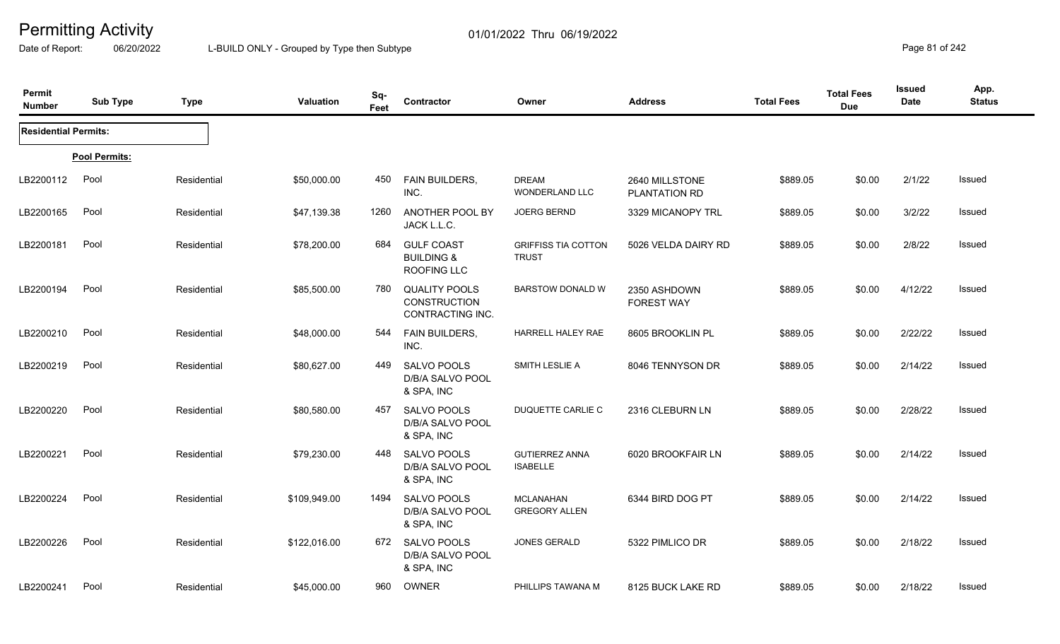# Permitting Activity

01/01/2022 Thru 06/19/2022

Date of Report: 06/20/2022 L-BUILD ONLY - Grouped by Type then Subtype

| Permit Number | Sub Type | Type | Valuation | Sq-Feet | Contractor | Owner | Address | Total Fees | Total Fees Due | Issued Date | App. Status |
|---|---|---|---|---|---|---|---|---|---|---|---|
| **Residential Permits:** | | | | | | | | | | | |
| **Pool Permits:** | | | | | | | | | | | |
| LB2200112 | Pool | Residential | $50,000.00 | 450 | FAIN BUILDERS, INC. | DREAM WONDERLAND LLC | 2640 MILLSTONE PLANTATION RD | $889.05 | $0.00 | 2/1/22 | Issued |
| LB2200165 | Pool | Residential | $47,139.38 | 1260 | ANOTHER POOL BY JACK L.L.C. | JOERG BERND | 3329 MICANOPY TRL | $889.05 | $0.00 | 3/2/22 | Issued |
| LB2200181 | Pool | Residential | $78,200.00 | 684 | GULF COAST BUILDING & ROOFING LLC | GRIFFISS TIA COTTON TRUST | 5026 VELDA DAIRY RD | $889.05 | $0.00 | 2/8/22 | Issued |
| LB2200194 | Pool | Residential | $85,500.00 | 780 | QUALITY POOLS CONSTRUCTION CONTRACTING INC. | BARSTOW DONALD W | 2350 ASHDOWN FOREST WAY | $889.05 | $0.00 | 4/12/22 | Issued |
| LB2200210 | Pool | Residential | $48,000.00 | 544 | FAIN BUILDERS, INC. | HARRELL HALEY RAE | 8605 BROOKLIN PL | $889.05 | $0.00 | 2/22/22 | Issued |
| LB2200219 | Pool | Residential | $80,627.00 | 449 | SALVO POOLS D/B/A SALVO POOL & SPA, INC | SMITH LESLIE A | 8046 TENNYSON DR | $889.05 | $0.00 | 2/14/22 | Issued |
| LB2200220 | Pool | Residential | $80,580.00 | 457 | SALVO POOLS D/B/A SALVO POOL & SPA, INC | DUQUETTE CARLIE C | 2316 CLEBURN LN | $889.05 | $0.00 | 2/28/22 | Issued |
| LB2200221 | Pool | Residential | $79,230.00 | 448 | SALVO POOLS D/B/A SALVO POOL & SPA, INC | GUTIERREZ ANNA ISABELLE | 6020 BROOKFAIR LN | $889.05 | $0.00 | 2/14/22 | Issued |
| LB2200224 | Pool | Residential | $109,949.00 | 1494 | SALVO POOLS D/B/A SALVO POOL & SPA, INC | MCLANAHAN GREGORY ALLEN | 6344 BIRD DOG PT | $889.05 | $0.00 | 2/14/22 | Issued |
| LB2200226 | Pool | Residential | $122,016.00 | 672 | SALVO POOLS D/B/A SALVO POOL & SPA, INC | JONES GERALD | 5322 PIMLICO DR | $889.05 | $0.00 | 2/18/22 | Issued |
| LB2200241 | Pool | Residential | $45,000.00 | 960 | OWNER | PHILLIPS TAWANA M | 8125 BUCK LAKE RD | $889.05 | $0.00 | 2/18/22 | Issued |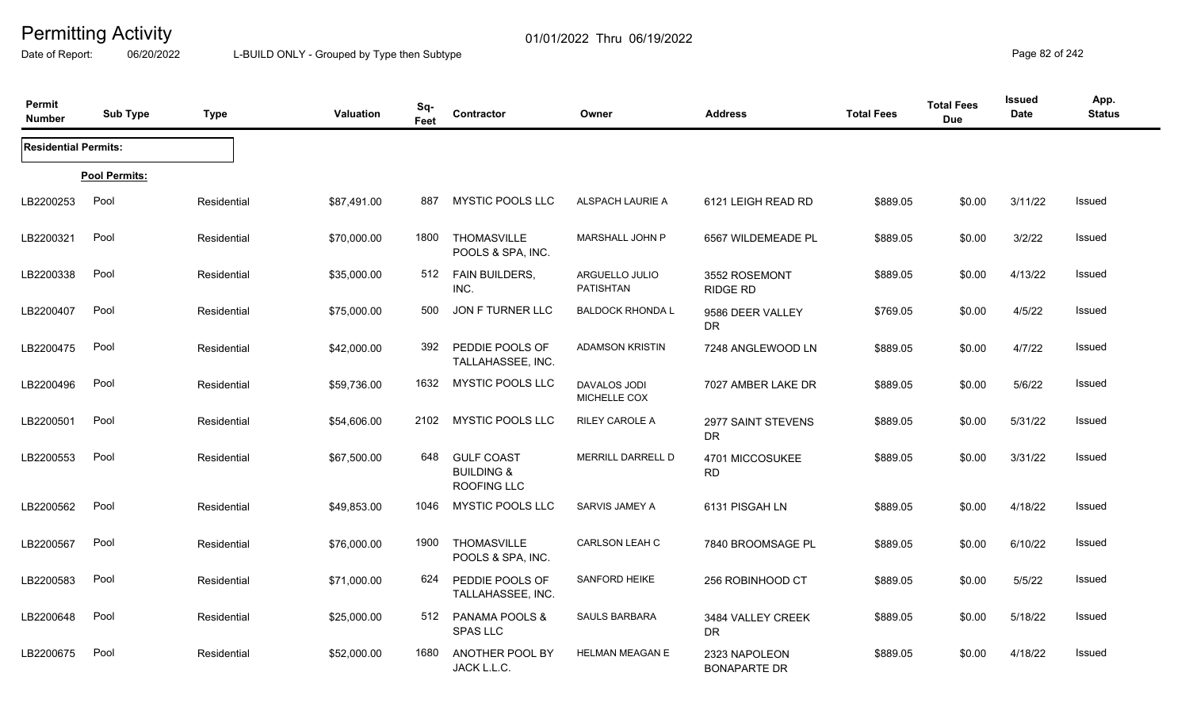# Permitting Activity

01/01/2022 Thru 06/19/2022

Date of Report: 06/20/2022

L-BUILD ONLY - Grouped by Type then Subtype

| Permit Number | Sub Type | Type | Valuation | Sq-Feet | Contractor | Owner | Address | Total Fees | Total Fees Due | Issued Date | App. Status |
|---|---|---|---|---|---|---|---|---|---|---|---|
| **Residential Permits:** | | | | | | | | | | | |
| | **Pool Permits:** | | | | | | | | | | |
| LB2200253 | Pool | Residential | $87,491.00 | 887 | MYSTIC POOLS LLC | ALSPACH LAURIE A | 6121 LEIGH READ RD | $889.05 | $0.00 | 3/11/22 | Issued |
| LB2200321 | Pool | Residential | $70,000.00 | 1800 | THOMASVILLE POOLS & SPA, INC. | MARSHALL JOHN P | 6567 WILDEMEADE PL | $889.05 | $0.00 | 3/2/22 | Issued |
| LB2200338 | Pool | Residential | $35,000.00 | 512 | FAIN BUILDERS, INC. | ARGUELLO JULIO PATISHTAN | 3552 ROSEMONT RIDGE RD | $889.05 | $0.00 | 4/13/22 | Issued |
| LB2200407 | Pool | Residential | $75,000.00 | 500 | JON F TURNER LLC | BALDOCK RHONDA L | 9586 DEER VALLEY DR | $769.05 | $0.00 | 4/5/22 | Issued |
| LB2200475 | Pool | Residential | $42,000.00 | 392 | PEDDIE POOLS OF TALLAHASSEE, INC. | ADAMSON KRISTIN | 7248 ANGLEWOOD LN | $889.05 | $0.00 | 4/7/22 | Issued |
| LB2200496 | Pool | Residential | $59,736.00 | 1632 | MYSTIC POOLS LLC | DAVALOS JODI MICHELLE COX | 7027 AMBER LAKE DR | $889.05 | $0.00 | 5/6/22 | Issued |
| LB2200501 | Pool | Residential | $54,606.00 | 2102 | MYSTIC POOLS LLC | RILEY CAROLE A | 2977 SAINT STEVENS DR | $889.05 | $0.00 | 5/31/22 | Issued |
| LB2200553 | Pool | Residential | $67,500.00 | 648 | GULF COAST BUILDING & ROOFING LLC | MERRILL DARRELL D | 4701 MICCOSUKEE RD | $889.05 | $0.00 | 3/31/22 | Issued |
| LB2200562 | Pool | Residential | $49,853.00 | 1046 | MYSTIC POOLS LLC | SARVIS JAMEY A | 6131 PISGAH LN | $889.05 | $0.00 | 4/18/22 | Issued |
| LB2200567 | Pool | Residential | $76,000.00 | 1900 | THOMASVILLE POOLS & SPA, INC. | CARLSON LEAH C | 7840 BROOMSAGE PL | $889.05 | $0.00 | 6/10/22 | Issued |
| LB2200583 | Pool | Residential | $71,000.00 | 624 | PEDDIE POOLS OF TALLAHASSEE, INC. | SANFORD HEIKE | 256 ROBINHOOD CT | $889.05 | $0.00 | 5/5/22 | Issued |
| LB2200648 | Pool | Residential | $25,000.00 | 512 | PANAMA POOLS & SPAS LLC | SAULS BARBARA | 3484 VALLEY CREEK DR | $889.05 | $0.00 | 5/18/22 | Issued |
| LB2200675 | Pool | Residential | $52,000.00 | 1680 | ANOTHER POOL BY JACK L.L.C. | HELMAN MEAGAN E | 2323 NAPOLEON BONAPARTE DR | $889.05 | $0.00 | 4/18/22 | Issued |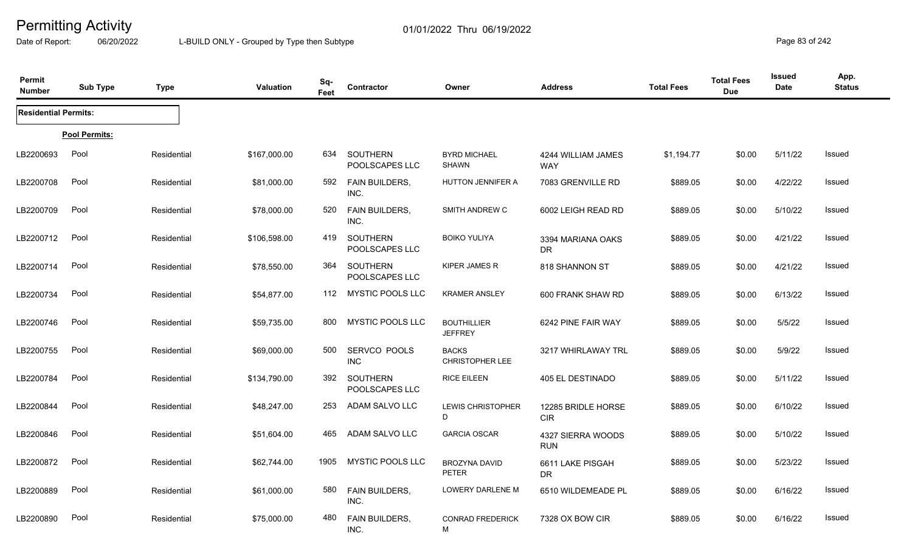# Permitting Activity

Date of Report: 06/20/2022 — 01/01/2022 Thru 06/19/2022

L-BUILD ONLY - Grouped by Type then Subtype

| Permit Number | Sub Type | Type | Valuation | Sq-Feet | Contractor | Owner | Address | Total Fees | Total Fees Due | Issued Date | App. Status |
|---|---|---|---|---|---|---|---|---|---|---|---|
| **Residential Permits:** | | | | | | | | | | | |
| **Pool Permits:** | | | | | | | | | | | |
| LB2200693 | Pool | Residential | $167,000.00 | 634 | SOUTHERN POOLSCAPES LLC | BYRD MICHAEL SHAWN | 4244 WILLIAM JAMES WAY | $1,194.77 | $0.00 | 5/11/22 | Issued |
| LB2200708 | Pool | Residential | $81,000.00 | 592 | FAIN BUILDERS, INC. | HUTTON JENNIFER A | 7083 GRENVILLE RD | $889.05 | $0.00 | 4/22/22 | Issued |
| LB2200709 | Pool | Residential | $78,000.00 | 520 | FAIN BUILDERS, INC. | SMITH ANDREW C | 6002 LEIGH READ RD | $889.05 | $0.00 | 5/10/22 | Issued |
| LB2200712 | Pool | Residential | $106,598.00 | 419 | SOUTHERN POOLSCAPES LLC | BOIKO YULIYA | 3394 MARIANA OAKS DR | $889.05 | $0.00 | 4/21/22 | Issued |
| LB2200714 | Pool | Residential | $78,550.00 | 364 | SOUTHERN POOLSCAPES LLC | KIPER JAMES R | 818 SHANNON ST | $889.05 | $0.00 | 4/21/22 | Issued |
| LB2200734 | Pool | Residential | $54,877.00 | 112 | MYSTIC POOLS LLC | KRAMER ANSLEY | 600 FRANK SHAW RD | $889.05 | $0.00 | 6/13/22 | Issued |
| LB2200746 | Pool | Residential | $59,735.00 | 800 | MYSTIC POOLS LLC | BOUTHILLIER JEFFREY | 6242 PINE FAIR WAY | $889.05 | $0.00 | 5/5/22 | Issued |
| LB2200755 | Pool | Residential | $69,000.00 | 500 | SERVCO POOLS INC | BACKS CHRISTOPHER LEE | 3217 WHIRLAWAY TRL | $889.05 | $0.00 | 5/9/22 | Issued |
| LB2200784 | Pool | Residential | $134,790.00 | 392 | SOUTHERN POOLSCAPES LLC | RICE EILEEN | 405 EL DESTINADO | $889.05 | $0.00 | 5/11/22 | Issued |
| LB2200844 | Pool | Residential | $48,247.00 | 253 | ADAM SALVO LLC | LEWIS CHRISTOPHER D | 12285 BRIDLE HORSE CIR | $889.05 | $0.00 | 6/10/22 | Issued |
| LB2200846 | Pool | Residential | $51,604.00 | 465 | ADAM SALVO LLC | GARCIA OSCAR | 4327 SIERRA WOODS RUN | $889.05 | $0.00 | 5/10/22 | Issued |
| LB2200872 | Pool | Residential | $62,744.00 | 1905 | MYSTIC POOLS LLC | BROZYNA DAVID PETER | 6611 LAKE PISGAH DR | $889.05 | $0.00 | 5/23/22 | Issued |
| LB2200889 | Pool | Residential | $61,000.00 | 580 | FAIN BUILDERS, INC. | LOWERY DARLENE M | 6510 WILDEMEADE PL | $889.05 | $0.00 | 6/16/22 | Issued |
| LB2200890 | Pool | Residential | $75,000.00 | 480 | FAIN BUILDERS, INC. | CONRAD FREDERICK M | 7328 OX BOW CIR | $889.05 | $0.00 | 6/16/22 | Issued |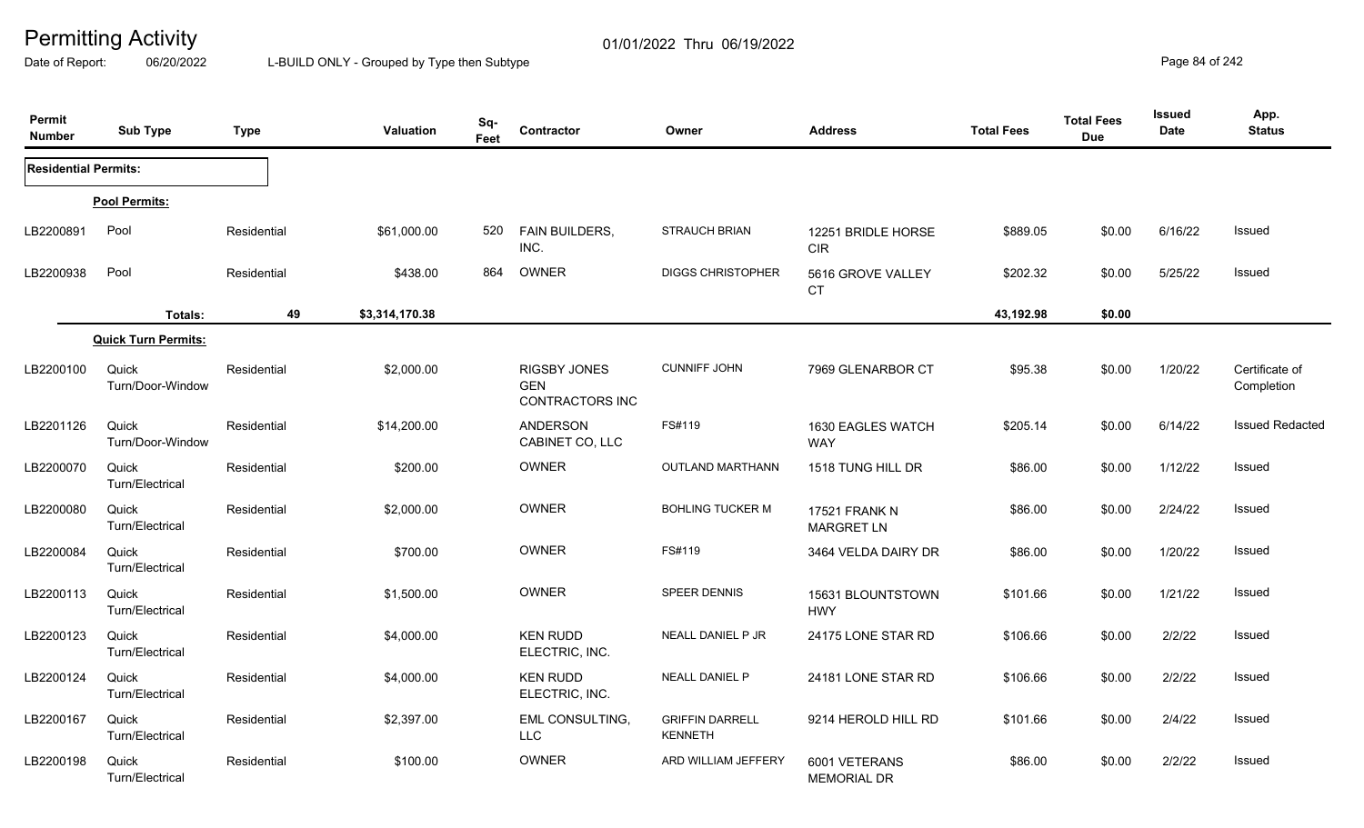# Permitting Activity

01/01/2022 Thru 06/19/2022

Date of Report: 06/20/2022 L-BUILD ONLY - Grouped by Type then Subtype

| Permit Number | Sub Type | Type | Valuation | Sq-Feet | Contractor | Owner | Address | Total Fees | Total Fees Due | Issued Date | App. Status |
|---|---|---|---|---|---|---|---|---|---|---|---|
| **Residential Permits:** | | | | | | | | | | | |
| **Pool Permits:** | | | | | | | | | | | |
| LB2200891 | Pool | Residential | $61,000.00 | 520 | FAIN BUILDERS, INC. | STRAUCH BRIAN | 12251 BRIDLE HORSE CIR | $889.05 | $0.00 | 6/16/22 | Issued |
| LB2200938 | Pool | Residential | $438.00 | 864 | OWNER | DIGGS CHRISTOPHER | 5616 GROVE VALLEY CT | $202.32 | $0.00 | 5/25/22 | Issued |
| | **Totals:** | 49 | $3,314,170.38 | | | | | 43,192.98 | $0.00 | | |
| **Quick Turn Permits:** | | | | | | | | | | | |
| LB2200100 | Quick Turn/Door-Window | Residential | $2,000.00 | | RIGSBY JONES GEN CONTRACTORS INC | CUNNIFF JOHN | 7969 GLENARBOR CT | $95.38 | $0.00 | 1/20/22 | Certificate of Completion |
| LB2201126 | Quick Turn/Door-Window | Residential | $14,200.00 | | ANDERSON CABINET CO, LLC | FS#119 | 1630 EAGLES WATCH WAY | $205.14 | $0.00 | 6/14/22 | Issued Redacted |
| LB2200070 | Quick Turn/Electrical | Residential | $200.00 | | OWNER | OUTLAND MARTHANN | 1518 TUNG HILL DR | $86.00 | $0.00 | 1/12/22 | Issued |
| LB2200080 | Quick Turn/Electrical | Residential | $2,000.00 | | OWNER | BOHLING TUCKER M | 17521 FRANK N MARGRET LN | $86.00 | $0.00 | 2/24/22 | Issued |
| LB2200084 | Quick Turn/Electrical | Residential | $700.00 | | OWNER | FS#119 | 3464 VELDA DAIRY DR | $86.00 | $0.00 | 1/20/22 | Issued |
| LB2200113 | Quick Turn/Electrical | Residential | $1,500.00 | | OWNER | SPEER DENNIS | 15631 BLOUNTSTOWN HWY | $101.66 | $0.00 | 1/21/22 | Issued |
| LB2200123 | Quick Turn/Electrical | Residential | $4,000.00 | | KEN RUDD ELECTRIC, INC. | NEALL DANIEL P JR | 24175 LONE STAR RD | $106.66 | $0.00 | 2/2/22 | Issued |
| LB2200124 | Quick Turn/Electrical | Residential | $4,000.00 | | KEN RUDD ELECTRIC, INC. | NEALL DANIEL P | 24181 LONE STAR RD | $106.66 | $0.00 | 2/2/22 | Issued |
| LB2200167 | Quick Turn/Electrical | Residential | $2,397.00 | | EML CONSULTING, LLC | GRIFFIN DARRELL KENNETH | 9214 HEROLD HILL RD | $101.66 | $0.00 | 2/4/22 | Issued |
| LB2200198 | Quick Turn/Electrical | Residential | $100.00 | | OWNER | ARD WILLIAM JEFFERY | 6001 VETERANS MEMORIAL DR | $86.00 | $0.00 | 2/2/22 | Issued |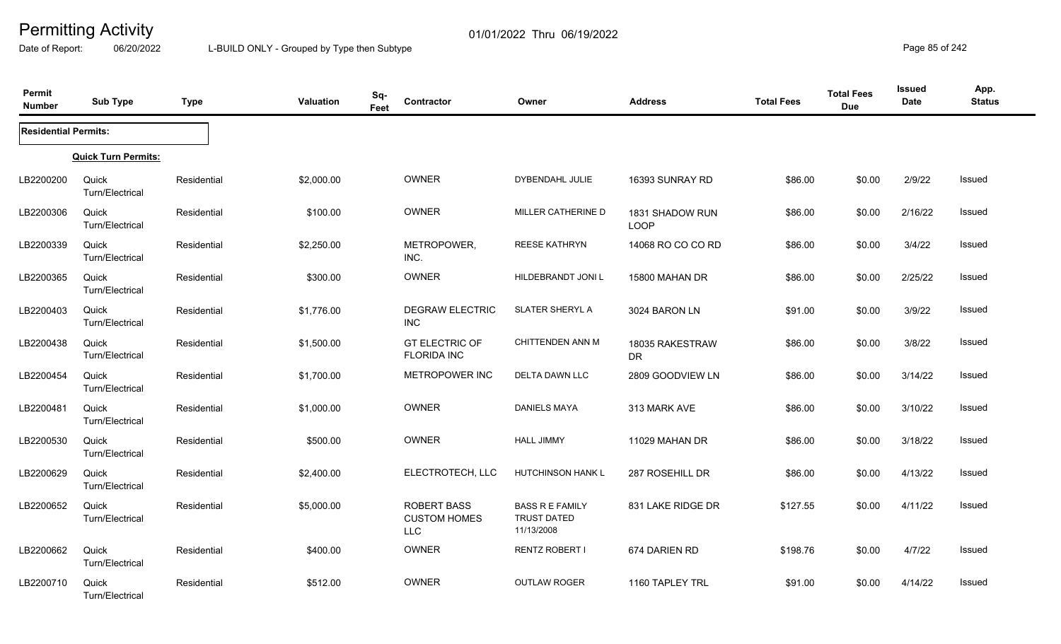# Permitting Activity

01/01/2022 Thru 06/19/2022

Date of Report: 06/20/2022

L-BUILD ONLY - Grouped by Type then Subtype

| Permit Number | Sub Type | Type | Valuation | Sq-Feet | Contractor | Owner | Address | Total Fees | Total Fees Due | Issued Date | App. Status |
|---|---|---|---|---|---|---|---|---|---|---|---|
| **Residential Permits:** | | | | | | | | | | | |
| | **Quick Turn Permits:** | | | | | | | | | | |
| LB2200200 | Quick Turn/Electrical | Residential | $2,000.00 | | OWNER | DYBENDAHL JULIE | 16393 SUNRAY RD | $86.00 | $0.00 | 2/9/22 | Issued |
| LB2200306 | Quick Turn/Electrical | Residential | $100.00 | | OWNER | MILLER CATHERINE D | 1831 SHADOW RUN LOOP | $86.00 | $0.00 | 2/16/22 | Issued |
| LB2200339 | Quick Turn/Electrical | Residential | $2,250.00 | | METROPOWER, INC. | REESE KATHRYN | 14068 RO CO CO RD | $86.00 | $0.00 | 3/4/22 | Issued |
| LB2200365 | Quick Turn/Electrical | Residential | $300.00 | | OWNER | HILDEBRANDT JONI L | 15800 MAHAN DR | $86.00 | $0.00 | 2/25/22 | Issued |
| LB2200403 | Quick Turn/Electrical | Residential | $1,776.00 | | DEGRAW ELECTRIC INC | SLATER SHERYL A | 3024 BARON LN | $91.00 | $0.00 | 3/9/22 | Issued |
| LB2200438 | Quick Turn/Electrical | Residential | $1,500.00 | | GT ELECTRIC OF FLORIDA INC | CHITTENDEN ANN M | 18035 RAKESTRAW DR | $86.00 | $0.00 | 3/8/22 | Issued |
| LB2200454 | Quick Turn/Electrical | Residential | $1,700.00 | | METROPOWER INC | DELTA DAWN LLC | 2809 GOODVIEW LN | $86.00 | $0.00 | 3/14/22 | Issued |
| LB2200481 | Quick Turn/Electrical | Residential | $1,000.00 | | OWNER | DANIELS MAYA | 313 MARK AVE | $86.00 | $0.00 | 3/10/22 | Issued |
| LB2200530 | Quick Turn/Electrical | Residential | $500.00 | | OWNER | HALL JIMMY | 11029 MAHAN DR | $86.00 | $0.00 | 3/18/22 | Issued |
| LB2200629 | Quick Turn/Electrical | Residential | $2,400.00 | | ELECTROTECH, LLC | HUTCHINSON HANK L | 287 ROSEHILL DR | $86.00 | $0.00 | 4/13/22 | Issued |
| LB2200652 | Quick Turn/Electrical | Residential | $5,000.00 | | ROBERT BASS CUSTOM HOMES LLC | BASS R E FAMILY TRUST DATED 11/13/2008 | 831 LAKE RIDGE DR | $127.55 | $0.00 | 4/11/22 | Issued |
| LB2200662 | Quick Turn/Electrical | Residential | $400.00 | | OWNER | RENTZ ROBERT I | 674 DARIEN RD | $198.76 | $0.00 | 4/7/22 | Issued |
| LB2200710 | Quick Turn/Electrical | Residential | $512.00 | | OWNER | OUTLAW ROGER | 1160 TAPLEY TRL | $91.00 | $0.00 | 4/14/22 | Issued |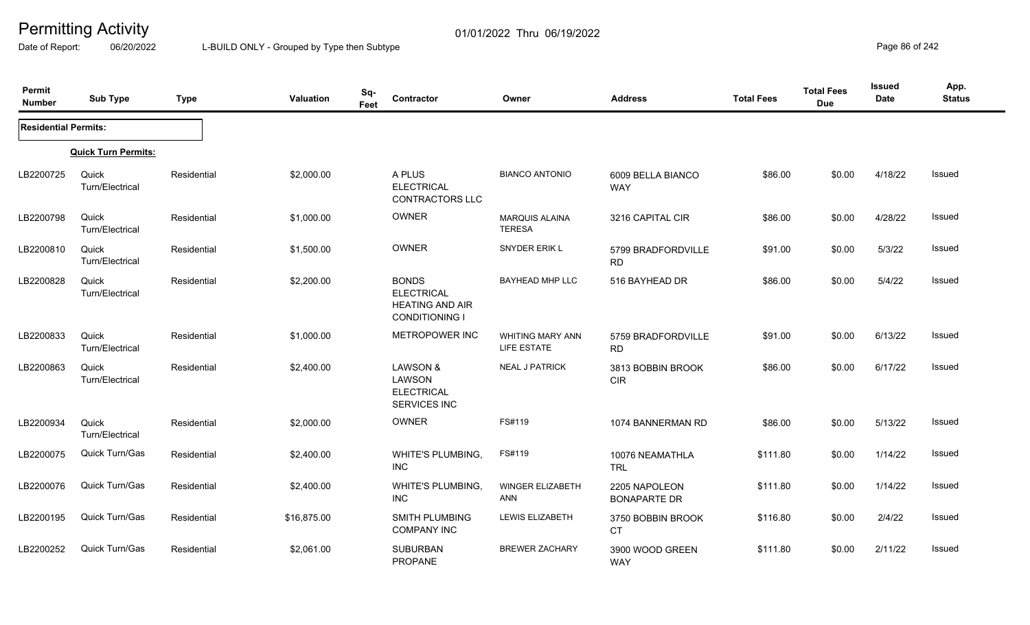# Permitting Activity

01/01/2022 Thru 06/19/2022

Date of Report: 06/20/2022

L-BUILD ONLY - Grouped by Type then Subtype

| Permit Number | Sub Type | Type | Valuation | Sq-Feet | Contractor | Owner | Address | Total Fees | Total Fees Due | Issued Date | App. Status |
|---|---|---|---|---|---|---|---|---|---|---|---|
| **Residential Permits:** | | | | | | | | | | | |
| | **Quick Turn Permits:** | | | | | | | | | | |
| LB2200725 | Quick Turn/Electrical | Residential | $2,000.00 | | A PLUS ELECTRICAL CONTRACTORS LLC | BIANCO ANTONIO | 6009 BELLA BIANCO WAY | $86.00 | $0.00 | 4/18/22 | Issued |
| LB2200798 | Quick Turn/Electrical | Residential | $1,000.00 | | OWNER | MARQUIS ALAINA TERESA | 3216 CAPITAL CIR | $86.00 | $0.00 | 4/28/22 | Issued |
| LB2200810 | Quick Turn/Electrical | Residential | $1,500.00 | | OWNER | SNYDER ERIK L | 5799 BRADFORDVILLE RD | $91.00 | $0.00 | 5/3/22 | Issued |
| LB2200828 | Quick Turn/Electrical | Residential | $2,200.00 | | BONDS ELECTRICAL HEATING AND AIR CONDITIONING I | BAYHEAD MHP LLC | 516 BAYHEAD DR | $86.00 | $0.00 | 5/4/22 | Issued |
| LB2200833 | Quick Turn/Electrical | Residential | $1,000.00 | | METROPOWER INC | WHITING MARY ANN LIFE ESTATE | 5759 BRADFORDVILLE RD | $91.00 | $0.00 | 6/13/22 | Issued |
| LB2200863 | Quick Turn/Electrical | Residential | $2,400.00 | | LAWSON & LAWSON ELECTRICAL SERVICES INC | NEAL J PATRICK | 3813 BOBBIN BROOK CIR | $86.00 | $0.00 | 6/17/22 | Issued |
| LB2200934 | Quick Turn/Electrical | Residential | $2,000.00 | | OWNER | FS#119 | 1074 BANNERMAN RD | $86.00 | $0.00 | 5/13/22 | Issued |
| LB2200075 | Quick Turn/Gas | Residential | $2,400.00 | | WHITE'S PLUMBING, INC | FS#119 | 10076 NEAMATHLA TRL | $111.80 | $0.00 | 1/14/22 | Issued |
| LB2200076 | Quick Turn/Gas | Residential | $2,400.00 | | WHITE'S PLUMBING, INC | WINGER ELIZABETH ANN | 2205 NAPOLEON BONAPARTE DR | $111.80 | $0.00 | 1/14/22 | Issued |
| LB2200195 | Quick Turn/Gas | Residential | $16,875.00 | | SMITH PLUMBING COMPANY INC | LEWIS ELIZABETH | 3750 BOBBIN BROOK CT | $116.80 | $0.00 | 2/4/22 | Issued |
| LB2200252 | Quick Turn/Gas | Residential | $2,061.00 | | SUBURBAN PROPANE | BREWER ZACHARY | 3900 WOOD GREEN WAY | $111.80 | $0.00 | 2/11/22 | Issued |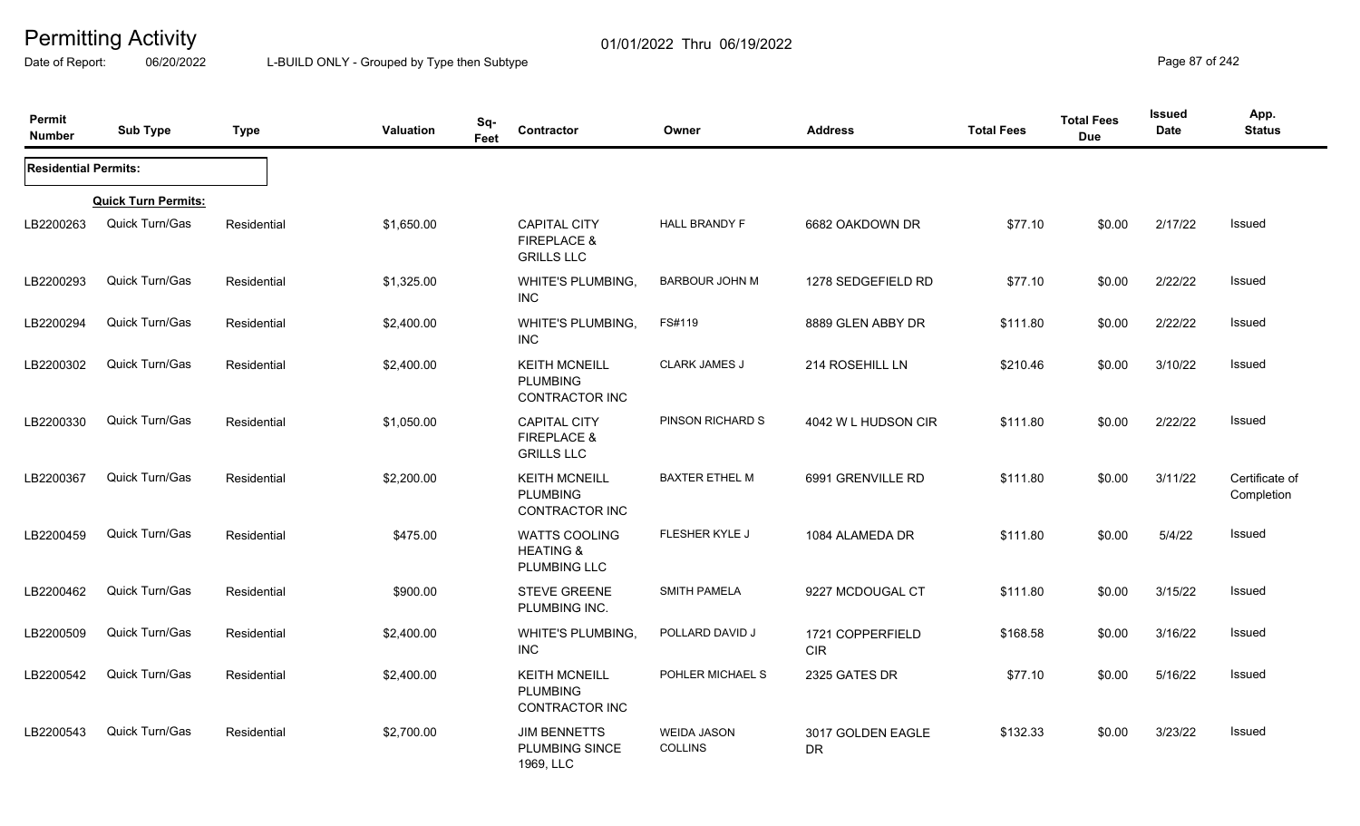# Permitting Activity

01/01/2022 Thru 06/19/2022

Date of Report: 06/20/2022 L-BUILD ONLY - Grouped by Type then Subtype

| Permit Number | Sub Type | Type | Valuation | Sq-Feet | Contractor | Owner | Address | Total Fees | Total Fees Due | Issued Date | App. Status |
|---|---|---|---|---|---|---|---|---|---|---|---|
| **Residential Permits:** | | | | | | | | | | | |
| | **Quick Turn Permits:** | | | | | | | | | | |
| LB2200263 | Quick Turn/Gas | Residential | $1,650.00 | | CAPITAL CITY FIREPLACE & GRILLS LLC | HALL BRANDY F | 6682 OAKDOWN DR | $77.10 | $0.00 | 2/17/22 | Issued |
| LB2200293 | Quick Turn/Gas | Residential | $1,325.00 | | WHITE'S PLUMBING, INC | BARBOUR JOHN M | 1278 SEDGEFIELD RD | $77.10 | $0.00 | 2/22/22 | Issued |
| LB2200294 | Quick Turn/Gas | Residential | $2,400.00 | | WHITE'S PLUMBING, INC | FS#119 | 8889 GLEN ABBY DR | $111.80 | $0.00 | 2/22/22 | Issued |
| LB2200302 | Quick Turn/Gas | Residential | $2,400.00 | | KEITH MCNEILL PLUMBING CONTRACTOR INC | CLARK JAMES J | 214 ROSEHILL LN | $210.46 | $0.00 | 3/10/22 | Issued |
| LB2200330 | Quick Turn/Gas | Residential | $1,050.00 | | CAPITAL CITY FIREPLACE & GRILLS LLC | PINSON RICHARD S | 4042 W L HUDSON CIR | $111.80 | $0.00 | 2/22/22 | Issued |
| LB2200367 | Quick Turn/Gas | Residential | $2,200.00 | | KEITH MCNEILL PLUMBING CONTRACTOR INC | BAXTER ETHEL M | 6991 GRENVILLE RD | $111.80 | $0.00 | 3/11/22 | Certificate of Completion |
| LB2200459 | Quick Turn/Gas | Residential | $475.00 | | WATTS COOLING HEATING & PLUMBING LLC | FLESHER KYLE J | 1084 ALAMEDA DR | $111.80 | $0.00 | 5/4/22 | Issued |
| LB2200462 | Quick Turn/Gas | Residential | $900.00 | | STEVE GREENE PLUMBING INC. | SMITH PAMELA | 9227 MCDOUGAL CT | $111.80 | $0.00 | 3/15/22 | Issued |
| LB2200509 | Quick Turn/Gas | Residential | $2,400.00 | | WHITE'S PLUMBING, INC | POLLARD DAVID J | 1721 COPPERFIELD CIR | $168.58 | $0.00 | 3/16/22 | Issued |
| LB2200542 | Quick Turn/Gas | Residential | $2,400.00 | | KEITH MCNEILL PLUMBING CONTRACTOR INC | POHLER MICHAEL S | 2325 GATES DR | $77.10 | $0.00 | 5/16/22 | Issued |
| LB2200543 | Quick Turn/Gas | Residential | $2,700.00 | | JIM BENNETTS PLUMBING SINCE 1969, LLC | WEIDA JASON COLLINS | 3017 GOLDEN EAGLE DR | $132.33 | $0.00 | 3/23/22 | Issued |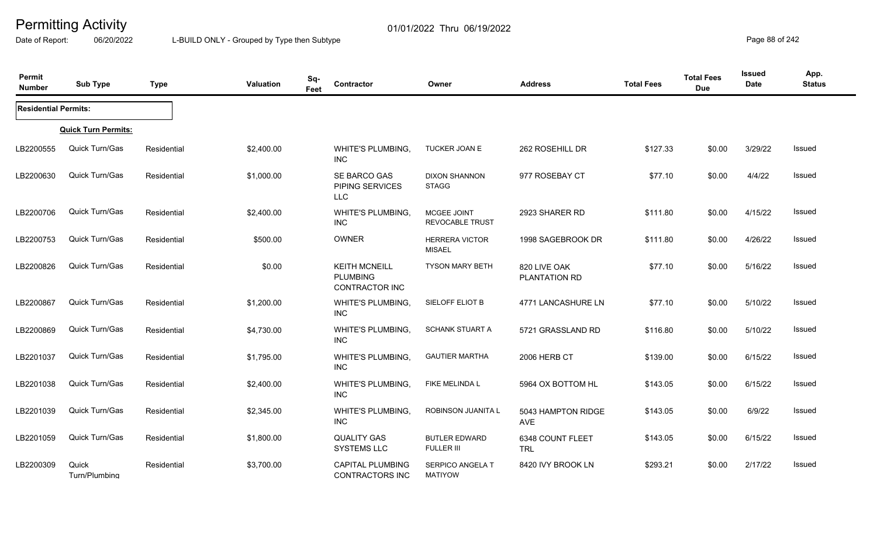# Permitting Activity

01/01/2022 Thru 06/19/2022

Date of Report: 06/20/2022 L-BUILD ONLY - Grouped by Type then Subtype

| Permit Number | Sub Type | Type | Valuation | Sq-Feet | Contractor | Owner | Address | Total Fees | Total Fees Due | Issued Date | App. Status |
|---|---|---|---|---|---|---|---|---|---|---|---|
| **Residential Permits:** | | | | | | | | | | | |
| | **Quick Turn Permits:** | | | | | | | | | | |
| LB2200555 | Quick Turn/Gas | Residential | $2,400.00 | | WHITE'S PLUMBING, INC | TUCKER JOAN E | 262 ROSEHILL DR | $127.33 | $0.00 | 3/29/22 | Issued |
| LB2200630 | Quick Turn/Gas | Residential | $1,000.00 | | SE BARCO GAS PIPING SERVICES LLC | DIXON SHANNON STAGG | 977 ROSEBAY CT | $77.10 | $0.00 | 4/4/22 | Issued |
| LB2200706 | Quick Turn/Gas | Residential | $2,400.00 | | WHITE'S PLUMBING, INC | MCGEE JOINT REVOCABLE TRUST | 2923 SHARER RD | $111.80 | $0.00 | 4/15/22 | Issued |
| LB2200753 | Quick Turn/Gas | Residential | $500.00 | | OWNER | HERRERA VICTOR MISAEL | 1998 SAGEBROOK DR | $111.80 | $0.00 | 4/26/22 | Issued |
| LB2200826 | Quick Turn/Gas | Residential | $0.00 | | KEITH MCNEILL PLUMBING CONTRACTOR INC | TYSON MARY BETH | 820 LIVE OAK PLANTATION RD | $77.10 | $0.00 | 5/16/22 | Issued |
| LB2200867 | Quick Turn/Gas | Residential | $1,200.00 | | WHITE'S PLUMBING, INC | SIELOFF ELIOT B | 4771 LANCASHURE LN | $77.10 | $0.00 | 5/10/22 | Issued |
| LB2200869 | Quick Turn/Gas | Residential | $4,730.00 | | WHITE'S PLUMBING, INC | SCHANK STUART A | 5721 GRASSLAND RD | $116.80 | $0.00 | 5/10/22 | Issued |
| LB2201037 | Quick Turn/Gas | Residential | $1,795.00 | | WHITE'S PLUMBING, INC | GAUTIER MARTHA | 2006 HERB CT | $139.00 | $0.00 | 6/15/22 | Issued |
| LB2201038 | Quick Turn/Gas | Residential | $2,400.00 | | WHITE'S PLUMBING, INC | FIKE MELINDA L | 5964 OX BOTTOM HL | $143.05 | $0.00 | 6/15/22 | Issued |
| LB2201039 | Quick Turn/Gas | Residential | $2,345.00 | | WHITE'S PLUMBING, INC | ROBINSON JUANITA L | 5043 HAMPTON RIDGE AVE | $143.05 | $0.00 | 6/9/22 | Issued |
| LB2201059 | Quick Turn/Gas | Residential | $1,800.00 | | QUALITY GAS SYSTEMS LLC | BUTLER EDWARD FULLER III | 6348 COUNT FLEET TRL | $143.05 | $0.00 | 6/15/22 | Issued |
| LB2200309 | Quick Turn/Plumbing | Residential | $3,700.00 | | CAPITAL PLUMBING CONTRACTORS INC | SERPICO ANGELA T MATIYOW | 8420 IVY BROOK LN | $293.21 | $0.00 | 2/17/22 | Issued |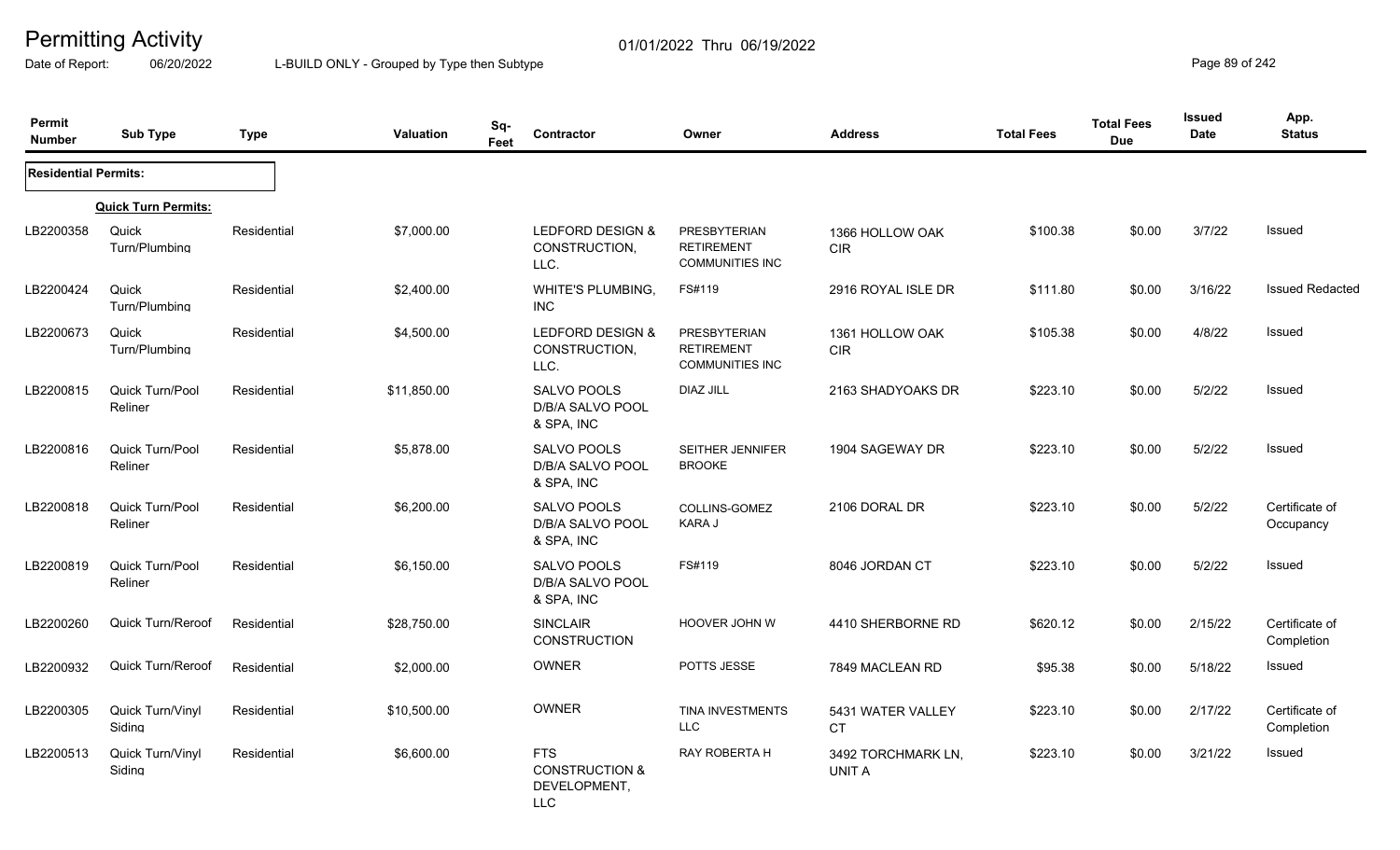# Permitting Activity

Date of Report: 06/20/2022

01/01/2022 Thru 06/19/2022

L-BUILD ONLY - Grouped by Type then Subtype

| Permit Number | Sub Type | Type | Valuation | Sq-Feet | Contractor | Owner | Address | Total Fees | Total Fees Due | Issued Date | App. Status |
|---|---|---|---|---|---|---|---|---|---|---|---|
| **Residential Permits:** | | | | | | | | | | | |
| | **Quick Turn Permits:** | | | | | | | | | | |
| LB2200358 | Quick Turn/Plumbing | Residential | $7,000.00 | | LEDFORD DESIGN & CONSTRUCTION, LLC. | PRESBYTERIAN RETIREMENT COMMUNITIES INC | 1366 HOLLOW OAK CIR | $100.38 | $0.00 | 3/7/22 | Issued |
| LB2200424 | Quick Turn/Plumbing | Residential | $2,400.00 | | WHITE'S PLUMBING, INC | FS#119 | 2916 ROYAL ISLE DR | $111.80 | $0.00 | 3/16/22 | Issued Redacted |
| LB2200673 | Quick Turn/Plumbing | Residential | $4,500.00 | | LEDFORD DESIGN & CONSTRUCTION, LLC. | PRESBYTERIAN RETIREMENT COMMUNITIES INC | 1361 HOLLOW OAK CIR | $105.38 | $0.00 | 4/8/22 | Issued |
| LB2200815 | Quick Turn/Pool Reliner | Residential | $11,850.00 | | SALVO POOLS D/B/A SALVO POOL & SPA, INC | DIAZ JILL | 2163 SHADYOAKS DR | $223.10 | $0.00 | 5/2/22 | Issued |
| LB2200816 | Quick Turn/Pool Reliner | Residential | $5,878.00 | | SALVO POOLS D/B/A SALVO POOL & SPA, INC | SEITHER JENNIFER BROOKE | 1904 SAGEWAY DR | $223.10 | $0.00 | 5/2/22 | Issued |
| LB2200818 | Quick Turn/Pool Reliner | Residential | $6,200.00 | | SALVO POOLS D/B/A SALVO POOL & SPA, INC | COLLINS-GOMEZ KARA J | 2106 DORAL DR | $223.10 | $0.00 | 5/2/22 | Certificate of Occupancy |
| LB2200819 | Quick Turn/Pool Reliner | Residential | $6,150.00 | | SALVO POOLS D/B/A SALVO POOL & SPA, INC | FS#119 | 8046 JORDAN CT | $223.10 | $0.00 | 5/2/22 | Issued |
| LB2200260 | Quick Turn/Reroof | Residential | $28,750.00 | | SINCLAIR CONSTRUCTION | HOOVER JOHN W | 4410 SHERBORNE RD | $620.12 | $0.00 | 2/15/22 | Certificate of Completion |
| LB2200932 | Quick Turn/Reroof | Residential | $2,000.00 | | OWNER | POTTS JESSE | 7849 MACLEAN RD | $95.38 | $0.00 | 5/18/22 | Issued |
| LB2200305 | Quick Turn/Vinyl Siding | Residential | $10,500.00 | | OWNER | TINA INVESTMENTS LLC | 5431 WATER VALLEY CT | $223.10 | $0.00 | 2/17/22 | Certificate of Completion |
| LB2200513 | Quick Turn/Vinyl Siding | Residential | $6,600.00 | | FTS CONSTRUCTION & DEVELOPMENT, LLC | RAY ROBERTA H | 3492 TORCHMARK LN, UNIT A | $223.10 | $0.00 | 3/21/22 | Issued |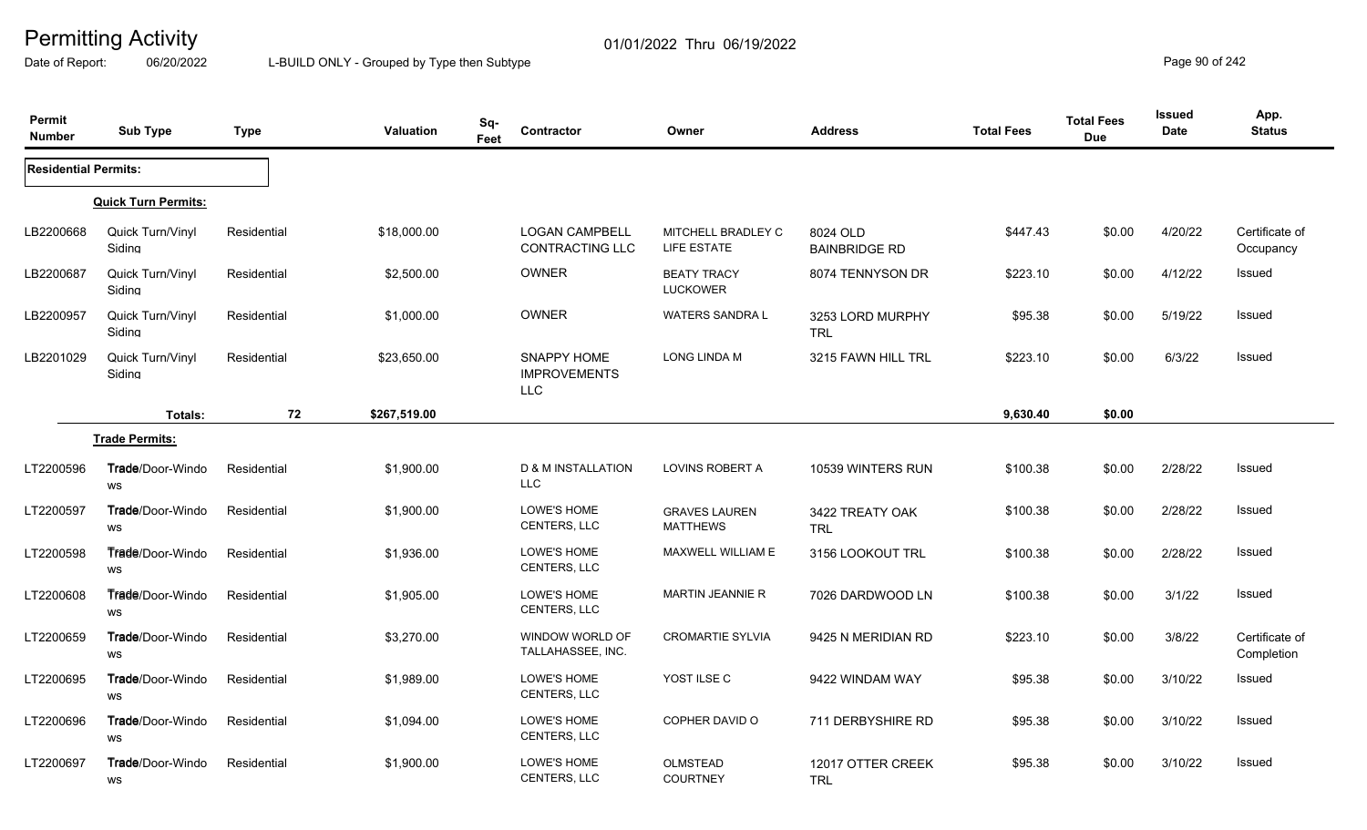# Permitting Activity

01/01/2022 Thru 06/19/2022

Date of Report: 06/20/2022 L-BUILD ONLY - Grouped by Type then Subtype

| Permit Number | Sub Type | Type | Valuation | Sq-Feet | Contractor | Owner | Address | Total Fees | Total Fees Due | Issued Date | App. Status |
|---|---|---|---|---|---|---|---|---|---|---|---|
| **Residential Permits:** | | | | | | | | | | | |
| | **Quick Turn Permits:** | | | | | | | | | | |
| LB2200668 | Quick Turn/Vinyl Siding | Residential | $18,000.00 | | LOGAN CAMPBELL CONTRACTING LLC | MITCHELL BRADLEY C LIFE ESTATE | 8024 OLD BAINBRIDGE RD | $447.43 | $0.00 | 4/20/22 | Certificate of Occupancy |
| LB2200687 | Quick Turn/Vinyl Siding | Residential | $2,500.00 | | OWNER | BEATY TRACY LUCKOWER | 8074 TENNYSON DR | $223.10 | $0.00 | 4/12/22 | Issued |
| LB2200957 | Quick Turn/Vinyl Siding | Residential | $1,000.00 | | OWNER | WATERS SANDRA L | 3253 LORD MURPHY TRL | $95.38 | $0.00 | 5/19/22 | Issued |
| LB2201029 | Quick Turn/Vinyl Siding | Residential | $23,650.00 | | SNAPPY HOME IMPROVEMENTS LLC | LONG LINDA M | 3215 FAWN HILL TRL | $223.10 | $0.00 | 6/3/22 | Issued |
| | **Totals:** | 72 | $267,519.00 | | | | | 9,630.40 | $0.00 | | |
| | **Trade Permits:** | | | | | | | | | | |
| LT2200596 | Trade/Door-Windows | Residential | $1,900.00 | | D & M INSTALLATION LLC | LOVINS ROBERT A | 10539 WINTERS RUN | $100.38 | $0.00 | 2/28/22 | Issued |
| LT2200597 | Trade/Door-Windows | Residential | $1,900.00 | | LOWE'S HOME CENTERS, LLC | GRAVES LAUREN MATTHEWS | 3422 TREATY OAK TRL | $100.38 | $0.00 | 2/28/22 | Issued |
| LT2200598 | Trade/Door-Windows | Residential | $1,936.00 | | LOWE'S HOME CENTERS, LLC | MAXWELL WILLIAM E | 3156 LOOKOUT TRL | $100.38 | $0.00 | 2/28/22 | Issued |
| LT2200608 | Trade/Door-Windows | Residential | $1,905.00 | | LOWE'S HOME CENTERS, LLC | MARTIN JEANNIE R | 7026 DARDWOOD LN | $100.38 | $0.00 | 3/1/22 | Issued |
| LT2200659 | Trade/Door-Windows | Residential | $3,270.00 | | WINDOW WORLD OF TALLAHASSEE, INC. | CROMARTIE SYLVIA | 9425 N MERIDIAN RD | $223.10 | $0.00 | 3/8/22 | Certificate of Completion |
| LT2200695 | Trade/Door-Windows | Residential | $1,989.00 | | LOWE'S HOME CENTERS, LLC | YOST ILSE C | 9422 WINDAM WAY | $95.38 | $0.00 | 3/10/22 | Issued |
| LT2200696 | Trade/Door-Windows | Residential | $1,094.00 | | LOWE'S HOME CENTERS, LLC | COPHER DAVID O | 711 DERBYSHIRE RD | $95.38 | $0.00 | 3/10/22 | Issued |
| LT2200697 | Trade/Door-Windows | Residential | $1,900.00 | | LOWE'S HOME CENTERS, LLC | OLMSTEAD COURTNEY | 12017 OTTER CREEK TRL | $95.38 | $0.00 | 3/10/22 | Issued |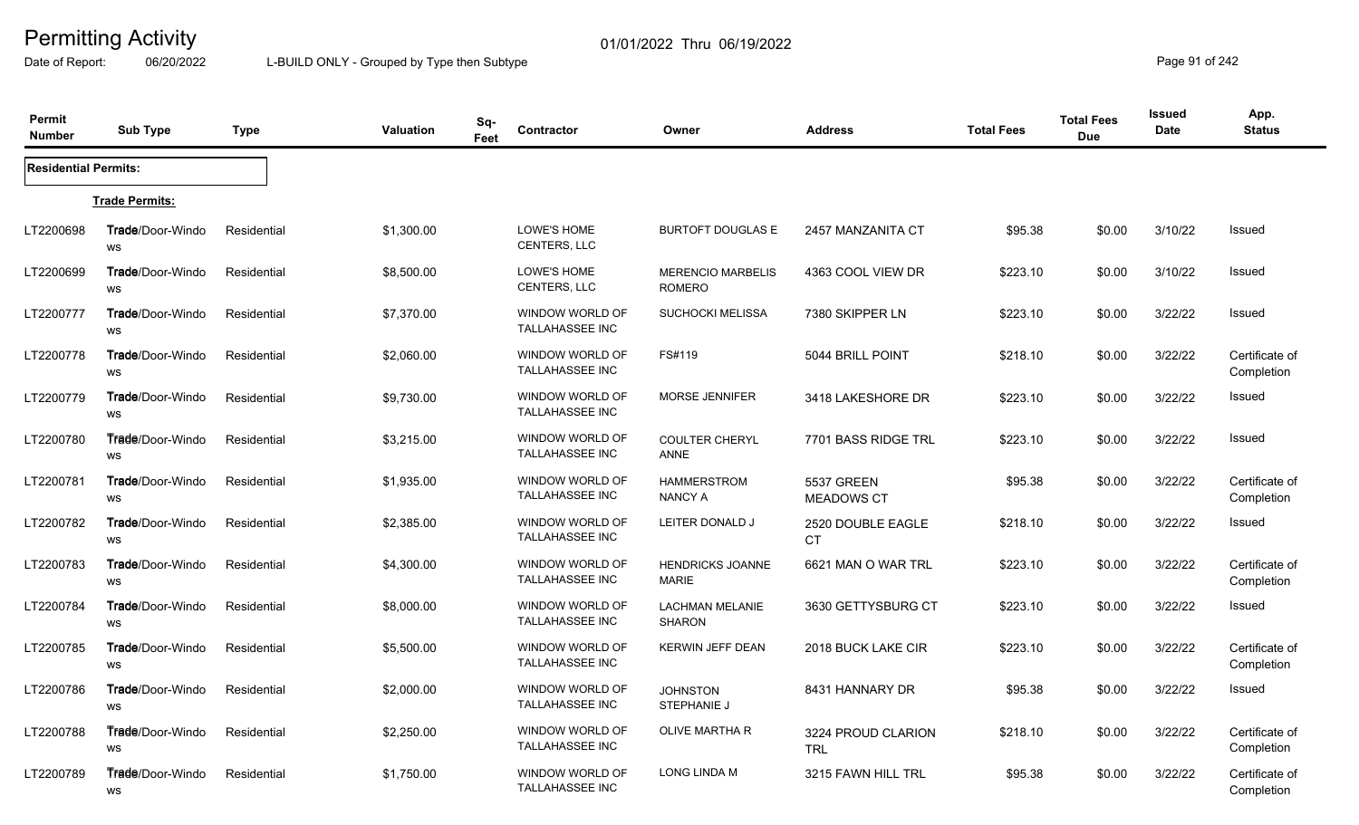# Permitting Activity

01/01/2022 Thru 06/19/2022

Date of Report: 06/20/2022 L-BUILD ONLY - Grouped by Type then Subtype

| Permit Number | Sub Type | Type | Valuation | Sq-Feet | Contractor | Owner | Address | Total Fees | Total Fees Due | Issued Date | App. Status |
|---|---|---|---|---|---|---|---|---|---|---|---|
| **Residential Permits:** | | | | | | | | | | | |
| | **Trade Permits:** | | | | | | | | | | |
| LT2200698 | Trade/Door-Windows | Residential | $1,300.00 | | LOWE'S HOME CENTERS, LLC | BURTOFT DOUGLAS E | 2457 MANZANITA CT | $95.38 | $0.00 | 3/10/22 | Issued |
| LT2200699 | Trade/Door-Windows | Residential | $8,500.00 | | LOWE'S HOME CENTERS, LLC | MERENCIO MARBELIS ROMERO | 4363 COOL VIEW DR | $223.10 | $0.00 | 3/10/22 | Issued |
| LT2200777 | Trade/Door-Windows | Residential | $7,370.00 | | WINDOW WORLD OF TALLAHASSEE INC | SUCHOCKI MELISSA | 7380 SKIPPER LN | $223.10 | $0.00 | 3/22/22 | Issued |
| LT2200778 | Trade/Door-Windows | Residential | $2,060.00 | | WINDOW WORLD OF TALLAHASSEE INC | FS#119 | 5044 BRILL POINT | $218.10 | $0.00 | 3/22/22 | Certificate of Completion |
| LT2200779 | Trade/Door-Windows | Residential | $9,730.00 | | WINDOW WORLD OF TALLAHASSEE INC | MORSE JENNIFER | 3418 LAKESHORE DR | $223.10 | $0.00 | 3/22/22 | Issued |
| LT2200780 | Trade/Door-Windows | Residential | $3,215.00 | | WINDOW WORLD OF TALLAHASSEE INC | COULTER CHERYL ANNE | 7701 BASS RIDGE TRL | $223.10 | $0.00 | 3/22/22 | Issued |
| LT2200781 | Trade/Door-Windows | Residential | $1,935.00 | | WINDOW WORLD OF TALLAHASSEE INC | HAMMERSTROM NANCY A | 5537 GREEN MEADOWS CT | $95.38 | $0.00 | 3/22/22 | Certificate of Completion |
| LT2200782 | Trade/Door-Windows | Residential | $2,385.00 | | WINDOW WORLD OF TALLAHASSEE INC | LEITER DONALD J | 2520 DOUBLE EAGLE CT | $218.10 | $0.00 | 3/22/22 | Issued |
| LT2200783 | Trade/Door-Windows | Residential | $4,300.00 | | WINDOW WORLD OF TALLAHASSEE INC | HENDRICKS JOANNE MARIE | 6621 MAN O WAR TRL | $223.10 | $0.00 | 3/22/22 | Certificate of Completion |
| LT2200784 | Trade/Door-Windows | Residential | $8,000.00 | | WINDOW WORLD OF TALLAHASSEE INC | LACHMAN MELANIE SHARON | 3630 GETTYSBURG CT | $223.10 | $0.00 | 3/22/22 | Issued |
| LT2200785 | Trade/Door-Windows | Residential | $5,500.00 | | WINDOW WORLD OF TALLAHASSEE INC | KERWIN JEFF DEAN | 2018 BUCK LAKE CIR | $223.10 | $0.00 | 3/22/22 | Certificate of Completion |
| LT2200786 | Trade/Door-Windows | Residential | $2,000.00 | | WINDOW WORLD OF TALLAHASSEE INC | JOHNSTON STEPHANIE J | 8431 HANNARY DR | $95.38 | $0.00 | 3/22/22 | Issued |
| LT2200788 | Trade/Door-Windows | Residential | $2,250.00 | | WINDOW WORLD OF TALLAHASSEE INC | OLIVE MARTHA R | 3224 PROUD CLARION TRL | $218.10 | $0.00 | 3/22/22 | Certificate of Completion |
| LT2200789 | Trade/Door-Windows | Residential | $1,750.00 | | WINDOW WORLD OF TALLAHASSEE INC | LONG LINDA M | 3215 FAWN HILL TRL | $95.38 | $0.00 | 3/22/22 | Certificate of Completion |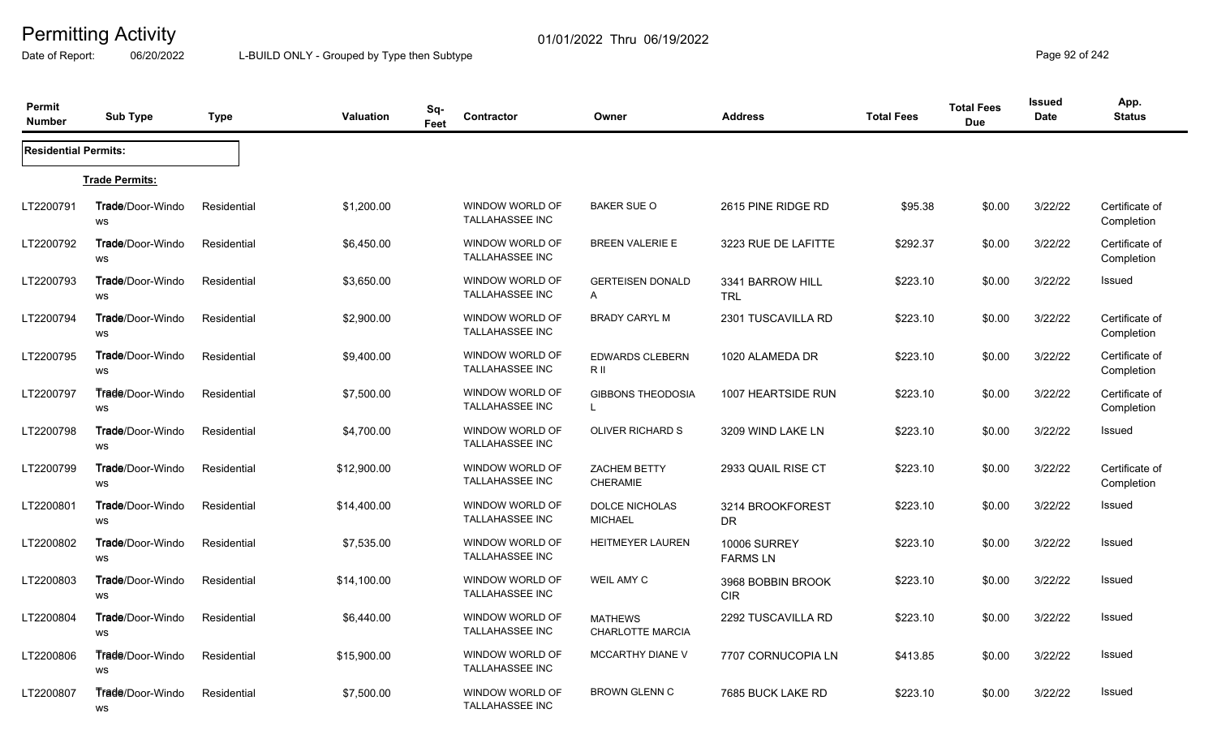# Permitting Activity

Date of Report: 06/20/2022 L-BUILD ONLY - Grouped by Type then Subtype 01/01/2022 Thru 06/19/2022

| Permit Number | Sub Type | Type | Valuation | Sq-Feet | Contractor | Owner | Address | Total Fees | Total Fees Due | Issued Date | App. Status |
|---|---|---|---|---|---|---|---|---|---|---|---|
| **Residential Permits:** | | | | | | | | | | | |
| | **Trade Permits:** | | | | | | | | | | |
| LT2200791 | Trade/Door-Windows | Residential | $1,200.00 | | WINDOW WORLD OF TALLAHASSEE INC | BAKER SUE O | 2615 PINE RIDGE RD | $95.38 | $0.00 | 3/22/22 | Certificate of Completion |
| LT2200792 | Trade/Door-Windows | Residential | $6,450.00 | | WINDOW WORLD OF TALLAHASSEE INC | BREEN VALERIE E | 3223 RUE DE LAFITTE | $292.37 | $0.00 | 3/22/22 | Certificate of Completion |
| LT2200793 | Trade/Door-Windows | Residential | $3,650.00 | | WINDOW WORLD OF TALLAHASSEE INC | GERTEISEN DONALD A | 3341 BARROW HILL TRL | $223.10 | $0.00 | 3/22/22 | Issued |
| LT2200794 | Trade/Door-Windows | Residential | $2,900.00 | | WINDOW WORLD OF TALLAHASSEE INC | BRADY CARYL M | 2301 TUSCAVILLA RD | $223.10 | $0.00 | 3/22/22 | Certificate of Completion |
| LT2200795 | Trade/Door-Windows | Residential | $9,400.00 | | WINDOW WORLD OF TALLAHASSEE INC | EDWARDS CLEBERN R II | 1020 ALAMEDA DR | $223.10 | $0.00 | 3/22/22 | Certificate of Completion |
| LT2200797 | Trade/Door-Windows | Residential | $7,500.00 | | WINDOW WORLD OF TALLAHASSEE INC | GIBBONS THEODOSIA L | 1007 HEARTSIDE RUN | $223.10 | $0.00 | 3/22/22 | Certificate of Completion |
| LT2200798 | Trade/Door-Windows | Residential | $4,700.00 | | WINDOW WORLD OF TALLAHASSEE INC | OLIVER RICHARD S | 3209 WIND LAKE LN | $223.10 | $0.00 | 3/22/22 | Issued |
| LT2200799 | Trade/Door-Windows | Residential | $12,900.00 | | WINDOW WORLD OF TALLAHASSEE INC | ZACHEM BETTY CHERAMIE | 2933 QUAIL RISE CT | $223.10 | $0.00 | 3/22/22 | Certificate of Completion |
| LT2200801 | Trade/Door-Windows | Residential | $14,400.00 | | WINDOW WORLD OF TALLAHASSEE INC | DOLCE NICHOLAS MICHAEL | 3214 BROOKFOREST DR | $223.10 | $0.00 | 3/22/22 | Issued |
| LT2200802 | Trade/Door-Windows | Residential | $7,535.00 | | WINDOW WORLD OF TALLAHASSEE INC | HEITMEYER LAUREN | 10006 SURREY FARMS LN | $223.10 | $0.00 | 3/22/22 | Issued |
| LT2200803 | Trade/Door-Windows | Residential | $14,100.00 | | WINDOW WORLD OF TALLAHASSEE INC | WEIL AMY C | 3968 BOBBIN BROOK CIR | $223.10 | $0.00 | 3/22/22 | Issued |
| LT2200804 | Trade/Door-Windows | Residential | $6,440.00 | | WINDOW WORLD OF TALLAHASSEE INC | MATHEWS CHARLOTTE MARCIA | 2292 TUSCAVILLA RD | $223.10 | $0.00 | 3/22/22 | Issued |
| LT2200806 | Trade/Door-Windows | Residential | $15,900.00 | | WINDOW WORLD OF TALLAHASSEE INC | MCCARTHY DIANE V | 7707 CORNUCOPIA LN | $413.85 | $0.00 | 3/22/22 | Issued |
| LT2200807 | Trade/Door-Windows | Residential | $7,500.00 | | WINDOW WORLD OF TALLAHASSEE INC | BROWN GLENN C | 7685 BUCK LAKE RD | $223.10 | $0.00 | 3/22/22 | Issued |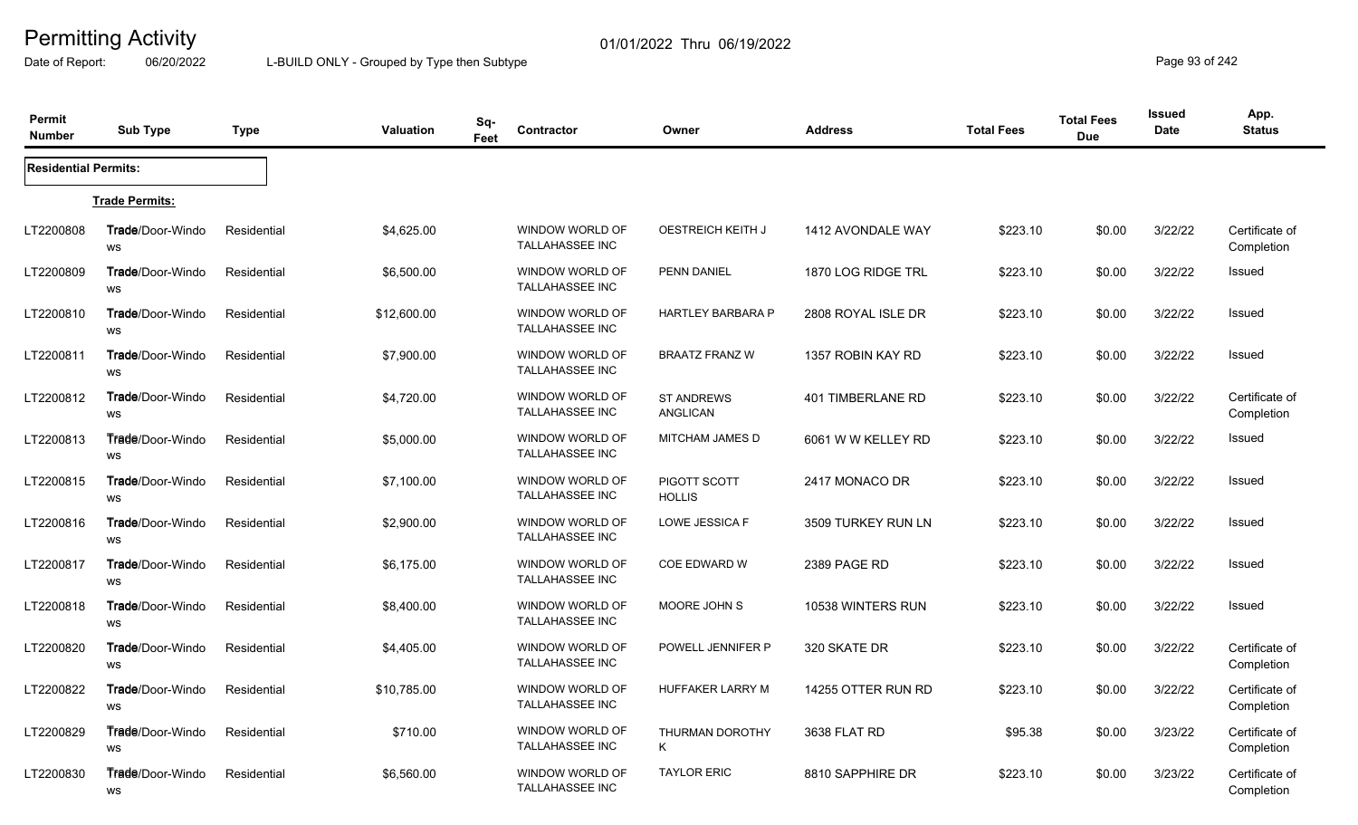# Permitting Activity

01/01/2022 Thru 06/19/2022

Date of Report: 06/20/2022 L-BUILD ONLY - Grouped by Type then Subtype

| Permit Number | Sub Type | Type | Valuation | Sq-Feet | Contractor | Owner | Address | Total Fees | Total Fees Due | Issued Date | App. Status |
|---|---|---|---|---|---|---|---|---|---|---|---|
| **Residential Permits:** | | | | | | | | | | | |
| | **Trade Permits:** | | | | | | | | | | |
| LT2200808 | Trade/Door-Windows | Residential | $4,625.00 | | WINDOW WORLD OF TALLAHASSEE INC | OESTREICH KEITH J | 1412 AVONDALE WAY | $223.10 | $0.00 | 3/22/22 | Certificate of Completion |
| LT2200809 | Trade/Door-Windows | Residential | $6,500.00 | | WINDOW WORLD OF TALLAHASSEE INC | PENN DANIEL | 1870 LOG RIDGE TRL | $223.10 | $0.00 | 3/22/22 | Issued |
| LT2200810 | Trade/Door-Windows | Residential | $12,600.00 | | WINDOW WORLD OF TALLAHASSEE INC | HARTLEY BARBARA P | 2808 ROYAL ISLE DR | $223.10 | $0.00 | 3/22/22 | Issued |
| LT2200811 | Trade/Door-Windows | Residential | $7,900.00 | | WINDOW WORLD OF TALLAHASSEE INC | BRAATZ FRANZ W | 1357 ROBIN KAY RD | $223.10 | $0.00 | 3/22/22 | Issued |
| LT2200812 | Trade/Door-Windows | Residential | $4,720.00 | | WINDOW WORLD OF TALLAHASSEE INC | ST ANDREWS ANGLICAN | 401 TIMBERLANE RD | $223.10 | $0.00 | 3/22/22 | Certificate of Completion |
| LT2200813 | Trade/Door-Windows | Residential | $5,000.00 | | WINDOW WORLD OF TALLAHASSEE INC | MITCHAM JAMES D | 6061 W W KELLEY RD | $223.10 | $0.00 | 3/22/22 | Issued |
| LT2200815 | Trade/Door-Windows | Residential | $7,100.00 | | WINDOW WORLD OF TALLAHASSEE INC | PIGOTT SCOTT HOLLIS | 2417 MONACO DR | $223.10 | $0.00 | 3/22/22 | Issued |
| LT2200816 | Trade/Door-Windows | Residential | $2,900.00 | | WINDOW WORLD OF TALLAHASSEE INC | LOWE JESSICA F | 3509 TURKEY RUN LN | $223.10 | $0.00 | 3/22/22 | Issued |
| LT2200817 | Trade/Door-Windows | Residential | $6,175.00 | | WINDOW WORLD OF TALLAHASSEE INC | COE EDWARD W | 2389 PAGE RD | $223.10 | $0.00 | 3/22/22 | Issued |
| LT2200818 | Trade/Door-Windows | Residential | $8,400.00 | | WINDOW WORLD OF TALLAHASSEE INC | MOORE JOHN S | 10538 WINTERS RUN | $223.10 | $0.00 | 3/22/22 | Issued |
| LT2200820 | Trade/Door-Windows | Residential | $4,405.00 | | WINDOW WORLD OF TALLAHASSEE INC | POWELL JENNIFER P | 320 SKATE DR | $223.10 | $0.00 | 3/22/22 | Certificate of Completion |
| LT2200822 | Trade/Door-Windows | Residential | $10,785.00 | | WINDOW WORLD OF TALLAHASSEE INC | HUFFAKER LARRY M | 14255 OTTER RUN RD | $223.10 | $0.00 | 3/22/22 | Certificate of Completion |
| LT2200829 | Trade/Door-Windows | Residential | $710.00 | | WINDOW WORLD OF TALLAHASSEE INC | THURMAN DOROTHY K | 3638 FLAT RD | $95.38 | $0.00 | 3/23/22 | Certificate of Completion |
| LT2200830 | Trade/Door-Windows | Residential | $6,560.00 | | WINDOW WORLD OF TALLAHASSEE INC | TAYLOR ERIC | 8810 SAPPHIRE DR | $223.10 | $0.00 | 3/23/22 | Certificate of Completion |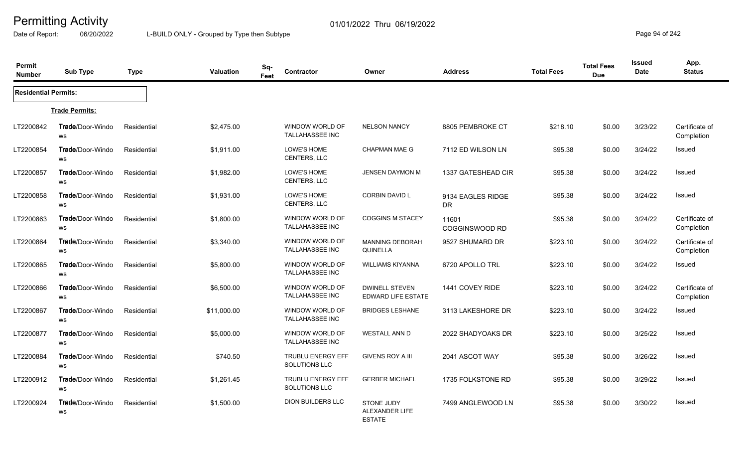# Permitting Activity

Date of Report: 06/20/2022

01/01/2022 Thru 06/19/2022

L-BUILD ONLY - Grouped by Type then Subtype

| Permit Number | Sub Type | Type | Valuation | Sq-Feet | Contractor | Owner | Address | Total Fees | Total Fees Due | Issued Date | App. Status |
|---|---|---|---|---|---|---|---|---|---|---|---|
| **Residential Permits:** | | | | | | | | | | | |
| | **Trade Permits:** | | | | | | | | | | |
| LT2200842 | Trade/Door-Windows | Residential | $2,475.00 | | WINDOW WORLD OF TALLAHASSEE INC | NELSON NANCY | 8805 PEMBROKE CT | $218.10 | $0.00 | 3/23/22 | Certificate of Completion |
| LT2200854 | Trade/Door-Windows | Residential | $1,911.00 | | LOWE'S HOME CENTERS, LLC | CHAPMAN MAE G | 7112 ED WILSON LN | $95.38 | $0.00 | 3/24/22 | Issued |
| LT2200857 | Trade/Door-Windows | Residential | $1,982.00 | | LOWE'S HOME CENTERS, LLC | JENSEN DAYMON M | 1337 GATESHEAD CIR | $95.38 | $0.00 | 3/24/22 | Issued |
| LT2200858 | Trade/Door-Windows | Residential | $1,931.00 | | LOWE'S HOME CENTERS, LLC | CORBIN DAVID L | 9134 EAGLES RIDGE DR | $95.38 | $0.00 | 3/24/22 | Issued |
| LT2200863 | Trade/Door-Windows | Residential | $1,800.00 | | WINDOW WORLD OF TALLAHASSEE INC | COGGINS M STACEY | 11601 COGGINSWOOD RD | $95.38 | $0.00 | 3/24/22 | Certificate of Completion |
| LT2200864 | Trade/Door-Windows | Residential | $3,340.00 | | WINDOW WORLD OF TALLAHASSEE INC | MANNING DEBORAH QUINELLA | 9527 SHUMARD DR | $223.10 | $0.00 | 3/24/22 | Certificate of Completion |
| LT2200865 | Trade/Door-Windows | Residential | $5,800.00 | | WINDOW WORLD OF TALLAHASSEE INC | WILLIAMS KIYANNA | 6720 APOLLO TRL | $223.10 | $0.00 | 3/24/22 | Issued |
| LT2200866 | Trade/Door-Windows | Residential | $6,500.00 | | WINDOW WORLD OF TALLAHASSEE INC | DWINELL STEVEN EDWARD LIFE ESTATE | 1441 COVEY RIDE | $223.10 | $0.00 | 3/24/22 | Certificate of Completion |
| LT2200867 | Trade/Door-Windows | Residential | $11,000.00 | | WINDOW WORLD OF TALLAHASSEE INC | BRIDGES LESHANE | 3113 LAKESHORE DR | $223.10 | $0.00 | 3/24/22 | Issued |
| LT2200877 | Trade/Door-Windows | Residential | $5,000.00 | | WINDOW WORLD OF TALLAHASSEE INC | WESTALL ANN D | 2022 SHADYOAKS DR | $223.10 | $0.00 | 3/25/22 | Issued |
| LT2200884 | Trade/Door-Windows | Residential | $740.50 | | TRUBLU ENERGY EFF SOLUTIONS LLC | GIVENS ROY A III | 2041 ASCOT WAY | $95.38 | $0.00 | 3/26/22 | Issued |
| LT2200912 | Trade/Door-Windows | Residential | $1,261.45 | | TRUBLU ENERGY EFF SOLUTIONS LLC | GERBER MICHAEL | 1735 FOLKSTONE RD | $95.38 | $0.00 | 3/29/22 | Issued |
| LT2200924 | Trade/Door-Windows | Residential | $1,500.00 | | DION BUILDERS LLC | STONE JUDY ALEXANDER LIFE ESTATE | 7499 ANGLEWOOD LN | $95.38 | $0.00 | 3/30/22 | Issued |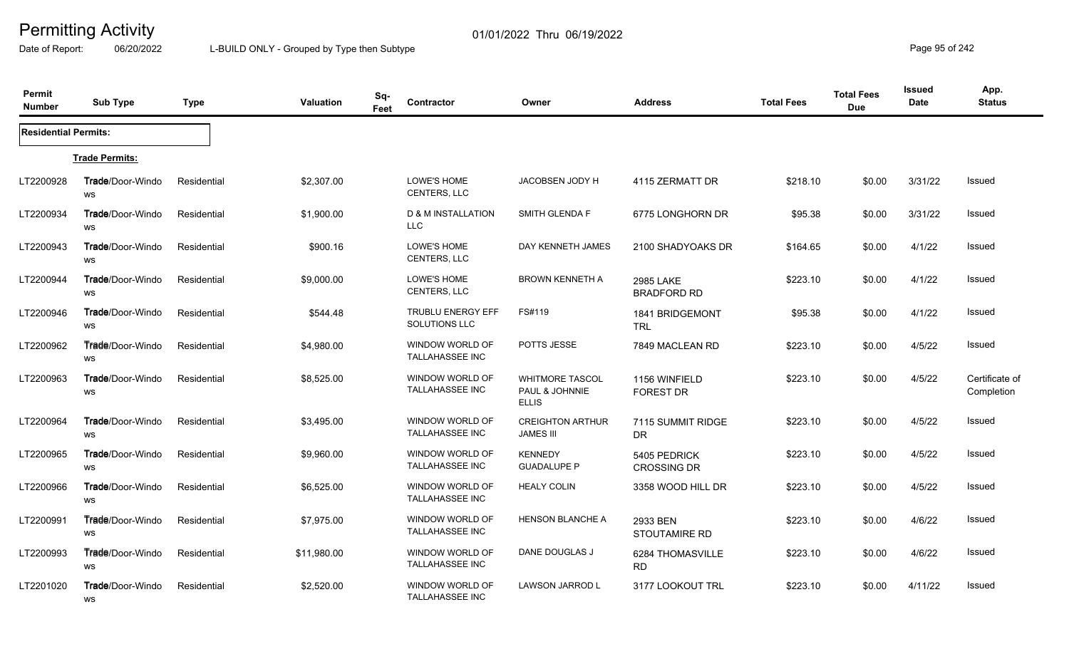# Permitting Activity

Date of Report: 06/20/2022 — L-BUILD ONLY - Grouped by Type then Subtype — 01/01/2022 Thru 06/19/2022

| Permit Number | Sub Type | Type | Valuation | Sq-Feet | Contractor | Owner | Address | Total Fees | Total Fees Due | Issued Date | App. Status |
|---|---|---|---|---|---|---|---|---|---|---|---|
| **Residential Permits:** | | | | | | | | | | | |
| **Trade Permits:** | | | | | | | | | | | |
| LT2200928 | Trade/Door-Windows | Residential | $2,307.00 | | LOWE'S HOME CENTERS, LLC | JACOBSEN JODY H | 4115 ZERMATT DR | $218.10 | $0.00 | 3/31/22 | Issued |
| LT2200934 | Trade/Door-Windows | Residential | $1,900.00 | | D & M INSTALLATION LLC | SMITH GLENDA F | 6775 LONGHORN DR | $95.38 | $0.00 | 3/31/22 | Issued |
| LT2200943 | Trade/Door-Windows | Residential | $900.16 | | LOWE'S HOME CENTERS, LLC | DAY KENNETH JAMES | 2100 SHADYOAKS DR | $164.65 | $0.00 | 4/1/22 | Issued |
| LT2200944 | Trade/Door-Windows | Residential | $9,000.00 | | LOWE'S HOME CENTERS, LLC | BROWN KENNETH A | 2985 LAKE BRADFORD RD | $223.10 | $0.00 | 4/1/22 | Issued |
| LT2200946 | Trade/Door-Windows | Residential | $544.48 | | TRUBLU ENERGY EFF SOLUTIONS LLC | FS#119 | 1841 BRIDGEMONT TRL | $95.38 | $0.00 | 4/1/22 | Issued |
| LT2200962 | Trade/Door-Windows | Residential | $4,980.00 | | WINDOW WORLD OF TALLAHASSEE INC | POTTS JESSE | 7849 MACLEAN RD | $223.10 | $0.00 | 4/5/22 | Issued |
| LT2200963 | Trade/Door-Windows | Residential | $8,525.00 | | WINDOW WORLD OF TALLAHASSEE INC | WHITMORE TASCOL PAUL & JOHNNIE ELLIS | 1156 WINFIELD FOREST DR | $223.10 | $0.00 | 4/5/22 | Certificate of Completion |
| LT2200964 | Trade/Door-Windows | Residential | $3,495.00 | | WINDOW WORLD OF TALLAHASSEE INC | CREIGHTON ARTHUR JAMES III | 7115 SUMMIT RIDGE DR | $223.10 | $0.00 | 4/5/22 | Issued |
| LT2200965 | Trade/Door-Windows | Residential | $9,960.00 | | WINDOW WORLD OF TALLAHASSEE INC | KENNEDY GUADALUPE P | 5405 PEDRICK CROSSING DR | $223.10 | $0.00 | 4/5/22 | Issued |
| LT2200966 | Trade/Door-Windows | Residential | $6,525.00 | | WINDOW WORLD OF TALLAHASSEE INC | HEALY COLIN | 3358 WOOD HILL DR | $223.10 | $0.00 | 4/5/22 | Issued |
| LT2200991 | Trade/Door-Windows | Residential | $7,975.00 | | WINDOW WORLD OF TALLAHASSEE INC | HENSON BLANCHE A | 2933 BEN STOUTAMIRE RD | $223.10 | $0.00 | 4/6/22 | Issued |
| LT2200993 | Trade/Door-Windows | Residential | $11,980.00 | | WINDOW WORLD OF TALLAHASSEE INC | DANE DOUGLAS J | 6284 THOMASVILLE RD | $223.10 | $0.00 | 4/6/22 | Issued |
| LT2201020 | Trade/Door-Windows | Residential | $2,520.00 | | WINDOW WORLD OF TALLAHASSEE INC | LAWSON JARROD L | 3177 LOOKOUT TRL | $223.10 | $0.00 | 4/11/22 | Issued |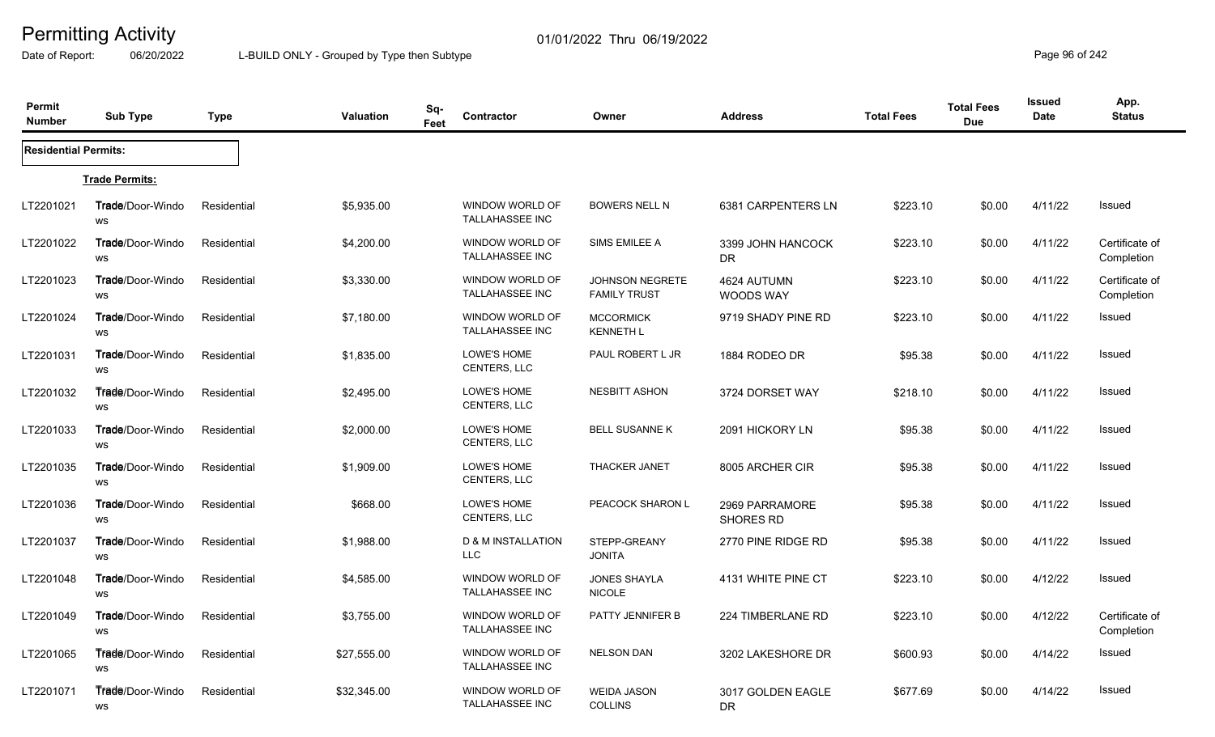# Permitting Activity

01/01/2022 Thru 06/19/2022

Date of Report: 06/20/2022 L-BUILD ONLY - Grouped by Type then Subtype

| Permit Number | Sub Type | Type | Valuation | Sq-Feet | Contractor | Owner | Address | Total Fees | Total Fees Due | Issued Date | App. Status |
|---|---|---|---|---|---|---|---|---|---|---|---|
| **Residential Permits:** | | | | | | | | | | | |
| **Trade Permits:** | | | | | | | | | | | |
| LT2201021 | Trade/Door-Windows | Residential | $5,935.00 | | WINDOW WORLD OF TALLAHASSEE INC | BOWERS NELL N | 6381 CARPENTERS LN | $223.10 | $0.00 | 4/11/22 | Issued |
| LT2201022 | Trade/Door-Windows | Residential | $4,200.00 | | WINDOW WORLD OF TALLAHASSEE INC | SIMS EMILEE A | 3399 JOHN HANCOCK DR | $223.10 | $0.00 | 4/11/22 | Certificate of Completion |
| LT2201023 | Trade/Door-Windows | Residential | $3,330.00 | | WINDOW WORLD OF TALLAHASSEE INC | JOHNSON NEGRETE FAMILY TRUST | 4624 AUTUMN WOODS WAY | $223.10 | $0.00 | 4/11/22 | Certificate of Completion |
| LT2201024 | Trade/Door-Windows | Residential | $7,180.00 | | WINDOW WORLD OF TALLAHASSEE INC | MCCORMICK KENNETH L | 9719 SHADY PINE RD | $223.10 | $0.00 | 4/11/22 | Issued |
| LT2201031 | Trade/Door-Windows | Residential | $1,835.00 | | LOWE'S HOME CENTERS, LLC | PAUL ROBERT L JR | 1884 RODEO DR | $95.38 | $0.00 | 4/11/22 | Issued |
| LT2201032 | Trade/Door-Windows | Residential | $2,495.00 | | LOWE'S HOME CENTERS, LLC | NESBITT ASHON | 3724 DORSET WAY | $218.10 | $0.00 | 4/11/22 | Issued |
| LT2201033 | Trade/Door-Windows | Residential | $2,000.00 | | LOWE'S HOME CENTERS, LLC | BELL SUSANNE K | 2091 HICKORY LN | $95.38 | $0.00 | 4/11/22 | Issued |
| LT2201035 | Trade/Door-Windows | Residential | $1,909.00 | | LOWE'S HOME CENTERS, LLC | THACKER JANET | 8005 ARCHER CIR | $95.38 | $0.00 | 4/11/22 | Issued |
| LT2201036 | Trade/Door-Windows | Residential | $668.00 | | LOWE'S HOME CENTERS, LLC | PEACOCK SHARON L | 2969 PARRAMORE SHORES RD | $95.38 | $0.00 | 4/11/22 | Issued |
| LT2201037 | Trade/Door-Windows | Residential | $1,988.00 | | D & M INSTALLATION LLC | STEPP-GREANY JONITA | 2770 PINE RIDGE RD | $95.38 | $0.00 | 4/11/22 | Issued |
| LT2201048 | Trade/Door-Windows | Residential | $4,585.00 | | WINDOW WORLD OF TALLAHASSEE INC | JONES SHAYLA NICOLE | 4131 WHITE PINE CT | $223.10 | $0.00 | 4/12/22 | Issued |
| LT2201049 | Trade/Door-Windows | Residential | $3,755.00 | | WINDOW WORLD OF TALLAHASSEE INC | PATTY JENNIFER B | 224 TIMBERLANE RD | $223.10 | $0.00 | 4/12/22 | Certificate of Completion |
| LT2201065 | Trade/Door-Windows | Residential | $27,555.00 | | WINDOW WORLD OF TALLAHASSEE INC | NELSON DAN | 3202 LAKESHORE DR | $600.93 | $0.00 | 4/14/22 | Issued |
| LT2201071 | Trade/Door-Windows | Residential | $32,345.00 | | WINDOW WORLD OF TALLAHASSEE INC | WEIDA JASON COLLINS | 3017 GOLDEN EAGLE DR | $677.69 | $0.00 | 4/14/22 | Issued |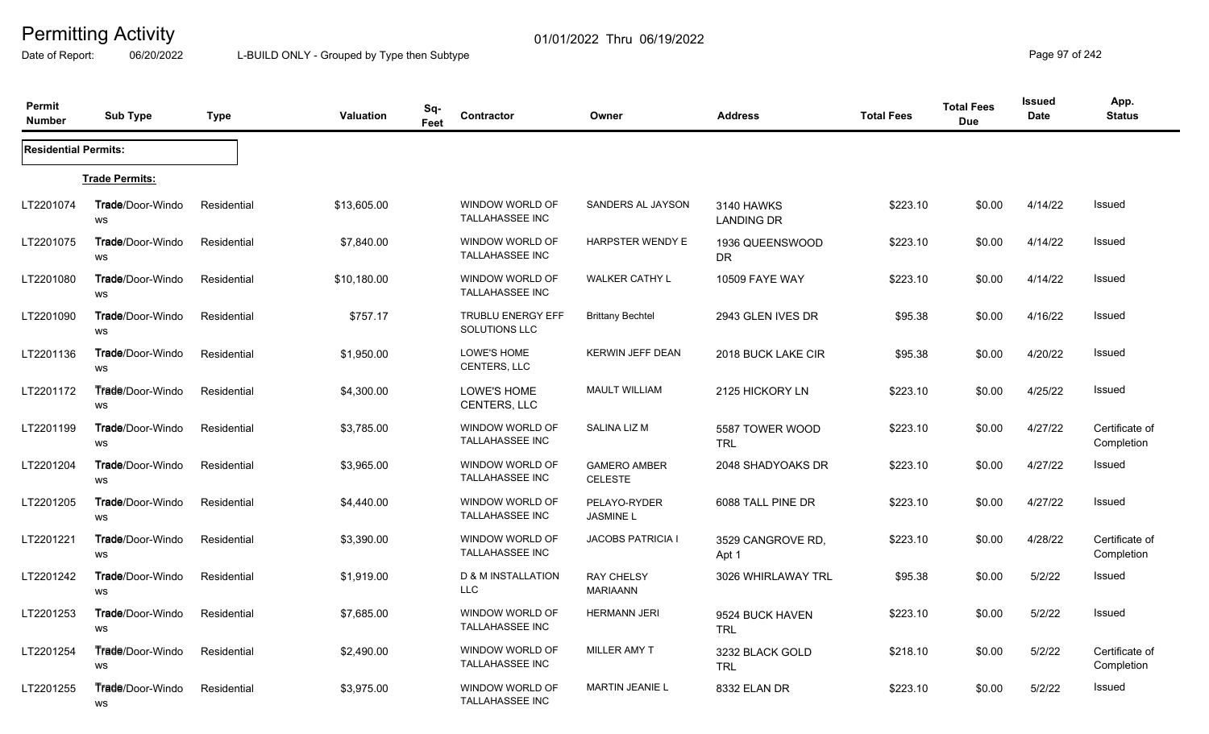# Permitting Activity

01/01/2022 Thru 06/19/2022

Date of Report: 06/20/2022 L-BUILD ONLY - Grouped by Type then Subtype

| Permit Number | Sub Type | Type | Valuation | Sq-Feet | Contractor | Owner | Address | Total Fees | Total Fees Due | Issued Date | App. Status |
|---|---|---|---|---|---|---|---|---|---|---|---|
| **Residential Permits:** | | | | | | | | | | | |
| | **Trade Permits:** | | | | | | | | | | |
| LT2201074 | Trade/Door-Windows | Residential | $13,605.00 | | WINDOW WORLD OF TALLAHASSEE INC | SANDERS AL JAYSON | 3140 HAWKS LANDING DR | $223.10 | $0.00 | 4/14/22 | Issued |
| LT2201075 | Trade/Door-Windows | Residential | $7,840.00 | | WINDOW WORLD OF TALLAHASSEE INC | HARPSTER WENDY E | 1936 QUEENSWOOD DR | $223.10 | $0.00 | 4/14/22 | Issued |
| LT2201080 | Trade/Door-Windows | Residential | $10,180.00 | | WINDOW WORLD OF TALLAHASSEE INC | WALKER CATHY L | 10509 FAYE WAY | $223.10 | $0.00 | 4/14/22 | Issued |
| LT2201090 | Trade/Door-Windows | Residential | $757.17 | | TRUBLU ENERGY EFF SOLUTIONS LLC | Brittany Bechtel | 2943 GLEN IVES DR | $95.38 | $0.00 | 4/16/22 | Issued |
| LT2201136 | Trade/Door-Windows | Residential | $1,950.00 | | LOWE'S HOME CENTERS, LLC | KERWIN JEFF DEAN | 2018 BUCK LAKE CIR | $95.38 | $0.00 | 4/20/22 | Issued |
| LT2201172 | Trade/Door-Windows | Residential | $4,300.00 | | LOWE'S HOME CENTERS, LLC | MAULT WILLIAM | 2125 HICKORY LN | $223.10 | $0.00 | 4/25/22 | Issued |
| LT2201199 | Trade/Door-Windows | Residential | $3,785.00 | | WINDOW WORLD OF TALLAHASSEE INC | SALINA LIZ M | 5587 TOWER WOOD TRL | $223.10 | $0.00 | 4/27/22 | Certificate of Completion |
| LT2201204 | Trade/Door-Windows | Residential | $3,965.00 | | WINDOW WORLD OF TALLAHASSEE INC | GAMERO AMBER CELESTE | 2048 SHADYOAKS DR | $223.10 | $0.00 | 4/27/22 | Issued |
| LT2201205 | Trade/Door-Windows | Residential | $4,440.00 | | WINDOW WORLD OF TALLAHASSEE INC | PELAYO-RYDER JASMINE L | 6088 TALL PINE DR | $223.10 | $0.00 | 4/27/22 | Issued |
| LT2201221 | Trade/Door-Windows | Residential | $3,390.00 | | WINDOW WORLD OF TALLAHASSEE INC | JACOBS PATRICIA I | 3529 CANGROVE RD, Apt 1 | $223.10 | $0.00 | 4/28/22 | Certificate of Completion |
| LT2201242 | Trade/Door-Windows | Residential | $1,919.00 | | D & M INSTALLATION LLC | RAY CHELSY MARIAANN | 3026 WHIRLAWAY TRL | $95.38 | $0.00 | 5/2/22 | Issued |
| LT2201253 | Trade/Door-Windows | Residential | $7,685.00 | | WINDOW WORLD OF TALLAHASSEE INC | HERMANN JERI | 9524 BUCK HAVEN TRL | $223.10 | $0.00 | 5/2/22 | Issued |
| LT2201254 | Trade/Door-Windows | Residential | $2,490.00 | | WINDOW WORLD OF TALLAHASSEE INC | MILLER AMY T | 3232 BLACK GOLD TRL | $218.10 | $0.00 | 5/2/22 | Certificate of Completion |
| LT2201255 | Trade/Door-Windows | Residential | $3,975.00 | | WINDOW WORLD OF TALLAHASSEE INC | MARTIN JEANIE L | 8332 ELAN DR | $223.10 | $0.00 | 5/2/22 | Issued |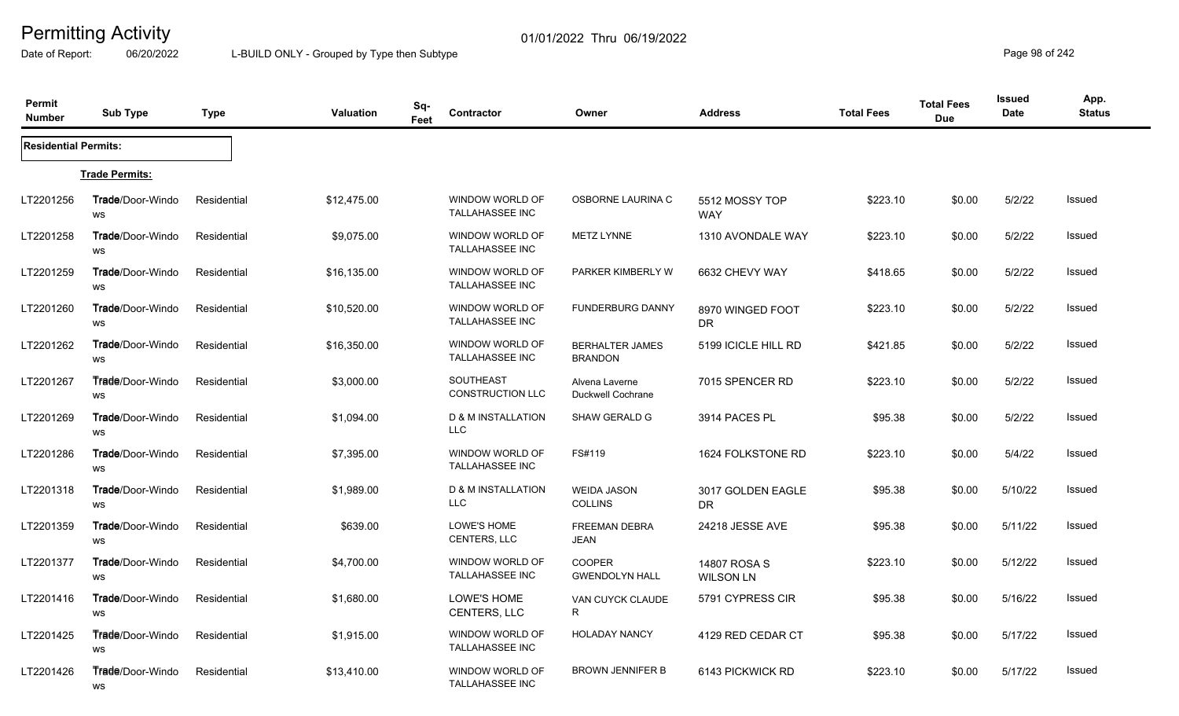# Permitting Activity

01/01/2022 Thru 06/19/2022

Date of Report: 06/20/2022 L-BUILD ONLY - Grouped by Type then Subtype

| Permit Number | Sub Type | Type | Valuation | Sq-Feet | Contractor | Owner | Address | Total Fees | Total Fees Due | Issued Date | App. Status |
|---|---|---|---|---|---|---|---|---|---|---|---|
| **Residential Permits:** | | | | | | | | | | | |
| **Trade Permits:** | | | | | | | | | | | |
| LT2201256 | Trade/Door-Windows | Residential | $12,475.00 | | WINDOW WORLD OF TALLAHASSEE INC | OSBORNE LAURINA C | 5512 MOSSY TOP WAY | $223.10 | $0.00 | 5/2/22 | Issued |
| LT2201258 | Trade/Door-Windows | Residential | $9,075.00 | | WINDOW WORLD OF TALLAHASSEE INC | METZ LYNNE | 1310 AVONDALE WAY | $223.10 | $0.00 | 5/2/22 | Issued |
| LT2201259 | Trade/Door-Windows | Residential | $16,135.00 | | WINDOW WORLD OF TALLAHASSEE INC | PARKER KIMBERLY W | 6632 CHEVY WAY | $418.65 | $0.00 | 5/2/22 | Issued |
| LT2201260 | Trade/Door-Windows | Residential | $10,520.00 | | WINDOW WORLD OF TALLAHASSEE INC | FUNDERBURG DANNY | 8970 WINGED FOOT DR | $223.10 | $0.00 | 5/2/22 | Issued |
| LT2201262 | Trade/Door-Windows | Residential | $16,350.00 | | WINDOW WORLD OF TALLAHASSEE INC | BERHALTER JAMES BRANDON | 5199 ICICLE HILL RD | $421.85 | $0.00 | 5/2/22 | Issued |
| LT2201267 | Trade/Door-Windows | Residential | $3,000.00 | | SOUTHEAST CONSTRUCTION LLC | Alvena Laverne Duckwell Cochrane | 7015 SPENCER RD | $223.10 | $0.00 | 5/2/22 | Issued |
| LT2201269 | Trade/Door-Windows | Residential | $1,094.00 | | D & M INSTALLATION LLC | SHAW GERALD G | 3914 PACES PL | $95.38 | $0.00 | 5/2/22 | Issued |
| LT2201286 | Trade/Door-Windows | Residential | $7,395.00 | | WINDOW WORLD OF TALLAHASSEE INC | FS#119 | 1624 FOLKSTONE RD | $223.10 | $0.00 | 5/4/22 | Issued |
| LT2201318 | Trade/Door-Windows | Residential | $1,989.00 | | D & M INSTALLATION LLC | WEIDA JASON COLLINS | 3017 GOLDEN EAGLE DR | $95.38 | $0.00 | 5/10/22 | Issued |
| LT2201359 | Trade/Door-Windows | Residential | $639.00 | | LOWE'S HOME CENTERS, LLC | FREEMAN DEBRA JEAN | 24218 JESSE AVE | $95.38 | $0.00 | 5/11/22 | Issued |
| LT2201377 | Trade/Door-Windows | Residential | $4,700.00 | | WINDOW WORLD OF TALLAHASSEE INC | COOPER GWENDOLYN HALL | 14807 ROSA S WILSON LN | $223.10 | $0.00 | 5/12/22 | Issued |
| LT2201416 | Trade/Door-Windows | Residential | $1,680.00 | | LOWE'S HOME CENTERS, LLC | VAN CUYCK CLAUDE R | 5791 CYPRESS CIR | $95.38 | $0.00 | 5/16/22 | Issued |
| LT2201425 | Trade/Door-Windows | Residential | $1,915.00 | | WINDOW WORLD OF TALLAHASSEE INC | HOLADAY NANCY | 4129 RED CEDAR CT | $95.38 | $0.00 | 5/17/22 | Issued |
| LT2201426 | Trade/Door-Windows | Residential | $13,410.00 | | WINDOW WORLD OF TALLAHASSEE INC | BROWN JENNIFER B | 6143 PICKWICK RD | $223.10 | $0.00 | 5/17/22 | Issued |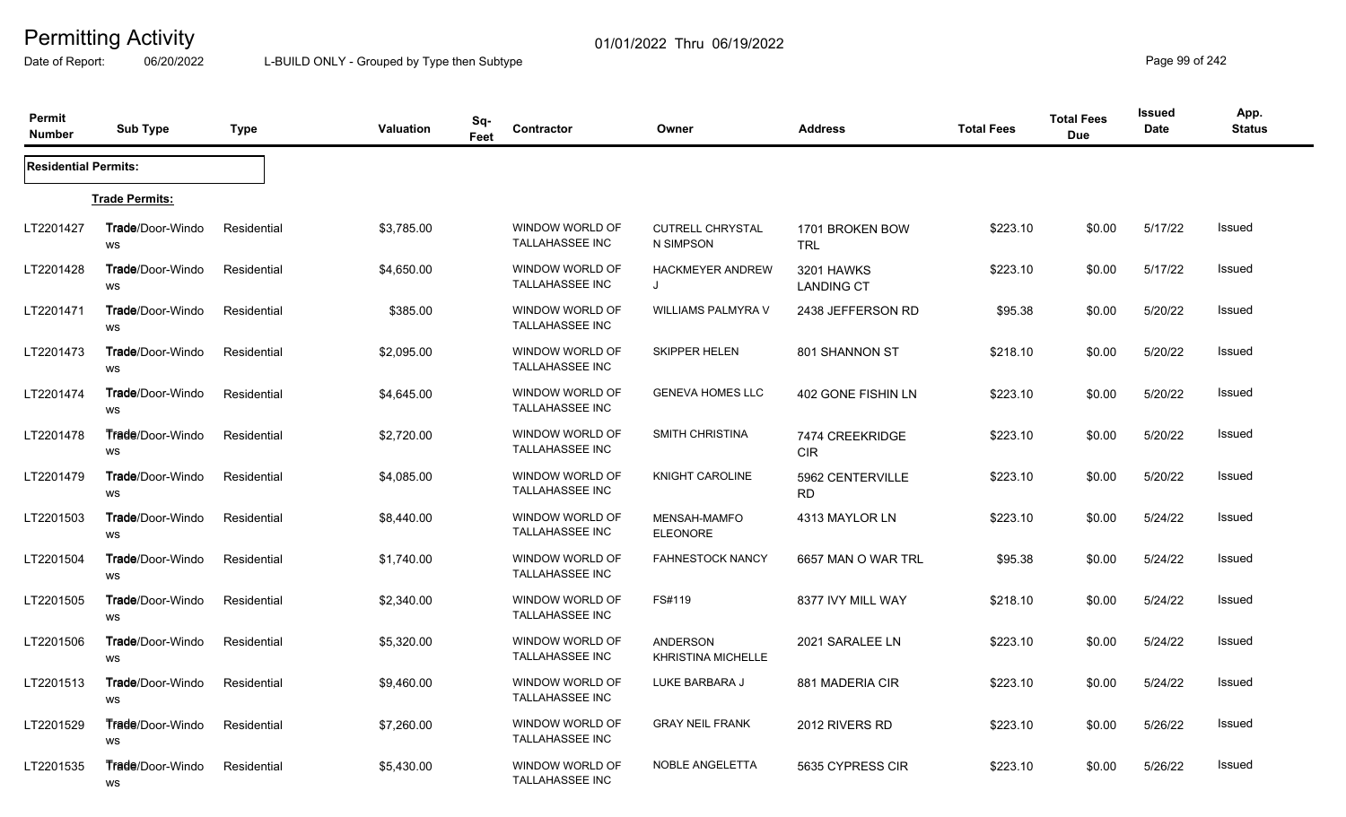# Permitting Activity

Date of Report: 06/20/2022

01/01/2022 Thru 06/19/2022

L-BUILD ONLY - Grouped by Type then Subtype

| Permit Number | Sub Type | Type | Valuation | Sq-Feet | Contractor | Owner | Address | Total Fees | Total Fees Due | Issued Date | App. Status |
|---|---|---|---|---|---|---|---|---|---|---|---|
| **Residential Permits:** | | | | | | | | | | | |
| | **Trade Permits:** | | | | | | | | | | |
| LT2201427 | Trade/Door-Windows | Residential | $3,785.00 | | WINDOW WORLD OF TALLAHASSEE INC | CUTRELL CHRYSTAL N SIMPSON | 1701 BROKEN BOW TRL | $223.10 | $0.00 | 5/17/22 | Issued |
| LT2201428 | Trade/Door-Windows | Residential | $4,650.00 | | WINDOW WORLD OF TALLAHASSEE INC | HACKMEYER ANDREW J | 3201 HAWKS LANDING CT | $223.10 | $0.00 | 5/17/22 | Issued |
| LT2201471 | Trade/Door-Windows | Residential | $385.00 | | WINDOW WORLD OF TALLAHASSEE INC | WILLIAMS PALMYRA V | 2438 JEFFERSON RD | $95.38 | $0.00 | 5/20/22 | Issued |
| LT2201473 | Trade/Door-Windows | Residential | $2,095.00 | | WINDOW WORLD OF TALLAHASSEE INC | SKIPPER HELEN | 801 SHANNON ST | $218.10 | $0.00 | 5/20/22 | Issued |
| LT2201474 | Trade/Door-Windows | Residential | $4,645.00 | | WINDOW WORLD OF TALLAHASSEE INC | GENEVA HOMES LLC | 402 GONE FISHIN LN | $223.10 | $0.00 | 5/20/22 | Issued |
| LT2201478 | Trade/Door-Windows | Residential | $2,720.00 | | WINDOW WORLD OF TALLAHASSEE INC | SMITH CHRISTINA | 7474 CREEKRIDGE CIR | $223.10 | $0.00 | 5/20/22 | Issued |
| LT2201479 | Trade/Door-Windows | Residential | $4,085.00 | | WINDOW WORLD OF TALLAHASSEE INC | KNIGHT CAROLINE | 5962 CENTERVILLE RD | $223.10 | $0.00 | 5/20/22 | Issued |
| LT2201503 | Trade/Door-Windows | Residential | $8,440.00 | | WINDOW WORLD OF TALLAHASSEE INC | MENSAH-MAMFO ELEONORE | 4313 MAYLOR LN | $223.10 | $0.00 | 5/24/22 | Issued |
| LT2201504 | Trade/Door-Windows | Residential | $1,740.00 | | WINDOW WORLD OF TALLAHASSEE INC | FAHNESTOCK NANCY | 6657 MAN O WAR TRL | $95.38 | $0.00 | 5/24/22 | Issued |
| LT2201505 | Trade/Door-Windows | Residential | $2,340.00 | | WINDOW WORLD OF TALLAHASSEE INC | FS#119 | 8377 IVY MILL WAY | $218.10 | $0.00 | 5/24/22 | Issued |
| LT2201506 | Trade/Door-Windows | Residential | $5,320.00 | | WINDOW WORLD OF TALLAHASSEE INC | ANDERSON KHRISTINA MICHELLE | 2021 SARALEE LN | $223.10 | $0.00 | 5/24/22 | Issued |
| LT2201513 | Trade/Door-Windows | Residential | $9,460.00 | | WINDOW WORLD OF TALLAHASSEE INC | LUKE BARBARA J | 881 MADERIA CIR | $223.10 | $0.00 | 5/24/22 | Issued |
| LT2201529 | Trade/Door-Windows | Residential | $7,260.00 | | WINDOW WORLD OF TALLAHASSEE INC | GRAY NEIL FRANK | 2012 RIVERS RD | $223.10 | $0.00 | 5/26/22 | Issued |
| LT2201535 | Trade/Door-Windows | Residential | $5,430.00 | | WINDOW WORLD OF TALLAHASSEE INC | NOBLE ANGELETTA | 5635 CYPRESS CIR | $223.10 | $0.00 | 5/26/22 | Issued |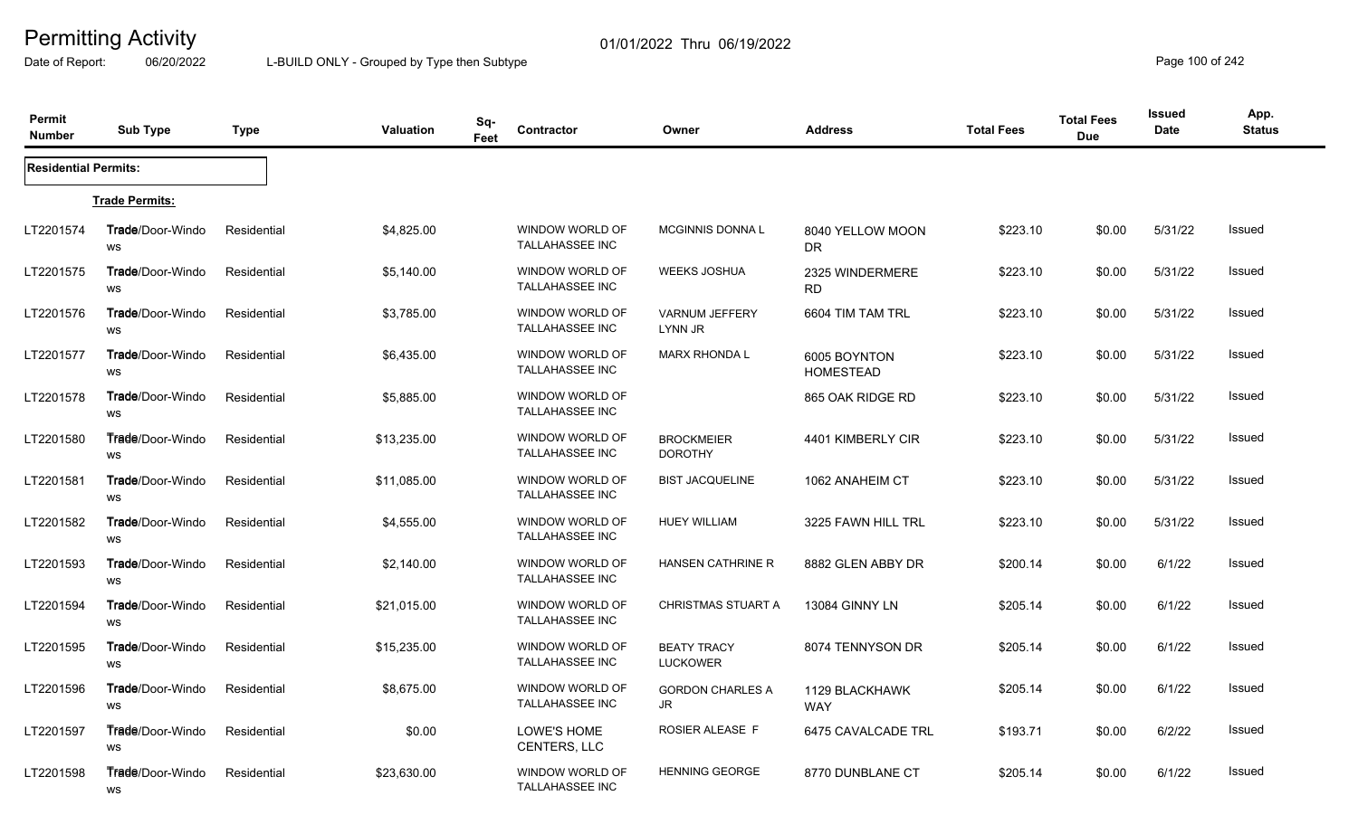# Permitting Activity

Date of Report: 06/20/2022

01/01/2022 Thru 06/19/2022

L-BUILD ONLY - Grouped by Type then Subtype

| Permit Number | Sub Type | Type | Valuation | Sq-Feet | Contractor | Owner | Address | Total Fees | Total Fees Due | Issued Date | App. Status |
|---|---|---|---|---|---|---|---|---|---|---|---|
| **Residential Permits:** | | | | | | | | | | | |
| **Trade Permits:** | | | | | | | | | | | |
| LT2201574 | Trade/Door-Windows | Residential | $4,825.00 | | WINDOW WORLD OF TALLAHASSEE INC | MCGINNIS DONNA L | 8040 YELLOW MOON DR | $223.10 | $0.00 | 5/31/22 | Issued |
| LT2201575 | Trade/Door-Windows | Residential | $5,140.00 | | WINDOW WORLD OF TALLAHASSEE INC | WEEKS JOSHUA | 2325 WINDERMERE RD | $223.10 | $0.00 | 5/31/22 | Issued |
| LT2201576 | Trade/Door-Windows | Residential | $3,785.00 | | WINDOW WORLD OF TALLAHASSEE INC | VARNUM JEFFERY LYNN JR | 6604 TIM TAM TRL | $223.10 | $0.00 | 5/31/22 | Issued |
| LT2201577 | Trade/Door-Windows | Residential | $6,435.00 | | WINDOW WORLD OF TALLAHASSEE INC | MARX RHONDA L | 6005 BOYNTON HOMESTEAD | $223.10 | $0.00 | 5/31/22 | Issued |
| LT2201578 | Trade/Door-Windows | Residential | $5,885.00 | | WINDOW WORLD OF TALLAHASSEE INC | | 865 OAK RIDGE RD | $223.10 | $0.00 | 5/31/22 | Issued |
| LT2201580 | Trade/Door-Windows | Residential | $13,235.00 | | WINDOW WORLD OF TALLAHASSEE INC | BROCKMEIER DOROTHY | 4401 KIMBERLY CIR | $223.10 | $0.00 | 5/31/22 | Issued |
| LT2201581 | Trade/Door-Windows | Residential | $11,085.00 | | WINDOW WORLD OF TALLAHASSEE INC | BIST JACQUELINE | 1062 ANAHEIM CT | $223.10 | $0.00 | 5/31/22 | Issued |
| LT2201582 | Trade/Door-Windows | Residential | $4,555.00 | | WINDOW WORLD OF TALLAHASSEE INC | HUEY WILLIAM | 3225 FAWN HILL TRL | $223.10 | $0.00 | 5/31/22 | Issued |
| LT2201593 | Trade/Door-Windows | Residential | $2,140.00 | | WINDOW WORLD OF TALLAHASSEE INC | HANSEN CATHRINE R | 8882 GLEN ABBY DR | $200.14 | $0.00 | 6/1/22 | Issued |
| LT2201594 | Trade/Door-Windows | Residential | $21,015.00 | | WINDOW WORLD OF TALLAHASSEE INC | CHRISTMAS STUART A | 13084 GINNY LN | $205.14 | $0.00 | 6/1/22 | Issued |
| LT2201595 | Trade/Door-Windows | Residential | $15,235.00 | | WINDOW WORLD OF TALLAHASSEE INC | BEATY TRACY LUCKOWER | 8074 TENNYSON DR | $205.14 | $0.00 | 6/1/22 | Issued |
| LT2201596 | Trade/Door-Windows | Residential | $8,675.00 | | WINDOW WORLD OF TALLAHASSEE INC | GORDON CHARLES A JR | 1129 BLACKHAWK WAY | $205.14 | $0.00 | 6/1/22 | Issued |
| LT2201597 | Trade/Door-Windows | Residential | $0.00 | | LOWE'S HOME CENTERS, LLC | ROSIER ALEASE F | 6475 CAVALCADE TRL | $193.71 | $0.00 | 6/2/22 | Issued |
| LT2201598 | Trade/Door-Windows | Residential | $23,630.00 | | WINDOW WORLD OF TALLAHASSEE INC | HENNING GEORGE | 8770 DUNBLANE CT | $205.14 | $0.00 | 6/1/22 | Issued |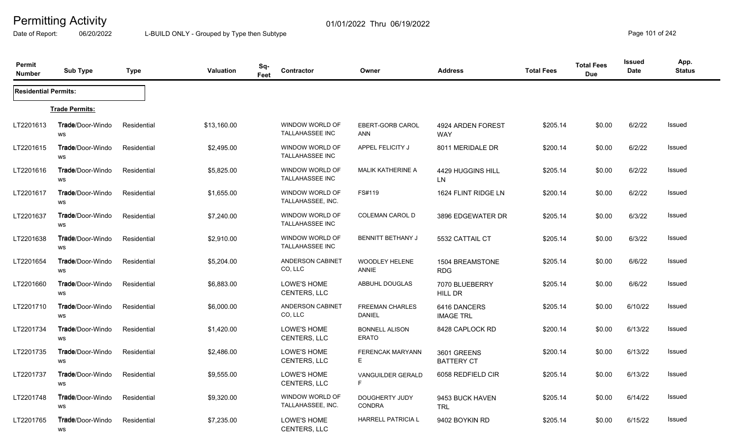# Permitting Activity

Date of Report: 06/20/2022 L-BUILD ONLY - Grouped by Type then Subtype

01/01/2022 Thru 06/19/2022

| Permit Number | Sub Type | Type | Valuation | Sq-Feet | Contractor | Owner | Address | Total Fees | Total Fees Due | Issued Date | App. Status |
|---|---|---|---|---|---|---|---|---|---|---|---|
| **Residential Permits:** | | | | | | | | | | | |
| **Trade Permits:** | | | | | | | | | | | |
| LT2201613 | Trade/Door-Windows | Residential | $13,160.00 | | WINDOW WORLD OF TALLAHASSEE INC | EBERT-GORB CAROL ANN | 4924 ARDEN FOREST WAY | $205.14 | $0.00 | 6/2/22 | Issued |
| LT2201615 | Trade/Door-Windows | Residential | $2,495.00 | | WINDOW WORLD OF TALLAHASSEE INC | APPEL FELICITY J | 8011 MERIDALE DR | $200.14 | $0.00 | 6/2/22 | Issued |
| LT2201616 | Trade/Door-Windows | Residential | $5,825.00 | | WINDOW WORLD OF TALLAHASSEE INC | MALIK KATHERINE A | 4429 HUGGINS HILL LN | $205.14 | $0.00 | 6/2/22 | Issued |
| LT2201617 | Trade/Door-Windows | Residential | $1,655.00 | | WINDOW WORLD OF TALLAHASSEE, INC. | FS#119 | 1624 FLINT RIDGE LN | $200.14 | $0.00 | 6/2/22 | Issued |
| LT2201637 | Trade/Door-Windows | Residential | $7,240.00 | | WINDOW WORLD OF TALLAHASSEE INC | COLEMAN CAROL D | 3896 EDGEWATER DR | $205.14 | $0.00 | 6/3/22 | Issued |
| LT2201638 | Trade/Door-Windows | Residential | $2,910.00 | | WINDOW WORLD OF TALLAHASSEE INC | BENNITT BETHANY J | 5532 CATTAIL CT | $205.14 | $0.00 | 6/3/22 | Issued |
| LT2201654 | Trade/Door-Windows | Residential | $5,204.00 | | ANDERSON CABINET CO, LLC | WOODLEY HELENE ANNIE | 1504 BREAMSTONE RDG | $205.14 | $0.00 | 6/6/22 | Issued |
| LT2201660 | Trade/Door-Windows | Residential | $6,883.00 | | LOWE'S HOME CENTERS, LLC | ABBUHL DOUGLAS | 7070 BLUEBERRY HILL DR | $205.14 | $0.00 | 6/6/22 | Issued |
| LT2201710 | Trade/Door-Windows | Residential | $6,000.00 | | ANDERSON CABINET CO, LLC | FREEMAN CHARLES DANIEL | 6416 DANCERS IMAGE TRL | $205.14 | $0.00 | 6/10/22 | Issued |
| LT2201734 | Trade/Door-Windows | Residential | $1,420.00 | | LOWE'S HOME CENTERS, LLC | BONNELL ALISON ERATO | 8428 CAPLOCK RD | $200.14 | $0.00 | 6/13/22 | Issued |
| LT2201735 | Trade/Door-Windows | Residential | $2,486.00 | | LOWE'S HOME CENTERS, LLC | FERENCAK MARYANN E | 3601 GREENS BATTERY CT | $200.14 | $0.00 | 6/13/22 | Issued |
| LT2201737 | Trade/Door-Windows | Residential | $9,555.00 | | LOWE'S HOME CENTERS, LLC | VANGUILDER GERALD F | 6058 REDFIELD CIR | $205.14 | $0.00 | 6/13/22 | Issued |
| LT2201748 | Trade/Door-Windows | Residential | $9,320.00 | | WINDOW WORLD OF TALLAHASSEE, INC. | DOUGHERTY JUDY CONDRA | 9453 BUCK HAVEN TRL | $205.14 | $0.00 | 6/14/22 | Issued |
| LT2201765 | Trade/Door-Windows | Residential | $7,235.00 | | LOWE'S HOME CENTERS, LLC | HARRELL PATRICIA L | 9402 BOYKIN RD | $205.14 | $0.00 | 6/15/22 | Issued |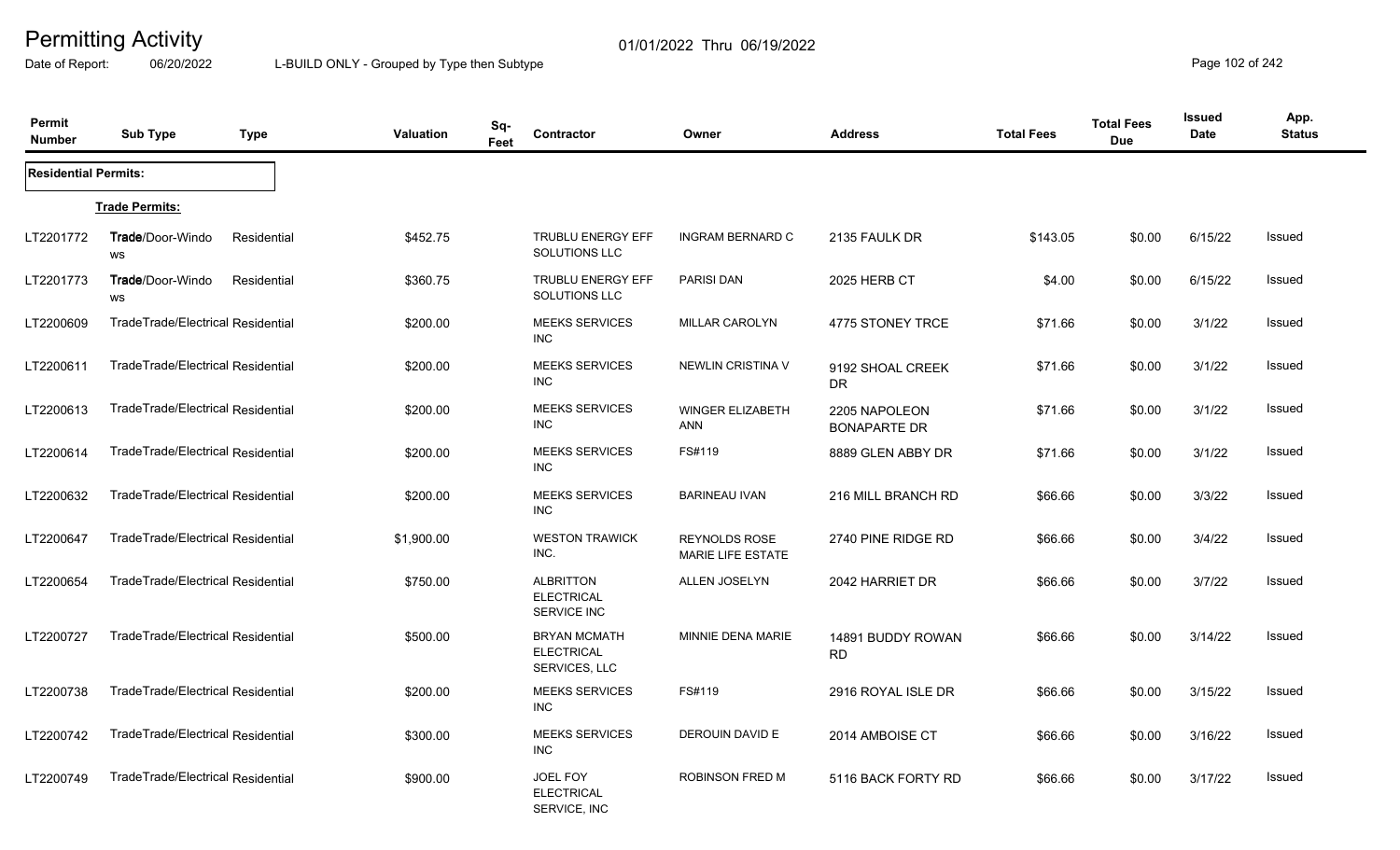# Permitting Activity

01/01/2022 Thru 06/19/2022

Date of Report: 06/20/2022 L-BUILD ONLY - Grouped by Type then Subtype

| Permit Number | Sub Type | Type | Valuation | Sq-Feet | Contractor | Owner | Address | Total Fees | Total Fees Due | Issued Date | App. Status |
|---|---|---|---|---|---|---|---|---|---|---|---|
| **Residential Permits:** | | | | | | | | | | | |
| **Trade Permits:** | | | | | | | | | | | |
| LT2201772 | Trade/Door-Windows | Residential | $452.75 | | TRUBLU ENERGY EFF SOLUTIONS LLC | INGRAM BERNARD C | 2135 FAULK DR | $143.05 | $0.00 | 6/15/22 | Issued |
| LT2201773 | Trade/Door-Windows | Residential | $360.75 | | TRUBLU ENERGY EFF SOLUTIONS LLC | PARISI DAN | 2025 HERB CT | $4.00 | $0.00 | 6/15/22 | Issued |
| LT2200609 | TradeTrade/Electrical | Residential | $200.00 | | MEEKS SERVICES INC | MILLAR CAROLYN | 4775 STONEY TRCE | $71.66 | $0.00 | 3/1/22 | Issued |
| LT2200611 | TradeTrade/Electrical | Residential | $200.00 | | MEEKS SERVICES INC | NEWLIN CRISTINA V | 9192 SHOAL CREEK DR | $71.66 | $0.00 | 3/1/22 | Issued |
| LT2200613 | TradeTrade/Electrical | Residential | $200.00 | | MEEKS SERVICES INC | WINGER ELIZABETH ANN | 2205 NAPOLEON BONAPARTE DR | $71.66 | $0.00 | 3/1/22 | Issued |
| LT2200614 | TradeTrade/Electrical | Residential | $200.00 | | MEEKS SERVICES INC | FS#119 | 8889 GLEN ABBY DR | $71.66 | $0.00 | 3/1/22 | Issued |
| LT2200632 | TradeTrade/Electrical | Residential | $200.00 | | MEEKS SERVICES INC | BARINEAU IVAN | 216 MILL BRANCH RD | $66.66 | $0.00 | 3/3/22 | Issued |
| LT2200647 | TradeTrade/Electrical | Residential | $1,900.00 | | WESTON TRAWICK INC. | REYNOLDS ROSE MARIE LIFE ESTATE | 2740 PINE RIDGE RD | $66.66 | $0.00 | 3/4/22 | Issued |
| LT2200654 | TradeTrade/Electrical | Residential | $750.00 | | ALBRITTON ELECTRICAL SERVICE INC | ALLEN JOSELYN | 2042 HARRIET DR | $66.66 | $0.00 | 3/7/22 | Issued |
| LT2200727 | TradeTrade/Electrical | Residential | $500.00 | | BRYAN MCMATH ELECTRICAL SERVICES, LLC | MINNIE DENA MARIE | 14891 BUDDY ROWAN RD | $66.66 | $0.00 | 3/14/22 | Issued |
| LT2200738 | TradeTrade/Electrical | Residential | $200.00 | | MEEKS SERVICES INC | FS#119 | 2916 ROYAL ISLE DR | $66.66 | $0.00 | 3/15/22 | Issued |
| LT2200742 | TradeTrade/Electrical | Residential | $300.00 | | MEEKS SERVICES INC | DEROUIN DAVID E | 2014 AMBOISE CT | $66.66 | $0.00 | 3/16/22 | Issued |
| LT2200749 | TradeTrade/Electrical | Residential | $900.00 | | JOEL FOY ELECTRICAL SERVICE, INC | ROBINSON FRED M | 5116 BACK FORTY RD | $66.66 | $0.00 | 3/17/22 | Issued |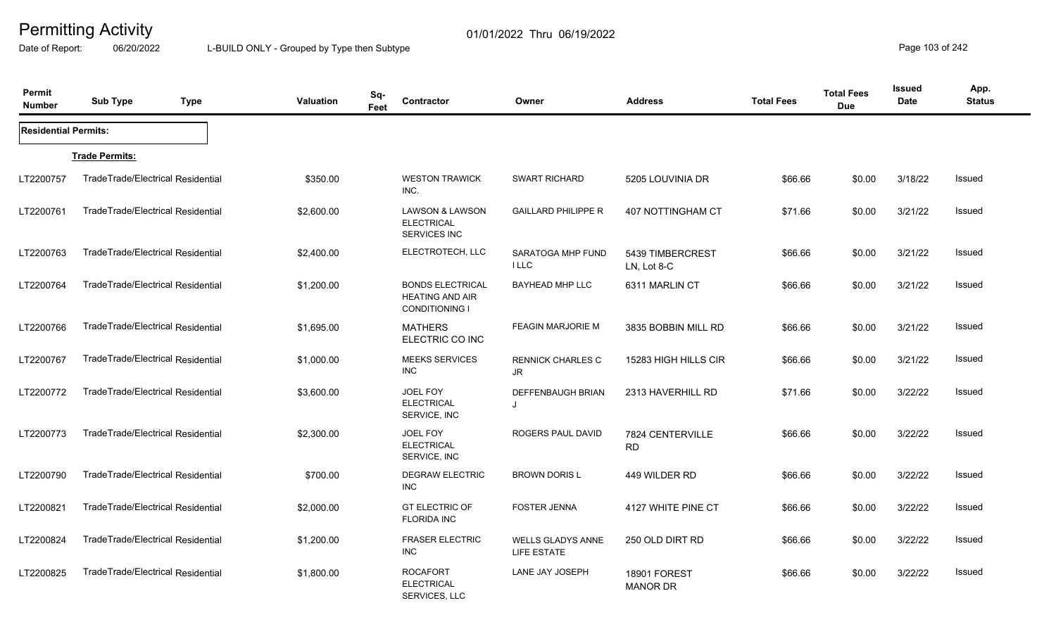# Permitting Activity

01/01/2022 Thru 06/19/2022

Date of Report: 06/20/2022 L-BUILD ONLY - Grouped by Type then Subtype

| Permit Number | Sub Type | Type | Valuation | Sq-Feet | Contractor | Owner | Address | Total Fees | Total Fees Due | Issued Date | App. Status |
|---|---|---|---|---|---|---|---|---|---|---|---|
| **Residential Permits:** | | | | | | | | | | | |
| **Trade Permits:** | | | | | | | | | | | |
| LT2200757 | Trade | Trade/Electrical Residential | $350.00 | | WESTON TRAWICK INC. | SWART RICHARD | 5205 LOUVINIA DR | $66.66 | $0.00 | 3/18/22 | Issued |
| LT2200761 | Trade | Trade/Electrical Residential | $2,600.00 | | LAWSON & LAWSON ELECTRICAL SERVICES INC | GAILLARD PHILIPPE R | 407 NOTTINGHAM CT | $71.66 | $0.00 | 3/21/22 | Issued |
| LT2200763 | Trade | Trade/Electrical Residential | $2,400.00 | | ELECTROTECH, LLC | SARATOGA MHP FUND I LLC | 5439 TIMBERCREST LN, Lot 8-C | $66.66 | $0.00 | 3/21/22 | Issued |
| LT2200764 | Trade | Trade/Electrical Residential | $1,200.00 | | BONDS ELECTRICAL HEATING AND AIR CONDITIONING I | BAYHEAD MHP LLC | 6311 MARLIN CT | $66.66 | $0.00 | 3/21/22 | Issued |
| LT2200766 | Trade | Trade/Electrical Residential | $1,695.00 | | MATHERS ELECTRIC CO INC | FEAGIN MARJORIE M | 3835 BOBBIN MILL RD | $66.66 | $0.00 | 3/21/22 | Issued |
| LT2200767 | Trade | Trade/Electrical Residential | $1,000.00 | | MEEKS SERVICES INC | RENNICK CHARLES C JR | 15283 HIGH HILLS CIR | $66.66 | $0.00 | 3/21/22 | Issued |
| LT2200772 | Trade | Trade/Electrical Residential | $3,600.00 | | JOEL FOY ELECTRICAL SERVICE, INC | DEFFENBAUGH BRIAN J | 2313 HAVERHILL RD | $71.66 | $0.00 | 3/22/22 | Issued |
| LT2200773 | Trade | Trade/Electrical Residential | $2,300.00 | | JOEL FOY ELECTRICAL SERVICE, INC | ROGERS PAUL DAVID | 7824 CENTERVILLE RD | $66.66 | $0.00 | 3/22/22 | Issued |
| LT2200790 | Trade | Trade/Electrical Residential | $700.00 | | DEGRAW ELECTRIC INC | BROWN DORIS L | 449 WILDER RD | $66.66 | $0.00 | 3/22/22 | Issued |
| LT2200821 | Trade | Trade/Electrical Residential | $2,000.00 | | GT ELECTRIC OF FLORIDA INC | FOSTER JENNA | 4127 WHITE PINE CT | $66.66 | $0.00 | 3/22/22 | Issued |
| LT2200824 | Trade | Trade/Electrical Residential | $1,200.00 | | FRASER ELECTRIC INC | WELLS GLADYS ANNE LIFE ESTATE | 250 OLD DIRT RD | $66.66 | $0.00 | 3/22/22 | Issued |
| LT2200825 | Trade | Trade/Electrical Residential | $1,800.00 | | ROCAFORT ELECTRICAL SERVICES, LLC | LANE JAY JOSEPH | 18901 FOREST MANOR DR | $66.66 | $0.00 | 3/22/22 | Issued |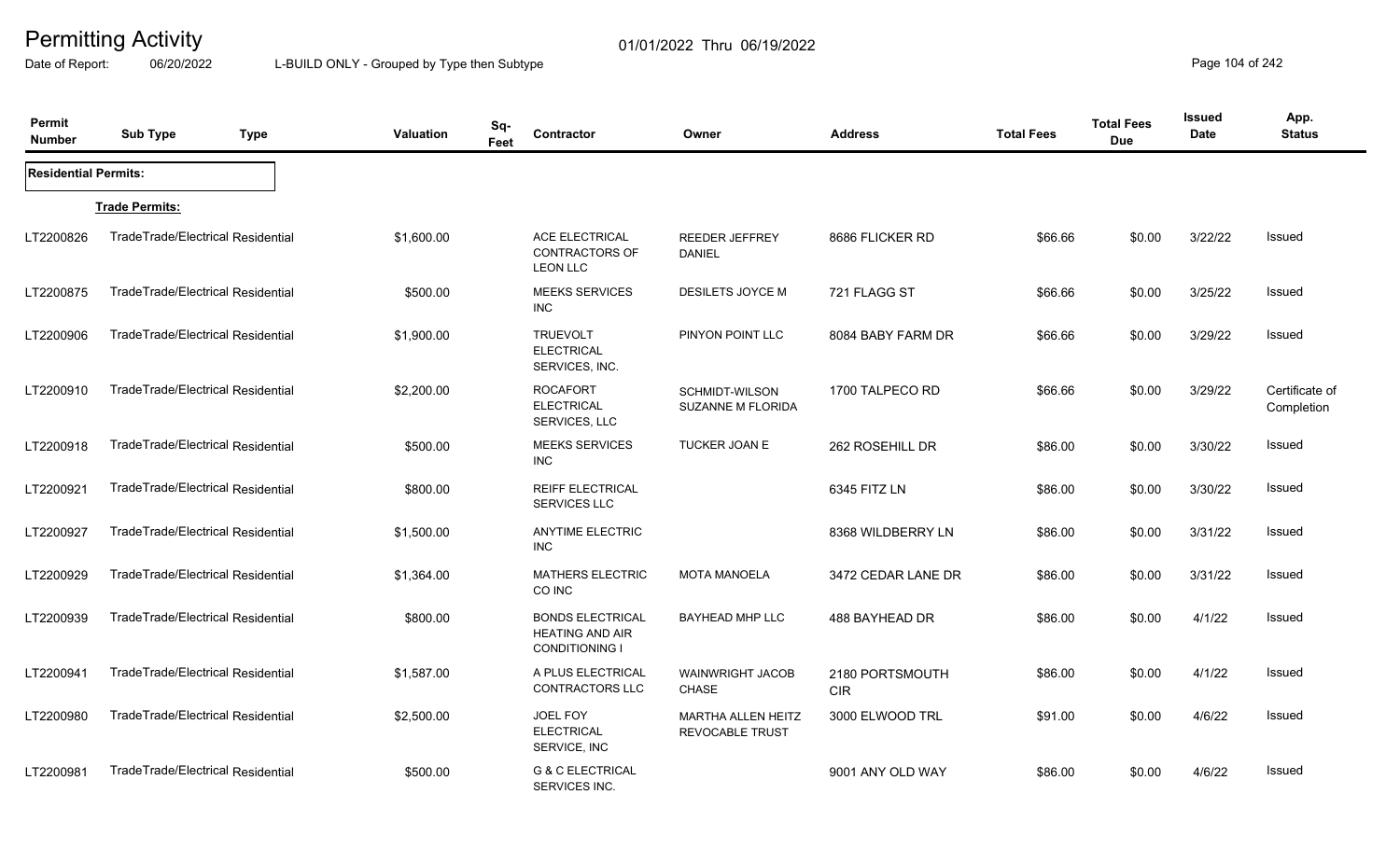# Permitting Activity

Date of Report: 06/20/2022 L-BUILD ONLY - Grouped by Type then Subtype 01/01/2022 Thru 06/19/2022

| Permit Number | Sub Type | Type | Valuation | Sq-Feet | Contractor | Owner | Address | Total Fees | Total Fees Due | Issued Date | App. Status |
|---|---|---|---|---|---|---|---|---|---|---|---|
| **Residential Permits:** | | | | | | | | | | | |
| **Trade Permits:** | | | | | | | | | | | |
| LT2200826 | TradeTrade/Electrical Residential | | $1,600.00 | | ACE ELECTRICAL CONTRACTORS OF LEON LLC | REEDER JEFFREY DANIEL | 8686 FLICKER RD | $66.66 | $0.00 | 3/22/22 | Issued |
| LT2200875 | TradeTrade/Electrical Residential | | $500.00 | | MEEKS SERVICES INC | DESILETS JOYCE M | 721 FLAGG ST | $66.66 | $0.00 | 3/25/22 | Issued |
| LT2200906 | TradeTrade/Electrical Residential | | $1,900.00 | | TRUEVOLT ELECTRICAL SERVICES, INC. | PINYON POINT LLC | 8084 BABY FARM DR | $66.66 | $0.00 | 3/29/22 | Issued |
| LT2200910 | TradeTrade/Electrical Residential | | $2,200.00 | | ROCAFORT ELECTRICAL SERVICES, LLC | SCHMIDT-WILSON SUZANNE M FLORIDA | 1700 TALPECO RD | $66.66 | $0.00 | 3/29/22 | Certificate of Completion |
| LT2200918 | TradeTrade/Electrical Residential | | $500.00 | | MEEKS SERVICES INC | TUCKER JOAN E | 262 ROSEHILL DR | $86.00 | $0.00 | 3/30/22 | Issued |
| LT2200921 | TradeTrade/Electrical Residential | | $800.00 | | REIFF ELECTRICAL SERVICES LLC | | 6345 FITZ LN | $86.00 | $0.00 | 3/30/22 | Issued |
| LT2200927 | TradeTrade/Electrical Residential | | $1,500.00 | | ANYTIME ELECTRIC INC | | 8368 WILDBERRY LN | $86.00 | $0.00 | 3/31/22 | Issued |
| LT2200929 | TradeTrade/Electrical Residential | | $1,364.00 | | MATHERS ELECTRIC CO INC | MOTA MANOELA | 3472 CEDAR LANE DR | $86.00 | $0.00 | 3/31/22 | Issued |
| LT2200939 | TradeTrade/Electrical Residential | | $800.00 | | BONDS ELECTRICAL HEATING AND AIR CONDITIONING I | BAYHEAD MHP LLC | 488 BAYHEAD DR | $86.00 | $0.00 | 4/1/22 | Issued |
| LT2200941 | TradeTrade/Electrical Residential | | $1,587.00 | | A PLUS ELECTRICAL CONTRACTORS LLC | WAINWRIGHT JACOB CHASE | 2180 PORTSMOUTH CIR | $86.00 | $0.00 | 4/1/22 | Issued |
| LT2200980 | TradeTrade/Electrical Residential | | $2,500.00 | | JOEL FOY ELECTRICAL SERVICE, INC | MARTHA ALLEN HEITZ REVOCABLE TRUST | 3000 ELWOOD TRL | $91.00 | $0.00 | 4/6/22 | Issued |
| LT2200981 | TradeTrade/Electrical Residential | | $500.00 | | G & C ELECTRICAL SERVICES INC. | | 9001 ANY OLD WAY | $86.00 | $0.00 | 4/6/22 | Issued |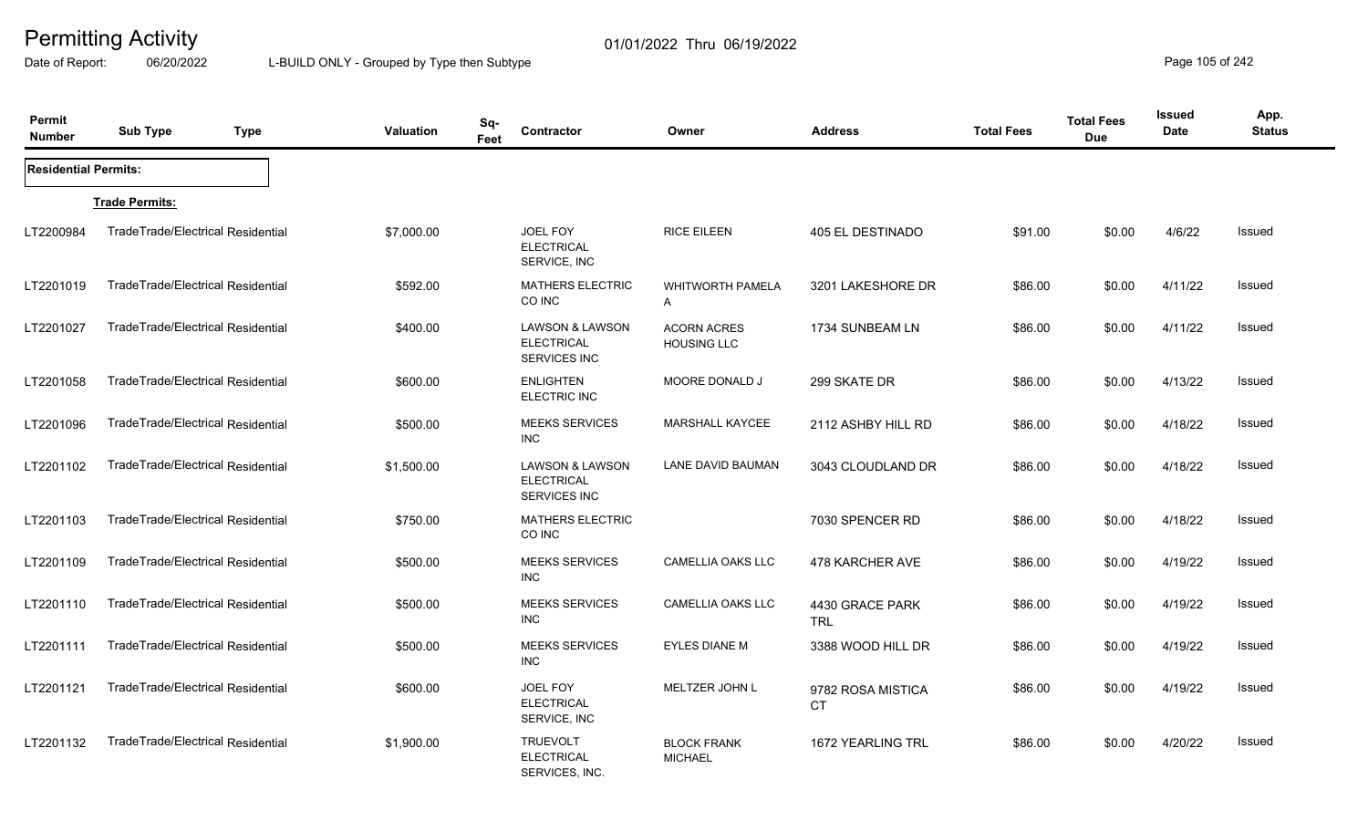# Permitting Activity

01/01/2022 Thru 06/19/2022

Date of Report: 06/20/2022 L-BUILD ONLY - Grouped by Type then Subtype

| Permit Number | Sub Type | Type | Valuation | Sq-Feet | Contractor | Owner | Address | Total Fees | Total Fees Due | Issued Date | App. Status |
|---|---|---|---|---|---|---|---|---|---|---|---|
| **Residential Permits:** | | | | | | | | | | | |
| **Trade Permits:** | | | | | | | | | | | |
| LT2200984 | TradeTrade/Electrical Residential | | $7,000.00 | | JOEL FOY ELECTRICAL SERVICE, INC | RICE EILEEN | 405 EL DESTINADO | $91.00 | $0.00 | 4/6/22 | Issued |
| LT2201019 | TradeTrade/Electrical Residential | | $592.00 | | MATHERS ELECTRIC CO INC | WHITWORTH PAMELA A | 3201 LAKESHORE DR | $86.00 | $0.00 | 4/11/22 | Issued |
| LT2201027 | TradeTrade/Electrical Residential | | $400.00 | | LAWSON & LAWSON ELECTRICAL SERVICES INC | ACORN ACRES HOUSING LLC | 1734 SUNBEAM LN | $86.00 | $0.00 | 4/11/22 | Issued |
| LT2201058 | TradeTrade/Electrical Residential | | $600.00 | | ENLIGHTEN ELECTRIC INC | MOORE DONALD J | 299 SKATE DR | $86.00 | $0.00 | 4/13/22 | Issued |
| LT2201096 | TradeTrade/Electrical Residential | | $500.00 | | MEEKS SERVICES INC | MARSHALL KAYCEE | 2112 ASHBY HILL RD | $86.00 | $0.00 | 4/18/22 | Issued |
| LT2201102 | TradeTrade/Electrical Residential | | $1,500.00 | | LAWSON & LAWSON ELECTRICAL SERVICES INC | LANE DAVID BAUMAN | 3043 CLOUDLAND DR | $86.00 | $0.00 | 4/18/22 | Issued |
| LT2201103 | TradeTrade/Electrical Residential | | $750.00 | | MATHERS ELECTRIC CO INC | | 7030 SPENCER RD | $86.00 | $0.00 | 4/18/22 | Issued |
| LT2201109 | TradeTrade/Electrical Residential | | $500.00 | | MEEKS SERVICES INC | CAMELLIA OAKS LLC | 478 KARCHER AVE | $86.00 | $0.00 | 4/19/22 | Issued |
| LT2201110 | TradeTrade/Electrical Residential | | $500.00 | | MEEKS SERVICES INC | CAMELLIA OAKS LLC | 4430 GRACE PARK TRL | $86.00 | $0.00 | 4/19/22 | Issued |
| LT2201111 | TradeTrade/Electrical Residential | | $500.00 | | MEEKS SERVICES INC | EYLES DIANE M | 3388 WOOD HILL DR | $86.00 | $0.00 | 4/19/22 | Issued |
| LT2201121 | TradeTrade/Electrical Residential | | $600.00 | | JOEL FOY ELECTRICAL SERVICE, INC | MELTZER JOHN L | 9782 ROSA MISTICA CT | $86.00 | $0.00 | 4/19/22 | Issued |
| LT2201132 | TradeTrade/Electrical Residential | | $1,900.00 | | TRUEVOLT ELECTRICAL SERVICES, INC. | BLOCK FRANK MICHAEL | 1672 YEARLING TRL | $86.00 | $0.00 | 4/20/22 | Issued |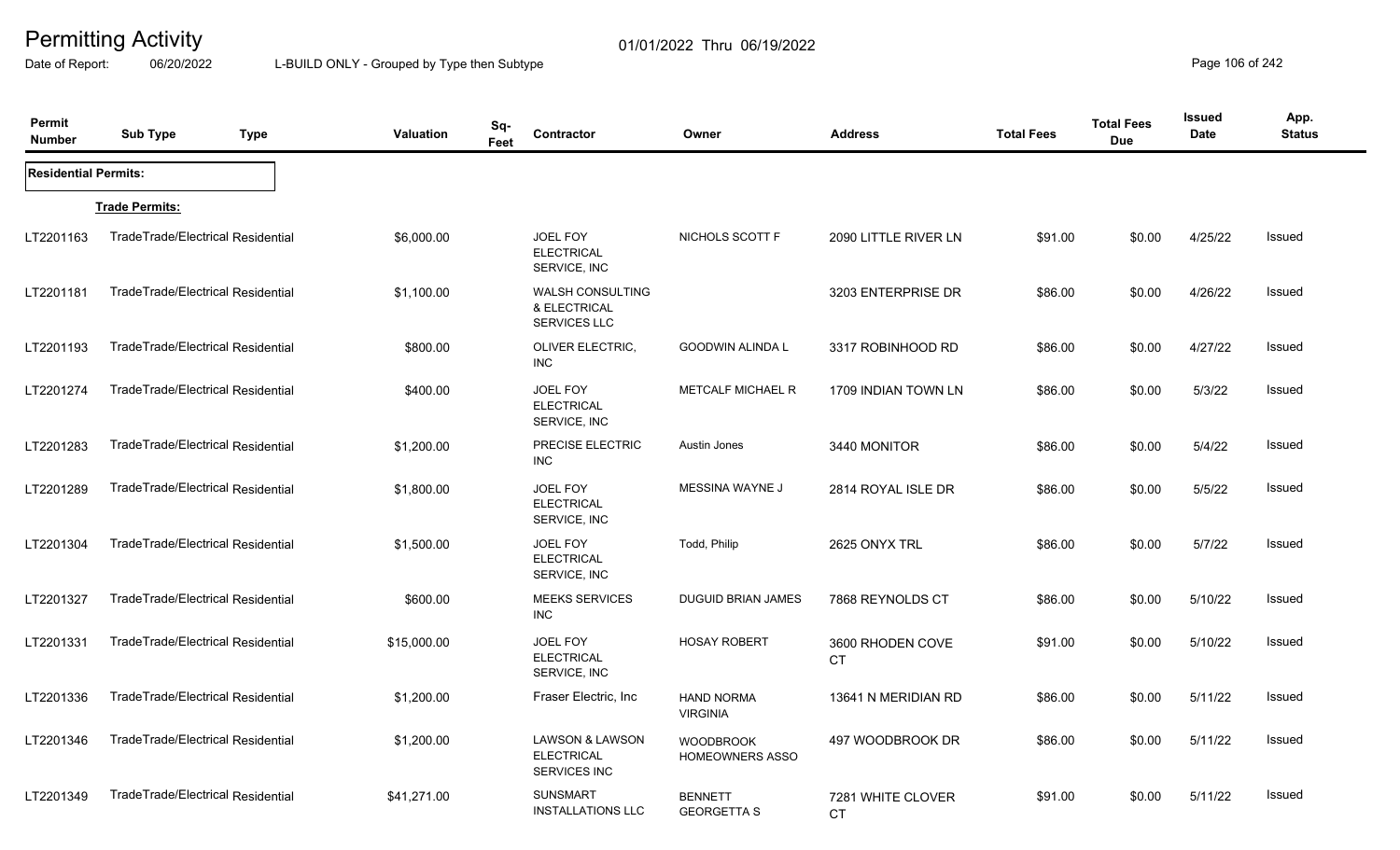# Permitting Activity

01/01/2022 Thru 06/19/2022

Date of Report: 06/20/2022 L-BUILD ONLY - Grouped by Type then Subtype

| Permit Number | Sub Type | Type | Valuation | Sq-Feet | Contractor | Owner | Address | Total Fees | Total Fees Due | Issued Date | App. Status |
|---|---|---|---|---|---|---|---|---|---|---|---|
| **Residential Permits:** | | | | | | | | | | | |
| **Trade Permits:** | | | | | | | | | | | |
| LT2201163 | Trade | Trade/Electrical Residential | $6,000.00 | | JOEL FOY ELECTRICAL SERVICE, INC | NICHOLS SCOTT F | 2090 LITTLE RIVER LN | $91.00 | $0.00 | 4/25/22 | Issued |
| LT2201181 | Trade | Trade/Electrical Residential | $1,100.00 | | WALSH CONSULTING & ELECTRICAL SERVICES LLC | | 3203 ENTERPRISE DR | $86.00 | $0.00 | 4/26/22 | Issued |
| LT2201193 | Trade | Trade/Electrical Residential | $800.00 | | OLIVER ELECTRIC, INC | GOODWIN ALINDA L | 3317 ROBINHOOD RD | $86.00 | $0.00 | 4/27/22 | Issued |
| LT2201274 | Trade | Trade/Electrical Residential | $400.00 | | JOEL FOY ELECTRICAL SERVICE, INC | METCALF MICHAEL R | 1709 INDIAN TOWN LN | $86.00 | $0.00 | 5/3/22 | Issued |
| LT2201283 | Trade | Trade/Electrical Residential | $1,200.00 | | PRECISE ELECTRIC INC | Austin Jones | 3440 MONITOR | $86.00 | $0.00 | 5/4/22 | Issued |
| LT2201289 | Trade | Trade/Electrical Residential | $1,800.00 | | JOEL FOY ELECTRICAL SERVICE, INC | MESSINA WAYNE J | 2814 ROYAL ISLE DR | $86.00 | $0.00 | 5/5/22 | Issued |
| LT2201304 | Trade | Trade/Electrical Residential | $1,500.00 | | JOEL FOY ELECTRICAL SERVICE, INC | Todd, Philip | 2625 ONYX TRL | $86.00 | $0.00 | 5/7/22 | Issued |
| LT2201327 | Trade | Trade/Electrical Residential | $600.00 | | MEEKS SERVICES INC | DUGUID BRIAN JAMES | 7868 REYNOLDS CT | $86.00 | $0.00 | 5/10/22 | Issued |
| LT2201331 | Trade | Trade/Electrical Residential | $15,000.00 | | JOEL FOY ELECTRICAL SERVICE, INC | HOSAY ROBERT | 3600 RHODEN COVE CT | $91.00 | $0.00 | 5/10/22 | Issued |
| LT2201336 | Trade | Trade/Electrical Residential | $1,200.00 | | Fraser Electric, Inc | HAND NORMA VIRGINIA | 13641 N MERIDIAN RD | $86.00 | $0.00 | 5/11/22 | Issued |
| LT2201346 | Trade | Trade/Electrical Residential | $1,200.00 | | LAWSON & LAWSON ELECTRICAL SERVICES INC | WOODBROOK HOMEOWNERS ASSO | 497 WOODBROOK DR | $86.00 | $0.00 | 5/11/22 | Issued |
| LT2201349 | Trade | Trade/Electrical Residential | $41,271.00 | | SUNSMART INSTALLATIONS LLC | BENNETT GEORGETTA S | 7281 WHITE CLOVER CT | $91.00 | $0.00 | 5/11/22 | Issued |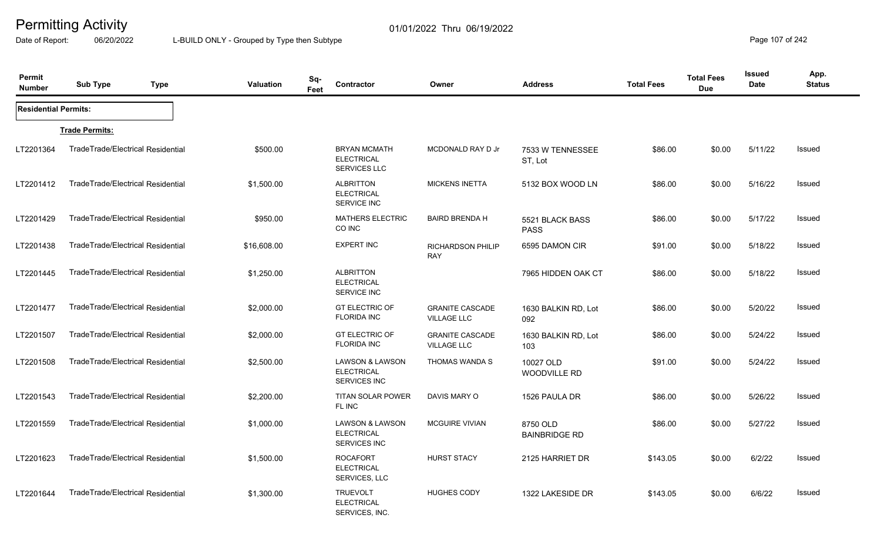# Permitting Activity

Date of Report: 06/20/2022 — 01/01/2022 Thru 06/19/2022

L-BUILD ONLY - Grouped by Type then Subtype

| Permit Number | Sub Type | Type | Valuation | Sq-Feet | Contractor | Owner | Address | Total Fees | Total Fees Due | Issued Date | App. Status |
|---|---|---|---|---|---|---|---|---|---|---|---|
| **Residential Permits:** | | | | | | | | | | | |
| **Trade Permits:** | | | | | | | | | | | |
| LT2201364 | Trade | Trade/Electrical Residential | $500.00 | | BRYAN MCMATH ELECTRICAL SERVICES LLC | MCDONALD RAY D Jr | 7533 W TENNESSEE ST, Lot | $86.00 | $0.00 | 5/11/22 | Issued |
| LT2201412 | Trade | Trade/Electrical Residential | $1,500.00 | | ALBRITTON ELECTRICAL SERVICE INC | MICKENS INETTA | 5132 BOX WOOD LN | $86.00 | $0.00 | 5/16/22 | Issued |
| LT2201429 | Trade | Trade/Electrical Residential | $950.00 | | MATHERS ELECTRIC CO INC | BAIRD BRENDA H | 5521 BLACK BASS PASS | $86.00 | $0.00 | 5/17/22 | Issued |
| LT2201438 | Trade | Trade/Electrical Residential | $16,608.00 | | EXPERT INC | RICHARDSON PHILIP RAY | 6595 DAMON CIR | $91.00 | $0.00 | 5/18/22 | Issued |
| LT2201445 | Trade | Trade/Electrical Residential | $1,250.00 | | ALBRITTON ELECTRICAL SERVICE INC | | 7965 HIDDEN OAK CT | $86.00 | $0.00 | 5/18/22 | Issued |
| LT2201477 | Trade | Trade/Electrical Residential | $2,000.00 | | GT ELECTRIC OF FLORIDA INC | GRANITE CASCADE VILLAGE LLC | 1630 BALKIN RD, Lot 092 | $86.00 | $0.00 | 5/20/22 | Issued |
| LT2201507 | Trade | Trade/Electrical Residential | $2,000.00 | | GT ELECTRIC OF FLORIDA INC | GRANITE CASCADE VILLAGE LLC | 1630 BALKIN RD, Lot 103 | $86.00 | $0.00 | 5/24/22 | Issued |
| LT2201508 | Trade | Trade/Electrical Residential | $2,500.00 | | LAWSON & LAWSON ELECTRICAL SERVICES INC | THOMAS WANDA S | 10027 OLD WOODVILLE RD | $91.00 | $0.00 | 5/24/22 | Issued |
| LT2201543 | Trade | Trade/Electrical Residential | $2,200.00 | | TITAN SOLAR POWER FL INC | DAVIS MARY O | 1526 PAULA DR | $86.00 | $0.00 | 5/26/22 | Issued |
| LT2201559 | Trade | Trade/Electrical Residential | $1,000.00 | | LAWSON & LAWSON ELECTRICAL SERVICES INC | MCGUIRE VIVIAN | 8750 OLD BAINBRIDGE RD | $86.00 | $0.00 | 5/27/22 | Issued |
| LT2201623 | Trade | Trade/Electrical Residential | $1,500.00 | | ROCAFORT ELECTRICAL SERVICES, LLC | HURST STACY | 2125 HARRIET DR | $143.05 | $0.00 | 6/2/22 | Issued |
| LT2201644 | Trade | Trade/Electrical Residential | $1,300.00 | | TRUEVOLT ELECTRICAL SERVICES, INC. | HUGHES CODY | 1322 LAKESIDE DR | $143.05 | $0.00 | 6/6/22 | Issued |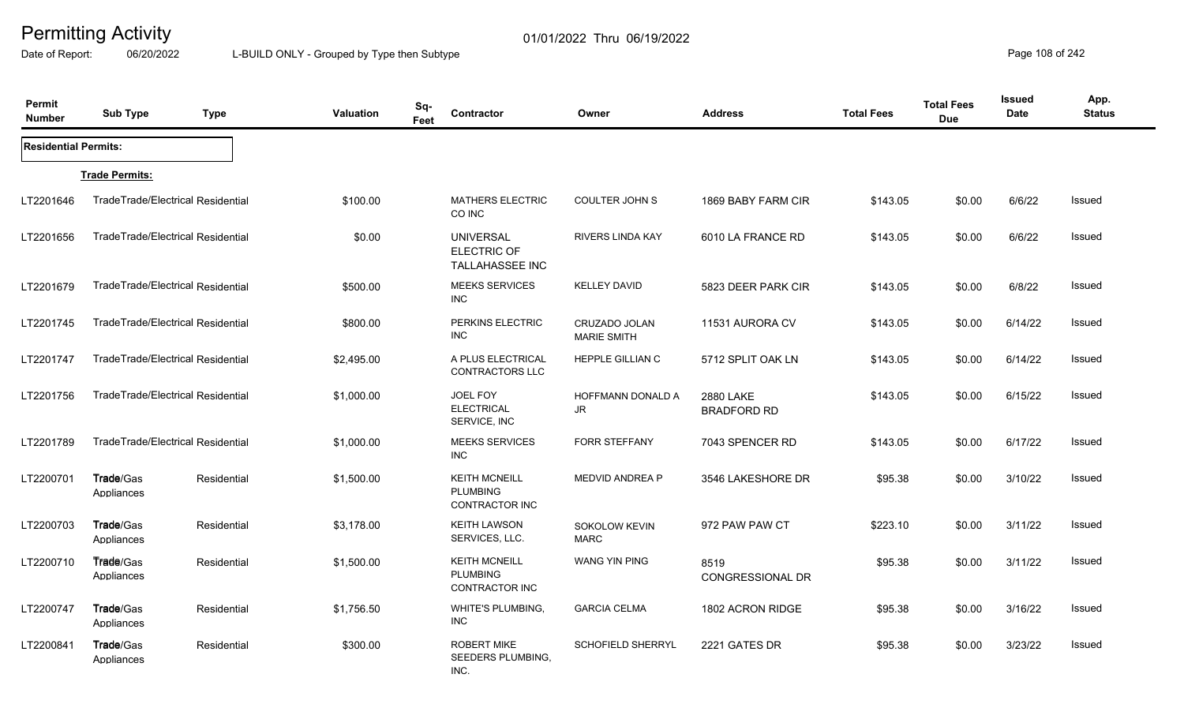# Permitting Activity

Date of Report: 06/20/2022 — 01/01/2022 Thru 06/19/2022

L-BUILD ONLY - Grouped by Type then Subtype

| Permit Number | Sub Type | Type | Valuation | Sq-Feet | Contractor | Owner | Address | Total Fees | Total Fees Due | Issued Date | App. Status |
|---|---|---|---|---|---|---|---|---|---|---|---|
| **Residential Permits:** | | | | | | | | | | | |
| **Trade Permits:** | | | | | | | | | | | |
| LT2201646 | Trade/Trade/Electrical | Residential | $100.00 | | MATHERS ELECTRIC CO INC | COULTER JOHN S | 1869 BABY FARM CIR | $143.05 | $0.00 | 6/6/22 | Issued |
| LT2201656 | Trade/Trade/Electrical | Residential | $0.00 | | UNIVERSAL ELECTRIC OF TALLAHASSEE INC | RIVERS LINDA KAY | 6010 LA FRANCE RD | $143.05 | $0.00 | 6/6/22 | Issued |
| LT2201679 | Trade/Trade/Electrical | Residential | $500.00 | | MEEKS SERVICES INC | KELLEY DAVID | 5823 DEER PARK CIR | $143.05 | $0.00 | 6/8/22 | Issued |
| LT2201745 | Trade/Trade/Electrical | Residential | $800.00 | | PERKINS ELECTRIC INC | CRUZADO JOLAN MARIE SMITH | 11531 AURORA CV | $143.05 | $0.00 | 6/14/22 | Issued |
| LT2201747 | Trade/Trade/Electrical | Residential | $2,495.00 | | A PLUS ELECTRICAL CONTRACTORS LLC | HEPPLE GILLIAN C | 5712 SPLIT OAK LN | $143.05 | $0.00 | 6/14/22 | Issued |
| LT2201756 | Trade/Trade/Electrical | Residential | $1,000.00 | | JOEL FOY ELECTRICAL SERVICE, INC | HOFFMANN DONALD A JR | 2880 LAKE BRADFORD RD | $143.05 | $0.00 | 6/15/22 | Issued |
| LT2201789 | Trade/Trade/Electrical | Residential | $1,000.00 | | MEEKS SERVICES INC | FORR STEFFANY | 7043 SPENCER RD | $143.05 | $0.00 | 6/17/22 | Issued |
| LT2200701 | Trade/Gas Appliances | Residential | $1,500.00 | | KEITH MCNEILL PLUMBING CONTRACTOR INC | MEDVID ANDREA P | 3546 LAKESHORE DR | $95.38 | $0.00 | 3/10/22 | Issued |
| LT2200703 | Trade/Gas Appliances | Residential | $3,178.00 | | KEITH LAWSON SERVICES, LLC. | SOKOLOW KEVIN MARC | 972 PAW PAW CT | $223.10 | $0.00 | 3/11/22 | Issued |
| LT2200710 | Trade/Gas Appliances | Residential | $1,500.00 | | KEITH MCNEILL PLUMBING CONTRACTOR INC | WANG YIN PING | 8519 CONGRESSIONAL DR | $95.38 | $0.00 | 3/11/22 | Issued |
| LT2200747 | Trade/Gas Appliances | Residential | $1,756.50 | | WHITE'S PLUMBING, INC | GARCIA CELMA | 1802 ACRON RIDGE | $95.38 | $0.00 | 3/16/22 | Issued |
| LT2200841 | Trade/Gas Appliances | Residential | $300.00 | | ROBERT MIKE SEEDERS PLUMBING, INC. | SCHOFIELD SHERRYL | 2221 GATES DR | $95.38 | $0.00 | 3/23/22 | Issued |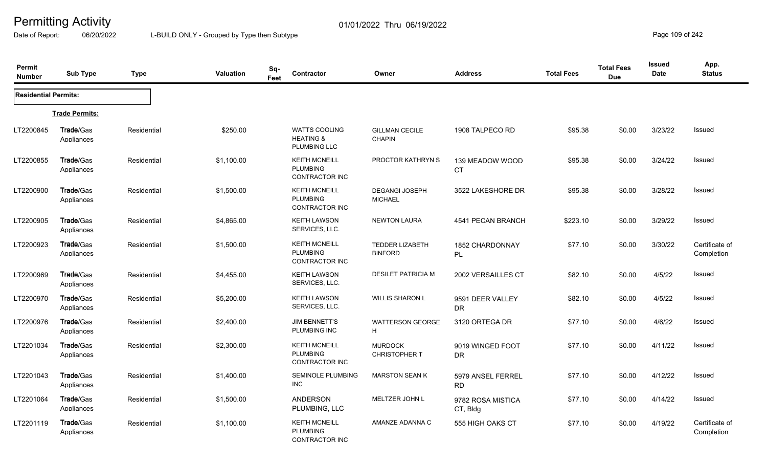# Permitting Activity

01/01/2022 Thru 06/19/2022

Date of Report: 06/20/2022 L-BUILD ONLY - Grouped by Type then Subtype

| Permit Number | Sub Type | Type | Valuation | Sq-Feet | Contractor | Owner | Address | Total Fees | Total Fees Due | Issued Date | App. Status |
|---|---|---|---|---|---|---|---|---|---|---|---|
| **Residential Permits:** | | | | | | | | | | | |
| | **Trade Permits:** | | | | | | | | | | |
| LT2200845 | Trade/Gas Appliances | Residential | $250.00 | | WATTS COOLING HEATING & PLUMBING LLC | GILLMAN CECILE CHAPIN | 1908 TALPECO RD | $95.38 | $0.00 | 3/23/22 | Issued |
| LT2200855 | Trade/Gas Appliances | Residential | $1,100.00 | | KEITH MCNEILL PLUMBING CONTRACTOR INC | PROCTOR KATHRYN S | 139 MEADOW WOOD CT | $95.38 | $0.00 | 3/24/22 | Issued |
| LT2200900 | Trade/Gas Appliances | Residential | $1,500.00 | | KEITH MCNEILL PLUMBING CONTRACTOR INC | DEGANGI JOSEPH MICHAEL | 3522 LAKESHORE DR | $95.38 | $0.00 | 3/28/22 | Issued |
| LT2200905 | Trade/Gas Appliances | Residential | $4,865.00 | | KEITH LAWSON SERVICES, LLC. | NEWTON LAURA | 4541 PECAN BRANCH | $223.10 | $0.00 | 3/29/22 | Issued |
| LT2200923 | Trade/Gas Appliances | Residential | $1,500.00 | | KEITH MCNEILL PLUMBING CONTRACTOR INC | TEDDER LIZABETH BINFORD | 1852 CHARDONNAY PL | $77.10 | $0.00 | 3/30/22 | Certificate of Completion |
| LT2200969 | Trade/Gas Appliances | Residential | $4,455.00 | | KEITH LAWSON SERVICES, LLC. | DESILET PATRICIA M | 2002 VERSAILLES CT | $82.10 | $0.00 | 4/5/22 | Issued |
| LT2200970 | Trade/Gas Appliances | Residential | $5,200.00 | | KEITH LAWSON SERVICES, LLC. | WILLIS SHARON L | 9591 DEER VALLEY DR | $82.10 | $0.00 | 4/5/22 | Issued |
| LT2200976 | Trade/Gas Appliances | Residential | $2,400.00 | | JIM BENNETT'S PLUMBING INC | WATTERSON GEORGE H | 3120 ORTEGA DR | $77.10 | $0.00 | 4/6/22 | Issued |
| LT2201034 | Trade/Gas Appliances | Residential | $2,300.00 | | KEITH MCNEILL PLUMBING CONTRACTOR INC | MURDOCK CHRISTOPHER T | 9019 WINGED FOOT DR | $77.10 | $0.00 | 4/11/22 | Issued |
| LT2201043 | Trade/Gas Appliances | Residential | $1,400.00 | | SEMINOLE PLUMBING INC | MARSTON SEAN K | 5979 ANSEL FERREL RD | $77.10 | $0.00 | 4/12/22 | Issued |
| LT2201064 | Trade/Gas Appliances | Residential | $1,500.00 | | ANDERSON PLUMBING, LLC | MELTZER JOHN L | 9782 ROSA MISTICA CT, Bldg | $77.10 | $0.00 | 4/14/22 | Issued |
| LT2201119 | Trade/Gas Appliances | Residential | $1,100.00 | | KEITH MCNEILL PLUMBING CONTRACTOR INC | AMANZE ADANNA C | 555 HIGH OAKS CT | $77.10 | $0.00 | 4/19/22 | Certificate of Completion |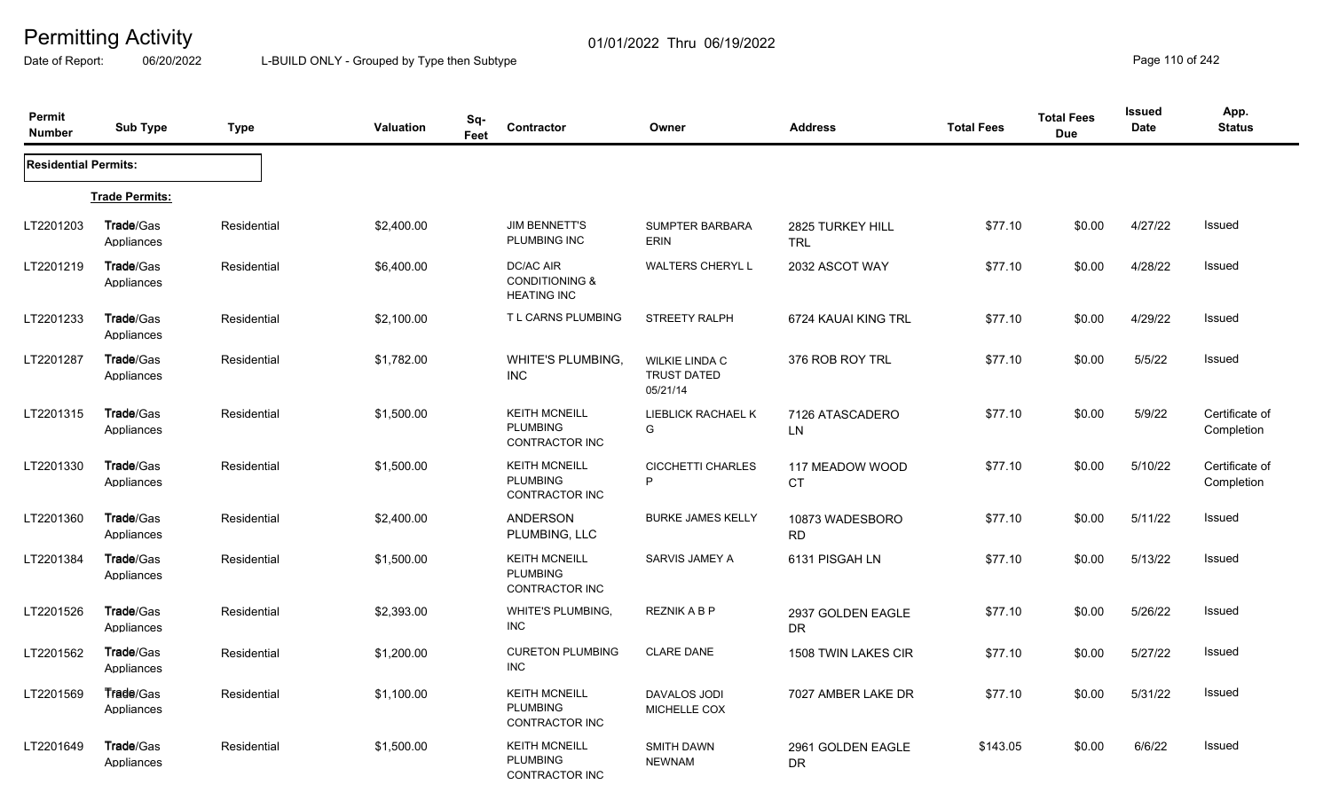# Permitting Activity

Date of Report: 06/20/2022 — L-BUILD ONLY - Grouped by Type then Subtype — 01/01/2022 Thru 06/19/2022

| Permit Number | Sub Type | Type | Valuation | Sq-Feet | Contractor | Owner | Address | Total Fees | Total Fees Due | Issued Date | App. Status |
|---|---|---|---|---|---|---|---|---|---|---|---|
| **Residential Permits:** | | | | | | | | | | | |
| | **Trade Permits:** | | | | | | | | | | |
| LT2201203 | Trade/Gas Appliances | Residential | $2,400.00 | | JIM BENNETT'S PLUMBING INC | SUMPTER BARBARA ERIN | 2825 TURKEY HILL TRL | $77.10 | $0.00 | 4/27/22 | Issued |
| LT2201219 | Trade/Gas Appliances | Residential | $6,400.00 | | DC/AC AIR CONDITIONING & HEATING INC | WALTERS CHERYL L | 2032 ASCOT WAY | $77.10 | $0.00 | 4/28/22 | Issued |
| LT2201233 | Trade/Gas Appliances | Residential | $2,100.00 | | T L CARNS PLUMBING | STREETY RALPH | 6724 KAUAI KING TRL | $77.10 | $0.00 | 4/29/22 | Issued |
| LT2201287 | Trade/Gas Appliances | Residential | $1,782.00 | | WHITE'S PLUMBING, INC | WILKIE LINDA C TRUST DATED 05/21/14 | 376 ROB ROY TRL | $77.10 | $0.00 | 5/5/22 | Issued |
| LT2201315 | Trade/Gas Appliances | Residential | $1,500.00 | | KEITH MCNEILL PLUMBING CONTRACTOR INC | LIEBLICK RACHAEL K G | 7126 ATASCADERO LN | $77.10 | $0.00 | 5/9/22 | Certificate of Completion |
| LT2201330 | Trade/Gas Appliances | Residential | $1,500.00 | | KEITH MCNEILL PLUMBING CONTRACTOR INC | CICCHETTI CHARLES P | 117 MEADOW WOOD CT | $77.10 | $0.00 | 5/10/22 | Certificate of Completion |
| LT2201360 | Trade/Gas Appliances | Residential | $2,400.00 | | ANDERSON PLUMBING, LLC | BURKE JAMES KELLY | 10873 WADESBORO RD | $77.10 | $0.00 | 5/11/22 | Issued |
| LT2201384 | Trade/Gas Appliances | Residential | $1,500.00 | | KEITH MCNEILL PLUMBING CONTRACTOR INC | SARVIS JAMEY A | 6131 PISGAH LN | $77.10 | $0.00 | 5/13/22 | Issued |
| LT2201526 | Trade/Gas Appliances | Residential | $2,393.00 | | WHITE'S PLUMBING, INC | REZNIK A B P | 2937 GOLDEN EAGLE DR | $77.10 | $0.00 | 5/26/22 | Issued |
| LT2201562 | Trade/Gas Appliances | Residential | $1,200.00 | | CURETON PLUMBING INC | CLARE DANE | 1508 TWIN LAKES CIR | $77.10 | $0.00 | 5/27/22 | Issued |
| LT2201569 | Trade/Gas Appliances | Residential | $1,100.00 | | KEITH MCNEILL PLUMBING CONTRACTOR INC | DAVALOS JODI MICHELLE COX | 7027 AMBER LAKE DR | $77.10 | $0.00 | 5/31/22 | Issued |
| LT2201649 | Trade/Gas Appliances | Residential | $1,500.00 | | KEITH MCNEILL PLUMBING CONTRACTOR INC | SMITH DAWN NEWNAM | 2961 GOLDEN EAGLE DR | $143.05 | $0.00 | 6/6/22 | Issued |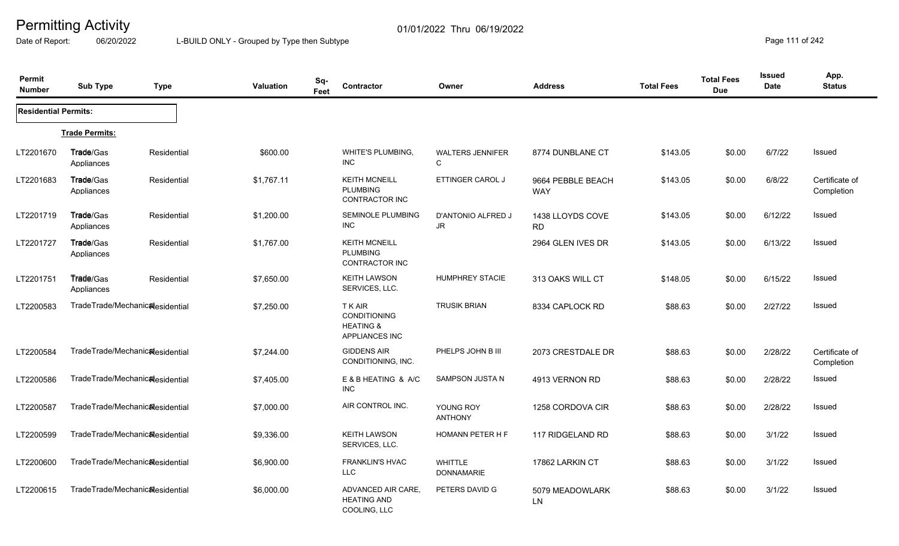# Permitting Activity

Date of Report: 06/20/2022

01/01/2022 Thru 06/19/2022

L-BUILD ONLY - Grouped by Type then Subtype

| Permit Number | Sub Type | Type | Valuation | Sq-Feet | Contractor | Owner | Address | Total Fees | Total Fees Due | Issued Date | App. Status |
|---|---|---|---|---|---|---|---|---|---|---|---|
| **Residential Permits:** | | | | | | | | | | | |
| | **Trade Permits:** | | | | | | | | | | |
| LT2201670 | Trade/Gas Appliances | Residential | $600.00 | | WHITE'S PLUMBING, INC | WALTERS JENNIFER C | 8774 DUNBLANE CT | $143.05 | $0.00 | 6/7/22 | Issued |
| LT2201683 | Trade/Gas Appliances | Residential | $1,767.11 | | KEITH MCNEILL PLUMBING CONTRACTOR INC | ETTINGER CAROL J | 9664 PEBBLE BEACH WAY | $143.05 | $0.00 | 6/8/22 | Certificate of Completion |
| LT2201719 | Trade/Gas Appliances | Residential | $1,200.00 | | SEMINOLE PLUMBING INC | D'ANTONIO ALFRED J JR | 1438 LLOYDS COVE RD | $143.05 | $0.00 | 6/12/22 | Issued |
| LT2201727 | Trade/Gas Appliances | Residential | $1,767.00 | | KEITH MCNEILL PLUMBING CONTRACTOR INC | | 2964 GLEN IVES DR | $143.05 | $0.00 | 6/13/22 | Issued |
| LT2201751 | Trade/Gas Appliances | Residential | $7,650.00 | | KEITH LAWSON SERVICES, LLC. | HUMPHREY STACIE | 313 OAKS WILL CT | $148.05 | $0.00 | 6/15/22 | Issued |
| LT2200583 | TradeTrade/Mechanical | Residential | $7,250.00 | | T K AIR CONDITIONING HEATING & APPLIANCES INC | TRUSIK BRIAN | 8334 CAPLOCK RD | $88.63 | $0.00 | 2/27/22 | Issued |
| LT2200584 | TradeTrade/Mechanical | Residential | $7,244.00 | | GIDDENS AIR CONDITIONING, INC. | PHELPS JOHN B III | 2073 CRESTDALE DR | $88.63 | $0.00 | 2/28/22 | Certificate of Completion |
| LT2200586 | TradeTrade/Mechanical | Residential | $7,405.00 | | E & B HEATING & A/C INC | SAMPSON JUSTA N | 4913 VERNON RD | $88.63 | $0.00 | 2/28/22 | Issued |
| LT2200587 | TradeTrade/Mechanical | Residential | $7,000.00 | | AIR CONTROL INC. | YOUNG ROY ANTHONY | 1258 CORDOVA CIR | $88.63 | $0.00 | 2/28/22 | Issued |
| LT2200599 | TradeTrade/Mechanical | Residential | $9,336.00 | | KEITH LAWSON SERVICES, LLC. | HOMANN PETER H F | 117 RIDGELAND RD | $88.63 | $0.00 | 3/1/22 | Issued |
| LT2200600 | TradeTrade/Mechanical | Residential | $6,900.00 | | FRANKLIN'S HVAC LLC | WHITTLE DONNAMARIE | 17862 LARKIN CT | $88.63 | $0.00 | 3/1/22 | Issued |
| LT2200615 | TradeTrade/Mechanical | Residential | $6,000.00 | | ADVANCED AIR CARE, HEATING AND COOLING, LLC | PETERS DAVID G | 5079 MEADOWLARK LN | $88.63 | $0.00 | 3/1/22 | Issued |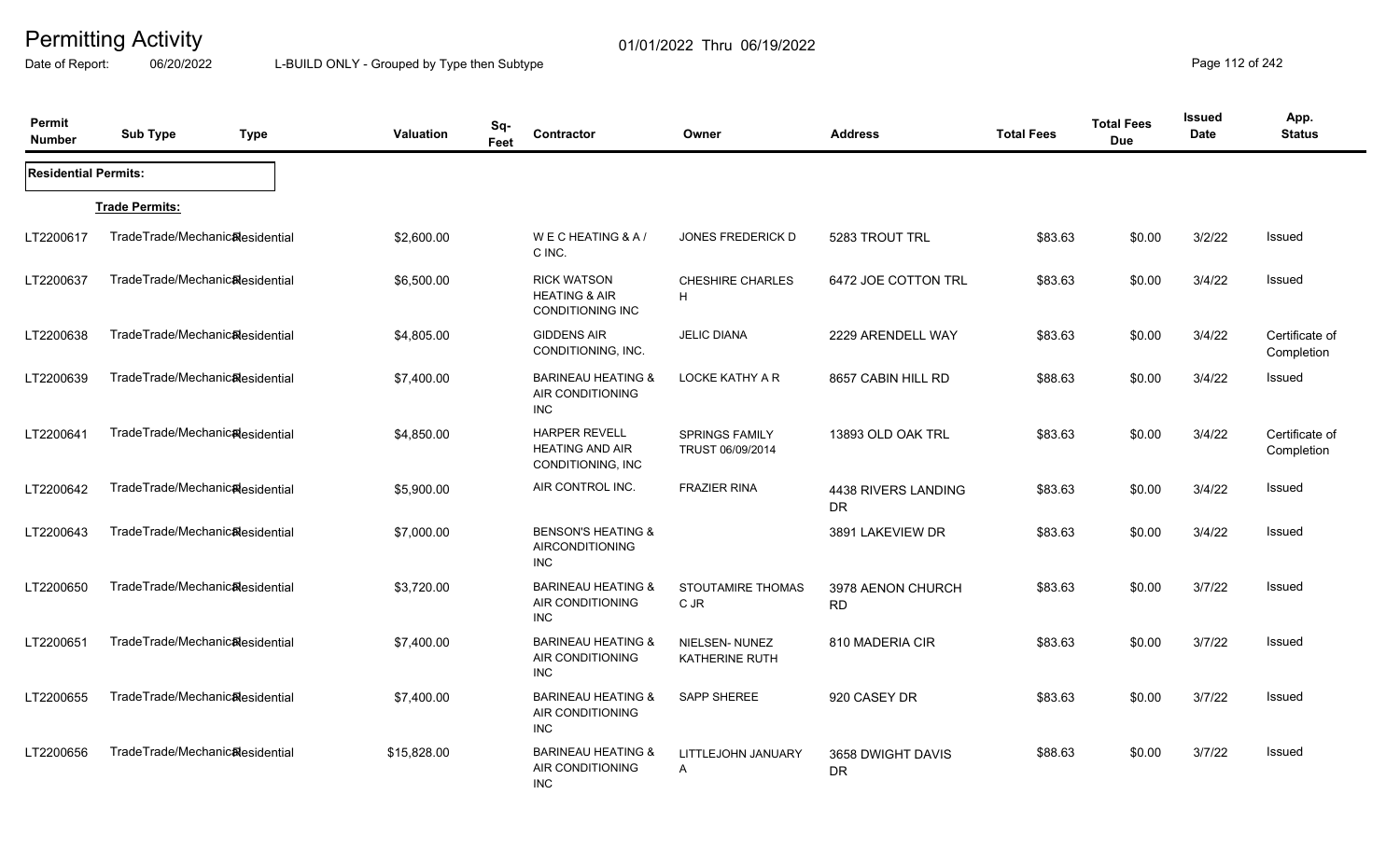# Permitting Activity

01/01/2022 Thru 06/19/2022

Date of Report: 06/20/2022 L-BUILD ONLY - Grouped by Type then Subtype

| Permit Number | Sub Type | Type | Valuation | Sq-Feet | Contractor | Owner | Address | Total Fees | Total Fees Due | Issued Date | App. Status |
|---|---|---|---|---|---|---|---|---|---|---|---|
| **Residential Permits:** | | | | | | | | | | | |
| **Trade Permits:** | | | | | | | | | | | |
| LT2200617 | TradeTrade/Mechanical | Residential | $2,600.00 | | W E C HEATING & A / C INC. | JONES FREDERICK D | 5283 TROUT TRL | $83.63 | $0.00 | 3/2/22 | Issued |
| LT2200637 | TradeTrade/Mechanical | Residential | $6,500.00 | | RICK WATSON HEATING & AIR CONDITIONING INC | CHESHIRE CHARLES H | 6472 JOE COTTON TRL | $83.63 | $0.00 | 3/4/22 | Issued |
| LT2200638 | TradeTrade/Mechanical | Residential | $4,805.00 | | GIDDENS AIR CONDITIONING, INC. | JELIC DIANA | 2229 ARENDELL WAY | $83.63 | $0.00 | 3/4/22 | Certificate of Completion |
| LT2200639 | TradeTrade/Mechanical | Residential | $7,400.00 | | BARINEAU HEATING & AIR CONDITIONING INC | LOCKE KATHY A R | 8657 CABIN HILL RD | $88.63 | $0.00 | 3/4/22 | Issued |
| LT2200641 | TradeTrade/Mechanical | Residential | $4,850.00 | | HARPER REVELL HEATING AND AIR CONDITIONING, INC | SPRINGS FAMILY TRUST 06/09/2014 | 13893 OLD OAK TRL | $83.63 | $0.00 | 3/4/22 | Certificate of Completion |
| LT2200642 | TradeTrade/Mechanical | Residential | $5,900.00 | | AIR CONTROL INC. | FRAZIER RINA | 4438 RIVERS LANDING DR | $83.63 | $0.00 | 3/4/22 | Issued |
| LT2200643 | TradeTrade/Mechanical | Residential | $7,000.00 | | BENSON'S HEATING & AIRCONDITIONING INC | | 3891 LAKEVIEW DR | $83.63 | $0.00 | 3/4/22 | Issued |
| LT2200650 | TradeTrade/Mechanical | Residential | $3,720.00 | | BARINEAU HEATING & AIR CONDITIONING INC | STOUTAMIRE THOMAS C JR | 3978 AENON CHURCH RD | $83.63 | $0.00 | 3/7/22 | Issued |
| LT2200651 | TradeTrade/Mechanical | Residential | $7,400.00 | | BARINEAU HEATING & AIR CONDITIONING INC | NIELSEN- NUNEZ KATHERINE RUTH | 810 MADERIA CIR | $83.63 | $0.00 | 3/7/22 | Issued |
| LT2200655 | TradeTrade/Mechanical | Residential | $7,400.00 | | BARINEAU HEATING & AIR CONDITIONING INC | SAPP SHEREE | 920 CASEY DR | $83.63 | $0.00 | 3/7/22 | Issued |
| LT2200656 | TradeTrade/Mechanical | Residential | $15,828.00 | | BARINEAU HEATING & AIR CONDITIONING INC | LITTLEJOHN JANUARY A | 3658 DWIGHT DAVIS DR | $88.63 | $0.00 | 3/7/22 | Issued |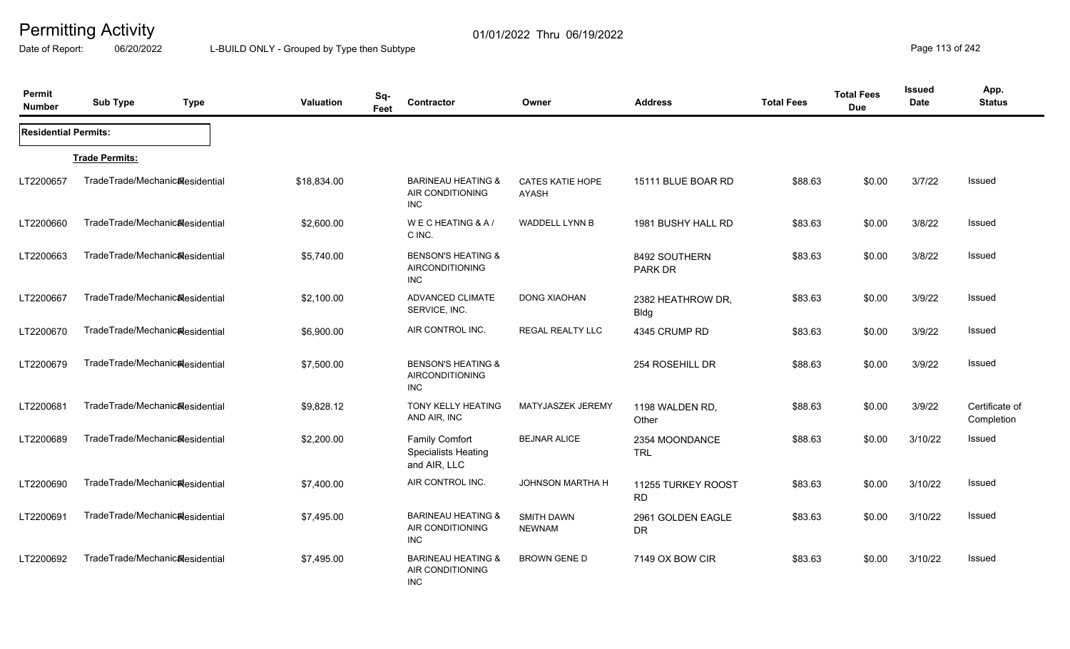# Permitting Activity

01/01/2022 Thru 06/19/2022

Date of Report: 06/20/2022 L-BUILD ONLY - Grouped by Type then Subtype

| Permit Number | Sub Type | Type | Valuation | Sq-Feet | Contractor | Owner | Address | Total Fees | Total Fees Due | Issued Date | App. Status |
|---|---|---|---|---|---|---|---|---|---|---|---|
| **Residential Permits:** | | | | | | | | | | | |
| **Trade Permits:** | | | | | | | | | | | |
| LT2200657 | TradeTrade/Mechanical | Residential | $18,834.00 | | BARINEAU HEATING & AIR CONDITIONING INC | CATES KATIE HOPE AYASH | 15111 BLUE BOAR RD | $88.63 | $0.00 | 3/7/22 | Issued |
| LT2200660 | TradeTrade/Mechanical | Residential | $2,600.00 | | W E C HEATING & A / C INC. | WADDELL LYNN B | 1981 BUSHY HALL RD | $83.63 | $0.00 | 3/8/22 | Issued |
| LT2200663 | TradeTrade/Mechanical | Residential | $5,740.00 | | BENSON'S HEATING & AIRCONDITIONING INC | | 8492 SOUTHERN PARK DR | $83.63 | $0.00 | 3/8/22 | Issued |
| LT2200667 | TradeTrade/Mechanical | Residential | $2,100.00 | | ADVANCED CLIMATE SERVICE, INC. | DONG XIAOHAN | 2382 HEATHROW DR, Bldg | $83.63 | $0.00 | 3/9/22 | Issued |
| LT2200670 | TradeTrade/Mechanical | Residential | $6,900.00 | | AIR CONTROL INC. | REGAL REALTY LLC | 4345 CRUMP RD | $83.63 | $0.00 | 3/9/22 | Issued |
| LT2200679 | TradeTrade/Mechanical | Residential | $7,500.00 | | BENSON'S HEATING & AIRCONDITIONING INC | | 254 ROSEHILL DR | $88.63 | $0.00 | 3/9/22 | Issued |
| LT2200681 | TradeTrade/Mechanical | Residential | $9,828.12 | | TONY KELLY HEATING AND AIR, INC | MATYJASZEK JEREMY | 1198 WALDEN RD, Other | $88.63 | $0.00 | 3/9/22 | Certificate of Completion |
| LT2200689 | TradeTrade/Mechanical | Residential | $2,200.00 | | Family Comfort Specialists Heating and AIR, LLC | BEJNAR ALICE | 2354 MOONDANCE TRL | $88.63 | $0.00 | 3/10/22 | Issued |
| LT2200690 | TradeTrade/Mechanical | Residential | $7,400.00 | | AIR CONTROL INC. | JOHNSON MARTHA H | 11255 TURKEY ROOST RD | $83.63 | $0.00 | 3/10/22 | Issued |
| LT2200691 | TradeTrade/Mechanical | Residential | $7,495.00 | | BARINEAU HEATING & AIR CONDITIONING INC | SMITH DAWN NEWNAM | 2961 GOLDEN EAGLE DR | $83.63 | $0.00 | 3/10/22 | Issued |
| LT2200692 | TradeTrade/Mechanical | Residential | $7,495.00 | | BARINEAU HEATING & AIR CONDITIONING INC | BROWN GENE D | 7149 OX BOW CIR | $83.63 | $0.00 | 3/10/22 | Issued |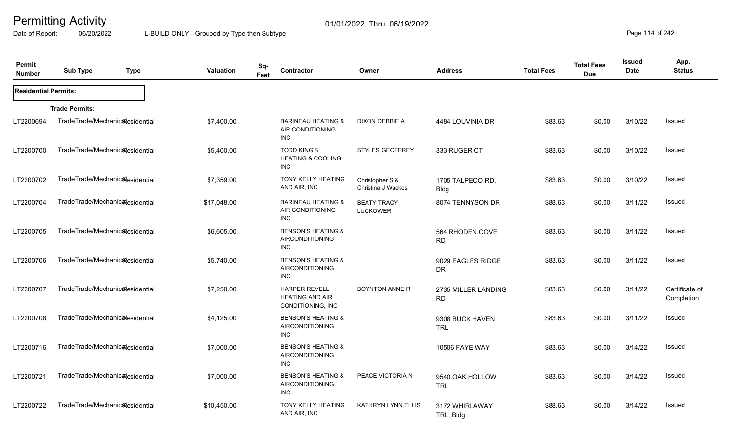# Permitting Activity

01/01/2022 Thru 06/19/2022

Date of Report: 06/20/2022 L-BUILD ONLY - Grouped by Type then Subtype

| Permit Number | Sub Type | Type | Valuation | Sq-Feet | Contractor | Owner | Address | Total Fees | Total Fees Due | Issued Date | App. Status |
|---|---|---|---|---|---|---|---|---|---|---|---|
| **Residential Permits:** | | | | | | | | | | | |
| | **Trade Permits:** | | | | | | | | | | |
| LT2200694 | TradeTrade/Mechanical | Residential | $7,400.00 | | BARINEAU HEATING & AIR CONDITIONING INC | DIXON DEBBIE A | 4484 LOUVINIA DR | $83.63 | $0.00 | 3/10/22 | Issued |
| LT2200700 | TradeTrade/Mechanical | Residential | $5,400.00 | | TODD KING'S HEATING & COOLING, INC | STYLES GEOFFREY | 333 RUGER CT | $83.63 | $0.00 | 3/10/22 | Issued |
| LT2200702 | TradeTrade/Mechanical | Residential | $7,359.00 | | TONY KELLY HEATING AND AIR, INC | Christopher S & Christina J Wackes | 1705 TALPECO RD, Bldg | $83.63 | $0.00 | 3/10/22 | Issued |
| LT2200704 | TradeTrade/Mechanical | Residential | $17,048.00 | | BARINEAU HEATING & AIR CONDITIONING INC | BEATY TRACY LUCKOWER | 8074 TENNYSON DR | $88.63 | $0.00 | 3/11/22 | Issued |
| LT2200705 | TradeTrade/Mechanical | Residential | $6,605.00 | | BENSON'S HEATING & AIRCONDITIONING INC | | 564 RHODEN COVE RD | $83.63 | $0.00 | 3/11/22 | Issued |
| LT2200706 | TradeTrade/Mechanical | Residential | $5,740.00 | | BENSON'S HEATING & AIRCONDITIONING INC | | 9029 EAGLES RIDGE DR | $83.63 | $0.00 | 3/11/22 | Issued |
| LT2200707 | TradeTrade/Mechanical | Residential | $7,250.00 | | HARPER REVELL HEATING AND AIR CONDITIONING, INC | BOYNTON ANNE R | 2735 MILLER LANDING RD | $83.63 | $0.00 | 3/11/22 | Certificate of Completion |
| LT2200708 | TradeTrade/Mechanical | Residential | $4,125.00 | | BENSON'S HEATING & AIRCONDITIONING INC | | 9308 BUCK HAVEN TRL | $83.63 | $0.00 | 3/11/22 | Issued |
| LT2200716 | TradeTrade/Mechanical | Residential | $7,000.00 | | BENSON'S HEATING & AIRCONDITIONING INC | | 10506 FAYE WAY | $83.63 | $0.00 | 3/14/22 | Issued |
| LT2200721 | TradeTrade/Mechanical | Residential | $7,000.00 | | BENSON'S HEATING & AIRCONDITIONING INC | PEACE VICTORIA N | 9540 OAK HOLLOW TRL | $83.63 | $0.00 | 3/14/22 | Issued |
| LT2200722 | TradeTrade/Mechanical | Residential | $10,450.00 | | TONY KELLY HEATING AND AIR, INC | KATHRYN LYNN ELLIS | 3172 WHIRLAWAY TRL, Bldg | $88.63 | $0.00 | 3/14/22 | Issued |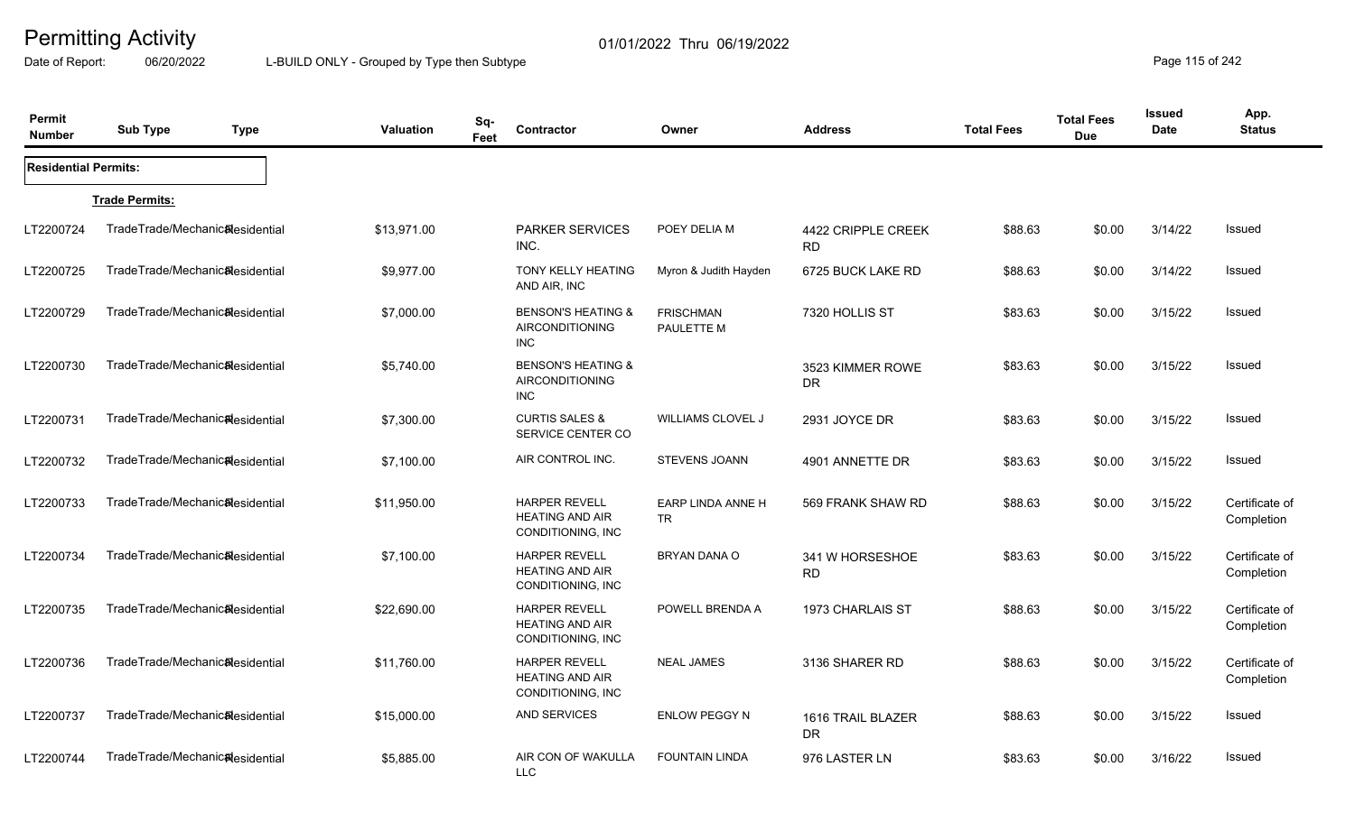# Permitting Activity

01/01/2022 Thru 06/19/2022

Date of Report: 06/20/2022

L-BUILD ONLY - Grouped by Type then Subtype

| Permit Number | Sub Type | Type | Valuation | Sq-Feet | Contractor | Owner | Address | Total Fees | Total Fees Due | Issued Date | App. Status |
|---|---|---|---|---|---|---|---|---|---|---|---|
| **Residential Permits:** | | | | | | | | | | | |
| **Trade Permits:** | | | | | | | | | | | |
| LT2200724 | TradeTrade/Mechanical | Residential | $13,971.00 | | PARKER SERVICES INC. | POEY DELIA M | 4422 CRIPPLE CREEK RD | $88.63 | $0.00 | 3/14/22 | Issued |
| LT2200725 | TradeTrade/Mechanical | Residential | $9,977.00 | | TONY KELLY HEATING AND AIR, INC | Myron & Judith Hayden | 6725 BUCK LAKE RD | $88.63 | $0.00 | 3/14/22 | Issued |
| LT2200729 | TradeTrade/Mechanical | Residential | $7,000.00 | | BENSON'S HEATING & AIRCONDITIONING INC | FRISCHMAN PAULETTE M | 7320 HOLLIS ST | $83.63 | $0.00 | 3/15/22 | Issued |
| LT2200730 | TradeTrade/Mechanical | Residential | $5,740.00 | | BENSON'S HEATING & AIRCONDITIONING INC | | 3523 KIMMER ROWE DR | $83.63 | $0.00 | 3/15/22 | Issued |
| LT2200731 | TradeTrade/Mechanical | Residential | $7,300.00 | | CURTIS SALES & SERVICE CENTER CO | WILLIAMS CLOVEL J | 2931 JOYCE DR | $83.63 | $0.00 | 3/15/22 | Issued |
| LT2200732 | TradeTrade/Mechanical | Residential | $7,100.00 | | AIR CONTROL INC. | STEVENS JOANN | 4901 ANNETTE DR | $83.63 | $0.00 | 3/15/22 | Issued |
| LT2200733 | TradeTrade/Mechanical | Residential | $11,950.00 | | HARPER REVELL HEATING AND AIR CONDITIONING, INC | EARP LINDA ANNE H TR | 569 FRANK SHAW RD | $88.63 | $0.00 | 3/15/22 | Certificate of Completion |
| LT2200734 | TradeTrade/Mechanical | Residential | $7,100.00 | | HARPER REVELL HEATING AND AIR CONDITIONING, INC | BRYAN DANA O | 341 W HORSESHOE RD | $83.63 | $0.00 | 3/15/22 | Certificate of Completion |
| LT2200735 | TradeTrade/Mechanical | Residential | $22,690.00 | | HARPER REVELL HEATING AND AIR CONDITIONING, INC | POWELL BRENDA A | 1973 CHARLAIS ST | $88.63 | $0.00 | 3/15/22 | Certificate of Completion |
| LT2200736 | TradeTrade/Mechanical | Residential | $11,760.00 | | HARPER REVELL HEATING AND AIR CONDITIONING, INC | NEAL JAMES | 3136 SHARER RD | $88.63 | $0.00 | 3/15/22 | Certificate of Completion |
| LT2200737 | TradeTrade/Mechanical | Residential | $15,000.00 | | AND SERVICES | ENLOW PEGGY N | 1616 TRAIL BLAZER DR | $88.63 | $0.00 | 3/15/22 | Issued |
| LT2200744 | TradeTrade/Mechanical | Residential | $5,885.00 | | AIR CON OF WAKULLA LLC | FOUNTAIN LINDA | 976 LASTER LN | $83.63 | $0.00 | 3/16/22 | Issued |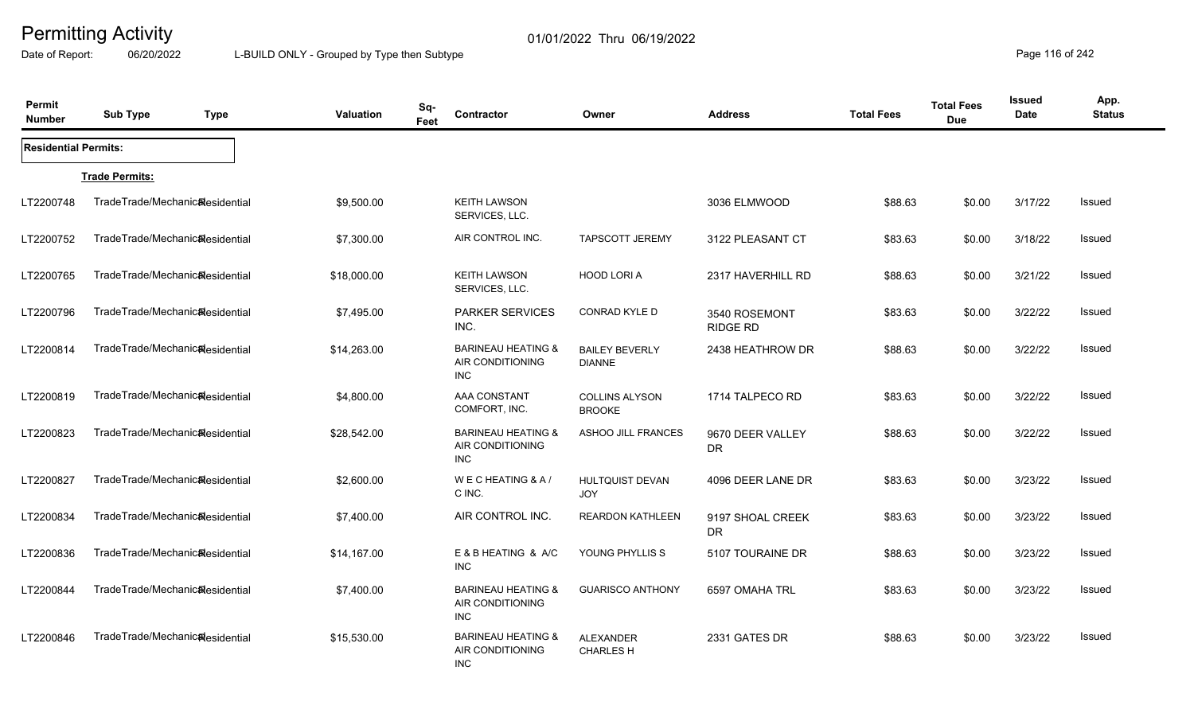# Permitting Activity

01/01/2022 Thru 06/19/2022

Date of Report: 06/20/2022 L-BUILD ONLY - Grouped by Type then Subtype

| Permit Number | Sub Type | Type | Valuation | Sq-Feet | Contractor | Owner | Address | Total Fees | Total Fees Due | Issued Date | App. Status |
|---|---|---|---|---|---|---|---|---|---|---|---|
| **Residential Permits:** | | | | | | | | | | | |
| **Trade Permits:** | | | | | | | | | | | |
| LT2200748 | TradeTrade/Mechanical | Residential | $9,500.00 | | KEITH LAWSON SERVICES, LLC. | | 3036 ELMWOOD | $88.63 | $0.00 | 3/17/22 | Issued |
| LT2200752 | TradeTrade/Mechanical | Residential | $7,300.00 | | AIR CONTROL INC. | TAPSCOTT JEREMY | 3122 PLEASANT CT | $83.63 | $0.00 | 3/18/22 | Issued |
| LT2200765 | TradeTrade/Mechanical | Residential | $18,000.00 | | KEITH LAWSON SERVICES, LLC. | HOOD LORI A | 2317 HAVERHILL RD | $88.63 | $0.00 | 3/21/22 | Issued |
| LT2200796 | TradeTrade/Mechanical | Residential | $7,495.00 | | PARKER SERVICES INC. | CONRAD KYLE D | 3540 ROSEMONT RIDGE RD | $83.63 | $0.00 | 3/22/22 | Issued |
| LT2200814 | TradeTrade/Mechanical | Residential | $14,263.00 | | BARINEAU HEATING & AIR CONDITIONING INC | BAILEY BEVERLY DIANNE | 2438 HEATHROW DR | $88.63 | $0.00 | 3/22/22 | Issued |
| LT2200819 | TradeTrade/Mechanical | Residential | $4,800.00 | | AAA CONSTANT COMFORT, INC. | COLLINS ALYSON BROOKE | 1714 TALPECO RD | $83.63 | $0.00 | 3/22/22 | Issued |
| LT2200823 | TradeTrade/Mechanical | Residential | $28,542.00 | | BARINEAU HEATING & AIR CONDITIONING INC | ASHOO JILL FRANCES | 9670 DEER VALLEY DR | $88.63 | $0.00 | 3/22/22 | Issued |
| LT2200827 | TradeTrade/Mechanical | Residential | $2,600.00 | | W E C HEATING & A / C INC. | HULTQUIST DEVAN JOY | 4096 DEER LANE DR | $83.63 | $0.00 | 3/23/22 | Issued |
| LT2200834 | TradeTrade/Mechanical | Residential | $7,400.00 | | AIR CONTROL INC. | REARDON KATHLEEN | 9197 SHOAL CREEK DR | $83.63 | $0.00 | 3/23/22 | Issued |
| LT2200836 | TradeTrade/Mechanical | Residential | $14,167.00 | | E & B HEATING & A/C INC | YOUNG PHYLLIS S | 5107 TOURAINE DR | $88.63 | $0.00 | 3/23/22 | Issued |
| LT2200844 | TradeTrade/Mechanical | Residential | $7,400.00 | | BARINEAU HEATING & AIR CONDITIONING INC | GUARISCO ANTHONY | 6597 OMAHA TRL | $83.63 | $0.00 | 3/23/22 | Issued |
| LT2200846 | TradeTrade/Mechanical | Residential | $15,530.00 | | BARINEAU HEATING & AIR CONDITIONING INC | ALEXANDER CHARLES H | 2331 GATES DR | $88.63 | $0.00 | 3/23/22 | Issued |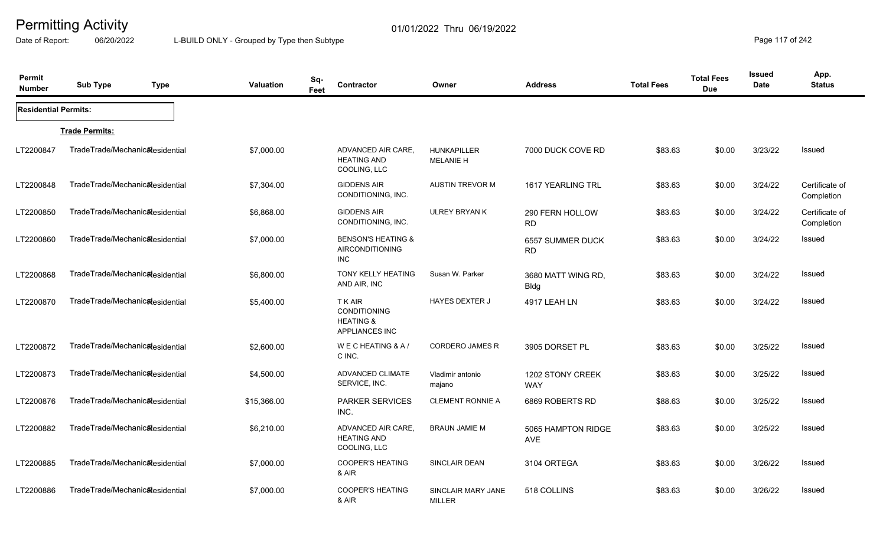# Permitting Activity

Date of Report: 06/20/2022 — L-BUILD ONLY - Grouped by Type then Subtype — 01/01/2022 Thru 06/19/2022

| Permit Number | Sub Type | Type | Valuation | Sq-Feet | Contractor | Owner | Address | Total Fees | Total Fees Due | Issued Date | App. Status |
|---|---|---|---|---|---|---|---|---|---|---|---|
| **Residential Permits:** | | | | | | | | | | | |
| **Trade Permits:** | | | | | | | | | | | |
| LT2200847 | TradeTrade/Mechanical | Residential | $7,000.00 | | ADVANCED AIR CARE, HEATING AND COOLING, LLC | HUNKAPILLER MELANIE H | 7000 DUCK COVE RD | $83.63 | $0.00 | 3/23/22 | Issued |
| LT2200848 | TradeTrade/Mechanical | Residential | $7,304.00 | | GIDDENS AIR CONDITIONING, INC. | AUSTIN TREVOR M | 1617 YEARLING TRL | $83.63 | $0.00 | 3/24/22 | Certificate of Completion |
| LT2200850 | TradeTrade/Mechanical | Residential | $6,868.00 | | GIDDENS AIR CONDITIONING, INC. | ULREY BRYAN K | 290 FERN HOLLOW RD | $83.63 | $0.00 | 3/24/22 | Certificate of Completion |
| LT2200860 | TradeTrade/Mechanical | Residential | $7,000.00 | | BENSON'S HEATING & AIRCONDITIONING INC | | 6557 SUMMER DUCK RD | $83.63 | $0.00 | 3/24/22 | Issued |
| LT2200868 | TradeTrade/Mechanical | Residential | $6,800.00 | | TONY KELLY HEATING AND AIR, INC | Susan W. Parker | 3680 MATT WING RD, Bldg | $83.63 | $0.00 | 3/24/22 | Issued |
| LT2200870 | TradeTrade/Mechanical | Residential | $5,400.00 | | T K AIR CONDITIONING HEATING & APPLIANCES INC | HAYES DEXTER J | 4917 LEAH LN | $83.63 | $0.00 | 3/24/22 | Issued |
| LT2200872 | TradeTrade/Mechanical | Residential | $2,600.00 | | W E C HEATING & A / C INC. | CORDERO JAMES R | 3905 DORSET PL | $83.63 | $0.00 | 3/25/22 | Issued |
| LT2200873 | TradeTrade/Mechanical | Residential | $4,500.00 | | ADVANCED CLIMATE SERVICE, INC. | Vladimir antonio majano | 1202 STONY CREEK WAY | $83.63 | $0.00 | 3/25/22 | Issued |
| LT2200876 | TradeTrade/Mechanical | Residential | $15,366.00 | | PARKER SERVICES INC. | CLEMENT RONNIE A | 6869 ROBERTS RD | $88.63 | $0.00 | 3/25/22 | Issued |
| LT2200882 | TradeTrade/Mechanical | Residential | $6,210.00 | | ADVANCED AIR CARE, HEATING AND COOLING, LLC | BRAUN JAMIE M | 5065 HAMPTON RIDGE AVE | $83.63 | $0.00 | 3/25/22 | Issued |
| LT2200885 | TradeTrade/Mechanical | Residential | $7,000.00 | | COOPER'S HEATING & AIR | SINCLAIR DEAN | 3104 ORTEGA | $83.63 | $0.00 | 3/26/22 | Issued |
| LT2200886 | TradeTrade/Mechanical | Residential | $7,000.00 | | COOPER'S HEATING & AIR | SINCLAIR MARY JANE MILLER | 518 COLLINS | $83.63 | $0.00 | 3/26/22 | Issued |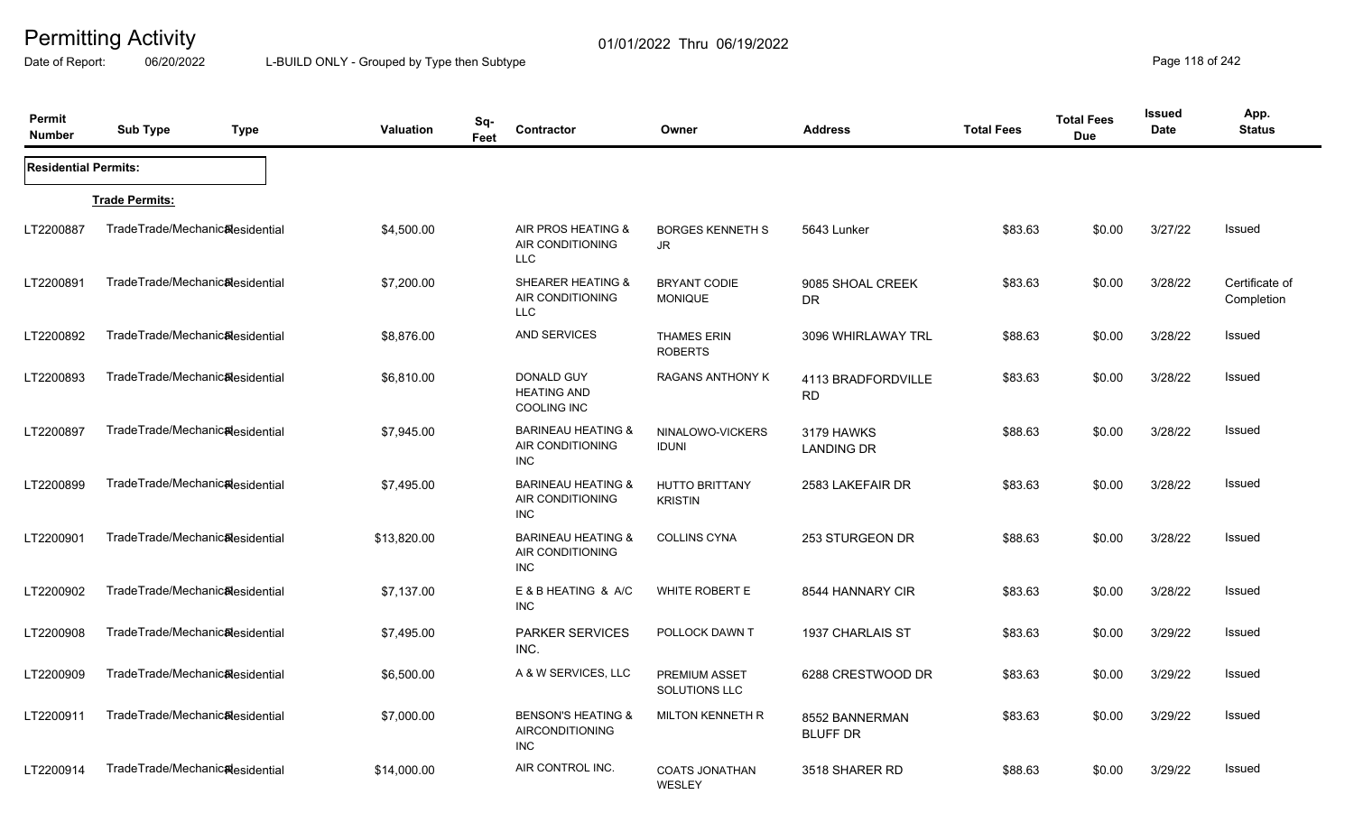# Permitting Activity

01/01/2022 Thru 06/19/2022

Date of Report: 06/20/2022 L-BUILD ONLY - Grouped by Type then Subtype

| Permit Number | Sub Type | Type | Valuation | Sq-Feet | Contractor | Owner | Address | Total Fees | Total Fees Due | Issued Date | App. Status |
|---|---|---|---|---|---|---|---|---|---|---|---|
| **Residential Permits:** | | | | | | | | | | | |
| **Trade Permits:** | | | | | | | | | | | |
| LT2200887 | TradeTrade/Mechanical | Residential | $4,500.00 | | AIR PROS HEATING & AIR CONDITIONING LLC | BORGES KENNETH S JR | 5643 Lunker | $83.63 | $0.00 | 3/27/22 | Issued |
| LT2200891 | TradeTrade/Mechanical | Residential | $7,200.00 | | SHEARER HEATING & AIR CONDITIONING LLC | BRYANT CODIE MONIQUE | 9085 SHOAL CREEK DR | $83.63 | $0.00 | 3/28/22 | Certificate of Completion |
| LT2200892 | TradeTrade/Mechanical | Residential | $8,876.00 | | AND SERVICES | THAMES ERIN ROBERTS | 3096 WHIRLAWAY TRL | $88.63 | $0.00 | 3/28/22 | Issued |
| LT2200893 | TradeTrade/Mechanical | Residential | $6,810.00 | | DONALD GUY HEATING AND COOLING INC | RAGANS ANTHONY K | 4113 BRADFORDVILLE RD | $83.63 | $0.00 | 3/28/22 | Issued |
| LT2200897 | TradeTrade/Mechanical | Residential | $7,945.00 | | BARINEAU HEATING & AIR CONDITIONING INC | NINALOWO-VICKERS IDUNI | 3179 HAWKS LANDING DR | $88.63 | $0.00 | 3/28/22 | Issued |
| LT2200899 | TradeTrade/Mechanical | Residential | $7,495.00 | | BARINEAU HEATING & AIR CONDITIONING INC | HUTTO BRITTANY KRISTIN | 2583 LAKEFAIR DR | $83.63 | $0.00 | 3/28/22 | Issued |
| LT2200901 | TradeTrade/Mechanical | Residential | $13,820.00 | | BARINEAU HEATING & AIR CONDITIONING INC | COLLINS CYNA | 253 STURGEON DR | $88.63 | $0.00 | 3/28/22 | Issued |
| LT2200902 | TradeTrade/Mechanical | Residential | $7,137.00 | | E & B HEATING & A/C INC | WHITE ROBERT E | 8544 HANNARY CIR | $83.63 | $0.00 | 3/28/22 | Issued |
| LT2200908 | TradeTrade/Mechanical | Residential | $7,495.00 | | PARKER SERVICES INC. | POLLOCK DAWN T | 1937 CHARLAIS ST | $83.63 | $0.00 | 3/29/22 | Issued |
| LT2200909 | TradeTrade/Mechanical | Residential | $6,500.00 | | A & W SERVICES, LLC | PREMIUM ASSET SOLUTIONS LLC | 6288 CRESTWOOD DR | $83.63 | $0.00 | 3/29/22 | Issued |
| LT2200911 | TradeTrade/Mechanical | Residential | $7,000.00 | | BENSON'S HEATING & AIRCONDITIONING INC | MILTON KENNETH R | 8552 BANNERMAN BLUFF DR | $83.63 | $0.00 | 3/29/22 | Issued |
| LT2200914 | TradeTrade/Mechanical | Residential | $14,000.00 | | AIR CONTROL INC. | COATS JONATHAN WESLEY | 3518 SHARER RD | $88.63 | $0.00 | 3/29/22 | Issued |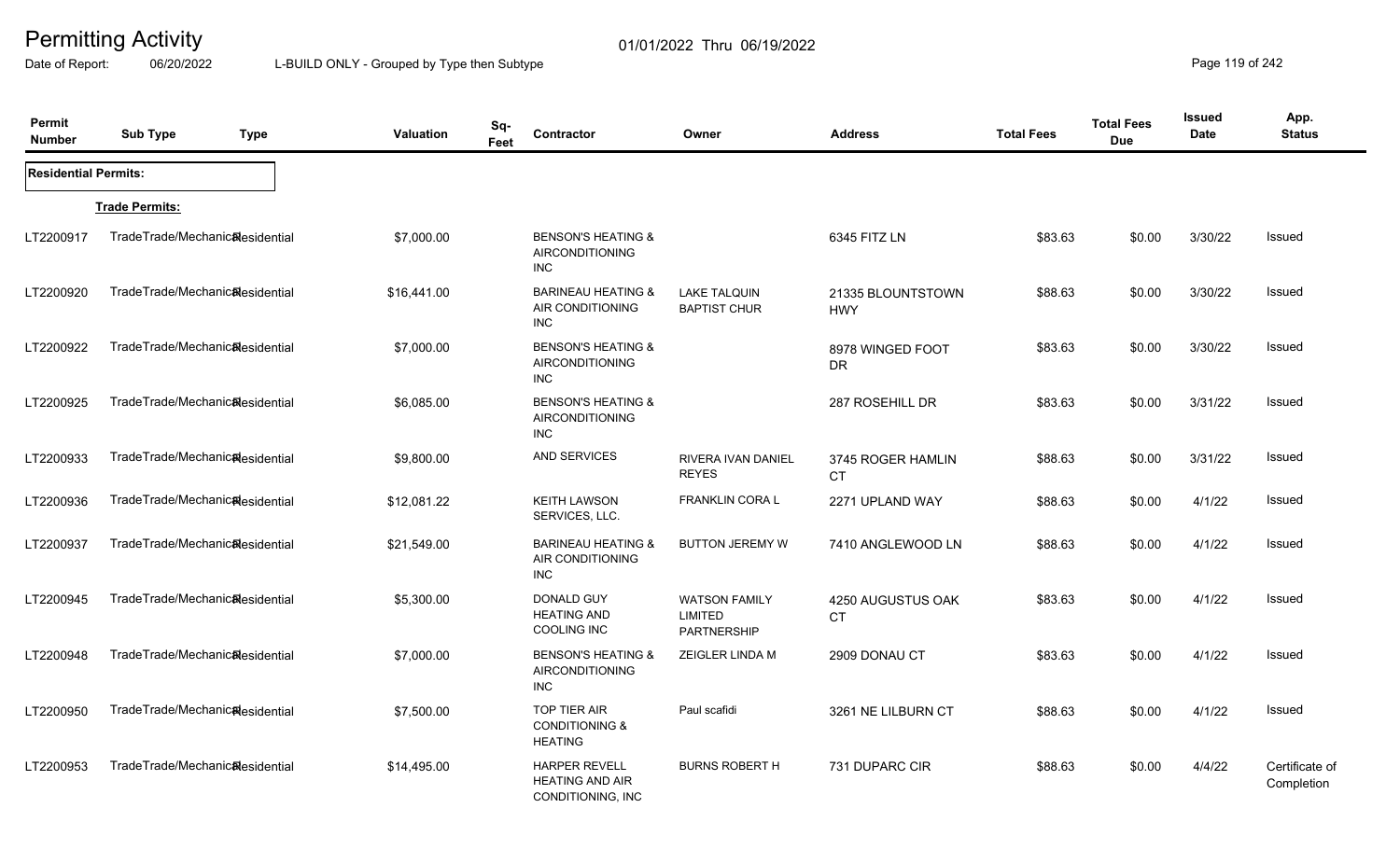# Permitting Activity

01/01/2022 Thru 06/19/2022

Date of Report: 06/20/2022 L-BUILD ONLY - Grouped by Type then Subtype

| Permit Number | Sub Type | Type | Valuation | Sq-Feet | Contractor | Owner | Address | Total Fees | Total Fees Due | Issued Date | App. Status |
|---|---|---|---|---|---|---|---|---|---|---|---|
| **Residential Permits:** | | | | | | | | | | | |
| | **Trade Permits:** | | | | | | | | | | |
| LT2200917 | TradeTrade/Mechanical | Residential | $7,000.00 | | BENSON'S HEATING & AIRCONDITIONING INC | | 6345 FITZ LN | $83.63 | $0.00 | 3/30/22 | Issued |
| LT2200920 | TradeTrade/Mechanical | Residential | $16,441.00 | | BARINEAU HEATING & AIR CONDITIONING INC | LAKE TALQUIN BAPTIST CHUR | 21335 BLOUNTSTOWN HWY | $88.63 | $0.00 | 3/30/22 | Issued |
| LT2200922 | TradeTrade/Mechanical | Residential | $7,000.00 | | BENSON'S HEATING & AIRCONDITIONING INC | | 8978 WINGED FOOT DR | $83.63 | $0.00 | 3/30/22 | Issued |
| LT2200925 | TradeTrade/Mechanical | Residential | $6,085.00 | | BENSON'S HEATING & AIRCONDITIONING INC | | 287 ROSEHILL DR | $83.63 | $0.00 | 3/31/22 | Issued |
| LT2200933 | TradeTrade/Mechanical | Residential | $9,800.00 | | AND SERVICES | RIVERA IVAN DANIEL REYES | 3745 ROGER HAMLIN CT | $88.63 | $0.00 | 3/31/22 | Issued |
| LT2200936 | TradeTrade/Mechanical | Residential | $12,081.22 | | KEITH LAWSON SERVICES, LLC. | FRANKLIN CORA L | 2271 UPLAND WAY | $88.63 | $0.00 | 4/1/22 | Issued |
| LT2200937 | TradeTrade/Mechanical | Residential | $21,549.00 | | BARINEAU HEATING & AIR CONDITIONING INC | BUTTON JEREMY W | 7410 ANGLEWOOD LN | $88.63 | $0.00 | 4/1/22 | Issued |
| LT2200945 | TradeTrade/Mechanical | Residential | $5,300.00 | | DONALD GUY HEATING AND COOLING INC | WATSON FAMILY LIMITED PARTNERSHIP | 4250 AUGUSTUS OAK CT | $83.63 | $0.00 | 4/1/22 | Issued |
| LT2200948 | TradeTrade/Mechanical | Residential | $7,000.00 | | BENSON'S HEATING & AIRCONDITIONING INC | ZEIGLER LINDA M | 2909 DONAU CT | $83.63 | $0.00 | 4/1/22 | Issued |
| LT2200950 | TradeTrade/Mechanical | Residential | $7,500.00 | | TOP TIER AIR CONDITIONING & HEATING | Paul scafidi | 3261 NE LILBURN CT | $88.63 | $0.00 | 4/1/22 | Issued |
| LT2200953 | TradeTrade/Mechanical | Residential | $14,495.00 | | HARPER REVELL HEATING AND AIR CONDITIONING, INC | BURNS ROBERT H | 731 DUPARC CIR | $88.63 | $0.00 | 4/4/22 | Certificate of Completion |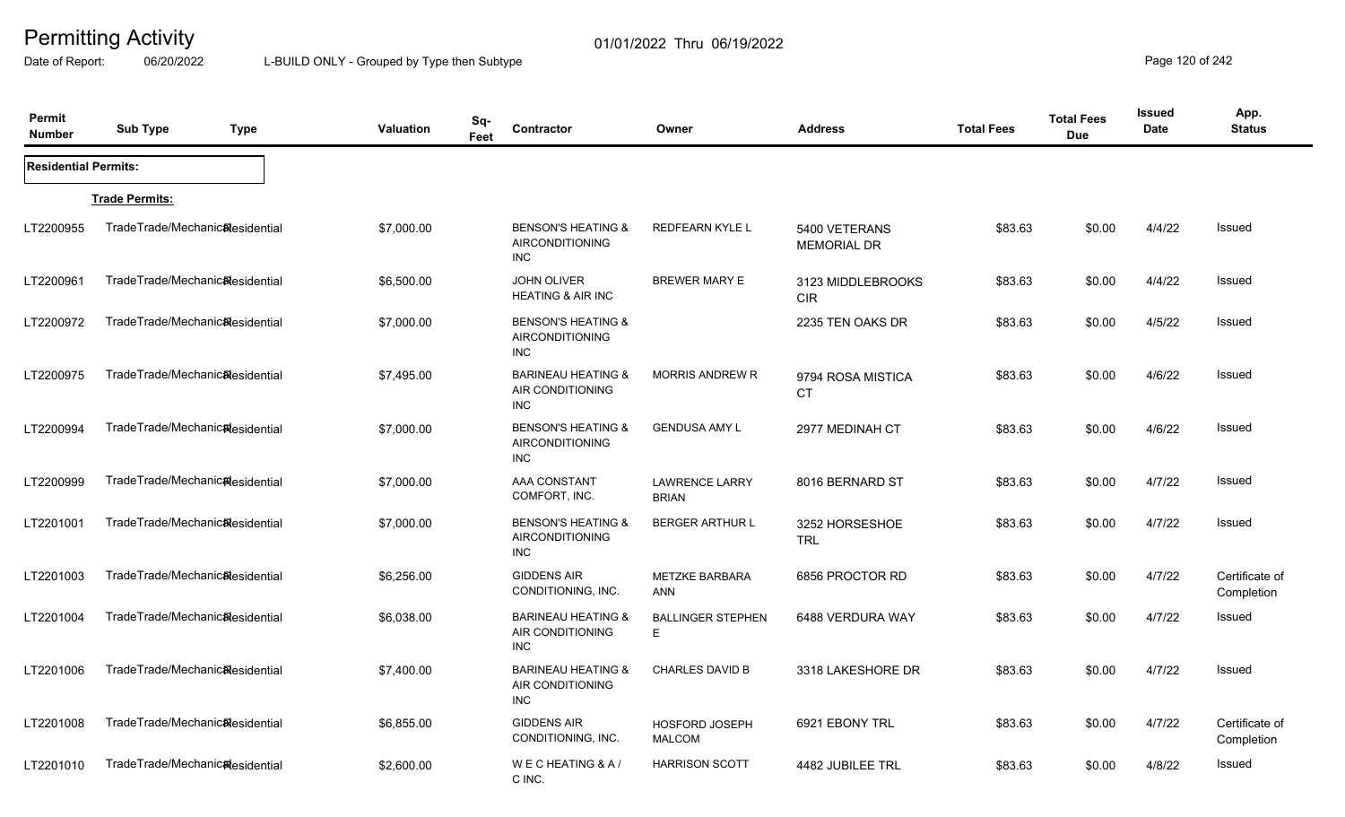# Permitting Activity

01/01/2022 Thru 06/19/2022

Date of Report: 06/20/2022 L-BUILD ONLY - Grouped by Type then Subtype

| Permit Number | Sub Type | Type | Valuation | Sq-Feet | Contractor | Owner | Address | Total Fees | Total Fees Due | Issued Date | App. Status |
|---|---|---|---|---|---|---|---|---|---|---|---|
| **Residential Permits:** | | | | | | | | | | | |
| **Trade Permits:** | | | | | | | | | | | |
| LT2200955 | TradeTrade/Mechanical | Residential | $7,000.00 | | BENSON'S HEATING & AIRCONDITIONING INC | REDFEARN KYLE L | 5400 VETERANS MEMORIAL DR | $83.63 | $0.00 | 4/4/22 | Issued |
| LT2200961 | TradeTrade/Mechanical | Residential | $6,500.00 | | JOHN OLIVER HEATING & AIR INC | BREWER MARY E | 3123 MIDDLEBROOKS CIR | $83.63 | $0.00 | 4/4/22 | Issued |
| LT2200972 | TradeTrade/Mechanical | Residential | $7,000.00 | | BENSON'S HEATING & AIRCONDITIONING INC | | 2235 TEN OAKS DR | $83.63 | $0.00 | 4/5/22 | Issued |
| LT2200975 | TradeTrade/Mechanical | Residential | $7,495.00 | | BARINEAU HEATING & AIR CONDITIONING INC | MORRIS ANDREW R | 9794 ROSA MISTICA CT | $83.63 | $0.00 | 4/6/22 | Issued |
| LT2200994 | TradeTrade/Mechanical | Residential | $7,000.00 | | BENSON'S HEATING & AIRCONDITIONING INC | GENDUSA AMY L | 2977 MEDINAH CT | $83.63 | $0.00 | 4/6/22 | Issued |
| LT2200999 | TradeTrade/Mechanical | Residential | $7,000.00 | | AAA CONSTANT COMFORT, INC. | LAWRENCE LARRY BRIAN | 8016 BERNARD ST | $83.63 | $0.00 | 4/7/22 | Issued |
| LT2201001 | TradeTrade/Mechanical | Residential | $7,000.00 | | BENSON'S HEATING & AIRCONDITIONING INC | BERGER ARTHUR L | 3252 HORSESHOE TRL | $83.63 | $0.00 | 4/7/22 | Issued |
| LT2201003 | TradeTrade/Mechanical | Residential | $6,256.00 | | GIDDENS AIR CONDITIONING, INC. | METZKE BARBARA ANN | 6856 PROCTOR RD | $83.63 | $0.00 | 4/7/22 | Certificate of Completion |
| LT2201004 | TradeTrade/Mechanical | Residential | $6,038.00 | | BARINEAU HEATING & AIR CONDITIONING INC | BALLINGER STEPHEN E | 6488 VERDURA WAY | $83.63 | $0.00 | 4/7/22 | Issued |
| LT2201006 | TradeTrade/Mechanical | Residential | $7,400.00 | | BARINEAU HEATING & AIR CONDITIONING INC | CHARLES DAVID B | 3318 LAKESHORE DR | $83.63 | $0.00 | 4/7/22 | Issued |
| LT2201008 | TradeTrade/Mechanical | Residential | $6,855.00 | | GIDDENS AIR CONDITIONING, INC. | HOSFORD JOSEPH MALCOM | 6921 EBONY TRL | $83.63 | $0.00 | 4/7/22 | Certificate of Completion |
| LT2201010 | TradeTrade/Mechanical | Residential | $2,600.00 | | W E C HEATING & A / C INC. | HARRISON SCOTT | 4482 JUBILEE TRL | $83.63 | $0.00 | 4/8/22 | Issued |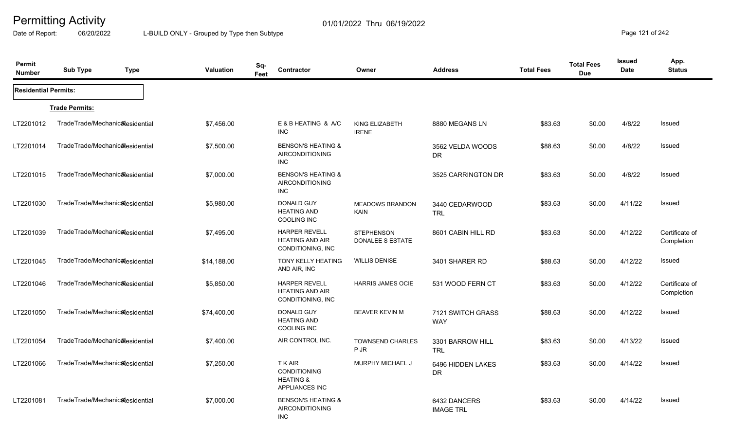# Permitting Activity

01/01/2022 Thru 06/19/2022

Date of Report: 06/20/2022 L-BUILD ONLY - Grouped by Type then Subtype

| Permit Number | Sub Type | Type | Valuation | Sq-Feet | Contractor | Owner | Address | Total Fees | Total Fees Due | Issued Date | App. Status |
|---|---|---|---|---|---|---|---|---|---|---|---|
| **Residential Permits:** | | | | | | | | | | | |
| **Trade Permits:** | | | | | | | | | | | |
| LT2201012 | TradeTrade/Mechanical | Residential | $7,456.00 | | E & B HEATING & A/C INC | KING ELIZABETH IRENE | 8880 MEGANS LN | $83.63 | $0.00 | 4/8/22 | Issued |
| LT2201014 | TradeTrade/Mechanical | Residential | $7,500.00 | | BENSON'S HEATING & AIRCONDITIONING INC | | 3562 VELDA WOODS DR | $88.63 | $0.00 | 4/8/22 | Issued |
| LT2201015 | TradeTrade/Mechanical | Residential | $7,000.00 | | BENSON'S HEATING & AIRCONDITIONING INC | | 3525 CARRINGTON DR | $83.63 | $0.00 | 4/8/22 | Issued |
| LT2201030 | TradeTrade/Mechanical | Residential | $5,980.00 | | DONALD GUY HEATING AND COOLING INC | MEADOWS BRANDON KAIN | 3440 CEDARWOOD TRL | $83.63 | $0.00 | 4/11/22 | Issued |
| LT2201039 | TradeTrade/Mechanical | Residential | $7,495.00 | | HARPER REVELL HEATING AND AIR CONDITIONING, INC | STEPHENSON DONALEE S ESTATE | 8601 CABIN HILL RD | $83.63 | $0.00 | 4/12/22 | Certificate of Completion |
| LT2201045 | TradeTrade/Mechanical | Residential | $14,188.00 | | TONY KELLY HEATING AND AIR, INC | WILLIS DENISE | 3401 SHARER RD | $88.63 | $0.00 | 4/12/22 | Issued |
| LT2201046 | TradeTrade/Mechanical | Residential | $5,850.00 | | HARPER REVELL HEATING AND AIR CONDITIONING, INC | HARRIS JAMES OCIE | 531 WOOD FERN CT | $83.63 | $0.00 | 4/12/22 | Certificate of Completion |
| LT2201050 | TradeTrade/Mechanical | Residential | $74,400.00 | | DONALD GUY HEATING AND COOLING INC | BEAVER KEVIN M | 7121 SWITCH GRASS WAY | $88.63 | $0.00 | 4/12/22 | Issued |
| LT2201054 | TradeTrade/Mechanical | Residential | $7,400.00 | | AIR CONTROL INC. | TOWNSEND CHARLES P JR | 3301 BARROW HILL TRL | $83.63 | $0.00 | 4/13/22 | Issued |
| LT2201066 | TradeTrade/Mechanical | Residential | $7,250.00 | | T K AIR CONDITIONING HEATING & APPLIANCES INC | MURPHY MICHAEL J | 6496 HIDDEN LAKES DR | $83.63 | $0.00 | 4/14/22 | Issued |
| LT2201081 | TradeTrade/Mechanical | Residential | $7,000.00 | | BENSON'S HEATING & AIRCONDITIONING INC | | 6432 DANCERS IMAGE TRL | $83.63 | $0.00 | 4/14/22 | Issued |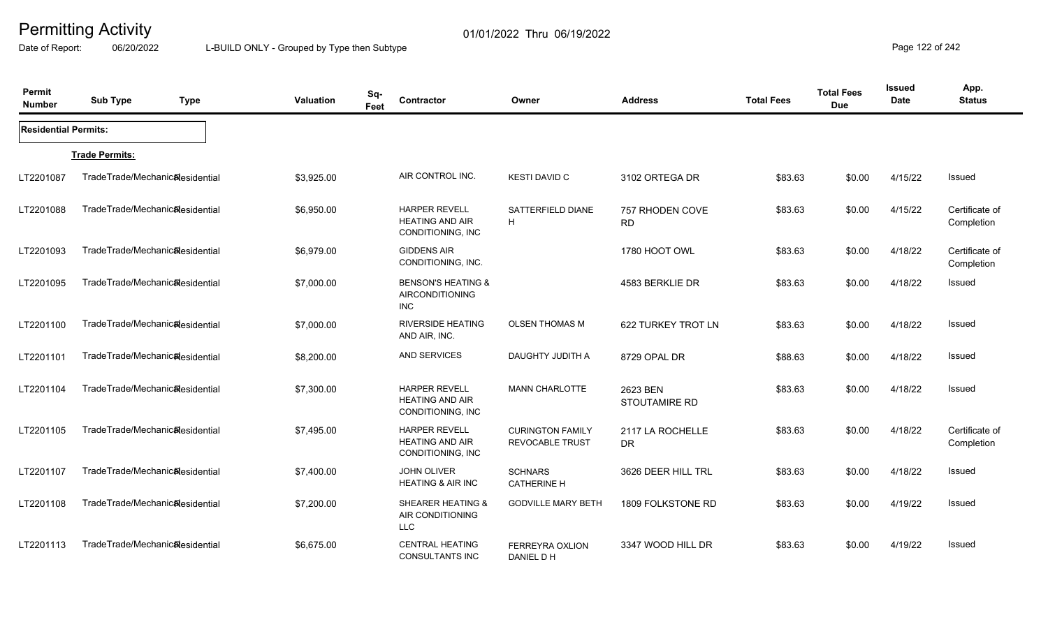# Permitting Activity

Date of Report: 06/20/2022

01/01/2022 Thru 06/19/2022

L-BUILD ONLY - Grouped by Type then Subtype

| Permit Number | Sub Type | Type | Valuation | Sq-Feet | Contractor | Owner | Address | Total Fees | Total Fees Due | Issued Date | App. Status |
|---|---|---|---|---|---|---|---|---|---|---|---|
| **Residential Permits:** | | | | | | | | | | | |
| | **Trade Permits:** | | | | | | | | | | |
| LT2201087 | TradeTrade/Mechanical | Residential | $3,925.00 | | AIR CONTROL INC. | KESTI DAVID C | 3102 ORTEGA DR | $83.63 | $0.00 | 4/15/22 | Issued |
| LT2201088 | TradeTrade/Mechanical | Residential | $6,950.00 | | HARPER REVELL HEATING AND AIR CONDITIONING, INC | SATTERFIELD DIANE H | 757 RHODEN COVE RD | $83.63 | $0.00 | 4/15/22 | Certificate of Completion |
| LT2201093 | TradeTrade/Mechanical | Residential | $6,979.00 | | GIDDENS AIR CONDITIONING, INC. | | 1780 HOOT OWL | $83.63 | $0.00 | 4/18/22 | Certificate of Completion |
| LT2201095 | TradeTrade/Mechanical | Residential | $7,000.00 | | BENSON'S HEATING & AIRCONDITIONING INC | | 4583 BERKLIE DR | $83.63 | $0.00 | 4/18/22 | Issued |
| LT2201100 | TradeTrade/Mechanical | Residential | $7,000.00 | | RIVERSIDE HEATING AND AIR, INC. | OLSEN THOMAS M | 622 TURKEY TROT LN | $83.63 | $0.00 | 4/18/22 | Issued |
| LT2201101 | TradeTrade/Mechanical | Residential | $8,200.00 | | AND SERVICES | DAUGHTY JUDITH A | 8729 OPAL DR | $88.63 | $0.00 | 4/18/22 | Issued |
| LT2201104 | TradeTrade/Mechanical | Residential | $7,300.00 | | HARPER REVELL HEATING AND AIR CONDITIONING, INC | MANN CHARLOTTE | 2623 BEN STOUTAMIRE RD | $83.63 | $0.00 | 4/18/22 | Issued |
| LT2201105 | TradeTrade/Mechanical | Residential | $7,495.00 | | HARPER REVELL HEATING AND AIR CONDITIONING, INC | CURINGTON FAMILY REVOCABLE TRUST | 2117 LA ROCHELLE DR | $83.63 | $0.00 | 4/18/22 | Certificate of Completion |
| LT2201107 | TradeTrade/Mechanical | Residential | $7,400.00 | | JOHN OLIVER HEATING & AIR INC | SCHNARS CATHERINE H | 3626 DEER HILL TRL | $83.63 | $0.00 | 4/18/22 | Issued |
| LT2201108 | TradeTrade/Mechanical | Residential | $7,200.00 | | SHEARER HEATING & AIR CONDITIONING LLC | GODVILLE MARY BETH | 1809 FOLKSTONE RD | $83.63 | $0.00 | 4/19/22 | Issued |
| LT2201113 | TradeTrade/Mechanical | Residential | $6,675.00 | | CENTRAL HEATING CONSULTANTS INC | FERREYRA OXLION DANIEL D H | 3347 WOOD HILL DR | $83.63 | $0.00 | 4/19/22 | Issued |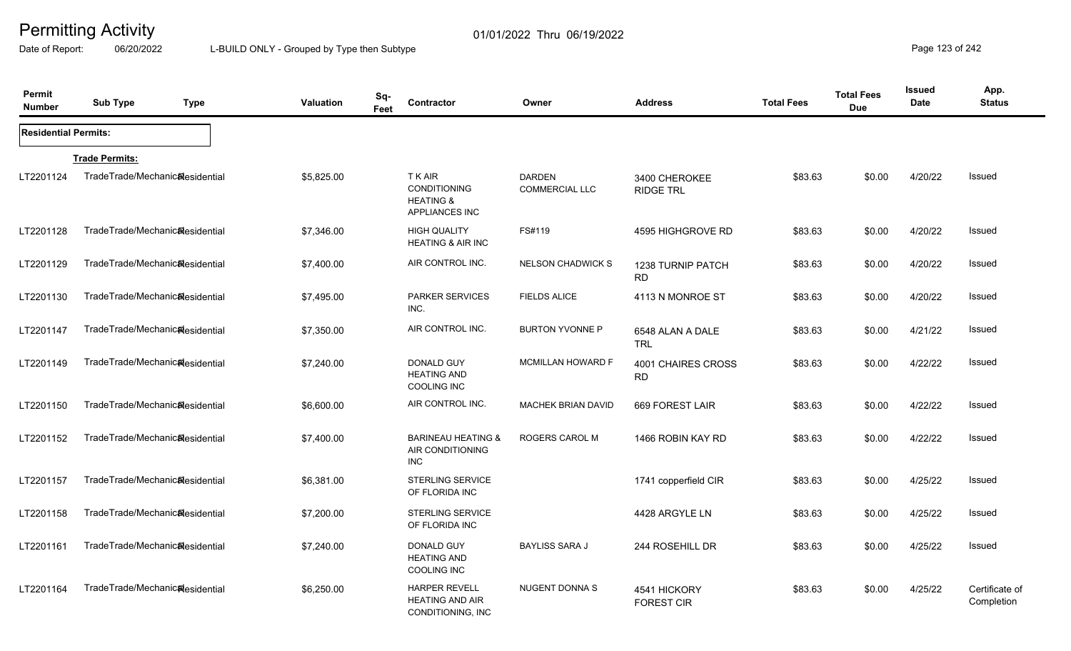# Permitting Activity

Date of Report: 06/20/2022

01/01/2022 Thru 06/19/2022

L-BUILD ONLY - Grouped by Type then Subtype

| Permit Number | Sub Type | Type | Valuation | Sq-Feet | Contractor | Owner | Address | Total Fees | Total Fees Due | Issued Date | App. Status |
|---|---|---|---|---|---|---|---|---|---|---|---|
| **Residential Permits:** | | | | | | | | | | | |
| | **Trade Permits:** | | | | | | | | | | |
| LT2201124 | TradeTrade/Mechanical | Residential | $5,825.00 | | T K AIR CONDITIONING HEATING & APPLIANCES INC | DARDEN COMMERCIAL LLC | 3400 CHEROKEE RIDGE TRL | $83.63 | $0.00 | 4/20/22 | Issued |
| LT2201128 | TradeTrade/Mechanical | Residential | $7,346.00 | | HIGH QUALITY HEATING & AIR INC | FS#119 | 4595 HIGHGROVE RD | $83.63 | $0.00 | 4/20/22 | Issued |
| LT2201129 | TradeTrade/Mechanical | Residential | $7,400.00 | | AIR CONTROL INC. | NELSON CHADWICK S | 1238 TURNIP PATCH RD | $83.63 | $0.00 | 4/20/22 | Issued |
| LT2201130 | TradeTrade/Mechanical | Residential | $7,495.00 | | PARKER SERVICES INC. | FIELDS ALICE | 4113 N MONROE ST | $83.63 | $0.00 | 4/20/22 | Issued |
| LT2201147 | TradeTrade/Mechanical | Residential | $7,350.00 | | AIR CONTROL INC. | BURTON YVONNE P | 6548 ALAN A DALE TRL | $83.63 | $0.00 | 4/21/22 | Issued |
| LT2201149 | TradeTrade/Mechanical | Residential | $7,240.00 | | DONALD GUY HEATING AND COOLING INC | MCMILLAN HOWARD F | 4001 CHAIRES CROSS RD | $83.63 | $0.00 | 4/22/22 | Issued |
| LT2201150 | TradeTrade/Mechanical | Residential | $6,600.00 | | AIR CONTROL INC. | MACHEK BRIAN DAVID | 669 FOREST LAIR | $83.63 | $0.00 | 4/22/22 | Issued |
| LT2201152 | TradeTrade/Mechanical | Residential | $7,400.00 | | BARINEAU HEATING & AIR CONDITIONING INC | ROGERS CAROL M | 1466 ROBIN KAY RD | $83.63 | $0.00 | 4/22/22 | Issued |
| LT2201157 | TradeTrade/Mechanical | Residential | $6,381.00 | | STERLING SERVICE OF FLORIDA INC | | 1741 copperfield CIR | $83.63 | $0.00 | 4/25/22 | Issued |
| LT2201158 | TradeTrade/Mechanical | Residential | $7,200.00 | | STERLING SERVICE OF FLORIDA INC | | 4428 ARGYLE LN | $83.63 | $0.00 | 4/25/22 | Issued |
| LT2201161 | TradeTrade/Mechanical | Residential | $7,240.00 | | DONALD GUY HEATING AND COOLING INC | BAYLISS SARA J | 244 ROSEHILL DR | $83.63 | $0.00 | 4/25/22 | Issued |
| LT2201164 | TradeTrade/Mechanical | Residential | $6,250.00 | | HARPER REVELL HEATING AND AIR CONDITIONING, INC | NUGENT DONNA S | 4541 HICKORY FOREST CIR | $83.63 | $0.00 | 4/25/22 | Certificate of Completion |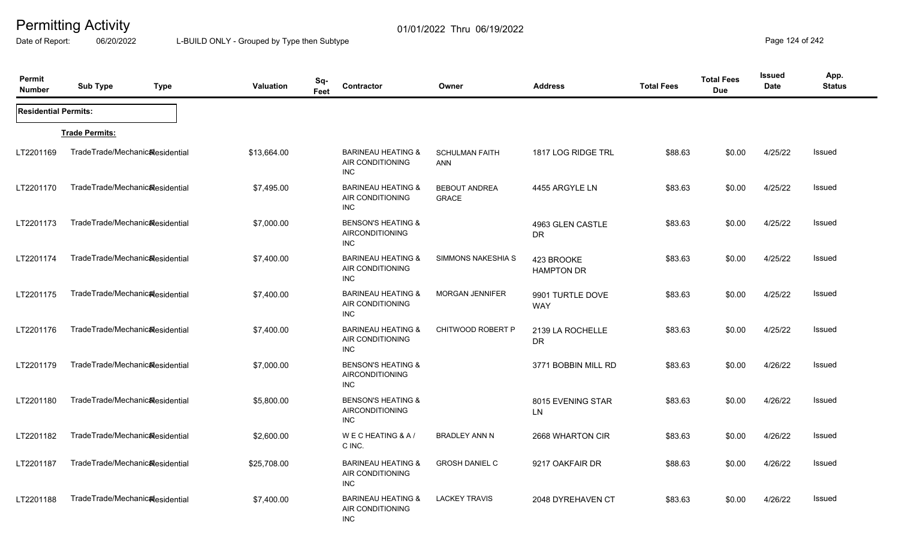# Permitting Activity

Date of Report: 06/20/2022

01/01/2022 Thru 06/19/2022

L-BUILD ONLY - Grouped by Type then Subtype

| Permit Number | Sub Type | Type | Valuation | Sq-Feet | Contractor | Owner | Address | Total Fees | Total Fees Due | Issued Date | App. Status |
|---|---|---|---|---|---|---|---|---|---|---|---|
| **Residential Permits:** | | | | | | | | | | | |
| | **Trade Permits:** | | | | | | | | | | |
| LT2201169 | TradeTrade/Mechanical | Residential | $13,664.00 | | BARINEAU HEATING & AIR CONDITIONING INC | SCHULMAN FAITH ANN | 1817 LOG RIDGE TRL | $88.63 | $0.00 | 4/25/22 | Issued |
| LT2201170 | TradeTrade/Mechanical | Residential | $7,495.00 | | BARINEAU HEATING & AIR CONDITIONING INC | BEBOUT ANDREA GRACE | 4455 ARGYLE LN | $83.63 | $0.00 | 4/25/22 | Issued |
| LT2201173 | TradeTrade/Mechanical | Residential | $7,000.00 | | BENSON'S HEATING & AIRCONDITIONING INC | | 4963 GLEN CASTLE DR | $83.63 | $0.00 | 4/25/22 | Issued |
| LT2201174 | TradeTrade/Mechanical | Residential | $7,400.00 | | BARINEAU HEATING & AIR CONDITIONING INC | SIMMONS NAKESHIA S | 423 BROOKE HAMPTON DR | $83.63 | $0.00 | 4/25/22 | Issued |
| LT2201175 | TradeTrade/Mechanical | Residential | $7,400.00 | | BARINEAU HEATING & AIR CONDITIONING INC | MORGAN JENNIFER | 9901 TURTLE DOVE WAY | $83.63 | $0.00 | 4/25/22 | Issued |
| LT2201176 | TradeTrade/Mechanical | Residential | $7,400.00 | | BARINEAU HEATING & AIR CONDITIONING INC | CHITWOOD ROBERT P | 2139 LA ROCHELLE DR | $83.63 | $0.00 | 4/25/22 | Issued |
| LT2201179 | TradeTrade/Mechanical | Residential | $7,000.00 | | BENSON'S HEATING & AIRCONDITIONING INC | | 3771 BOBBIN MILL RD | $83.63 | $0.00 | 4/26/22 | Issued |
| LT2201180 | TradeTrade/Mechanical | Residential | $5,800.00 | | BENSON'S HEATING & AIRCONDITIONING INC | | 8015 EVENING STAR LN | $83.63 | $0.00 | 4/26/22 | Issued |
| LT2201182 | TradeTrade/Mechanical | Residential | $2,600.00 | | W E C HEATING & A / C INC. | BRADLEY ANN N | 2668 WHARTON CIR | $83.63 | $0.00 | 4/26/22 | Issued |
| LT2201187 | TradeTrade/Mechanical | Residential | $25,708.00 | | BARINEAU HEATING & AIR CONDITIONING INC | GROSH DANIEL C | 9217 OAKFAIR DR | $88.63 | $0.00 | 4/26/22 | Issued |
| LT2201188 | TradeTrade/Mechanical | Residential | $7,400.00 | | BARINEAU HEATING & AIR CONDITIONING INC | LACKEY TRAVIS | 2048 DYREHAVEN CT | $83.63 | $0.00 | 4/26/22 | Issued |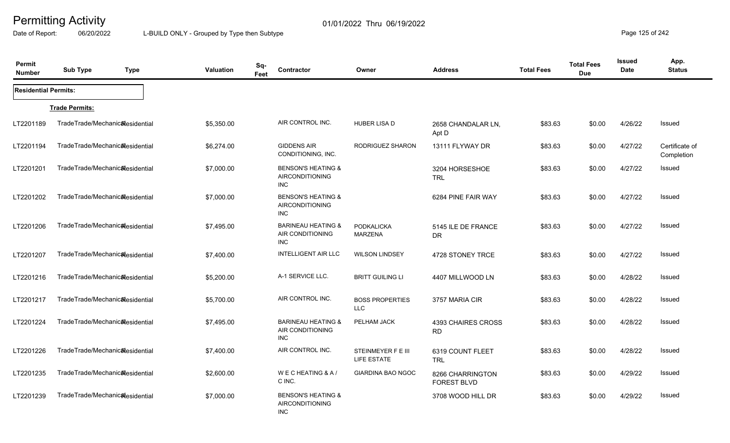# Permitting Activity

Date of Report: 06/20/2022

01/01/2022 Thru 06/19/2022

L-BUILD ONLY - Grouped by Type then Subtype

| Permit Number | Sub Type | Type | Valuation | Sq-Feet | Contractor | Owner | Address | Total Fees | Total Fees Due | Issued Date | App. Status |
|---|---|---|---|---|---|---|---|---|---|---|---|
| **Residential Permits:** | | | | | | | | | | | |
| **Trade Permits:** | | | | | | | | | | | |
| LT2201189 | TradeTrade/Mechanical | Residential | $5,350.00 | | AIR CONTROL INC. | HUBER LISA D | 2658 CHANDALAR LN, Apt D | $83.63 | $0.00 | 4/26/22 | Issued |
| LT2201194 | TradeTrade/Mechanical | Residential | $6,274.00 | | GIDDENS AIR CONDITIONING, INC. | RODRIGUEZ SHARON | 13111 FLYWAY DR | $83.63 | $0.00 | 4/27/22 | Certificate of Completion |
| LT2201201 | TradeTrade/Mechanical | Residential | $7,000.00 | | BENSON'S HEATING & AIRCONDITIONING INC | | 3204 HORSESHOE TRL | $83.63 | $0.00 | 4/27/22 | Issued |
| LT2201202 | TradeTrade/Mechanical | Residential | $7,000.00 | | BENSON'S HEATING & AIRCONDITIONING INC | | 6284 PINE FAIR WAY | $83.63 | $0.00 | 4/27/22 | Issued |
| LT2201206 | TradeTrade/Mechanical | Residential | $7,495.00 | | BARINEAU HEATING & AIR CONDITIONING INC | PODKALICKA MARZENA | 5145 ILE DE FRANCE DR | $83.63 | $0.00 | 4/27/22 | Issued |
| LT2201207 | TradeTrade/Mechanical | Residential | $7,400.00 | | INTELLIGENT AIR LLC | WILSON LINDSEY | 4728 STONEY TRCE | $83.63 | $0.00 | 4/27/22 | Issued |
| LT2201216 | TradeTrade/Mechanical | Residential | $5,200.00 | | A-1 SERVICE LLC. | BRITT GUILING LI | 4407 MILLWOOD LN | $83.63 | $0.00 | 4/28/22 | Issued |
| LT2201217 | TradeTrade/Mechanical | Residential | $5,700.00 | | AIR CONTROL INC. | BOSS PROPERTIES LLC | 3757 MARIA CIR | $83.63 | $0.00 | 4/28/22 | Issued |
| LT2201224 | TradeTrade/Mechanical | Residential | $7,495.00 | | BARINEAU HEATING & AIR CONDITIONING INC | PELHAM JACK | 4393 CHAIRES CROSS RD | $83.63 | $0.00 | 4/28/22 | Issued |
| LT2201226 | TradeTrade/Mechanical | Residential | $7,400.00 | | AIR CONTROL INC. | STEINMEYER F E III LIFE ESTATE | 6319 COUNT FLEET TRL | $83.63 | $0.00 | 4/28/22 | Issued |
| LT2201235 | TradeTrade/Mechanical | Residential | $2,600.00 | | W E C HEATING & A / C INC. | GIARDINA BAO NGOC | 8266 CHARRINGTON FOREST BLVD | $83.63 | $0.00 | 4/29/22 | Issued |
| LT2201239 | TradeTrade/Mechanical | Residential | $7,000.00 | | BENSON'S HEATING & AIRCONDITIONING INC | | 3708 WOOD HILL DR | $83.63 | $0.00 | 4/29/22 | Issued |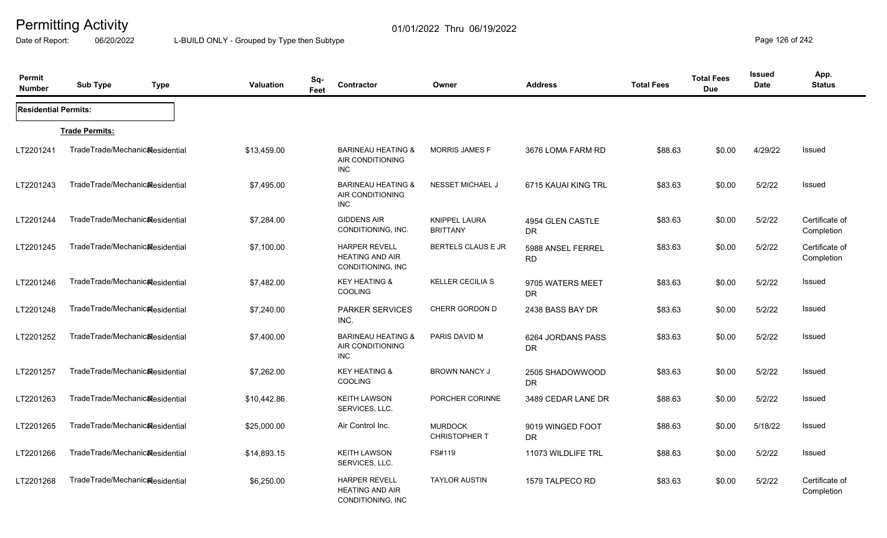# Permitting Activity

Date of Report: 06/20/2022 — L-BUILD ONLY - Grouped by Type then Subtype — 01/01/2022 Thru 06/19/2022

| Permit Number | Sub Type | Type | Valuation | Sq-Feet | Contractor | Owner | Address | Total Fees | Total Fees Due | Issued Date | App. Status |
|---|---|---|---|---|---|---|---|---|---|---|---|
| **Residential Permits:** | | | | | | | | | | | |
| **Trade Permits:** | | | | | | | | | | | |
| LT2201241 | TradeTrade/Mechanical | Residential | $13,459.00 | | BARINEAU HEATING & AIR CONDITIONING INC | MORRIS JAMES F | 3676 LOMA FARM RD | $88.63 | $0.00 | 4/29/22 | Issued |
| LT2201243 | TradeTrade/Mechanical | Residential | $7,495.00 | | BARINEAU HEATING & AIR CONDITIONING INC | NESSET MICHAEL J | 6715 KAUAI KING TRL | $83.63 | $0.00 | 5/2/22 | Issued |
| LT2201244 | TradeTrade/Mechanical | Residential | $7,284.00 | | GIDDENS AIR CONDITIONING, INC. | KNIPPEL LAURA BRITTANY | 4954 GLEN CASTLE DR | $83.63 | $0.00 | 5/2/22 | Certificate of Completion |
| LT2201245 | TradeTrade/Mechanical | Residential | $7,100.00 | | HARPER REVELL HEATING AND AIR CONDITIONING, INC | BERTELS CLAUS E JR | 5988 ANSEL FERREL RD | $83.63 | $0.00 | 5/2/22 | Certificate of Completion |
| LT2201246 | TradeTrade/Mechanical | Residential | $7,482.00 | | KEY HEATING & COOLING | KELLER CECILIA S | 9705 WATERS MEET DR | $83.63 | $0.00 | 5/2/22 | Issued |
| LT2201248 | TradeTrade/Mechanical | Residential | $7,240.00 | | PARKER SERVICES INC. | CHERR GORDON D | 2438 BASS BAY DR | $83.63 | $0.00 | 5/2/22 | Issued |
| LT2201252 | TradeTrade/Mechanical | Residential | $7,400.00 | | BARINEAU HEATING & AIR CONDITIONING INC | PARIS DAVID M | 6264 JORDANS PASS DR | $83.63 | $0.00 | 5/2/22 | Issued |
| LT2201257 | TradeTrade/Mechanical | Residential | $7,262.00 | | KEY HEATING & COOLING | BROWN NANCY J | 2505 SHADOWWOOD DR | $83.63 | $0.00 | 5/2/22 | Issued |
| LT2201263 | TradeTrade/Mechanical | Residential | $10,442.86 | | KEITH LAWSON SERVICES, LLC. | PORCHER CORINNE | 3489 CEDAR LANE DR | $88.63 | $0.00 | 5/2/22 | Issued |
| LT2201265 | TradeTrade/Mechanical | Residential | $25,000.00 | | Air Control Inc. | MURDOCK CHRISTOPHER T | 9019 WINGED FOOT DR | $88.63 | $0.00 | 5/18/22 | Issued |
| LT2201266 | TradeTrade/Mechanical | Residential | $14,893.15 | | KEITH LAWSON SERVICES, LLC. | FS#119 | 11073 WILDLIFE TRL | $88.63 | $0.00 | 5/2/22 | Issued |
| LT2201268 | TradeTrade/Mechanical | Residential | $6,250.00 | | HARPER REVELL HEATING AND AIR CONDITIONING, INC | TAYLOR AUSTIN | 1579 TALPECO RD | $83.63 | $0.00 | 5/2/22 | Certificate of Completion |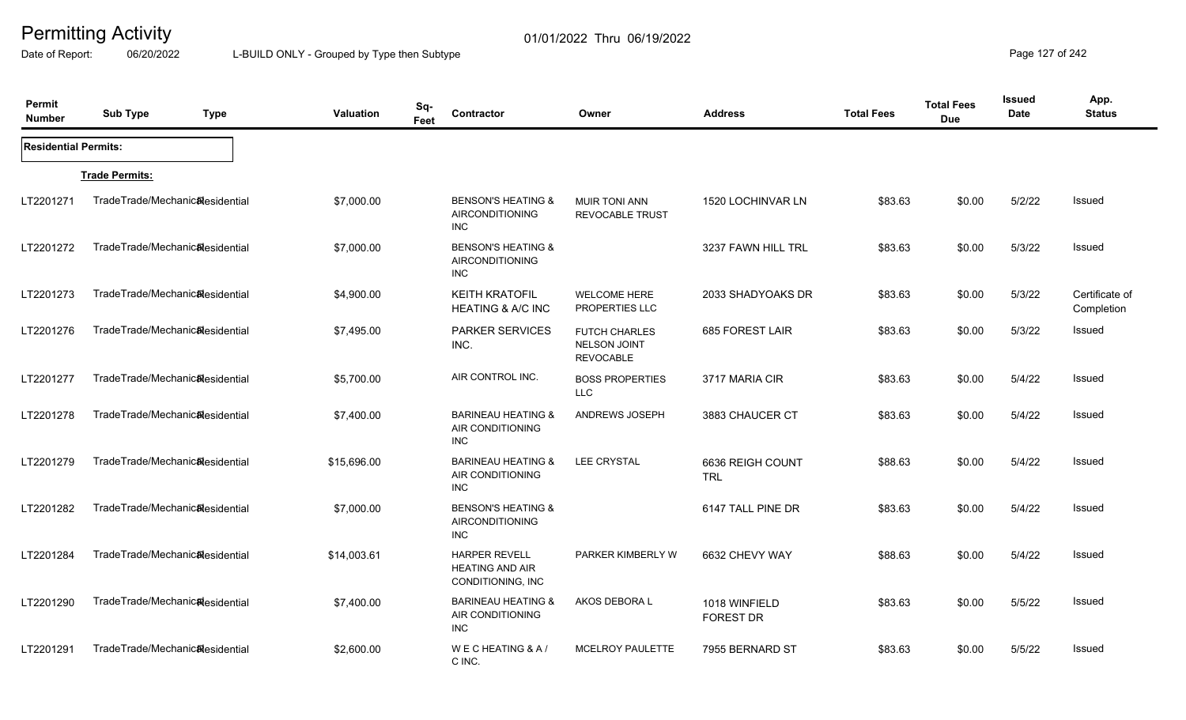# Permitting Activity

Date of Report: 06/20/2022

01/01/2022 Thru 06/19/2022

L-BUILD ONLY - Grouped by Type then Subtype

| Permit Number | Sub Type | Type | Valuation | Sq-Feet | Contractor | Owner | Address | Total Fees | Total Fees Due | Issued Date | App. Status |
|---|---|---|---|---|---|---|---|---|---|---|---|
| **Residential Permits:** | | | | | | | | | | | |
| **Trade Permits:** | | | | | | | | | | | |
| LT2201271 | TradeTrade/Mechanical | Residential | $7,000.00 | | BENSON'S HEATING & AIRCONDITIONING INC | MUIR TONI ANN REVOCABLE TRUST | 1520 LOCHINVAR LN | $83.63 | $0.00 | 5/2/22 | Issued |
| LT2201272 | TradeTrade/Mechanical | Residential | $7,000.00 | | BENSON'S HEATING & AIRCONDITIONING INC | | 3237 FAWN HILL TRL | $83.63 | $0.00 | 5/3/22 | Issued |
| LT2201273 | TradeTrade/Mechanical | Residential | $4,900.00 | | KEITH KRATOFIL HEATING & A/C INC | WELCOME HERE PROPERTIES LLC | 2033 SHADYOAKS DR | $83.63 | $0.00 | 5/3/22 | Certificate of Completion |
| LT2201276 | TradeTrade/Mechanical | Residential | $7,495.00 | | PARKER SERVICES INC. | FUTCH CHARLES NELSON JOINT REVOCABLE | 685 FOREST LAIR | $83.63 | $0.00 | 5/3/22 | Issued |
| LT2201277 | TradeTrade/Mechanical | Residential | $5,700.00 | | AIR CONTROL INC. | BOSS PROPERTIES LLC | 3717 MARIA CIR | $83.63 | $0.00 | 5/4/22 | Issued |
| LT2201278 | TradeTrade/Mechanical | Residential | $7,400.00 | | BARINEAU HEATING & AIR CONDITIONING INC | ANDREWS JOSEPH | 3883 CHAUCER CT | $83.63 | $0.00 | 5/4/22 | Issued |
| LT2201279 | TradeTrade/Mechanical | Residential | $15,696.00 | | BARINEAU HEATING & AIR CONDITIONING INC | LEE CRYSTAL | 6636 REIGH COUNT TRL | $88.63 | $0.00 | 5/4/22 | Issued |
| LT2201282 | TradeTrade/Mechanical | Residential | $7,000.00 | | BENSON'S HEATING & AIRCONDITIONING INC | | 6147 TALL PINE DR | $83.63 | $0.00 | 5/4/22 | Issued |
| LT2201284 | TradeTrade/Mechanical | Residential | $14,003.61 | | HARPER REVELL HEATING AND AIR CONDITIONING, INC | PARKER KIMBERLY W | 6632 CHEVY WAY | $88.63 | $0.00 | 5/4/22 | Issued |
| LT2201290 | TradeTrade/Mechanical | Residential | $7,400.00 | | BARINEAU HEATING & AIR CONDITIONING INC | AKOS DEBORA L | 1018 WINFIELD FOREST DR | $83.63 | $0.00 | 5/5/22 | Issued |
| LT2201291 | TradeTrade/Mechanical | Residential | $2,600.00 | | W E C HEATING & A / C INC. | MCELROY PAULETTE | 7955 BERNARD ST | $83.63 | $0.00 | 5/5/22 | Issued |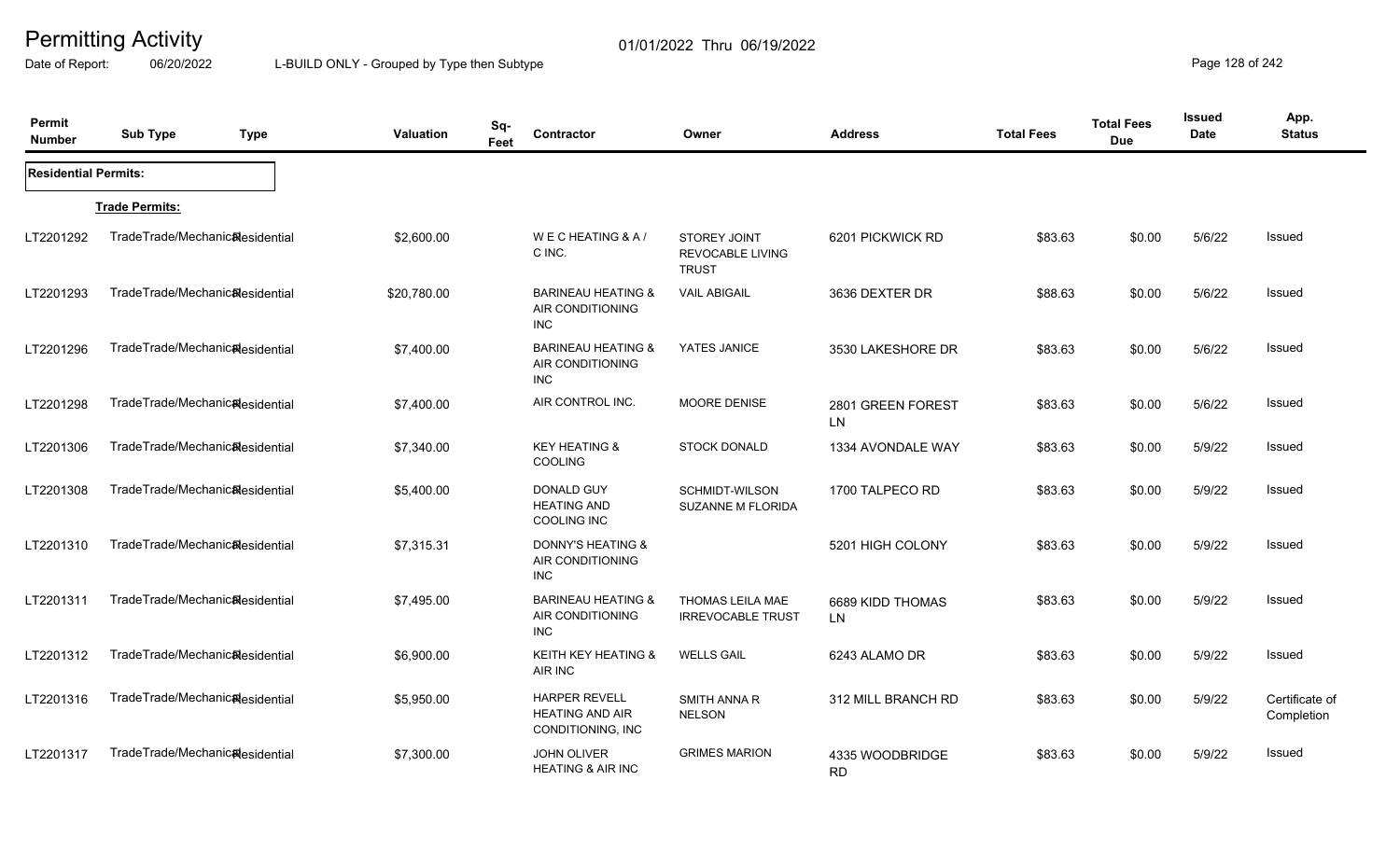# Permitting Activity

Date of Report: 06/20/2022

01/01/2022 Thru 06/19/2022

L-BUILD ONLY - Grouped by Type then Subtype

| Permit Number | Sub Type | Type | Valuation | Sq-Feet | Contractor | Owner | Address | Total Fees | Total Fees Due | Issued Date | App. Status |
|---|---|---|---|---|---|---|---|---|---|---|---|
| **Residential Permits:** | | | | | | | | | | | |
| **Trade Permits:** | | | | | | | | | | | |
| LT2201292 | TradeTrade/Mechanical | Residential | $2,600.00 | | W E C HEATING & A / C INC. | STOREY JOINT REVOCABLE LIVING TRUST | 6201 PICKWICK RD | $83.63 | $0.00 | 5/6/22 | Issued |
| LT2201293 | TradeTrade/Mechanical | Residential | $20,780.00 | | BARINEAU HEATING & AIR CONDITIONING INC | VAIL ABIGAIL | 3636 DEXTER DR | $88.63 | $0.00 | 5/6/22 | Issued |
| LT2201296 | TradeTrade/Mechanical | Residential | $7,400.00 | | BARINEAU HEATING & AIR CONDITIONING INC | YATES JANICE | 3530 LAKESHORE DR | $83.63 | $0.00 | 5/6/22 | Issued |
| LT2201298 | TradeTrade/Mechanical | Residential | $7,400.00 | | AIR CONTROL INC. | MOORE DENISE | 2801 GREEN FOREST LN | $83.63 | $0.00 | 5/6/22 | Issued |
| LT2201306 | TradeTrade/Mechanical | Residential | $7,340.00 | | KEY HEATING & COOLING | STOCK DONALD | 1334 AVONDALE WAY | $83.63 | $0.00 | 5/9/22 | Issued |
| LT2201308 | TradeTrade/Mechanical | Residential | $5,400.00 | | DONALD GUY HEATING AND COOLING INC | SCHMIDT-WILSON SUZANNE M FLORIDA | 1700 TALPECO RD | $83.63 | $0.00 | 5/9/22 | Issued |
| LT2201310 | TradeTrade/Mechanical | Residential | $7,315.31 | | DONNY'S HEATING & AIR CONDITIONING INC | | 5201 HIGH COLONY | $83.63 | $0.00 | 5/9/22 | Issued |
| LT2201311 | TradeTrade/Mechanical | Residential | $7,495.00 | | BARINEAU HEATING & AIR CONDITIONING INC | THOMAS LEILA MAE IRREVOCABLE TRUST | 6689 KIDD THOMAS LN | $83.63 | $0.00 | 5/9/22 | Issued |
| LT2201312 | TradeTrade/Mechanical | Residential | $6,900.00 | | KEITH KEY HEATING & AIR INC | WELLS GAIL | 6243 ALAMO DR | $83.63 | $0.00 | 5/9/22 | Issued |
| LT2201316 | TradeTrade/Mechanical | Residential | $5,950.00 | | HARPER REVELL HEATING AND AIR CONDITIONING, INC | SMITH ANNA R NELSON | 312 MILL BRANCH RD | $83.63 | $0.00 | 5/9/22 | Certificate of Completion |
| LT2201317 | TradeTrade/Mechanical | Residential | $7,300.00 | | JOHN OLIVER HEATING & AIR INC | GRIMES MARION | 4335 WOODBRIDGE RD | $83.63 | $0.00 | 5/9/22 | Issued |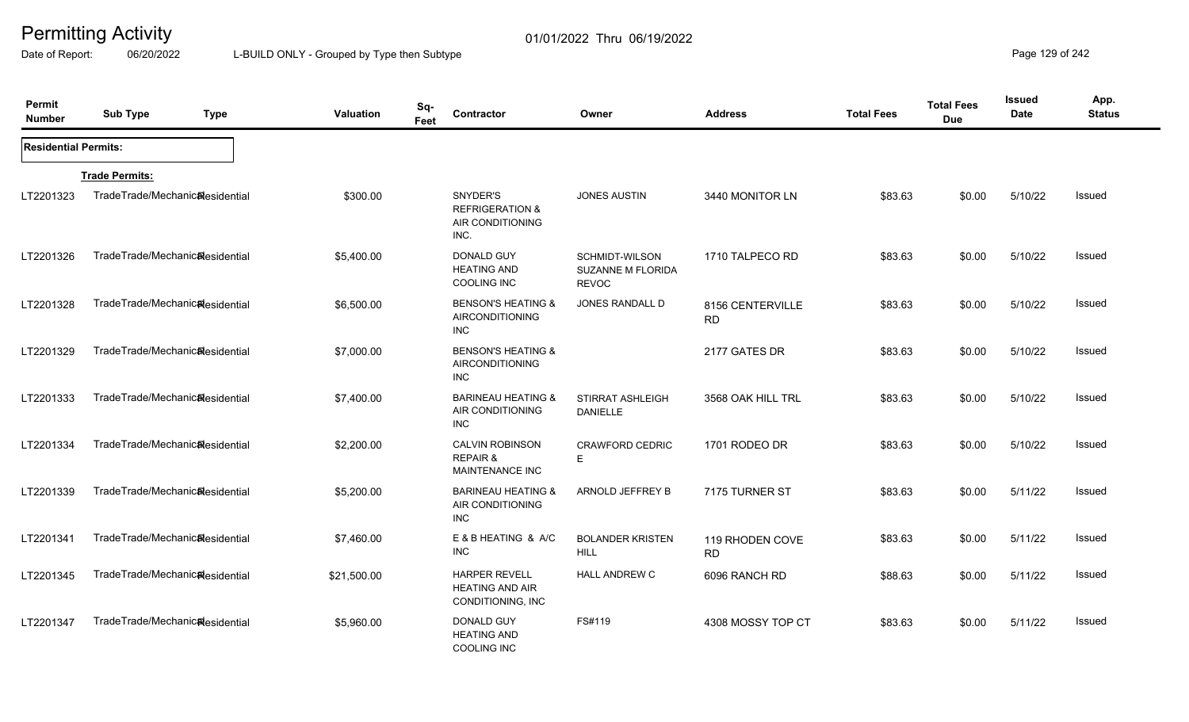# Permitting Activity

01/01/2022 Thru 06/19/2022

Date of Report: 06/20/2022 L-BUILD ONLY - Grouped by Type then Subtype

| Permit Number | Sub Type | Type | Valuation | Sq-Feet | Contractor | Owner | Address | Total Fees | Total Fees Due | Issued Date | App. Status |
|---|---|---|---|---|---|---|---|---|---|---|---|
| **Residential Permits:** | | | | | | | | | | | |
| | **Trade Permits:** | | | | | | | | | | |
| LT2201323 | TradeTrade/Mechanical | Residential | $300.00 | | SNYDER'S REFRIGERATION & AIR CONDITIONING INC. | JONES AUSTIN | 3440 MONITOR LN | $83.63 | $0.00 | 5/10/22 | Issued |
| LT2201326 | TradeTrade/Mechanical | Residential | $5,400.00 | | DONALD GUY HEATING AND COOLING INC | SCHMIDT-WILSON SUZANNE M FLORIDA REVOC | 1710 TALPECO RD | $83.63 | $0.00 | 5/10/22 | Issued |
| LT2201328 | TradeTrade/Mechanical | Residential | $6,500.00 | | BENSON'S HEATING & AIRCONDITIONING INC | JONES RANDALL D | 8156 CENTERVILLE RD | $83.63 | $0.00 | 5/10/22 | Issued |
| LT2201329 | TradeTrade/Mechanical | Residential | $7,000.00 | | BENSON'S HEATING & AIRCONDITIONING INC | | 2177 GATES DR | $83.63 | $0.00 | 5/10/22 | Issued |
| LT2201333 | TradeTrade/Mechanical | Residential | $7,400.00 | | BARINEAU HEATING & AIR CONDITIONING INC | STIRRAT ASHLEIGH DANIELLE | 3568 OAK HILL TRL | $83.63 | $0.00 | 5/10/22 | Issued |
| LT2201334 | TradeTrade/Mechanical | Residential | $2,200.00 | | CALVIN ROBINSON REPAIR & MAINTENANCE INC | CRAWFORD CEDRIC E | 1701 RODEO DR | $83.63 | $0.00 | 5/10/22 | Issued |
| LT2201339 | TradeTrade/Mechanical | Residential | $5,200.00 | | BARINEAU HEATING & AIR CONDITIONING INC | ARNOLD JEFFREY B | 7175 TURNER ST | $83.63 | $0.00 | 5/11/22 | Issued |
| LT2201341 | TradeTrade/Mechanical | Residential | $7,460.00 | | E & B HEATING & A/C INC | BOLANDER KRISTEN HILL | 119 RHODEN COVE RD | $83.63 | $0.00 | 5/11/22 | Issued |
| LT2201345 | TradeTrade/Mechanical | Residential | $21,500.00 | | HARPER REVELL HEATING AND AIR CONDITIONING, INC | HALL ANDREW C | 6096 RANCH RD | $88.63 | $0.00 | 5/11/22 | Issued |
| LT2201347 | TradeTrade/Mechanical | Residential | $5,960.00 | | DONALD GUY HEATING AND COOLING INC | FS#119 | 4308 MOSSY TOP CT | $83.63 | $0.00 | 5/11/22 | Issued |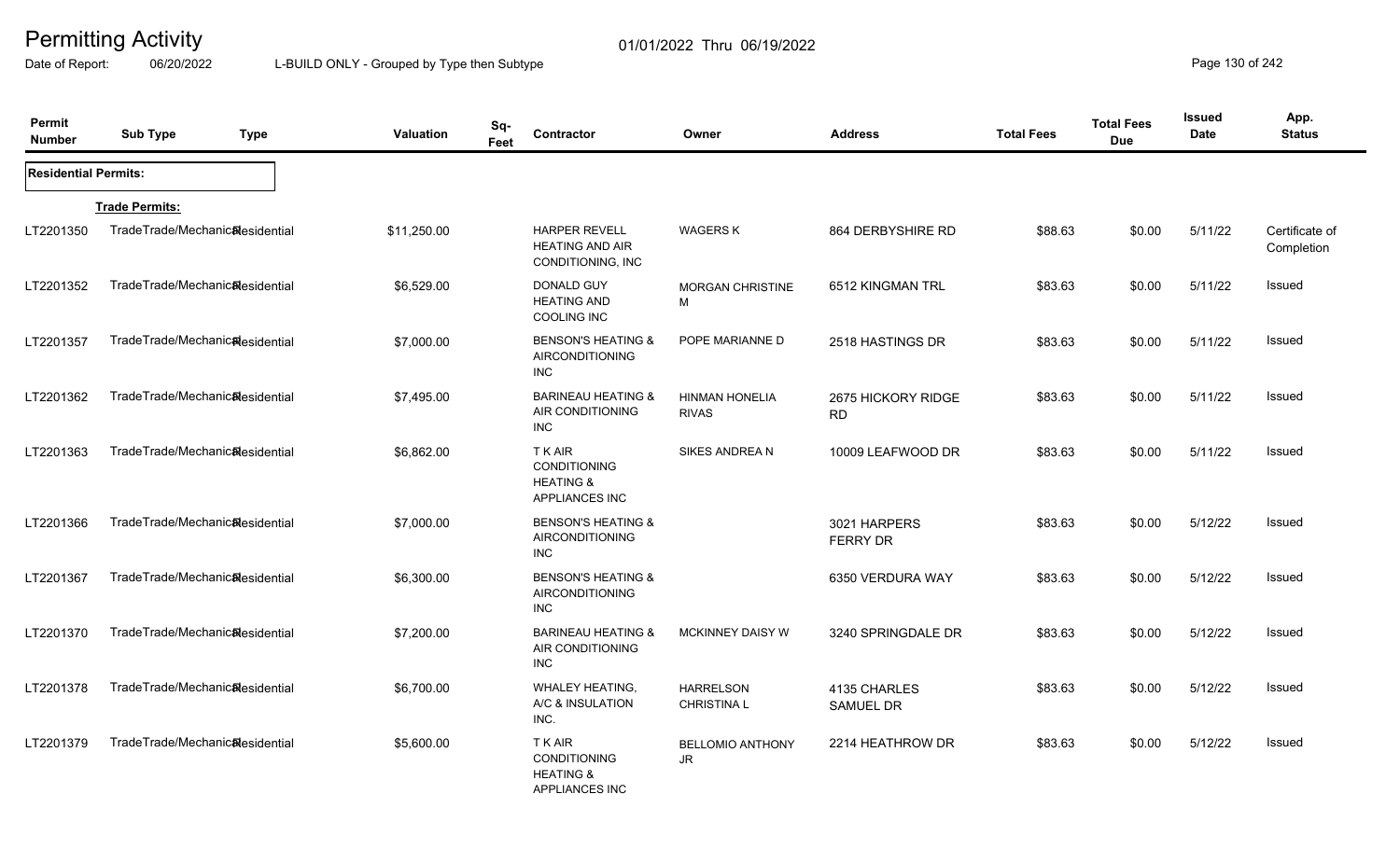# Permitting Activity

01/01/2022 Thru 06/19/2022

Date of Report: 06/20/2022

L-BUILD ONLY - Grouped by Type then Subtype

| Permit Number | Sub Type | Type | Valuation | Sq-Feet | Contractor | Owner | Address | Total Fees | Total Fees Due | Issued Date | App. Status |
|---|---|---|---|---|---|---|---|---|---|---|---|
| **Residential Permits:** | | | | | | | | | | | |
| | **Trade Permits:** | | | | | | | | | | |
| LT2201350 | TradeTrade/Mechanical | Residential | $11,250.00 | | HARPER REVELL HEATING AND AIR CONDITIONING, INC | WAGERS K | 864 DERBYSHIRE RD | $88.63 | $0.00 | 5/11/22 | Certificate of Completion |
| LT2201352 | TradeTrade/Mechanical | Residential | $6,529.00 | | DONALD GUY HEATING AND COOLING INC | MORGAN CHRISTINE M | 6512 KINGMAN TRL | $83.63 | $0.00 | 5/11/22 | Issued |
| LT2201357 | TradeTrade/Mechanical | Residential | $7,000.00 | | BENSON'S HEATING & AIRCONDITIONING INC | POPE MARIANNE D | 2518 HASTINGS DR | $83.63 | $0.00 | 5/11/22 | Issued |
| LT2201362 | TradeTrade/Mechanical | Residential | $7,495.00 | | BARINEAU HEATING & AIR CONDITIONING INC | HINMAN HONELIA RIVAS | 2675 HICKORY RIDGE RD | $83.63 | $0.00 | 5/11/22 | Issued |
| LT2201363 | TradeTrade/Mechanical | Residential | $6,862.00 | | T K AIR CONDITIONING HEATING & APPLIANCES INC | SIKES ANDREA N | 10009 LEAFWOOD DR | $83.63 | $0.00 | 5/11/22 | Issued |
| LT2201366 | TradeTrade/Mechanical | Residential | $7,000.00 | | BENSON'S HEATING & AIRCONDITIONING INC | | 3021 HARPERS FERRY DR | $83.63 | $0.00 | 5/12/22 | Issued |
| LT2201367 | TradeTrade/Mechanical | Residential | $6,300.00 | | BENSON'S HEATING & AIRCONDITIONING INC | | 6350 VERDURA WAY | $83.63 | $0.00 | 5/12/22 | Issued |
| LT2201370 | TradeTrade/Mechanical | Residential | $7,200.00 | | BARINEAU HEATING & AIR CONDITIONING INC | MCKINNEY DAISY W | 3240 SPRINGDALE DR | $83.63 | $0.00 | 5/12/22 | Issued |
| LT2201378 | TradeTrade/Mechanical | Residential | $6,700.00 | | WHALEY HEATING, A/C & INSULATION INC. | HARRELSON CHRISTINA L | 4135 CHARLES SAMUEL DR | $83.63 | $0.00 | 5/12/22 | Issued |
| LT2201379 | TradeTrade/Mechanical | Residential | $5,600.00 | | T K AIR CONDITIONING HEATING & APPLIANCES INC | BELLOMIO ANTHONY JR | 2214 HEATHROW DR | $83.63 | $0.00 | 5/12/22 | Issued |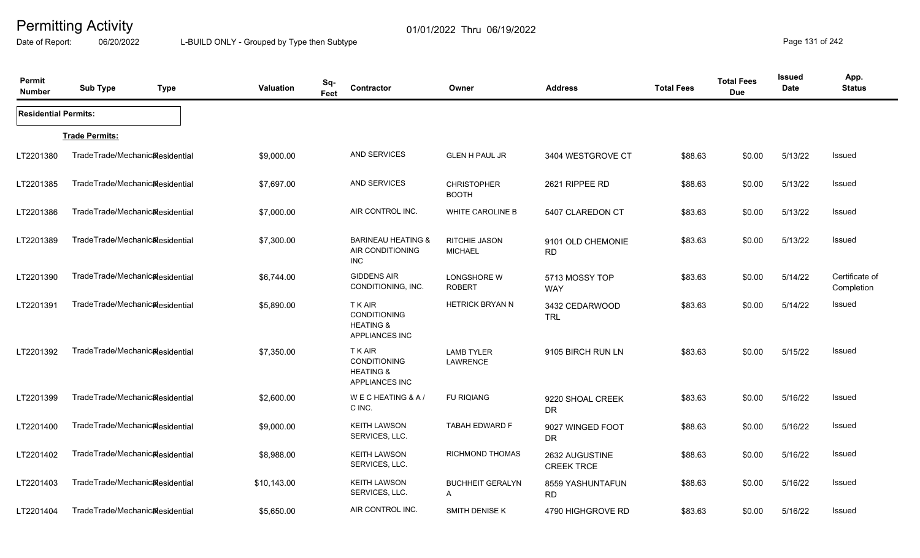# Permitting Activity

01/01/2022 Thru 06/19/2022

Date of Report: 06/20/2022 L-BUILD ONLY - Grouped by Type then Subtype

| Permit Number | Sub Type | Type | Valuation | Sq-Feet | Contractor | Owner | Address | Total Fees | Total Fees Due | Issued Date | App. Status |
|---|---|---|---|---|---|---|---|---|---|---|---|
| **Residential Permits:** | | | | | | | | | | | |
| **Trade Permits:** | | | | | | | | | | | |
| LT2201380 | TradeTrade/Mechanical | Residential | $9,000.00 | | AND SERVICES | GLEN H PAUL JR | 3404 WESTGROVE CT | $88.63 | $0.00 | 5/13/22 | Issued |
| LT2201385 | TradeTrade/Mechanical | Residential | $7,697.00 | | AND SERVICES | CHRISTOPHER BOOTH | 2621 RIPPEE RD | $88.63 | $0.00 | 5/13/22 | Issued |
| LT2201386 | TradeTrade/Mechanical | Residential | $7,000.00 | | AIR CONTROL INC. | WHITE CAROLINE B | 5407 CLAREDON CT | $83.63 | $0.00 | 5/13/22 | Issued |
| LT2201389 | TradeTrade/Mechanical | Residential | $7,300.00 | | BARINEAU HEATING & AIR CONDITIONING INC | RITCHIE JASON MICHAEL | 9101 OLD CHEMONIE RD | $83.63 | $0.00 | 5/13/22 | Issued |
| LT2201390 | TradeTrade/Mechanical | Residential | $6,744.00 | | GIDDENS AIR CONDITIONING, INC. | LONGSHORE W ROBERT | 5713 MOSSY TOP WAY | $83.63 | $0.00 | 5/14/22 | Certificate of Completion |
| LT2201391 | TradeTrade/Mechanical | Residential | $5,890.00 | | T K AIR CONDITIONING HEATING & APPLIANCES INC | HETRICK BRYAN N | 3432 CEDARWOOD TRL | $83.63 | $0.00 | 5/14/22 | Issued |
| LT2201392 | TradeTrade/Mechanical | Residential | $7,350.00 | | T K AIR CONDITIONING HEATING & APPLIANCES INC | LAMB TYLER LAWRENCE | 9105 BIRCH RUN LN | $83.63 | $0.00 | 5/15/22 | Issued |
| LT2201399 | TradeTrade/Mechanical | Residential | $2,600.00 | | W E C HEATING & A / C INC. | FU RIQIANG | 9220 SHOAL CREEK DR | $83.63 | $0.00 | 5/16/22 | Issued |
| LT2201400 | TradeTrade/Mechanical | Residential | $9,000.00 | | KEITH LAWSON SERVICES, LLC. | TABAH EDWARD F | 9027 WINGED FOOT DR | $88.63 | $0.00 | 5/16/22 | Issued |
| LT2201402 | TradeTrade/Mechanical | Residential | $8,988.00 | | KEITH LAWSON SERVICES, LLC. | RICHMOND THOMAS | 2632 AUGUSTINE CREEK TRCE | $88.63 | $0.00 | 5/16/22 | Issued |
| LT2201403 | TradeTrade/Mechanical | Residential | $10,143.00 | | KEITH LAWSON SERVICES, LLC. | BUCHHEIT GERALYN A | 8559 YASHUNTAFUN RD | $88.63 | $0.00 | 5/16/22 | Issued |
| LT2201404 | TradeTrade/Mechanical | Residential | $5,650.00 | | AIR CONTROL INC. | SMITH DENISE K | 4790 HIGHGROVE RD | $83.63 | $0.00 | 5/16/22 | Issued |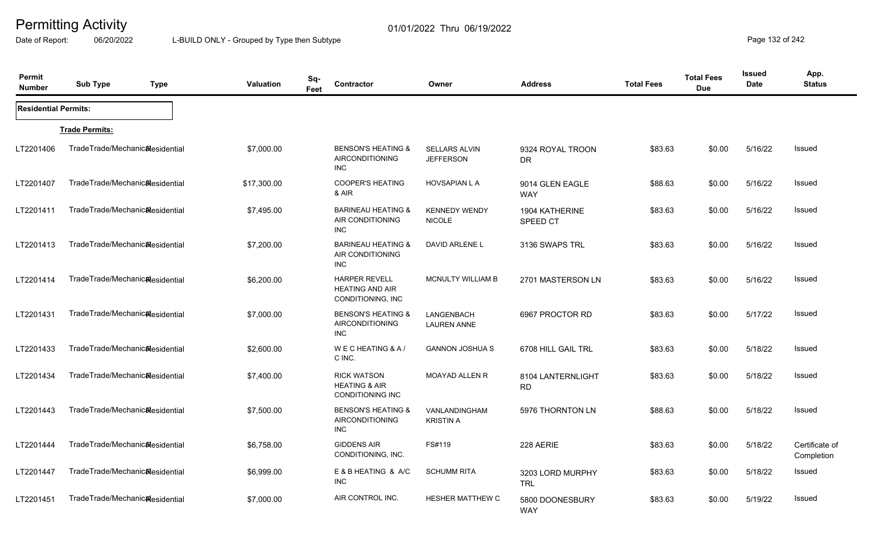# Permitting Activity

01/01/2022 Thru 06/19/2022

Date of Report: 06/20/2022 L-BUILD ONLY - Grouped by Type then Subtype

| Permit Number | Sub Type | Type | Valuation | Sq-Feet | Contractor | Owner | Address | Total Fees | Total Fees Due | Issued Date | App. Status |
|---|---|---|---|---|---|---|---|---|---|---|---|
| **Residential Permits:** | | | | | | | | | | | |
| **Trade Permits:** | | | | | | | | | | | |
| LT2201406 | TradeTrade/Mechanical | Residential | $7,000.00 | | BENSON'S HEATING & AIRCONDITIONING INC | SELLARS ALVIN JEFFERSON | 9324 ROYAL TROON DR | $83.63 | $0.00 | 5/16/22 | Issued |
| LT2201407 | TradeTrade/Mechanical | Residential | $17,300.00 | | COOPER'S HEATING & AIR | HOVSAPIAN L A | 9014 GLEN EAGLE WAY | $88.63 | $0.00 | 5/16/22 | Issued |
| LT2201411 | TradeTrade/Mechanical | Residential | $7,495.00 | | BARINEAU HEATING & AIR CONDITIONING INC | KENNEDY WENDY NICOLE | 1904 KATHERINE SPEED CT | $83.63 | $0.00 | 5/16/22 | Issued |
| LT2201413 | TradeTrade/Mechanical | Residential | $7,200.00 | | BARINEAU HEATING & AIR CONDITIONING INC | DAVID ARLENE L | 3136 SWAPS TRL | $83.63 | $0.00 | 5/16/22 | Issued |
| LT2201414 | TradeTrade/Mechanical | Residential | $6,200.00 | | HARPER REVELL HEATING AND AIR CONDITIONING, INC | MCNULTY WILLIAM B | 2701 MASTERSON LN | $83.63 | $0.00 | 5/16/22 | Issued |
| LT2201431 | TradeTrade/Mechanical | Residential | $7,000.00 | | BENSON'S HEATING & AIRCONDITIONING INC | LANGENBACH LAUREN ANNE | 6967 PROCTOR RD | $83.63 | $0.00 | 5/17/22 | Issued |
| LT2201433 | TradeTrade/Mechanical | Residential | $2,600.00 | | W E C HEATING & A / C INC. | GANNON JOSHUA S | 6708 HILL GAIL TRL | $83.63 | $0.00 | 5/18/22 | Issued |
| LT2201434 | TradeTrade/Mechanical | Residential | $7,400.00 | | RICK WATSON HEATING & AIR CONDITIONING INC | MOAYAD ALLEN R | 8104 LANTERNLIGHT RD | $83.63 | $0.00 | 5/18/22 | Issued |
| LT2201443 | TradeTrade/Mechanical | Residential | $7,500.00 | | BENSON'S HEATING & AIRCONDITIONING INC | VANLANDINGHAM KRISTIN A | 5976 THORNTON LN | $88.63 | $0.00 | 5/18/22 | Issued |
| LT2201444 | TradeTrade/Mechanical | Residential | $6,758.00 | | GIDDENS AIR CONDITIONING, INC. | FS#119 | 228 AERIE | $83.63 | $0.00 | 5/18/22 | Certificate of Completion |
| LT2201447 | TradeTrade/Mechanical | Residential | $6,999.00 | | E & B HEATING & A/C INC | SCHUMM RITA | 3203 LORD MURPHY TRL | $83.63 | $0.00 | 5/18/22 | Issued |
| LT2201451 | TradeTrade/Mechanical | Residential | $7,000.00 | | AIR CONTROL INC. | HESHER MATTHEW C | 5800 DOONESBURY WAY | $83.63 | $0.00 | 5/19/22 | Issued |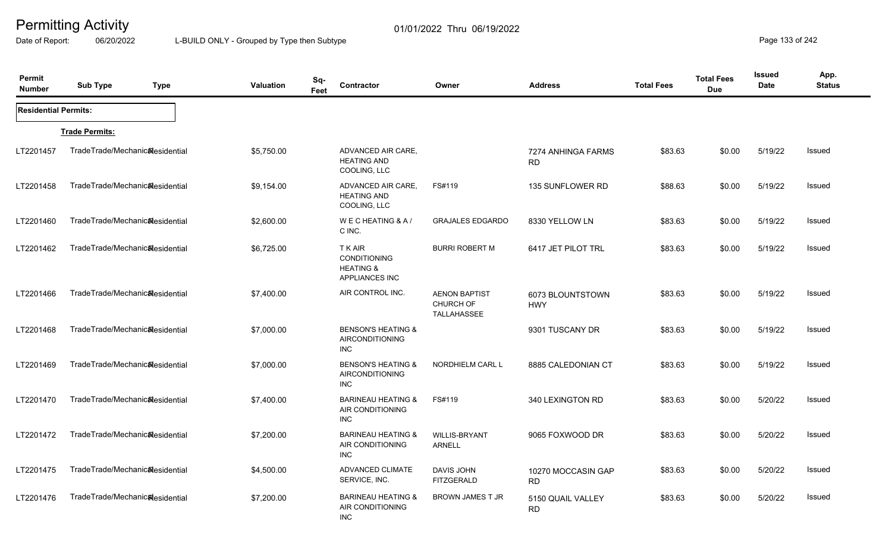# Permitting Activity

01/01/2022 Thru 06/19/2022

Date of Report: 06/20/2022 L-BUILD ONLY - Grouped by Type then Subtype

| Permit Number | Sub Type | Type | Valuation | Sq-Feet | Contractor | Owner | Address | Total Fees | Total Fees Due | Issued Date | App. Status |
|---|---|---|---|---|---|---|---|---|---|---|---|
| **Residential Permits:** | | | | | | | | | | | |
| | **Trade Permits:** | | | | | | | | | | |
| LT2201457 | TradeTrade/Mechanical | Residential | $5,750.00 | | ADVANCED AIR CARE, HEATING AND COOLING, LLC | | 7274 ANHINGA FARMS RD | $83.63 | $0.00 | 5/19/22 | Issued |
| LT2201458 | TradeTrade/Mechanical | Residential | $9,154.00 | | ADVANCED AIR CARE, HEATING AND COOLING, LLC | FS#119 | 135 SUNFLOWER RD | $88.63 | $0.00 | 5/19/22 | Issued |
| LT2201460 | TradeTrade/Mechanical | Residential | $2,600.00 | | W E C HEATING & A / C INC. | GRAJALES EDGARDO | 8330 YELLOW LN | $83.63 | $0.00 | 5/19/22 | Issued |
| LT2201462 | TradeTrade/Mechanical | Residential | $6,725.00 | | T K AIR CONDITIONING HEATING & APPLIANCES INC | BURRI ROBERT M | 6417 JET PILOT TRL | $83.63 | $0.00 | 5/19/22 | Issued |
| LT2201466 | TradeTrade/Mechanical | Residential | $7,400.00 | | AIR CONTROL INC. | AENON BAPTIST CHURCH OF TALLAHASSEE | 6073 BLOUNTSTOWN HWY | $83.63 | $0.00 | 5/19/22 | Issued |
| LT2201468 | TradeTrade/Mechanical | Residential | $7,000.00 | | BENSON'S HEATING & AIRCONDITIONING INC | | 9301 TUSCANY DR | $83.63 | $0.00 | 5/19/22 | Issued |
| LT2201469 | TradeTrade/Mechanical | Residential | $7,000.00 | | BENSON'S HEATING & AIRCONDITIONING INC | NORDHIELM CARL L | 8885 CALEDONIAN CT | $83.63 | $0.00 | 5/19/22 | Issued |
| LT2201470 | TradeTrade/Mechanical | Residential | $7,400.00 | | BARINEAU HEATING & AIR CONDITIONING INC | FS#119 | 340 LEXINGTON RD | $83.63 | $0.00 | 5/20/22 | Issued |
| LT2201472 | TradeTrade/Mechanical | Residential | $7,200.00 | | BARINEAU HEATING & AIR CONDITIONING INC | WILLIS-BRYANT ARNELL | 9065 FOXWOOD DR | $83.63 | $0.00 | 5/20/22 | Issued |
| LT2201475 | TradeTrade/Mechanical | Residential | $4,500.00 | | ADVANCED CLIMATE SERVICE, INC. | DAVIS JOHN FITZGERALD | 10270 MOCCASIN GAP RD | $83.63 | $0.00 | 5/20/22 | Issued |
| LT2201476 | TradeTrade/Mechanical | Residential | $7,200.00 | | BARINEAU HEATING & AIR CONDITIONING INC | BROWN JAMES T JR | 5150 QUAIL VALLEY RD | $83.63 | $0.00 | 5/20/22 | Issued |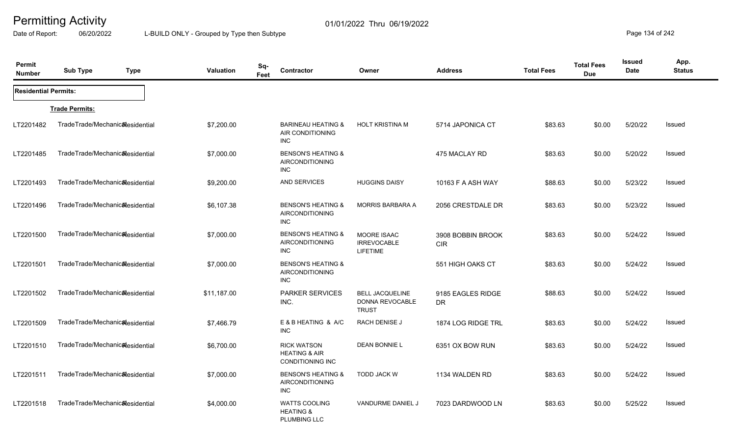# Permitting Activity

01/01/2022 Thru 06/19/2022

Date of Report: 06/20/2022 L-BUILD ONLY - Grouped by Type then Subtype

| Permit Number | Sub Type | Type | Valuation | Sq-Feet | Contractor | Owner | Address | Total Fees | Total Fees Due | Issued Date | App. Status |
|---|---|---|---|---|---|---|---|---|---|---|---|
| **Residential Permits:** | | | | | | | | | | | |
| **Trade Permits:** | | | | | | | | | | | |
| LT2201482 | TradeTrade/Mechanical | Residential | $7,200.00 | | BARINEAU HEATING & AIR CONDITIONING INC | HOLT KRISTINA M | 5714 JAPONICA CT | $83.63 | $0.00 | 5/20/22 | Issued |
| LT2201485 | TradeTrade/Mechanical | Residential | $7,000.00 | | BENSON'S HEATING & AIRCONDITIONING INC | | 475 MACLAY RD | $83.63 | $0.00 | 5/20/22 | Issued |
| LT2201493 | TradeTrade/Mechanical | Residential | $9,200.00 | | AND SERVICES | HUGGINS DAISY | 10163 F A ASH WAY | $88.63 | $0.00 | 5/23/22 | Issued |
| LT2201496 | TradeTrade/Mechanical | Residential | $6,107.38 | | BENSON'S HEATING & AIRCONDITIONING INC | MORRIS BARBARA A | 2056 CRESTDALE DR | $83.63 | $0.00 | 5/23/22 | Issued |
| LT2201500 | TradeTrade/Mechanical | Residential | $7,000.00 | | BENSON'S HEATING & AIRCONDITIONING INC | MOORE ISAAC IRREVOCABLE LIFETIME | 3908 BOBBIN BROOK CIR | $83.63 | $0.00 | 5/24/22 | Issued |
| LT2201501 | TradeTrade/Mechanical | Residential | $7,000.00 | | BENSON'S HEATING & AIRCONDITIONING INC | | 551 HIGH OAKS CT | $83.63 | $0.00 | 5/24/22 | Issued |
| LT2201502 | TradeTrade/Mechanical | Residential | $11,187.00 | | PARKER SERVICES INC. | BELL JACQUELINE DONNA REVOCABLE TRUST | 9185 EAGLES RIDGE DR | $88.63 | $0.00 | 5/24/22 | Issued |
| LT2201509 | TradeTrade/Mechanical | Residential | $7,466.79 | | E & B HEATING & A/C INC | RACH DENISE J | 1874 LOG RIDGE TRL | $83.63 | $0.00 | 5/24/22 | Issued |
| LT2201510 | TradeTrade/Mechanical | Residential | $6,700.00 | | RICK WATSON HEATING & AIR CONDITIONING INC | DEAN BONNIE L | 6351 OX BOW RUN | $83.63 | $0.00 | 5/24/22 | Issued |
| LT2201511 | TradeTrade/Mechanical | Residential | $7,000.00 | | BENSON'S HEATING & AIRCONDITIONING INC | TODD JACK W | 1134 WALDEN RD | $83.63 | $0.00 | 5/24/22 | Issued |
| LT2201518 | TradeTrade/Mechanical | Residential | $4,000.00 | | WATTS COOLING HEATING & PLUMBING LLC | VANDURME DANIEL J | 7023 DARDWOOD LN | $83.63 | $0.00 | 5/25/22 | Issued |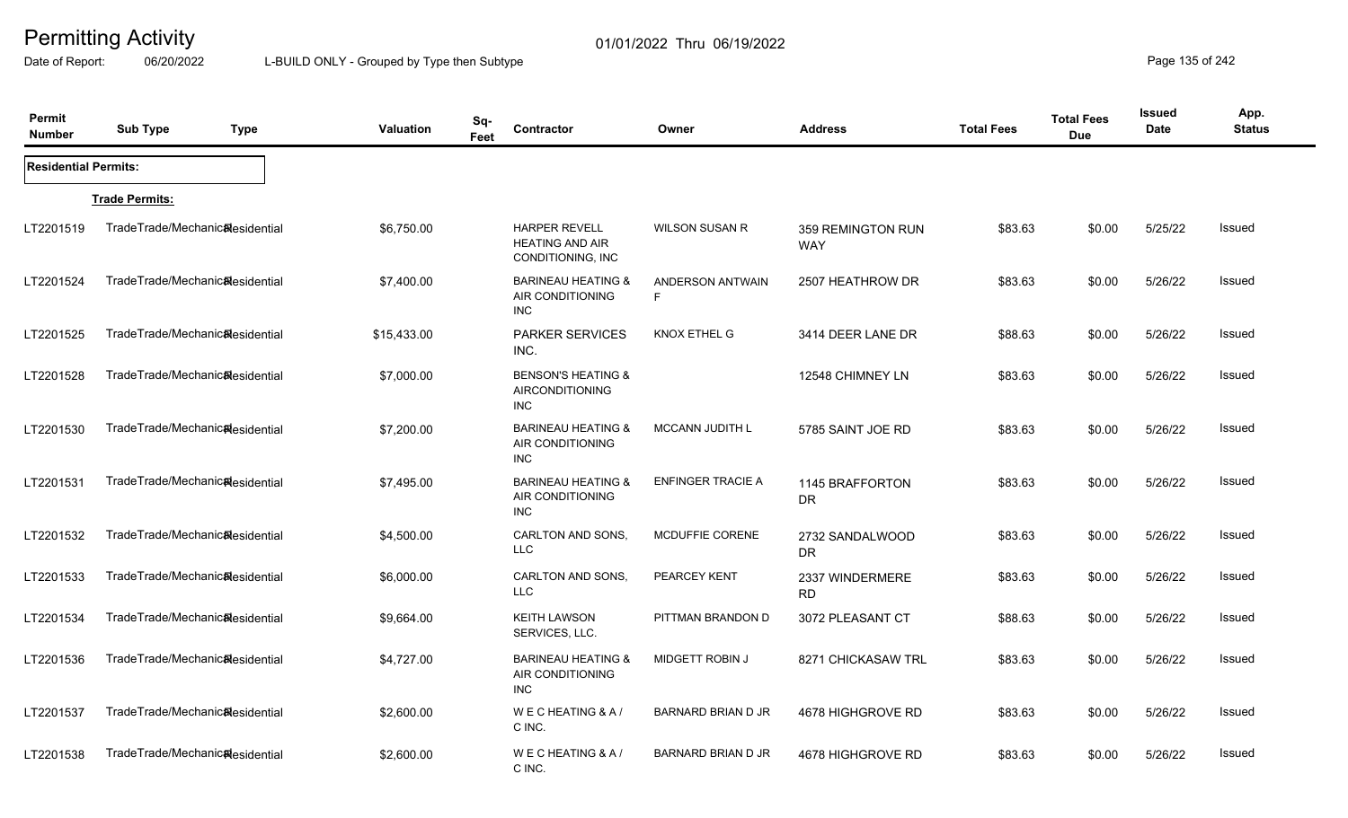# Permitting Activity

Date of Report: 06/20/2022

01/01/2022 Thru 06/19/2022

L-BUILD ONLY - Grouped by Type then Subtype

| Permit Number | Sub Type | Type | Valuation | Sq-Feet | Contractor | Owner | Address | Total Fees | Total Fees Due | Issued Date | App. Status |
|---|---|---|---|---|---|---|---|---|---|---|---|
| **Residential Permits:** | | | | | | | | | | | |
| | **Trade Permits:** | | | | | | | | | | |
| LT2201519 | TradeTrade/Mechanical | Residential | $6,750.00 | | HARPER REVELL HEATING AND AIR CONDITIONING, INC | WILSON SUSAN R | 359 REMINGTON RUN WAY | $83.63 | $0.00 | 5/25/22 | Issued |
| LT2201524 | TradeTrade/Mechanical | Residential | $7,400.00 | | BARINEAU HEATING & AIR CONDITIONING INC | ANDERSON ANTWAIN F | 2507 HEATHROW DR | $83.63 | $0.00 | 5/26/22 | Issued |
| LT2201525 | TradeTrade/Mechanical | Residential | $15,433.00 | | PARKER SERVICES INC. | KNOX ETHEL G | 3414 DEER LANE DR | $88.63 | $0.00 | 5/26/22 | Issued |
| LT2201528 | TradeTrade/Mechanical | Residential | $7,000.00 | | BENSON'S HEATING & AIRCONDITIONING INC | | 12548 CHIMNEY LN | $83.63 | $0.00 | 5/26/22 | Issued |
| LT2201530 | TradeTrade/Mechanical | Residential | $7,200.00 | | BARINEAU HEATING & AIR CONDITIONING INC | MCCANN JUDITH L | 5785 SAINT JOE RD | $83.63 | $0.00 | 5/26/22 | Issued |
| LT2201531 | TradeTrade/Mechanical | Residential | $7,495.00 | | BARINEAU HEATING & AIR CONDITIONING INC | ENFINGER TRACIE A | 1145 BRAFFORTON DR | $83.63 | $0.00 | 5/26/22 | Issued |
| LT2201532 | TradeTrade/Mechanical | Residential | $4,500.00 | | CARLTON AND SONS, LLC | MCDUFFIE CORENE | 2732 SANDALWOOD DR | $83.63 | $0.00 | 5/26/22 | Issued |
| LT2201533 | TradeTrade/Mechanical | Residential | $6,000.00 | | CARLTON AND SONS, LLC | PEARCEY KENT | 2337 WINDERMERE RD | $83.63 | $0.00 | 5/26/22 | Issued |
| LT2201534 | TradeTrade/Mechanical | Residential | $9,664.00 | | KEITH LAWSON SERVICES, LLC. | PITTMAN BRANDON D | 3072 PLEASANT CT | $88.63 | $0.00 | 5/26/22 | Issued |
| LT2201536 | TradeTrade/Mechanical | Residential | $4,727.00 | | BARINEAU HEATING & AIR CONDITIONING INC | MIDGETT ROBIN J | 8271 CHICKASAW TRL | $83.63 | $0.00 | 5/26/22 | Issued |
| LT2201537 | TradeTrade/Mechanical | Residential | $2,600.00 | | W E C HEATING & A / C INC. | BARNARD BRIAN D JR | 4678 HIGHGROVE RD | $83.63 | $0.00 | 5/26/22 | Issued |
| LT2201538 | TradeTrade/Mechanical | Residential | $2,600.00 | | W E C HEATING & A / C INC. | BARNARD BRIAN D JR | 4678 HIGHGROVE RD | $83.63 | $0.00 | 5/26/22 | Issued |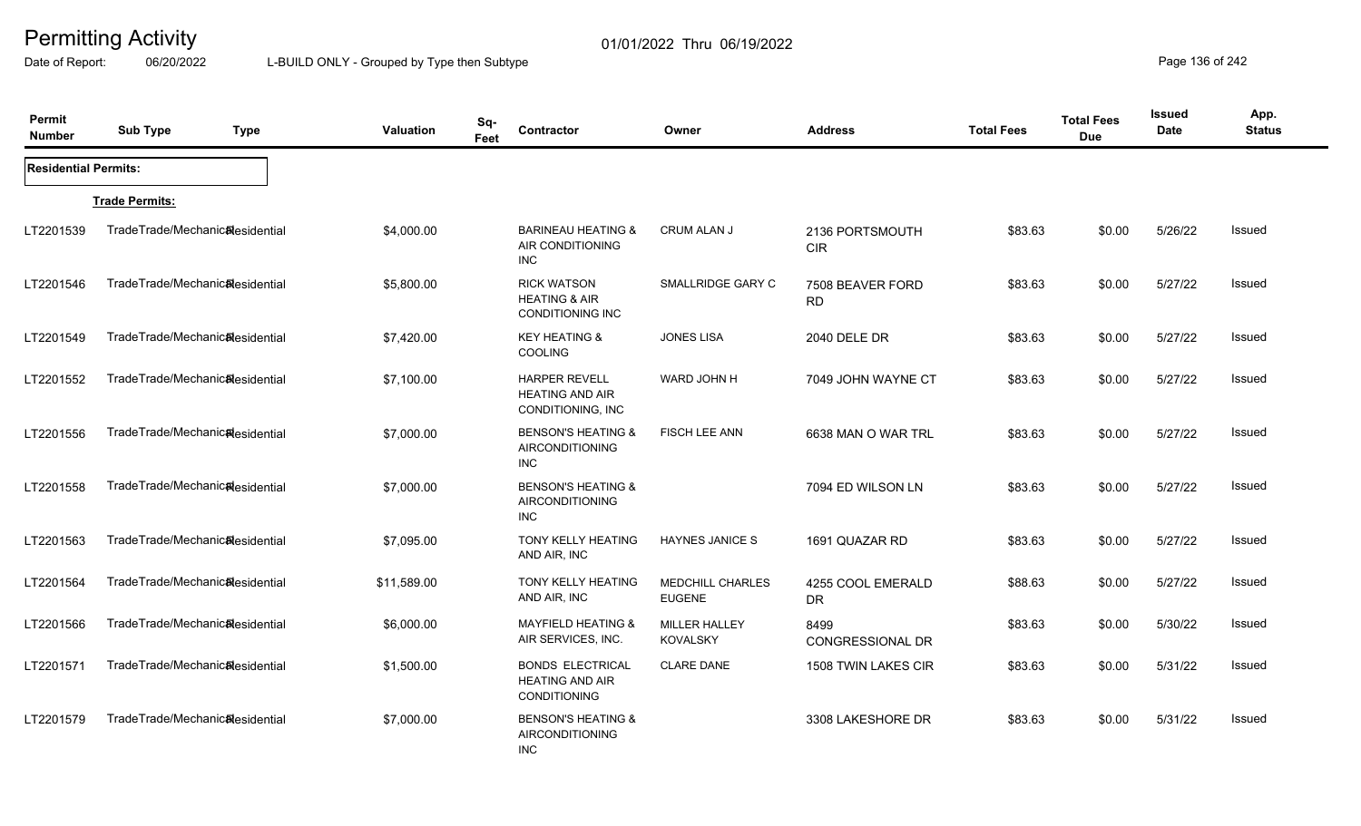# Permitting Activity

01/01/2022 Thru 06/19/2022

Date of Report: 06/20/2022 L-BUILD ONLY - Grouped by Type then Subtype

| Permit Number | Sub Type | Type | Valuation | Sq-Feet | Contractor | Owner | Address | Total Fees | Total Fees Due | Issued Date | App. Status |
|---|---|---|---|---|---|---|---|---|---|---|---|
| **Residential Permits:** | | | | | | | | | | | |
| **Trade Permits:** | | | | | | | | | | | |
| LT2201539 | TradeTrade/Mechanical | Residential | $4,000.00 | | BARINEAU HEATING & AIR CONDITIONING INC | CRUM ALAN J | 2136 PORTSMOUTH CIR | $83.63 | $0.00 | 5/26/22 | Issued |
| LT2201546 | TradeTrade/Mechanical | Residential | $5,800.00 | | RICK WATSON HEATING & AIR CONDITIONING INC | SMALLRIDGE GARY C | 7508 BEAVER FORD RD | $83.63 | $0.00 | 5/27/22 | Issued |
| LT2201549 | TradeTrade/Mechanical | Residential | $7,420.00 | | KEY HEATING & COOLING | JONES LISA | 2040 DELE DR | $83.63 | $0.00 | 5/27/22 | Issued |
| LT2201552 | TradeTrade/Mechanical | Residential | $7,100.00 | | HARPER REVELL HEATING AND AIR CONDITIONING, INC | WARD JOHN H | 7049 JOHN WAYNE CT | $83.63 | $0.00 | 5/27/22 | Issued |
| LT2201556 | TradeTrade/Mechanical | Residential | $7,000.00 | | BENSON'S HEATING & AIRCONDITIONING INC | FISCH LEE ANN | 6638 MAN O WAR TRL | $83.63 | $0.00 | 5/27/22 | Issued |
| LT2201558 | TradeTrade/Mechanical | Residential | $7,000.00 | | BENSON'S HEATING & AIRCONDITIONING INC | | 7094 ED WILSON LN | $83.63 | $0.00 | 5/27/22 | Issued |
| LT2201563 | TradeTrade/Mechanical | Residential | $7,095.00 | | TONY KELLY HEATING AND AIR, INC | HAYNES JANICE S | 1691 QUAZAR RD | $83.63 | $0.00 | 5/27/22 | Issued |
| LT2201564 | TradeTrade/Mechanical | Residential | $11,589.00 | | TONY KELLY HEATING AND AIR, INC | MEDCHILL CHARLES EUGENE | 4255 COOL EMERALD DR | $88.63 | $0.00 | 5/27/22 | Issued |
| LT2201566 | TradeTrade/Mechanical | Residential | $6,000.00 | | MAYFIELD HEATING & AIR SERVICES, INC. | MILLER HALLEY KOVALSKY | 8499 CONGRESSIONAL DR | $83.63 | $0.00 | 5/30/22 | Issued |
| LT2201571 | TradeTrade/Mechanical | Residential | $1,500.00 | | BONDS ELECTRICAL HEATING AND AIR CONDITIONING | CLARE DANE | 1508 TWIN LAKES CIR | $83.63 | $0.00 | 5/31/22 | Issued |
| LT2201579 | TradeTrade/Mechanical | Residential | $7,000.00 | | BENSON'S HEATING & AIRCONDITIONING INC | | 3308 LAKESHORE DR | $83.63 | $0.00 | 5/31/22 | Issued |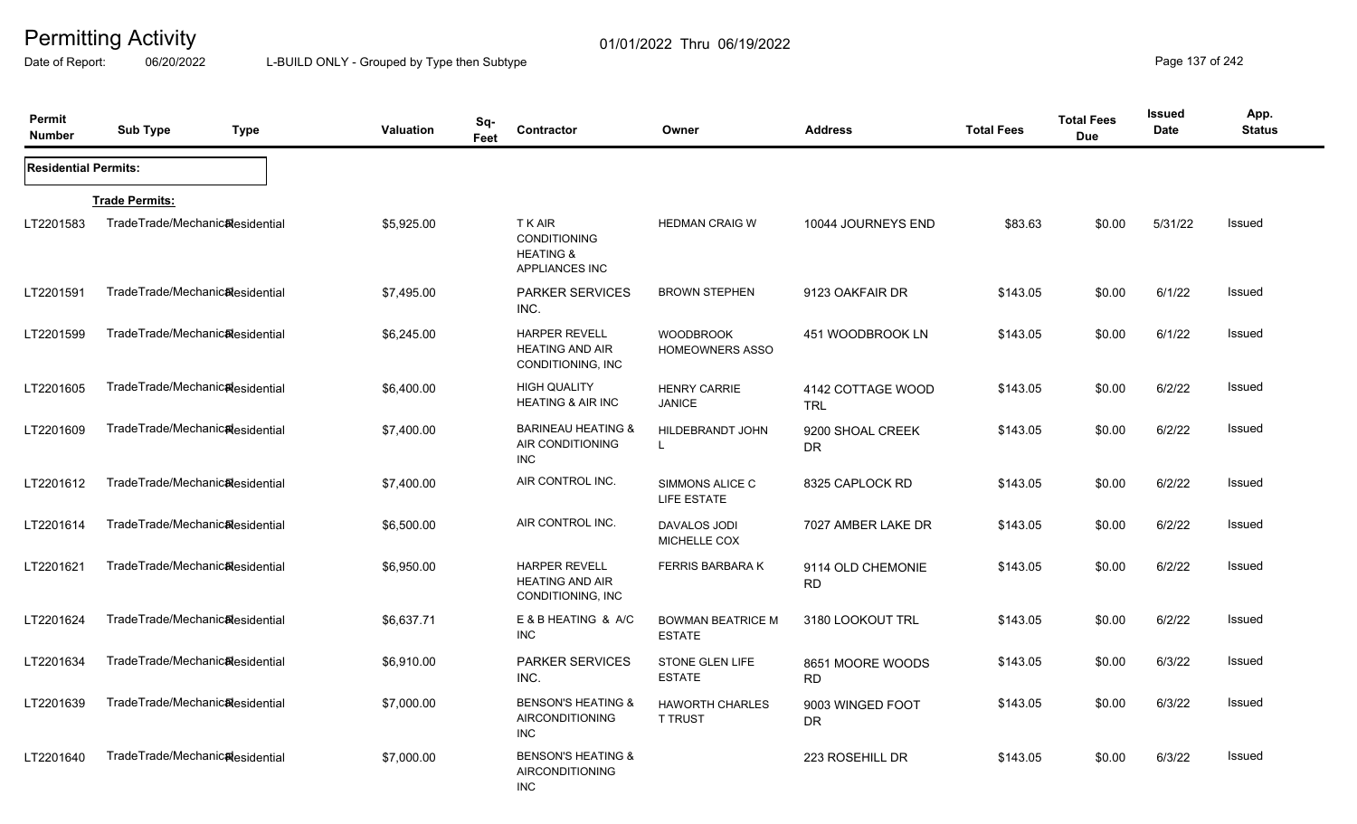# Permitting Activity

01/01/2022 Thru 06/19/2022

Date of Report: 06/20/2022 L-BUILD ONLY - Grouped by Type then Subtype

| Permit Number | Sub Type | Type | Valuation | Sq-Feet | Contractor | Owner | Address | Total Fees | Total Fees Due | Issued Date | App. Status |
|---|---|---|---|---|---|---|---|---|---|---|---|
| **Residential Permits:** | | | | | | | | | | | |
| | **Trade Permits:** | | | | | | | | | | |
| LT2201583 | TradeTrade/Mechanical | Residential | $5,925.00 | | T K AIR CONDITIONING HEATING & APPLIANCES INC | HEDMAN CRAIG W | 10044 JOURNEYS END | $83.63 | $0.00 | 5/31/22 | Issued |
| LT2201591 | TradeTrade/Mechanical | Residential | $7,495.00 | | PARKER SERVICES INC. | BROWN STEPHEN | 9123 OAKFAIR DR | $143.05 | $0.00 | 6/1/22 | Issued |
| LT2201599 | TradeTrade/Mechanical | Residential | $6,245.00 | | HARPER REVELL HEATING AND AIR CONDITIONING, INC | WOODBROOK HOMEOWNERS ASSO | 451 WOODBROOK LN | $143.05 | $0.00 | 6/1/22 | Issued |
| LT2201605 | TradeTrade/Mechanical | Residential | $6,400.00 | | HIGH QUALITY HEATING & AIR INC | HENRY CARRIE JANICE | 4142 COTTAGE WOOD TRL | $143.05 | $0.00 | 6/2/22 | Issued |
| LT2201609 | TradeTrade/Mechanical | Residential | $7,400.00 | | BARINEAU HEATING & AIR CONDITIONING INC | HILDEBRANDT JOHN L | 9200 SHOAL CREEK DR | $143.05 | $0.00 | 6/2/22 | Issued |
| LT2201612 | TradeTrade/Mechanical | Residential | $7,400.00 | | AIR CONTROL INC. | SIMMONS ALICE C LIFE ESTATE | 8325 CAPLOCK RD | $143.05 | $0.00 | 6/2/22 | Issued |
| LT2201614 | TradeTrade/Mechanical | Residential | $6,500.00 | | AIR CONTROL INC. | DAVALOS JODI MICHELLE COX | 7027 AMBER LAKE DR | $143.05 | $0.00 | 6/2/22 | Issued |
| LT2201621 | TradeTrade/Mechanical | Residential | $6,950.00 | | HARPER REVELL HEATING AND AIR CONDITIONING, INC | FERRIS BARBARA K | 9114 OLD CHEMONIE RD | $143.05 | $0.00 | 6/2/22 | Issued |
| LT2201624 | TradeTrade/Mechanical | Residential | $6,637.71 | | E & B HEATING & A/C INC | BOWMAN BEATRICE M ESTATE | 3180 LOOKOUT TRL | $143.05 | $0.00 | 6/2/22 | Issued |
| LT2201634 | TradeTrade/Mechanical | Residential | $6,910.00 | | PARKER SERVICES INC. | STONE GLEN LIFE ESTATE | 8651 MOORE WOODS RD | $143.05 | $0.00 | 6/3/22 | Issued |
| LT2201639 | TradeTrade/Mechanical | Residential | $7,000.00 | | BENSON'S HEATING & AIRCONDITIONING INC | HAWORTH CHARLES T TRUST | 9003 WINGED FOOT DR | $143.05 | $0.00 | 6/3/22 | Issued |
| LT2201640 | TradeTrade/Mechanical | Residential | $7,000.00 | | BENSON'S HEATING & AIRCONDITIONING INC | | 223 ROSEHILL DR | $143.05 | $0.00 | 6/3/22 | Issued |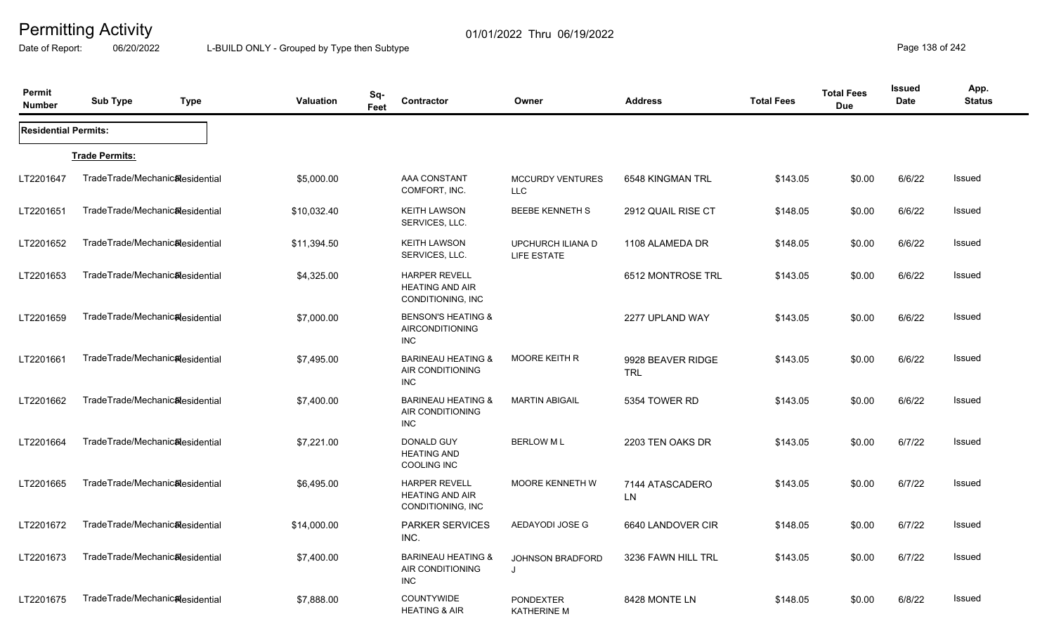# Permitting Activity

Date of Report: 06/20/2022 — L-BUILD ONLY - Grouped by Type then Subtype — 01/01/2022 Thru 06/19/2022

| Permit Number | Sub Type | Type | Valuation | Sq-Feet | Contractor | Owner | Address | Total Fees | Total Fees Due | Issued Date | App. Status |
|---|---|---|---|---|---|---|---|---|---|---|---|
| **Residential Permits:** | | | | | | | | | | | |
| **Trade Permits:** | | | | | | | | | | | |
| LT2201647 | Trade | Trade/Mechanical Residential | $5,000.00 | | AAA CONSTANT COMFORT, INC. | MCCURDY VENTURES LLC | 6548 KINGMAN TRL | $143.05 | $0.00 | 6/6/22 | Issued |
| LT2201651 | Trade | Trade/Mechanical Residential | $10,032.40 | | KEITH LAWSON SERVICES, LLC. | BEEBE KENNETH S | 2912 QUAIL RISE CT | $148.05 | $0.00 | 6/6/22 | Issued |
| LT2201652 | Trade | Trade/Mechanical Residential | $11,394.50 | | KEITH LAWSON SERVICES, LLC. | UPCHURCH ILIANA D LIFE ESTATE | 1108 ALAMEDA DR | $148.05 | $0.00 | 6/6/22 | Issued |
| LT2201653 | Trade | Trade/Mechanical Residential | $4,325.00 | | HARPER REVELL HEATING AND AIR CONDITIONING, INC | | 6512 MONTROSE TRL | $143.05 | $0.00 | 6/6/22 | Issued |
| LT2201659 | Trade | Trade/Mechanical Residential | $7,000.00 | | BENSON'S HEATING & AIRCONDITIONING INC | | 2277 UPLAND WAY | $143.05 | $0.00 | 6/6/22 | Issued |
| LT2201661 | Trade | Trade/Mechanical Residential | $7,495.00 | | BARINEAU HEATING & AIR CONDITIONING INC | MOORE KEITH R | 9928 BEAVER RIDGE TRL | $143.05 | $0.00 | 6/6/22 | Issued |
| LT2201662 | Trade | Trade/Mechanical Residential | $7,400.00 | | BARINEAU HEATING & AIR CONDITIONING INC | MARTIN ABIGAIL | 5354 TOWER RD | $143.05 | $0.00 | 6/6/22 | Issued |
| LT2201664 | Trade | Trade/Mechanical Residential | $7,221.00 | | DONALD GUY HEATING AND COOLING INC | BERLOW M L | 2203 TEN OAKS DR | $143.05 | $0.00 | 6/7/22 | Issued |
| LT2201665 | Trade | Trade/Mechanical Residential | $6,495.00 | | HARPER REVELL HEATING AND AIR CONDITIONING, INC | MOORE KENNETH W | 7144 ATASCADERO LN | $143.05 | $0.00 | 6/7/22 | Issued |
| LT2201672 | Trade | Trade/Mechanical Residential | $14,000.00 | | PARKER SERVICES INC. | AEDAYODI JOSE G | 6640 LANDOVER CIR | $148.05 | $0.00 | 6/7/22 | Issued |
| LT2201673 | Trade | Trade/Mechanical Residential | $7,400.00 | | BARINEAU HEATING & AIR CONDITIONING INC | JOHNSON BRADFORD J | 3236 FAWN HILL TRL | $143.05 | $0.00 | 6/7/22 | Issued |
| LT2201675 | Trade | Trade/Mechanical Residential | $7,888.00 | | COUNTYWIDE HEATING & AIR | PONDEXTER KATHERINE M | 8428 MONTE LN | $148.05 | $0.00 | 6/8/22 | Issued |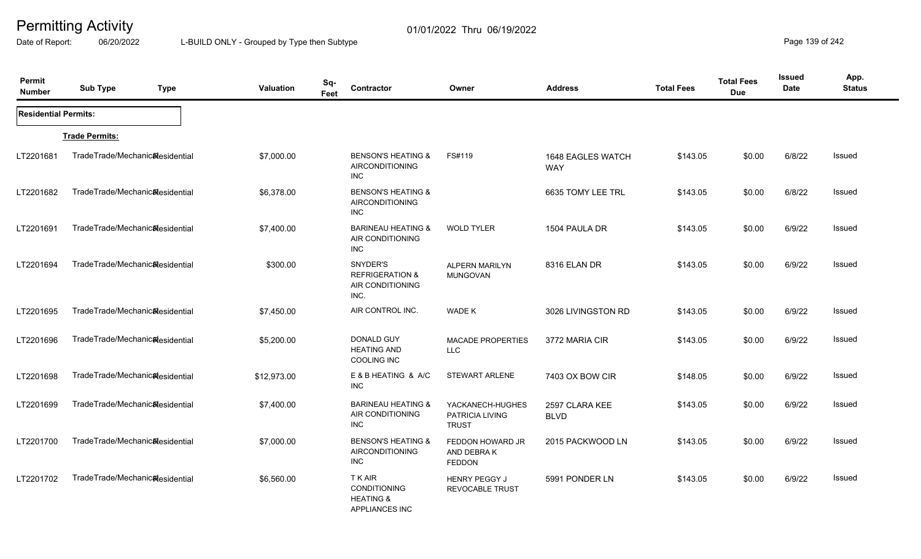# Permitting Activity

01/01/2022 Thru 06/19/2022

Date of Report: 06/20/2022 L-BUILD ONLY - Grouped by Type then Subtype

| Permit Number | Sub Type | Type | Valuation | Sq-Feet | Contractor | Owner | Address | Total Fees | Total Fees Due | Issued Date | App. Status |
|---|---|---|---|---|---|---|---|---|---|---|---|
| **Residential Permits:** | | | | | | | | | | | |
| | **Trade Permits:** | | | | | | | | | | |
| LT2201681 | TradeTrade/Mechanical | Residential | $7,000.00 | | BENSON'S HEATING & AIRCONDITIONING INC | FS#119 | 1648 EAGLES WATCH WAY | $143.05 | $0.00 | 6/8/22 | Issued |
| LT2201682 | TradeTrade/Mechanical | Residential | $6,378.00 | | BENSON'S HEATING & AIRCONDITIONING INC | | 6635 TOMY LEE TRL | $143.05 | $0.00 | 6/8/22 | Issued |
| LT2201691 | TradeTrade/Mechanical | Residential | $7,400.00 | | BARINEAU HEATING & AIR CONDITIONING INC | WOLD TYLER | 1504 PAULA DR | $143.05 | $0.00 | 6/9/22 | Issued |
| LT2201694 | TradeTrade/Mechanical | Residential | $300.00 | | SNYDER'S REFRIGERATION & AIR CONDITIONING INC. | ALPERN MARILYN MUNGOVAN | 8316 ELAN DR | $143.05 | $0.00 | 6/9/22 | Issued |
| LT2201695 | TradeTrade/Mechanical | Residential | $7,450.00 | | AIR CONTROL INC. | WADE K | 3026 LIVINGSTON RD | $143.05 | $0.00 | 6/9/22 | Issued |
| LT2201696 | TradeTrade/Mechanical | Residential | $5,200.00 | | DONALD GUY HEATING AND COOLING INC | MACADE PROPERTIES LLC | 3772 MARIA CIR | $143.05 | $0.00 | 6/9/22 | Issued |
| LT2201698 | TradeTrade/Mechanical | Residential | $12,973.00 | | E & B HEATING & A/C INC | STEWART ARLENE | 7403 OX BOW CIR | $148.05 | $0.00 | 6/9/22 | Issued |
| LT2201699 | TradeTrade/Mechanical | Residential | $7,400.00 | | BARINEAU HEATING & AIR CONDITIONING INC | YACKANECH-HUGHES PATRICIA LIVING TRUST | 2597 CLARA KEE BLVD | $143.05 | $0.00 | 6/9/22 | Issued |
| LT2201700 | TradeTrade/Mechanical | Residential | $7,000.00 | | BENSON'S HEATING & AIRCONDITIONING INC | FEDDON HOWARD JR AND DEBRA K FEDDON | 2015 PACKWOOD LN | $143.05 | $0.00 | 6/9/22 | Issued |
| LT2201702 | TradeTrade/Mechanical | Residential | $6,560.00 | | T K AIR CONDITIONING HEATING & APPLIANCES INC | HENRY PEGGY J REVOCABLE TRUST | 5991 PONDER LN | $143.05 | $0.00 | 6/9/22 | Issued |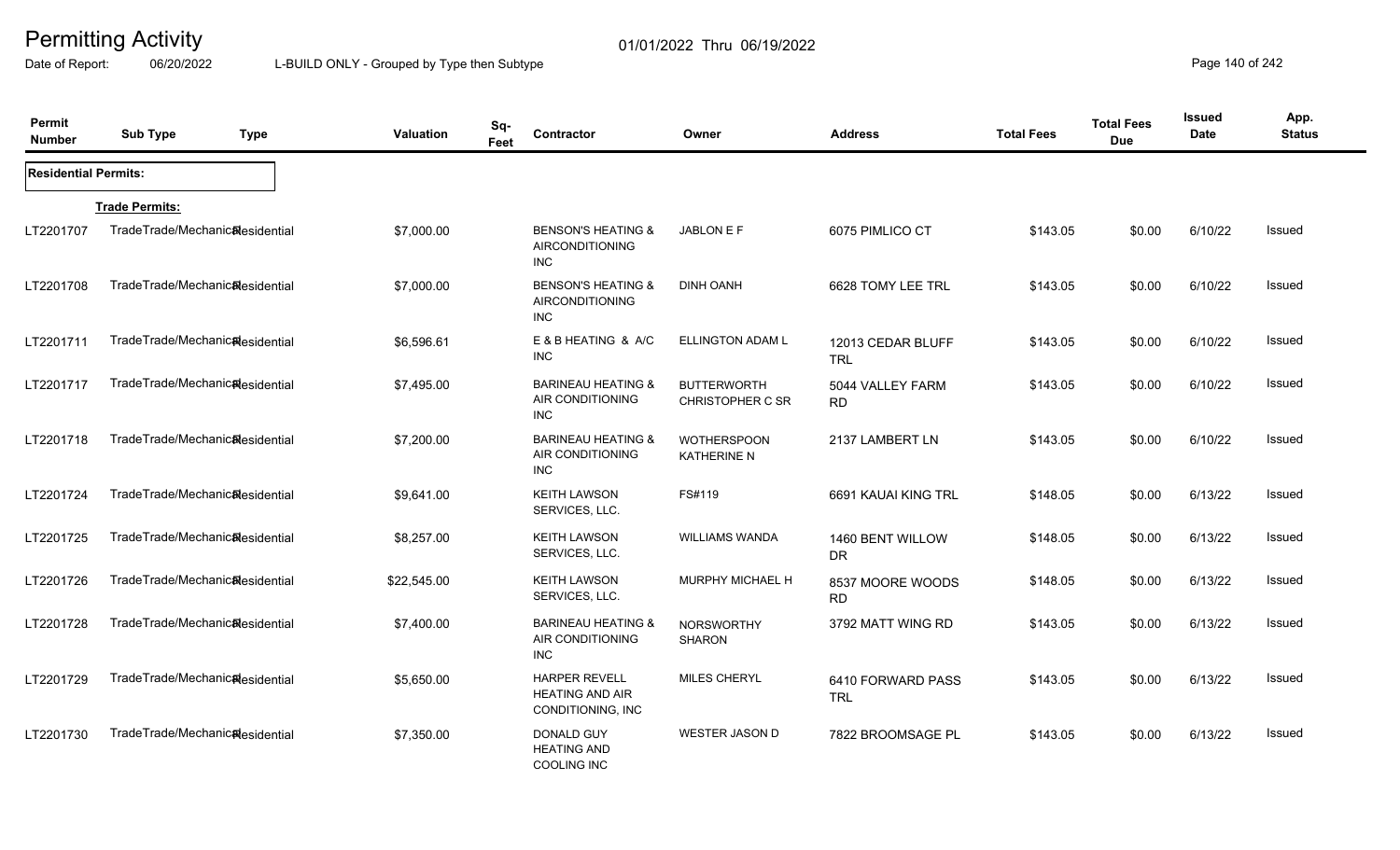# Permitting Activity

01/01/2022 Thru 06/19/2022

Date of Report: 06/20/2022 L-BUILD ONLY - Grouped by Type then Subtype

| Permit Number | Sub Type | Type | Valuation | Sq-Feet | Contractor | Owner | Address | Total Fees | Total Fees Due | Issued Date | App. Status |
|---|---|---|---|---|---|---|---|---|---|---|---|
| **Residential Permits:** | | | | | | | | | | | |
| | **Trade Permits:** | | | | | | | | | | |
| LT2201707 | TradeTrade/Mechanical | Residential | $7,000.00 | | BENSON'S HEATING & AIRCONDITIONING INC | JABLON E F | 6075 PIMLICO CT | $143.05 | $0.00 | 6/10/22 | Issued |
| LT2201708 | TradeTrade/Mechanical | Residential | $7,000.00 | | BENSON'S HEATING & AIRCONDITIONING INC | DINH OANH | 6628 TOMY LEE TRL | $143.05 | $0.00 | 6/10/22 | Issued |
| LT2201711 | TradeTrade/Mechanical | Residential | $6,596.61 | | E & B HEATING & A/C INC | ELLINGTON ADAM L | 12013 CEDAR BLUFF TRL | $143.05 | $0.00 | 6/10/22 | Issued |
| LT2201717 | TradeTrade/Mechanical | Residential | $7,495.00 | | BARINEAU HEATING & AIR CONDITIONING INC | BUTTERWORTH CHRISTOPHER C SR | 5044 VALLEY FARM RD | $143.05 | $0.00 | 6/10/22 | Issued |
| LT2201718 | TradeTrade/Mechanical | Residential | $7,200.00 | | BARINEAU HEATING & AIR CONDITIONING INC | WOTHERSPOON KATHERINE N | 2137 LAMBERT LN | $143.05 | $0.00 | 6/10/22 | Issued |
| LT2201724 | TradeTrade/Mechanical | Residential | $9,641.00 | | KEITH LAWSON SERVICES, LLC. | FS#119 | 6691 KAUAI KING TRL | $148.05 | $0.00 | 6/13/22 | Issued |
| LT2201725 | TradeTrade/Mechanical | Residential | $8,257.00 | | KEITH LAWSON SERVICES, LLC. | WILLIAMS WANDA | 1460 BENT WILLOW DR | $148.05 | $0.00 | 6/13/22 | Issued |
| LT2201726 | TradeTrade/Mechanical | Residential | $22,545.00 | | KEITH LAWSON SERVICES, LLC. | MURPHY MICHAEL H | 8537 MOORE WOODS RD | $148.05 | $0.00 | 6/13/22 | Issued |
| LT2201728 | TradeTrade/Mechanical | Residential | $7,400.00 | | BARINEAU HEATING & AIR CONDITIONING INC | NORSWORTHY SHARON | 3792 MATT WING RD | $143.05 | $0.00 | 6/13/22 | Issued |
| LT2201729 | TradeTrade/Mechanical | Residential | $5,650.00 | | HARPER REVELL HEATING AND AIR CONDITIONING, INC | MILES CHERYL | 6410 FORWARD PASS TRL | $143.05 | $0.00 | 6/13/22 | Issued |
| LT2201730 | TradeTrade/Mechanical | Residential | $7,350.00 | | DONALD GUY HEATING AND COOLING INC | WESTER JASON D | 7822 BROOMSAGE PL | $143.05 | $0.00 | 6/13/22 | Issued |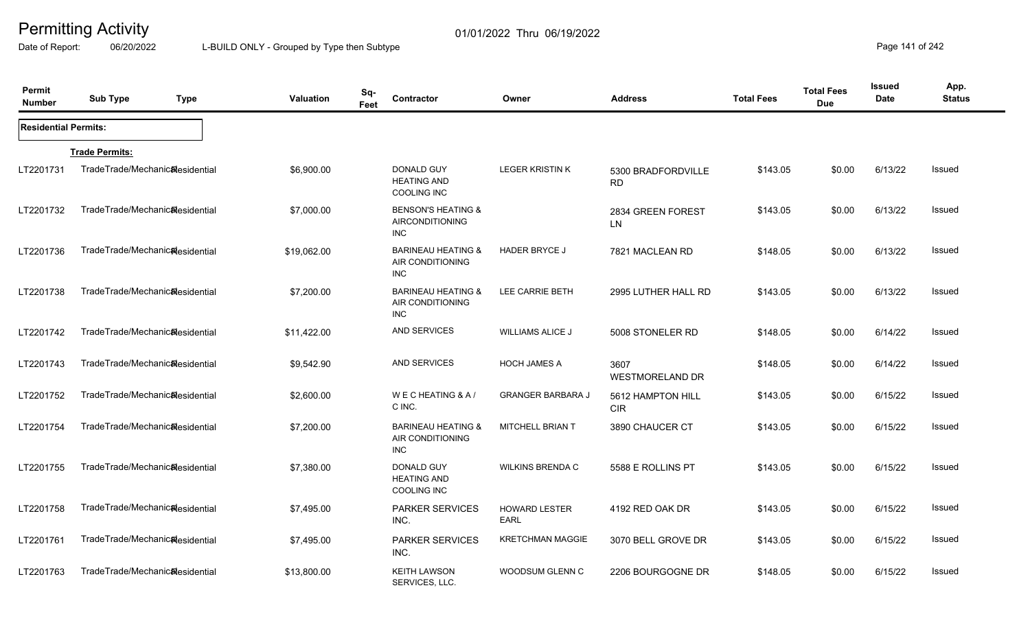# Permitting Activity

Date of Report: 06/20/2022

01/01/2022 Thru 06/19/2022

L-BUILD ONLY - Grouped by Type then Subtype

| Permit Number | Sub Type | Type | Valuation | Sq-Feet | Contractor | Owner | Address | Total Fees | Total Fees Due | Issued Date | App. Status |
|---|---|---|---|---|---|---|---|---|---|---|---|
| **Residential Permits:** | | | | | | | | | | | |
| | **Trade Permits:** | | | | | | | | | | |
| LT2201731 | TradeTrade/Mechanical | Residential | $6,900.00 | | DONALD GUY HEATING AND COOLING INC | LEGER KRISTIN K | 5300 BRADFORDVILLE RD | $143.05 | $0.00 | 6/13/22 | Issued |
| LT2201732 | TradeTrade/Mechanical | Residential | $7,000.00 | | BENSON'S HEATING & AIRCONDITIONING INC | | 2834 GREEN FOREST LN | $143.05 | $0.00 | 6/13/22 | Issued |
| LT2201736 | TradeTrade/Mechanical | Residential | $19,062.00 | | BARINEAU HEATING & AIR CONDITIONING INC | HADER BRYCE J | 7821 MACLEAN RD | $148.05 | $0.00 | 6/13/22 | Issued |
| LT2201738 | TradeTrade/Mechanical | Residential | $7,200.00 | | BARINEAU HEATING & AIR CONDITIONING INC | LEE CARRIE BETH | 2995 LUTHER HALL RD | $143.05 | $0.00 | 6/13/22 | Issued |
| LT2201742 | TradeTrade/Mechanical | Residential | $11,422.00 | | AND SERVICES | WILLIAMS ALICE J | 5008 STONELER RD | $148.05 | $0.00 | 6/14/22 | Issued |
| LT2201743 | TradeTrade/Mechanical | Residential | $9,542.90 | | AND SERVICES | HOCH JAMES A | 3607 WESTMORELAND DR | $148.05 | $0.00 | 6/14/22 | Issued |
| LT2201752 | TradeTrade/Mechanical | Residential | $2,600.00 | | W E C HEATING & A / C INC. | GRANGER BARBARA J | 5612 HAMPTON HILL CIR | $143.05 | $0.00 | 6/15/22 | Issued |
| LT2201754 | TradeTrade/Mechanical | Residential | $7,200.00 | | BARINEAU HEATING & AIR CONDITIONING INC | MITCHELL BRIAN T | 3890 CHAUCER CT | $143.05 | $0.00 | 6/15/22 | Issued |
| LT2201755 | TradeTrade/Mechanical | Residential | $7,380.00 | | DONALD GUY HEATING AND COOLING INC | WILKINS BRENDA C | 5588 E ROLLINS PT | $143.05 | $0.00 | 6/15/22 | Issued |
| LT2201758 | TradeTrade/Mechanical | Residential | $7,495.00 | | PARKER SERVICES INC. | HOWARD LESTER EARL | 4192 RED OAK DR | $143.05 | $0.00 | 6/15/22 | Issued |
| LT2201761 | TradeTrade/Mechanical | Residential | $7,495.00 | | PARKER SERVICES INC. | KRETCHMAN MAGGIE | 3070 BELL GROVE DR | $143.05 | $0.00 | 6/15/22 | Issued |
| LT2201763 | TradeTrade/Mechanical | Residential | $13,800.00 | | KEITH LAWSON SERVICES, LLC. | WOODSUM GLENN C | 2206 BOURGOGNE DR | $148.05 | $0.00 | 6/15/22 | Issued |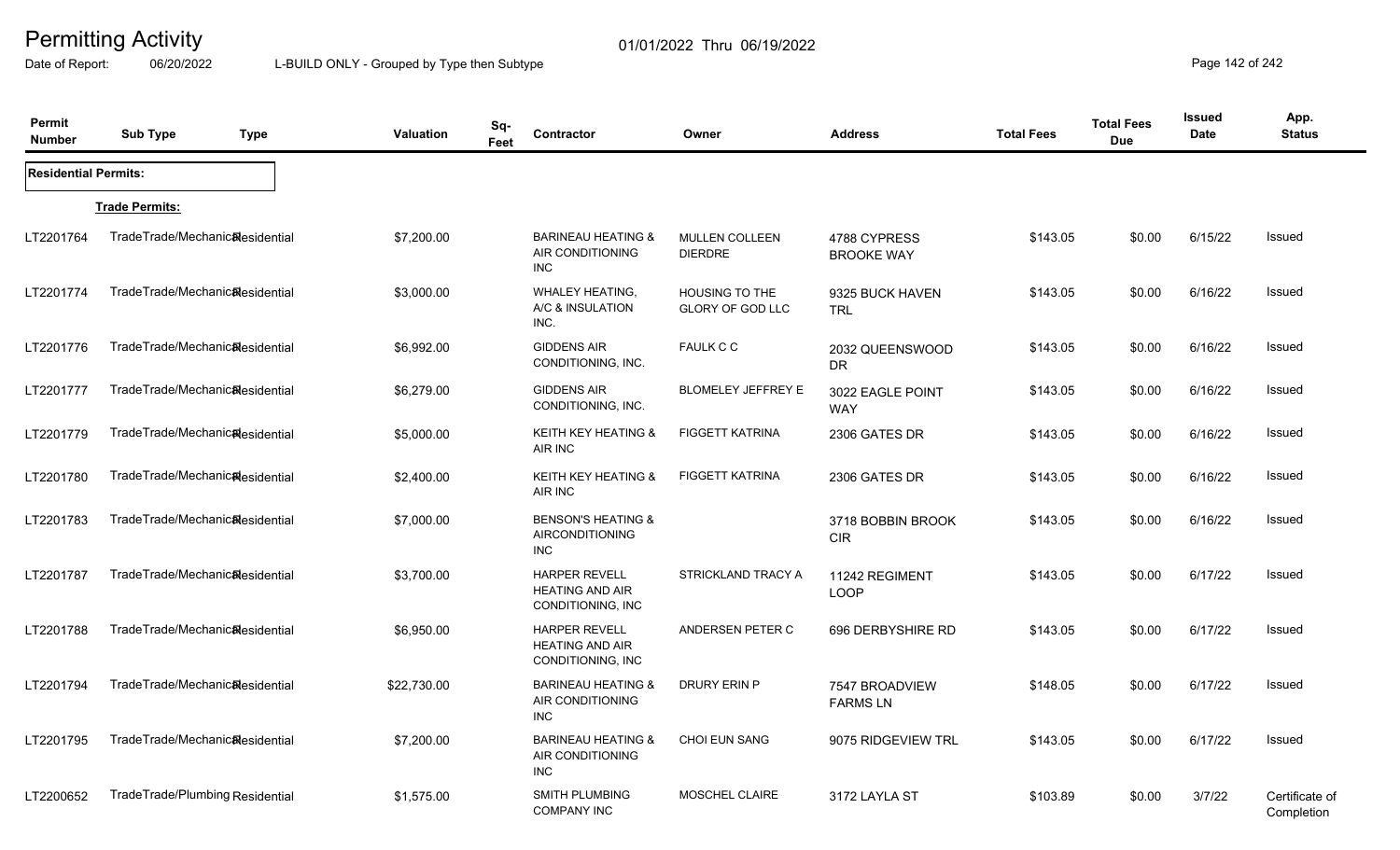# Permitting Activity

Date of Report: 06/20/2022

01/01/2022 Thru 06/19/2022

L-BUILD ONLY - Grouped by Type then Subtype

| Permit Number | Sub Type | Type | Valuation | Sq-Feet | Contractor | Owner | Address | Total Fees | Total Fees Due | Issued Date | App. Status |
|---|---|---|---|---|---|---|---|---|---|---|---|
| **Residential Permits:** | | | | | | | | | | | |
| **Trade Permits:** | | | | | | | | | | | |
| LT2201764 | TradeTrade/Mechanical | Residential | $7,200.00 | | BARINEAU HEATING & AIR CONDITIONING INC | MULLEN COLLEEN DIERDRE | 4788 CYPRESS BROOKE WAY | $143.05 | $0.00 | 6/15/22 | Issued |
| LT2201774 | TradeTrade/Mechanical | Residential | $3,000.00 | | WHALEY HEATING, A/C & INSULATION INC. | HOUSING TO THE GLORY OF GOD LLC | 9325 BUCK HAVEN TRL | $143.05 | $0.00 | 6/16/22 | Issued |
| LT2201776 | TradeTrade/Mechanical | Residential | $6,992.00 | | GIDDENS AIR CONDITIONING, INC. | FAULK C C | 2032 QUEENSWOOD DR | $143.05 | $0.00 | 6/16/22 | Issued |
| LT2201777 | TradeTrade/Mechanical | Residential | $6,279.00 | | GIDDENS AIR CONDITIONING, INC. | BLOMELEY JEFFREY E | 3022 EAGLE POINT WAY | $143.05 | $0.00 | 6/16/22 | Issued |
| LT2201779 | TradeTrade/Mechanical | Residential | $5,000.00 | | KEITH KEY HEATING & AIR INC | FIGGETT KATRINA | 2306 GATES DR | $143.05 | $0.00 | 6/16/22 | Issued |
| LT2201780 | TradeTrade/Mechanical | Residential | $2,400.00 | | KEITH KEY HEATING & AIR INC | FIGGETT KATRINA | 2306 GATES DR | $143.05 | $0.00 | 6/16/22 | Issued |
| LT2201783 | TradeTrade/Mechanical | Residential | $7,000.00 | | BENSON'S HEATING & AIRCONDITIONING INC | | 3718 BOBBIN BROOK CIR | $143.05 | $0.00 | 6/16/22 | Issued |
| LT2201787 | TradeTrade/Mechanical | Residential | $3,700.00 | | HARPER REVELL HEATING AND AIR CONDITIONING, INC | STRICKLAND TRACY A | 11242 REGIMENT LOOP | $143.05 | $0.00 | 6/17/22 | Issued |
| LT2201788 | TradeTrade/Mechanical | Residential | $6,950.00 | | HARPER REVELL HEATING AND AIR CONDITIONING, INC | ANDERSEN PETER C | 696 DERBYSHIRE RD | $143.05 | $0.00 | 6/17/22 | Issued |
| LT2201794 | TradeTrade/Mechanical | Residential | $22,730.00 | | BARINEAU HEATING & AIR CONDITIONING INC | DRURY ERIN P | 7547 BROADVIEW FARMS LN | $148.05 | $0.00 | 6/17/22 | Issued |
| LT2201795 | TradeTrade/Mechanical | Residential | $7,200.00 | | BARINEAU HEATING & AIR CONDITIONING INC | CHOI EUN SANG | 9075 RIDGEVIEW TRL | $143.05 | $0.00 | 6/17/22 | Issued |
| LT2200652 | TradeTrade/Plumbing | Residential | $1,575.00 | | SMITH PLUMBING COMPANY INC | MOSCHEL CLAIRE | 3172 LAYLA ST | $103.89 | $0.00 | 3/7/22 | Certificate of Completion |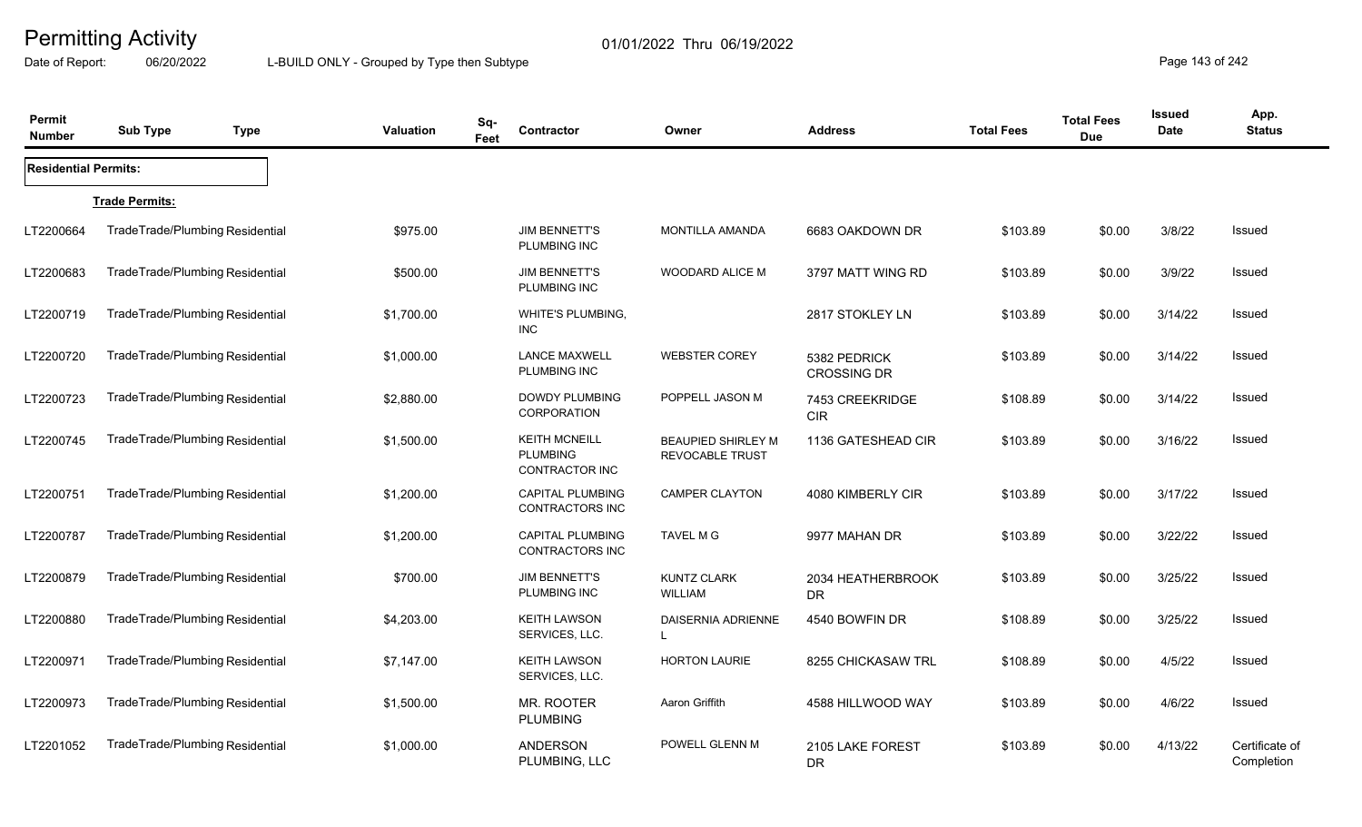# Permitting Activity

Date of Report: 06/20/2022 &nbsp;&nbsp;&nbsp; L-BUILD ONLY - Grouped by Type then Subtype &nbsp;&nbsp;&nbsp; 01/01/2022 Thru 06/19/2022

| Permit Number | Sub Type | Type | Valuation | Sq-Feet | Contractor | Owner | Address | Total Fees | Total Fees Due | Issued Date | App. Status |
|---|---|---|---|---|---|---|---|---|---|---|---|
| **Residential Permits:** | | | | | | | | | | | |
| **Trade Permits:** | | | | | | | | | | | |
| LT2200664 | Trade | Trade/Plumbing Residential | $975.00 | | JIM BENNETT'S PLUMBING INC | MONTILLA AMANDA | 6683 OAKDOWN DR | $103.89 | $0.00 | 3/8/22 | Issued |
| LT2200683 | Trade | Trade/Plumbing Residential | $500.00 | | JIM BENNETT'S PLUMBING INC | WOODARD ALICE M | 3797 MATT WING RD | $103.89 | $0.00 | 3/9/22 | Issued |
| LT2200719 | Trade | Trade/Plumbing Residential | $1,700.00 | | WHITE'S PLUMBING, INC | | 2817 STOKLEY LN | $103.89 | $0.00 | 3/14/22 | Issued |
| LT2200720 | Trade | Trade/Plumbing Residential | $1,000.00 | | LANCE MAXWELL PLUMBING INC | WEBSTER COREY | 5382 PEDRICK CROSSING DR | $103.89 | $0.00 | 3/14/22 | Issued |
| LT2200723 | Trade | Trade/Plumbing Residential | $2,880.00 | | DOWDY PLUMBING CORPORATION | POPPELL JASON M | 7453 CREEKRIDGE CIR | $108.89 | $0.00 | 3/14/22 | Issued |
| LT2200745 | Trade | Trade/Plumbing Residential | $1,500.00 | | KEITH MCNEILL PLUMBING CONTRACTOR INC | BEAUPIED SHIRLEY M REVOCABLE TRUST | 1136 GATESHEAD CIR | $103.89 | $0.00 | 3/16/22 | Issued |
| LT2200751 | Trade | Trade/Plumbing Residential | $1,200.00 | | CAPITAL PLUMBING CONTRACTORS INC | CAMPER CLAYTON | 4080 KIMBERLY CIR | $103.89 | $0.00 | 3/17/22 | Issued |
| LT2200787 | Trade | Trade/Plumbing Residential | $1,200.00 | | CAPITAL PLUMBING CONTRACTORS INC | TAVEL M G | 9977 MAHAN DR | $103.89 | $0.00 | 3/22/22 | Issued |
| LT2200879 | Trade | Trade/Plumbing Residential | $700.00 | | JIM BENNETT'S PLUMBING INC | KUNTZ CLARK WILLIAM | 2034 HEATHERBROOK DR | $103.89 | $0.00 | 3/25/22 | Issued |
| LT2200880 | Trade | Trade/Plumbing Residential | $4,203.00 | | KEITH LAWSON SERVICES, LLC. | DAISERNIA ADRIENNE L | 4540 BOWFIN DR | $108.89 | $0.00 | 3/25/22 | Issued |
| LT2200971 | Trade | Trade/Plumbing Residential | $7,147.00 | | KEITH LAWSON SERVICES, LLC. | HORTON LAURIE | 8255 CHICKASAW TRL | $108.89 | $0.00 | 4/5/22 | Issued |
| LT2200973 | Trade | Trade/Plumbing Residential | $1,500.00 | | MR. ROOTER PLUMBING | Aaron Griffith | 4588 HILLWOOD WAY | $103.89 | $0.00 | 4/6/22 | Issued |
| LT2201052 | Trade | Trade/Plumbing Residential | $1,000.00 | | ANDERSON PLUMBING, LLC | POWELL GLENN M | 2105 LAKE FOREST DR | $103.89 | $0.00 | 4/13/22 | Certificate of Completion |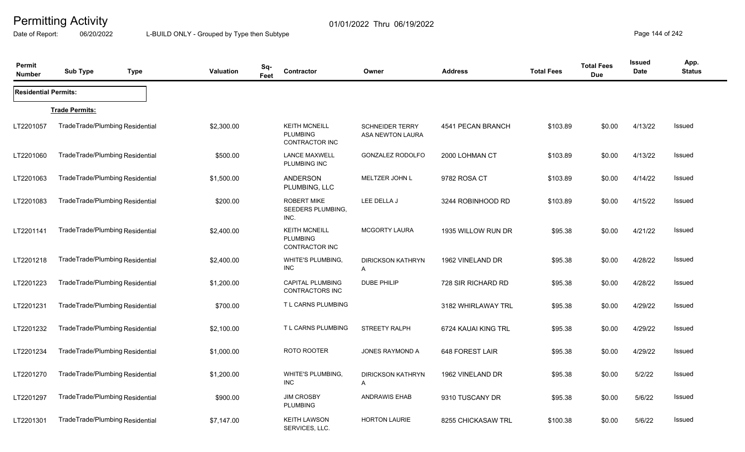# Permitting Activity

01/01/2022 Thru 06/19/2022

Date of Report: 06/20/2022 L-BUILD ONLY - Grouped by Type then Subtype

| Permit Number | Sub Type | Type | Valuation | Sq-Feet | Contractor | Owner | Address | Total Fees | Total Fees Due | Issued Date | App. Status |
|---|---|---|---|---|---|---|---|---|---|---|---|
| **Residential Permits:** | | | | | | | | | | | |
| **Trade Permits:** | | | | | | | | | | | |
| LT2201057 | Trade | Trade/Plumbing Residential | $2,300.00 | | KEITH MCNEILL PLUMBING CONTRACTOR INC | SCHNEIDER TERRY ASA NEWTON LAURA | 4541 PECAN BRANCH | $103.89 | $0.00 | 4/13/22 | Issued |
| LT2201060 | Trade | Trade/Plumbing Residential | $500.00 | | LANCE MAXWELL PLUMBING INC | GONZALEZ RODOLFO | 2000 LOHMAN CT | $103.89 | $0.00 | 4/13/22 | Issued |
| LT2201063 | Trade | Trade/Plumbing Residential | $1,500.00 | | ANDERSON PLUMBING, LLC | MELTZER JOHN L | 9782 ROSA CT | $103.89 | $0.00 | 4/14/22 | Issued |
| LT2201083 | Trade | Trade/Plumbing Residential | $200.00 | | ROBERT MIKE SEEDERS PLUMBING, INC. | LEE DELLA J | 3244 ROBINHOOD RD | $103.89 | $0.00 | 4/15/22 | Issued |
| LT2201141 | Trade | Trade/Plumbing Residential | $2,400.00 | | KEITH MCNEILL PLUMBING CONTRACTOR INC | MCGORTY LAURA | 1935 WILLOW RUN DR | $95.38 | $0.00 | 4/21/22 | Issued |
| LT2201218 | Trade | Trade/Plumbing Residential | $2,400.00 | | WHITE'S PLUMBING, INC | DIRICKSON KATHRYN A | 1962 VINELAND DR | $95.38 | $0.00 | 4/28/22 | Issued |
| LT2201223 | Trade | Trade/Plumbing Residential | $1,200.00 | | CAPITAL PLUMBING CONTRACTORS INC | DUBE PHILIP | 728 SIR RICHARD RD | $95.38 | $0.00 | 4/28/22 | Issued |
| LT2201231 | Trade | Trade/Plumbing Residential | $700.00 | | T L CARNS PLUMBING | | 3182 WHIRLAWAY TRL | $95.38 | $0.00 | 4/29/22 | Issued |
| LT2201232 | Trade | Trade/Plumbing Residential | $2,100.00 | | T L CARNS PLUMBING | STREETY RALPH | 6724 KAUAI KING TRL | $95.38 | $0.00 | 4/29/22 | Issued |
| LT2201234 | Trade | Trade/Plumbing Residential | $1,000.00 | | ROTO ROOTER | JONES RAYMOND A | 648 FOREST LAIR | $95.38 | $0.00 | 4/29/22 | Issued |
| LT2201270 | Trade | Trade/Plumbing Residential | $1,200.00 | | WHITE'S PLUMBING, INC | DIRICKSON KATHRYN A | 1962 VINELAND DR | $95.38 | $0.00 | 5/2/22 | Issued |
| LT2201297 | Trade | Trade/Plumbing Residential | $900.00 | | JIM CROSBY PLUMBING | ANDRAWIS EHAB | 9310 TUSCANY DR | $95.38 | $0.00 | 5/6/22 | Issued |
| LT2201301 | Trade | Trade/Plumbing Residential | $7,147.00 | | KEITH LAWSON SERVICES, LLC. | HORTON LAURIE | 8255 CHICKASAW TRL | $100.38 | $0.00 | 5/6/22 | Issued |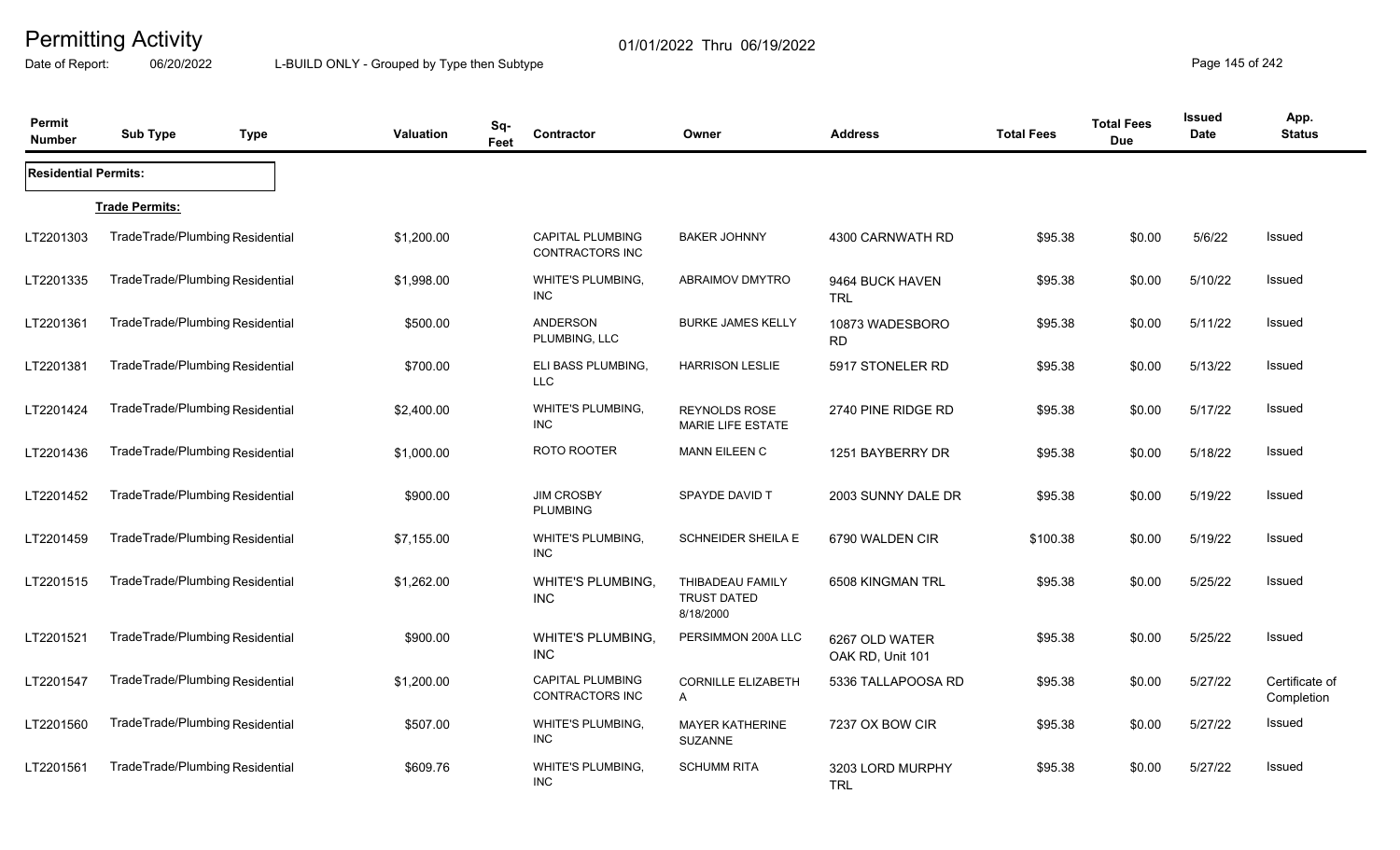# Permitting Activity

01/01/2022 Thru 06/19/2022

Date of Report: 06/20/2022 L-BUILD ONLY - Grouped by Type then Subtype

| Permit Number | Sub Type | Type | Valuation | Sq-Feet | Contractor | Owner | Address | Total Fees | Total Fees Due | Issued Date | App. Status |
|---|---|---|---|---|---|---|---|---|---|---|---|
| **Residential Permits:** | | | | | | | | | | | |
| **Trade Permits:** | | | | | | | | | | | |
| LT2201303 | Trade | Trade/Plumbing Residential | $1,200.00 | | CAPITAL PLUMBING CONTRACTORS INC | BAKER JOHNNY | 4300 CARNWATH RD | $95.38 | $0.00 | 5/6/22 | Issued |
| LT2201335 | Trade | Trade/Plumbing Residential | $1,998.00 | | WHITE'S PLUMBING, INC | ABRAIMOV DMYTRO | 9464 BUCK HAVEN TRL | $95.38 | $0.00 | 5/10/22 | Issued |
| LT2201361 | Trade | Trade/Plumbing Residential | $500.00 | | ANDERSON PLUMBING, LLC | BURKE JAMES KELLY | 10873 WADESBORO RD | $95.38 | $0.00 | 5/11/22 | Issued |
| LT2201381 | Trade | Trade/Plumbing Residential | $700.00 | | ELI BASS PLUMBING, LLC | HARRISON LESLIE | 5917 STONELER RD | $95.38 | $0.00 | 5/13/22 | Issued |
| LT2201424 | Trade | Trade/Plumbing Residential | $2,400.00 | | WHITE'S PLUMBING, INC | REYNOLDS ROSE MARIE LIFE ESTATE | 2740 PINE RIDGE RD | $95.38 | $0.00 | 5/17/22 | Issued |
| LT2201436 | Trade | Trade/Plumbing Residential | $1,000.00 | | ROTO ROOTER | MANN EILEEN C | 1251 BAYBERRY DR | $95.38 | $0.00 | 5/18/22 | Issued |
| LT2201452 | Trade | Trade/Plumbing Residential | $900.00 | | JIM CROSBY PLUMBING | SPAYDE DAVID T | 2003 SUNNY DALE DR | $95.38 | $0.00 | 5/19/22 | Issued |
| LT2201459 | Trade | Trade/Plumbing Residential | $7,155.00 | | WHITE'S PLUMBING, INC | SCHNEIDER SHEILA E | 6790 WALDEN CIR | $100.38 | $0.00 | 5/19/22 | Issued |
| LT2201515 | Trade | Trade/Plumbing Residential | $1,262.00 | | WHITE'S PLUMBING, INC | THIBADEAU FAMILY TRUST DATED 8/18/2000 | 6508 KINGMAN TRL | $95.38 | $0.00 | 5/25/22 | Issued |
| LT2201521 | Trade | Trade/Plumbing Residential | $900.00 | | WHITE'S PLUMBING, INC | PERSIMMON 200A LLC | 6267 OLD WATER OAK RD, Unit 101 | $95.38 | $0.00 | 5/25/22 | Issued |
| LT2201547 | Trade | Trade/Plumbing Residential | $1,200.00 | | CAPITAL PLUMBING CONTRACTORS INC | CORNILLE ELIZABETH A | 5336 TALLAPOOSA RD | $95.38 | $0.00 | 5/27/22 | Certificate of Completion |
| LT2201560 | Trade | Trade/Plumbing Residential | $507.00 | | WHITE'S PLUMBING, INC | MAYER KATHERINE SUZANNE | 7237 OX BOW CIR | $95.38 | $0.00 | 5/27/22 | Issued |
| LT2201561 | Trade | Trade/Plumbing Residential | $609.76 | | WHITE'S PLUMBING, INC | SCHUMM RITA | 3203 LORD MURPHY TRL | $95.38 | $0.00 | 5/27/22 | Issued |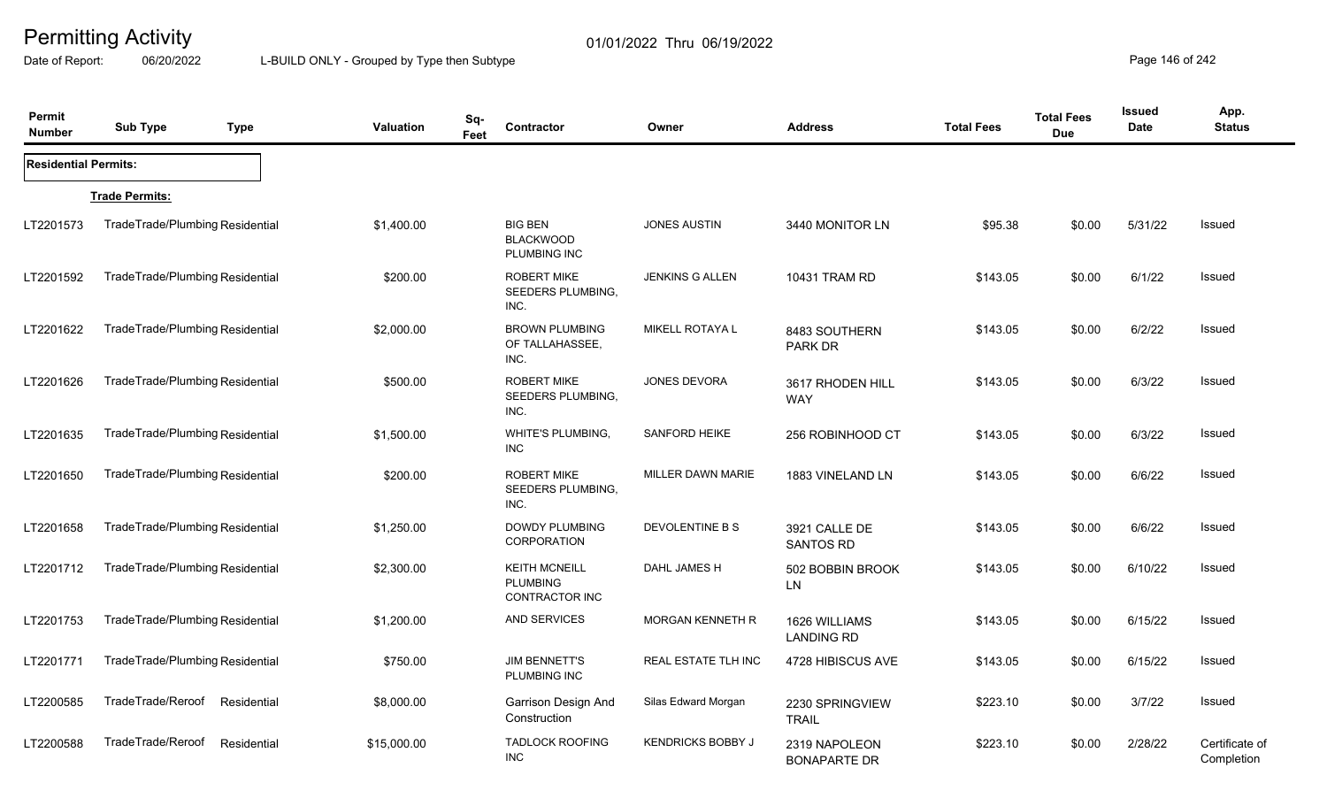# Permitting Activity

01/01/2022 Thru 06/19/2022

Date of Report: 06/20/2022 L-BUILD ONLY - Grouped by Type then Subtype

| Permit Number | Sub Type | Type | Valuation | Sq-Feet | Contractor | Owner | Address | Total Fees | Total Fees Due | Issued Date | App. Status |
|---|---|---|---|---|---|---|---|---|---|---|---|
| **Residential Permits:** | | | | | | | | | | | |
| **Trade Permits:** | | | | | | | | | | | |
| LT2201573 | TradeTrade/Plumbing | Residential | $1,400.00 | | BIG BEN BLACKWOOD PLUMBING INC | JONES AUSTIN | 3440 MONITOR LN | $95.38 | $0.00 | 5/31/22 | Issued |
| LT2201592 | TradeTrade/Plumbing | Residential | $200.00 | | ROBERT MIKE SEEDERS PLUMBING, INC. | JENKINS G ALLEN | 10431 TRAM RD | $143.05 | $0.00 | 6/1/22 | Issued |
| LT2201622 | TradeTrade/Plumbing | Residential | $2,000.00 | | BROWN PLUMBING OF TALLAHASSEE, INC. | MIKELL ROTAYA L | 8483 SOUTHERN PARK DR | $143.05 | $0.00 | 6/2/22 | Issued |
| LT2201626 | TradeTrade/Plumbing | Residential | $500.00 | | ROBERT MIKE SEEDERS PLUMBING, INC. | JONES DEVORA | 3617 RHODEN HILL WAY | $143.05 | $0.00 | 6/3/22 | Issued |
| LT2201635 | TradeTrade/Plumbing | Residential | $1,500.00 | | WHITE'S PLUMBING, INC | SANFORD HEIKE | 256 ROBINHOOD CT | $143.05 | $0.00 | 6/3/22 | Issued |
| LT2201650 | TradeTrade/Plumbing | Residential | $200.00 | | ROBERT MIKE SEEDERS PLUMBING, INC. | MILLER DAWN MARIE | 1883 VINELAND LN | $143.05 | $0.00 | 6/6/22 | Issued |
| LT2201658 | TradeTrade/Plumbing | Residential | $1,250.00 | | DOWDY PLUMBING CORPORATION | DEVOLENTINE B S | 3921 CALLE DE SANTOS RD | $143.05 | $0.00 | 6/6/22 | Issued |
| LT2201712 | TradeTrade/Plumbing | Residential | $2,300.00 | | KEITH MCNEILL PLUMBING CONTRACTOR INC | DAHL JAMES H | 502 BOBBIN BROOK LN | $143.05 | $0.00 | 6/10/22 | Issued |
| LT2201753 | TradeTrade/Plumbing | Residential | $1,200.00 | | AND SERVICES | MORGAN KENNETH R | 1626 WILLIAMS LANDING RD | $143.05 | $0.00 | 6/15/22 | Issued |
| LT2201771 | TradeTrade/Plumbing | Residential | $750.00 | | JIM BENNETT'S PLUMBING INC | REAL ESTATE TLH INC | 4728 HIBISCUS AVE | $143.05 | $0.00 | 6/15/22 | Issued |
| LT2200585 | TradeTrade/Reroof | Residential | $8,000.00 | | Garrison Design And Construction | Silas Edward Morgan | 2230 SPRINGVIEW TRAIL | $223.10 | $0.00 | 3/7/22 | Issued |
| LT2200588 | TradeTrade/Reroof | Residential | $15,000.00 | | TADLOCK ROOFING INC | KENDRICKS BOBBY J | 2319 NAPOLEON BONAPARTE DR | $223.10 | $0.00 | 2/28/22 | Certificate of Completion |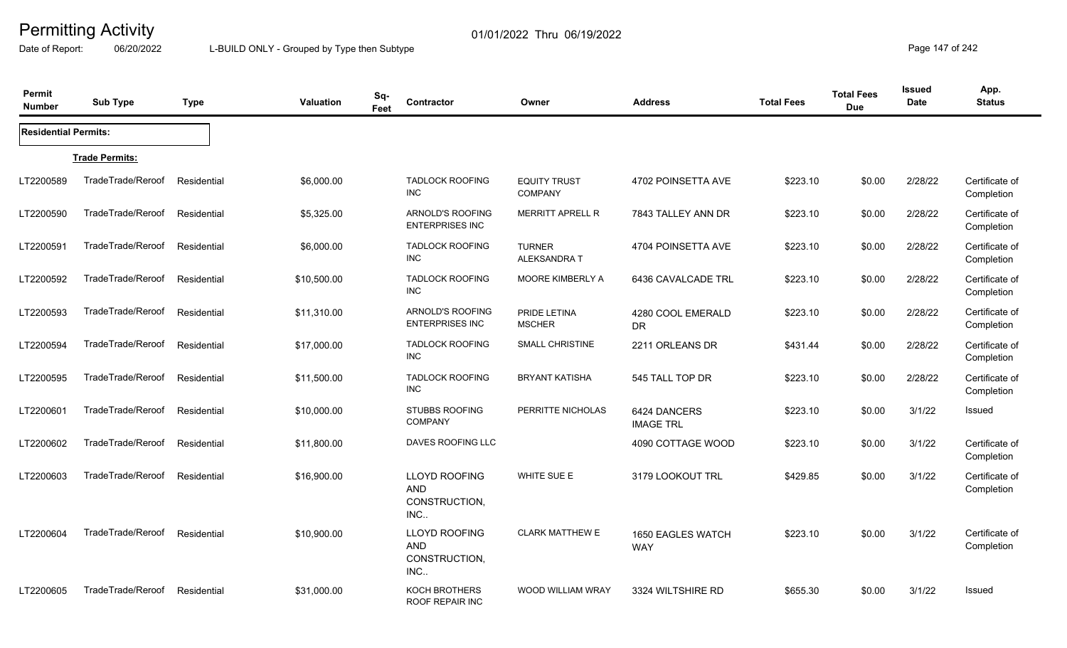# Permitting Activity

01/01/2022 Thru 06/19/2022

Date of Report: 06/20/2022 L-BUILD ONLY - Grouped by Type then Subtype

| Permit Number | Sub Type | Type | Valuation | Sq-Feet | Contractor | Owner | Address | Total Fees | Total Fees Due | Issued Date | App. Status |
|---|---|---|---|---|---|---|---|---|---|---|---|
| **Residential Permits:** | | | | | | | | | | | |
| **Trade Permits:** | | | | | | | | | | | |
| LT2200589 | TradeTrade/Reroof | Residential | $6,000.00 | | TADLOCK ROOFING INC | EQUITY TRUST COMPANY | 4702 POINSETTA AVE | $223.10 | $0.00 | 2/28/22 | Certificate of Completion |
| LT2200590 | TradeTrade/Reroof | Residential | $5,325.00 | | ARNOLD'S ROOFING ENTERPRISES INC | MERRITT APRELL R | 7843 TALLEY ANN DR | $223.10 | $0.00 | 2/28/22 | Certificate of Completion |
| LT2200591 | TradeTrade/Reroof | Residential | $6,000.00 | | TADLOCK ROOFING INC | TURNER ALEKSANDRA T | 4704 POINSETTA AVE | $223.10 | $0.00 | 2/28/22 | Certificate of Completion |
| LT2200592 | TradeTrade/Reroof | Residential | $10,500.00 | | TADLOCK ROOFING INC | MOORE KIMBERLY A | 6436 CAVALCADE TRL | $223.10 | $0.00 | 2/28/22 | Certificate of Completion |
| LT2200593 | TradeTrade/Reroof | Residential | $11,310.00 | | ARNOLD'S ROOFING ENTERPRISES INC | PRIDE LETINA MSCHER | 4280 COOL EMERALD DR | $223.10 | $0.00 | 2/28/22 | Certificate of Completion |
| LT2200594 | TradeTrade/Reroof | Residential | $17,000.00 | | TADLOCK ROOFING INC | SMALL CHRISTINE | 2211 ORLEANS DR | $431.44 | $0.00 | 2/28/22 | Certificate of Completion |
| LT2200595 | TradeTrade/Reroof | Residential | $11,500.00 | | TADLOCK ROOFING INC | BRYANT KATISHA | 545 TALL TOP DR | $223.10 | $0.00 | 2/28/22 | Certificate of Completion |
| LT2200601 | TradeTrade/Reroof | Residential | $10,000.00 | | STUBBS ROOFING COMPANY | PERRITTE NICHOLAS | 6424 DANCERS IMAGE TRL | $223.10 | $0.00 | 3/1/22 | Issued |
| LT2200602 | TradeTrade/Reroof | Residential | $11,800.00 | | DAVES ROOFING LLC | | 4090 COTTAGE WOOD | $223.10 | $0.00 | 3/1/22 | Certificate of Completion |
| LT2200603 | TradeTrade/Reroof | Residential | $16,900.00 | | LLOYD ROOFING AND CONSTRUCTION, INC.. | WHITE SUE E | 3179 LOOKOUT TRL | $429.85 | $0.00 | 3/1/22 | Certificate of Completion |
| LT2200604 | TradeTrade/Reroof | Residential | $10,900.00 | | LLOYD ROOFING AND CONSTRUCTION, INC.. | CLARK MATTHEW E | 1650 EAGLES WATCH WAY | $223.10 | $0.00 | 3/1/22 | Certificate of Completion |
| LT2200605 | TradeTrade/Reroof | Residential | $31,000.00 | | KOCH BROTHERS ROOF REPAIR INC | WOOD WILLIAM WRAY | 3324 WILTSHIRE RD | $655.30 | $0.00 | 3/1/22 | Issued |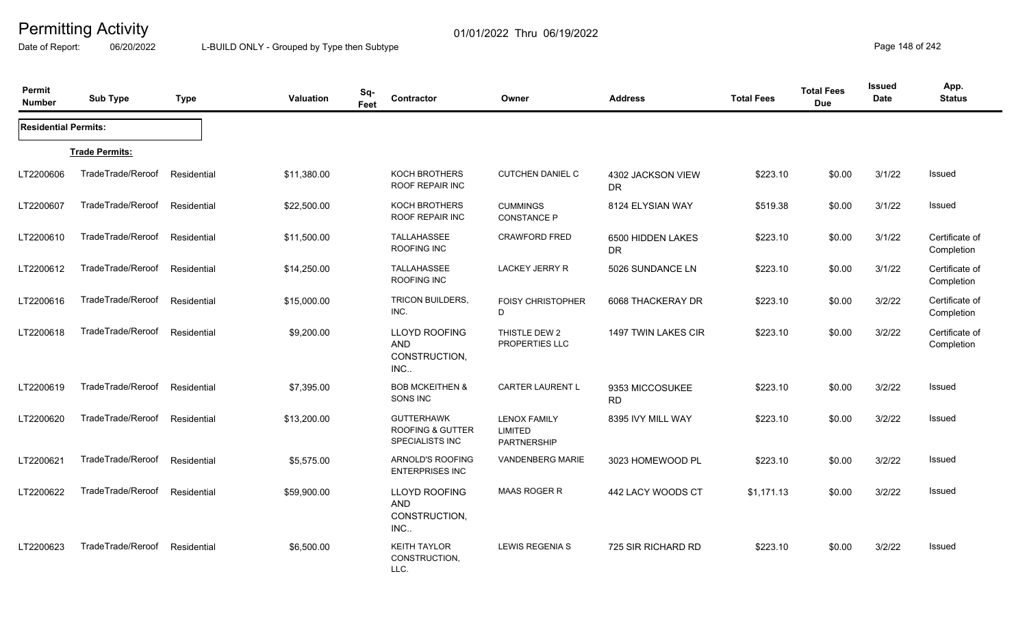# Permitting Activity

01/01/2022 Thru 06/19/2022

Date of Report: 06/20/2022 L-BUILD ONLY - Grouped by Type then Subtype

| Permit Number | Sub Type | Type | Valuation | Sq-Feet | Contractor | Owner | Address | Total Fees | Total Fees Due | Issued Date | App. Status |
|---|---|---|---|---|---|---|---|---|---|---|---|
| **Residential Permits:** | | | | | | | | | | | |
| **Trade Permits:** | | | | | | | | | | | |
| LT2200606 | TradeTrade/Reroof | Residential | $11,380.00 | | KOCH BROTHERS ROOF REPAIR INC | CUTCHEN DANIEL C | 4302 JACKSON VIEW DR | $223.10 | $0.00 | 3/1/22 | Issued |
| LT2200607 | TradeTrade/Reroof | Residential | $22,500.00 | | KOCH BROTHERS ROOF REPAIR INC | CUMMINGS CONSTANCE P | 8124 ELYSIAN WAY | $519.38 | $0.00 | 3/1/22 | Issued |
| LT2200610 | TradeTrade/Reroof | Residential | $11,500.00 | | TALLAHASSEE ROOFING INC | CRAWFORD FRED | 6500 HIDDEN LAKES DR | $223.10 | $0.00 | 3/1/22 | Certificate of Completion |
| LT2200612 | TradeTrade/Reroof | Residential | $14,250.00 | | TALLAHASSEE ROOFING INC | LACKEY JERRY R | 5026 SUNDANCE LN | $223.10 | $0.00 | 3/1/22 | Certificate of Completion |
| LT2200616 | TradeTrade/Reroof | Residential | $15,000.00 | | TRICON BUILDERS, INC. | FOISY CHRISTOPHER D | 6068 THACKERAY DR | $223.10 | $0.00 | 3/2/22 | Certificate of Completion |
| LT2200618 | TradeTrade/Reroof | Residential | $9,200.00 | | LLOYD ROOFING AND CONSTRUCTION, INC.. | THISTLE DEW 2 PROPERTIES LLC | 1497 TWIN LAKES CIR | $223.10 | $0.00 | 3/2/22 | Certificate of Completion |
| LT2200619 | TradeTrade/Reroof | Residential | $7,395.00 | | BOB MCKEITHEN & SONS INC | CARTER LAURENT L | 9353 MICCOSUKEE RD | $223.10 | $0.00 | 3/2/22 | Issued |
| LT2200620 | TradeTrade/Reroof | Residential | $13,200.00 | | GUTTERHAWK ROOFING & GUTTER SPECIALISTS INC | LENOX FAMILY LIMITED PARTNERSHIP | 8395 IVY MILL WAY | $223.10 | $0.00 | 3/2/22 | Issued |
| LT2200621 | TradeTrade/Reroof | Residential | $5,575.00 | | ARNOLD'S ROOFING ENTERPRISES INC | VANDENBERG MARIE | 3023 HOMEWOOD PL | $223.10 | $0.00 | 3/2/22 | Issued |
| LT2200622 | TradeTrade/Reroof | Residential | $59,900.00 | | LLOYD ROOFING AND CONSTRUCTION, INC.. | MAAS ROGER R | 442 LACY WOODS CT | $1,171.13 | $0.00 | 3/2/22 | Issued |
| LT2200623 | TradeTrade/Reroof | Residential | $6,500.00 | | KEITH TAYLOR CONSTRUCTION, LLC. | LEWIS REGENIA S | 725 SIR RICHARD RD | $223.10 | $0.00 | 3/2/22 | Issued |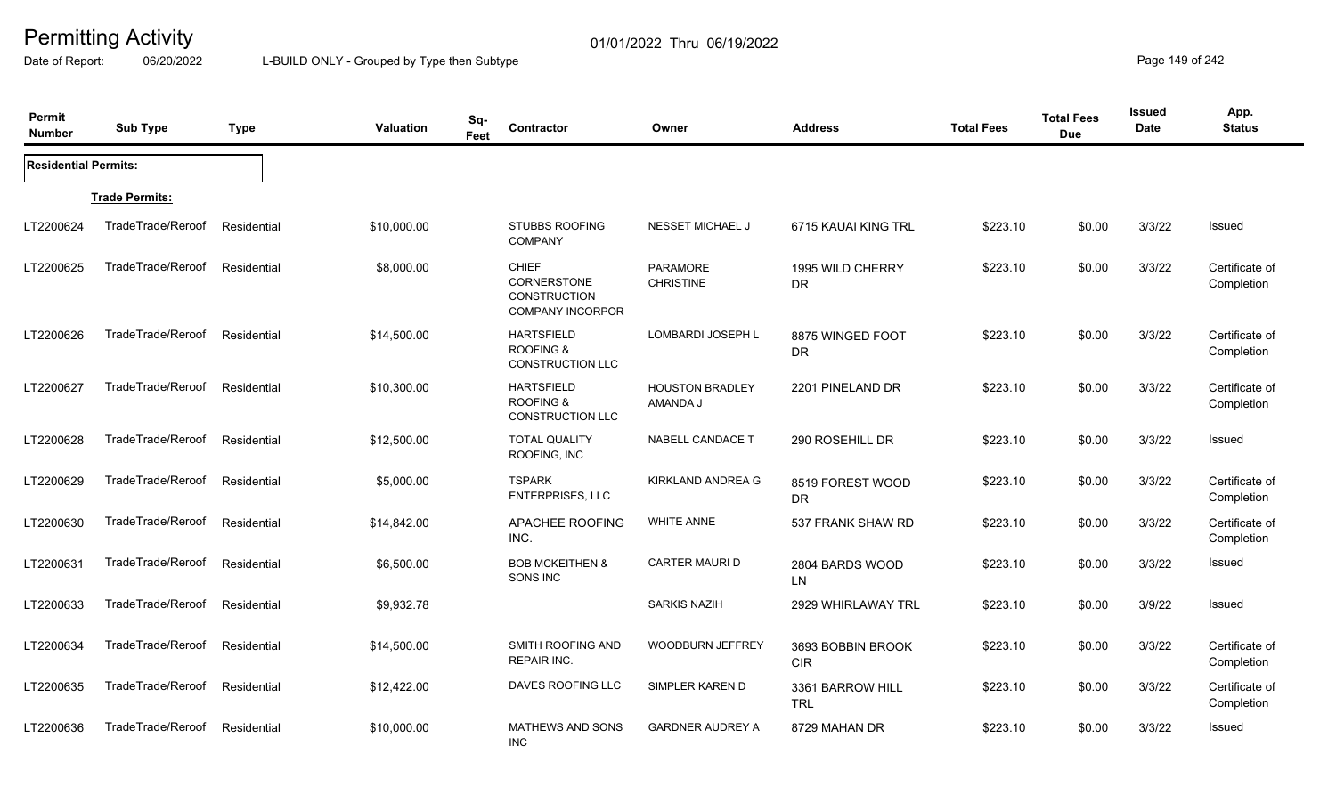# Permitting Activity

01/01/2022 Thru 06/19/2022

Date of Report: 06/20/2022

L-BUILD ONLY - Grouped by Type then Subtype

| Permit Number | Sub Type | Type | Valuation | Sq-Feet | Contractor | Owner | Address | Total Fees | Total Fees Due | Issued Date | App. Status |
|---|---|---|---|---|---|---|---|---|---|---|---|
| **Residential Permits:** | | | | | | | | | | | |
| **Trade Permits:** | | | | | | | | | | | |
| LT2200624 | TradeTrade/Reroof | Residential | $10,000.00 | | STUBBS ROOFING COMPANY | NESSET MICHAEL J | 6715 KAUAI KING TRL | $223.10 | $0.00 | 3/3/22 | Issued |
| LT2200625 | TradeTrade/Reroof | Residential | $8,000.00 | | CHIEF CORNERSTONE CONSTRUCTION COMPANY INCORPOR | PARAMORE CHRISTINE | 1995 WILD CHERRY DR | $223.10 | $0.00 | 3/3/22 | Certificate of Completion |
| LT2200626 | TradeTrade/Reroof | Residential | $14,500.00 | | HARTSFIELD ROOFING & CONSTRUCTION LLC | LOMBARDI JOSEPH L | 8875 WINGED FOOT DR | $223.10 | $0.00 | 3/3/22 | Certificate of Completion |
| LT2200627 | TradeTrade/Reroof | Residential | $10,300.00 | | HARTSFIELD ROOFING & CONSTRUCTION LLC | HOUSTON BRADLEY AMANDA J | 2201 PINELAND DR | $223.10 | $0.00 | 3/3/22 | Certificate of Completion |
| LT2200628 | TradeTrade/Reroof | Residential | $12,500.00 | | TOTAL QUALITY ROOFING, INC | NABELL CANDACE T | 290 ROSEHILL DR | $223.10 | $0.00 | 3/3/22 | Issued |
| LT2200629 | TradeTrade/Reroof | Residential | $5,000.00 | | TSPARK ENTERPRISES, LLC | KIRKLAND ANDREA G | 8519 FOREST WOOD DR | $223.10 | $0.00 | 3/3/22 | Certificate of Completion |
| LT2200630 | TradeTrade/Reroof | Residential | $14,842.00 | | APACHEE ROOFING INC. | WHITE ANNE | 537 FRANK SHAW RD | $223.10 | $0.00 | 3/3/22 | Certificate of Completion |
| LT2200631 | TradeTrade/Reroof | Residential | $6,500.00 | | BOB MCKEITHEN & SONS INC | CARTER MAURI D | 2804 BARDS WOOD LN | $223.10 | $0.00 | 3/3/22 | Issued |
| LT2200633 | TradeTrade/Reroof | Residential | $9,932.78 | | | SARKIS NAZIH | 2929 WHIRLAWAY TRL | $223.10 | $0.00 | 3/9/22 | Issued |
| LT2200634 | TradeTrade/Reroof | Residential | $14,500.00 | | SMITH ROOFING AND REPAIR INC. | WOODBURN JEFFREY | 3693 BOBBIN BROOK CIR | $223.10 | $0.00 | 3/3/22 | Certificate of Completion |
| LT2200635 | TradeTrade/Reroof | Residential | $12,422.00 | | DAVES ROOFING LLC | SIMPLER KAREN D | 3361 BARROW HILL TRL | $223.10 | $0.00 | 3/3/22 | Certificate of Completion |
| LT2200636 | TradeTrade/Reroof | Residential | $10,000.00 | | MATHEWS AND SONS INC | GARDNER AUDREY A | 8729 MAHAN DR | $223.10 | $0.00 | 3/3/22 | Issued |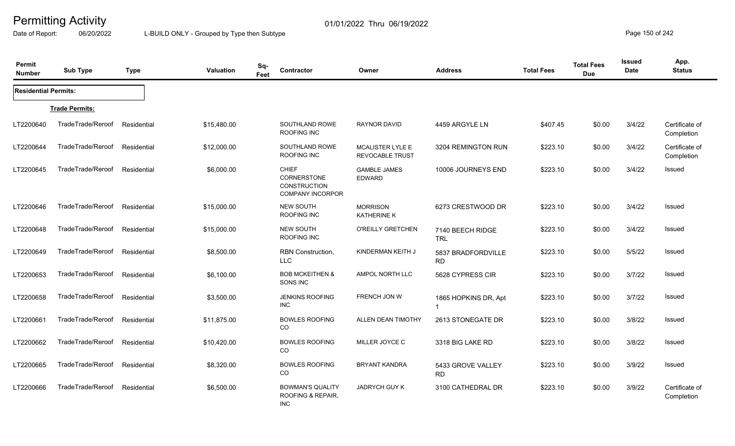# Permitting Activity

01/01/2022 Thru 06/19/2022

Date of Report: 06/20/2022 L-BUILD ONLY - Grouped by Type then Subtype

| Permit Number | Sub Type | Type | Valuation | Sq-Feet | Contractor | Owner | Address | Total Fees | Total Fees Due | Issued Date | App. Status |
|---|---|---|---|---|---|---|---|---|---|---|---|
| **Residential Permits:** | | | | | | | | | | | |
| | **Trade Permits:** | | | | | | | | | | |
| LT2200640 | TradeTrade/Reroof | Residential | $15,480.00 | | SOUTHLAND ROWE ROOFING INC | RAYNOR DAVID | 4459 ARGYLE LN | $407.45 | $0.00 | 3/4/22 | Certificate of Completion |
| LT2200644 | TradeTrade/Reroof | Residential | $12,000.00 | | SOUTHLAND ROWE ROOFING INC | MCALISTER LYLE E REVOCABLE TRUST | 3204 REMINGTON RUN | $223.10 | $0.00 | 3/4/22 | Certificate of Completion |
| LT2200645 | TradeTrade/Reroof | Residential | $6,000.00 | | CHIEF CORNERSTONE CONSTRUCTION COMPANY INCORPOR | GAMBLE JAMES EDWARD | 10006 JOURNEYS END | $223.10 | $0.00 | 3/4/22 | Issued |
| LT2200646 | TradeTrade/Reroof | Residential | $15,000.00 | | NEW SOUTH ROOFING INC | MORRISON KATHERINE K | 6273 CRESTWOOD DR | $223.10 | $0.00 | 3/4/22 | Issued |
| LT2200648 | TradeTrade/Reroof | Residential | $15,000.00 | | NEW SOUTH ROOFING INC | O'REILLY GRETCHEN | 7140 BEECH RIDGE TRL | $223.10 | $0.00 | 3/4/22 | Issued |
| LT2200649 | TradeTrade/Reroof | Residential | $8,500.00 | | RBN Construction, LLC | KINDERMAN KEITH J | 5837 BRADFORDVILLE RD | $223.10 | $0.00 | 5/5/22 | Issued |
| LT2200653 | TradeTrade/Reroof | Residential | $6,100.00 | | BOB MCKEITHEN & SONS INC | AMPOL NORTH LLC | 5628 CYPRESS CIR | $223.10 | $0.00 | 3/7/22 | Issued |
| LT2200658 | TradeTrade/Reroof | Residential | $3,500.00 | | JENKINS ROOFING INC | FRENCH JON W | 1865 HOPKINS DR, Apt 1 | $223.10 | $0.00 | 3/7/22 | Issued |
| LT2200661 | TradeTrade/Reroof | Residential | $11,875.00 | | BOWLES ROOFING CO | ALLEN DEAN TIMOTHY | 2613 STONEGATE DR | $223.10 | $0.00 | 3/8/22 | Issued |
| LT2200662 | TradeTrade/Reroof | Residential | $10,420.00 | | BOWLES ROOFING CO | MILLER JOYCE C | 3318 BIG LAKE RD | $223.10 | $0.00 | 3/8/22 | Issued |
| LT2200665 | TradeTrade/Reroof | Residential | $8,320.00 | | BOWLES ROOFING CO | BRYANT KANDRA | 5433 GROVE VALLEY RD | $223.10 | $0.00 | 3/9/22 | Issued |
| LT2200666 | TradeTrade/Reroof | Residential | $6,500.00 | | BOWMAN'S QUALITY ROOFING & REPAIR, INC | JADRYCH GUY K | 3100 CATHEDRAL DR | $223.10 | $0.00 | 3/9/22 | Certificate of Completion |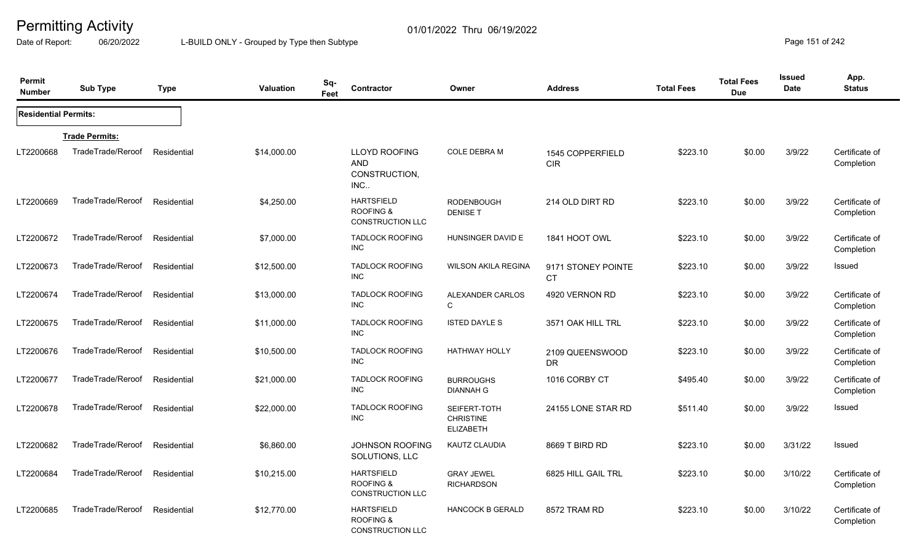# Permitting Activity

01/01/2022 Thru 06/19/2022

Date of Report: 06/20/2022 L-BUILD ONLY - Grouped by Type then Subtype

| Permit Number | Sub Type | Type | Valuation | Sq-Feet | Contractor | Owner | Address | Total Fees | Total Fees Due | Issued Date | App. Status |
|---|---|---|---|---|---|---|---|---|---|---|---|
| **Residential Permits:** | | | | | | | | | | | |
| | **Trade Permits:** | | | | | | | | | | |
| LT2200668 | TradeTrade/Reroof | Residential | $14,000.00 | | LLOYD ROOFING AND CONSTRUCTION, INC.. | COLE DEBRA M | 1545 COPPERFIELD CIR | $223.10 | $0.00 | 3/9/22 | Certificate of Completion |
| LT2200669 | TradeTrade/Reroof | Residential | $4,250.00 | | HARTSFIELD ROOFING & CONSTRUCTION LLC | RODENBOUGH DENISE T | 214 OLD DIRT RD | $223.10 | $0.00 | 3/9/22 | Certificate of Completion |
| LT2200672 | TradeTrade/Reroof | Residential | $7,000.00 | | TADLOCK ROOFING INC | HUNSINGER DAVID E | 1841 HOOT OWL | $223.10 | $0.00 | 3/9/22 | Certificate of Completion |
| LT2200673 | TradeTrade/Reroof | Residential | $12,500.00 | | TADLOCK ROOFING INC | WILSON AKILA REGINA | 9171 STONEY POINTE CT | $223.10 | $0.00 | 3/9/22 | Issued |
| LT2200674 | TradeTrade/Reroof | Residential | $13,000.00 | | TADLOCK ROOFING INC | ALEXANDER CARLOS C | 4920 VERNON RD | $223.10 | $0.00 | 3/9/22 | Certificate of Completion |
| LT2200675 | TradeTrade/Reroof | Residential | $11,000.00 | | TADLOCK ROOFING INC | ISTED DAYLE S | 3571 OAK HILL TRL | $223.10 | $0.00 | 3/9/22 | Certificate of Completion |
| LT2200676 | TradeTrade/Reroof | Residential | $10,500.00 | | TADLOCK ROOFING INC | HATHWAY HOLLY | 2109 QUEENSWOOD DR | $223.10 | $0.00 | 3/9/22 | Certificate of Completion |
| LT2200677 | TradeTrade/Reroof | Residential | $21,000.00 | | TADLOCK ROOFING INC | BURROUGHS DIANNAH G | 1016 CORBY CT | $495.40 | $0.00 | 3/9/22 | Certificate of Completion |
| LT2200678 | TradeTrade/Reroof | Residential | $22,000.00 | | TADLOCK ROOFING INC | SEIFERT-TOTH CHRISTINE ELIZABETH | 24155 LONE STAR RD | $511.40 | $0.00 | 3/9/22 | Issued |
| LT2200682 | TradeTrade/Reroof | Residential | $6,860.00 | | JOHNSON ROOFING SOLUTIONS, LLC | KAUTZ CLAUDIA | 8669 T BIRD RD | $223.10 | $0.00 | 3/31/22 | Issued |
| LT2200684 | TradeTrade/Reroof | Residential | $10,215.00 | | HARTSFIELD ROOFING & CONSTRUCTION LLC | GRAY JEWEL RICHARDSON | 6825 HILL GAIL TRL | $223.10 | $0.00 | 3/10/22 | Certificate of Completion |
| LT2200685 | TradeTrade/Reroof | Residential | $12,770.00 | | HARTSFIELD ROOFING & CONSTRUCTION LLC | HANCOCK B GERALD | 8572 TRAM RD | $223.10 | $0.00 | 3/10/22 | Certificate of Completion |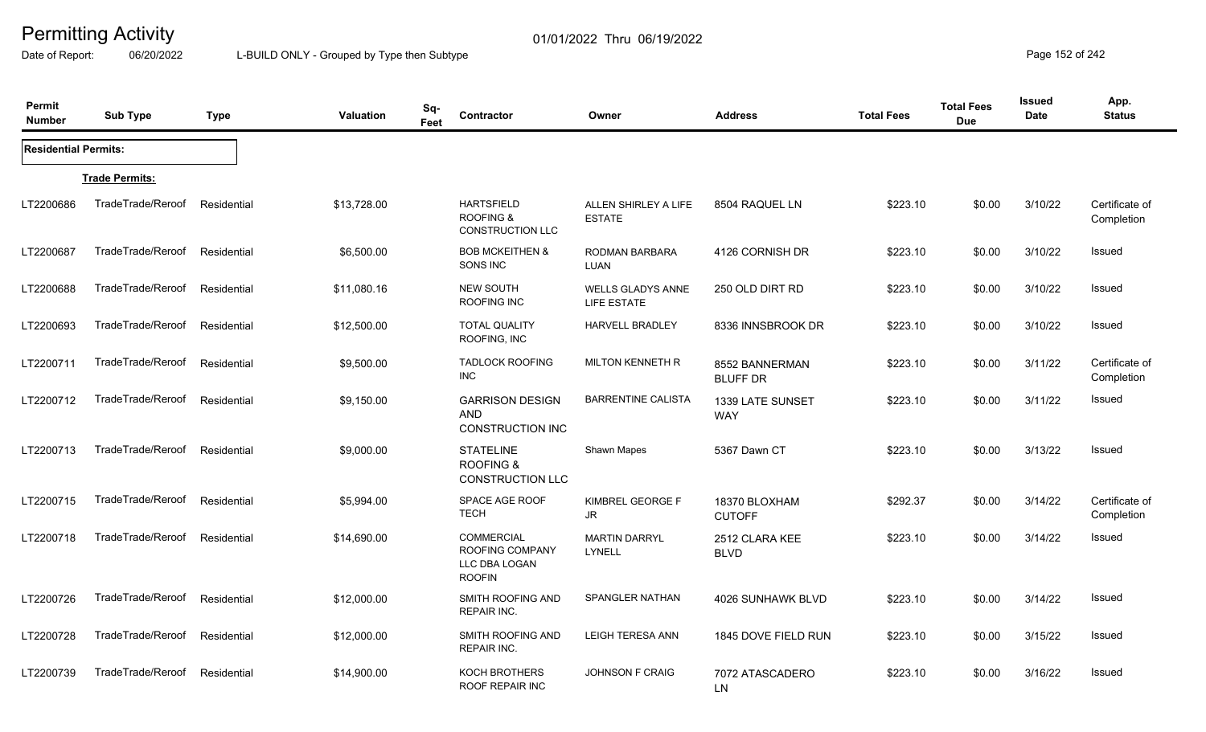# Permitting Activity

01/01/2022 Thru 06/19/2022

Date of Report: 06/20/2022 L-BUILD ONLY - Grouped by Type then Subtype

| Permit Number | Sub Type | Type | Valuation | Sq-Feet | Contractor | Owner | Address | Total Fees | Total Fees Due | Issued Date | App. Status |
|---|---|---|---|---|---|---|---|---|---|---|---|
| **Residential Permits:** | | | | | | | | | | | |
| | **Trade Permits:** | | | | | | | | | | |
| LT2200686 | TradeTrade/Reroof | Residential | $13,728.00 | | HARTSFIELD ROOFING & CONSTRUCTION LLC | ALLEN SHIRLEY A LIFE ESTATE | 8504 RAQUEL LN | $223.10 | $0.00 | 3/10/22 | Certificate of Completion |
| LT2200687 | TradeTrade/Reroof | Residential | $6,500.00 | | BOB MCKEITHEN & SONS INC | RODMAN BARBARA LUAN | 4126 CORNISH DR | $223.10 | $0.00 | 3/10/22 | Issued |
| LT2200688 | TradeTrade/Reroof | Residential | $11,080.16 | | NEW SOUTH ROOFING INC | WELLS GLADYS ANNE LIFE ESTATE | 250 OLD DIRT RD | $223.10 | $0.00 | 3/10/22 | Issued |
| LT2200693 | TradeTrade/Reroof | Residential | $12,500.00 | | TOTAL QUALITY ROOFING, INC | HARVELL BRADLEY | 8336 INNSBROOK DR | $223.10 | $0.00 | 3/10/22 | Issued |
| LT2200711 | TradeTrade/Reroof | Residential | $9,500.00 | | TADLOCK ROOFING INC | MILTON KENNETH R | 8552 BANNERMAN BLUFF DR | $223.10 | $0.00 | 3/11/22 | Certificate of Completion |
| LT2200712 | TradeTrade/Reroof | Residential | $9,150.00 | | GARRISON DESIGN AND CONSTRUCTION INC | BARRENTINE CALISTA | 1339 LATE SUNSET WAY | $223.10 | $0.00 | 3/11/22 | Issued |
| LT2200713 | TradeTrade/Reroof | Residential | $9,000.00 | | STATELINE ROOFING & CONSTRUCTION LLC | Shawn Mapes | 5367 Dawn CT | $223.10 | $0.00 | 3/13/22 | Issued |
| LT2200715 | TradeTrade/Reroof | Residential | $5,994.00 | | SPACE AGE ROOF TECH | KIMBREL GEORGE F JR | 18370 BLOXHAM CUTOFF | $292.37 | $0.00 | 3/14/22 | Certificate of Completion |
| LT2200718 | TradeTrade/Reroof | Residential | $14,690.00 | | COMMERCIAL ROOFING COMPANY LLC DBA LOGAN ROOFIN | MARTIN DARRYL LYNELL | 2512 CLARA KEE BLVD | $223.10 | $0.00 | 3/14/22 | Issued |
| LT2200726 | TradeTrade/Reroof | Residential | $12,000.00 | | SMITH ROOFING AND REPAIR INC. | SPANGLER NATHAN | 4026 SUNHAWK BLVD | $223.10 | $0.00 | 3/14/22 | Issued |
| LT2200728 | TradeTrade/Reroof | Residential | $12,000.00 | | SMITH ROOFING AND REPAIR INC. | LEIGH TERESA ANN | 1845 DOVE FIELD RUN | $223.10 | $0.00 | 3/15/22 | Issued |
| LT2200739 | TradeTrade/Reroof | Residential | $14,900.00 | | KOCH BROTHERS ROOF REPAIR INC | JOHNSON F CRAIG | 7072 ATASCADERO LN | $223.10 | $0.00 | 3/16/22 | Issued |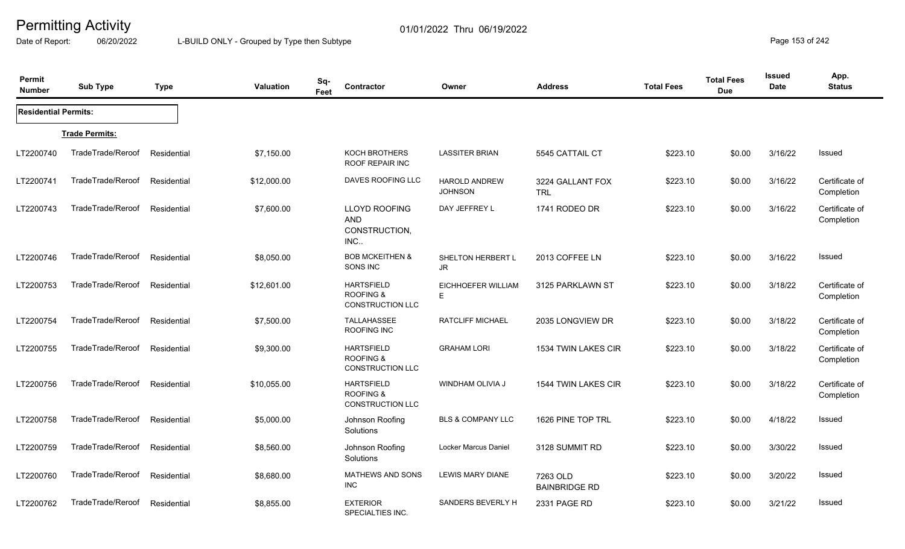# Permitting Activity

01/01/2022 Thru 06/19/2022

Date of Report: 06/20/2022 L-BUILD ONLY - Grouped by Type then Subtype

| Permit Number | Sub Type | Type | Valuation | Sq-Feet | Contractor | Owner | Address | Total Fees | Total Fees Due | Issued Date | App. Status |
|---|---|---|---|---|---|---|---|---|---|---|---|
| **Residential Permits:** | | | | | | | | | | | |
| **Trade Permits:** | | | | | | | | | | | |
| LT2200740 | TradeTrade/Reroof | Residential | $7,150.00 | | KOCH BROTHERS ROOF REPAIR INC | LASSITER BRIAN | 5545 CATTAIL CT | $223.10 | $0.00 | 3/16/22 | Issued |
| LT2200741 | TradeTrade/Reroof | Residential | $12,000.00 | | DAVES ROOFING LLC | HAROLD ANDREW JOHNSON | 3224 GALLANT FOX TRL | $223.10 | $0.00 | 3/16/22 | Certificate of Completion |
| LT2200743 | TradeTrade/Reroof | Residential | $7,600.00 | | LLOYD ROOFING AND CONSTRUCTION, INC.. | DAY JEFFREY L | 1741 RODEO DR | $223.10 | $0.00 | 3/16/22 | Certificate of Completion |
| LT2200746 | TradeTrade/Reroof | Residential | $8,050.00 | | BOB MCKEITHEN & SONS INC | SHELTON HERBERT L JR | 2013 COFFEE LN | $223.10 | $0.00 | 3/16/22 | Issued |
| LT2200753 | TradeTrade/Reroof | Residential | $12,601.00 | | HARTSFIELD ROOFING & CONSTRUCTION LLC | EICHHOEFER WILLIAM E | 3125 PARKLAWN ST | $223.10 | $0.00 | 3/18/22 | Certificate of Completion |
| LT2200754 | TradeTrade/Reroof | Residential | $7,500.00 | | TALLAHASSEE ROOFING INC | RATCLIFF MICHAEL | 2035 LONGVIEW DR | $223.10 | $0.00 | 3/18/22 | Certificate of Completion |
| LT2200755 | TradeTrade/Reroof | Residential | $9,300.00 | | HARTSFIELD ROOFING & CONSTRUCTION LLC | GRAHAM LORI | 1534 TWIN LAKES CIR | $223.10 | $0.00 | 3/18/22 | Certificate of Completion |
| LT2200756 | TradeTrade/Reroof | Residential | $10,055.00 | | HARTSFIELD ROOFING & CONSTRUCTION LLC | WINDHAM OLIVIA J | 1544 TWIN LAKES CIR | $223.10 | $0.00 | 3/18/22 | Certificate of Completion |
| LT2200758 | TradeTrade/Reroof | Residential | $5,000.00 | | Johnson Roofing Solutions | BLS & COMPANY LLC | 1626 PINE TOP TRL | $223.10 | $0.00 | 4/18/22 | Issued |
| LT2200759 | TradeTrade/Reroof | Residential | $8,560.00 | | Johnson Roofing Solutions | Locker Marcus Daniel | 3128 SUMMIT RD | $223.10 | $0.00 | 3/30/22 | Issued |
| LT2200760 | TradeTrade/Reroof | Residential | $8,680.00 | | MATHEWS AND SONS INC | LEWIS MARY DIANE | 7263 OLD BAINBRIDGE RD | $223.10 | $0.00 | 3/20/22 | Issued |
| LT2200762 | TradeTrade/Reroof | Residential | $8,855.00 | | EXTERIOR SPECIALTIES INC. | SANDERS BEVERLY H | 2331 PAGE RD | $223.10 | $0.00 | 3/21/22 | Issued |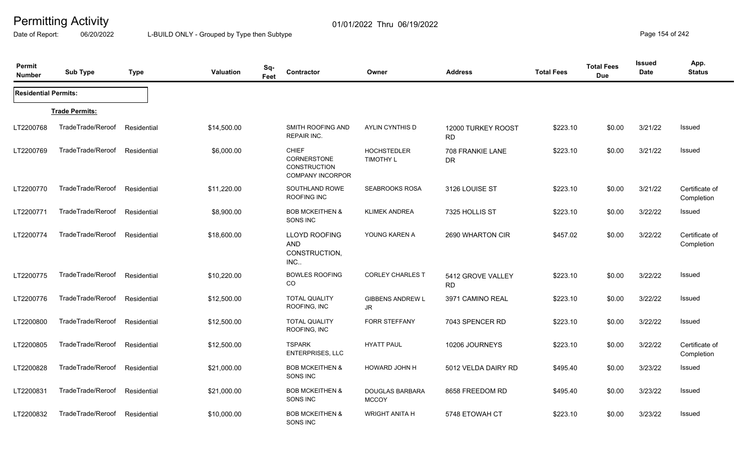# Permitting Activity

Date of Report: 06/20/2022 | L-BUILD ONLY - Grouped by Type then Subtype | 01/01/2022 Thru 06/19/2022

| Permit Number | Sub Type | Type | Valuation | Sq-Feet | Contractor | Owner | Address | Total Fees | Total Fees Due | Issued Date | App. Status |
|---|---|---|---|---|---|---|---|---|---|---|---|
| **Residential Permits:** | | | | | | | | | | | |
| **Trade Permits:** | | | | | | | | | | | |
| LT2200768 | TradeTrade/Reroof | Residential | $14,500.00 | | SMITH ROOFING AND REPAIR INC. | AYLIN CYNTHIS D | 12000 TURKEY ROOST RD | $223.10 | $0.00 | 3/21/22 | Issued |
| LT2200769 | TradeTrade/Reroof | Residential | $6,000.00 | | CHIEF CORNERSTONE CONSTRUCTION COMPANY INCORPOR | HOCHSTEDLER TIMOTHY L | 708 FRANKIE LANE DR | $223.10 | $0.00 | 3/21/22 | Issued |
| LT2200770 | TradeTrade/Reroof | Residential | $11,220.00 | | SOUTHLAND ROWE ROOFING INC | SEABROOKS ROSA | 3126 LOUISE ST | $223.10 | $0.00 | 3/21/22 | Certificate of Completion |
| LT2200771 | TradeTrade/Reroof | Residential | $8,900.00 | | BOB MCKEITHEN & SONS INC | KLIMEK ANDREA | 7325 HOLLIS ST | $223.10 | $0.00 | 3/22/22 | Issued |
| LT2200774 | TradeTrade/Reroof | Residential | $18,600.00 | | LLOYD ROOFING AND CONSTRUCTION, INC.. | YOUNG KAREN A | 2690 WHARTON CIR | $457.02 | $0.00 | 3/22/22 | Certificate of Completion |
| LT2200775 | TradeTrade/Reroof | Residential | $10,220.00 | | BOWLES ROOFING CO | CORLEY CHARLES T | 5412 GROVE VALLEY RD | $223.10 | $0.00 | 3/22/22 | Issued |
| LT2200776 | TradeTrade/Reroof | Residential | $12,500.00 | | TOTAL QUALITY ROOFING, INC | GIBBENS ANDREW L JR | 3971 CAMINO REAL | $223.10 | $0.00 | 3/22/22 | Issued |
| LT2200800 | TradeTrade/Reroof | Residential | $12,500.00 | | TOTAL QUALITY ROOFING, INC | FORR STEFFANY | 7043 SPENCER RD | $223.10 | $0.00 | 3/22/22 | Issued |
| LT2200805 | TradeTrade/Reroof | Residential | $12,500.00 | | TSPARK ENTERPRISES, LLC | HYATT PAUL | 10206 JOURNEYS | $223.10 | $0.00 | 3/22/22 | Certificate of Completion |
| LT2200828 | TradeTrade/Reroof | Residential | $21,000.00 | | BOB MCKEITHEN & SONS INC | HOWARD JOHN H | 5012 VELDA DAIRY RD | $495.40 | $0.00 | 3/23/22 | Issued |
| LT2200831 | TradeTrade/Reroof | Residential | $21,000.00 | | BOB MCKEITHEN & SONS INC | DOUGLAS BARBARA MCCOY | 8658 FREEDOM RD | $495.40 | $0.00 | 3/23/22 | Issued |
| LT2200832 | TradeTrade/Reroof | Residential | $10,000.00 | | BOB MCKEITHEN & SONS INC | WRIGHT ANITA H | 5748 ETOWAH CT | $223.10 | $0.00 | 3/23/22 | Issued |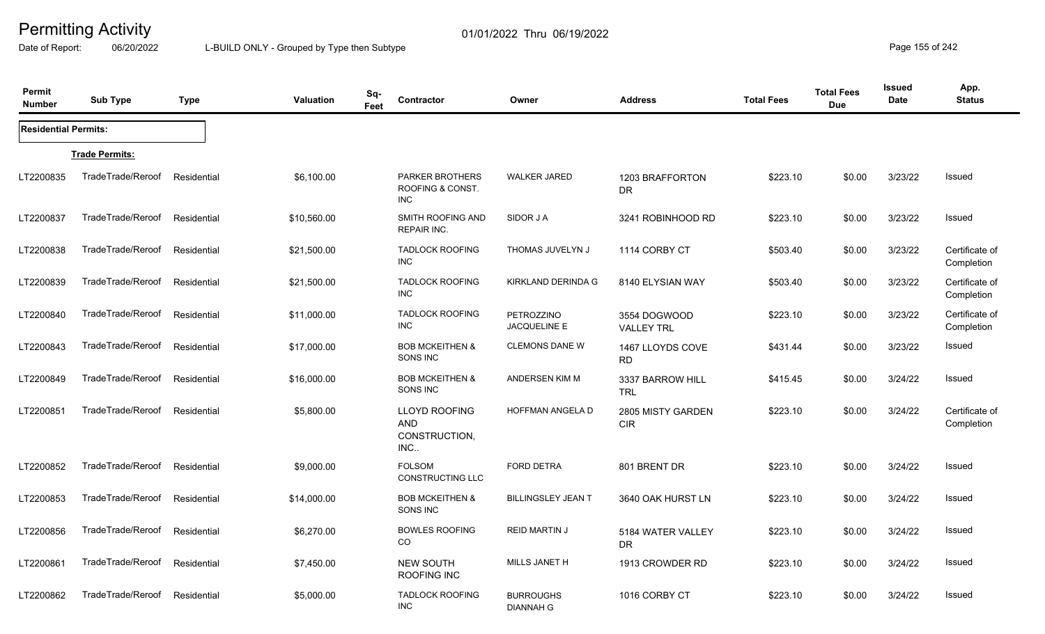# Permitting Activity

01/01/2022 Thru 06/19/2022

Date of Report: 06/20/2022 L-BUILD ONLY - Grouped by Type then Subtype

| Permit Number | Sub Type | Type | Valuation | Sq-Feet | Contractor | Owner | Address | Total Fees | Total Fees Due | Issued Date | App. Status |
|---|---|---|---|---|---|---|---|---|---|---|---|
| **Residential Permits:** | | | | | | | | | | | |
| **Trade Permits:** | | | | | | | | | | | |
| LT2200835 | TradeTrade/Reroof | Residential | $6,100.00 | | PARKER BROTHERS ROOFING & CONST. INC | WALKER JARED | 1203 BRAFFORTON DR | $223.10 | $0.00 | 3/23/22 | Issued |
| LT2200837 | TradeTrade/Reroof | Residential | $10,560.00 | | SMITH ROOFING AND REPAIR INC. | SIDOR J A | 3241 ROBINHOOD RD | $223.10 | $0.00 | 3/23/22 | Issued |
| LT2200838 | TradeTrade/Reroof | Residential | $21,500.00 | | TADLOCK ROOFING INC | THOMAS JUVELYN J | 1114 CORBY CT | $503.40 | $0.00 | 3/23/22 | Certificate of Completion |
| LT2200839 | TradeTrade/Reroof | Residential | $21,500.00 | | TADLOCK ROOFING INC | KIRKLAND DERINDA G | 8140 ELYSIAN WAY | $503.40 | $0.00 | 3/23/22 | Certificate of Completion |
| LT2200840 | TradeTrade/Reroof | Residential | $11,000.00 | | TADLOCK ROOFING INC | PETROZZINO JACQUELINE E | 3554 DOGWOOD VALLEY TRL | $223.10 | $0.00 | 3/23/22 | Certificate of Completion |
| LT2200843 | TradeTrade/Reroof | Residential | $17,000.00 | | BOB MCKEITHEN & SONS INC | CLEMONS DANE W | 1467 LLOYDS COVE RD | $431.44 | $0.00 | 3/23/22 | Issued |
| LT2200849 | TradeTrade/Reroof | Residential | $16,000.00 | | BOB MCKEITHEN & SONS INC | ANDERSEN KIM M | 3337 BARROW HILL TRL | $415.45 | $0.00 | 3/24/22 | Issued |
| LT2200851 | TradeTrade/Reroof | Residential | $5,800.00 | | LLOYD ROOFING AND CONSTRUCTION, INC.. | HOFFMAN ANGELA D | 2805 MISTY GARDEN CIR | $223.10 | $0.00 | 3/24/22 | Certificate of Completion |
| LT2200852 | TradeTrade/Reroof | Residential | $9,000.00 | | FOLSOM CONSTRUCTING LLC | FORD DETRA | 801 BRENT DR | $223.10 | $0.00 | 3/24/22 | Issued |
| LT2200853 | TradeTrade/Reroof | Residential | $14,000.00 | | BOB MCKEITHEN & SONS INC | BILLINGSLEY JEAN T | 3640 OAK HURST LN | $223.10 | $0.00 | 3/24/22 | Issued |
| LT2200856 | TradeTrade/Reroof | Residential | $6,270.00 | | BOWLES ROOFING CO | REID MARTIN J | 5184 WATER VALLEY DR | $223.10 | $0.00 | 3/24/22 | Issued |
| LT2200861 | TradeTrade/Reroof | Residential | $7,450.00 | | NEW SOUTH ROOFING INC | MILLS JANET H | 1913 CROWDER RD | $223.10 | $0.00 | 3/24/22 | Issued |
| LT2200862 | TradeTrade/Reroof | Residential | $5,000.00 | | TADLOCK ROOFING INC | BURROUGHS DIANNAH G | 1016 CORBY CT | $223.10 | $0.00 | 3/24/22 | Issued |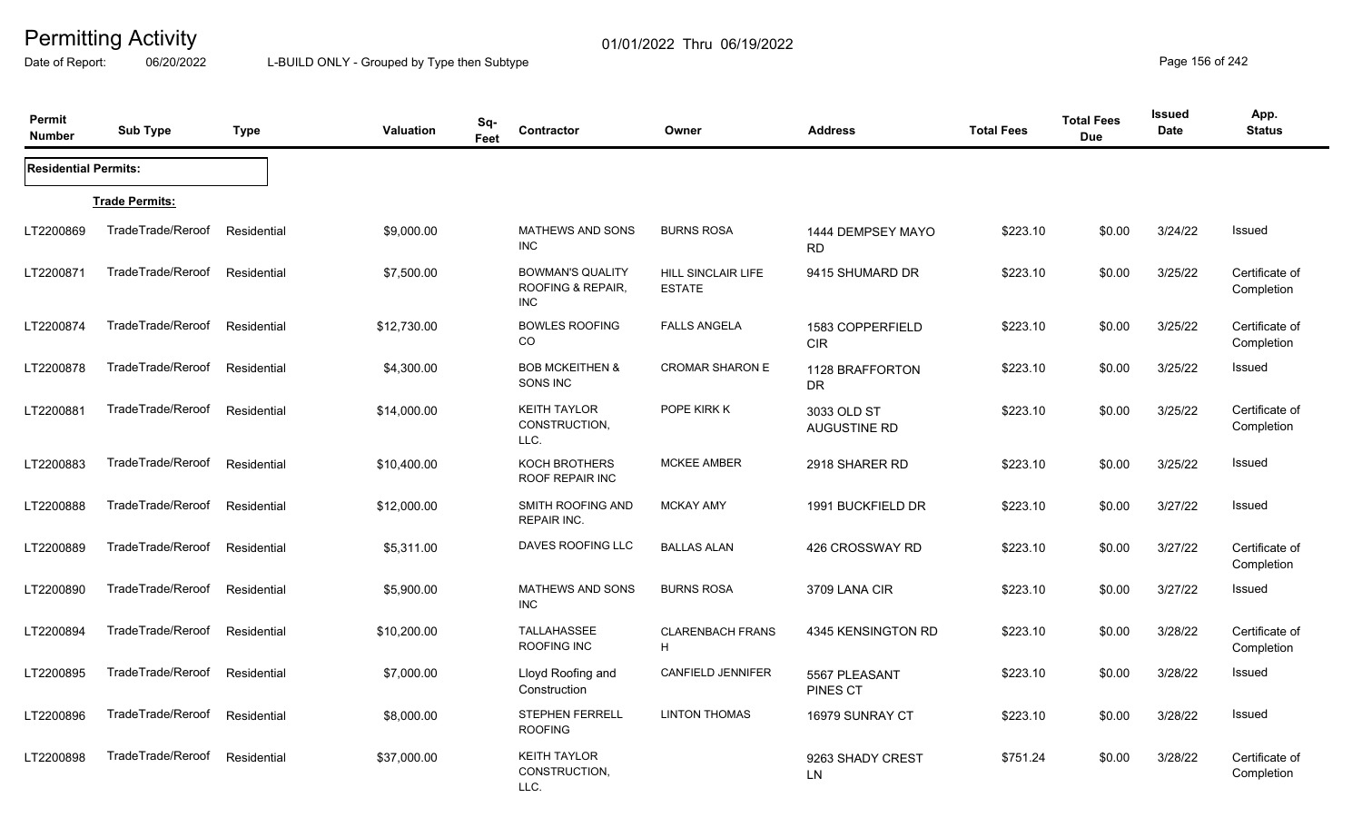# Permitting Activity

01/01/2022 Thru 06/19/2022

Date of Report: 06/20/2022

L-BUILD ONLY - Grouped by Type then Subtype

| Permit Number | Sub Type | Type | Valuation | Sq-Feet | Contractor | Owner | Address | Total Fees | Total Fees Due | Issued Date | App. Status |
|---|---|---|---|---|---|---|---|---|---|---|---|
| **Residential Permits:** | | | | | | | | | | | |
| | **Trade Permits:** | | | | | | | | | | |
| LT2200869 | TradeTrade/Reroof | Residential | $9,000.00 | | MATHEWS AND SONS INC | BURNS ROSA | 1444 DEMPSEY MAYO RD | $223.10 | $0.00 | 3/24/22 | Issued |
| LT2200871 | TradeTrade/Reroof | Residential | $7,500.00 | | BOWMAN'S QUALITY ROOFING & REPAIR, INC | HILL SINCLAIR LIFE ESTATE | 9415 SHUMARD DR | $223.10 | $0.00 | 3/25/22 | Certificate of Completion |
| LT2200874 | TradeTrade/Reroof | Residential | $12,730.00 | | BOWLES ROOFING CO | FALLS ANGELA | 1583 COPPERFIELD CIR | $223.10 | $0.00 | 3/25/22 | Certificate of Completion |
| LT2200878 | TradeTrade/Reroof | Residential | $4,300.00 | | BOB MCKEITHEN & SONS INC | CROMAR SHARON E | 1128 BRAFFORTON DR | $223.10 | $0.00 | 3/25/22 | Issued |
| LT2200881 | TradeTrade/Reroof | Residential | $14,000.00 | | KEITH TAYLOR CONSTRUCTION, LLC. | POPE KIRK K | 3033 OLD ST AUGUSTINE RD | $223.10 | $0.00 | 3/25/22 | Certificate of Completion |
| LT2200883 | TradeTrade/Reroof | Residential | $10,400.00 | | KOCH BROTHERS ROOF REPAIR INC | MCKEE AMBER | 2918 SHARER RD | $223.10 | $0.00 | 3/25/22 | Issued |
| LT2200888 | TradeTrade/Reroof | Residential | $12,000.00 | | SMITH ROOFING AND REPAIR INC. | MCKAY AMY | 1991 BUCKFIELD DR | $223.10 | $0.00 | 3/27/22 | Issued |
| LT2200889 | TradeTrade/Reroof | Residential | $5,311.00 | | DAVES ROOFING LLC | BALLAS ALAN | 426 CROSSWAY RD | $223.10 | $0.00 | 3/27/22 | Certificate of Completion |
| LT2200890 | TradeTrade/Reroof | Residential | $5,900.00 | | MATHEWS AND SONS INC | BURNS ROSA | 3709 LANA CIR | $223.10 | $0.00 | 3/27/22 | Issued |
| LT2200894 | TradeTrade/Reroof | Residential | $10,200.00 | | TALLAHASSEE ROOFING INC | CLARENBACH FRANS H | 4345 KENSINGTON RD | $223.10 | $0.00 | 3/28/22 | Certificate of Completion |
| LT2200895 | TradeTrade/Reroof | Residential | $7,000.00 | | Lloyd Roofing and Construction | CANFIELD JENNIFER | 5567 PLEASANT PINES CT | $223.10 | $0.00 | 3/28/22 | Issued |
| LT2200896 | TradeTrade/Reroof | Residential | $8,000.00 | | STEPHEN FERRELL ROOFING | LINTON THOMAS | 16979 SUNRAY CT | $223.10 | $0.00 | 3/28/22 | Issued |
| LT2200898 | TradeTrade/Reroof | Residential | $37,000.00 | | KEITH TAYLOR CONSTRUCTION, LLC. | | 9263 SHADY CREST LN | $751.24 | $0.00 | 3/28/22 | Certificate of Completion |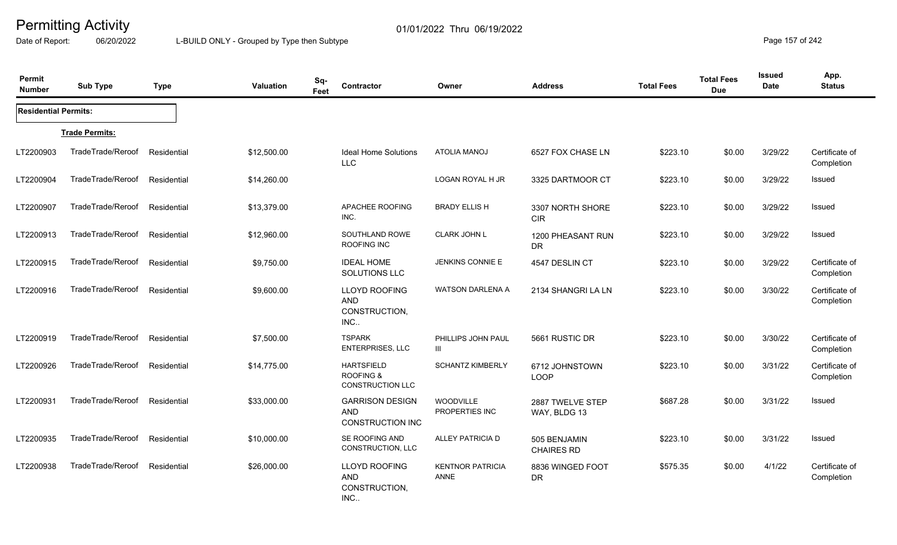# Permitting Activity

01/01/2022 Thru 06/19/2022

Date of Report: 06/20/2022

L-BUILD ONLY - Grouped by Type then Subtype

| Permit Number | Sub Type | Type | Valuation | Sq-Feet | Contractor | Owner | Address | Total Fees | Total Fees Due | Issued Date | App. Status |
|---|---|---|---|---|---|---|---|---|---|---|---|
| **Residential Permits:** | | | | | | | | | | | |
| **Trade Permits:** | | | | | | | | | | | |
| LT2200903 | TradeTrade/Reroof | Residential | $12,500.00 | | Ideal Home Solutions LLC | ATOLIA MANOJ | 6527 FOX CHASE LN | $223.10 | $0.00 | 3/29/22 | Certificate of Completion |
| LT2200904 | TradeTrade/Reroof | Residential | $14,260.00 | | | LOGAN ROYAL H JR | 3325 DARTMOOR CT | $223.10 | $0.00 | 3/29/22 | Issued |
| LT2200907 | TradeTrade/Reroof | Residential | $13,379.00 | | APACHEE ROOFING INC. | BRADY ELLIS H | 3307 NORTH SHORE CIR | $223.10 | $0.00 | 3/29/22 | Issued |
| LT2200913 | TradeTrade/Reroof | Residential | $12,960.00 | | SOUTHLAND ROWE ROOFING INC | CLARK JOHN L | 1200 PHEASANT RUN DR | $223.10 | $0.00 | 3/29/22 | Issued |
| LT2200915 | TradeTrade/Reroof | Residential | $9,750.00 | | IDEAL HOME SOLUTIONS LLC | JENKINS CONNIE E | 4547 DESLIN CT | $223.10 | $0.00 | 3/29/22 | Certificate of Completion |
| LT2200916 | TradeTrade/Reroof | Residential | $9,600.00 | | LLOYD ROOFING AND CONSTRUCTION, INC.. | WATSON DARLENA A | 2134 SHANGRI LA LN | $223.10 | $0.00 | 3/30/22 | Certificate of Completion |
| LT2200919 | TradeTrade/Reroof | Residential | $7,500.00 | | TSPARK ENTERPRISES, LLC | PHILLIPS JOHN PAUL III | 5661 RUSTIC DR | $223.10 | $0.00 | 3/30/22 | Certificate of Completion |
| LT2200926 | TradeTrade/Reroof | Residential | $14,775.00 | | HARTSFIELD ROOFING & CONSTRUCTION LLC | SCHANTZ KIMBERLY | 6712 JOHNSTOWN LOOP | $223.10 | $0.00 | 3/31/22 | Certificate of Completion |
| LT2200931 | TradeTrade/Reroof | Residential | $33,000.00 | | GARRISON DESIGN AND CONSTRUCTION INC | WOODVILLE PROPERTIES INC | 2887 TWELVE STEP WAY, BLDG 13 | $687.28 | $0.00 | 3/31/22 | Issued |
| LT2200935 | TradeTrade/Reroof | Residential | $10,000.00 | | SE ROOFING AND CONSTRUCTION, LLC | ALLEY PATRICIA D | 505 BENJAMIN CHAIRES RD | $223.10 | $0.00 | 3/31/22 | Issued |
| LT2200938 | TradeTrade/Reroof | Residential | $26,000.00 | | LLOYD ROOFING AND CONSTRUCTION, INC.. | KENTNOR PATRICIA ANNE | 8836 WINGED FOOT DR | $575.35 | $0.00 | 4/1/22 | Certificate of Completion |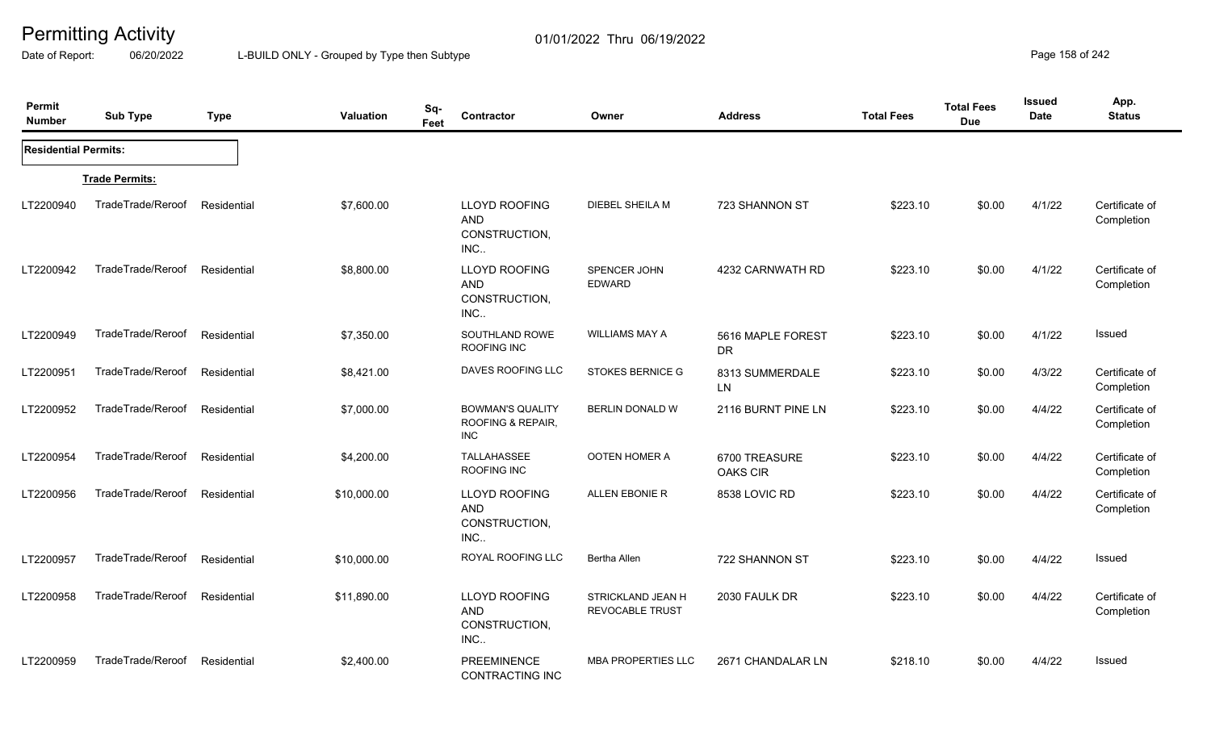# Permitting Activity

01/01/2022 Thru 06/19/2022

Date of Report: 06/20/2022 L-BUILD ONLY - Grouped by Type then Subtype

| Permit Number | Sub Type | Type | Valuation | Sq-Feet | Contractor | Owner | Address | Total Fees | Total Fees Due | Issued Date | App. Status |
|---|---|---|---|---|---|---|---|---|---|---|---|
| **Residential Permits:** | | | | | | | | | | | |
| **Trade Permits:** | | | | | | | | | | | |
| LT2200940 | TradeTrade/Reroof | Residential | $7,600.00 | | LLOYD ROOFING AND CONSTRUCTION, INC.. | DIEBEL SHEILA M | 723 SHANNON ST | $223.10 | $0.00 | 4/1/22 | Certificate of Completion |
| LT2200942 | TradeTrade/Reroof | Residential | $8,800.00 | | LLOYD ROOFING AND CONSTRUCTION, INC.. | SPENCER JOHN EDWARD | 4232 CARNWATH RD | $223.10 | $0.00 | 4/1/22 | Certificate of Completion |
| LT2200949 | TradeTrade/Reroof | Residential | $7,350.00 | | SOUTHLAND ROWE ROOFING INC | WILLIAMS MAY A | 5616 MAPLE FOREST DR | $223.10 | $0.00 | 4/1/22 | Issued |
| LT2200951 | TradeTrade/Reroof | Residential | $8,421.00 | | DAVES ROOFING LLC | STOKES BERNICE G | 8313 SUMMERDALE LN | $223.10 | $0.00 | 4/3/22 | Certificate of Completion |
| LT2200952 | TradeTrade/Reroof | Residential | $7,000.00 | | BOWMAN'S QUALITY ROOFING & REPAIR, INC | BERLIN DONALD W | 2116 BURNT PINE LN | $223.10 | $0.00 | 4/4/22 | Certificate of Completion |
| LT2200954 | TradeTrade/Reroof | Residential | $4,200.00 | | TALLAHASSEE ROOFING INC | OOTEN HOMER A | 6700 TREASURE OAKS CIR | $223.10 | $0.00 | 4/4/22 | Certificate of Completion |
| LT2200956 | TradeTrade/Reroof | Residential | $10,000.00 | | LLOYD ROOFING AND CONSTRUCTION, INC.. | ALLEN EBONIE R | 8538 LOVIC RD | $223.10 | $0.00 | 4/4/22 | Certificate of Completion |
| LT2200957 | TradeTrade/Reroof | Residential | $10,000.00 | | ROYAL ROOFING LLC | Bertha Allen | 722 SHANNON ST | $223.10 | $0.00 | 4/4/22 | Issued |
| LT2200958 | TradeTrade/Reroof | Residential | $11,890.00 | | LLOYD ROOFING AND CONSTRUCTION, INC.. | STRICKLAND JEAN H REVOCABLE TRUST | 2030 FAULK DR | $223.10 | $0.00 | 4/4/22 | Certificate of Completion |
| LT2200959 | TradeTrade/Reroof | Residential | $2,400.00 | | PREEMINENCE CONTRACTING INC | MBA PROPERTIES LLC | 2671 CHANDALAR LN | $218.10 | $0.00 | 4/4/22 | Issued |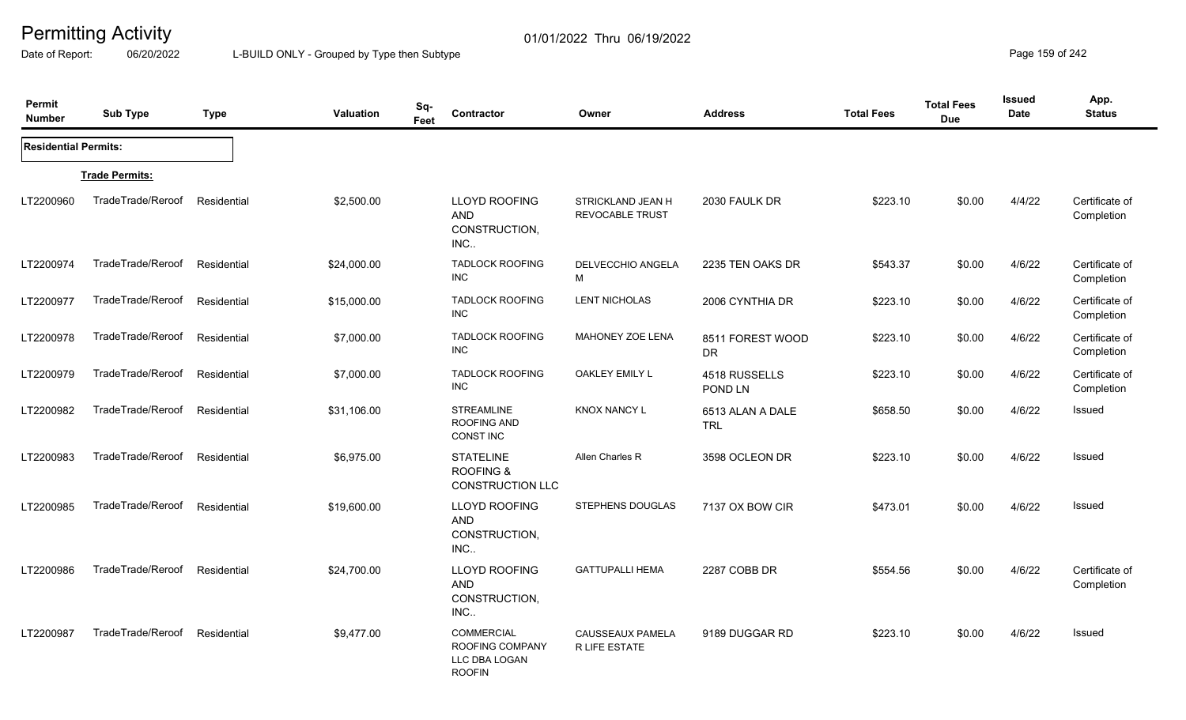# Permitting Activity

01/01/2022 Thru 06/19/2022

Date of Report: 06/20/2022

L-BUILD ONLY - Grouped by Type then Subtype

| Permit Number | Sub Type | Type | Valuation | Sq-Feet | Contractor | Owner | Address | Total Fees | Total Fees Due | Issued Date | App. Status |
|---|---|---|---|---|---|---|---|---|---|---|---|
| **Residential Permits:** | | | | | | | | | | | |
| **Trade Permits:** | | | | | | | | | | | |
| LT2200960 | TradeTrade/Reroof | Residential | $2,500.00 | | LLOYD ROOFING AND CONSTRUCTION, INC.. | STRICKLAND JEAN H REVOCABLE TRUST | 2030 FAULK DR | $223.10 | $0.00 | 4/4/22 | Certificate of Completion |
| LT2200974 | TradeTrade/Reroof | Residential | $24,000.00 | | TADLOCK ROOFING INC | DELVECCHIO ANGELA M | 2235 TEN OAKS DR | $543.37 | $0.00 | 4/6/22 | Certificate of Completion |
| LT2200977 | TradeTrade/Reroof | Residential | $15,000.00 | | TADLOCK ROOFING INC | LENT NICHOLAS | 2006 CYNTHIA DR | $223.10 | $0.00 | 4/6/22 | Certificate of Completion |
| LT2200978 | TradeTrade/Reroof | Residential | $7,000.00 | | TADLOCK ROOFING INC | MAHONEY ZOE LENA | 8511 FOREST WOOD DR | $223.10 | $0.00 | 4/6/22 | Certificate of Completion |
| LT2200979 | TradeTrade/Reroof | Residential | $7,000.00 | | TADLOCK ROOFING INC | OAKLEY EMILY L | 4518 RUSSELLS POND LN | $223.10 | $0.00 | 4/6/22 | Certificate of Completion |
| LT2200982 | TradeTrade/Reroof | Residential | $31,106.00 | | STREAMLINE ROOFING AND CONST INC | KNOX NANCY L | 6513 ALAN A DALE TRL | $658.50 | $0.00 | 4/6/22 | Issued |
| LT2200983 | TradeTrade/Reroof | Residential | $6,975.00 | | STATELINE ROOFING & CONSTRUCTION LLC | Allen Charles R | 3598 OCLEON DR | $223.10 | $0.00 | 4/6/22 | Issued |
| LT2200985 | TradeTrade/Reroof | Residential | $19,600.00 | | LLOYD ROOFING AND CONSTRUCTION, INC.. | STEPHENS DOUGLAS | 7137 OX BOW CIR | $473.01 | $0.00 | 4/6/22 | Issued |
| LT2200986 | TradeTrade/Reroof | Residential | $24,700.00 | | LLOYD ROOFING AND CONSTRUCTION, INC.. | GATTUPALLI HEMA | 2287 COBB DR | $554.56 | $0.00 | 4/6/22 | Certificate of Completion |
| LT2200987 | TradeTrade/Reroof | Residential | $9,477.00 | | COMMERCIAL ROOFING COMPANY LLC DBA LOGAN ROOFIN | CAUSSEAUX PAMELA R LIFE ESTATE | 9189 DUGGAR RD | $223.10 | $0.00 | 4/6/22 | Issued |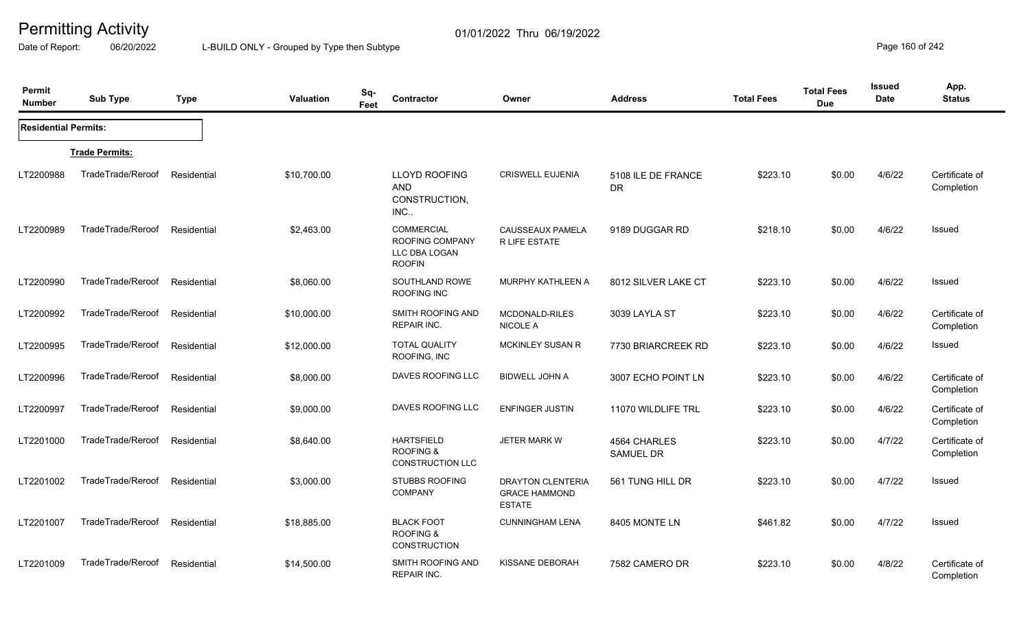# Permitting Activity

01/01/2022 Thru 06/19/2022

Date of Report: 06/20/2022 L-BUILD ONLY - Grouped by Type then Subtype

| Permit Number | Sub Type | Type | Valuation | Sq-Feet | Contractor | Owner | Address | Total Fees | Total Fees Due | Issued Date | App. Status |
|---|---|---|---|---|---|---|---|---|---|---|---|
| **Residential Permits:** | | | | | | | | | | | |
| **Trade Permits:** | | | | | | | | | | | |
| LT2200988 | TradeTrade/Reroof | Residential | $10,700.00 | | LLOYD ROOFING AND CONSTRUCTION, INC.. | CRISWELL EUJENIA | 5108 ILE DE FRANCE DR | $223.10 | $0.00 | 4/6/22 | Certificate of Completion |
| LT2200989 | TradeTrade/Reroof | Residential | $2,463.00 | | COMMERCIAL ROOFING COMPANY LLC DBA LOGAN ROOFIN | CAUSSEAUX PAMELA R LIFE ESTATE | 9189 DUGGAR RD | $218.10 | $0.00 | 4/6/22 | Issued |
| LT2200990 | TradeTrade/Reroof | Residential | $8,060.00 | | SOUTHLAND ROWE ROOFING INC | MURPHY KATHLEEN A | 8012 SILVER LAKE CT | $223.10 | $0.00 | 4/6/22 | Issued |
| LT2200992 | TradeTrade/Reroof | Residential | $10,000.00 | | SMITH ROOFING AND REPAIR INC. | MCDONALD-RILES NICOLE A | 3039 LAYLA ST | $223.10 | $0.00 | 4/6/22 | Certificate of Completion |
| LT2200995 | TradeTrade/Reroof | Residential | $12,000.00 | | TOTAL QUALITY ROOFING, INC | MCKINLEY SUSAN R | 7730 BRIARCREEK RD | $223.10 | $0.00 | 4/6/22 | Issued |
| LT2200996 | TradeTrade/Reroof | Residential | $8,000.00 | | DAVES ROOFING LLC | BIDWELL JOHN A | 3007 ECHO POINT LN | $223.10 | $0.00 | 4/6/22 | Certificate of Completion |
| LT2200997 | TradeTrade/Reroof | Residential | $9,000.00 | | DAVES ROOFING LLC | ENFINGER JUSTIN | 11070 WILDLIFE TRL | $223.10 | $0.00 | 4/6/22 | Certificate of Completion |
| LT2201000 | TradeTrade/Reroof | Residential | $8,640.00 | | HARTSFIELD ROOFING & CONSTRUCTION LLC | JETER MARK W | 4564 CHARLES SAMUEL DR | $223.10 | $0.00 | 4/7/22 | Certificate of Completion |
| LT2201002 | TradeTrade/Reroof | Residential | $3,000.00 | | STUBBS ROOFING COMPANY | DRAYTON CLENTERIA GRACE HAMMOND ESTATE | 561 TUNG HILL DR | $223.10 | $0.00 | 4/7/22 | Issued |
| LT2201007 | TradeTrade/Reroof | Residential | $18,885.00 | | BLACK FOOT ROOFING & CONSTRUCTION | CUNNINGHAM LENA | 8405 MONTE LN | $461.82 | $0.00 | 4/7/22 | Issued |
| LT2201009 | TradeTrade/Reroof | Residential | $14,500.00 | | SMITH ROOFING AND REPAIR INC. | KISSANE DEBORAH | 7582 CAMERO DR | $223.10 | $0.00 | 4/8/22 | Certificate of Completion |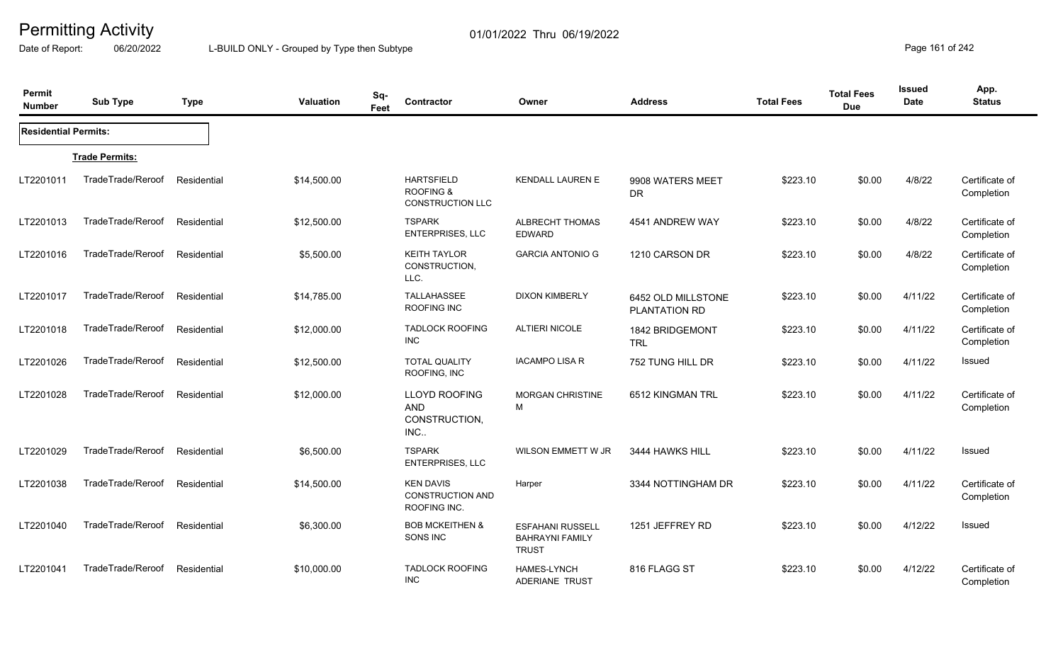# Permitting Activity

01/01/2022 Thru 06/19/2022

Date of Report: 06/20/2022 L-BUILD ONLY - Grouped by Type then Subtype

| Permit Number | Sub Type | Type | Valuation | Sq-Feet | Contractor | Owner | Address | Total Fees | Total Fees Due | Issued Date | App. Status |
|---|---|---|---|---|---|---|---|---|---|---|---|
| **Residential Permits:** | | | | | | | | | | | |
| **Trade Permits:** | | | | | | | | | | | |
| LT2201011 | TradeTrade/Reroof | Residential | $14,500.00 | | HARTSFIELD ROOFING & CONSTRUCTION LLC | KENDALL LAUREN E | 9908 WATERS MEET DR | $223.10 | $0.00 | 4/8/22 | Certificate of Completion |
| LT2201013 | TradeTrade/Reroof | Residential | $12,500.00 | | TSPARK ENTERPRISES, LLC | ALBRECHT THOMAS EDWARD | 4541 ANDREW WAY | $223.10 | $0.00 | 4/8/22 | Certificate of Completion |
| LT2201016 | TradeTrade/Reroof | Residential | $5,500.00 | | KEITH TAYLOR CONSTRUCTION, LLC. | GARCIA ANTONIO G | 1210 CARSON DR | $223.10 | $0.00 | 4/8/22 | Certificate of Completion |
| LT2201017 | TradeTrade/Reroof | Residential | $14,785.00 | | TALLAHASSEE ROOFING INC | DIXON KIMBERLY | 6452 OLD MILLSTONE PLANTATION RD | $223.10 | $0.00 | 4/11/22 | Certificate of Completion |
| LT2201018 | TradeTrade/Reroof | Residential | $12,000.00 | | TADLOCK ROOFING INC | ALTIERI NICOLE | 1842 BRIDGEMONT TRL | $223.10 | $0.00 | 4/11/22 | Certificate of Completion |
| LT2201026 | TradeTrade/Reroof | Residential | $12,500.00 | | TOTAL QUALITY ROOFING, INC | IACAMPO LISA R | 752 TUNG HILL DR | $223.10 | $0.00 | 4/11/22 | Issued |
| LT2201028 | TradeTrade/Reroof | Residential | $12,000.00 | | LLOYD ROOFING AND CONSTRUCTION, INC.. | MORGAN CHRISTINE M | 6512 KINGMAN TRL | $223.10 | $0.00 | 4/11/22 | Certificate of Completion |
| LT2201029 | TradeTrade/Reroof | Residential | $6,500.00 | | TSPARK ENTERPRISES, LLC | WILSON EMMETT W JR | 3444 HAWKS HILL | $223.10 | $0.00 | 4/11/22 | Issued |
| LT2201038 | TradeTrade/Reroof | Residential | $14,500.00 | | KEN DAVIS CONSTRUCTION AND ROOFING INC. | Harper | 3344 NOTTINGHAM DR | $223.10 | $0.00 | 4/11/22 | Certificate of Completion |
| LT2201040 | TradeTrade/Reroof | Residential | $6,300.00 | | BOB MCKEITHEN & SONS INC | ESFAHANI RUSSELL BAHRAYNI FAMILY TRUST | 1251 JEFFREY RD | $223.10 | $0.00 | 4/12/22 | Issued |
| LT2201041 | TradeTrade/Reroof | Residential | $10,000.00 | | TADLOCK ROOFING INC | HAMES-LYNCH ADERIANE TRUST | 816 FLAGG ST | $223.10 | $0.00 | 4/12/22 | Certificate of Completion |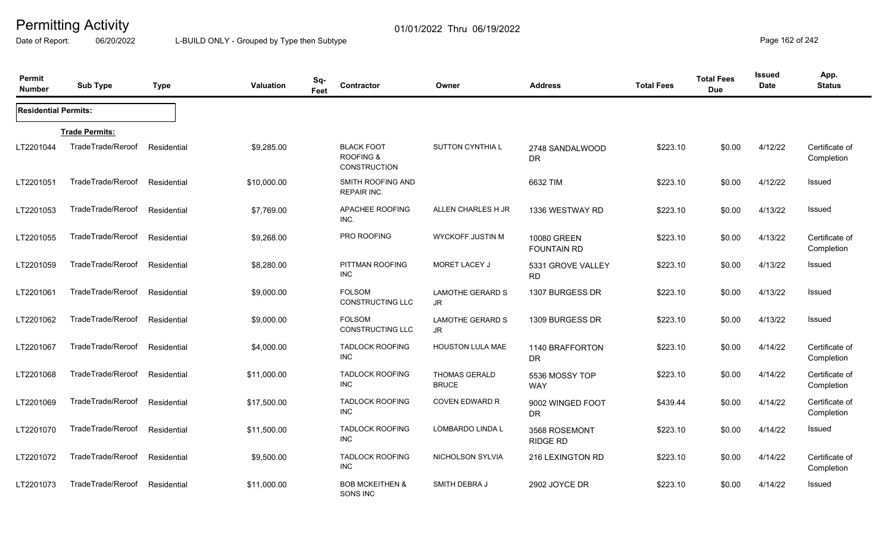# Permitting Activity

01/01/2022 Thru 06/19/2022

Date of Report: 06/20/2022 L-BUILD ONLY - Grouped by Type then Subtype

| Permit Number | Sub Type | Type | Valuation | Sq-Feet | Contractor | Owner | Address | Total Fees | Total Fees Due | Issued Date | App. Status |
|---|---|---|---|---|---|---|---|---|---|---|---|
| **Residential Permits:** | | | | | | | | | | | |
| | **Trade Permits:** | | | | | | | | | | |
| LT2201044 | TradeTrade/Reroof | Residential | $9,285.00 | | BLACK FOOT ROOFING & CONSTRUCTION | SUTTON CYNTHIA L | 2748 SANDALWOOD DR | $223.10 | $0.00 | 4/12/22 | Certificate of Completion |
| LT2201051 | TradeTrade/Reroof | Residential | $10,000.00 | | SMITH ROOFING AND REPAIR INC. | | 6632 TIM | $223.10 | $0.00 | 4/12/22 | Issued |
| LT2201053 | TradeTrade/Reroof | Residential | $7,769.00 | | APACHEE ROOFING INC. | ALLEN CHARLES H JR | 1336 WESTWAY RD | $223.10 | $0.00 | 4/13/22 | Issued |
| LT2201055 | TradeTrade/Reroof | Residential | $9,268.00 | | PRO ROOFING | WYCKOFF JUSTIN M | 10080 GREEN FOUNTAIN RD | $223.10 | $0.00 | 4/13/22 | Certificate of Completion |
| LT2201059 | TradeTrade/Reroof | Residential | $8,280.00 | | PITTMAN ROOFING INC | MORET LACEY J | 5331 GROVE VALLEY RD | $223.10 | $0.00 | 4/13/22 | Issued |
| LT2201061 | TradeTrade/Reroof | Residential | $9,000.00 | | FOLSOM CONSTRUCTING LLC | LAMOTHE GERARD S JR | 1307 BURGESS DR | $223.10 | $0.00 | 4/13/22 | Issued |
| LT2201062 | TradeTrade/Reroof | Residential | $9,000.00 | | FOLSOM CONSTRUCTING LLC | LAMOTHE GERARD S JR | 1309 BURGESS DR | $223.10 | $0.00 | 4/13/22 | Issued |
| LT2201067 | TradeTrade/Reroof | Residential | $4,000.00 | | TADLOCK ROOFING INC | HOUSTON LULA MAE | 1140 BRAFFORTON DR | $223.10 | $0.00 | 4/14/22 | Certificate of Completion |
| LT2201068 | TradeTrade/Reroof | Residential | $11,000.00 | | TADLOCK ROOFING INC | THOMAS GERALD BRUCE | 5536 MOSSY TOP WAY | $223.10 | $0.00 | 4/14/22 | Certificate of Completion |
| LT2201069 | TradeTrade/Reroof | Residential | $17,500.00 | | TADLOCK ROOFING INC | COVEN EDWARD R | 9002 WINGED FOOT DR | $439.44 | $0.00 | 4/14/22 | Certificate of Completion |
| LT2201070 | TradeTrade/Reroof | Residential | $11,500.00 | | TADLOCK ROOFING INC | LOMBARDO LINDA L | 3568 ROSEMONT RIDGE RD | $223.10 | $0.00 | 4/14/22 | Issued |
| LT2201072 | TradeTrade/Reroof | Residential | $9,500.00 | | TADLOCK ROOFING INC | NICHOLSON SYLVIA | 216 LEXINGTON RD | $223.10 | $0.00 | 4/14/22 | Certificate of Completion |
| LT2201073 | TradeTrade/Reroof | Residential | $11,000.00 | | BOB MCKEITHEN & SONS INC | SMITH DEBRA J | 2902 JOYCE DR | $223.10 | $0.00 | 4/14/22 | Issued |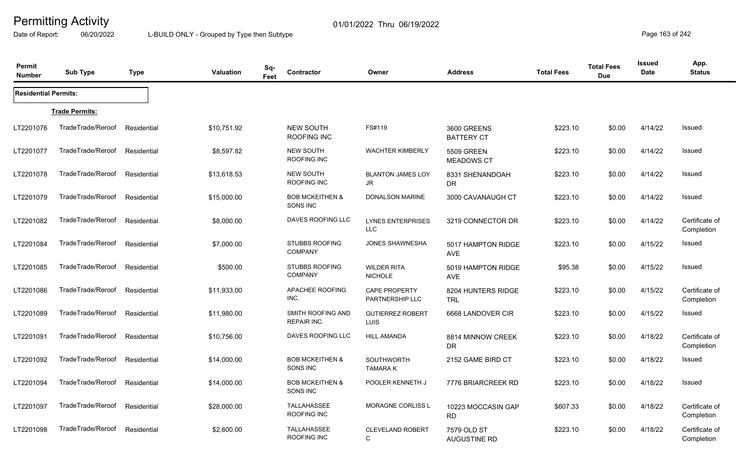# Permitting Activity

Date of Report: 06/20/2022

01/01/2022 Thru 06/19/2022

L-BUILD ONLY - Grouped by Type then Subtype

| Permit Number | Sub Type | Type | Valuation | Sq-Feet | Contractor | Owner | Address | Total Fees | Total Fees Due | Issued Date | App. Status |
|---|---|---|---|---|---|---|---|---|---|---|---|
| **Residential Permits:** | | | | | | | | | | | |
| **Trade Permits:** | | | | | | | | | | | |
| LT2201076 | TradeTrade/Reroof | Residential | $10,751.92 | | NEW SOUTH ROOFING INC | FS#119 | 3600 GREENS BATTERY CT | $223.10 | $0.00 | 4/14/22 | Issued |
| LT2201077 | TradeTrade/Reroof | Residential | $8,597.82 | | NEW SOUTH ROOFING INC | WACHTER KIMBERLY | 5509 GREEN MEADOWS CT | $223.10 | $0.00 | 4/14/22 | Issued |
| LT2201078 | TradeTrade/Reroof | Residential | $13,618.53 | | NEW SOUTH ROOFING INC | BLANTON JAMES LOY JR | 8331 SHENANDOAH DR | $223.10 | $0.00 | 4/14/22 | Issued |
| LT2201079 | TradeTrade/Reroof | Residential | $15,000.00 | | BOB MCKEITHEN & SONS INC | DONALSON MARINE | 3000 CAVANAUGH CT | $223.10 | $0.00 | 4/14/22 | Issued |
| LT2201082 | TradeTrade/Reroof | Residential | $8,000.00 | | DAVES ROOFING LLC | LYNES ENTERPRISES LLC | 3219 CONNECTOR DR | $223.10 | $0.00 | 4/14/22 | Certificate of Completion |
| LT2201084 | TradeTrade/Reroof | Residential | $7,000.00 | | STUBBS ROOFING COMPANY | JONES SHAWNESHA | 5017 HAMPTON RIDGE AVE | $223.10 | $0.00 | 4/15/22 | Issued |
| LT2201085 | TradeTrade/Reroof | Residential | $500.00 | | STUBBS ROOFING COMPANY | WILDER RITA NICHOLE | 5019 HAMPTON RIDGE AVE | $95.38 | $0.00 | 4/15/22 | Issued |
| LT2201086 | TradeTrade/Reroof | Residential | $11,933.00 | | APACHEE ROOFING INC. | CAPE PROPERTY PARTNERSHIP LLC | 8204 HUNTERS RIDGE TRL | $223.10 | $0.00 | 4/15/22 | Certificate of Completion |
| LT2201089 | TradeTrade/Reroof | Residential | $11,980.00 | | SMITH ROOFING AND REPAIR INC. | GUTIERREZ ROBERT LUIS | 6668 LANDOVER CIR | $223.10 | $0.00 | 4/15/22 | Issued |
| LT2201091 | TradeTrade/Reroof | Residential | $10,756.00 | | DAVES ROOFING LLC | HILL AMANDA | 8814 MINNOW CREEK DR | $223.10 | $0.00 | 4/18/22 | Certificate of Completion |
| LT2201092 | TradeTrade/Reroof | Residential | $14,000.00 | | BOB MCKEITHEN & SONS INC | SOUTHWORTH TAMARA K | 2152 GAME BIRD CT | $223.10 | $0.00 | 4/18/22 | Issued |
| LT2201094 | TradeTrade/Reroof | Residential | $14,000.00 | | BOB MCKEITHEN & SONS INC | POOLER KENNETH J | 7776 BRIARCREEK RD | $223.10 | $0.00 | 4/18/22 | Issued |
| LT2201097 | TradeTrade/Reroof | Residential | $28,000.00 | | TALLAHASSEE ROOFING INC | MORAGNE CORLISS L | 10223 MOCCASIN GAP RD | $607.33 | $0.00 | 4/18/22 | Certificate of Completion |
| LT2201098 | TradeTrade/Reroof | Residential | $2,600.00 | | TALLAHASSEE ROOFING INC | CLEVELAND ROBERT C | 7579 OLD ST AUGUSTINE RD | $223.10 | $0.00 | 4/18/22 | Certificate of Completion |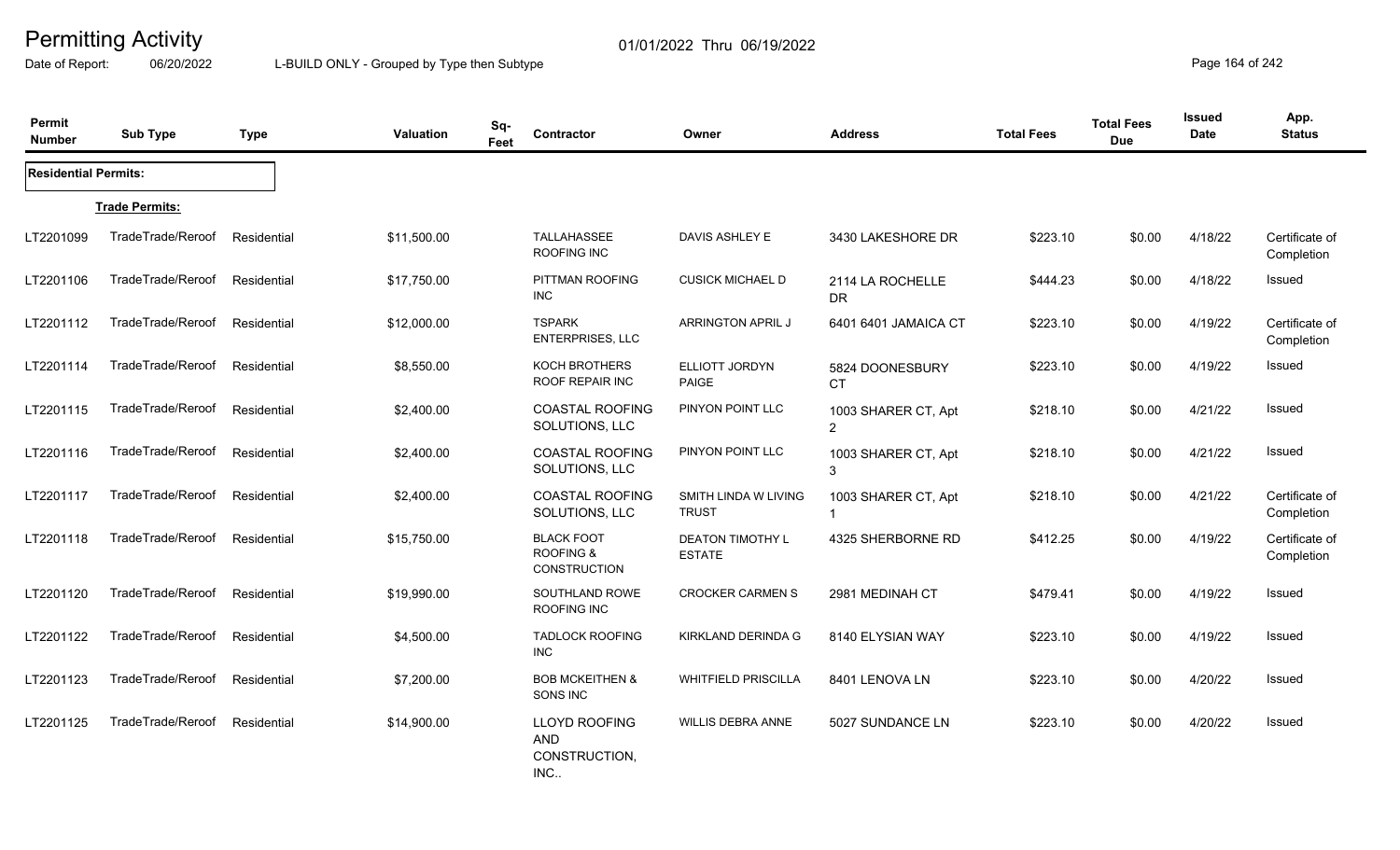# Permitting Activity

01/01/2022 Thru 06/19/2022

Date of Report: 06/20/2022

L-BUILD ONLY - Grouped by Type then Subtype

| Permit Number | Sub Type | Type | Valuation | Sq-Feet | Contractor | Owner | Address | Total Fees | Total Fees Due | Issued Date | App. Status |
|---|---|---|---|---|---|---|---|---|---|---|---|
| **Residential Permits:** | | | | | | | | | | | |
| **Trade Permits:** | | | | | | | | | | | |
| LT2201099 | TradeTrade/Reroof | Residential | $11,500.00 | | TALLAHASSEE ROOFING INC | DAVIS ASHLEY E | 3430 LAKESHORE DR | $223.10 | $0.00 | 4/18/22 | Certificate of Completion |
| LT2201106 | TradeTrade/Reroof | Residential | $17,750.00 | | PITTMAN ROOFING INC | CUSICK MICHAEL D | 2114 LA ROCHELLE DR | $444.23 | $0.00 | 4/18/22 | Issued |
| LT2201112 | TradeTrade/Reroof | Residential | $12,000.00 | | TSPARK ENTERPRISES, LLC | ARRINGTON APRIL J | 6401 6401 JAMAICA CT | $223.10 | $0.00 | 4/19/22 | Certificate of Completion |
| LT2201114 | TradeTrade/Reroof | Residential | $8,550.00 | | KOCH BROTHERS ROOF REPAIR INC | ELLIOTT JORDYN PAIGE | 5824 DOONESBURY CT | $223.10 | $0.00 | 4/19/22 | Issued |
| LT2201115 | TradeTrade/Reroof | Residential | $2,400.00 | | COASTAL ROOFING SOLUTIONS, LLC | PINYON POINT LLC | 1003 SHARER CT, Apt 2 | $218.10 | $0.00 | 4/21/22 | Issued |
| LT2201116 | TradeTrade/Reroof | Residential | $2,400.00 | | COASTAL ROOFING SOLUTIONS, LLC | PINYON POINT LLC | 1003 SHARER CT, Apt 3 | $218.10 | $0.00 | 4/21/22 | Issued |
| LT2201117 | TradeTrade/Reroof | Residential | $2,400.00 | | COASTAL ROOFING SOLUTIONS, LLC | SMITH LINDA W LIVING TRUST | 1003 SHARER CT, Apt 1 | $218.10 | $0.00 | 4/21/22 | Certificate of Completion |
| LT2201118 | TradeTrade/Reroof | Residential | $15,750.00 | | BLACK FOOT ROOFING & CONSTRUCTION | DEATON TIMOTHY L ESTATE | 4325 SHERBORNE RD | $412.25 | $0.00 | 4/19/22 | Certificate of Completion |
| LT2201120 | TradeTrade/Reroof | Residential | $19,990.00 | | SOUTHLAND ROWE ROOFING INC | CROCKER CARMEN S | 2981 MEDINAH CT | $479.41 | $0.00 | 4/19/22 | Issued |
| LT2201122 | TradeTrade/Reroof | Residential | $4,500.00 | | TADLOCK ROOFING INC | KIRKLAND DERINDA G | 8140 ELYSIAN WAY | $223.10 | $0.00 | 4/19/22 | Issued |
| LT2201123 | TradeTrade/Reroof | Residential | $7,200.00 | | BOB MCKEITHEN & SONS INC | WHITFIELD PRISCILLA | 8401 LENOVA LN | $223.10 | $0.00 | 4/20/22 | Issued |
| LT2201125 | TradeTrade/Reroof | Residential | $14,900.00 | | LLOYD ROOFING AND CONSTRUCTION, INC.. | WILLIS DEBRA ANNE | 5027 SUNDANCE LN | $223.10 | $0.00 | 4/20/22 | Issued |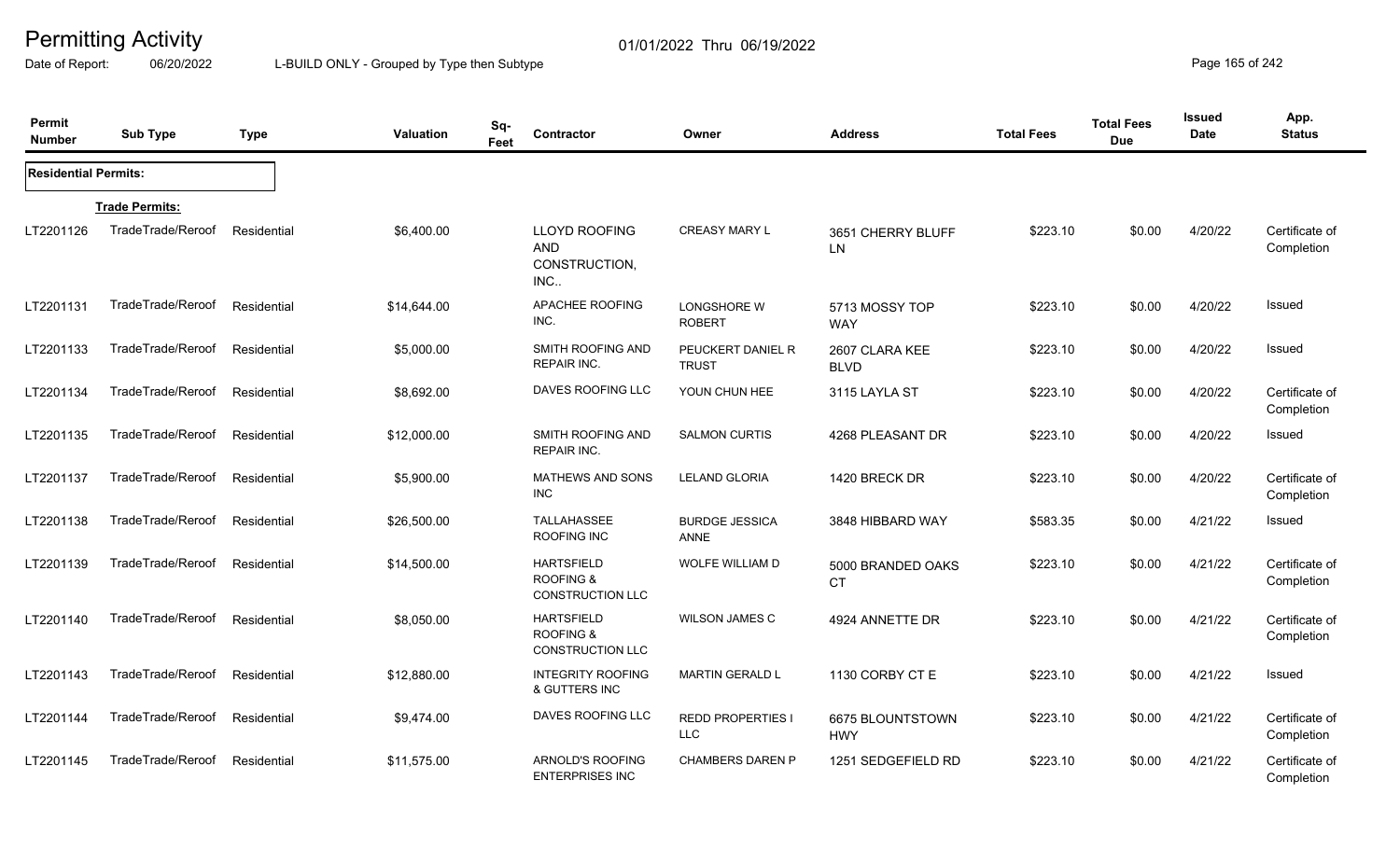# Permitting Activity

01/01/2022 Thru 06/19/2022

Date of Report: 06/20/2022 L-BUILD ONLY - Grouped by Type then Subtype

| Permit Number | Sub Type | Type | Valuation | Sq-Feet | Contractor | Owner | Address | Total Fees | Total Fees Due | Issued Date | App. Status |
|---|---|---|---|---|---|---|---|---|---|---|---|
| **Residential Permits:** | | | | | | | | | | | |
| | **Trade Permits:** | | | | | | | | | | |
| LT2201126 | TradeTrade/Reroof | Residential | $6,400.00 | | LLOYD ROOFING AND CONSTRUCTION, INC.. | CREASY MARY L | 3651 CHERRY BLUFF LN | $223.10 | $0.00 | 4/20/22 | Certificate of Completion |
| LT2201131 | TradeTrade/Reroof | Residential | $14,644.00 | | APACHEE ROOFING INC. | LONGSHORE W ROBERT | 5713 MOSSY TOP WAY | $223.10 | $0.00 | 4/20/22 | Issued |
| LT2201133 | TradeTrade/Reroof | Residential | $5,000.00 | | SMITH ROOFING AND REPAIR INC. | PEUCKERT DANIEL R TRUST | 2607 CLARA KEE BLVD | $223.10 | $0.00 | 4/20/22 | Issued |
| LT2201134 | TradeTrade/Reroof | Residential | $8,692.00 | | DAVES ROOFING LLC | YOUN CHUN HEE | 3115 LAYLA ST | $223.10 | $0.00 | 4/20/22 | Certificate of Completion |
| LT2201135 | TradeTrade/Reroof | Residential | $12,000.00 | | SMITH ROOFING AND REPAIR INC. | SALMON CURTIS | 4268 PLEASANT DR | $223.10 | $0.00 | 4/20/22 | Issued |
| LT2201137 | TradeTrade/Reroof | Residential | $5,900.00 | | MATHEWS AND SONS INC | LELAND GLORIA | 1420 BRECK DR | $223.10 | $0.00 | 4/20/22 | Certificate of Completion |
| LT2201138 | TradeTrade/Reroof | Residential | $26,500.00 | | TALLAHASSEE ROOFING INC | BURDGE JESSICA ANNE | 3848 HIBBARD WAY | $583.35 | $0.00 | 4/21/22 | Issued |
| LT2201139 | TradeTrade/Reroof | Residential | $14,500.00 | | HARTSFIELD ROOFING & CONSTRUCTION LLC | WOLFE WILLIAM D | 5000 BRANDED OAKS CT | $223.10 | $0.00 | 4/21/22 | Certificate of Completion |
| LT2201140 | TradeTrade/Reroof | Residential | $8,050.00 | | HARTSFIELD ROOFING & CONSTRUCTION LLC | WILSON JAMES C | 4924 ANNETTE DR | $223.10 | $0.00 | 4/21/22 | Certificate of Completion |
| LT2201143 | TradeTrade/Reroof | Residential | $12,880.00 | | INTEGRITY ROOFING & GUTTERS INC | MARTIN GERALD L | 1130 CORBY CT E | $223.10 | $0.00 | 4/21/22 | Issued |
| LT2201144 | TradeTrade/Reroof | Residential | $9,474.00 | | DAVES ROOFING LLC | REDD PROPERTIES I LLC | 6675 BLOUNTSTOWN HWY | $223.10 | $0.00 | 4/21/22 | Certificate of Completion |
| LT2201145 | TradeTrade/Reroof | Residential | $11,575.00 | | ARNOLD'S ROOFING ENTERPRISES INC | CHAMBERS DAREN P | 1251 SEDGEFIELD RD | $223.10 | $0.00 | 4/21/22 | Certificate of Completion |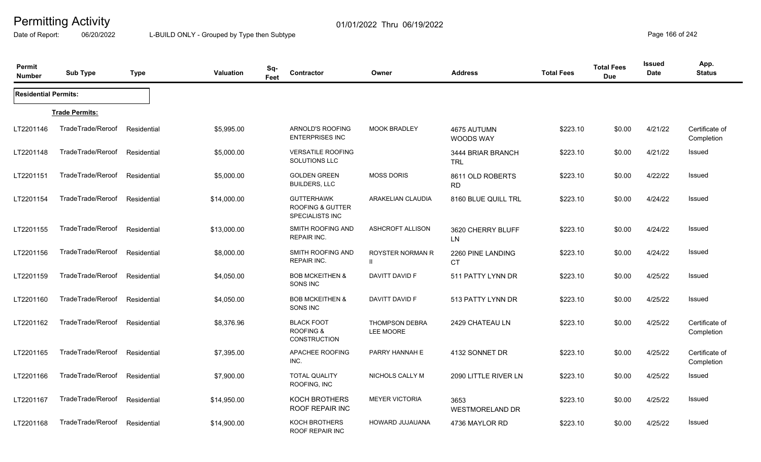# Permitting Activity

Date of Report: 06/20/2022 | L-BUILD ONLY - Grouped by Type then Subtype | 01/01/2022 Thru 06/19/2022

| Permit Number | Sub Type | Type | Valuation | Sq-Feet | Contractor | Owner | Address | Total Fees | Total Fees Due | Issued Date | App. Status |
|---|---|---|---|---|---|---|---|---|---|---|---|
| **Residential Permits:** | | | | | | | | | | | |
| **Trade Permits:** | | | | | | | | | | | |
| LT2201146 | TradeTrade/Reroof | Residential | $5,995.00 | | ARNOLD'S ROOFING ENTERPRISES INC | MOOK BRADLEY | 4675 AUTUMN WOODS WAY | $223.10 | $0.00 | 4/21/22 | Certificate of Completion |
| LT2201148 | TradeTrade/Reroof | Residential | $5,000.00 | | VERSATILE ROOFING SOLUTIONS LLC | | 3444 BRIAR BRANCH TRL | $223.10 | $0.00 | 4/21/22 | Issued |
| LT2201151 | TradeTrade/Reroof | Residential | $5,000.00 | | GOLDEN GREEN BUILDERS, LLC | MOSS DORIS | 8611 OLD ROBERTS RD | $223.10 | $0.00 | 4/22/22 | Issued |
| LT2201154 | TradeTrade/Reroof | Residential | $14,000.00 | | GUTTERHAWK ROOFING & GUTTER SPECIALISTS INC | ARAKELIAN CLAUDIA | 8160 BLUE QUILL TRL | $223.10 | $0.00 | 4/24/22 | Issued |
| LT2201155 | TradeTrade/Reroof | Residential | $13,000.00 | | SMITH ROOFING AND REPAIR INC. | ASHCROFT ALLISON | 3620 CHERRY BLUFF LN | $223.10 | $0.00 | 4/24/22 | Issued |
| LT2201156 | TradeTrade/Reroof | Residential | $8,000.00 | | SMITH ROOFING AND REPAIR INC. | ROYSTER NORMAN R II | 2260 PINE LANDING CT | $223.10 | $0.00 | 4/24/22 | Issued |
| LT2201159 | TradeTrade/Reroof | Residential | $4,050.00 | | BOB MCKEITHEN & SONS INC | DAVITT DAVID F | 511 PATTY LYNN DR | $223.10 | $0.00 | 4/25/22 | Issued |
| LT2201160 | TradeTrade/Reroof | Residential | $4,050.00 | | BOB MCKEITHEN & SONS INC | DAVITT DAVID F | 513 PATTY LYNN DR | $223.10 | $0.00 | 4/25/22 | Issued |
| LT2201162 | TradeTrade/Reroof | Residential | $8,376.96 | | BLACK FOOT ROOFING & CONSTRUCTION | THOMPSON DEBRA LEE MOORE | 2429 CHATEAU LN | $223.10 | $0.00 | 4/25/22 | Certificate of Completion |
| LT2201165 | TradeTrade/Reroof | Residential | $7,395.00 | | APACHEE ROOFING INC. | PARRY HANNAH E | 4132 SONNET DR | $223.10 | $0.00 | 4/25/22 | Certificate of Completion |
| LT2201166 | TradeTrade/Reroof | Residential | $7,900.00 | | TOTAL QUALITY ROOFING, INC | NICHOLS CALLY M | 2090 LITTLE RIVER LN | $223.10 | $0.00 | 4/25/22 | Issued |
| LT2201167 | TradeTrade/Reroof | Residential | $14,950.00 | | KOCH BROTHERS ROOF REPAIR INC | MEYER VICTORIA | 3653 WESTMORELAND DR | $223.10 | $0.00 | 4/25/22 | Issued |
| LT2201168 | TradeTrade/Reroof | Residential | $14,900.00 | | KOCH BROTHERS ROOF REPAIR INC | HOWARD JUJAUANA | 4736 MAYLOR RD | $223.10 | $0.00 | 4/25/22 | Issued |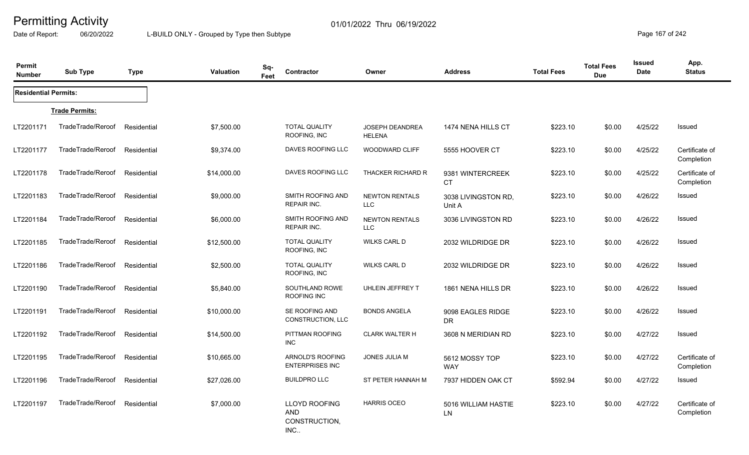# Permitting Activity

01/01/2022 Thru 06/19/2022

Date of Report: 06/20/2022

L-BUILD ONLY - Grouped by Type then Subtype

| Permit Number | Sub Type | Type | Valuation | Sq-Feet | Contractor | Owner | Address | Total Fees | Total Fees Due | Issued Date | App. Status |
|---|---|---|---|---|---|---|---|---|---|---|---|
| **Residential Permits:** | | | | | | | | | | | |
| | **Trade Permits:** | | | | | | | | | | |
| LT2201171 | TradeTrade/Reroof | Residential | $7,500.00 | | TOTAL QUALITY ROOFING, INC | JOSEPH DEANDREA HELENA | 1474 NENA HILLS CT | $223.10 | $0.00 | 4/25/22 | Issued |
| LT2201177 | TradeTrade/Reroof | Residential | $9,374.00 | | DAVES ROOFING LLC | WOODWARD CLIFF | 5555 HOOVER CT | $223.10 | $0.00 | 4/25/22 | Certificate of Completion |
| LT2201178 | TradeTrade/Reroof | Residential | $14,000.00 | | DAVES ROOFING LLC | THACKER RICHARD R | 9381 WINTERCREEK CT | $223.10 | $0.00 | 4/25/22 | Certificate of Completion |
| LT2201183 | TradeTrade/Reroof | Residential | $9,000.00 | | SMITH ROOFING AND REPAIR INC. | NEWTON RENTALS LLC | 3038 LIVINGSTON RD, Unit A | $223.10 | $0.00 | 4/26/22 | Issued |
| LT2201184 | TradeTrade/Reroof | Residential | $6,000.00 | | SMITH ROOFING AND REPAIR INC. | NEWTON RENTALS LLC | 3036 LIVINGSTON RD | $223.10 | $0.00 | 4/26/22 | Issued |
| LT2201185 | TradeTrade/Reroof | Residential | $12,500.00 | | TOTAL QUALITY ROOFING, INC | WILKS CARL D | 2032 WILDRIDGE DR | $223.10 | $0.00 | 4/26/22 | Issued |
| LT2201186 | TradeTrade/Reroof | Residential | $2,500.00 | | TOTAL QUALITY ROOFING, INC | WILKS CARL D | 2032 WILDRIDGE DR | $223.10 | $0.00 | 4/26/22 | Issued |
| LT2201190 | TradeTrade/Reroof | Residential | $5,840.00 | | SOUTHLAND ROWE ROOFING INC | UHLEIN JEFFREY T | 1861 NENA HILLS DR | $223.10 | $0.00 | 4/26/22 | Issued |
| LT2201191 | TradeTrade/Reroof | Residential | $10,000.00 | | SE ROOFING AND CONSTRUCTION, LLC | BONDS ANGELA | 9098 EAGLES RIDGE DR | $223.10 | $0.00 | 4/26/22 | Issued |
| LT2201192 | TradeTrade/Reroof | Residential | $14,500.00 | | PITTMAN ROOFING INC | CLARK WALTER H | 3608 N MERIDIAN RD | $223.10 | $0.00 | 4/27/22 | Issued |
| LT2201195 | TradeTrade/Reroof | Residential | $10,665.00 | | ARNOLD'S ROOFING ENTERPRISES INC | JONES JULIA M | 5612 MOSSY TOP WAY | $223.10 | $0.00 | 4/27/22 | Certificate of Completion |
| LT2201196 | TradeTrade/Reroof | Residential | $27,026.00 | | BUILDPRO LLC | ST PETER HANNAH M | 7937 HIDDEN OAK CT | $592.94 | $0.00 | 4/27/22 | Issued |
| LT2201197 | TradeTrade/Reroof | Residential | $7,000.00 | | LLOYD ROOFING AND CONSTRUCTION, INC.. | HARRIS OCEO | 5016 WILLIAM HASTIE LN | $223.10 | $0.00 | 4/27/22 | Certificate of Completion |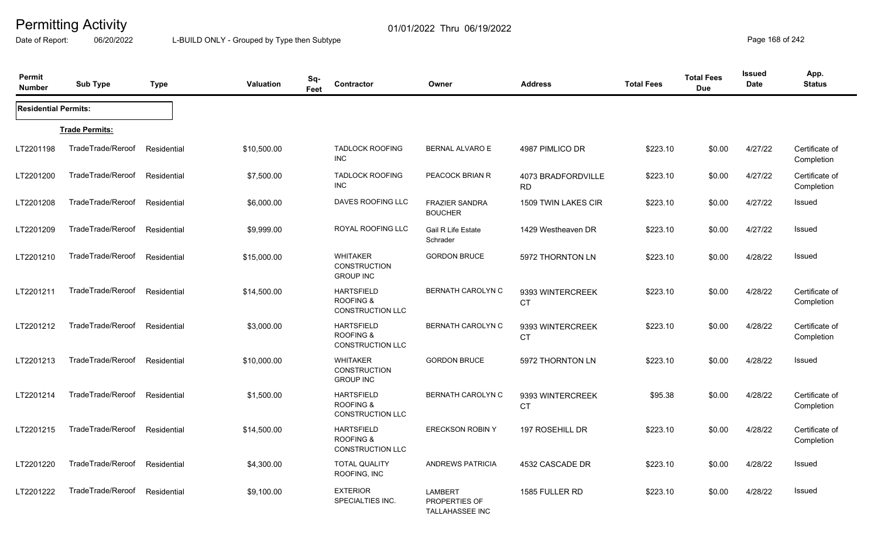# Permitting Activity

Date of Report: 06/20/2022

01/01/2022 Thru 06/19/2022

L-BUILD ONLY - Grouped by Type then Subtype

| Permit Number | Sub Type | Type | Valuation | Sq-Feet | Contractor | Owner | Address | Total Fees | Total Fees Due | Issued Date | App. Status |
|---|---|---|---|---|---|---|---|---|---|---|---|
| **Residential Permits:** | | | | | | | | | | | |
| **Trade Permits:** | | | | | | | | | | | |
| LT2201198 | TradeTrade/Reroof | Residential | $10,500.00 | | TADLOCK ROOFING INC | BERNAL ALVARO E | 4987 PIMLICO DR | $223.10 | $0.00 | 4/27/22 | Certificate of Completion |
| LT2201200 | TradeTrade/Reroof | Residential | $7,500.00 | | TADLOCK ROOFING INC | PEACOCK BRIAN R | 4073 BRADFORDVILLE RD | $223.10 | $0.00 | 4/27/22 | Certificate of Completion |
| LT2201208 | TradeTrade/Reroof | Residential | $6,000.00 | | DAVES ROOFING LLC | FRAZIER SANDRA BOUCHER | 1509 TWIN LAKES CIR | $223.10 | $0.00 | 4/27/22 | Issued |
| LT2201209 | TradeTrade/Reroof | Residential | $9,999.00 | | ROYAL ROOFING LLC | Gail R Life Estate Schrader | 1429 Westheaven DR | $223.10 | $0.00 | 4/27/22 | Issued |
| LT2201210 | TradeTrade/Reroof | Residential | $15,000.00 | | WHITAKER CONSTRUCTION GROUP INC | GORDON BRUCE | 5972 THORNTON LN | $223.10 | $0.00 | 4/28/22 | Issued |
| LT2201211 | TradeTrade/Reroof | Residential | $14,500.00 | | HARTSFIELD ROOFING & CONSTRUCTION LLC | BERNATH CAROLYN C | 9393 WINTERCREEK CT | $223.10 | $0.00 | 4/28/22 | Certificate of Completion |
| LT2201212 | TradeTrade/Reroof | Residential | $3,000.00 | | HARTSFIELD ROOFING & CONSTRUCTION LLC | BERNATH CAROLYN C | 9393 WINTERCREEK CT | $223.10 | $0.00 | 4/28/22 | Certificate of Completion |
| LT2201213 | TradeTrade/Reroof | Residential | $10,000.00 | | WHITAKER CONSTRUCTION GROUP INC | GORDON BRUCE | 5972 THORNTON LN | $223.10 | $0.00 | 4/28/22 | Issued |
| LT2201214 | TradeTrade/Reroof | Residential | $1,500.00 | | HARTSFIELD ROOFING & CONSTRUCTION LLC | BERNATH CAROLYN C | 9393 WINTERCREEK CT | $95.38 | $0.00 | 4/28/22 | Certificate of Completion |
| LT2201215 | TradeTrade/Reroof | Residential | $14,500.00 | | HARTSFIELD ROOFING & CONSTRUCTION LLC | ERECKSON ROBIN Y | 197 ROSEHILL DR | $223.10 | $0.00 | 4/28/22 | Certificate of Completion |
| LT2201220 | TradeTrade/Reroof | Residential | $4,300.00 | | TOTAL QUALITY ROOFING, INC | ANDREWS PATRICIA | 4532 CASCADE DR | $223.10 | $0.00 | 4/28/22 | Issued |
| LT2201222 | TradeTrade/Reroof | Residential | $9,100.00 | | EXTERIOR SPECIALTIES INC. | LAMBERT PROPERTIES OF TALLAHASSEE INC | 1585 FULLER RD | $223.10 | $0.00 | 4/28/22 | Issued |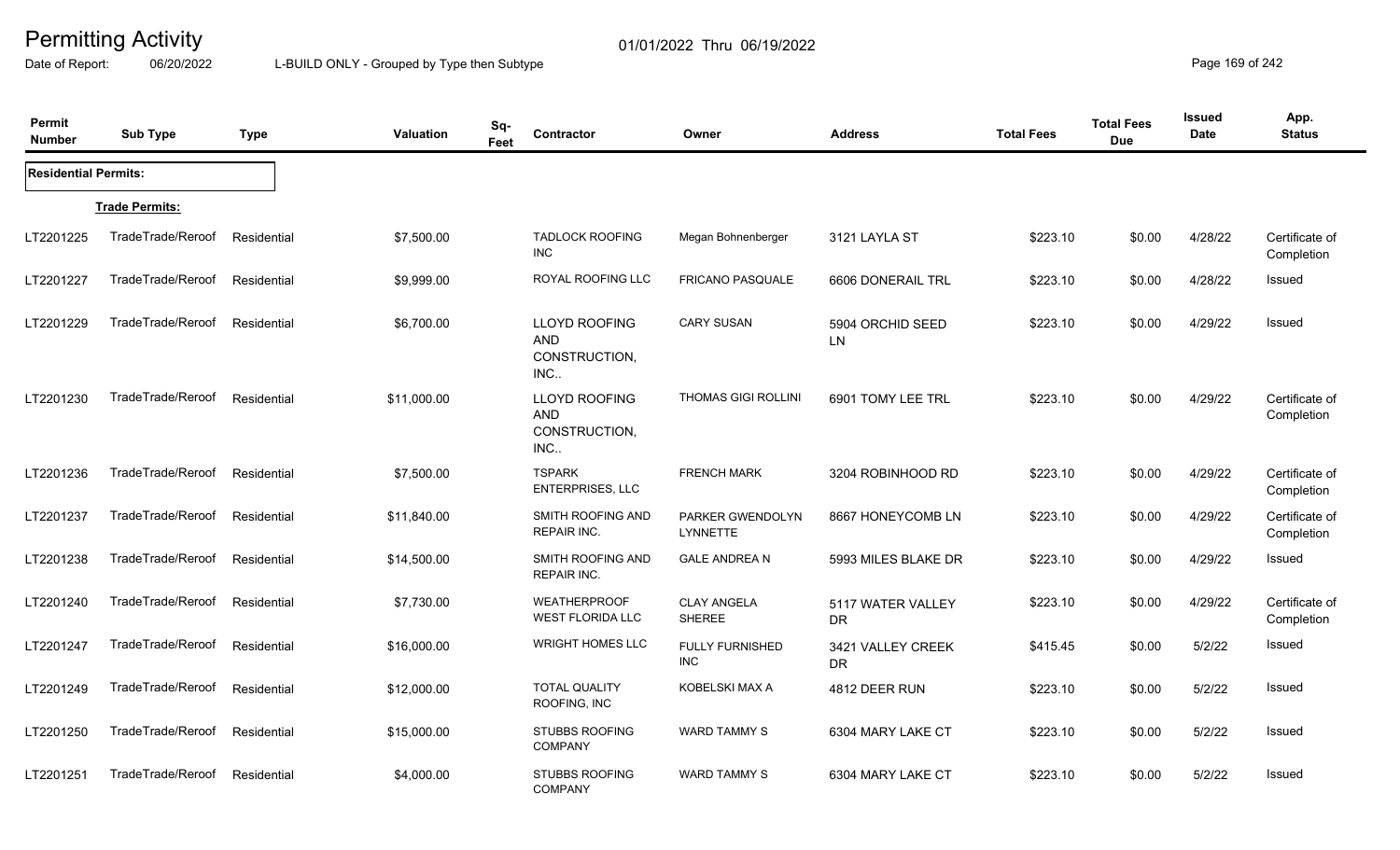# Permitting Activity

Date of Report: 06/20/2022 — L-BUILD ONLY - Grouped by Type then Subtype — 01/01/2022 Thru 06/19/2022

| Permit Number | Sub Type | Type | Valuation | Sq-Feet | Contractor | Owner | Address | Total Fees | Total Fees Due | Issued Date | App. Status |
|---|---|---|---|---|---|---|---|---|---|---|---|
| **Residential Permits:** | | | | | | | | | | | |
| **Trade Permits:** | | | | | | | | | | | |
| LT2201225 | TradeTrade/Reroof | Residential | $7,500.00 | | TADLOCK ROOFING INC | Megan Bohnenberger | 3121 LAYLA ST | $223.10 | $0.00 | 4/28/22 | Certificate of Completion |
| LT2201227 | TradeTrade/Reroof | Residential | $9,999.00 | | ROYAL ROOFING LLC | FRICANO PASQUALE | 6606 DONERAIL TRL | $223.10 | $0.00 | 4/28/22 | Issued |
| LT2201229 | TradeTrade/Reroof | Residential | $6,700.00 | | LLOYD ROOFING AND CONSTRUCTION, INC.. | CARY SUSAN | 5904 ORCHID SEED LN | $223.10 | $0.00 | 4/29/22 | Issued |
| LT2201230 | TradeTrade/Reroof | Residential | $11,000.00 | | LLOYD ROOFING AND CONSTRUCTION, INC.. | THOMAS GIGI ROLLINI | 6901 TOMY LEE TRL | $223.10 | $0.00 | 4/29/22 | Certificate of Completion |
| LT2201236 | TradeTrade/Reroof | Residential | $7,500.00 | | TSPARK ENTERPRISES, LLC | FRENCH MARK | 3204 ROBINHOOD RD | $223.10 | $0.00 | 4/29/22 | Certificate of Completion |
| LT2201237 | TradeTrade/Reroof | Residential | $11,840.00 | | SMITH ROOFING AND REPAIR INC. | PARKER GWENDOLYN LYNNETTE | 8667 HONEYCOMB LN | $223.10 | $0.00 | 4/29/22 | Certificate of Completion |
| LT2201238 | TradeTrade/Reroof | Residential | $14,500.00 | | SMITH ROOFING AND REPAIR INC. | GALE ANDREA N | 5993 MILES BLAKE DR | $223.10 | $0.00 | 4/29/22 | Issued |
| LT2201240 | TradeTrade/Reroof | Residential | $7,730.00 | | WEATHERPROOF WEST FLORIDA LLC | CLAY ANGELA SHEREE | 5117 WATER VALLEY DR | $223.10 | $0.00 | 4/29/22 | Certificate of Completion |
| LT2201247 | TradeTrade/Reroof | Residential | $16,000.00 | | WRIGHT HOMES LLC | FULLY FURNISHED INC | 3421 VALLEY CREEK DR | $415.45 | $0.00 | 5/2/22 | Issued |
| LT2201249 | TradeTrade/Reroof | Residential | $12,000.00 | | TOTAL QUALITY ROOFING, INC | KOBELSKI MAX A | 4812 DEER RUN | $223.10 | $0.00 | 5/2/22 | Issued |
| LT2201250 | TradeTrade/Reroof | Residential | $15,000.00 | | STUBBS ROOFING COMPANY | WARD TAMMY S | 6304 MARY LAKE CT | $223.10 | $0.00 | 5/2/22 | Issued |
| LT2201251 | TradeTrade/Reroof | Residential | $4,000.00 | | STUBBS ROOFING COMPANY | WARD TAMMY S | 6304 MARY LAKE CT | $223.10 | $0.00 | 5/2/22 | Issued |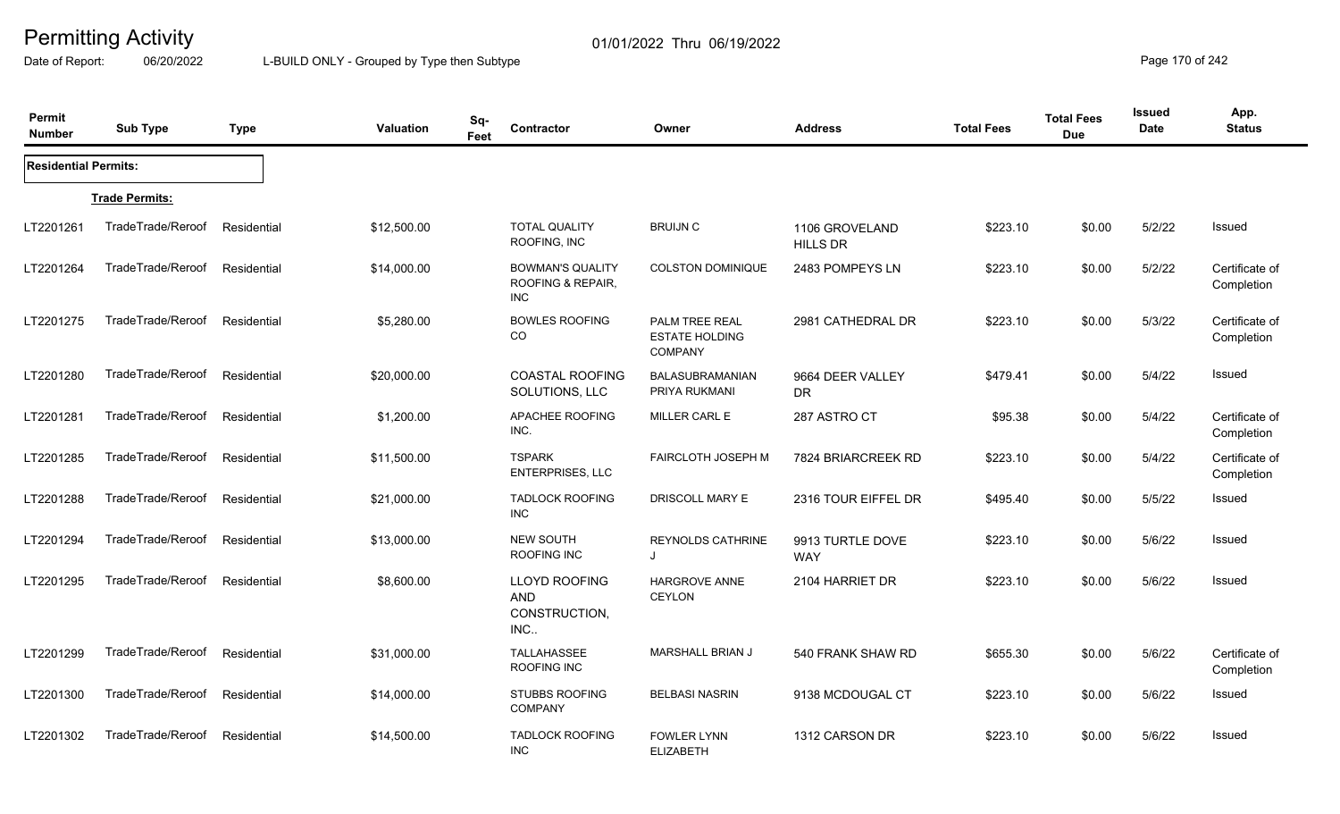# Permitting Activity

01/01/2022 Thru 06/19/2022

Date of Report: 06/20/2022 L-BUILD ONLY - Grouped by Type then Subtype

| Permit Number | Sub Type | Type | Valuation | Sq-Feet | Contractor | Owner | Address | Total Fees | Total Fees Due | Issued Date | App. Status |
|---|---|---|---|---|---|---|---|---|---|---|---|
| **Residential Permits:** | | | | | | | | | | | |
| **Trade Permits:** | | | | | | | | | | | |
| LT2201261 | TradeTrade/Reroof | Residential | $12,500.00 | | TOTAL QUALITY ROOFING, INC | BRUIJN C | 1106 GROVELAND HILLS DR | $223.10 | $0.00 | 5/2/22 | Issued |
| LT2201264 | TradeTrade/Reroof | Residential | $14,000.00 | | BOWMAN'S QUALITY ROOFING & REPAIR, INC | COLSTON DOMINIQUE | 2483 POMPEYS LN | $223.10 | $0.00 | 5/2/22 | Certificate of Completion |
| LT2201275 | TradeTrade/Reroof | Residential | $5,280.00 | | BOWLES ROOFING CO | PALM TREE REAL ESTATE HOLDING COMPANY | 2981 CATHEDRAL DR | $223.10 | $0.00 | 5/3/22 | Certificate of Completion |
| LT2201280 | TradeTrade/Reroof | Residential | $20,000.00 | | COASTAL ROOFING SOLUTIONS, LLC | BALASUBRAMANIAN PRIYA RUKMANI | 9664 DEER VALLEY DR | $479.41 | $0.00 | 5/4/22 | Issued |
| LT2201281 | TradeTrade/Reroof | Residential | $1,200.00 | | APACHEE ROOFING INC. | MILLER CARL E | 287 ASTRO CT | $95.38 | $0.00 | 5/4/22 | Certificate of Completion |
| LT2201285 | TradeTrade/Reroof | Residential | $11,500.00 | | TSPARK ENTERPRISES, LLC | FAIRCLOTH JOSEPH M | 7824 BRIARCREEK RD | $223.10 | $0.00 | 5/4/22 | Certificate of Completion |
| LT2201288 | TradeTrade/Reroof | Residential | $21,000.00 | | TADLOCK ROOFING INC | DRISCOLL MARY E | 2316 TOUR EIFFEL DR | $495.40 | $0.00 | 5/5/22 | Issued |
| LT2201294 | TradeTrade/Reroof | Residential | $13,000.00 | | NEW SOUTH ROOFING INC | REYNOLDS CATHRINE J | 9913 TURTLE DOVE WAY | $223.10 | $0.00 | 5/6/22 | Issued |
| LT2201295 | TradeTrade/Reroof | Residential | $8,600.00 | | LLOYD ROOFING AND CONSTRUCTION, INC.. | HARGROVE ANNE CEYLON | 2104 HARRIET DR | $223.10 | $0.00 | 5/6/22 | Issued |
| LT2201299 | TradeTrade/Reroof | Residential | $31,000.00 | | TALLAHASSEE ROOFING INC | MARSHALL BRIAN J | 540 FRANK SHAW RD | $655.30 | $0.00 | 5/6/22 | Certificate of Completion |
| LT2201300 | TradeTrade/Reroof | Residential | $14,000.00 | | STUBBS ROOFING COMPANY | BELBASI NASRIN | 9138 MCDOUGAL CT | $223.10 | $0.00 | 5/6/22 | Issued |
| LT2201302 | TradeTrade/Reroof | Residential | $14,500.00 | | TADLOCK ROOFING INC | FOWLER LYNN ELIZABETH | 1312 CARSON DR | $223.10 | $0.00 | 5/6/22 | Issued |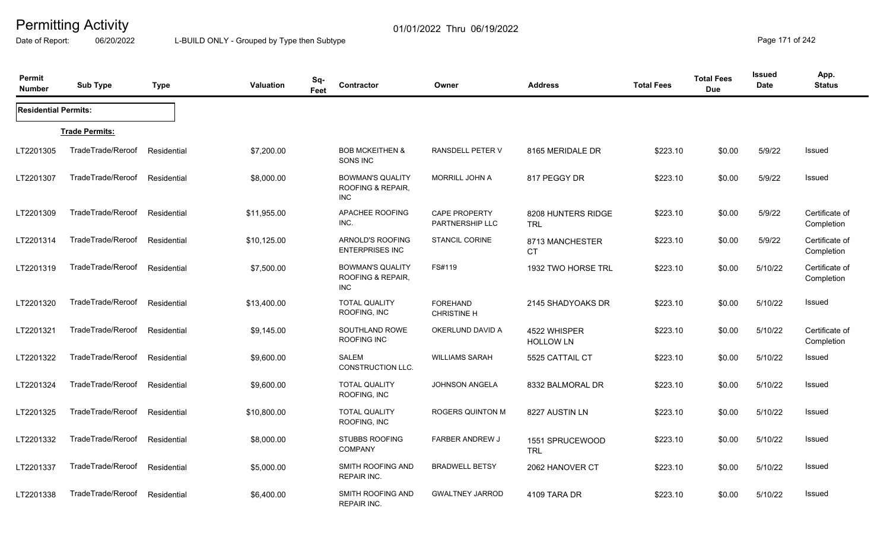# Permitting Activity

01/01/2022 Thru 06/19/2022

Date of Report: 06/20/2022 L-BUILD ONLY - Grouped by Type then Subtype

| Permit Number | Sub Type | Type | Valuation | Sq-Feet | Contractor | Owner | Address | Total Fees | Total Fees Due | Issued Date | App. Status |
|---|---|---|---|---|---|---|---|---|---|---|---|
| **Residential Permits:** | | | | | | | | | | | |
| **Trade Permits:** | | | | | | | | | | | |
| LT2201305 | TradeTrade/Reroof | Residential | $7,200.00 | | BOB MCKEITHEN & SONS INC | RANSDELL PETER V | 8165 MERIDALE DR | $223.10 | $0.00 | 5/9/22 | Issued |
| LT2201307 | TradeTrade/Reroof | Residential | $8,000.00 | | BOWMAN'S QUALITY ROOFING & REPAIR, INC | MORRILL JOHN A | 817 PEGGY DR | $223.10 | $0.00 | 5/9/22 | Issued |
| LT2201309 | TradeTrade/Reroof | Residential | $11,955.00 | | APACHEE ROOFING INC. | CAPE PROPERTY PARTNERSHIP LLC | 8208 HUNTERS RIDGE TRL | $223.10 | $0.00 | 5/9/22 | Certificate of Completion |
| LT2201314 | TradeTrade/Reroof | Residential | $10,125.00 | | ARNOLD'S ROOFING ENTERPRISES INC | STANCIL CORINE | 8713 MANCHESTER CT | $223.10 | $0.00 | 5/9/22 | Certificate of Completion |
| LT2201319 | TradeTrade/Reroof | Residential | $7,500.00 | | BOWMAN'S QUALITY ROOFING & REPAIR, INC | FS#119 | 1932 TWO HORSE TRL | $223.10 | $0.00 | 5/10/22 | Certificate of Completion |
| LT2201320 | TradeTrade/Reroof | Residential | $13,400.00 | | TOTAL QUALITY ROOFING, INC | FOREHAND CHRISTINE H | 2145 SHADYOAKS DR | $223.10 | $0.00 | 5/10/22 | Issued |
| LT2201321 | TradeTrade/Reroof | Residential | $9,145.00 | | SOUTHLAND ROWE ROOFING INC | OKERLUND DAVID A | 4522 WHISPER HOLLOW LN | $223.10 | $0.00 | 5/10/22 | Certificate of Completion |
| LT2201322 | TradeTrade/Reroof | Residential | $9,600.00 | | SALEM CONSTRUCTION LLC. | WILLIAMS SARAH | 5525 CATTAIL CT | $223.10 | $0.00 | 5/10/22 | Issued |
| LT2201324 | TradeTrade/Reroof | Residential | $9,600.00 | | TOTAL QUALITY ROOFING, INC | JOHNSON ANGELA | 8332 BALMORAL DR | $223.10 | $0.00 | 5/10/22 | Issued |
| LT2201325 | TradeTrade/Reroof | Residential | $10,800.00 | | TOTAL QUALITY ROOFING, INC | ROGERS QUINTON M | 8227 AUSTIN LN | $223.10 | $0.00 | 5/10/22 | Issued |
| LT2201332 | TradeTrade/Reroof | Residential | $8,000.00 | | STUBBS ROOFING COMPANY | FARBER ANDREW J | 1551 SPRUCEWOOD TRL | $223.10 | $0.00 | 5/10/22 | Issued |
| LT2201337 | TradeTrade/Reroof | Residential | $5,000.00 | | SMITH ROOFING AND REPAIR INC. | BRADWELL BETSY | 2062 HANOVER CT | $223.10 | $0.00 | 5/10/22 | Issued |
| LT2201338 | TradeTrade/Reroof | Residential | $6,400.00 | | SMITH ROOFING AND REPAIR INC. | GWALTNEY JARROD | 4109 TARA DR | $223.10 | $0.00 | 5/10/22 | Issued |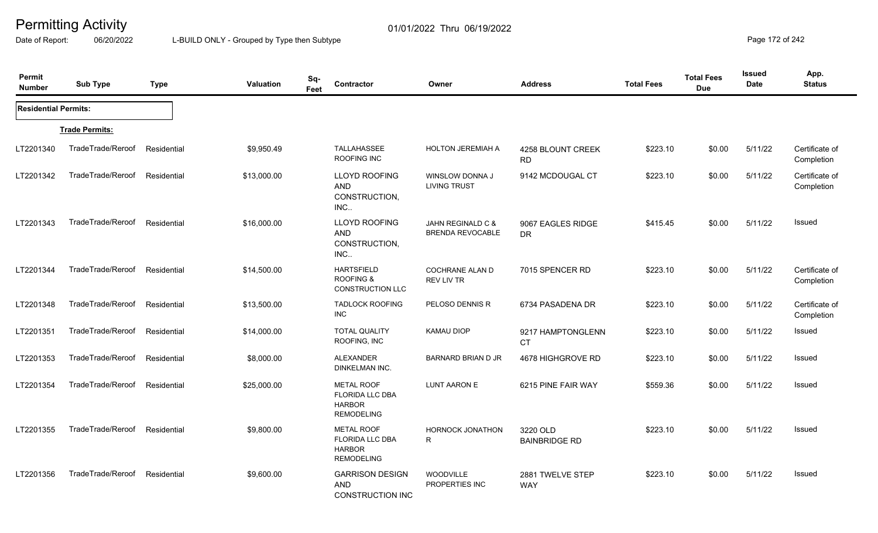# Permitting Activity

Date of Report: 06/20/2022

01/01/2022 Thru 06/19/2022

L-BUILD ONLY - Grouped by Type then Subtype

| Permit Number | Sub Type | Type | Valuation | Sq-Feet | Contractor | Owner | Address | Total Fees | Total Fees Due | Issued Date | App. Status |
|---|---|---|---|---|---|---|---|---|---|---|---|
| **Residential Permits:** | | | | | | | | | | | |
| | **Trade Permits:** | | | | | | | | | | |
| LT2201340 | TradeTrade/Reroof | Residential | $9,950.49 | | TALLAHASSEE ROOFING INC | HOLTON JEREMIAH A | 4258 BLOUNT CREEK RD | $223.10 | $0.00 | 5/11/22 | Certificate of Completion |
| LT2201342 | TradeTrade/Reroof | Residential | $13,000.00 | | LLOYD ROOFING AND CONSTRUCTION, INC.. | WINSLOW DONNA J LIVING TRUST | 9142 MCDOUGAL CT | $223.10 | $0.00 | 5/11/22 | Certificate of Completion |
| LT2201343 | TradeTrade/Reroof | Residential | $16,000.00 | | LLOYD ROOFING AND CONSTRUCTION, INC.. | JAHN REGINALD C & BRENDA REVOCABLE | 9067 EAGLES RIDGE DR | $415.45 | $0.00 | 5/11/22 | Issued |
| LT2201344 | TradeTrade/Reroof | Residential | $14,500.00 | | HARTSFIELD ROOFING & CONSTRUCTION LLC | COCHRANE ALAN D REV LIV TR | 7015 SPENCER RD | $223.10 | $0.00 | 5/11/22 | Certificate of Completion |
| LT2201348 | TradeTrade/Reroof | Residential | $13,500.00 | | TADLOCK ROOFING INC | PELOSO DENNIS R | 6734 PASADENA DR | $223.10 | $0.00 | 5/11/22 | Certificate of Completion |
| LT2201351 | TradeTrade/Reroof | Residential | $14,000.00 | | TOTAL QUALITY ROOFING, INC | KAMAU DIOP | 9217 HAMPTONGLENN CT | $223.10 | $0.00 | 5/11/22 | Issued |
| LT2201353 | TradeTrade/Reroof | Residential | $8,000.00 | | ALEXANDER DINKELMAN INC. | BARNARD BRIAN D JR | 4678 HIGHGROVE RD | $223.10 | $0.00 | 5/11/22 | Issued |
| LT2201354 | TradeTrade/Reroof | Residential | $25,000.00 | | METAL ROOF FLORIDA LLC DBA HARBOR REMODELING | LUNT AARON E | 6215 PINE FAIR WAY | $559.36 | $0.00 | 5/11/22 | Issued |
| LT2201355 | TradeTrade/Reroof | Residential | $9,800.00 | | METAL ROOF FLORIDA LLC DBA HARBOR REMODELING | HORNOCK JONATHON R | 3220 OLD BAINBRIDGE RD | $223.10 | $0.00 | 5/11/22 | Issued |
| LT2201356 | TradeTrade/Reroof | Residential | $9,600.00 | | GARRISON DESIGN AND CONSTRUCTION INC | WOODVILLE PROPERTIES INC | 2881 TWELVE STEP WAY | $223.10 | $0.00 | 5/11/22 | Issued |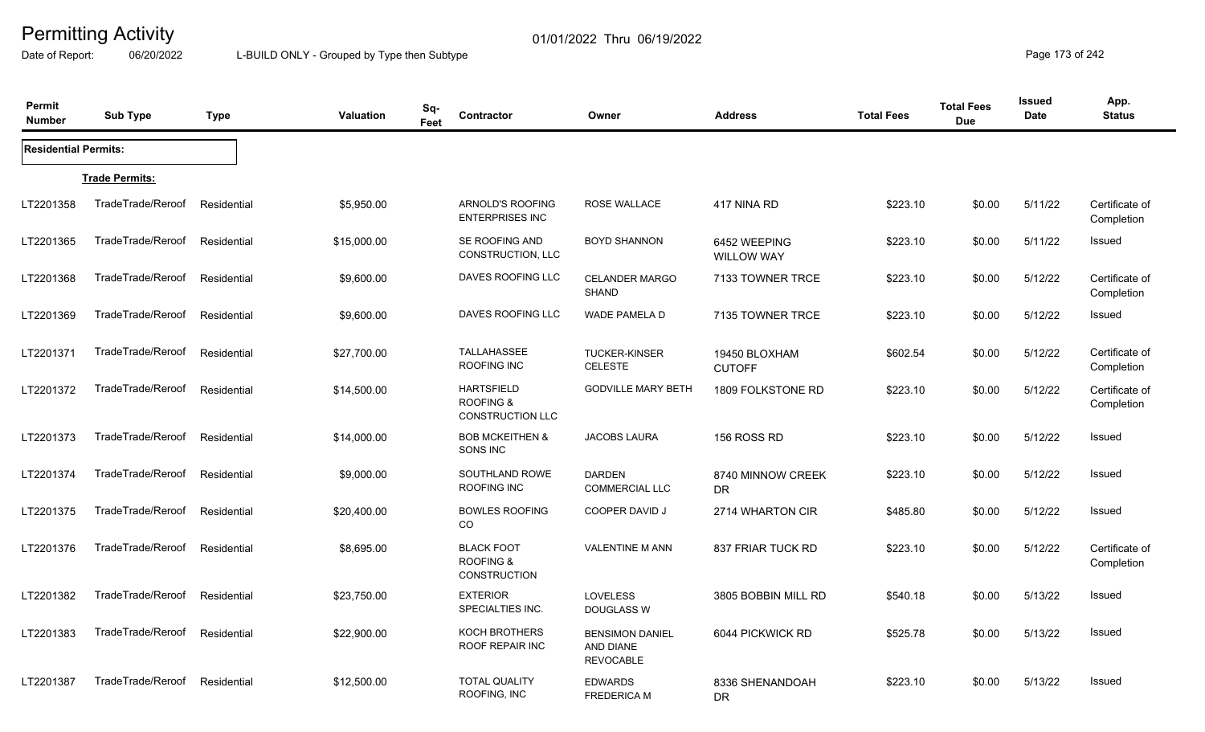# Permitting Activity

01/01/2022 Thru 06/19/2022

Date of Report: 06/20/2022 L-BUILD ONLY - Grouped by Type then Subtype

| Permit Number | Sub Type | Type | Valuation | Sq-Feet | Contractor | Owner | Address | Total Fees | Total Fees Due | Issued Date | App. Status |
|---|---|---|---|---|---|---|---|---|---|---|---|
| **Residential Permits:** | | | | | | | | | | | |
| **Trade Permits:** | | | | | | | | | | | |
| LT2201358 | TradeTrade/Reroof | Residential | $5,950.00 | | ARNOLD'S ROOFING ENTERPRISES INC | ROSE WALLACE | 417 NINA RD | $223.10 | $0.00 | 5/11/22 | Certificate of Completion |
| LT2201365 | TradeTrade/Reroof | Residential | $15,000.00 | | SE ROOFING AND CONSTRUCTION, LLC | BOYD SHANNON | 6452 WEEPING WILLOW WAY | $223.10 | $0.00 | 5/11/22 | Issued |
| LT2201368 | TradeTrade/Reroof | Residential | $9,600.00 | | DAVES ROOFING LLC | CELANDER MARGO SHAND | 7133 TOWNER TRCE | $223.10 | $0.00 | 5/12/22 | Certificate of Completion |
| LT2201369 | TradeTrade/Reroof | Residential | $9,600.00 | | DAVES ROOFING LLC | WADE PAMELA D | 7135 TOWNER TRCE | $223.10 | $0.00 | 5/12/22 | Issued |
| LT2201371 | TradeTrade/Reroof | Residential | $27,700.00 | | TALLAHASSEE ROOFING INC | TUCKER-KINSER CELESTE | 19450 BLOXHAM CUTOFF | $602.54 | $0.00 | 5/12/22 | Certificate of Completion |
| LT2201372 | TradeTrade/Reroof | Residential | $14,500.00 | | HARTSFIELD ROOFING & CONSTRUCTION LLC | GODVILLE MARY BETH | 1809 FOLKSTONE RD | $223.10 | $0.00 | 5/12/22 | Certificate of Completion |
| LT2201373 | TradeTrade/Reroof | Residential | $14,000.00 | | BOB MCKEITHEN & SONS INC | JACOBS LAURA | 156 ROSS RD | $223.10 | $0.00 | 5/12/22 | Issued |
| LT2201374 | TradeTrade/Reroof | Residential | $9,000.00 | | SOUTHLAND ROWE ROOFING INC | DARDEN COMMERCIAL LLC | 8740 MINNOW CREEK DR | $223.10 | $0.00 | 5/12/22 | Issued |
| LT2201375 | TradeTrade/Reroof | Residential | $20,400.00 | | BOWLES ROOFING CO | COOPER DAVID J | 2714 WHARTON CIR | $485.80 | $0.00 | 5/12/22 | Issued |
| LT2201376 | TradeTrade/Reroof | Residential | $8,695.00 | | BLACK FOOT ROOFING & CONSTRUCTION | VALENTINE M ANN | 837 FRIAR TUCK RD | $223.10 | $0.00 | 5/12/22 | Certificate of Completion |
| LT2201382 | TradeTrade/Reroof | Residential | $23,750.00 | | EXTERIOR SPECIALTIES INC. | LOVELESS DOUGLASS W | 3805 BOBBIN MILL RD | $540.18 | $0.00 | 5/13/22 | Issued |
| LT2201383 | TradeTrade/Reroof | Residential | $22,900.00 | | KOCH BROTHERS ROOF REPAIR INC | BENSIMON DANIEL AND DIANE REVOCABLE | 6044 PICKWICK RD | $525.78 | $0.00 | 5/13/22 | Issued |
| LT2201387 | TradeTrade/Reroof | Residential | $12,500.00 | | TOTAL QUALITY ROOFING, INC | EDWARDS FREDERICA M | 8336 SHENANDOAH DR | $223.10 | $0.00 | 5/13/22 | Issued |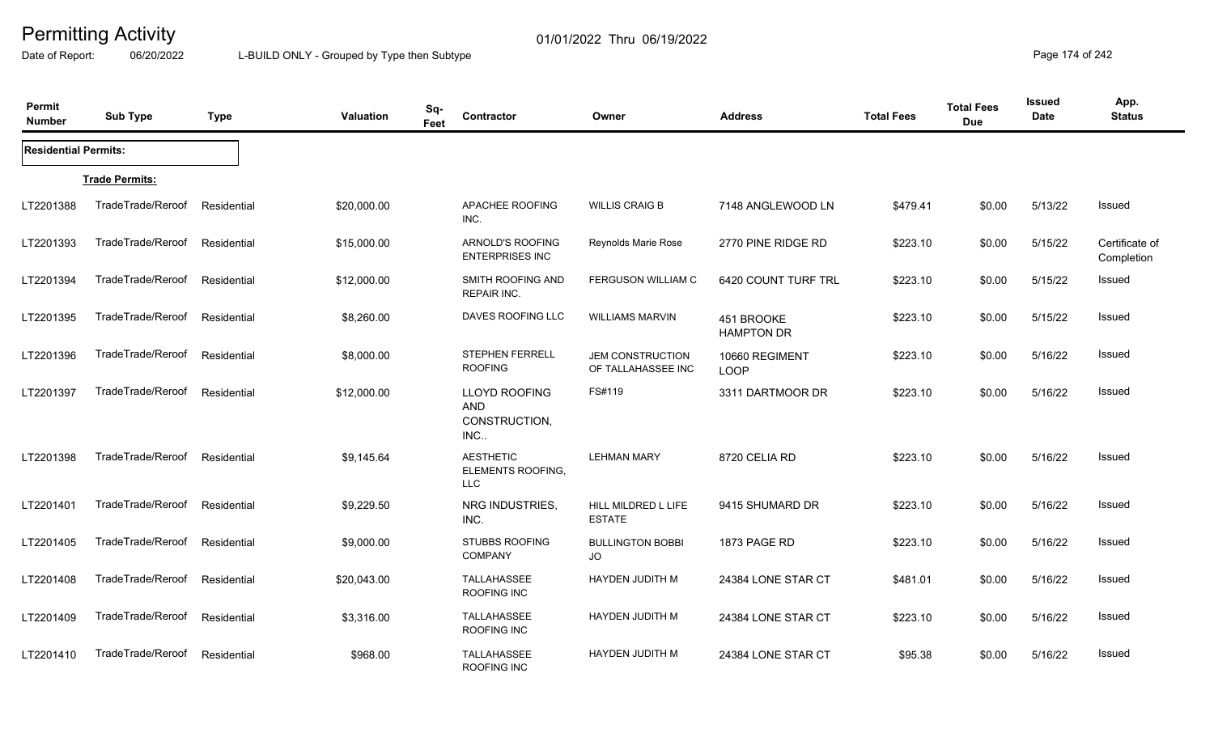# Permitting Activity

Date of Report: 06/20/2022

01/01/2022 Thru 06/19/2022

L-BUILD ONLY - Grouped by Type then Subtype

| Permit Number | Sub Type | Type | Valuation | Sq-Feet | Contractor | Owner | Address | Total Fees | Total Fees Due | Issued Date | App. Status |
|---|---|---|---|---|---|---|---|---|---|---|---|
| **Residential Permits:** | | | | | | | | | | | |
| **Trade Permits:** | | | | | | | | | | | |
| LT2201388 | TradeTrade/Reroof | Residential | $20,000.00 | | APACHEE ROOFING INC. | WILLIS CRAIG B | 7148 ANGLEWOOD LN | $479.41 | $0.00 | 5/13/22 | Issued |
| LT2201393 | TradeTrade/Reroof | Residential | $15,000.00 | | ARNOLD'S ROOFING ENTERPRISES INC | Reynolds Marie Rose | 2770 PINE RIDGE RD | $223.10 | $0.00 | 5/15/22 | Certificate of Completion |
| LT2201394 | TradeTrade/Reroof | Residential | $12,000.00 | | SMITH ROOFING AND REPAIR INC. | FERGUSON WILLIAM C | 6420 COUNT TURF TRL | $223.10 | $0.00 | 5/15/22 | Issued |
| LT2201395 | TradeTrade/Reroof | Residential | $8,260.00 | | DAVES ROOFING LLC | WILLIAMS MARVIN | 451 BROOKE HAMPTON DR | $223.10 | $0.00 | 5/15/22 | Issued |
| LT2201396 | TradeTrade/Reroof | Residential | $8,000.00 | | STEPHEN FERRELL ROOFING | JEM CONSTRUCTION OF TALLAHASSEE INC | 10660 REGIMENT LOOP | $223.10 | $0.00 | 5/16/22 | Issued |
| LT2201397 | TradeTrade/Reroof | Residential | $12,000.00 | | LLOYD ROOFING AND CONSTRUCTION, INC.. | FS#119 | 3311 DARTMOOR DR | $223.10 | $0.00 | 5/16/22 | Issued |
| LT2201398 | TradeTrade/Reroof | Residential | $9,145.64 | | AESTHETIC ELEMENTS ROOFING, LLC | LEHMAN MARY | 8720 CELIA RD | $223.10 | $0.00 | 5/16/22 | Issued |
| LT2201401 | TradeTrade/Reroof | Residential | $9,229.50 | | NRG INDUSTRIES, INC. | HILL MILDRED L LIFE ESTATE | 9415 SHUMARD DR | $223.10 | $0.00 | 5/16/22 | Issued |
| LT2201405 | TradeTrade/Reroof | Residential | $9,000.00 | | STUBBS ROOFING COMPANY | BULLINGTON BOBBI JO | 1873 PAGE RD | $223.10 | $0.00 | 5/16/22 | Issued |
| LT2201408 | TradeTrade/Reroof | Residential | $20,043.00 | | TALLAHASSEE ROOFING INC | HAYDEN JUDITH M | 24384 LONE STAR CT | $481.01 | $0.00 | 5/16/22 | Issued |
| LT2201409 | TradeTrade/Reroof | Residential | $3,316.00 | | TALLAHASSEE ROOFING INC | HAYDEN JUDITH M | 24384 LONE STAR CT | $223.10 | $0.00 | 5/16/22 | Issued |
| LT2201410 | TradeTrade/Reroof | Residential | $968.00 | | TALLAHASSEE ROOFING INC | HAYDEN JUDITH M | 24384 LONE STAR CT | $95.38 | $0.00 | 5/16/22 | Issued |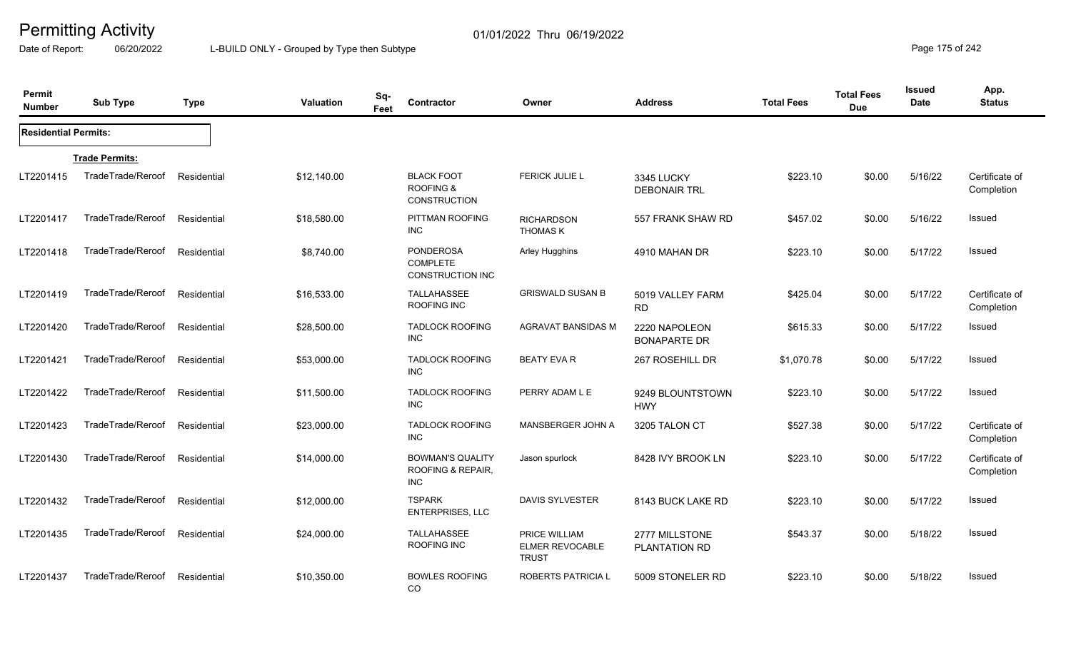# Permitting Activity

01/01/2022 Thru 06/19/2022

Date of Report: 06/20/2022 L-BUILD ONLY - Grouped by Type then Subtype

| Permit Number | Sub Type | Type | Valuation | Sq-Feet | Contractor | Owner | Address | Total Fees | Total Fees Due | Issued Date | App. Status |
|---|---|---|---|---|---|---|---|---|---|---|---|
| **Residential Permits:** | | | | | | | | | | | |
| | **Trade Permits:** | | | | | | | | | | |
| LT2201415 | TradeTrade/Reroof | Residential | $12,140.00 | | BLACK FOOT ROOFING & CONSTRUCTION | FERICK JULIE L | 3345 LUCKY DEBONAIR TRL | $223.10 | $0.00 | 5/16/22 | Certificate of Completion |
| LT2201417 | TradeTrade/Reroof | Residential | $18,580.00 | | PITTMAN ROOFING INC | RICHARDSON THOMAS K | 557 FRANK SHAW RD | $457.02 | $0.00 | 5/16/22 | Issued |
| LT2201418 | TradeTrade/Reroof | Residential | $8,740.00 | | PONDEROSA COMPLETE CONSTRUCTION INC | Arley Hugghins | 4910 MAHAN DR | $223.10 | $0.00 | 5/17/22 | Issued |
| LT2201419 | TradeTrade/Reroof | Residential | $16,533.00 | | TALLAHASSEE ROOFING INC | GRISWALD SUSAN B | 5019 VALLEY FARM RD | $425.04 | $0.00 | 5/17/22 | Certificate of Completion |
| LT2201420 | TradeTrade/Reroof | Residential | $28,500.00 | | TADLOCK ROOFING INC | AGRAVAT BANSIDAS M | 2220 NAPOLEON BONAPARTE DR | $615.33 | $0.00 | 5/17/22 | Issued |
| LT2201421 | TradeTrade/Reroof | Residential | $53,000.00 | | TADLOCK ROOFING INC | BEATY EVA R | 267 ROSEHILL DR | $1,070.78 | $0.00 | 5/17/22 | Issued |
| LT2201422 | TradeTrade/Reroof | Residential | $11,500.00 | | TADLOCK ROOFING INC | PERRY ADAM L E | 9249 BLOUNTSTOWN HWY | $223.10 | $0.00 | 5/17/22 | Issued |
| LT2201423 | TradeTrade/Reroof | Residential | $23,000.00 | | TADLOCK ROOFING INC | MANSBERGER JOHN A | 3205 TALON CT | $527.38 | $0.00 | 5/17/22 | Certificate of Completion |
| LT2201430 | TradeTrade/Reroof | Residential | $14,000.00 | | BOWMAN'S QUALITY ROOFING & REPAIR, INC | Jason spurlock | 8428 IVY BROOK LN | $223.10 | $0.00 | 5/17/22 | Certificate of Completion |
| LT2201432 | TradeTrade/Reroof | Residential | $12,000.00 | | TSPARK ENTERPRISES, LLC | DAVIS SYLVESTER | 8143 BUCK LAKE RD | $223.10 | $0.00 | 5/17/22 | Issued |
| LT2201435 | TradeTrade/Reroof | Residential | $24,000.00 | | TALLAHASSEE ROOFING INC | PRICE WILLIAM ELMER REVOCABLE TRUST | 2777 MILLSTONE PLANTATION RD | $543.37 | $0.00 | 5/18/22 | Issued |
| LT2201437 | TradeTrade/Reroof | Residential | $10,350.00 | | BOWLES ROOFING CO | ROBERTS PATRICIA L | 5009 STONELER RD | $223.10 | $0.00 | 5/18/22 | Issued |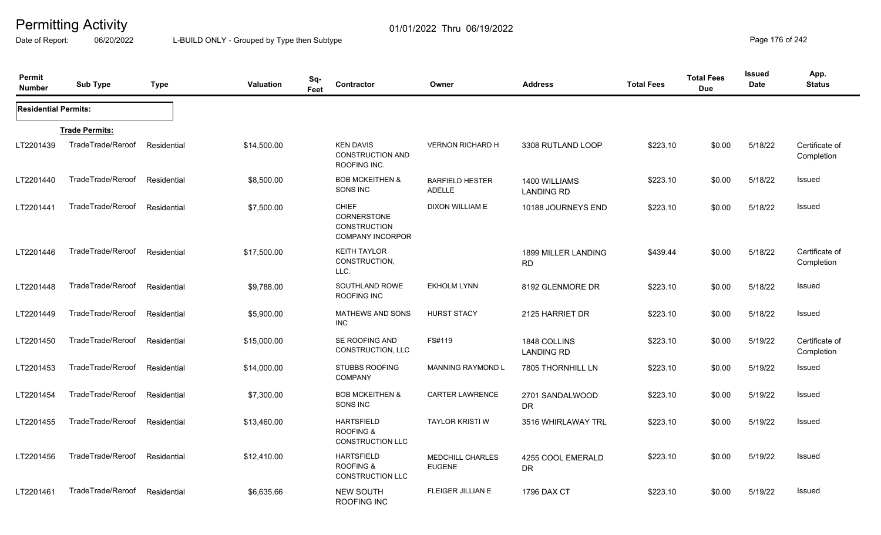# Permitting Activity

01/01/2022 Thru 06/19/2022

Date of Report: 06/20/2022 L-BUILD ONLY - Grouped by Type then Subtype

| Permit Number | Sub Type | Type | Valuation | Sq-Feet | Contractor | Owner | Address | Total Fees | Total Fees Due | Issued Date | App. Status |
|---|---|---|---|---|---|---|---|---|---|---|---|
| **Residential Permits:** | | | | | | | | | | | |
| | **Trade Permits:** | | | | | | | | | | |
| LT2201439 | TradeTrade/Reroof | Residential | $14,500.00 | | KEN DAVIS CONSTRUCTION AND ROOFING INC. | VERNON RICHARD H | 3308 RUTLAND LOOP | $223.10 | $0.00 | 5/18/22 | Certificate of Completion |
| LT2201440 | TradeTrade/Reroof | Residential | $8,500.00 | | BOB MCKEITHEN & SONS INC | BARFIELD HESTER ADELLE | 1400 WILLIAMS LANDING RD | $223.10 | $0.00 | 5/18/22 | Issued |
| LT2201441 | TradeTrade/Reroof | Residential | $7,500.00 | | CHIEF CORNERSTONE CONSTRUCTION COMPANY INCORPOR | DIXON WILLIAM E | 10188 JOURNEYS END | $223.10 | $0.00 | 5/18/22 | Issued |
| LT2201446 | TradeTrade/Reroof | Residential | $17,500.00 | | KEITH TAYLOR CONSTRUCTION, LLC. | | 1899 MILLER LANDING RD | $439.44 | $0.00 | 5/18/22 | Certificate of Completion |
| LT2201448 | TradeTrade/Reroof | Residential | $9,788.00 | | SOUTHLAND ROWE ROOFING INC | EKHOLM LYNN | 8192 GLENMORE DR | $223.10 | $0.00 | 5/18/22 | Issued |
| LT2201449 | TradeTrade/Reroof | Residential | $5,900.00 | | MATHEWS AND SONS INC | HURST STACY | 2125 HARRIET DR | $223.10 | $0.00 | 5/18/22 | Issued |
| LT2201450 | TradeTrade/Reroof | Residential | $15,000.00 | | SE ROOFING AND CONSTRUCTION, LLC | FS#119 | 1848 COLLINS LANDING RD | $223.10 | $0.00 | 5/19/22 | Certificate of Completion |
| LT2201453 | TradeTrade/Reroof | Residential | $14,000.00 | | STUBBS ROOFING COMPANY | MANNING RAYMOND L | 7805 THORNHILL LN | $223.10 | $0.00 | 5/19/22 | Issued |
| LT2201454 | TradeTrade/Reroof | Residential | $7,300.00 | | BOB MCKEITHEN & SONS INC | CARTER LAWRENCE | 2701 SANDALWOOD DR | $223.10 | $0.00 | 5/19/22 | Issued |
| LT2201455 | TradeTrade/Reroof | Residential | $13,460.00 | | HARTSFIELD ROOFING & CONSTRUCTION LLC | TAYLOR KRISTI W | 3516 WHIRLAWAY TRL | $223.10 | $0.00 | 5/19/22 | Issued |
| LT2201456 | TradeTrade/Reroof | Residential | $12,410.00 | | HARTSFIELD ROOFING & CONSTRUCTION LLC | MEDCHILL CHARLES EUGENE | 4255 COOL EMERALD DR | $223.10 | $0.00 | 5/19/22 | Issued |
| LT2201461 | TradeTrade/Reroof | Residential | $6,635.66 | | NEW SOUTH ROOFING INC | FLEIGER JILLIAN E | 1796 DAX CT | $223.10 | $0.00 | 5/19/22 | Issued |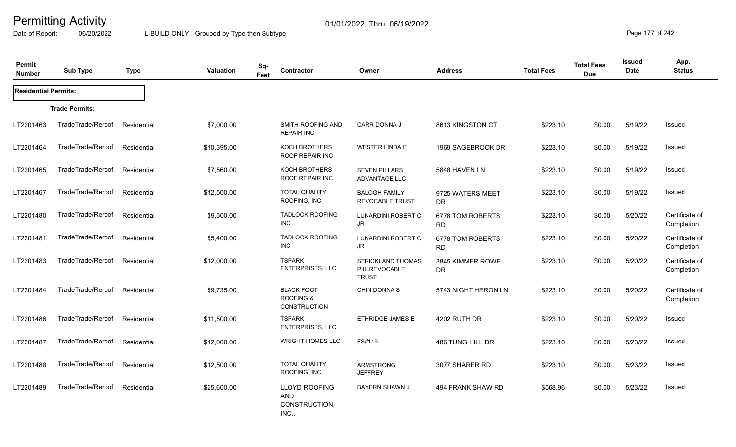# Permitting Activity

01/01/2022 Thru 06/19/2022

Date of Report: 06/20/2022 L-BUILD ONLY - Grouped by Type then Subtype

| Permit Number | Sub Type | Type | Valuation | Sq-Feet | Contractor | Owner | Address | Total Fees | Total Fees Due | Issued Date | App. Status |
|---|---|---|---|---|---|---|---|---|---|---|---|
| **Residential Permits:** | | | | | | | | | | | |
| **Trade Permits:** | | | | | | | | | | | |
| LT2201463 | TradeTrade/Reroof | Residential | $7,000.00 | | SMITH ROOFING AND REPAIR INC. | CARR DONNA J | 8613 KINGSTON CT | $223.10 | $0.00 | 5/19/22 | Issued |
| LT2201464 | TradeTrade/Reroof | Residential | $10,395.00 | | KOCH BROTHERS ROOF REPAIR INC | WESTER LINDA E | 1969 SAGEBROOK DR | $223.10 | $0.00 | 5/19/22 | Issued |
| LT2201465 | TradeTrade/Reroof | Residential | $7,560.00 | | KOCH BROTHERS ROOF REPAIR INC | SEVEN PILLARS ADVANTAGE LLC | 5848 HAVEN LN | $223.10 | $0.00 | 5/19/22 | Issued |
| LT2201467 | TradeTrade/Reroof | Residential | $12,500.00 | | TOTAL QUALITY ROOFING, INC | BALOGH FAMILY REVOCABLE TRUST | 9725 WATERS MEET DR | $223.10 | $0.00 | 5/19/22 | Issued |
| LT2201480 | TradeTrade/Reroof | Residential | $9,500.00 | | TADLOCK ROOFING INC | LUNARDINI ROBERT C JR | 6778 TOM ROBERTS RD | $223.10 | $0.00 | 5/20/22 | Certificate of Completion |
| LT2201481 | TradeTrade/Reroof | Residential | $5,400.00 | | TADLOCK ROOFING INC | LUNARDINI ROBERT C JR | 6778 TOM ROBERTS RD | $223.10 | $0.00 | 5/20/22 | Certificate of Completion |
| LT2201483 | TradeTrade/Reroof | Residential | $12,000.00 | | TSPARK ENTERPRISES, LLC | STRICKLAND THOMAS P III REVOCABLE TRUST | 3845 KIMMER ROWE DR | $223.10 | $0.00 | 5/20/22 | Certificate of Completion |
| LT2201484 | TradeTrade/Reroof | Residential | $9,735.00 | | BLACK FOOT ROOFING & CONSTRUCTION | CHIN DONNA S | 5743 NIGHT HERON LN | $223.10 | $0.00 | 5/20/22 | Certificate of Completion |
| LT2201486 | TradeTrade/Reroof | Residential | $11,500.00 | | TSPARK ENTERPRISES, LLC | ETHRIDGE JAMES E | 4202 RUTH DR | $223.10 | $0.00 | 5/20/22 | Issued |
| LT2201487 | TradeTrade/Reroof | Residential | $12,000.00 | | WRIGHT HOMES LLC | FS#119 | 486 TUNG HILL DR | $223.10 | $0.00 | 5/23/22 | Issued |
| LT2201488 | TradeTrade/Reroof | Residential | $12,500.00 | | TOTAL QUALITY ROOFING, INC | ARMSTRONG JEFFREY | 3077 SHARER RD | $223.10 | $0.00 | 5/23/22 | Issued |
| LT2201489 | TradeTrade/Reroof | Residential | $25,600.00 | | LLOYD ROOFING AND CONSTRUCTION, INC.. | BAYERN SHAWN J | 494 FRANK SHAW RD | $568.96 | $0.00 | 5/23/22 | Issued |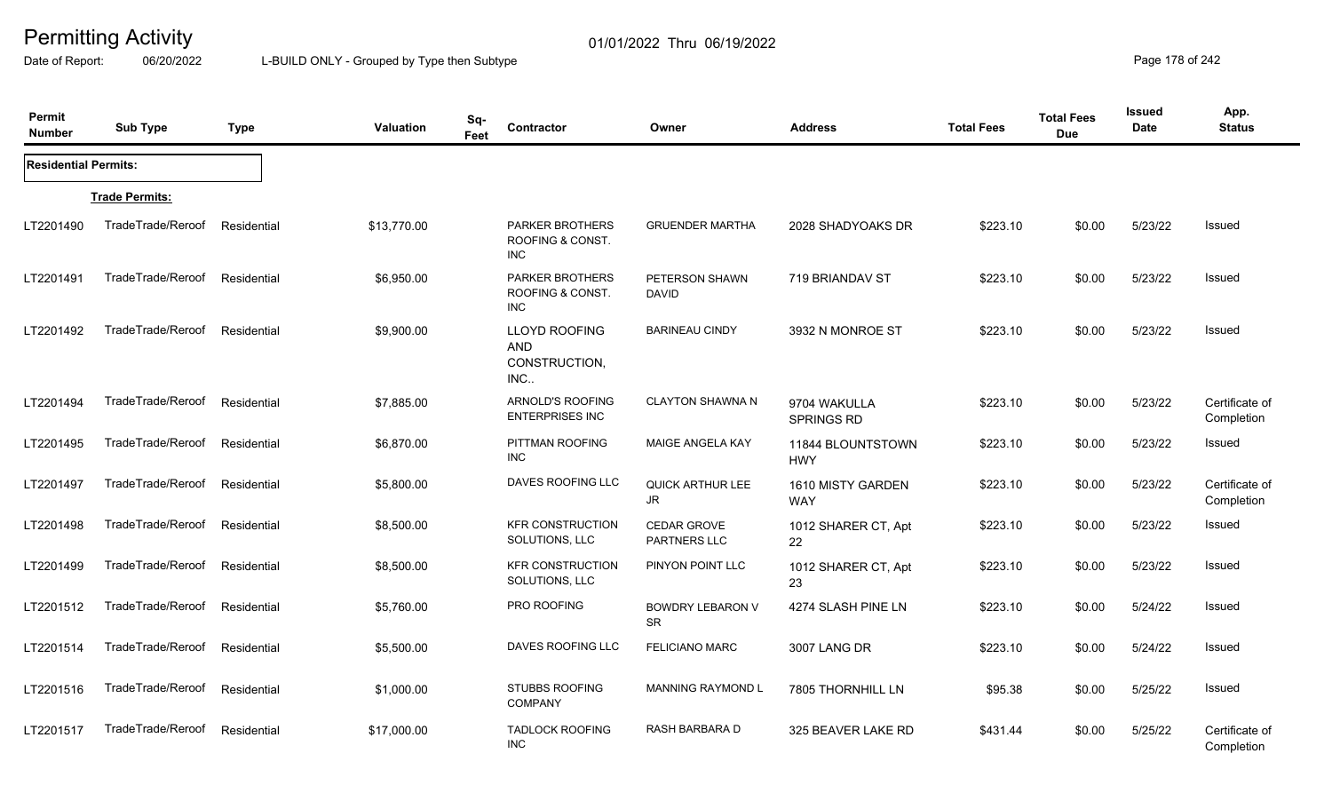# Permitting Activity

Date of Report: 06/20/2022

01/01/2022 Thru 06/19/2022

L-BUILD ONLY - Grouped by Type then Subtype

| Permit Number | Sub Type | Type | Valuation | Sq-Feet | Contractor | Owner | Address | Total Fees | Total Fees Due | Issued Date | App. Status |
|---|---|---|---|---|---|---|---|---|---|---|---|
| **Residential Permits:** | | | | | | | | | | | |
| **Trade Permits:** | | | | | | | | | | | |
| LT2201490 | TradeTrade/Reroof | Residential | $13,770.00 | | PARKER BROTHERS ROOFING & CONST. INC | GRUENDER MARTHA | 2028 SHADYOAKS DR | $223.10 | $0.00 | 5/23/22 | Issued |
| LT2201491 | TradeTrade/Reroof | Residential | $6,950.00 | | PARKER BROTHERS ROOFING & CONST. INC | PETERSON SHAWN DAVID | 719 BRIANDAV ST | $223.10 | $0.00 | 5/23/22 | Issued |
| LT2201492 | TradeTrade/Reroof | Residential | $9,900.00 | | LLOYD ROOFING AND CONSTRUCTION, INC.. | BARINEAU CINDY | 3932 N MONROE ST | $223.10 | $0.00 | 5/23/22 | Issued |
| LT2201494 | TradeTrade/Reroof | Residential | $7,885.00 | | ARNOLD'S ROOFING ENTERPRISES INC | CLAYTON SHAWNA N | 9704 WAKULLA SPRINGS RD | $223.10 | $0.00 | 5/23/22 | Certificate of Completion |
| LT2201495 | TradeTrade/Reroof | Residential | $6,870.00 | | PITTMAN ROOFING INC | MAIGE ANGELA KAY | 11844 BLOUNTSTOWN HWY | $223.10 | $0.00 | 5/23/22 | Issued |
| LT2201497 | TradeTrade/Reroof | Residential | $5,800.00 | | DAVES ROOFING LLC | QUICK ARTHUR LEE JR | 1610 MISTY GARDEN WAY | $223.10 | $0.00 | 5/23/22 | Certificate of Completion |
| LT2201498 | TradeTrade/Reroof | Residential | $8,500.00 | | KFR CONSTRUCTION SOLUTIONS, LLC | CEDAR GROVE PARTNERS LLC | 1012 SHARER CT, Apt 22 | $223.10 | $0.00 | 5/23/22 | Issued |
| LT2201499 | TradeTrade/Reroof | Residential | $8,500.00 | | KFR CONSTRUCTION SOLUTIONS, LLC | PINYON POINT LLC | 1012 SHARER CT, Apt 23 | $223.10 | $0.00 | 5/23/22 | Issued |
| LT2201512 | TradeTrade/Reroof | Residential | $5,760.00 | | PRO ROOFING | BOWDRY LEBARON V SR | 4274 SLASH PINE LN | $223.10 | $0.00 | 5/24/22 | Issued |
| LT2201514 | TradeTrade/Reroof | Residential | $5,500.00 | | DAVES ROOFING LLC | FELICIANO MARC | 3007 LANG DR | $223.10 | $0.00 | 5/24/22 | Issued |
| LT2201516 | TradeTrade/Reroof | Residential | $1,000.00 | | STUBBS ROOFING COMPANY | MANNING RAYMOND L | 7805 THORNHILL LN | $95.38 | $0.00 | 5/25/22 | Issued |
| LT2201517 | TradeTrade/Reroof | Residential | $17,000.00 | | TADLOCK ROOFING INC | RASH BARBARA D | 325 BEAVER LAKE RD | $431.44 | $0.00 | 5/25/22 | Certificate of Completion |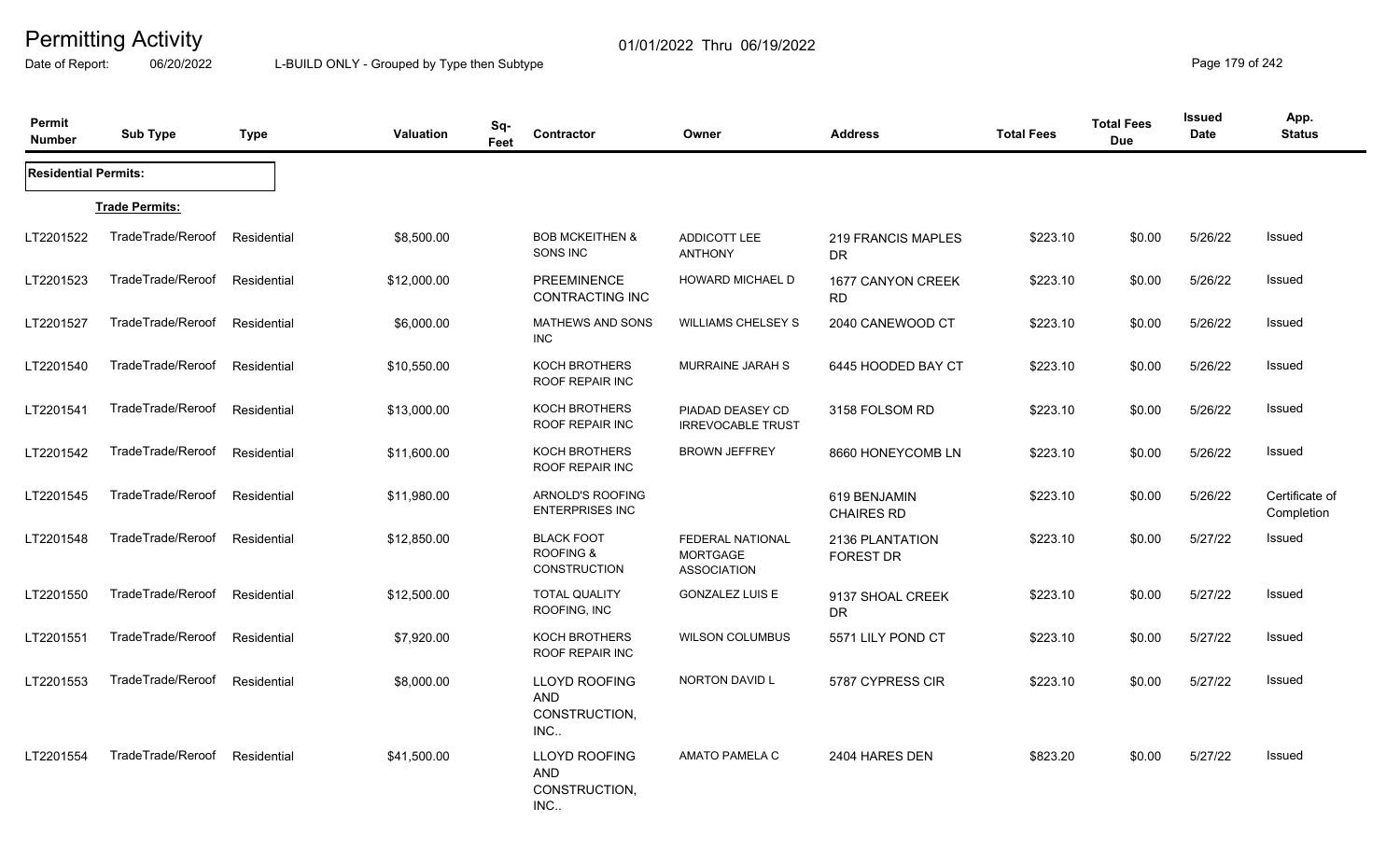# Permitting Activity

Date of Report: 06/20/2022

01/01/2022 Thru 06/19/2022

L-BUILD ONLY - Grouped by Type then Subtype

| Permit Number | Sub Type | Type | Valuation | Sq-Feet | Contractor | Owner | Address | Total Fees | Total Fees Due | Issued Date | App. Status |
|---|---|---|---|---|---|---|---|---|---|---|---|
| **Residential Permits:** | | | | | | | | | | | |
| | **Trade Permits:** | | | | | | | | | | |
| LT2201522 | TradeTrade/Reroof | Residential | $8,500.00 | | BOB MCKEITHEN & SONS INC | ADDICOTT LEE ANTHONY | 219 FRANCIS MAPLES DR | $223.10 | $0.00 | 5/26/22 | Issued |
| LT2201523 | TradeTrade/Reroof | Residential | $12,000.00 | | PREEMINENCE CONTRACTING INC | HOWARD MICHAEL D | 1677 CANYON CREEK RD | $223.10 | $0.00 | 5/26/22 | Issued |
| LT2201527 | TradeTrade/Reroof | Residential | $6,000.00 | | MATHEWS AND SONS INC | WILLIAMS CHELSEY S | 2040 CANEWOOD CT | $223.10 | $0.00 | 5/26/22 | Issued |
| LT2201540 | TradeTrade/Reroof | Residential | $10,550.00 | | KOCH BROTHERS ROOF REPAIR INC | MURRAINE JARAH S | 6445 HOODED BAY CT | $223.10 | $0.00 | 5/26/22 | Issued |
| LT2201541 | TradeTrade/Reroof | Residential | $13,000.00 | | KOCH BROTHERS ROOF REPAIR INC | PIADAD DEASEY CD IRREVOCABLE TRUST | 3158 FOLSOM RD | $223.10 | $0.00 | 5/26/22 | Issued |
| LT2201542 | TradeTrade/Reroof | Residential | $11,600.00 | | KOCH BROTHERS ROOF REPAIR INC | BROWN JEFFREY | 8660 HONEYCOMB LN | $223.10 | $0.00 | 5/26/22 | Issued |
| LT2201545 | TradeTrade/Reroof | Residential | $11,980.00 | | ARNOLD'S ROOFING ENTERPRISES INC | | 619 BENJAMIN CHAIRES RD | $223.10 | $0.00 | 5/26/22 | Certificate of Completion |
| LT2201548 | TradeTrade/Reroof | Residential | $12,850.00 | | BLACK FOOT ROOFING & CONSTRUCTION | FEDERAL NATIONAL MORTGAGE ASSOCIATION | 2136 PLANTATION FOREST DR | $223.10 | $0.00 | 5/27/22 | Issued |
| LT2201550 | TradeTrade/Reroof | Residential | $12,500.00 | | TOTAL QUALITY ROOFING, INC | GONZALEZ LUIS E | 9137 SHOAL CREEK DR | $223.10 | $0.00 | 5/27/22 | Issued |
| LT2201551 | TradeTrade/Reroof | Residential | $7,920.00 | | KOCH BROTHERS ROOF REPAIR INC | WILSON COLUMBUS | 5571 LILY POND CT | $223.10 | $0.00 | 5/27/22 | Issued |
| LT2201553 | TradeTrade/Reroof | Residential | $8,000.00 | | LLOYD ROOFING AND CONSTRUCTION, INC.. | NORTON DAVID L | 5787 CYPRESS CIR | $223.10 | $0.00 | 5/27/22 | Issued |
| LT2201554 | TradeTrade/Reroof | Residential | $41,500.00 | | LLOYD ROOFING AND CONSTRUCTION, INC.. | AMATO PAMELA C | 2404 HARES DEN | $823.20 | $0.00 | 5/27/22 | Issued |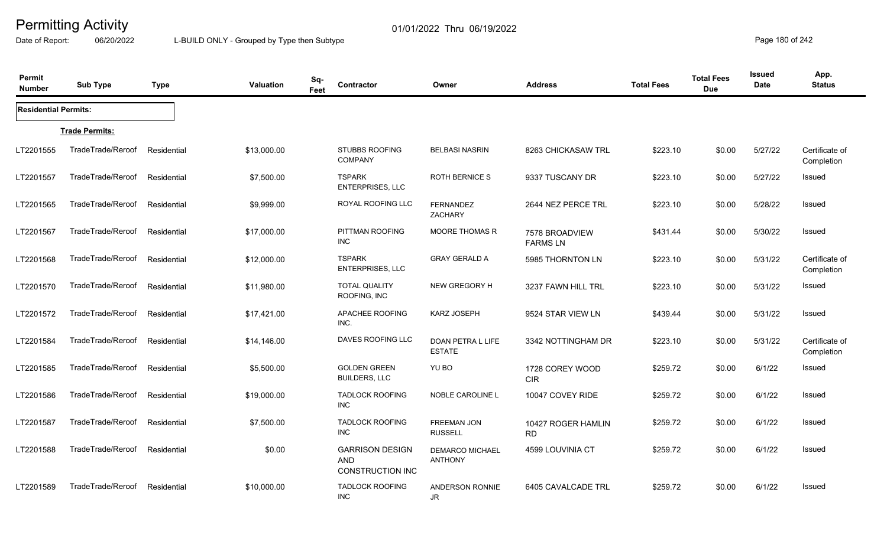# Permitting Activity

Date of Report: 06/20/2022

01/01/2022 Thru 06/19/2022

L-BUILD ONLY - Grouped by Type then Subtype

| Permit Number | Sub Type | Type | Valuation | Sq-Feet | Contractor | Owner | Address | Total Fees | Total Fees Due | Issued Date | App. Status |
|---|---|---|---|---|---|---|---|---|---|---|---|
| **Residential Permits:** | | | | | | | | | | | |
| **Trade Permits:** | | | | | | | | | | | |
| LT2201555 | TradeTrade/Reroof | Residential | $13,000.00 | | STUBBS ROOFING COMPANY | BELBASI NASRIN | 8263 CHICKASAW TRL | $223.10 | $0.00 | 5/27/22 | Certificate of Completion |
| LT2201557 | TradeTrade/Reroof | Residential | $7,500.00 | | TSPARK ENTERPRISES, LLC | ROTH BERNICE S | 9337 TUSCANY DR | $223.10 | $0.00 | 5/27/22 | Issued |
| LT2201565 | TradeTrade/Reroof | Residential | $9,999.00 | | ROYAL ROOFING LLC | FERNANDEZ ZACHARY | 2644 NEZ PERCE TRL | $223.10 | $0.00 | 5/28/22 | Issued |
| LT2201567 | TradeTrade/Reroof | Residential | $17,000.00 | | PITTMAN ROOFING INC | MOORE THOMAS R | 7578 BROADVIEW FARMS LN | $431.44 | $0.00 | 5/30/22 | Issued |
| LT2201568 | TradeTrade/Reroof | Residential | $12,000.00 | | TSPARK ENTERPRISES, LLC | GRAY GERALD A | 5985 THORNTON LN | $223.10 | $0.00 | 5/31/22 | Certificate of Completion |
| LT2201570 | TradeTrade/Reroof | Residential | $11,980.00 | | TOTAL QUALITY ROOFING, INC | NEW GREGORY H | 3237 FAWN HILL TRL | $223.10 | $0.00 | 5/31/22 | Issued |
| LT2201572 | TradeTrade/Reroof | Residential | $17,421.00 | | APACHEE ROOFING INC. | KARZ JOSEPH | 9524 STAR VIEW LN | $439.44 | $0.00 | 5/31/22 | Issued |
| LT2201584 | TradeTrade/Reroof | Residential | $14,146.00 | | DAVES ROOFING LLC | DOAN PETRA L LIFE ESTATE | 3342 NOTTINGHAM DR | $223.10 | $0.00 | 5/31/22 | Certificate of Completion |
| LT2201585 | TradeTrade/Reroof | Residential | $5,500.00 | | GOLDEN GREEN BUILDERS, LLC | YU BO | 1728 COREY WOOD CIR | $259.72 | $0.00 | 6/1/22 | Issued |
| LT2201586 | TradeTrade/Reroof | Residential | $19,000.00 | | TADLOCK ROOFING INC | NOBLE CAROLINE L | 10047 COVEY RIDE | $259.72 | $0.00 | 6/1/22 | Issued |
| LT2201587 | TradeTrade/Reroof | Residential | $7,500.00 | | TADLOCK ROOFING INC | FREEMAN JON RUSSELL | 10427 ROGER HAMLIN RD | $259.72 | $0.00 | 6/1/22 | Issued |
| LT2201588 | TradeTrade/Reroof | Residential | $0.00 | | GARRISON DESIGN AND CONSTRUCTION INC | DEMARCO MICHAEL ANTHONY | 4599 LOUVINIA CT | $259.72 | $0.00 | 6/1/22 | Issued |
| LT2201589 | TradeTrade/Reroof | Residential | $10,000.00 | | TADLOCK ROOFING INC | ANDERSON RONNIE JR | 6405 CAVALCADE TRL | $259.72 | $0.00 | 6/1/22 | Issued |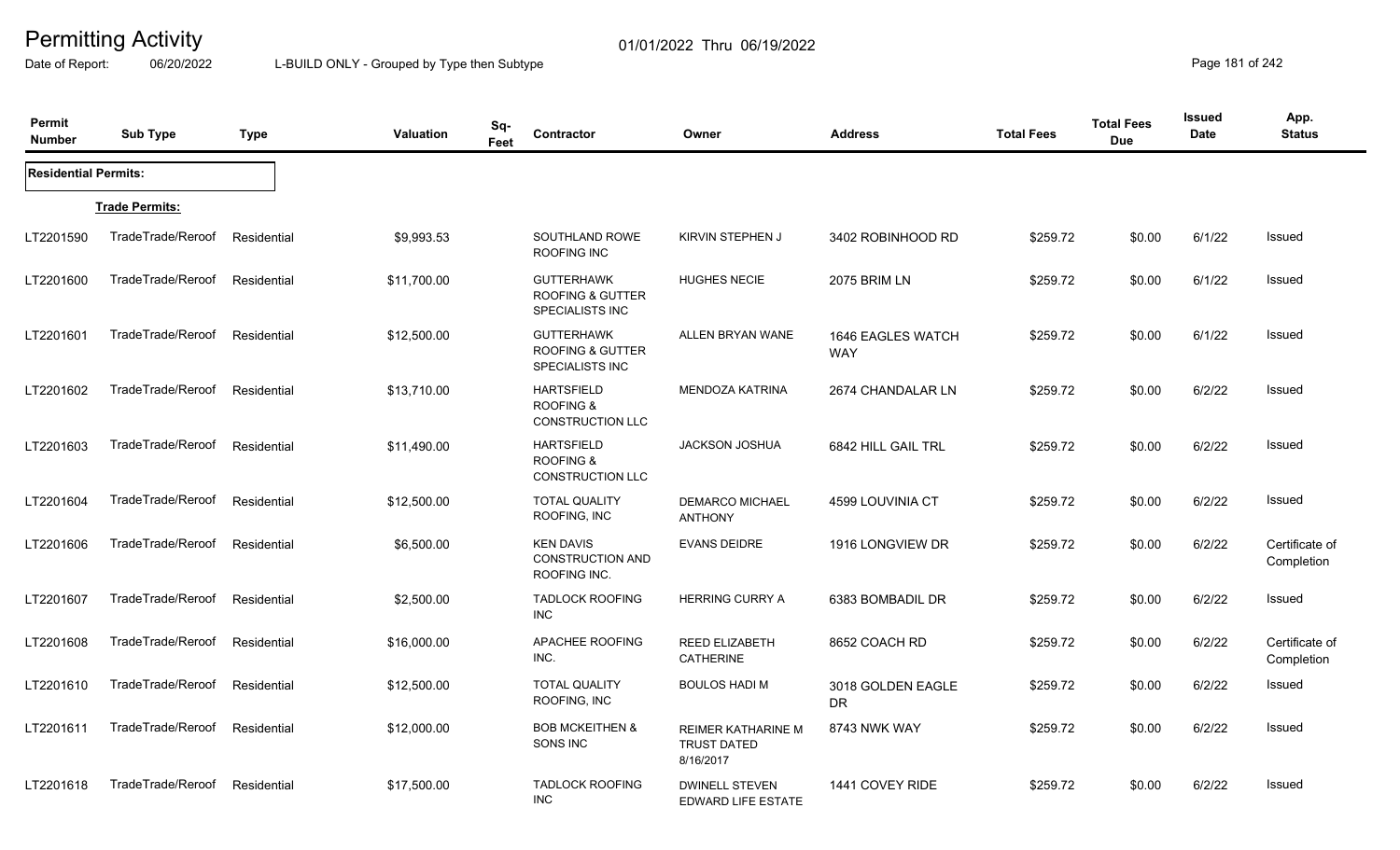# Permitting Activity

01/01/2022 Thru 06/19/2022

Date of Report: 06/20/2022 L-BUILD ONLY - Grouped by Type then Subtype

| Permit Number | Sub Type | Type | Valuation | Sq-Feet | Contractor | Owner | Address | Total Fees | Total Fees Due | Issued Date | App. Status |
|---|---|---|---|---|---|---|---|---|---|---|---|
| **Residential Permits:** | | | | | | | | | | | |
| | **Trade Permits:** | | | | | | | | | | |
| LT2201590 | TradeTrade/Reroof | Residential | $9,993.53 | | SOUTHLAND ROWE ROOFING INC | KIRVIN STEPHEN J | 3402 ROBINHOOD RD | $259.72 | $0.00 | 6/1/22 | Issued |
| LT2201600 | TradeTrade/Reroof | Residential | $11,700.00 | | GUTTERHAWK ROOFING & GUTTER SPECIALISTS INC | HUGHES NECIE | 2075 BRIM LN | $259.72 | $0.00 | 6/1/22 | Issued |
| LT2201601 | TradeTrade/Reroof | Residential | $12,500.00 | | GUTTERHAWK ROOFING & GUTTER SPECIALISTS INC | ALLEN BRYAN WANE | 1646 EAGLES WATCH WAY | $259.72 | $0.00 | 6/1/22 | Issued |
| LT2201602 | TradeTrade/Reroof | Residential | $13,710.00 | | HARTSFIELD ROOFING & CONSTRUCTION LLC | MENDOZA KATRINA | 2674 CHANDALAR LN | $259.72 | $0.00 | 6/2/22 | Issued |
| LT2201603 | TradeTrade/Reroof | Residential | $11,490.00 | | HARTSFIELD ROOFING & CONSTRUCTION LLC | JACKSON JOSHUA | 6842 HILL GAIL TRL | $259.72 | $0.00 | 6/2/22 | Issued |
| LT2201604 | TradeTrade/Reroof | Residential | $12,500.00 | | TOTAL QUALITY ROOFING, INC | DEMARCO MICHAEL ANTHONY | 4599 LOUVINIA CT | $259.72 | $0.00 | 6/2/22 | Issued |
| LT2201606 | TradeTrade/Reroof | Residential | $6,500.00 | | KEN DAVIS CONSTRUCTION AND ROOFING INC. | EVANS DEIDRE | 1916 LONGVIEW DR | $259.72 | $0.00 | 6/2/22 | Certificate of Completion |
| LT2201607 | TradeTrade/Reroof | Residential | $2,500.00 | | TADLOCK ROOFING INC | HERRING CURRY A | 6383 BOMBADIL DR | $259.72 | $0.00 | 6/2/22 | Issued |
| LT2201608 | TradeTrade/Reroof | Residential | $16,000.00 | | APACHEE ROOFING INC. | REED ELIZABETH CATHERINE | 8652 COACH RD | $259.72 | $0.00 | 6/2/22 | Certificate of Completion |
| LT2201610 | TradeTrade/Reroof | Residential | $12,500.00 | | TOTAL QUALITY ROOFING, INC | BOULOS HADI M | 3018 GOLDEN EAGLE DR | $259.72 | $0.00 | 6/2/22 | Issued |
| LT2201611 | TradeTrade/Reroof | Residential | $12,000.00 | | BOB MCKEITHEN & SONS INC | REIMER KATHARINE M TRUST DATED 8/16/2017 | 8743 NWK WAY | $259.72 | $0.00 | 6/2/22 | Issued |
| LT2201618 | TradeTrade/Reroof | Residential | $17,500.00 | | TADLOCK ROOFING INC | DWINELL STEVEN EDWARD LIFE ESTATE | 1441 COVEY RIDE | $259.72 | $0.00 | 6/2/22 | Issued |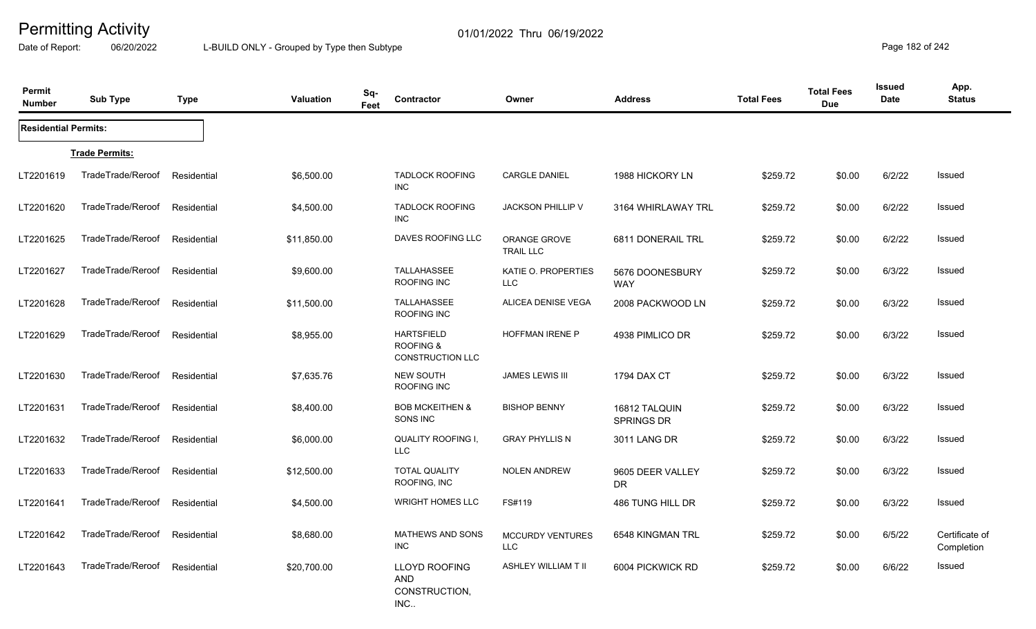# Permitting Activity

Date of Report: 06/20/2022

01/01/2022 Thru 06/19/2022

L-BUILD ONLY - Grouped by Type then Subtype

| Permit Number | Sub Type | Type | Valuation | Sq-Feet | Contractor | Owner | Address | Total Fees | Total Fees Due | Issued Date | App. Status |
|---|---|---|---|---|---|---|---|---|---|---|---|
| **Residential Permits:** | | | | | | | | | | | |
| | **Trade Permits:** | | | | | | | | | | |
| LT2201619 | TradeTrade/Reroof | Residential | $6,500.00 | | TADLOCK ROOFING INC | CARGLE DANIEL | 1988 HICKORY LN | $259.72 | $0.00 | 6/2/22 | Issued |
| LT2201620 | TradeTrade/Reroof | Residential | $4,500.00 | | TADLOCK ROOFING INC | JACKSON PHILLIP V | 3164 WHIRLAWAY TRL | $259.72 | $0.00 | 6/2/22 | Issued |
| LT2201625 | TradeTrade/Reroof | Residential | $11,850.00 | | DAVES ROOFING LLC | ORANGE GROVE TRAIL LLC | 6811 DONERAIL TRL | $259.72 | $0.00 | 6/2/22 | Issued |
| LT2201627 | TradeTrade/Reroof | Residential | $9,600.00 | | TALLAHASSEE ROOFING INC | KATIE O. PROPERTIES LLC | 5676 DOONESBURY WAY | $259.72 | $0.00 | 6/3/22 | Issued |
| LT2201628 | TradeTrade/Reroof | Residential | $11,500.00 | | TALLAHASSEE ROOFING INC | ALICEA DENISE VEGA | 2008 PACKWOOD LN | $259.72 | $0.00 | 6/3/22 | Issued |
| LT2201629 | TradeTrade/Reroof | Residential | $8,955.00 | | HARTSFIELD ROOFING & CONSTRUCTION LLC | HOFFMAN IRENE P | 4938 PIMLICO DR | $259.72 | $0.00 | 6/3/22 | Issued |
| LT2201630 | TradeTrade/Reroof | Residential | $7,635.76 | | NEW SOUTH ROOFING INC | JAMES LEWIS III | 1794 DAX CT | $259.72 | $0.00 | 6/3/22 | Issued |
| LT2201631 | TradeTrade/Reroof | Residential | $8,400.00 | | BOB MCKEITHEN & SONS INC | BISHOP BENNY | 16812 TALQUIN SPRINGS DR | $259.72 | $0.00 | 6/3/22 | Issued |
| LT2201632 | TradeTrade/Reroof | Residential | $6,000.00 | | QUALITY ROOFING I, LLC | GRAY PHYLLIS N | 3011 LANG DR | $259.72 | $0.00 | 6/3/22 | Issued |
| LT2201633 | TradeTrade/Reroof | Residential | $12,500.00 | | TOTAL QUALITY ROOFING, INC | NOLEN ANDREW | 9605 DEER VALLEY DR | $259.72 | $0.00 | 6/3/22 | Issued |
| LT2201641 | TradeTrade/Reroof | Residential | $4,500.00 | | WRIGHT HOMES LLC | FS#119 | 486 TUNG HILL DR | $259.72 | $0.00 | 6/3/22 | Issued |
| LT2201642 | TradeTrade/Reroof | Residential | $8,680.00 | | MATHEWS AND SONS INC | MCCURDY VENTURES LLC | 6548 KINGMAN TRL | $259.72 | $0.00 | 6/5/22 | Certificate of Completion |
| LT2201643 | TradeTrade/Reroof | Residential | $20,700.00 | | LLOYD ROOFING AND CONSTRUCTION, INC.. | ASHLEY WILLIAM T II | 6004 PICKWICK RD | $259.72 | $0.00 | 6/6/22 | Issued |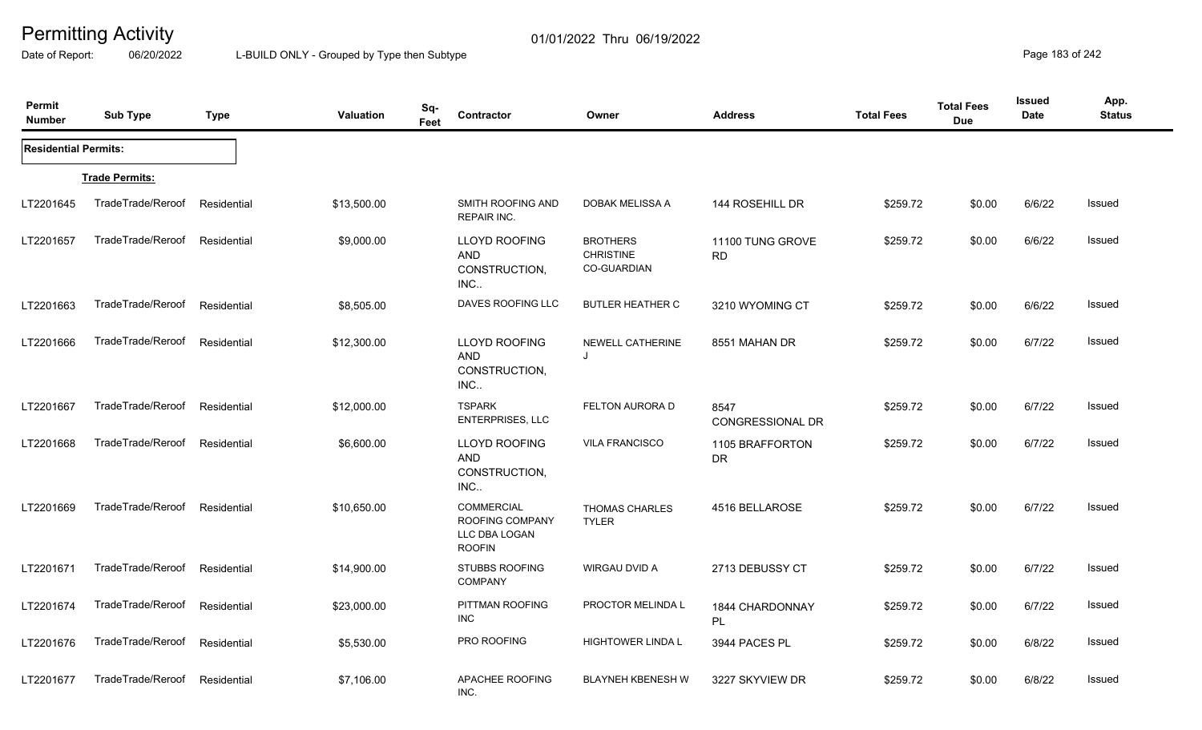# Permitting Activity

Date of Report: 06/20/2022 | L-BUILD ONLY - Grouped by Type then Subtype | 01/01/2022 Thru 06/19/2022

| Permit Number | Sub Type | Type | Valuation | Sq-Feet | Contractor | Owner | Address | Total Fees | Total Fees Due | Issued Date | App. Status |
|---|---|---|---|---|---|---|---|---|---|---|---|
| **Residential Permits:** | | | | | | | | | | | |
| **Trade Permits:** | | | | | | | | | | | |
| LT2201645 | TradeTrade/Reroof | Residential | $13,500.00 | | SMITH ROOFING AND REPAIR INC. | DOBAK MELISSA A | 144 ROSEHILL DR | $259.72 | $0.00 | 6/6/22 | Issued |
| LT2201657 | TradeTrade/Reroof | Residential | $9,000.00 | | LLOYD ROOFING AND CONSTRUCTION, INC.. | BROTHERS CHRISTINE CO-GUARDIAN | 11100 TUNG GROVE RD | $259.72 | $0.00 | 6/6/22 | Issued |
| LT2201663 | TradeTrade/Reroof | Residential | $8,505.00 | | DAVES ROOFING LLC | BUTLER HEATHER C | 3210 WYOMING CT | $259.72 | $0.00 | 6/6/22 | Issued |
| LT2201666 | TradeTrade/Reroof | Residential | $12,300.00 | | LLOYD ROOFING AND CONSTRUCTION, INC.. | NEWELL CATHERINE J | 8551 MAHAN DR | $259.72 | $0.00 | 6/7/22 | Issued |
| LT2201667 | TradeTrade/Reroof | Residential | $12,000.00 | | TSPARK ENTERPRISES, LLC | FELTON AURORA D | 8547 CONGRESSIONAL DR | $259.72 | $0.00 | 6/7/22 | Issued |
| LT2201668 | TradeTrade/Reroof | Residential | $6,600.00 | | LLOYD ROOFING AND CONSTRUCTION, INC.. | VILA FRANCISCO | 1105 BRAFFORTON DR | $259.72 | $0.00 | 6/7/22 | Issued |
| LT2201669 | TradeTrade/Reroof | Residential | $10,650.00 | | COMMERCIAL ROOFING COMPANY LLC DBA LOGAN ROOFIN | THOMAS CHARLES TYLER | 4516 BELLAROSE | $259.72 | $0.00 | 6/7/22 | Issued |
| LT2201671 | TradeTrade/Reroof | Residential | $14,900.00 | | STUBBS ROOFING COMPANY | WIRGAU DVID A | 2713 DEBUSSY CT | $259.72 | $0.00 | 6/7/22 | Issued |
| LT2201674 | TradeTrade/Reroof | Residential | $23,000.00 | | PITTMAN ROOFING INC | PROCTOR MELINDA L | 1844 CHARDONNAY PL | $259.72 | $0.00 | 6/7/22 | Issued |
| LT2201676 | TradeTrade/Reroof | Residential | $5,530.00 | | PRO ROOFING | HIGHTOWER LINDA L | 3944 PACES PL | $259.72 | $0.00 | 6/8/22 | Issued |
| LT2201677 | TradeTrade/Reroof | Residential | $7,106.00 | | APACHEE ROOFING INC. | BLAYNEH KBENESH W | 3227 SKYVIEW DR | $259.72 | $0.00 | 6/8/22 | Issued |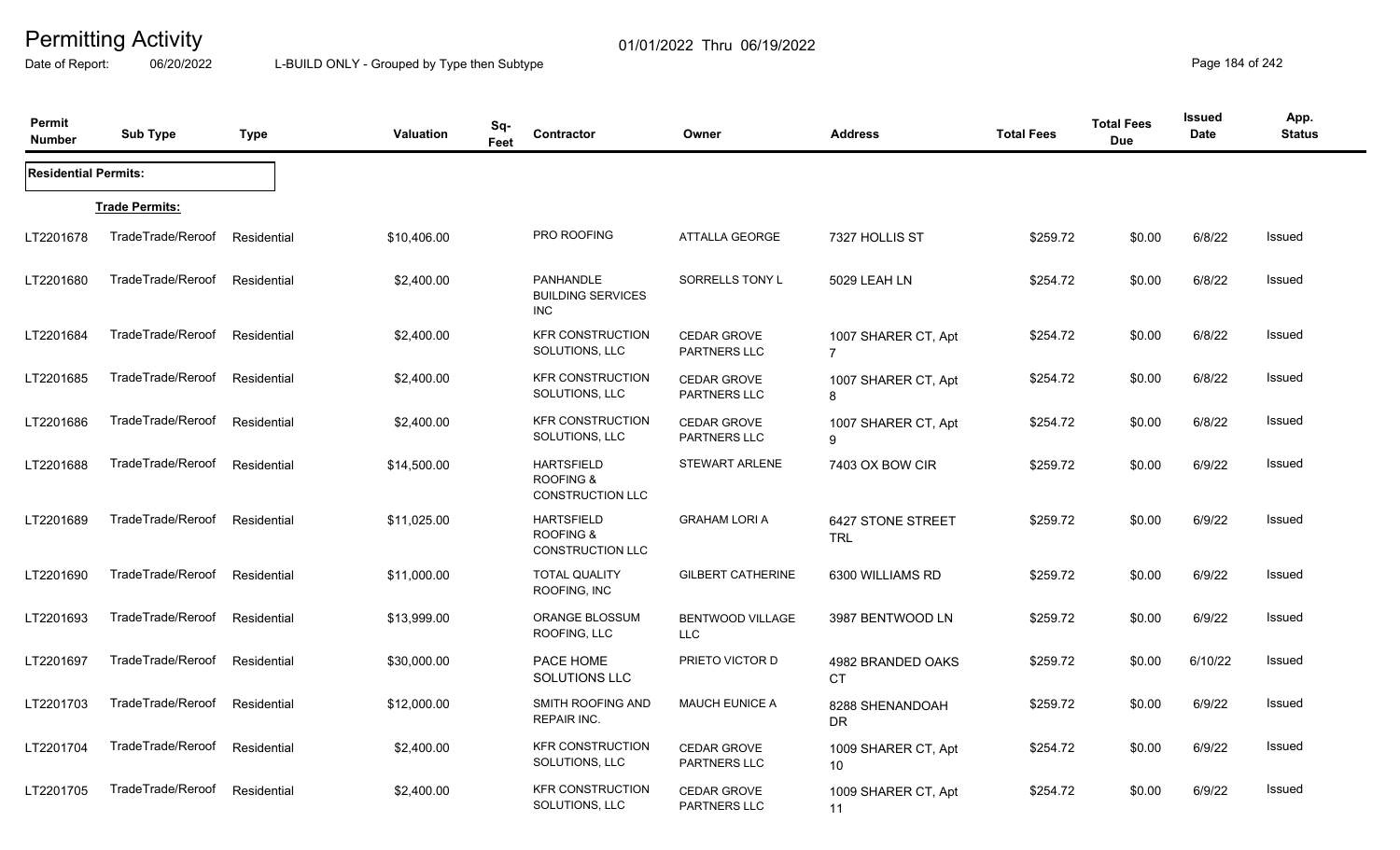# Permitting Activity

01/01/2022 Thru 06/19/2022

Date of Report: 06/20/2022 L-BUILD ONLY - Grouped by Type then Subtype

| Permit Number | Sub Type | Type | Valuation | Sq-Feet | Contractor | Owner | Address | Total Fees | Total Fees Due | Issued Date | App. Status |
|---|---|---|---|---|---|---|---|---|---|---|---|
| **Residential Permits:** | | | | | | | | | | | |
| **Trade Permits:** | | | | | | | | | | | |
| LT2201678 | TradeTrade/Reroof | Residential | $10,406.00 | | PRO ROOFING | ATTALLA GEORGE | 7327 HOLLIS ST | $259.72 | $0.00 | 6/8/22 | Issued |
| LT2201680 | TradeTrade/Reroof | Residential | $2,400.00 | | PANHANDLE BUILDING SERVICES INC | SORRELLS TONY L | 5029 LEAH LN | $254.72 | $0.00 | 6/8/22 | Issued |
| LT2201684 | TradeTrade/Reroof | Residential | $2,400.00 | | KFR CONSTRUCTION SOLUTIONS, LLC | CEDAR GROVE PARTNERS LLC | 1007 SHARER CT, Apt 7 | $254.72 | $0.00 | 6/8/22 | Issued |
| LT2201685 | TradeTrade/Reroof | Residential | $2,400.00 | | KFR CONSTRUCTION SOLUTIONS, LLC | CEDAR GROVE PARTNERS LLC | 1007 SHARER CT, Apt 8 | $254.72 | $0.00 | 6/8/22 | Issued |
| LT2201686 | TradeTrade/Reroof | Residential | $2,400.00 | | KFR CONSTRUCTION SOLUTIONS, LLC | CEDAR GROVE PARTNERS LLC | 1007 SHARER CT, Apt 9 | $254.72 | $0.00 | 6/8/22 | Issued |
| LT2201688 | TradeTrade/Reroof | Residential | $14,500.00 | | HARTSFIELD ROOFING & CONSTRUCTION LLC | STEWART ARLENE | 7403 OX BOW CIR | $259.72 | $0.00 | 6/9/22 | Issued |
| LT2201689 | TradeTrade/Reroof | Residential | $11,025.00 | | HARTSFIELD ROOFING & CONSTRUCTION LLC | GRAHAM LORI A | 6427 STONE STREET TRL | $259.72 | $0.00 | 6/9/22 | Issued |
| LT2201690 | TradeTrade/Reroof | Residential | $11,000.00 | | TOTAL QUALITY ROOFING, INC | GILBERT CATHERINE | 6300 WILLIAMS RD | $259.72 | $0.00 | 6/9/22 | Issued |
| LT2201693 | TradeTrade/Reroof | Residential | $13,999.00 | | ORANGE BLOSSUM ROOFING, LLC | BENTWOOD VILLAGE LLC | 3987 BENTWOOD LN | $259.72 | $0.00 | 6/9/22 | Issued |
| LT2201697 | TradeTrade/Reroof | Residential | $30,000.00 | | PACE HOME SOLUTIONS LLC | PRIETO VICTOR D | 4982 BRANDED OAKS CT | $259.72 | $0.00 | 6/10/22 | Issued |
| LT2201703 | TradeTrade/Reroof | Residential | $12,000.00 | | SMITH ROOFING AND REPAIR INC. | MAUCH EUNICE A | 8288 SHENANDOAH DR | $259.72 | $0.00 | 6/9/22 | Issued |
| LT2201704 | TradeTrade/Reroof | Residential | $2,400.00 | | KFR CONSTRUCTION SOLUTIONS, LLC | CEDAR GROVE PARTNERS LLC | 1009 SHARER CT, Apt 10 | $254.72 | $0.00 | 6/9/22 | Issued |
| LT2201705 | TradeTrade/Reroof | Residential | $2,400.00 | | KFR CONSTRUCTION SOLUTIONS, LLC | CEDAR GROVE PARTNERS LLC | 1009 SHARER CT, Apt 11 | $254.72 | $0.00 | 6/9/22 | Issued |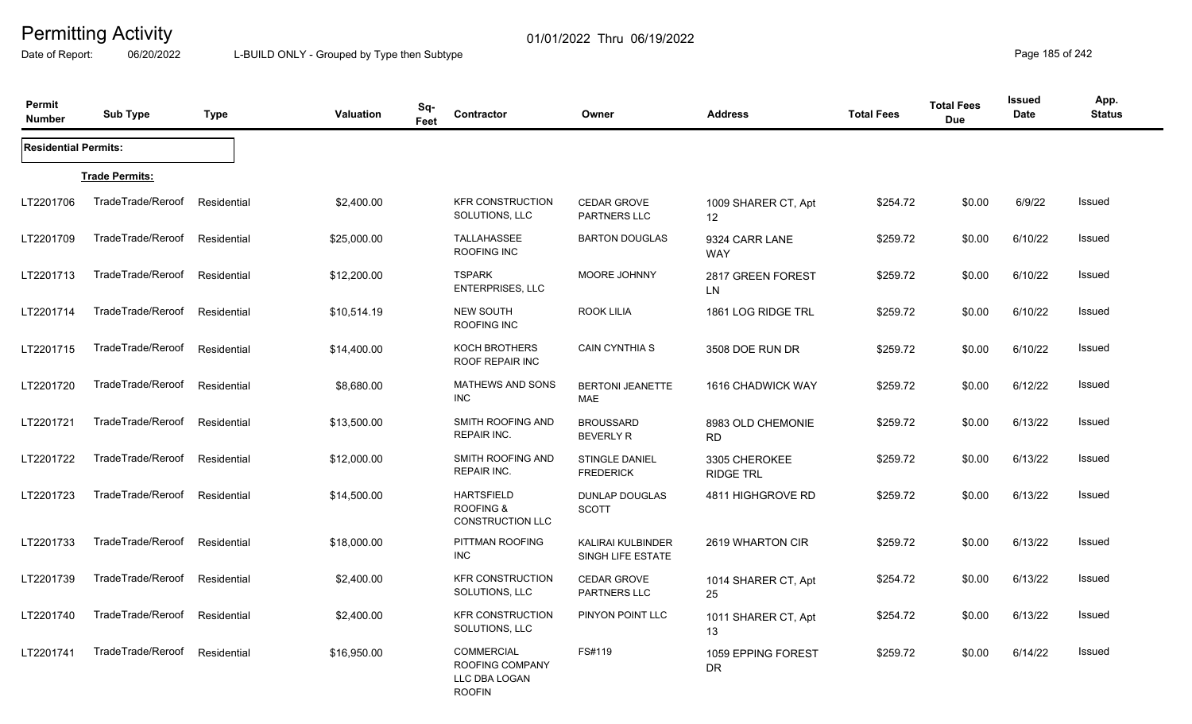# Permitting Activity

01/01/2022 Thru 06/19/2022

Date of Report: 06/20/2022 L-BUILD ONLY - Grouped by Type then Subtype

| Permit Number | Sub Type | Type | Valuation | Sq-Feet | Contractor | Owner | Address | Total Fees | Total Fees Due | Issued Date | App. Status |
|---|---|---|---|---|---|---|---|---|---|---|---|
| **Residential Permits:** | | | | | | | | | | | |
| **Trade Permits:** | | | | | | | | | | | |
| LT2201706 | TradeTrade/Reroof | Residential | $2,400.00 | | KFR CONSTRUCTION SOLUTIONS, LLC | CEDAR GROVE PARTNERS LLC | 1009 SHARER CT, Apt 12 | $254.72 | $0.00 | 6/9/22 | Issued |
| LT2201709 | TradeTrade/Reroof | Residential | $25,000.00 | | TALLAHASSEE ROOFING INC | BARTON DOUGLAS | 9324 CARR LANE WAY | $259.72 | $0.00 | 6/10/22 | Issued |
| LT2201713 | TradeTrade/Reroof | Residential | $12,200.00 | | TSPARK ENTERPRISES, LLC | MOORE JOHNNY | 2817 GREEN FOREST LN | $259.72 | $0.00 | 6/10/22 | Issued |
| LT2201714 | TradeTrade/Reroof | Residential | $10,514.19 | | NEW SOUTH ROOFING INC | ROOK LILIA | 1861 LOG RIDGE TRL | $259.72 | $0.00 | 6/10/22 | Issued |
| LT2201715 | TradeTrade/Reroof | Residential | $14,400.00 | | KOCH BROTHERS ROOF REPAIR INC | CAIN CYNTHIA S | 3508 DOE RUN DR | $259.72 | $0.00 | 6/10/22 | Issued |
| LT2201720 | TradeTrade/Reroof | Residential | $8,680.00 | | MATHEWS AND SONS INC | BERTONI JEANETTE MAE | 1616 CHADWICK WAY | $259.72 | $0.00 | 6/12/22 | Issued |
| LT2201721 | TradeTrade/Reroof | Residential | $13,500.00 | | SMITH ROOFING AND REPAIR INC. | BROUSSARD BEVERLY R | 8983 OLD CHEMONIE RD | $259.72 | $0.00 | 6/13/22 | Issued |
| LT2201722 | TradeTrade/Reroof | Residential | $12,000.00 | | SMITH ROOFING AND REPAIR INC. | STINGLE DANIEL FREDERICK | 3305 CHEROKEE RIDGE TRL | $259.72 | $0.00 | 6/13/22 | Issued |
| LT2201723 | TradeTrade/Reroof | Residential | $14,500.00 | | HARTSFIELD ROOFING & CONSTRUCTION LLC | DUNLAP DOUGLAS SCOTT | 4811 HIGHGROVE RD | $259.72 | $0.00 | 6/13/22 | Issued |
| LT2201733 | TradeTrade/Reroof | Residential | $18,000.00 | | PITTMAN ROOFING INC | KALIRAI KULBINDER SINGH LIFE ESTATE | 2619 WHARTON CIR | $259.72 | $0.00 | 6/13/22 | Issued |
| LT2201739 | TradeTrade/Reroof | Residential | $2,400.00 | | KFR CONSTRUCTION SOLUTIONS, LLC | CEDAR GROVE PARTNERS LLC | 1014 SHARER CT, Apt 25 | $254.72 | $0.00 | 6/13/22 | Issued |
| LT2201740 | TradeTrade/Reroof | Residential | $2,400.00 | | KFR CONSTRUCTION SOLUTIONS, LLC | PINYON POINT LLC | 1011 SHARER CT, Apt 13 | $254.72 | $0.00 | 6/13/22 | Issued |
| LT2201741 | TradeTrade/Reroof | Residential | $16,950.00 | | COMMERCIAL ROOFING COMPANY LLC DBA LOGAN ROOFIN | FS#119 | 1059 EPPING FOREST DR | $259.72 | $0.00 | 6/14/22 | Issued |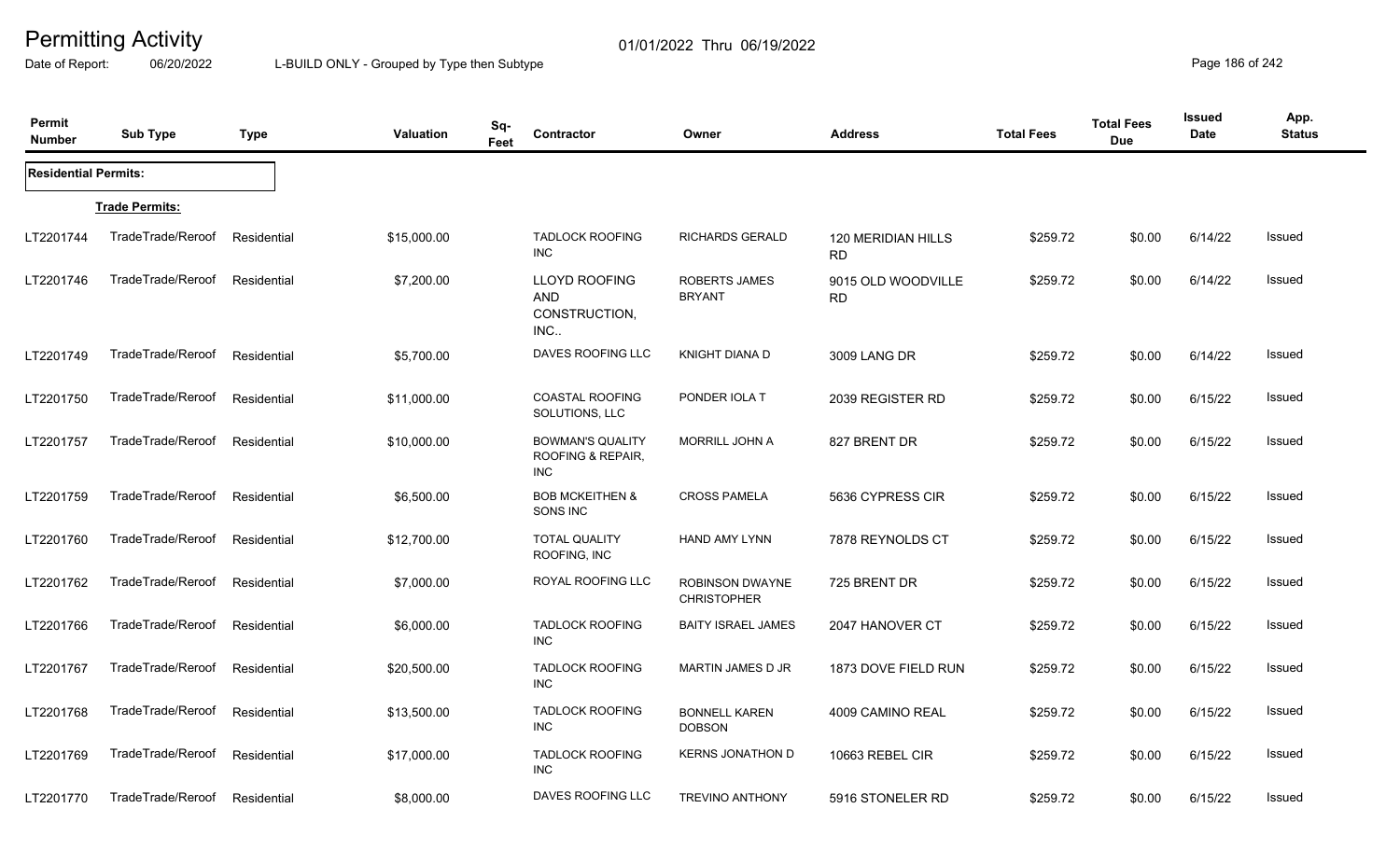# Permitting Activity

01/01/2022 Thru 06/19/2022

Date of Report: 06/20/2022

L-BUILD ONLY - Grouped by Type then Subtype

| Permit Number | Sub Type | Type | Valuation | Sq-Feet | Contractor | Owner | Address | Total Fees | Total Fees Due | Issued Date | App. Status |
|---|---|---|---|---|---|---|---|---|---|---|---|
| **Residential Permits:** | | | | | | | | | | | |
| **Trade Permits:** | | | | | | | | | | | |
| LT2201744 | TradeTrade/Reroof | Residential | $15,000.00 | | TADLOCK ROOFING INC | RICHARDS GERALD | 120 MERIDIAN HILLS RD | $259.72 | $0.00 | 6/14/22 | Issued |
| LT2201746 | TradeTrade/Reroof | Residential | $7,200.00 | | LLOYD ROOFING AND CONSTRUCTION, INC.. | ROBERTS JAMES BRYANT | 9015 OLD WOODVILLE RD | $259.72 | $0.00 | 6/14/22 | Issued |
| LT2201749 | TradeTrade/Reroof | Residential | $5,700.00 | | DAVES ROOFING LLC | KNIGHT DIANA D | 3009 LANG DR | $259.72 | $0.00 | 6/14/22 | Issued |
| LT2201750 | TradeTrade/Reroof | Residential | $11,000.00 | | COASTAL ROOFING SOLUTIONS, LLC | PONDER IOLA T | 2039 REGISTER RD | $259.72 | $0.00 | 6/15/22 | Issued |
| LT2201757 | TradeTrade/Reroof | Residential | $10,000.00 | | BOWMAN'S QUALITY ROOFING & REPAIR, INC | MORRILL JOHN A | 827 BRENT DR | $259.72 | $0.00 | 6/15/22 | Issued |
| LT2201759 | TradeTrade/Reroof | Residential | $6,500.00 | | BOB MCKEITHEN & SONS INC | CROSS PAMELA | 5636 CYPRESS CIR | $259.72 | $0.00 | 6/15/22 | Issued |
| LT2201760 | TradeTrade/Reroof | Residential | $12,700.00 | | TOTAL QUALITY ROOFING, INC | HAND AMY LYNN | 7878 REYNOLDS CT | $259.72 | $0.00 | 6/15/22 | Issued |
| LT2201762 | TradeTrade/Reroof | Residential | $7,000.00 | | ROYAL ROOFING LLC | ROBINSON DWAYNE CHRISTOPHER | 725 BRENT DR | $259.72 | $0.00 | 6/15/22 | Issued |
| LT2201766 | TradeTrade/Reroof | Residential | $6,000.00 | | TADLOCK ROOFING INC | BAITY ISRAEL JAMES | 2047 HANOVER CT | $259.72 | $0.00 | 6/15/22 | Issued |
| LT2201767 | TradeTrade/Reroof | Residential | $20,500.00 | | TADLOCK ROOFING INC | MARTIN JAMES D JR | 1873 DOVE FIELD RUN | $259.72 | $0.00 | 6/15/22 | Issued |
| LT2201768 | TradeTrade/Reroof | Residential | $13,500.00 | | TADLOCK ROOFING INC | BONNELL KAREN DOBSON | 4009 CAMINO REAL | $259.72 | $0.00 | 6/15/22 | Issued |
| LT2201769 | TradeTrade/Reroof | Residential | $17,000.00 | | TADLOCK ROOFING INC | KERNS JONATHON D | 10663 REBEL CIR | $259.72 | $0.00 | 6/15/22 | Issued |
| LT2201770 | TradeTrade/Reroof | Residential | $8,000.00 | | DAVES ROOFING LLC | TREVINO ANTHONY | 5916 STONELER RD | $259.72 | $0.00 | 6/15/22 | Issued |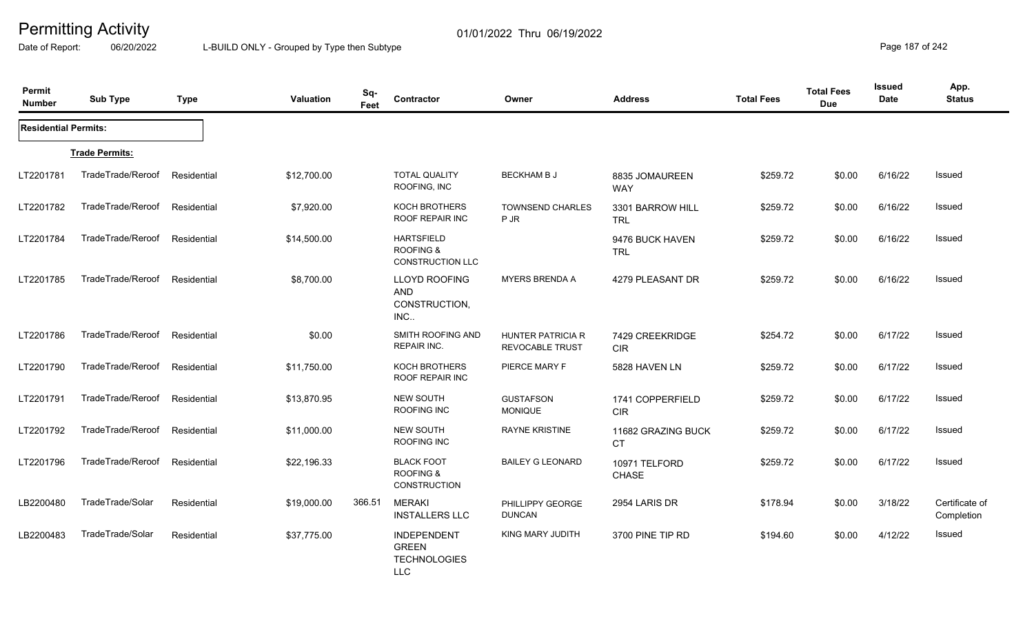# Permitting Activity

01/01/2022 Thru 06/19/2022

Date of Report: 06/20/2022 L-BUILD ONLY - Grouped by Type then Subtype

| Permit Number | Sub Type | Type | Valuation | Sq-Feet | Contractor | Owner | Address | Total Fees | Total Fees Due | Issued Date | App. Status |
|---|---|---|---|---|---|---|---|---|---|---|---|
| **Residential Permits:** | | | | | | | | | | | |
| **Trade Permits:** | | | | | | | | | | | |
| LT2201781 | TradeTrade/Reroof | Residential | $12,700.00 | | TOTAL QUALITY ROOFING, INC | BECKHAM B J | 8835 JOMAUREEN WAY | $259.72 | $0.00 | 6/16/22 | Issued |
| LT2201782 | TradeTrade/Reroof | Residential | $7,920.00 | | KOCH BROTHERS ROOF REPAIR INC | TOWNSEND CHARLES P JR | 3301 BARROW HILL TRL | $259.72 | $0.00 | 6/16/22 | Issued |
| LT2201784 | TradeTrade/Reroof | Residential | $14,500.00 | | HARTSFIELD ROOFING & CONSTRUCTION LLC | | 9476 BUCK HAVEN TRL | $259.72 | $0.00 | 6/16/22 | Issued |
| LT2201785 | TradeTrade/Reroof | Residential | $8,700.00 | | LLOYD ROOFING AND CONSTRUCTION, INC.. | MYERS BRENDA A | 4279 PLEASANT DR | $259.72 | $0.00 | 6/16/22 | Issued |
| LT2201786 | TradeTrade/Reroof | Residential | $0.00 | | SMITH ROOFING AND REPAIR INC. | HUNTER PATRICIA R REVOCABLE TRUST | 7429 CREEKRIDGE CIR | $254.72 | $0.00 | 6/17/22 | Issued |
| LT2201790 | TradeTrade/Reroof | Residential | $11,750.00 | | KOCH BROTHERS ROOF REPAIR INC | PIERCE MARY F | 5828 HAVEN LN | $259.72 | $0.00 | 6/17/22 | Issued |
| LT2201791 | TradeTrade/Reroof | Residential | $13,870.95 | | NEW SOUTH ROOFING INC | GUSTAFSON MONIQUE | 1741 COPPERFIELD CIR | $259.72 | $0.00 | 6/17/22 | Issued |
| LT2201792 | TradeTrade/Reroof | Residential | $11,000.00 | | NEW SOUTH ROOFING INC | RAYNE KRISTINE | 11682 GRAZING BUCK CT | $259.72 | $0.00 | 6/17/22 | Issued |
| LT2201796 | TradeTrade/Reroof | Residential | $22,196.33 | | BLACK FOOT ROOFING & CONSTRUCTION | BAILEY G LEONARD | 10971 TELFORD CHASE | $259.72 | $0.00 | 6/17/22 | Issued |
| LB2200480 | TradeTrade/Solar | Residential | $19,000.00 | 366.51 | MERAKI INSTALLERS LLC | PHILLIPPY GEORGE DUNCAN | 2954 LARIS DR | $178.94 | $0.00 | 3/18/22 | Certificate of Completion |
| LB2200483 | TradeTrade/Solar | Residential | $37,775.00 | | INDEPENDENT GREEN TECHNOLOGIES LLC | KING MARY JUDITH | 3700 PINE TIP RD | $194.60 | $0.00 | 4/12/22 | Issued |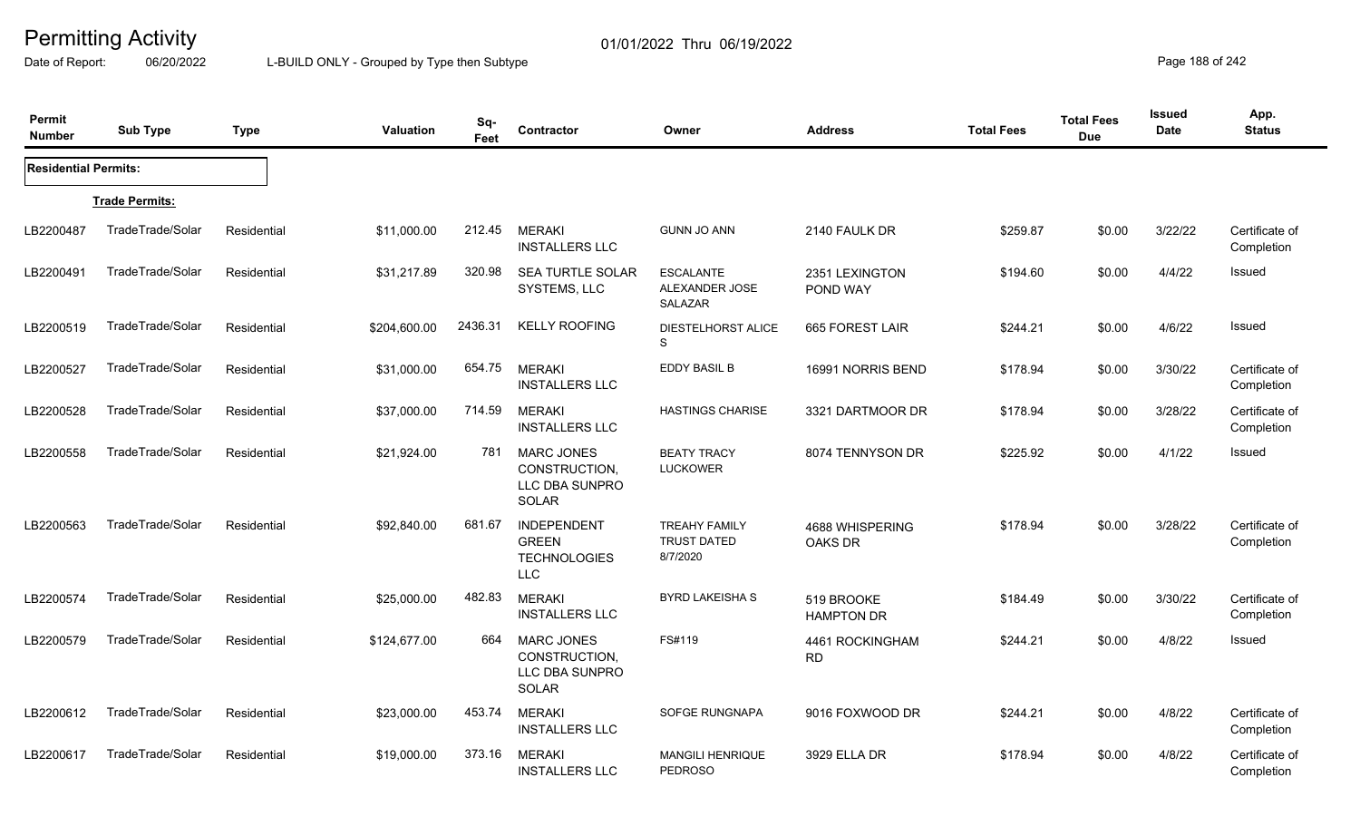# Permitting Activity

01/01/2022 Thru 06/19/2022

Date of Report: 06/20/2022

L-BUILD ONLY - Grouped by Type then Subtype

| Permit Number | Sub Type | Type | Valuation | Sq-Feet | Contractor | Owner | Address | Total Fees | Total Fees Due | Issued Date | App. Status |
|---|---|---|---|---|---|---|---|---|---|---|---|
| **Residential Permits:** | | | | | | | | | | | |
| **Trade Permits:** | | | | | | | | | | | |
| LB2200487 | TradeTrade/Solar | Residential | $11,000.00 | 212.45 | MERAKI INSTALLERS LLC | GUNN JO ANN | 2140 FAULK DR | $259.87 | $0.00 | 3/22/22 | Certificate of Completion |
| LB2200491 | TradeTrade/Solar | Residential | $31,217.89 | 320.98 | SEA TURTLE SOLAR SYSTEMS, LLC | ESCALANTE ALEXANDER JOSE SALAZAR | 2351 LEXINGTON POND WAY | $194.60 | $0.00 | 4/4/22 | Issued |
| LB2200519 | TradeTrade/Solar | Residential | $204,600.00 | 2436.31 | KELLY ROOFING | DIESTELHORST ALICE S | 665 FOREST LAIR | $244.21 | $0.00 | 4/6/22 | Issued |
| LB2200527 | TradeTrade/Solar | Residential | $31,000.00 | 654.75 | MERAKI INSTALLERS LLC | EDDY BASIL B | 16991 NORRIS BEND | $178.94 | $0.00 | 3/30/22 | Certificate of Completion |
| LB2200528 | TradeTrade/Solar | Residential | $37,000.00 | 714.59 | MERAKI INSTALLERS LLC | HASTINGS CHARISE | 3321 DARTMOOR DR | $178.94 | $0.00 | 3/28/22 | Certificate of Completion |
| LB2200558 | TradeTrade/Solar | Residential | $21,924.00 | 781 | MARC JONES CONSTRUCTION, LLC DBA SUNPRO SOLAR | BEATY TRACY LUCKOWER | 8074 TENNYSON DR | $225.92 | $0.00 | 4/1/22 | Issued |
| LB2200563 | TradeTrade/Solar | Residential | $92,840.00 | 681.67 | INDEPENDENT GREEN TECHNOLOGIES LLC | TREAHY FAMILY TRUST DATED 8/7/2020 | 4688 WHISPERING OAKS DR | $178.94 | $0.00 | 3/28/22 | Certificate of Completion |
| LB2200574 | TradeTrade/Solar | Residential | $25,000.00 | 482.83 | MERAKI INSTALLERS LLC | BYRD LAKEISHA S | 519 BROOKE HAMPTON DR | $184.49 | $0.00 | 3/30/22 | Certificate of Completion |
| LB2200579 | TradeTrade/Solar | Residential | $124,677.00 | 664 | MARC JONES CONSTRUCTION, LLC DBA SUNPRO SOLAR | FS#119 | 4461 ROCKINGHAM RD | $244.21 | $0.00 | 4/8/22 | Issued |
| LB2200612 | TradeTrade/Solar | Residential | $23,000.00 | 453.74 | MERAKI INSTALLERS LLC | SOFGE RUNGNAPA | 9016 FOXWOOD DR | $244.21 | $0.00 | 4/8/22 | Certificate of Completion |
| LB2200617 | TradeTrade/Solar | Residential | $19,000.00 | 373.16 | MERAKI INSTALLERS LLC | MANGILI HENRIQUE PEDROSO | 3929 ELLA DR | $178.94 | $0.00 | 4/8/22 | Certificate of Completion |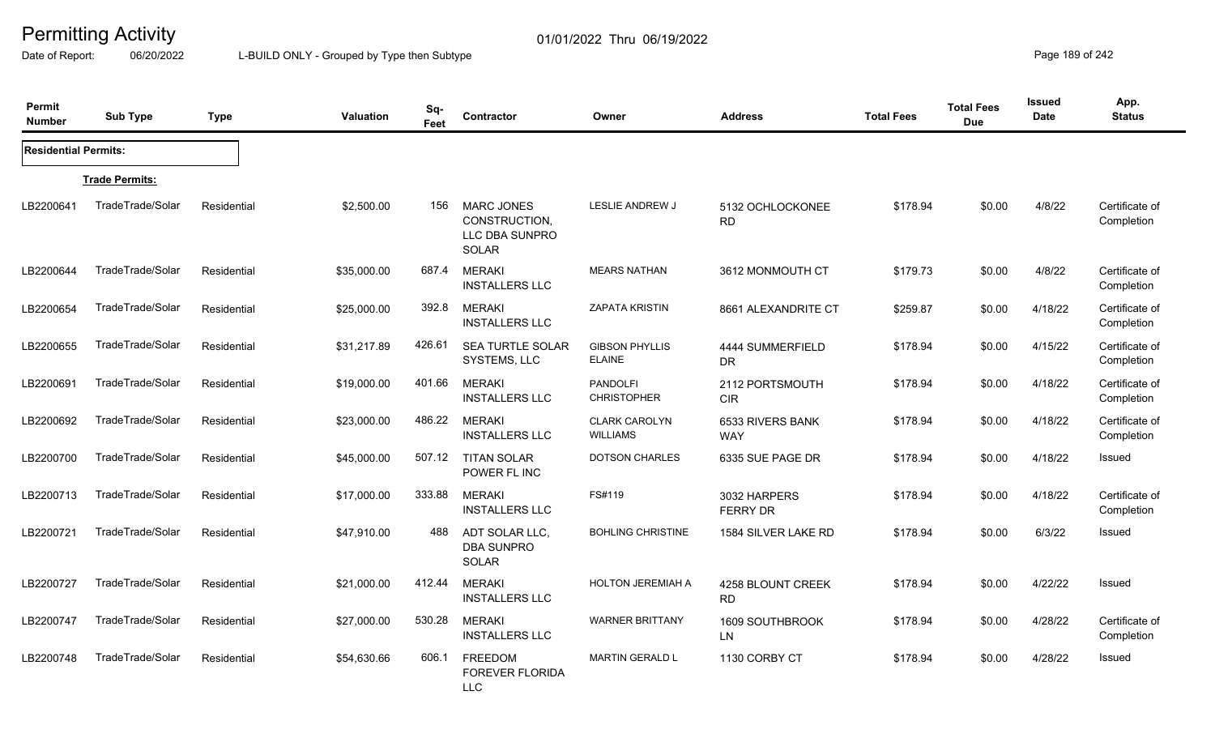# Permitting Activity

Date of Report: 06/20/2022

01/01/2022 Thru 06/19/2022

L-BUILD ONLY - Grouped by Type then Subtype

| Permit Number | Sub Type | Type | Valuation | Sq-Feet | Contractor | Owner | Address | Total Fees | Total Fees Due | Issued Date | App. Status |
|---|---|---|---|---|---|---|---|---|---|---|---|
| **Residential Permits:** | | | | | | | | | | | |
| **Trade Permits:** | | | | | | | | | | | |
| LB2200641 | TradeTrade/Solar | Residential | $2,500.00 | 156 | MARC JONES CONSTRUCTION, LLC DBA SUNPRO SOLAR | LESLIE ANDREW J | 5132 OCHLOCKONEE RD | $178.94 | $0.00 | 4/8/22 | Certificate of Completion |
| LB2200644 | TradeTrade/Solar | Residential | $35,000.00 | 687.4 | MERAKI INSTALLERS LLC | MEARS NATHAN | 3612 MONMOUTH CT | $179.73 | $0.00 | 4/8/22 | Certificate of Completion |
| LB2200654 | TradeTrade/Solar | Residential | $25,000.00 | 392.8 | MERAKI INSTALLERS LLC | ZAPATA KRISTIN | 8661 ALEXANDRITE CT | $259.87 | $0.00 | 4/18/22 | Certificate of Completion |
| LB2200655 | TradeTrade/Solar | Residential | $31,217.89 | 426.61 | SEA TURTLE SOLAR SYSTEMS, LLC | GIBSON PHYLLIS ELAINE | 4444 SUMMERFIELD DR | $178.94 | $0.00 | 4/15/22 | Certificate of Completion |
| LB2200691 | TradeTrade/Solar | Residential | $19,000.00 | 401.66 | MERAKI INSTALLERS LLC | PANDOLFI CHRISTOPHER | 2112 PORTSMOUTH CIR | $178.94 | $0.00 | 4/18/22 | Certificate of Completion |
| LB2200692 | TradeTrade/Solar | Residential | $23,000.00 | 486.22 | MERAKI INSTALLERS LLC | CLARK CAROLYN WILLIAMS | 6533 RIVERS BANK WAY | $178.94 | $0.00 | 4/18/22 | Certificate of Completion |
| LB2200700 | TradeTrade/Solar | Residential | $45,000.00 | 507.12 | TITAN SOLAR POWER FL INC | DOTSON CHARLES | 6335 SUE PAGE DR | $178.94 | $0.00 | 4/18/22 | Issued |
| LB2200713 | TradeTrade/Solar | Residential | $17,000.00 | 333.88 | MERAKI INSTALLERS LLC | FS#119 | 3032 HARPERS FERRY DR | $178.94 | $0.00 | 4/18/22 | Certificate of Completion |
| LB2200721 | TradeTrade/Solar | Residential | $47,910.00 | 488 | ADT SOLAR LLC, DBA SUNPRO SOLAR | BOHLING CHRISTINE | 1584 SILVER LAKE RD | $178.94 | $0.00 | 6/3/22 | Issued |
| LB2200727 | TradeTrade/Solar | Residential | $21,000.00 | 412.44 | MERAKI INSTALLERS LLC | HOLTON JEREMIAH A | 4258 BLOUNT CREEK RD | $178.94 | $0.00 | 4/22/22 | Issued |
| LB2200747 | TradeTrade/Solar | Residential | $27,000.00 | 530.28 | MERAKI INSTALLERS LLC | WARNER BRITTANY | 1609 SOUTHBROOK LN | $178.94 | $0.00 | 4/28/22 | Certificate of Completion |
| LB2200748 | TradeTrade/Solar | Residential | $54,630.66 | 606.1 | FREEDOM FOREVER FLORIDA LLC | MARTIN GERALD L | 1130 CORBY CT | $178.94 | $0.00 | 4/28/22 | Issued |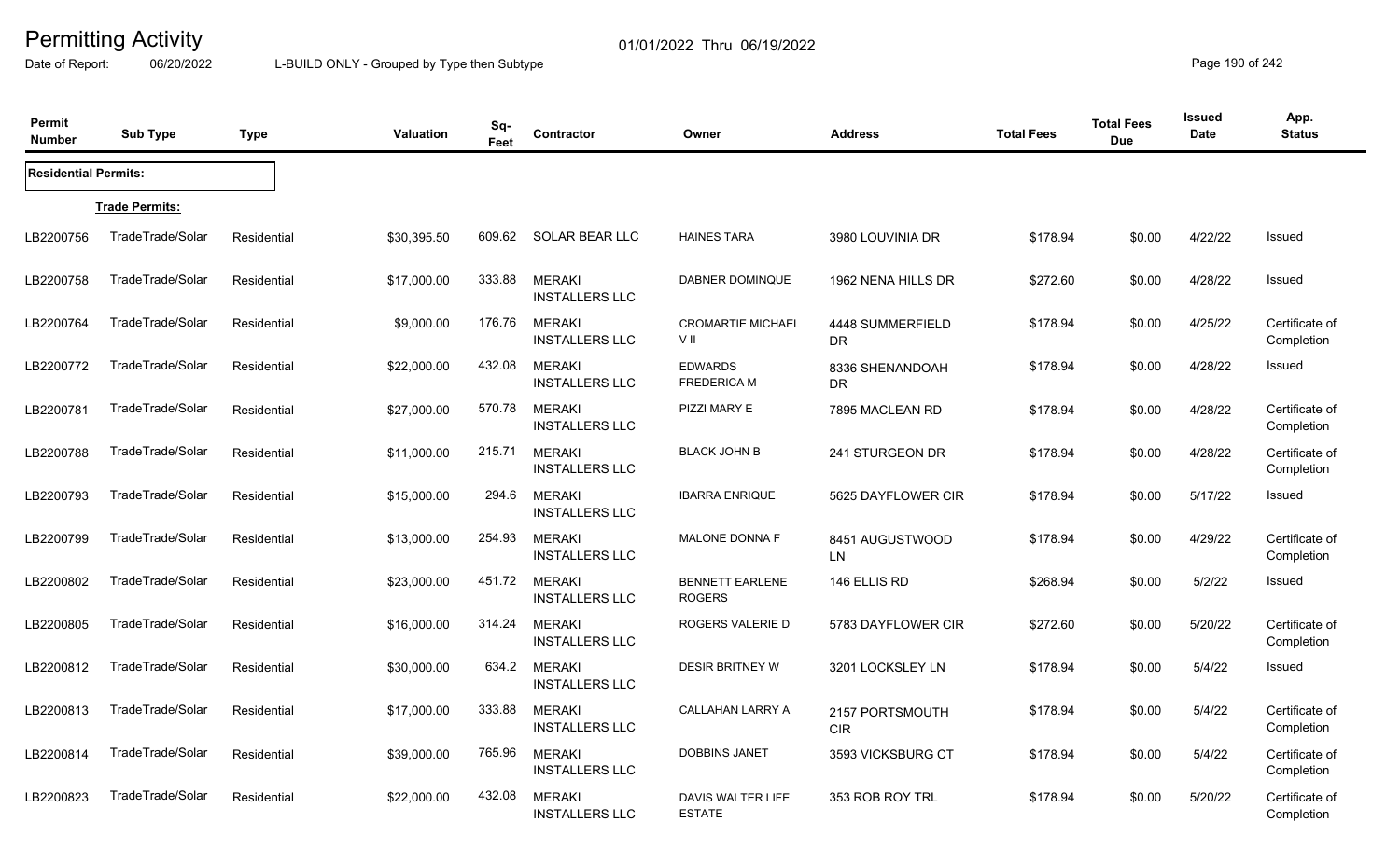# Permitting Activity

Date of Report: 06/20/2022

01/01/2022 Thru 06/19/2022

L-BUILD ONLY - Grouped by Type then Subtype

| Permit Number | Sub Type | Type | Valuation | Sq-Feet | Contractor | Owner | Address | Total Fees | Total Fees Due | Issued Date | App. Status |
|---|---|---|---|---|---|---|---|---|---|---|---|
| **Residential Permits:** | | | | | | | | | | | |
| | **Trade Permits:** | | | | | | | | | | |
| LB2200756 | TradeTrade/Solar | Residential | $30,395.50 | 609.62 | SOLAR BEAR LLC | HAINES TARA | 3980 LOUVINIA DR | $178.94 | $0.00 | 4/22/22 | Issued |
| LB2200758 | TradeTrade/Solar | Residential | $17,000.00 | 333.88 | MERAKI INSTALLERS LLC | DABNER DOMINQUE | 1962 NENA HILLS DR | $272.60 | $0.00 | 4/28/22 | Issued |
| LB2200764 | TradeTrade/Solar | Residential | $9,000.00 | 176.76 | MERAKI INSTALLERS LLC | CROMARTIE MICHAEL V II | 4448 SUMMERFIELD DR | $178.94 | $0.00 | 4/25/22 | Certificate of Completion |
| LB2200772 | TradeTrade/Solar | Residential | $22,000.00 | 432.08 | MERAKI INSTALLERS LLC | EDWARDS FREDERICA M | 8336 SHENANDOAH DR | $178.94 | $0.00 | 4/28/22 | Issued |
| LB2200781 | TradeTrade/Solar | Residential | $27,000.00 | 570.78 | MERAKI INSTALLERS LLC | PIZZI MARY E | 7895 MACLEAN RD | $178.94 | $0.00 | 4/28/22 | Certificate of Completion |
| LB2200788 | TradeTrade/Solar | Residential | $11,000.00 | 215.71 | MERAKI INSTALLERS LLC | BLACK JOHN B | 241 STURGEON DR | $178.94 | $0.00 | 4/28/22 | Certificate of Completion |
| LB2200793 | TradeTrade/Solar | Residential | $15,000.00 | 294.6 | MERAKI INSTALLERS LLC | IBARRA ENRIQUE | 5625 DAYFLOWER CIR | $178.94 | $0.00 | 5/17/22 | Issued |
| LB2200799 | TradeTrade/Solar | Residential | $13,000.00 | 254.93 | MERAKI INSTALLERS LLC | MALONE DONNA F | 8451 AUGUSTWOOD LN | $178.94 | $0.00 | 4/29/22 | Certificate of Completion |
| LB2200802 | TradeTrade/Solar | Residential | $23,000.00 | 451.72 | MERAKI INSTALLERS LLC | BENNETT EARLENE ROGERS | 146 ELLIS RD | $268.94 | $0.00 | 5/2/22 | Issued |
| LB2200805 | TradeTrade/Solar | Residential | $16,000.00 | 314.24 | MERAKI INSTALLERS LLC | ROGERS VALERIE D | 5783 DAYFLOWER CIR | $272.60 | $0.00 | 5/20/22 | Certificate of Completion |
| LB2200812 | TradeTrade/Solar | Residential | $30,000.00 | 634.2 | MERAKI INSTALLERS LLC | DESIR BRITNEY W | 3201 LOCKSLEY LN | $178.94 | $0.00 | 5/4/22 | Issued |
| LB2200813 | TradeTrade/Solar | Residential | $17,000.00 | 333.88 | MERAKI INSTALLERS LLC | CALLAHAN LARRY A | 2157 PORTSMOUTH CIR | $178.94 | $0.00 | 5/4/22 | Certificate of Completion |
| LB2200814 | TradeTrade/Solar | Residential | $39,000.00 | 765.96 | MERAKI INSTALLERS LLC | DOBBINS JANET | 3593 VICKSBURG CT | $178.94 | $0.00 | 5/4/22 | Certificate of Completion |
| LB2200823 | TradeTrade/Solar | Residential | $22,000.00 | 432.08 | MERAKI INSTALLERS LLC | DAVIS WALTER LIFE ESTATE | 353 ROB ROY TRL | $178.94 | $0.00 | 5/20/22 | Certificate of Completion |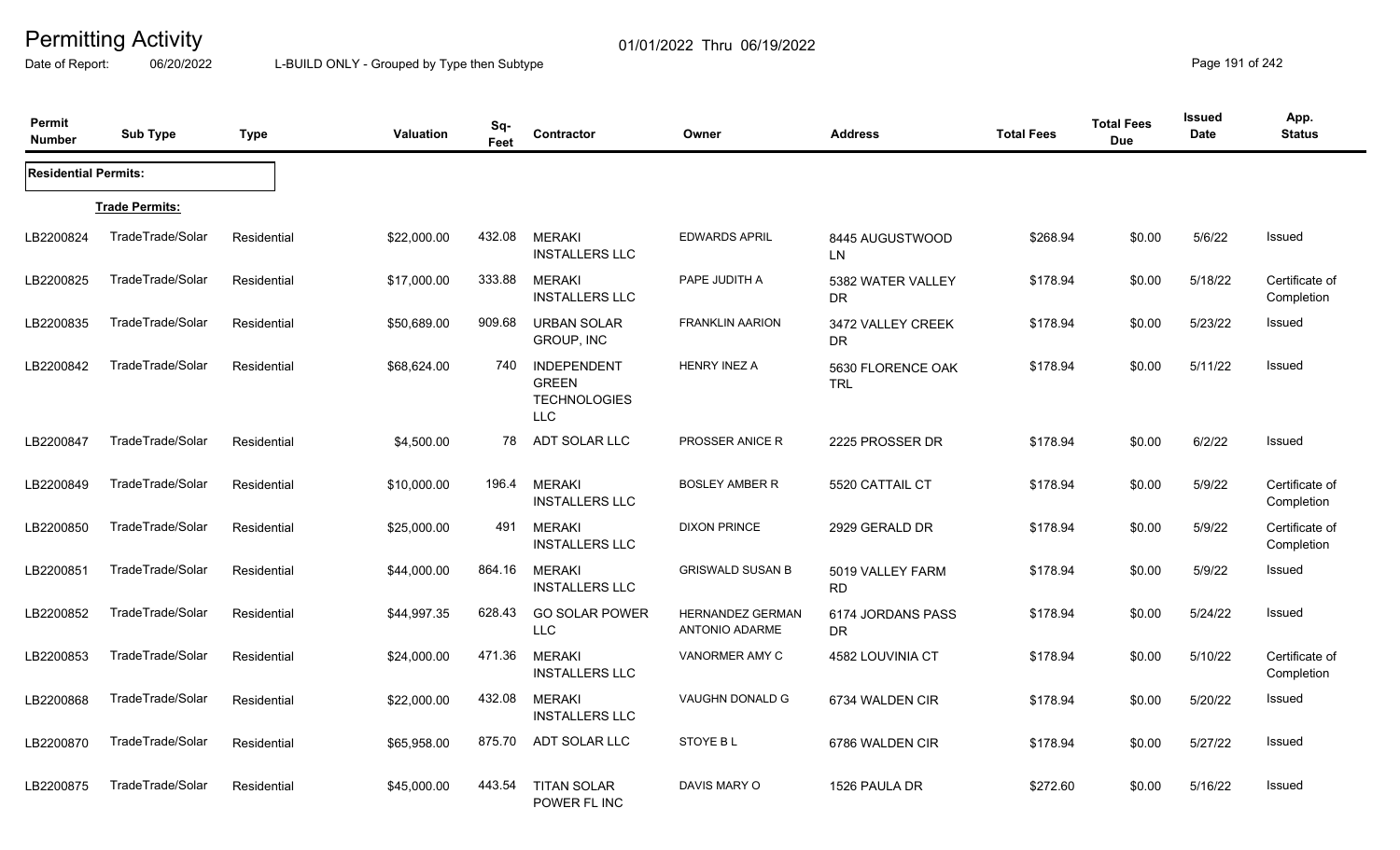# Permitting Activity

01/01/2022 Thru 06/19/2022

Date of Report: 06/20/2022 L-BUILD ONLY - Grouped by Type then Subtype

| Permit Number | Sub Type | Type | Valuation | Sq-Feet | Contractor | Owner | Address | Total Fees | Total Fees Due | Issued Date | App. Status |
|---|---|---|---|---|---|---|---|---|---|---|---|
| **Residential Permits:** | | | | | | | | | | | |
| **Trade Permits:** | | | | | | | | | | | |
| LB2200824 | TradeTrade/Solar | Residential | $22,000.00 | 432.08 | MERAKI INSTALLERS LLC | EDWARDS APRIL | 8445 AUGUSTWOOD LN | $268.94 | $0.00 | 5/6/22 | Issued |
| LB2200825 | TradeTrade/Solar | Residential | $17,000.00 | 333.88 | MERAKI INSTALLERS LLC | PAPE JUDITH A | 5382 WATER VALLEY DR | $178.94 | $0.00 | 5/18/22 | Certificate of Completion |
| LB2200835 | TradeTrade/Solar | Residential | $50,689.00 | 909.68 | URBAN SOLAR GROUP, INC | FRANKLIN AARION | 3472 VALLEY CREEK DR | $178.94 | $0.00 | 5/23/22 | Issued |
| LB2200842 | TradeTrade/Solar | Residential | $68,624.00 | 740 | INDEPENDENT GREEN TECHNOLOGIES LLC | HENRY INEZ A | 5630 FLORENCE OAK TRL | $178.94 | $0.00 | 5/11/22 | Issued |
| LB2200847 | TradeTrade/Solar | Residential | $4,500.00 | 78 | ADT SOLAR LLC | PROSSER ANICE R | 2225 PROSSER DR | $178.94 | $0.00 | 6/2/22 | Issued |
| LB2200849 | TradeTrade/Solar | Residential | $10,000.00 | 196.4 | MERAKI INSTALLERS LLC | BOSLEY AMBER R | 5520 CATTAIL CT | $178.94 | $0.00 | 5/9/22 | Certificate of Completion |
| LB2200850 | TradeTrade/Solar | Residential | $25,000.00 | 491 | MERAKI INSTALLERS LLC | DIXON PRINCE | 2929 GERALD DR | $178.94 | $0.00 | 5/9/22 | Certificate of Completion |
| LB2200851 | TradeTrade/Solar | Residential | $44,000.00 | 864.16 | MERAKI INSTALLERS LLC | GRISWALD SUSAN B | 5019 VALLEY FARM RD | $178.94 | $0.00 | 5/9/22 | Issued |
| LB2200852 | TradeTrade/Solar | Residential | $44,997.35 | 628.43 | GO SOLAR POWER LLC | HERNANDEZ GERMAN ANTONIO ADARME | 6174 JORDANS PASS DR | $178.94 | $0.00 | 5/24/22 | Issued |
| LB2200853 | TradeTrade/Solar | Residential | $24,000.00 | 471.36 | MERAKI INSTALLERS LLC | VANORMER AMY C | 4582 LOUVINIA CT | $178.94 | $0.00 | 5/10/22 | Certificate of Completion |
| LB2200868 | TradeTrade/Solar | Residential | $22,000.00 | 432.08 | MERAKI INSTALLERS LLC | VAUGHN DONALD G | 6734 WALDEN CIR | $178.94 | $0.00 | 5/20/22 | Issued |
| LB2200870 | TradeTrade/Solar | Residential | $65,958.00 | 875.70 | ADT SOLAR LLC | STOYE B L | 6786 WALDEN CIR | $178.94 | $0.00 | 5/27/22 | Issued |
| LB2200875 | TradeTrade/Solar | Residential | $45,000.00 | 443.54 | TITAN SOLAR POWER FL INC | DAVIS MARY O | 1526 PAULA DR | $272.60 | $0.00 | 5/16/22 | Issued |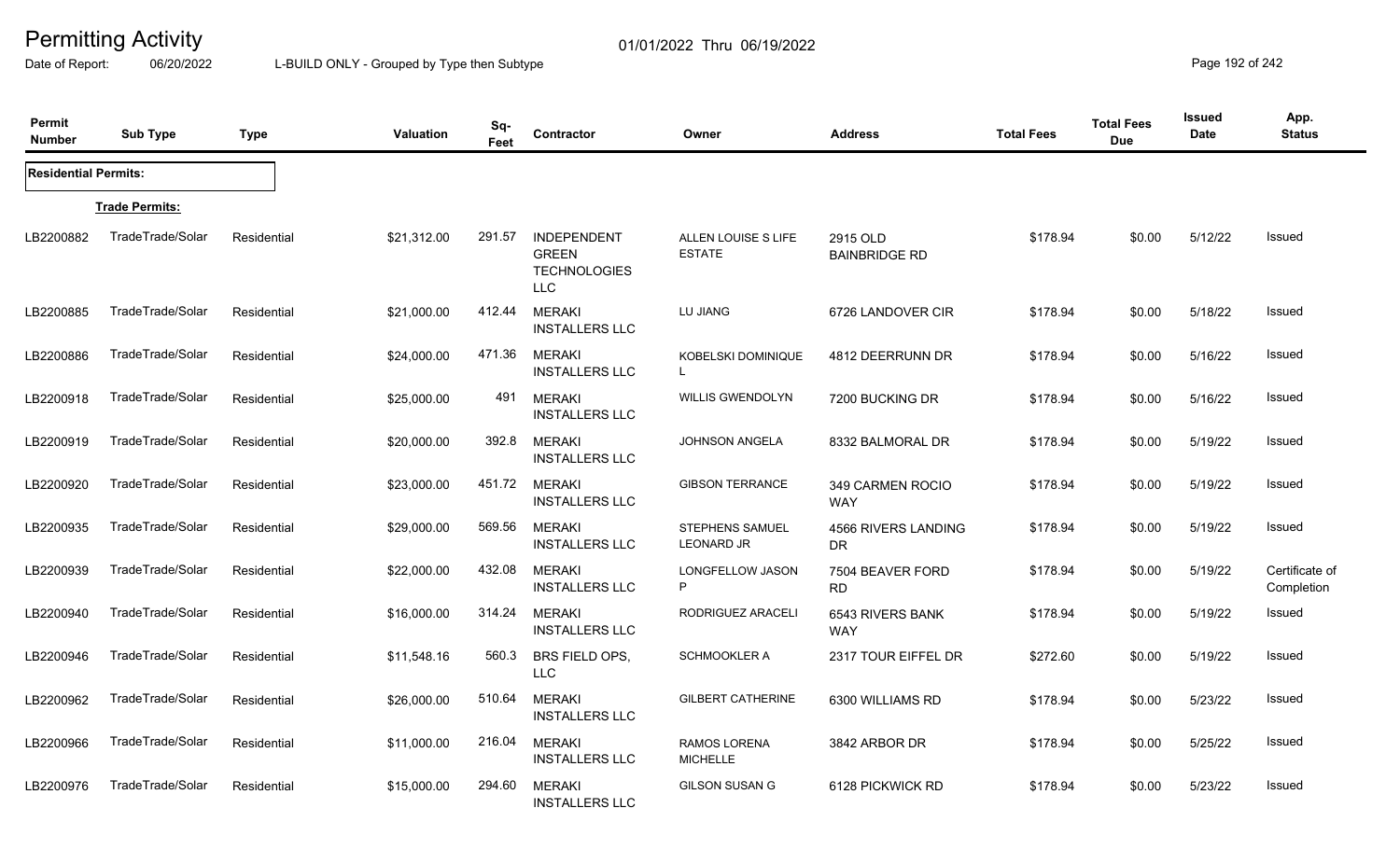# Permitting Activity

01/01/2022 Thru 06/19/2022

Date of Report: 06/20/2022

L-BUILD ONLY - Grouped by Type then Subtype

| Permit Number | Sub Type | Type | Valuation | Sq-Feet | Contractor | Owner | Address | Total Fees | Total Fees Due | Issued Date | App. Status |
|---|---|---|---|---|---|---|---|---|---|---|---|
| **Residential Permits:** | | | | | | | | | | | |
| **Trade Permits:** | | | | | | | | | | | |
| LB2200882 | TradeTrade/Solar | Residential | $21,312.00 | 291.57 | INDEPENDENT GREEN TECHNOLOGIES LLC | ALLEN LOUISE S LIFE ESTATE | 2915 OLD BAINBRIDGE RD | $178.94 | $0.00 | 5/12/22 | Issued |
| LB2200885 | TradeTrade/Solar | Residential | $21,000.00 | 412.44 | MERAKI INSTALLERS LLC | LU JIANG | 6726 LANDOVER CIR | $178.94 | $0.00 | 5/18/22 | Issued |
| LB2200886 | TradeTrade/Solar | Residential | $24,000.00 | 471.36 | MERAKI INSTALLERS LLC | KOBELSKI DOMINIQUE L | 4812 DEERRUNN DR | $178.94 | $0.00 | 5/16/22 | Issued |
| LB2200918 | TradeTrade/Solar | Residential | $25,000.00 | 491 | MERAKI INSTALLERS LLC | WILLIS GWENDOLYN | 7200 BUCKING DR | $178.94 | $0.00 | 5/16/22 | Issued |
| LB2200919 | TradeTrade/Solar | Residential | $20,000.00 | 392.8 | MERAKI INSTALLERS LLC | JOHNSON ANGELA | 8332 BALMORAL DR | $178.94 | $0.00 | 5/19/22 | Issued |
| LB2200920 | TradeTrade/Solar | Residential | $23,000.00 | 451.72 | MERAKI INSTALLERS LLC | GIBSON TERRANCE | 349 CARMEN ROCIO WAY | $178.94 | $0.00 | 5/19/22 | Issued |
| LB2200935 | TradeTrade/Solar | Residential | $29,000.00 | 569.56 | MERAKI INSTALLERS LLC | STEPHENS SAMUEL LEONARD JR | 4566 RIVERS LANDING DR | $178.94 | $0.00 | 5/19/22 | Issued |
| LB2200939 | TradeTrade/Solar | Residential | $22,000.00 | 432.08 | MERAKI INSTALLERS LLC | LONGFELLOW JASON P | 7504 BEAVER FORD RD | $178.94 | $0.00 | 5/19/22 | Certificate of Completion |
| LB2200940 | TradeTrade/Solar | Residential | $16,000.00 | 314.24 | MERAKI INSTALLERS LLC | RODRIGUEZ ARACELI | 6543 RIVERS BANK WAY | $178.94 | $0.00 | 5/19/22 | Issued |
| LB2200946 | TradeTrade/Solar | Residential | $11,548.16 | 560.3 | BRS FIELD OPS, LLC | SCHMOOKLER A | 2317 TOUR EIFFEL DR | $272.60 | $0.00 | 5/19/22 | Issued |
| LB2200962 | TradeTrade/Solar | Residential | $26,000.00 | 510.64 | MERAKI INSTALLERS LLC | GILBERT CATHERINE | 6300 WILLIAMS RD | $178.94 | $0.00 | 5/23/22 | Issued |
| LB2200966 | TradeTrade/Solar | Residential | $11,000.00 | 216.04 | MERAKI INSTALLERS LLC | RAMOS LORENA MICHELLE | 3842 ARBOR DR | $178.94 | $0.00 | 5/25/22 | Issued |
| LB2200976 | TradeTrade/Solar | Residential | $15,000.00 | 294.60 | MERAKI INSTALLERS LLC | GILSON SUSAN G | 6128 PICKWICK RD | $178.94 | $0.00 | 5/23/22 | Issued |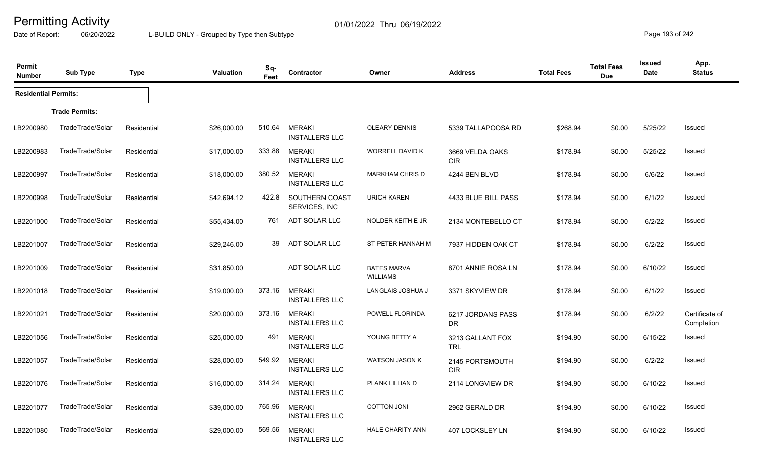# Permitting Activity

01/01/2022 Thru 06/19/2022

Date of Report: 06/20/2022 L-BUILD ONLY - Grouped by Type then Subtype

| Permit Number | Sub Type | Type | Valuation | Sq-Feet | Contractor | Owner | Address | Total Fees | Total Fees Due | Issued Date | App. Status |
|---|---|---|---|---|---|---|---|---|---|---|---|
| **Residential Permits:** | | | | | | | | | | | |
| **Trade Permits:** | | | | | | | | | | | |
| LB2200980 | TradeTrade/Solar | Residential | $26,000.00 | 510.64 | MERAKI INSTALLERS LLC | OLEARY DENNIS | 5339 TALLAPOOSA RD | $268.94 | $0.00 | 5/25/22 | Issued |
| LB2200983 | TradeTrade/Solar | Residential | $17,000.00 | 333.88 | MERAKI INSTALLERS LLC | WORRELL DAVID K | 3669 VELDA OAKS CIR | $178.94 | $0.00 | 5/25/22 | Issued |
| LB2200997 | TradeTrade/Solar | Residential | $18,000.00 | 380.52 | MERAKI INSTALLERS LLC | MARKHAM CHRIS D | 4244 BEN BLVD | $178.94 | $0.00 | 6/6/22 | Issued |
| LB2200998 | TradeTrade/Solar | Residential | $42,694.12 | 422.8 | SOUTHERN COAST SERVICES, INC | URICH KAREN | 4433 BLUE BILL PASS | $178.94 | $0.00 | 6/1/22 | Issued |
| LB2201000 | TradeTrade/Solar | Residential | $55,434.00 | 761 | ADT SOLAR LLC | NOLDER KEITH E JR | 2134 MONTEBELLO CT | $178.94 | $0.00 | 6/2/22 | Issued |
| LB2201007 | TradeTrade/Solar | Residential | $29,246.00 | 39 | ADT SOLAR LLC | ST PETER HANNAH M | 7937 HIDDEN OAK CT | $178.94 | $0.00 | 6/2/22 | Issued |
| LB2201009 | TradeTrade/Solar | Residential | $31,850.00 | | ADT SOLAR LLC | BATES MARVA WILLIAMS | 8701 ANNIE ROSA LN | $178.94 | $0.00 | 6/10/22 | Issued |
| LB2201018 | TradeTrade/Solar | Residential | $19,000.00 | 373.16 | MERAKI INSTALLERS LLC | LANGLAIS JOSHUA J | 3371 SKYVIEW DR | $178.94 | $0.00 | 6/1/22 | Issued |
| LB2201021 | TradeTrade/Solar | Residential | $20,000.00 | 373.16 | MERAKI INSTALLERS LLC | POWELL FLORINDA | 6217 JORDANS PASS DR | $178.94 | $0.00 | 6/2/22 | Certificate of Completion |
| LB2201056 | TradeTrade/Solar | Residential | $25,000.00 | 491 | MERAKI INSTALLERS LLC | YOUNG BETTY A | 3213 GALLANT FOX TRL | $194.90 | $0.00 | 6/15/22 | Issued |
| LB2201057 | TradeTrade/Solar | Residential | $28,000.00 | 549.92 | MERAKI INSTALLERS LLC | WATSON JASON K | 2145 PORTSMOUTH CIR | $194.90 | $0.00 | 6/2/22 | Issued |
| LB2201076 | TradeTrade/Solar | Residential | $16,000.00 | 314.24 | MERAKI INSTALLERS LLC | PLANK LILLIAN D | 2114 LONGVIEW DR | $194.90 | $0.00 | 6/10/22 | Issued |
| LB2201077 | TradeTrade/Solar | Residential | $39,000.00 | 765.96 | MERAKI INSTALLERS LLC | COTTON JONI | 2962 GERALD DR | $194.90 | $0.00 | 6/10/22 | Issued |
| LB2201080 | TradeTrade/Solar | Residential | $29,000.00 | 569.56 | MERAKI INSTALLERS LLC | HALE CHARITY ANN | 407 LOCKSLEY LN | $194.90 | $0.00 | 6/10/22 | Issued |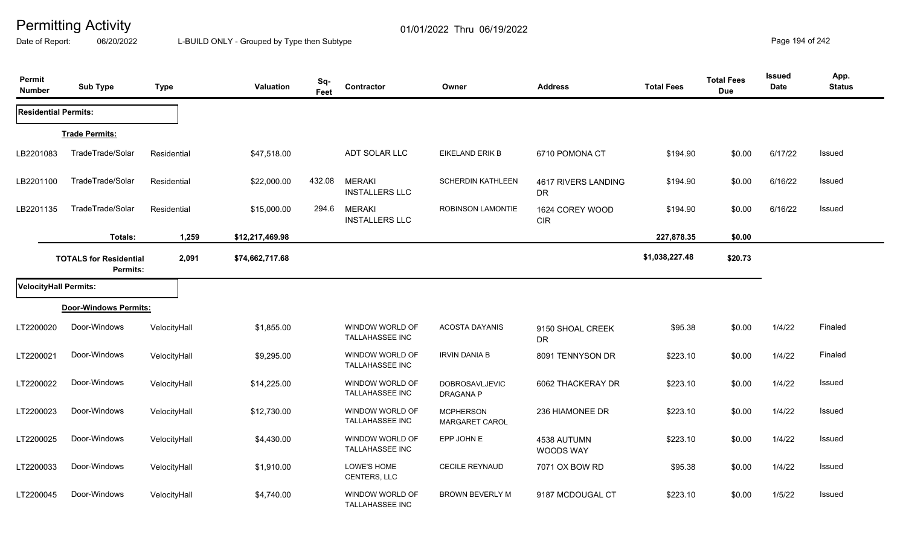# Permitting Activity

01/01/2022 Thru 06/19/2022

Date of Report: 06/20/2022

L-BUILD ONLY - Grouped by Type then Subtype

| Permit Number | Sub Type | Type | Valuation | Sq-Feet | Contractor | Owner | Address | Total Fees | Total Fees Due | Issued Date | App. Status |
|---|---|---|---|---|---|---|---|---|---|---|---|
| **Residential Permits:** | | | | | | | | | | | |
| | **Trade Permits:** | | | | | | | | | | |
| LB2201083 | TradeTrade/Solar | Residential | $47,518.00 | | ADT SOLAR LLC | EIKELAND ERIK B | 6710 POMONA CT | $194.90 | $0.00 | 6/17/22 | Issued |
| LB2201100 | TradeTrade/Solar | Residential | $22,000.00 | 432.08 | MERAKI INSTALLERS LLC | SCHERDIN KATHLEEN | 4617 RIVERS LANDING DR | $194.90 | $0.00 | 6/16/22 | Issued |
| LB2201135 | TradeTrade/Solar | Residential | $15,000.00 | 294.6 | MERAKI INSTALLERS LLC | ROBINSON LAMONTIE | 1624 COREY WOOD CIR | $194.90 | $0.00 | 6/16/22 | Issued |
| | **Totals:** | 1,259 | $12,217,469.98 | | | | | 227,878.35 | $0.00 | | |
| | **TOTALS for Residential Permits:** | 2,091 | $74,662,717.68 | | | | | $1,038,227.48 | $20.73 | | |
| **VelocityHall Permits:** | | | | | | | | | | | |
| | **Door-Windows Permits:** | | | | | | | | | | |
| LT2200020 | Door-Windows | VelocityHall | $1,855.00 | | WINDOW WORLD OF TALLAHASSEE INC | ACOSTA DAYANIS | 9150 SHOAL CREEK DR | $95.38 | $0.00 | 1/4/22 | Finaled |
| LT2200021 | Door-Windows | VelocityHall | $9,295.00 | | WINDOW WORLD OF TALLAHASSEE INC | IRVIN DANIA B | 8091 TENNYSON DR | $223.10 | $0.00 | 1/4/22 | Finaled |
| LT2200022 | Door-Windows | VelocityHall | $14,225.00 | | WINDOW WORLD OF TALLAHASSEE INC | DOBROSAVLJEVIC DRAGANA P | 6062 THACKERAY DR | $223.10 | $0.00 | 1/4/22 | Issued |
| LT2200023 | Door-Windows | VelocityHall | $12,730.00 | | WINDOW WORLD OF TALLAHASSEE INC | MCPHERSON MARGARET CAROL | 236 HIAMONEE DR | $223.10 | $0.00 | 1/4/22 | Issued |
| LT2200025 | Door-Windows | VelocityHall | $4,430.00 | | WINDOW WORLD OF TALLAHASSEE INC | EPP JOHN E | 4538 AUTUMN WOODS WAY | $223.10 | $0.00 | 1/4/22 | Issued |
| LT2200033 | Door-Windows | VelocityHall | $1,910.00 | | LOWE'S HOME CENTERS, LLC | CECILE REYNAUD | 7071 OX BOW RD | $95.38 | $0.00 | 1/4/22 | Issued |
| LT2200045 | Door-Windows | VelocityHall | $4,740.00 | | WINDOW WORLD OF TALLAHASSEE INC | BROWN BEVERLY M | 9187 MCDOUGAL CT | $223.10 | $0.00 | 1/5/22 | Issued |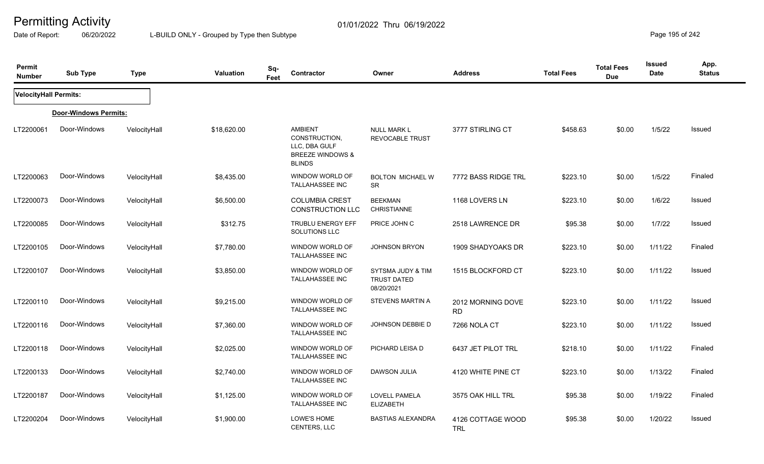# Permitting Activity

Date of Report: 06/20/2022 — 01/01/2022 Thru 06/19/2022

L-BUILD ONLY - Grouped by Type then Subtype

| Permit Number | Sub Type | Type | Valuation | Sq-Feet | Contractor | Owner | Address | Total Fees | Total Fees Due | Issued Date | App. Status |
|---|---|---|---|---|---|---|---|---|---|---|---|
| **VelocityHall Permits:** | | | | | | | | | | | |
| **Door-Windows Permits:** | | | | | | | | | | | |
| LT2200061 | Door-Windows | VelocityHall | $18,620.00 | | AMBIENT CONSTRUCTION, LLC, DBA GULF BREEZE WINDOWS & BLINDS | NULL MARK L REVOCABLE TRUST | 3777 STIRLING CT | $458.63 | $0.00 | 1/5/22 | Issued |
| LT2200063 | Door-Windows | VelocityHall | $8,435.00 | | WINDOW WORLD OF TALLAHASSEE INC | BOLTON MICHAEL W SR | 7772 BASS RIDGE TRL | $223.10 | $0.00 | 1/5/22 | Finaled |
| LT2200073 | Door-Windows | VelocityHall | $6,500.00 | | COLUMBIA CREST CONSTRUCTION LLC | BEEKMAN CHRISTIANNE | 1168 LOVERS LN | $223.10 | $0.00 | 1/6/22 | Issued |
| LT2200085 | Door-Windows | VelocityHall | $312.75 | | TRUBLU ENERGY EFF SOLUTIONS LLC | PRICE JOHN C | 2518 LAWRENCE DR | $95.38 | $0.00 | 1/7/22 | Issued |
| LT2200105 | Door-Windows | VelocityHall | $7,780.00 | | WINDOW WORLD OF TALLAHASSEE INC | JOHNSON BRYON | 1909 SHADYOAKS DR | $223.10 | $0.00 | 1/11/22 | Finaled |
| LT2200107 | Door-Windows | VelocityHall | $3,850.00 | | WINDOW WORLD OF TALLAHASSEE INC | SYTSMA JUDY & TIM TRUST DATED 08/20/2021 | 1515 BLOCKFORD CT | $223.10 | $0.00 | 1/11/22 | Issued |
| LT2200110 | Door-Windows | VelocityHall | $9,215.00 | | WINDOW WORLD OF TALLAHASSEE INC | STEVENS MARTIN A | 2012 MORNING DOVE RD | $223.10 | $0.00 | 1/11/22 | Issued |
| LT2200116 | Door-Windows | VelocityHall | $7,360.00 | | WINDOW WORLD OF TALLAHASSEE INC | JOHNSON DEBBIE D | 7266 NOLA CT | $223.10 | $0.00 | 1/11/22 | Issued |
| LT2200118 | Door-Windows | VelocityHall | $2,025.00 | | WINDOW WORLD OF TALLAHASSEE INC | PICHARD LEISA D | 6437 JET PILOT TRL | $218.10 | $0.00 | 1/11/22 | Finaled |
| LT2200133 | Door-Windows | VelocityHall | $2,740.00 | | WINDOW WORLD OF TALLAHASSEE INC | DAWSON JULIA | 4120 WHITE PINE CT | $223.10 | $0.00 | 1/13/22 | Finaled |
| LT2200187 | Door-Windows | VelocityHall | $1,125.00 | | WINDOW WORLD OF TALLAHASSEE INC | LOVELL PAMELA ELIZABETH | 3575 OAK HILL TRL | $95.38 | $0.00 | 1/19/22 | Finaled |
| LT2200204 | Door-Windows | VelocityHall | $1,900.00 | | LOWE'S HOME CENTERS, LLC | BASTIAS ALEXANDRA | 4126 COTTAGE WOOD TRL | $95.38 | $0.00 | 1/20/22 | Issued |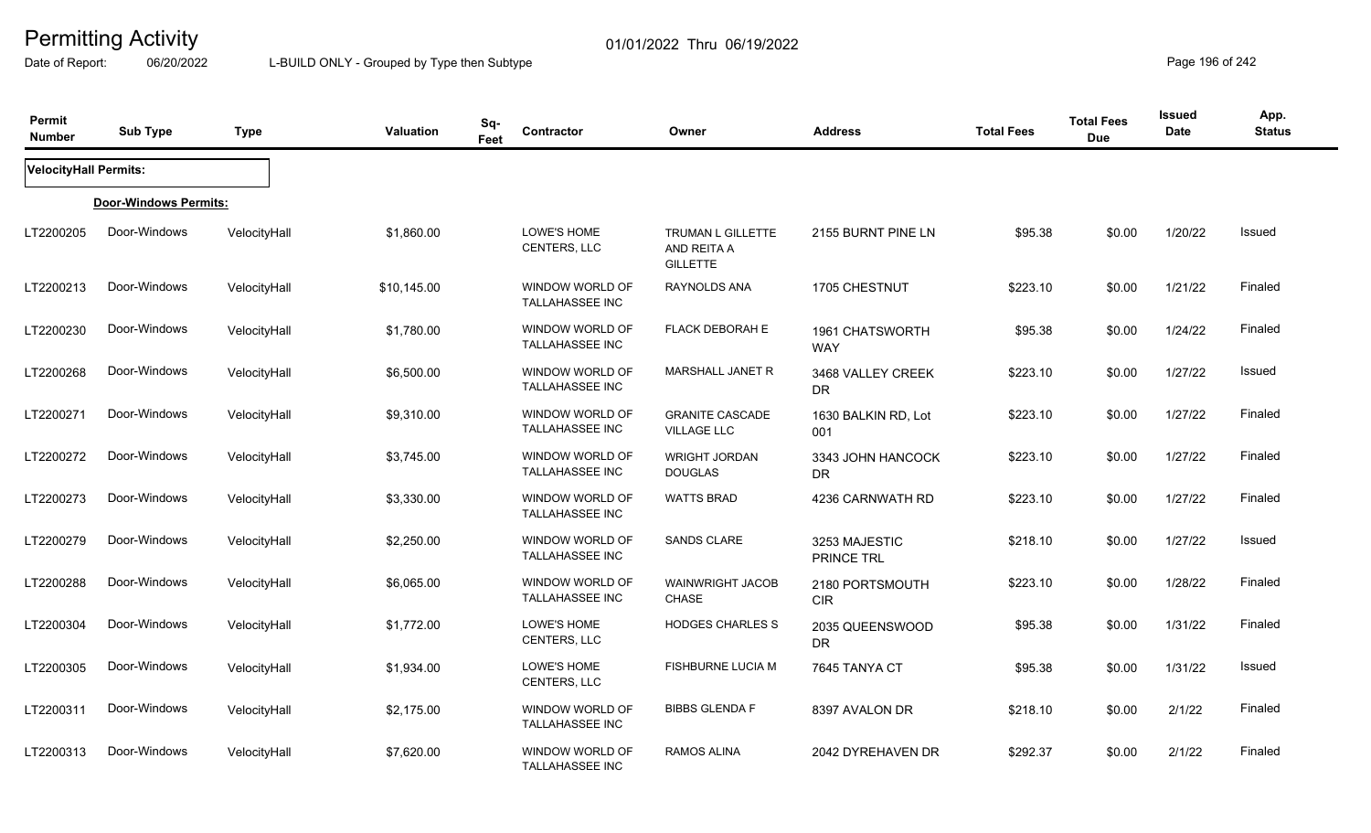# Permitting Activity

Date of Report: 06/20/2022

01/01/2022 Thru 06/19/2022

L-BUILD ONLY - Grouped by Type then Subtype

| Permit Number | Sub Type | Type | Valuation | Sq-Feet | Contractor | Owner | Address | Total Fees | Total Fees Due | Issued Date | App. Status |
|---|---|---|---|---|---|---|---|---|---|---|---|
| **VelocityHall Permits:** | | | | | | | | | | | |
| **Door-Windows Permits:** | | | | | | | | | | | |
| LT2200205 | Door-Windows | VelocityHall | $1,860.00 | | LOWE'S HOME CENTERS, LLC | TRUMAN L GILLETTE AND REITA A GILLETTE | 2155 BURNT PINE LN | $95.38 | $0.00 | 1/20/22 | Issued |
| LT2200213 | Door-Windows | VelocityHall | $10,145.00 | | WINDOW WORLD OF TALLAHASSEE INC | RAYNOLDS ANA | 1705 CHESTNUT | $223.10 | $0.00 | 1/21/22 | Finaled |
| LT2200230 | Door-Windows | VelocityHall | $1,780.00 | | WINDOW WORLD OF TALLAHASSEE INC | FLACK DEBORAH E | 1961 CHATSWORTH WAY | $95.38 | $0.00 | 1/24/22 | Finaled |
| LT2200268 | Door-Windows | VelocityHall | $6,500.00 | | WINDOW WORLD OF TALLAHASSEE INC | MARSHALL JANET R | 3468 VALLEY CREEK DR | $223.10 | $0.00 | 1/27/22 | Issued |
| LT2200271 | Door-Windows | VelocityHall | $9,310.00 | | WINDOW WORLD OF TALLAHASSEE INC | GRANITE CASCADE VILLAGE LLC | 1630 BALKIN RD, Lot 001 | $223.10 | $0.00 | 1/27/22 | Finaled |
| LT2200272 | Door-Windows | VelocityHall | $3,745.00 | | WINDOW WORLD OF TALLAHASSEE INC | WRIGHT JORDAN DOUGLAS | 3343 JOHN HANCOCK DR | $223.10 | $0.00 | 1/27/22 | Finaled |
| LT2200273 | Door-Windows | VelocityHall | $3,330.00 | | WINDOW WORLD OF TALLAHASSEE INC | WATTS BRAD | 4236 CARNWATH RD | $223.10 | $0.00 | 1/27/22 | Finaled |
| LT2200279 | Door-Windows | VelocityHall | $2,250.00 | | WINDOW WORLD OF TALLAHASSEE INC | SANDS CLARE | 3253 MAJESTIC PRINCE TRL | $218.10 | $0.00 | 1/27/22 | Issued |
| LT2200288 | Door-Windows | VelocityHall | $6,065.00 | | WINDOW WORLD OF TALLAHASSEE INC | WAINWRIGHT JACOB CHASE | 2180 PORTSMOUTH CIR | $223.10 | $0.00 | 1/28/22 | Finaled |
| LT2200304 | Door-Windows | VelocityHall | $1,772.00 | | LOWE'S HOME CENTERS, LLC | HODGES CHARLES S | 2035 QUEENSWOOD DR | $95.38 | $0.00 | 1/31/22 | Finaled |
| LT2200305 | Door-Windows | VelocityHall | $1,934.00 | | LOWE'S HOME CENTERS, LLC | FISHBURNE LUCIA M | 7645 TANYA CT | $95.38 | $0.00 | 1/31/22 | Issued |
| LT2200311 | Door-Windows | VelocityHall | $2,175.00 | | WINDOW WORLD OF TALLAHASSEE INC | BIBBS GLENDA F | 8397 AVALON DR | $218.10 | $0.00 | 2/1/22 | Finaled |
| LT2200313 | Door-Windows | VelocityHall | $7,620.00 | | WINDOW WORLD OF TALLAHASSEE INC | RAMOS ALINA | 2042 DYREHAVEN DR | $292.37 | $0.00 | 2/1/22 | Finaled |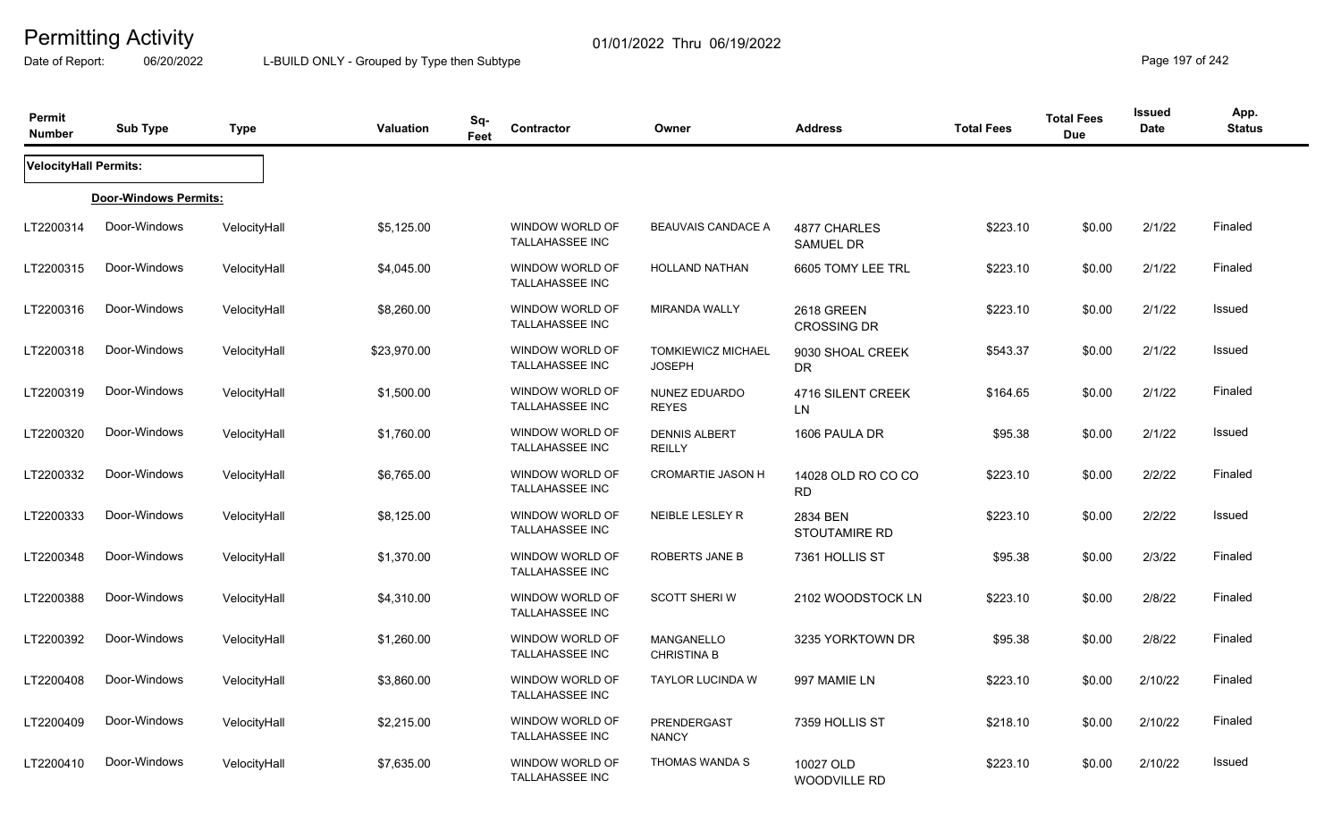# Permitting Activity

Date of Report: 06/20/2022

01/01/2022 Thru 06/19/2022

L-BUILD ONLY - Grouped by Type then Subtype

| Permit Number | Sub Type | Type | Valuation | Sq-Feet | Contractor | Owner | Address | Total Fees | Total Fees Due | Issued Date | App. Status |
|---|---|---|---|---|---|---|---|---|---|---|---|
| **VelocityHall Permits:** | | | | | | | | | | | |
| **Door-Windows Permits:** | | | | | | | | | | | |
| LT2200314 | Door-Windows | VelocityHall | $5,125.00 | | WINDOW WORLD OF TALLAHASSEE INC | BEAUVAIS CANDACE A | 4877 CHARLES SAMUEL DR | $223.10 | $0.00 | 2/1/22 | Finaled |
| LT2200315 | Door-Windows | VelocityHall | $4,045.00 | | WINDOW WORLD OF TALLAHASSEE INC | HOLLAND NATHAN | 6605 TOMY LEE TRL | $223.10 | $0.00 | 2/1/22 | Finaled |
| LT2200316 | Door-Windows | VelocityHall | $8,260.00 | | WINDOW WORLD OF TALLAHASSEE INC | MIRANDA WALLY | 2618 GREEN CROSSING DR | $223.10 | $0.00 | 2/1/22 | Issued |
| LT2200318 | Door-Windows | VelocityHall | $23,970.00 | | WINDOW WORLD OF TALLAHASSEE INC | TOMKIEWICZ MICHAEL JOSEPH | 9030 SHOAL CREEK DR | $543.37 | $0.00 | 2/1/22 | Issued |
| LT2200319 | Door-Windows | VelocityHall | $1,500.00 | | WINDOW WORLD OF TALLAHASSEE INC | NUNEZ EDUARDO REYES | 4716 SILENT CREEK LN | $164.65 | $0.00 | 2/1/22 | Finaled |
| LT2200320 | Door-Windows | VelocityHall | $1,760.00 | | WINDOW WORLD OF TALLAHASSEE INC | DENNIS ALBERT REILLY | 1606 PAULA DR | $95.38 | $0.00 | 2/1/22 | Issued |
| LT2200332 | Door-Windows | VelocityHall | $6,765.00 | | WINDOW WORLD OF TALLAHASSEE INC | CROMARTIE JASON H | 14028 OLD RO CO CO RD | $223.10 | $0.00 | 2/2/22 | Finaled |
| LT2200333 | Door-Windows | VelocityHall | $8,125.00 | | WINDOW WORLD OF TALLAHASSEE INC | NEIBLE LESLEY R | 2834 BEN STOUTAMIRE RD | $223.10 | $0.00 | 2/2/22 | Issued |
| LT2200348 | Door-Windows | VelocityHall | $1,370.00 | | WINDOW WORLD OF TALLAHASSEE INC | ROBERTS JANE B | 7361 HOLLIS ST | $95.38 | $0.00 | 2/3/22 | Finaled |
| LT2200388 | Door-Windows | VelocityHall | $4,310.00 | | WINDOW WORLD OF TALLAHASSEE INC | SCOTT SHERI W | 2102 WOODSTOCK LN | $223.10 | $0.00 | 2/8/22 | Finaled |
| LT2200392 | Door-Windows | VelocityHall | $1,260.00 | | WINDOW WORLD OF TALLAHASSEE INC | MANGANELLO CHRISTINA B | 3235 YORKTOWN DR | $95.38 | $0.00 | 2/8/22 | Finaled |
| LT2200408 | Door-Windows | VelocityHall | $3,860.00 | | WINDOW WORLD OF TALLAHASSEE INC | TAYLOR LUCINDA W | 997 MAMIE LN | $223.10 | $0.00 | 2/10/22 | Finaled |
| LT2200409 | Door-Windows | VelocityHall | $2,215.00 | | WINDOW WORLD OF TALLAHASSEE INC | PRENDERGAST NANCY | 7359 HOLLIS ST | $218.10 | $0.00 | 2/10/22 | Finaled |
| LT2200410 | Door-Windows | VelocityHall | $7,635.00 | | WINDOW WORLD OF TALLAHASSEE INC | THOMAS WANDA S | 10027 OLD WOODVILLE RD | $223.10 | $0.00 | 2/10/22 | Issued |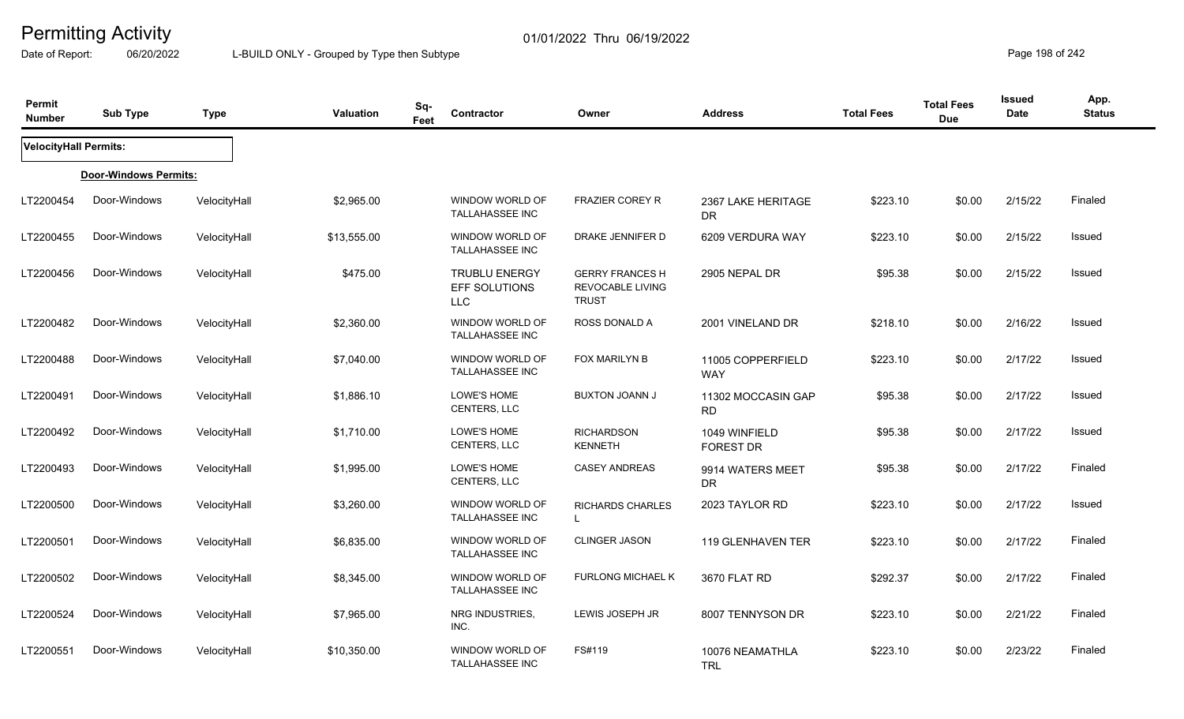# Permitting Activity

Date of Report: 06/20/2022 — L-BUILD ONLY - Grouped by Type then Subtype — 01/01/2022 Thru 06/19/2022

| Permit Number | Sub Type | Type | Valuation | Sq-Feet | Contractor | Owner | Address | Total Fees | Total Fees Due | Issued Date | App. Status |
|---|---|---|---|---|---|---|---|---|---|---|---|
| **VelocityHall Permits:** | | | | | | | | | | | |
| **Door-Windows Permits:** | | | | | | | | | | | |
| LT2200454 | Door-Windows | VelocityHall | $2,965.00 | | WINDOW WORLD OF TALLAHASSEE INC | FRAZIER COREY R | 2367 LAKE HERITAGE DR | $223.10 | $0.00 | 2/15/22 | Finaled |
| LT2200455 | Door-Windows | VelocityHall | $13,555.00 | | WINDOW WORLD OF TALLAHASSEE INC | DRAKE JENNIFER D | 6209 VERDURA WAY | $223.10 | $0.00 | 2/15/22 | Issued |
| LT2200456 | Door-Windows | VelocityHall | $475.00 | | TRUBLU ENERGY EFF SOLUTIONS LLC | GERRY FRANCES H REVOCABLE LIVING TRUST | 2905 NEPAL DR | $95.38 | $0.00 | 2/15/22 | Issued |
| LT2200482 | Door-Windows | VelocityHall | $2,360.00 | | WINDOW WORLD OF TALLAHASSEE INC | ROSS DONALD A | 2001 VINELAND DR | $218.10 | $0.00 | 2/16/22 | Issued |
| LT2200488 | Door-Windows | VelocityHall | $7,040.00 | | WINDOW WORLD OF TALLAHASSEE INC | FOX MARILYN B | 11005 COPPERFIELD WAY | $223.10 | $0.00 | 2/17/22 | Issued |
| LT2200491 | Door-Windows | VelocityHall | $1,886.10 | | LOWE'S HOME CENTERS, LLC | BUXTON JOANN J | 11302 MOCCASIN GAP RD | $95.38 | $0.00 | 2/17/22 | Issued |
| LT2200492 | Door-Windows | VelocityHall | $1,710.00 | | LOWE'S HOME CENTERS, LLC | RICHARDSON KENNETH | 1049 WINFIELD FOREST DR | $95.38 | $0.00 | 2/17/22 | Issued |
| LT2200493 | Door-Windows | VelocityHall | $1,995.00 | | LOWE'S HOME CENTERS, LLC | CASEY ANDREAS | 9914 WATERS MEET DR | $95.38 | $0.00 | 2/17/22 | Finaled |
| LT2200500 | Door-Windows | VelocityHall | $3,260.00 | | WINDOW WORLD OF TALLAHASSEE INC | RICHARDS CHARLES L | 2023 TAYLOR RD | $223.10 | $0.00 | 2/17/22 | Issued |
| LT2200501 | Door-Windows | VelocityHall | $6,835.00 | | WINDOW WORLD OF TALLAHASSEE INC | CLINGER JASON | 119 GLENHAVEN TER | $223.10 | $0.00 | 2/17/22 | Finaled |
| LT2200502 | Door-Windows | VelocityHall | $8,345.00 | | WINDOW WORLD OF TALLAHASSEE INC | FURLONG MICHAEL K | 3670 FLAT RD | $292.37 | $0.00 | 2/17/22 | Finaled |
| LT2200524 | Door-Windows | VelocityHall | $7,965.00 | | NRG INDUSTRIES, INC. | LEWIS JOSEPH JR | 8007 TENNYSON DR | $223.10 | $0.00 | 2/21/22 | Finaled |
| LT2200551 | Door-Windows | VelocityHall | $10,350.00 | | WINDOW WORLD OF TALLAHASSEE INC | FS#119 | 10076 NEAMATHLA TRL | $223.10 | $0.00 | 2/23/22 | Finaled |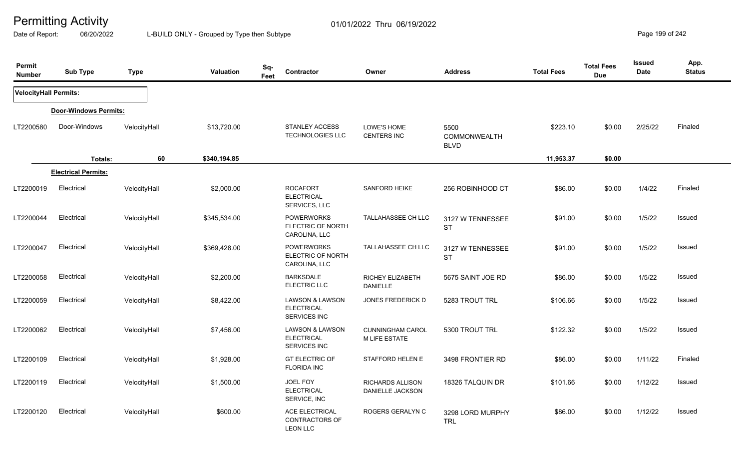# Permitting Activity

01/01/2022 Thru 06/19/2022

Date of Report: 06/20/2022 L-BUILD ONLY - Grouped by Type then Subtype

| Permit Number | Sub Type | Type | Valuation | Sq-Feet | Contractor | Owner | Address | Total Fees | Total Fees Due | Issued Date | App. Status |
|---|---|---|---|---|---|---|---|---|---|---|---|
| **VelocityHall Permits:** | | | | | | | | | | | |
| **Door-Windows Permits:** | | | | | | | | | | | |
| LT2200580 | Door-Windows | VelocityHall | $13,720.00 | | STANLEY ACCESS TECHNOLOGIES LLC | LOWE'S HOME CENTERS INC | 5500 COMMONWEALTH BLVD | $223.10 | $0.00 | 2/25/22 | Finaled |
| | **Totals:** | 60 | $340,194.85 | | | | | 11,953.37 | $0.00 | | |
| **Electrical Permits:** | | | | | | | | | | | |
| LT2200019 | Electrical | VelocityHall | $2,000.00 | | ROCAFORT ELECTRICAL SERVICES, LLC | SANFORD HEIKE | 256 ROBINHOOD CT | $86.00 | $0.00 | 1/4/22 | Finaled |
| LT2200044 | Electrical | VelocityHall | $345,534.00 | | POWERWORKS ELECTRIC OF NORTH CAROLINA, LLC | TALLAHASSEE CH LLC | 3127 W TENNESSEE ST | $91.00 | $0.00 | 1/5/22 | Issued |
| LT2200047 | Electrical | VelocityHall | $369,428.00 | | POWERWORKS ELECTRIC OF NORTH CAROLINA, LLC | TALLAHASSEE CH LLC | 3127 W TENNESSEE ST | $91.00 | $0.00 | 1/5/22 | Issued |
| LT2200058 | Electrical | VelocityHall | $2,200.00 | | BARKSDALE ELECTRIC LLC | RICHEY ELIZABETH DANIELLE | 5675 SAINT JOE RD | $86.00 | $0.00 | 1/5/22 | Issued |
| LT2200059 | Electrical | VelocityHall | $8,422.00 | | LAWSON & LAWSON ELECTRICAL SERVICES INC | JONES FREDERICK D | 5283 TROUT TRL | $106.66 | $0.00 | 1/5/22 | Issued |
| LT2200062 | Electrical | VelocityHall | $7,456.00 | | LAWSON & LAWSON ELECTRICAL SERVICES INC | CUNNINGHAM CAROL M LIFE ESTATE | 5300 TROUT TRL | $122.32 | $0.00 | 1/5/22 | Issued |
| LT2200109 | Electrical | VelocityHall | $1,928.00 | | GT ELECTRIC OF FLORIDA INC | STAFFORD HELEN E | 3498 FRONTIER RD | $86.00 | $0.00 | 1/11/22 | Finaled |
| LT2200119 | Electrical | VelocityHall | $1,500.00 | | JOEL FOY ELECTRICAL SERVICE, INC | RICHARDS ALLISON DANIELLE JACKSON | 18326 TALQUIN DR | $101.66 | $0.00 | 1/12/22 | Issued |
| LT2200120 | Electrical | VelocityHall | $600.00 | | ACE ELECTRICAL CONTRACTORS OF LEON LLC | ROGERS GERALYN C | 3298 LORD MURPHY TRL | $86.00 | $0.00 | 1/12/22 | Issued |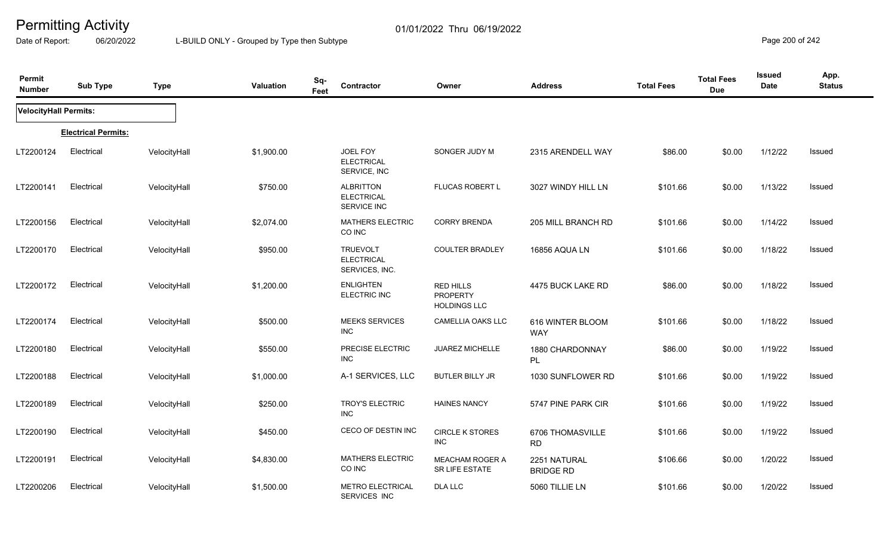# Permitting Activity

01/01/2022 Thru 06/19/2022

Date of Report: 06/20/2022

L-BUILD ONLY - Grouped by Type then Subtype

| Permit Number | Sub Type | Type | Valuation | Sq-Feet | Contractor | Owner | Address | Total Fees | Total Fees Due | Issued Date | App. Status |
|---|---|---|---|---|---|---|---|---|---|---|---|
| **VelocityHall Permits:** | | | | | | | | | | | |
| | **Electrical Permits:** | | | | | | | | | | |
| LT2200124 | Electrical | VelocityHall | $1,900.00 | | JOEL FOY ELECTRICAL SERVICE, INC | SONGER JUDY M | 2315 ARENDELL WAY | $86.00 | $0.00 | 1/12/22 | Issued |
| LT2200141 | Electrical | VelocityHall | $750.00 | | ALBRITTON ELECTRICAL SERVICE INC | FLUCAS ROBERT L | 3027 WINDY HILL LN | $101.66 | $0.00 | 1/13/22 | Issued |
| LT2200156 | Electrical | VelocityHall | $2,074.00 | | MATHERS ELECTRIC CO INC | CORRY BRENDA | 205 MILL BRANCH RD | $101.66 | $0.00 | 1/14/22 | Issued |
| LT2200170 | Electrical | VelocityHall | $950.00 | | TRUEVOLT ELECTRICAL SERVICES, INC. | COULTER BRADLEY | 16856 AQUA LN | $101.66 | $0.00 | 1/18/22 | Issued |
| LT2200172 | Electrical | VelocityHall | $1,200.00 | | ENLIGHTEN ELECTRIC INC | RED HILLS PROPERTY HOLDINGS LLC | 4475 BUCK LAKE RD | $86.00 | $0.00 | 1/18/22 | Issued |
| LT2200174 | Electrical | VelocityHall | $500.00 | | MEEKS SERVICES INC | CAMELLIA OAKS LLC | 616 WINTER BLOOM WAY | $101.66 | $0.00 | 1/18/22 | Issued |
| LT2200180 | Electrical | VelocityHall | $550.00 | | PRECISE ELECTRIC INC | JUAREZ MICHELLE | 1880 CHARDONNAY PL | $86.00 | $0.00 | 1/19/22 | Issued |
| LT2200188 | Electrical | VelocityHall | $1,000.00 | | A-1 SERVICES, LLC | BUTLER BILLY JR | 1030 SUNFLOWER RD | $101.66 | $0.00 | 1/19/22 | Issued |
| LT2200189 | Electrical | VelocityHall | $250.00 | | TROY'S ELECTRIC INC | HAINES NANCY | 5747 PINE PARK CIR | $101.66 | $0.00 | 1/19/22 | Issued |
| LT2200190 | Electrical | VelocityHall | $450.00 | | CECO OF DESTIN INC | CIRCLE K STORES INC | 6706 THOMASVILLE RD | $101.66 | $0.00 | 1/19/22 | Issued |
| LT2200191 | Electrical | VelocityHall | $4,830.00 | | MATHERS ELECTRIC CO INC | MEACHAM ROGER A SR LIFE ESTATE | 2251 NATURAL BRIDGE RD | $106.66 | $0.00 | 1/20/22 | Issued |
| LT2200206 | Electrical | VelocityHall | $1,500.00 | | METRO ELECTRICAL SERVICES INC | DLA LLC | 5060 TILLIE LN | $101.66 | $0.00 | 1/20/22 | Issued |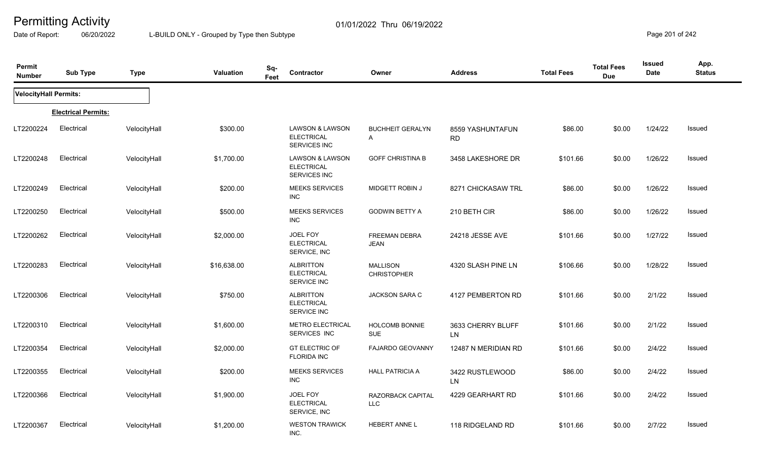# Permitting Activity

01/01/2022 Thru 06/19/2022

Date of Report: 06/20/2022

L-BUILD ONLY - Grouped by Type then Subtype

| Permit Number | Sub Type | Type | Valuation | Sq-Feet | Contractor | Owner | Address | Total Fees | Total Fees Due | Issued Date | App. Status |
|---|---|---|---|---|---|---|---|---|---|---|---|
| **VelocityHall Permits:** | | | | | | | | | | | |
| **Electrical Permits:** | | | | | | | | | | | |
| LT2200224 | Electrical | VelocityHall | $300.00 | | LAWSON & LAWSON ELECTRICAL SERVICES INC | BUCHHEIT GERALYN A | 8559 YASHUNTAFUN RD | $86.00 | $0.00 | 1/24/22 | Issued |
| LT2200248 | Electrical | VelocityHall | $1,700.00 | | LAWSON & LAWSON ELECTRICAL SERVICES INC | GOFF CHRISTINA B | 3458 LAKESHORE DR | $101.66 | $0.00 | 1/26/22 | Issued |
| LT2200249 | Electrical | VelocityHall | $200.00 | | MEEKS SERVICES INC | MIDGETT ROBIN J | 8271 CHICKASAW TRL | $86.00 | $0.00 | 1/26/22 | Issued |
| LT2200250 | Electrical | VelocityHall | $500.00 | | MEEKS SERVICES INC | GODWIN BETTY A | 210 BETH CIR | $86.00 | $0.00 | 1/26/22 | Issued |
| LT2200262 | Electrical | VelocityHall | $2,000.00 | | JOEL FOY ELECTRICAL SERVICE, INC | FREEMAN DEBRA JEAN | 24218 JESSE AVE | $101.66 | $0.00 | 1/27/22 | Issued |
| LT2200283 | Electrical | VelocityHall | $16,638.00 | | ALBRITTON ELECTRICAL SERVICE INC | MALLISON CHRISTOPHER | 4320 SLASH PINE LN | $106.66 | $0.00 | 1/28/22 | Issued |
| LT2200306 | Electrical | VelocityHall | $750.00 | | ALBRITTON ELECTRICAL SERVICE INC | JACKSON SARA C | 4127 PEMBERTON RD | $101.66 | $0.00 | 2/1/22 | Issued |
| LT2200310 | Electrical | VelocityHall | $1,600.00 | | METRO ELECTRICAL SERVICES INC | HOLCOMB BONNIE SUE | 3633 CHERRY BLUFF LN | $101.66 | $0.00 | 2/1/22 | Issued |
| LT2200354 | Electrical | VelocityHall | $2,000.00 | | GT ELECTRIC OF FLORIDA INC | FAJARDO GEOVANNY | 12487 N MERIDIAN RD | $101.66 | $0.00 | 2/4/22 | Issued |
| LT2200355 | Electrical | VelocityHall | $200.00 | | MEEKS SERVICES INC | HALL PATRICIA A | 3422 RUSTLEWOOD LN | $86.00 | $0.00 | 2/4/22 | Issued |
| LT2200366 | Electrical | VelocityHall | $1,900.00 | | JOEL FOY ELECTRICAL SERVICE, INC | RAZORBACK CAPITAL LLC | 4229 GEARHART RD | $101.66 | $0.00 | 2/4/22 | Issued |
| LT2200367 | Electrical | VelocityHall | $1,200.00 | | WESTON TRAWICK INC. | HEBERT ANNE L | 118 RIDGELAND RD | $101.66 | $0.00 | 2/7/22 | Issued |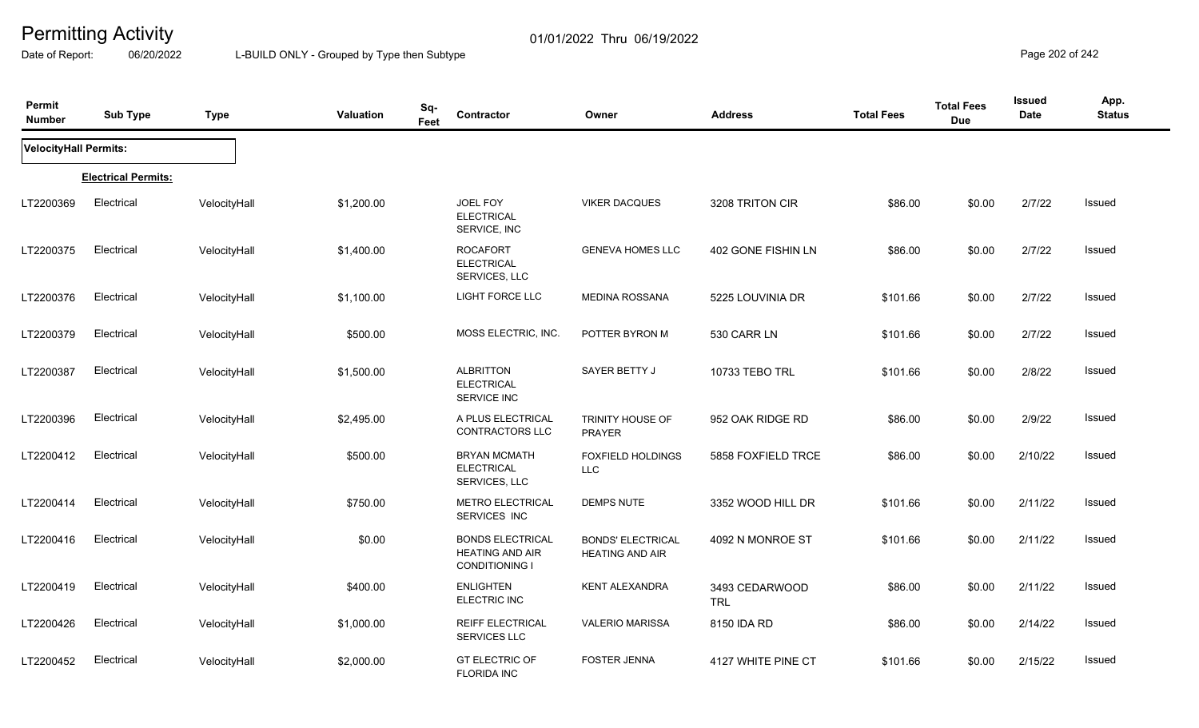# Permitting Activity

01/01/2022 Thru 06/19/2022

Date of Report: 06/20/2022 L-BUILD ONLY - Grouped by Type then Subtype

| Permit Number | Sub Type | Type | Valuation | Sq-Feet | Contractor | Owner | Address | Total Fees | Total Fees Due | Issued Date | App. Status |
|---|---|---|---|---|---|---|---|---|---|---|---|
| **VelocityHall Permits:** | | | | | | | | | | | |
| **Electrical Permits:** | | | | | | | | | | | |
| LT2200369 | Electrical | VelocityHall | $1,200.00 | | JOEL FOY ELECTRICAL SERVICE, INC | VIKER DACQUES | 3208 TRITON CIR | $86.00 | $0.00 | 2/7/22 | Issued |
| LT2200375 | Electrical | VelocityHall | $1,400.00 | | ROCAFORT ELECTRICAL SERVICES, LLC | GENEVA HOMES LLC | 402 GONE FISHIN LN | $86.00 | $0.00 | 2/7/22 | Issued |
| LT2200376 | Electrical | VelocityHall | $1,100.00 | | LIGHT FORCE LLC | MEDINA ROSSANA | 5225 LOUVINIA DR | $101.66 | $0.00 | 2/7/22 | Issued |
| LT2200379 | Electrical | VelocityHall | $500.00 | | MOSS ELECTRIC, INC. | POTTER BYRON M | 530 CARR LN | $101.66 | $0.00 | 2/7/22 | Issued |
| LT2200387 | Electrical | VelocityHall | $1,500.00 | | ALBRITTON ELECTRICAL SERVICE INC | SAYER BETTY J | 10733 TEBO TRL | $101.66 | $0.00 | 2/8/22 | Issued |
| LT2200396 | Electrical | VelocityHall | $2,495.00 | | A PLUS ELECTRICAL CONTRACTORS LLC | TRINITY HOUSE OF PRAYER | 952 OAK RIDGE RD | $86.00 | $0.00 | 2/9/22 | Issued |
| LT2200412 | Electrical | VelocityHall | $500.00 | | BRYAN MCMATH ELECTRICAL SERVICES, LLC | FOXFIELD HOLDINGS LLC | 5858 FOXFIELD TRCE | $86.00 | $0.00 | 2/10/22 | Issued |
| LT2200414 | Electrical | VelocityHall | $750.00 | | METRO ELECTRICAL SERVICES INC | DEMPS NUTE | 3352 WOOD HILL DR | $101.66 | $0.00 | 2/11/22 | Issued |
| LT2200416 | Electrical | VelocityHall | $0.00 | | BONDS ELECTRICAL HEATING AND AIR CONDITIONING I | BONDS' ELECTRICAL HEATING AND AIR | 4092 N MONROE ST | $101.66 | $0.00 | 2/11/22 | Issued |
| LT2200419 | Electrical | VelocityHall | $400.00 | | ENLIGHTEN ELECTRIC INC | KENT ALEXANDRA | 3493 CEDARWOOD TRL | $86.00 | $0.00 | 2/11/22 | Issued |
| LT2200426 | Electrical | VelocityHall | $1,000.00 | | REIFF ELECTRICAL SERVICES LLC | VALERIO MARISSA | 8150 IDA RD | $86.00 | $0.00 | 2/14/22 | Issued |
| LT2200452 | Electrical | VelocityHall | $2,000.00 | | GT ELECTRIC OF FLORIDA INC | FOSTER JENNA | 4127 WHITE PINE CT | $101.66 | $0.00 | 2/15/22 | Issued |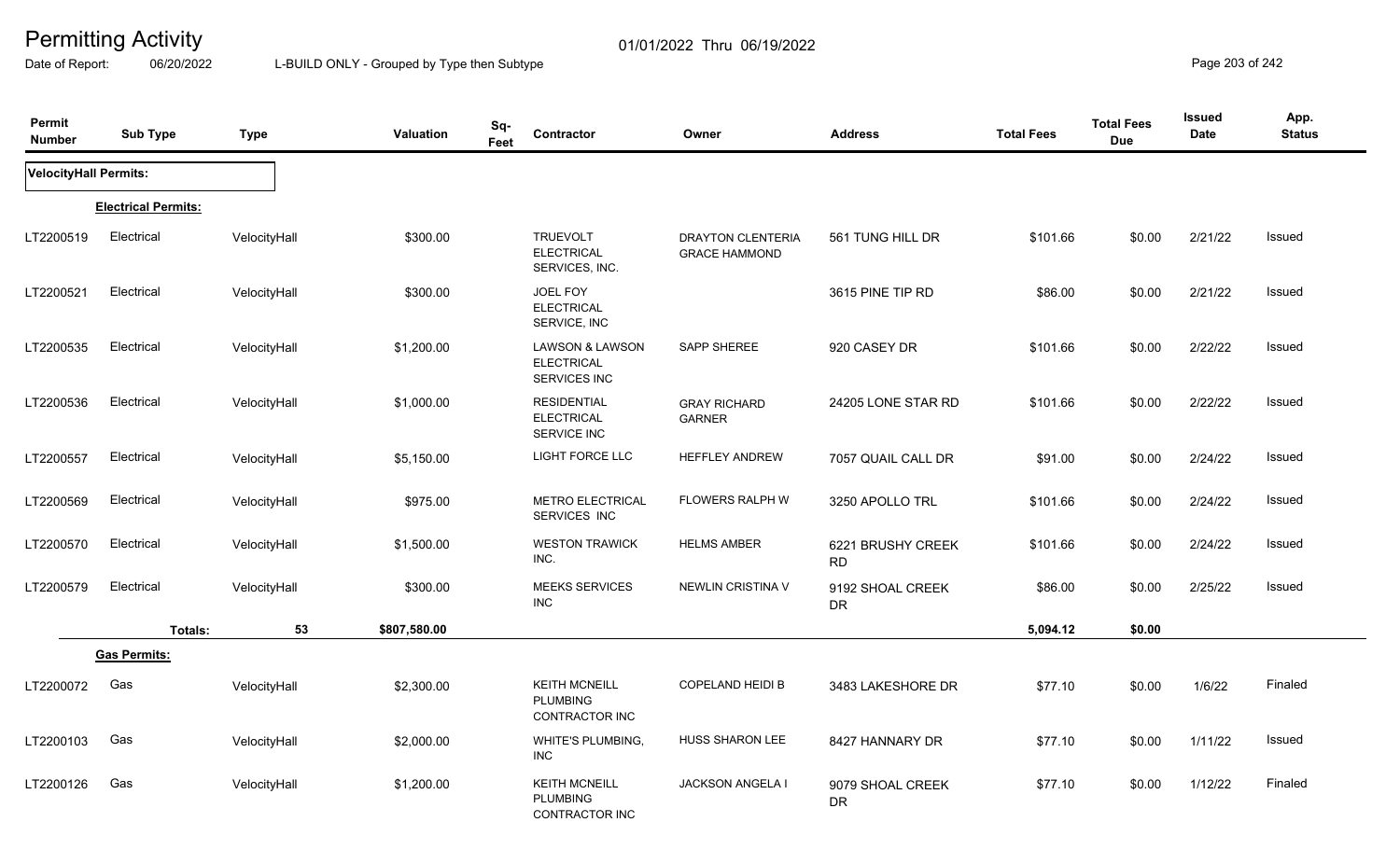# Permitting Activity

01/01/2022 Thru 06/19/2022

Date of Report: 06/20/2022 L-BUILD ONLY - Grouped by Type then Subtype

| Permit Number | Sub Type | Type | Valuation | Sq-Feet | Contractor | Owner | Address | Total Fees | Total Fees Due | Issued Date | App. Status |
|---|---|---|---|---|---|---|---|---|---|---|---|
| **VelocityHall Permits:** | | | | | | | | | | | |
| **Electrical Permits:** | | | | | | | | | | | |
| LT2200519 | Electrical | VelocityHall | $300.00 | | TRUEVOLT ELECTRICAL SERVICES, INC. | DRAYTON CLENTERIA GRACE HAMMOND | 561 TUNG HILL DR | $101.66 | $0.00 | 2/21/22 | Issued |
| LT2200521 | Electrical | VelocityHall | $300.00 | | JOEL FOY ELECTRICAL SERVICE, INC | | 3615 PINE TIP RD | $86.00 | $0.00 | 2/21/22 | Issued |
| LT2200535 | Electrical | VelocityHall | $1,200.00 | | LAWSON & LAWSON ELECTRICAL SERVICES INC | SAPP SHEREE | 920 CASEY DR | $101.66 | $0.00 | 2/22/22 | Issued |
| LT2200536 | Electrical | VelocityHall | $1,000.00 | | RESIDENTIAL ELECTRICAL SERVICE INC | GRAY RICHARD GARNER | 24205 LONE STAR RD | $101.66 | $0.00 | 2/22/22 | Issued |
| LT2200557 | Electrical | VelocityHall | $5,150.00 | | LIGHT FORCE LLC | HEFFLEY ANDREW | 7057 QUAIL CALL DR | $91.00 | $0.00 | 2/24/22 | Issued |
| LT2200569 | Electrical | VelocityHall | $975.00 | | METRO ELECTRICAL SERVICES INC | FLOWERS RALPH W | 3250 APOLLO TRL | $101.66 | $0.00 | 2/24/22 | Issued |
| LT2200570 | Electrical | VelocityHall | $1,500.00 | | WESTON TRAWICK INC. | HELMS AMBER | 6221 BRUSHY CREEK RD | $101.66 | $0.00 | 2/24/22 | Issued |
| LT2200579 | Electrical | VelocityHall | $300.00 | | MEEKS SERVICES INC | NEWLIN CRISTINA V | 9192 SHOAL CREEK DR | $86.00 | $0.00 | 2/25/22 | Issued |
| | **Totals:** | **53** | **$807,580.00** | | | | | **5,094.12** | **$0.00** | | |
| **Gas Permits:** | | | | | | | | | | | |
| LT2200072 | Gas | VelocityHall | $2,300.00 | | KEITH MCNEILL PLUMBING CONTRACTOR INC | COPELAND HEIDI B | 3483 LAKESHORE DR | $77.10 | $0.00 | 1/6/22 | Finaled |
| LT2200103 | Gas | VelocityHall | $2,000.00 | | WHITE'S PLUMBING, INC | HUSS SHARON LEE | 8427 HANNARY DR | $77.10 | $0.00 | 1/11/22 | Issued |
| LT2200126 | Gas | VelocityHall | $1,200.00 | | KEITH MCNEILL PLUMBING CONTRACTOR INC | JACKSON ANGELA I | 9079 SHOAL CREEK DR | $77.10 | $0.00 | 1/12/22 | Finaled |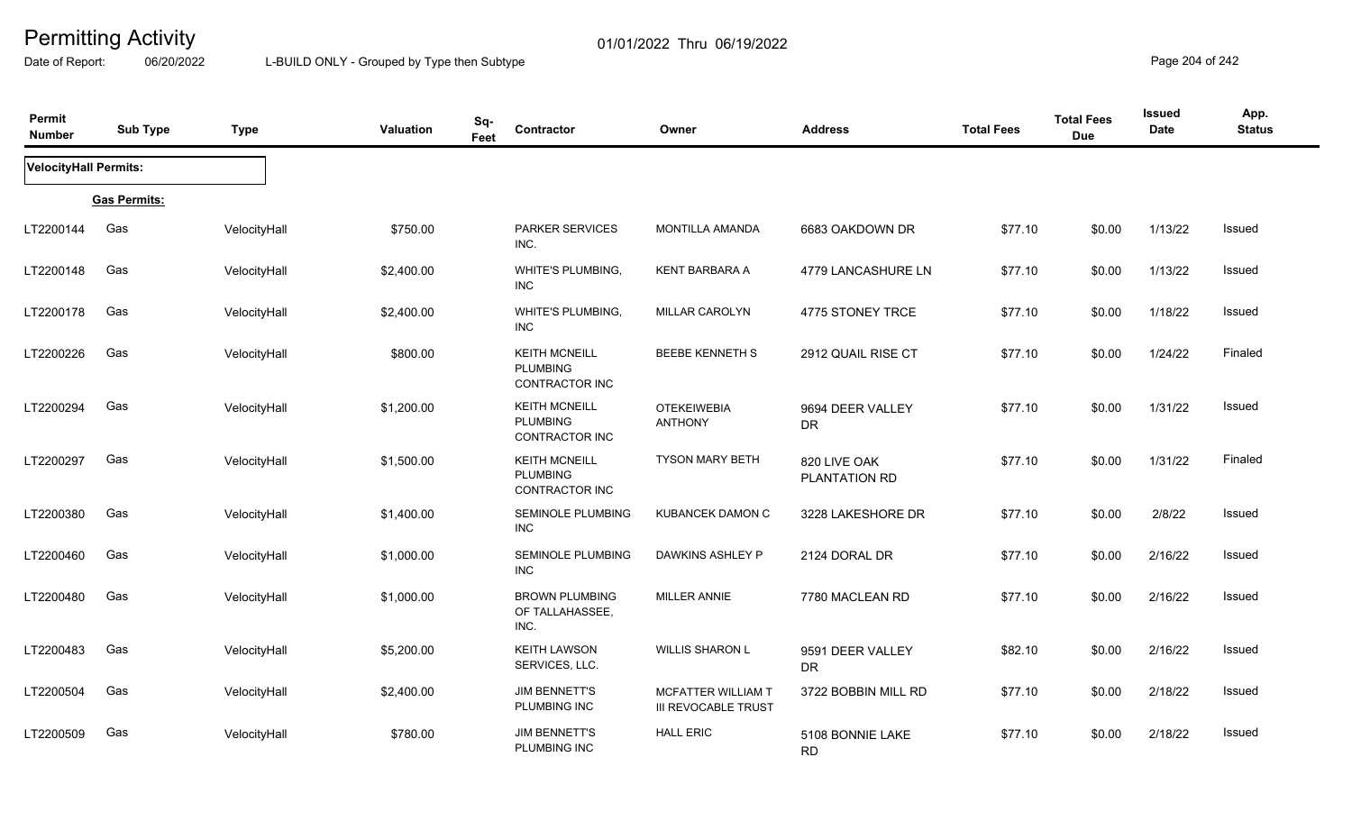# Permitting Activity

Date of Report: 06/20/2022

01/01/2022 Thru 06/19/2022

L-BUILD ONLY - Grouped by Type then Subtype

| Permit Number | Sub Type | Type | Valuation | Sq-Feet | Contractor | Owner | Address | Total Fees | Total Fees Due | Issued Date | App. Status |
|---|---|---|---|---|---|---|---|---|---|---|---|
| **VelocityHall Permits:** | | | | | | | | | | | |
| **Gas Permits:** | | | | | | | | | | | |
| LT2200144 | Gas | VelocityHall | $750.00 | | PARKER SERVICES INC. | MONTILLA AMANDA | 6683 OAKDOWN DR | $77.10 | $0.00 | 1/13/22 | Issued |
| LT2200148 | Gas | VelocityHall | $2,400.00 | | WHITE'S PLUMBING, INC | KENT BARBARA A | 4779 LANCASHURE LN | $77.10 | $0.00 | 1/13/22 | Issued |
| LT2200178 | Gas | VelocityHall | $2,400.00 | | WHITE'S PLUMBING, INC | MILLAR CAROLYN | 4775 STONEY TRCE | $77.10 | $0.00 | 1/18/22 | Issued |
| LT2200226 | Gas | VelocityHall | $800.00 | | KEITH MCNEILL PLUMBING CONTRACTOR INC | BEEBE KENNETH S | 2912 QUAIL RISE CT | $77.10 | $0.00 | 1/24/22 | Finaled |
| LT2200294 | Gas | VelocityHall | $1,200.00 | | KEITH MCNEILL PLUMBING CONTRACTOR INC | OTEKEIWEBIA ANTHONY | 9694 DEER VALLEY DR | $77.10 | $0.00 | 1/31/22 | Issued |
| LT2200297 | Gas | VelocityHall | $1,500.00 | | KEITH MCNEILL PLUMBING CONTRACTOR INC | TYSON MARY BETH | 820 LIVE OAK PLANTATION RD | $77.10 | $0.00 | 1/31/22 | Finaled |
| LT2200380 | Gas | VelocityHall | $1,400.00 | | SEMINOLE PLUMBING INC | KUBANCEK DAMON C | 3228 LAKESHORE DR | $77.10 | $0.00 | 2/8/22 | Issued |
| LT2200460 | Gas | VelocityHall | $1,000.00 | | SEMINOLE PLUMBING INC | DAWKINS ASHLEY P | 2124 DORAL DR | $77.10 | $0.00 | 2/16/22 | Issued |
| LT2200480 | Gas | VelocityHall | $1,000.00 | | BROWN PLUMBING OF TALLAHASSEE, INC. | MILLER ANNIE | 7780 MACLEAN RD | $77.10 | $0.00 | 2/16/22 | Issued |
| LT2200483 | Gas | VelocityHall | $5,200.00 | | KEITH LAWSON SERVICES, LLC. | WILLIS SHARON L | 9591 DEER VALLEY DR | $82.10 | $0.00 | 2/16/22 | Issued |
| LT2200504 | Gas | VelocityHall | $2,400.00 | | JIM BENNETT'S PLUMBING INC | MCFATTER WILLIAM T III REVOCABLE TRUST | 3722 BOBBIN MILL RD | $77.10 | $0.00 | 2/18/22 | Issued |
| LT2200509 | Gas | VelocityHall | $780.00 | | JIM BENNETT'S PLUMBING INC | HALL ERIC | 5108 BONNIE LAKE RD | $77.10 | $0.00 | 2/18/22 | Issued |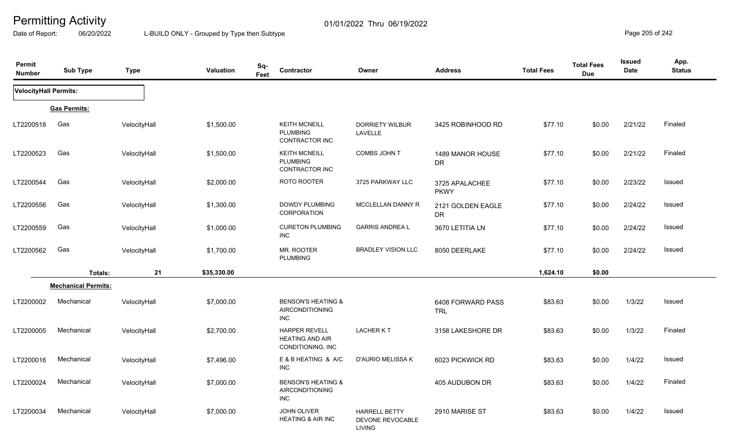# Permitting Activity

01/01/2022 Thru 06/19/2022

Date of Report: 06/20/2022

L-BUILD ONLY - Grouped by Type then Subtype

| Permit Number | Sub Type | Type | Valuation | Sq-Feet | Contractor | Owner | Address | Total Fees | Total Fees Due | Issued Date | App. Status |
|---|---|---|---|---|---|---|---|---|---|---|---|
| **VelocityHall Permits:** | | | | | | | | | | | |
| **Gas Permits:** | | | | | | | | | | | |
| LT2200518 | Gas | VelocityHall | $1,500.00 | | KEITH MCNEILL PLUMBING CONTRACTOR INC | DORRIETY WILBUR LAVELLE | 3425 ROBINHOOD RD | $77.10 | $0.00 | 2/21/22 | Finaled |
| LT2200523 | Gas | VelocityHall | $1,500.00 | | KEITH MCNEILL PLUMBING CONTRACTOR INC | COMBS JOHN T | 1489 MANOR HOUSE DR | $77.10 | $0.00 | 2/21/22 | Finaled |
| LT2200544 | Gas | VelocityHall | $2,000.00 | | ROTO ROOTER | 3725 PARKWAY LLC | 3725 APALACHEE PKWY | $77.10 | $0.00 | 2/23/22 | Issued |
| LT2200556 | Gas | VelocityHall | $1,300.00 | | DOWDY PLUMBING CORPORATION | MCCLELLAN DANNY R | 2121 GOLDEN EAGLE DR | $77.10 | $0.00 | 2/24/22 | Issued |
| LT2200559 | Gas | VelocityHall | $1,000.00 | | CURETON PLUMBING INC | GARRIS ANDREA L | 3670 LETITIA LN | $77.10 | $0.00 | 2/24/22 | Issued |
| LT2200562 | Gas | VelocityHall | $1,700.00 | | MR. ROOTER PLUMBING | BRADLEY VISION LLC | 8050 DEERLAKE | $77.10 | $0.00 | 2/24/22 | Issued |
| | **Totals:** | 21 | $35,330.00 | | | | | 1,624.10 | $0.00 | | |
| **Mechanical Permits:** | | | | | | | | | | | |
| LT2200002 | Mechanical | VelocityHall | $7,000.00 | | BENSON'S HEATING & AIRCONDITIONING INC | | 6408 FORWARD PASS TRL | $83.63 | $0.00 | 1/3/22 | Issued |
| LT2200005 | Mechanical | VelocityHall | $2,700.00 | | HARPER REVELL HEATING AND AIR CONDITIONING, INC | LACHER K T | 3158 LAKESHORE DR | $83.63 | $0.00 | 1/3/22 | Finaled |
| LT2200016 | Mechanical | VelocityHall | $7,496.00 | | E & B HEATING & A/C INC | D'AURIO MELISSA K | 6023 PICKWICK RD | $83.63 | $0.00 | 1/4/22 | Issued |
| LT2200024 | Mechanical | VelocityHall | $7,000.00 | | BENSON'S HEATING & AIRCONDITIONING INC | | 405 AUDUBON DR | $83.63 | $0.00 | 1/4/22 | Finaled |
| LT2200034 | Mechanical | VelocityHall | $7,000.00 | | JOHN OLIVER HEATING & AIR INC | HARRELL BETTY DEVONE REVOCABLE LIVING | 2910 MARISE ST | $83.63 | $0.00 | 1/4/22 | Issued |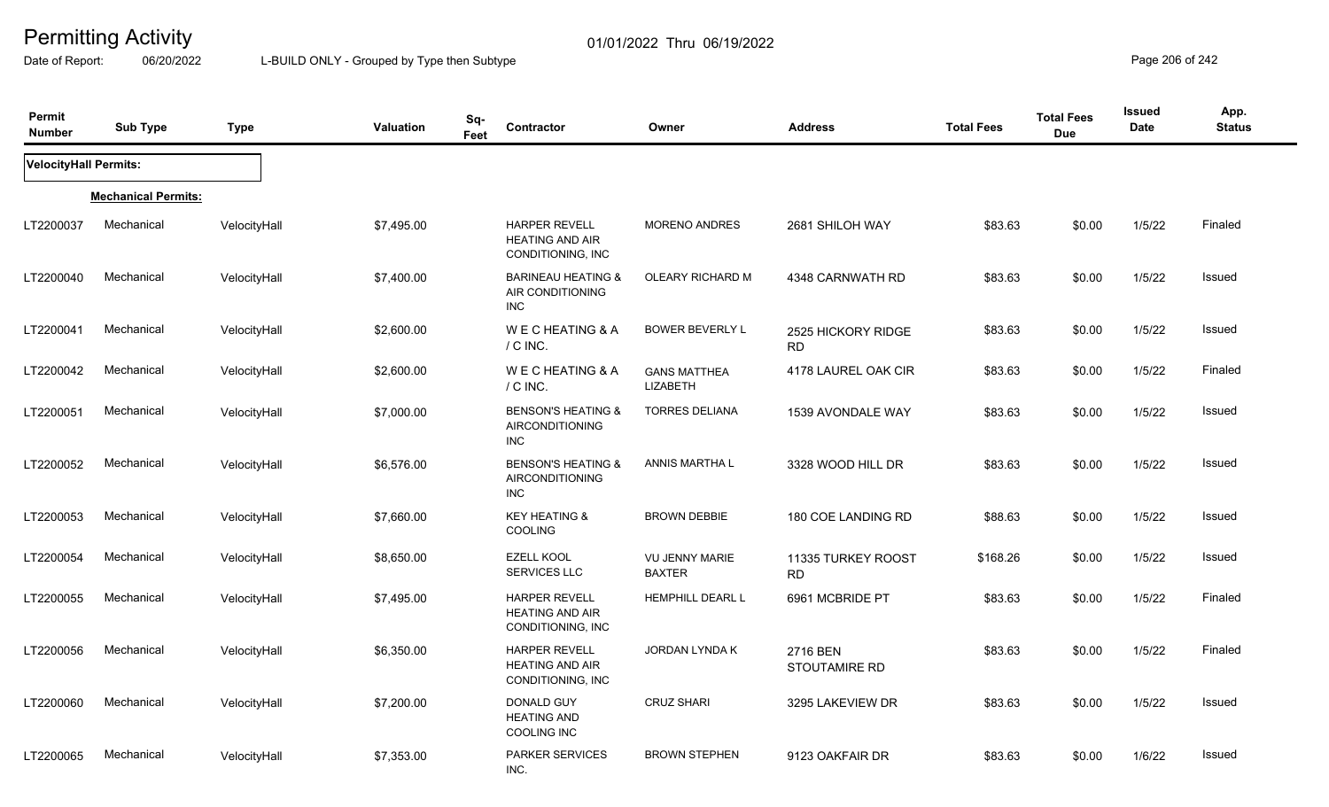# Permitting Activity

Date of Report: 06/20/2022 — 01/01/2022 Thru 06/19/2022 — L-BUILD ONLY - Grouped by Type then Subtype

| Permit Number | Sub Type | Type | Valuation | Sq-Feet | Contractor | Owner | Address | Total Fees | Total Fees Due | Issued Date | App. Status |
|---|---|---|---|---|---|---|---|---|---|---|---|
| **VelocityHall Permits:** | | | | | | | | | | | |
| **Mechanical Permits:** | | | | | | | | | | | |
| LT2200037 | Mechanical | VelocityHall | $7,495.00 | | HARPER REVELL HEATING AND AIR CONDITIONING, INC | MORENO ANDRES | 2681 SHILOH WAY | $83.63 | $0.00 | 1/5/22 | Finaled |
| LT2200040 | Mechanical | VelocityHall | $7,400.00 | | BARINEAU HEATING & AIR CONDITIONING INC | OLEARY RICHARD M | 4348 CARNWATH RD | $83.63 | $0.00 | 1/5/22 | Issued |
| LT2200041 | Mechanical | VelocityHall | $2,600.00 | | W E C HEATING & A / C INC. | BOWER BEVERLY L | 2525 HICKORY RIDGE RD | $83.63 | $0.00 | 1/5/22 | Issued |
| LT2200042 | Mechanical | VelocityHall | $2,600.00 | | W E C HEATING & A / C INC. | GANS MATTHEA LIZABETH | 4178 LAUREL OAK CIR | $83.63 | $0.00 | 1/5/22 | Finaled |
| LT2200051 | Mechanical | VelocityHall | $7,000.00 | | BENSON'S HEATING & AIRCONDITIONING INC | TORRES DELIANA | 1539 AVONDALE WAY | $83.63 | $0.00 | 1/5/22 | Issued |
| LT2200052 | Mechanical | VelocityHall | $6,576.00 | | BENSON'S HEATING & AIRCONDITIONING INC | ANNIS MARTHA L | 3328 WOOD HILL DR | $83.63 | $0.00 | 1/5/22 | Issued |
| LT2200053 | Mechanical | VelocityHall | $7,660.00 | | KEY HEATING & COOLING | BROWN DEBBIE | 180 COE LANDING RD | $88.63 | $0.00 | 1/5/22 | Issued |
| LT2200054 | Mechanical | VelocityHall | $8,650.00 | | EZELL KOOL SERVICES LLC | VU JENNY MARIE BAXTER | 11335 TURKEY ROOST RD | $168.26 | $0.00 | 1/5/22 | Issued |
| LT2200055 | Mechanical | VelocityHall | $7,495.00 | | HARPER REVELL HEATING AND AIR CONDITIONING, INC | HEMPHILL DEARL L | 6961 MCBRIDE PT | $83.63 | $0.00 | 1/5/22 | Finaled |
| LT2200056 | Mechanical | VelocityHall | $6,350.00 | | HARPER REVELL HEATING AND AIR CONDITIONING, INC | JORDAN LYNDA K | 2716 BEN STOUTAMIRE RD | $83.63 | $0.00 | 1/5/22 | Finaled |
| LT2200060 | Mechanical | VelocityHall | $7,200.00 | | DONALD GUY HEATING AND COOLING INC | CRUZ SHARI | 3295 LAKEVIEW DR | $83.63 | $0.00 | 1/5/22 | Issued |
| LT2200065 | Mechanical | VelocityHall | $7,353.00 | | PARKER SERVICES INC. | BROWN STEPHEN | 9123 OAKFAIR DR | $83.63 | $0.00 | 1/6/22 | Issued |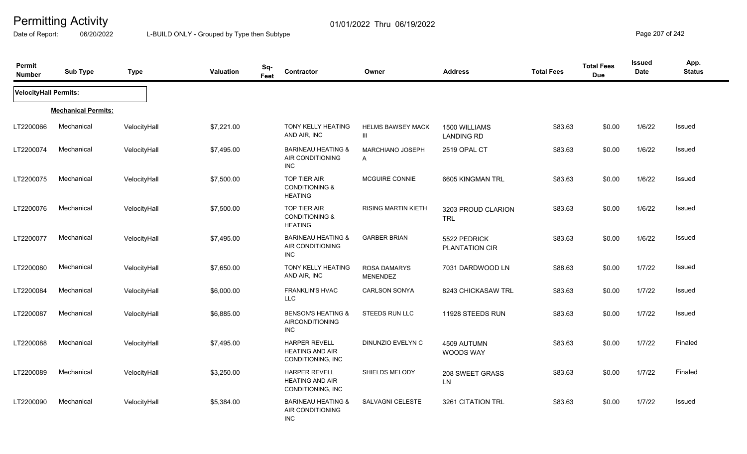# Permitting Activity

01/01/2022 Thru 06/19/2022

Date of Report: 06/20/2022 L-BUILD ONLY - Grouped by Type then Subtype

| Permit Number | Sub Type | Type | Valuation | Sq-Feet | Contractor | Owner | Address | Total Fees | Total Fees Due | Issued Date | App. Status |
|---|---|---|---|---|---|---|---|---|---|---|---|
| **VelocityHall Permits:** | | | | | | | | | | | |
| **Mechanical Permits:** | | | | | | | | | | | |
| LT2200066 | Mechanical | VelocityHall | $7,221.00 | | TONY KELLY HEATING AND AIR, INC | HELMS BAWSEY MACK III | 1500 WILLIAMS LANDING RD | $83.63 | $0.00 | 1/6/22 | Issued |
| LT2200074 | Mechanical | VelocityHall | $7,495.00 | | BARINEAU HEATING & AIR CONDITIONING INC | MARCHIANO JOSEPH A | 2519 OPAL CT | $83.63 | $0.00 | 1/6/22 | Issued |
| LT2200075 | Mechanical | VelocityHall | $7,500.00 | | TOP TIER AIR CONDITIONING & HEATING | MCGUIRE CONNIE | 6605 KINGMAN TRL | $83.63 | $0.00 | 1/6/22 | Issued |
| LT2200076 | Mechanical | VelocityHall | $7,500.00 | | TOP TIER AIR CONDITIONING & HEATING | RISING MARTIN KIETH | 3203 PROUD CLARION TRL | $83.63 | $0.00 | 1/6/22 | Issued |
| LT2200077 | Mechanical | VelocityHall | $7,495.00 | | BARINEAU HEATING & AIR CONDITIONING INC | GARBER BRIAN | 5522 PEDRICK PLANTATION CIR | $83.63 | $0.00 | 1/6/22 | Issued |
| LT2200080 | Mechanical | VelocityHall | $7,650.00 | | TONY KELLY HEATING AND AIR, INC | ROSA DAMARYS MENENDEZ | 7031 DARDWOOD LN | $88.63 | $0.00 | 1/7/22 | Issued |
| LT2200084 | Mechanical | VelocityHall | $6,000.00 | | FRANKLIN'S HVAC LLC | CARLSON SONYA | 8243 CHICKASAW TRL | $83.63 | $0.00 | 1/7/22 | Issued |
| LT2200087 | Mechanical | VelocityHall | $6,885.00 | | BENSON'S HEATING & AIRCONDITIONING INC | STEEDS RUN LLC | 11928 STEEDS RUN | $83.63 | $0.00 | 1/7/22 | Issued |
| LT2200088 | Mechanical | VelocityHall | $7,495.00 | | HARPER REVELL HEATING AND AIR CONDITIONING, INC | DINUNZIO EVELYN C | 4509 AUTUMN WOODS WAY | $83.63 | $0.00 | 1/7/22 | Finaled |
| LT2200089 | Mechanical | VelocityHall | $3,250.00 | | HARPER REVELL HEATING AND AIR CONDITIONING, INC | SHIELDS MELODY | 208 SWEET GRASS LN | $83.63 | $0.00 | 1/7/22 | Finaled |
| LT2200090 | Mechanical | VelocityHall | $5,384.00 | | BARINEAU HEATING & AIR CONDITIONING INC | SALVAGNI CELESTE | 3261 CITATION TRL | $83.63 | $0.00 | 1/7/22 | Issued |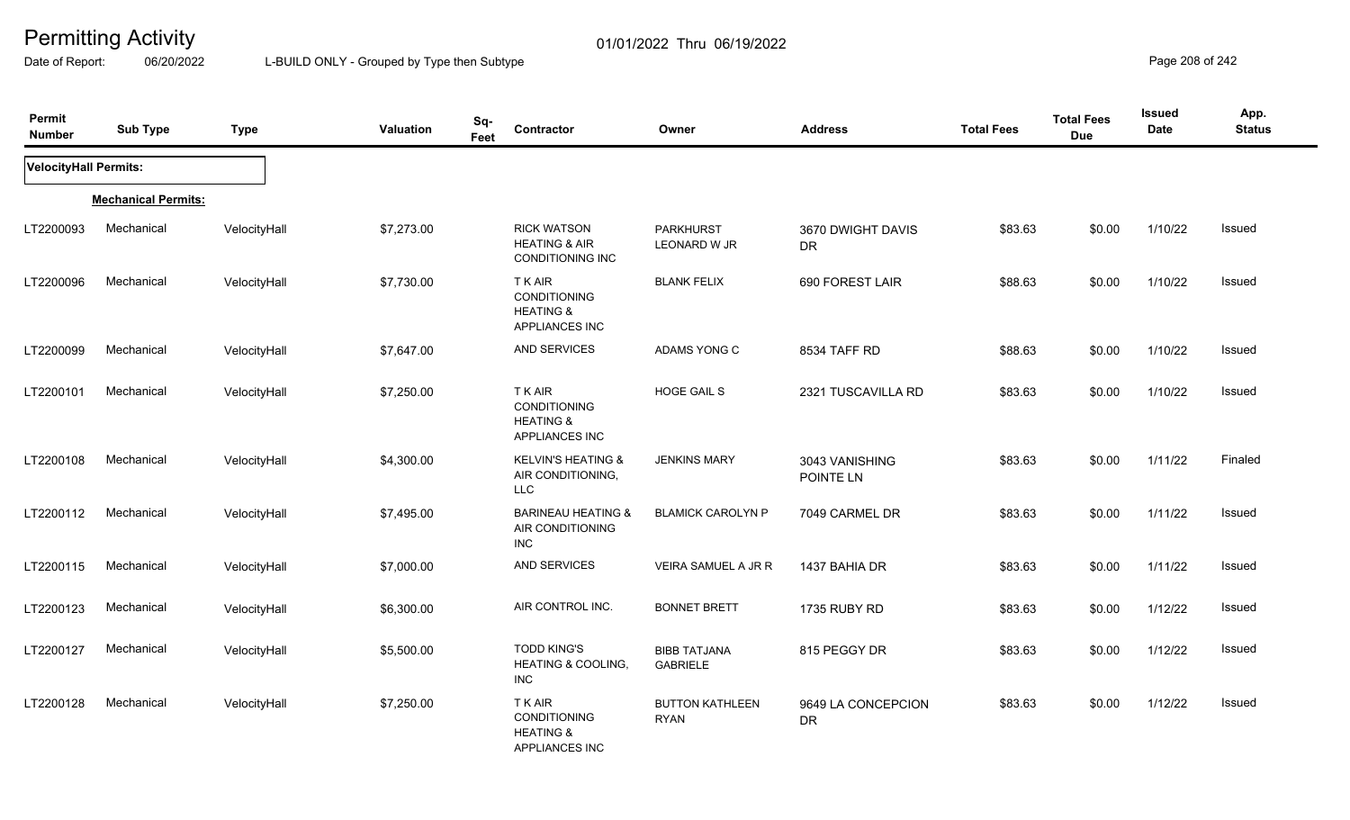# Permitting Activity

Date of Report: 06/20/2022

01/01/2022 Thru 06/19/2022

L-BUILD ONLY - Grouped by Type then Subtype

| Permit Number | Sub Type | Type | Valuation | Sq-Feet | Contractor | Owner | Address | Total Fees | Total Fees Due | Issued Date | App. Status |
|---|---|---|---|---|---|---|---|---|---|---|---|
| **VelocityHall Permits:** | | | | | | | | | | | |
| **Mechanical Permits:** | | | | | | | | | | | |
| LT2200093 | Mechanical | VelocityHall | $7,273.00 | | RICK WATSON HEATING & AIR CONDITIONING INC | PARKHURST LEONARD W JR | 3670 DWIGHT DAVIS DR | $83.63 | $0.00 | 1/10/22 | Issued |
| LT2200096 | Mechanical | VelocityHall | $7,730.00 | | T K AIR CONDITIONING HEATING & APPLIANCES INC | BLANK FELIX | 690 FOREST LAIR | $88.63 | $0.00 | 1/10/22 | Issued |
| LT2200099 | Mechanical | VelocityHall | $7,647.00 | | AND SERVICES | ADAMS YONG C | 8534 TAFF RD | $88.63 | $0.00 | 1/10/22 | Issued |
| LT2200101 | Mechanical | VelocityHall | $7,250.00 | | T K AIR CONDITIONING HEATING & APPLIANCES INC | HOGE GAIL S | 2321 TUSCAVILLA RD | $83.63 | $0.00 | 1/10/22 | Issued |
| LT2200108 | Mechanical | VelocityHall | $4,300.00 | | KELVIN'S HEATING & AIR CONDITIONING, LLC | JENKINS MARY | 3043 VANISHING POINTE LN | $83.63 | $0.00 | 1/11/22 | Finaled |
| LT2200112 | Mechanical | VelocityHall | $7,495.00 | | BARINEAU HEATING & AIR CONDITIONING INC | BLAMICK CAROLYN P | 7049 CARMEL DR | $83.63 | $0.00 | 1/11/22 | Issued |
| LT2200115 | Mechanical | VelocityHall | $7,000.00 | | AND SERVICES | VEIRA SAMUEL A JR R | 1437 BAHIA DR | $83.63 | $0.00 | 1/11/22 | Issued |
| LT2200123 | Mechanical | VelocityHall | $6,300.00 | | AIR CONTROL INC. | BONNET BRETT | 1735 RUBY RD | $83.63 | $0.00 | 1/12/22 | Issued |
| LT2200127 | Mechanical | VelocityHall | $5,500.00 | | TODD KING'S HEATING & COOLING, INC | BIBB TATJANA GABRIELE | 815 PEGGY DR | $83.63 | $0.00 | 1/12/22 | Issued |
| LT2200128 | Mechanical | VelocityHall | $7,250.00 | | T K AIR CONDITIONING HEATING & APPLIANCES INC | BUTTON KATHLEEN RYAN | 9649 LA CONCEPCION DR | $83.63 | $0.00 | 1/12/22 | Issued |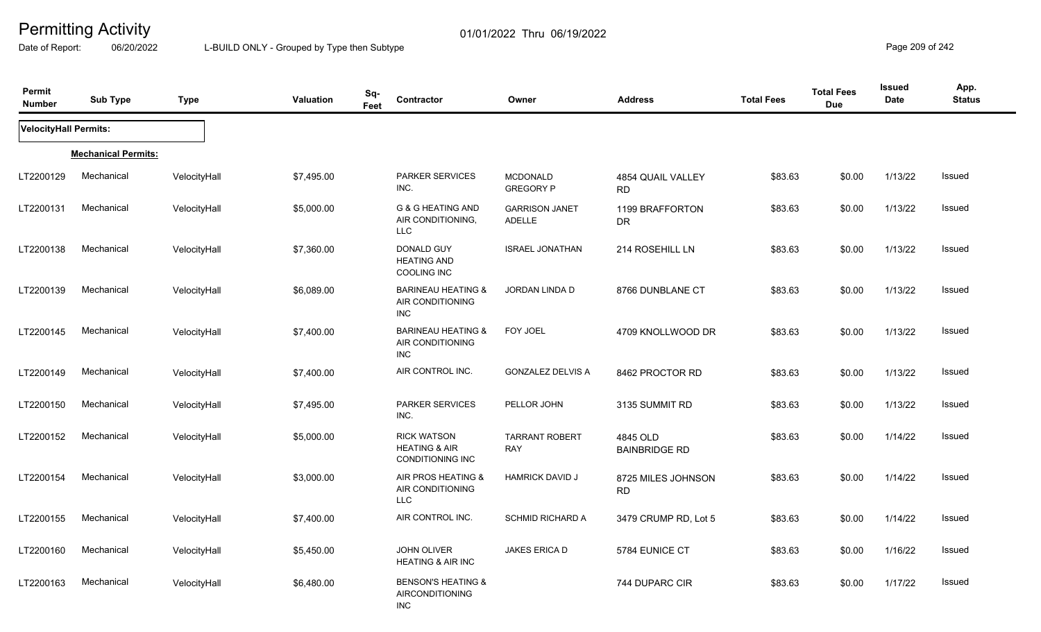# Permitting Activity

01/01/2022 Thru 06/19/2022

Date of Report: 06/20/2022 L-BUILD ONLY - Grouped by Type then Subtype

| Permit Number | Sub Type | Type | Valuation | Sq-Feet | Contractor | Owner | Address | Total Fees | Total Fees Due | Issued Date | App. Status |
|---|---|---|---|---|---|---|---|---|---|---|---|
| **VelocityHall Permits:** | | | | | | | | | | | |
| **Mechanical Permits:** | | | | | | | | | | | |
| LT2200129 | Mechanical | VelocityHall | $7,495.00 | | PARKER SERVICES INC. | MCDONALD GREGORY P | 4854 QUAIL VALLEY RD | $83.63 | $0.00 | 1/13/22 | Issued |
| LT2200131 | Mechanical | VelocityHall | $5,000.00 | | G & G HEATING AND AIR CONDITIONING, LLC | GARRISON JANET ADELLE | 1199 BRAFFORTON DR | $83.63 | $0.00 | 1/13/22 | Issued |
| LT2200138 | Mechanical | VelocityHall | $7,360.00 | | DONALD GUY HEATING AND COOLING INC | ISRAEL JONATHAN | 214 ROSEHILL LN | $83.63 | $0.00 | 1/13/22 | Issued |
| LT2200139 | Mechanical | VelocityHall | $6,089.00 | | BARINEAU HEATING & AIR CONDITIONING INC | JORDAN LINDA D | 8766 DUNBLANE CT | $83.63 | $0.00 | 1/13/22 | Issued |
| LT2200145 | Mechanical | VelocityHall | $7,400.00 | | BARINEAU HEATING & AIR CONDITIONING INC | FOY JOEL | 4709 KNOLLWOOD DR | $83.63 | $0.00 | 1/13/22 | Issued |
| LT2200149 | Mechanical | VelocityHall | $7,400.00 | | AIR CONTROL INC. | GONZALEZ DELVIS A | 8462 PROCTOR RD | $83.63 | $0.00 | 1/13/22 | Issued |
| LT2200150 | Mechanical | VelocityHall | $7,495.00 | | PARKER SERVICES INC. | PELLOR JOHN | 3135 SUMMIT RD | $83.63 | $0.00 | 1/13/22 | Issued |
| LT2200152 | Mechanical | VelocityHall | $5,000.00 | | RICK WATSON HEATING & AIR CONDITIONING INC | TARRANT ROBERT RAY | 4845 OLD BAINBRIDGE RD | $83.63 | $0.00 | 1/14/22 | Issued |
| LT2200154 | Mechanical | VelocityHall | $3,000.00 | | AIR PROS HEATING & AIR CONDITIONING LLC | HAMRICK DAVID J | 8725 MILES JOHNSON RD | $83.63 | $0.00 | 1/14/22 | Issued |
| LT2200155 | Mechanical | VelocityHall | $7,400.00 | | AIR CONTROL INC. | SCHMID RICHARD A | 3479 CRUMP RD, Lot 5 | $83.63 | $0.00 | 1/14/22 | Issued |
| LT2200160 | Mechanical | VelocityHall | $5,450.00 | | JOHN OLIVER HEATING & AIR INC | JAKES ERICA D | 5784 EUNICE CT | $83.63 | $0.00 | 1/16/22 | Issued |
| LT2200163 | Mechanical | VelocityHall | $6,480.00 | | BENSON'S HEATING & AIRCONDITIONING INC | | 744 DUPARC CIR | $83.63 | $0.00 | 1/17/22 | Issued |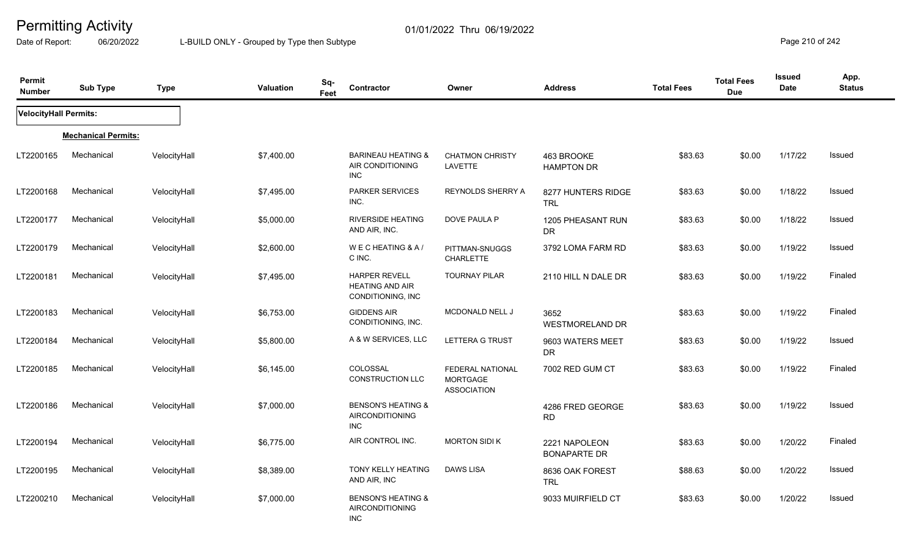# Permitting Activity

01/01/2022 Thru 06/19/2022

Date of Report: 06/20/2022 L-BUILD ONLY - Grouped by Type then Subtype

| Permit Number | Sub Type | Type | Valuation | Sq-Feet | Contractor | Owner | Address | Total Fees | Total Fees Due | Issued Date | App. Status |
|---|---|---|---|---|---|---|---|---|---|---|---|
| **VelocityHall Permits:** | | | | | | | | | | | |
| **Mechanical Permits:** | | | | | | | | | | | |
| LT2200165 | Mechanical | VelocityHall | $7,400.00 | | BARINEAU HEATING & AIR CONDITIONING INC | CHATMON CHRISTY LAVETTE | 463 BROOKE HAMPTON DR | $83.63 | $0.00 | 1/17/22 | Issued |
| LT2200168 | Mechanical | VelocityHall | $7,495.00 | | PARKER SERVICES INC. | REYNOLDS SHERRY A | 8277 HUNTERS RIDGE TRL | $83.63 | $0.00 | 1/18/22 | Issued |
| LT2200177 | Mechanical | VelocityHall | $5,000.00 | | RIVERSIDE HEATING AND AIR, INC. | DOVE PAULA P | 1205 PHEASANT RUN DR | $83.63 | $0.00 | 1/18/22 | Issued |
| LT2200179 | Mechanical | VelocityHall | $2,600.00 | | W E C HEATING & A / C INC. | PITTMAN-SNUGGS CHARLETTE | 3792 LOMA FARM RD | $83.63 | $0.00 | 1/19/22 | Issued |
| LT2200181 | Mechanical | VelocityHall | $7,495.00 | | HARPER REVELL HEATING AND AIR CONDITIONING, INC | TOURNAY PILAR | 2110 HILL N DALE DR | $83.63 | $0.00 | 1/19/22 | Finaled |
| LT2200183 | Mechanical | VelocityHall | $6,753.00 | | GIDDENS AIR CONDITIONING, INC. | MCDONALD NELL J | 3652 WESTMORELAND DR | $83.63 | $0.00 | 1/19/22 | Finaled |
| LT2200184 | Mechanical | VelocityHall | $5,800.00 | | A & W SERVICES, LLC | LETTERA G TRUST | 9603 WATERS MEET DR | $83.63 | $0.00 | 1/19/22 | Issued |
| LT2200185 | Mechanical | VelocityHall | $6,145.00 | | COLOSSAL CONSTRUCTION LLC | FEDERAL NATIONAL MORTGAGE ASSOCIATION | 7002 RED GUM CT | $83.63 | $0.00 | 1/19/22 | Finaled |
| LT2200186 | Mechanical | VelocityHall | $7,000.00 | | BENSON'S HEATING & AIRCONDITIONING INC | | 4286 FRED GEORGE RD | $83.63 | $0.00 | 1/19/22 | Issued |
| LT2200194 | Mechanical | VelocityHall | $6,775.00 | | AIR CONTROL INC. | MORTON SIDI K | 2221 NAPOLEON BONAPARTE DR | $83.63 | $0.00 | 1/20/22 | Finaled |
| LT2200195 | Mechanical | VelocityHall | $8,389.00 | | TONY KELLY HEATING AND AIR, INC | DAWS LISA | 8636 OAK FOREST TRL | $88.63 | $0.00 | 1/20/22 | Issued |
| LT2200210 | Mechanical | VelocityHall | $7,000.00 | | BENSON'S HEATING & AIRCONDITIONING INC | | 9033 MUIRFIELD CT | $83.63 | $0.00 | 1/20/22 | Issued |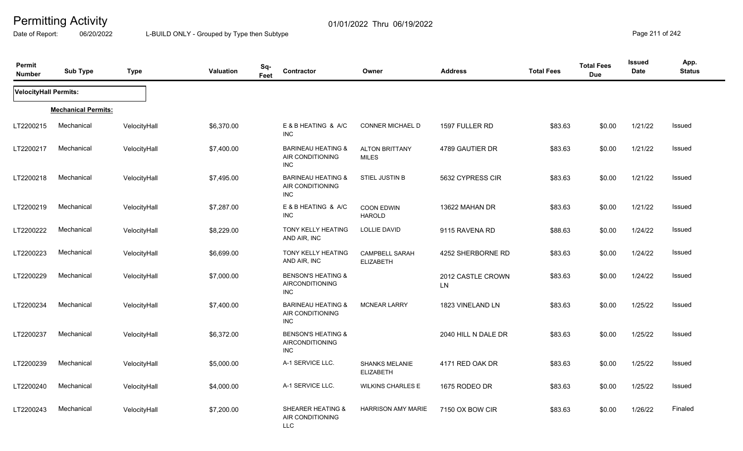# Permitting Activity

01/01/2022 Thru 06/19/2022

Date of Report: 06/20/2022 L-BUILD ONLY - Grouped by Type then Subtype

| Permit Number | Sub Type | Type | Valuation | Sq-Feet | Contractor | Owner | Address | Total Fees | Total Fees Due | Issued Date | App. Status |
|---|---|---|---|---|---|---|---|---|---|---|---|
| **VelocityHall Permits:** | | | | | | | | | | | |
| **Mechanical Permits:** | | | | | | | | | | | |
| LT2200215 | Mechanical | VelocityHall | $6,370.00 | | E & B HEATING & A/C INC | CONNER MICHAEL D | 1597 FULLER RD | $83.63 | $0.00 | 1/21/22 | Issued |
| LT2200217 | Mechanical | VelocityHall | $7,400.00 | | BARINEAU HEATING & AIR CONDITIONING INC | ALTON BRITTANY MILES | 4789 GAUTIER DR | $83.63 | $0.00 | 1/21/22 | Issued |
| LT2200218 | Mechanical | VelocityHall | $7,495.00 | | BARINEAU HEATING & AIR CONDITIONING INC | STIEL JUSTIN B | 5632 CYPRESS CIR | $83.63 | $0.00 | 1/21/22 | Issued |
| LT2200219 | Mechanical | VelocityHall | $7,287.00 | | E & B HEATING & A/C INC | COON EDWIN HAROLD | 13622 MAHAN DR | $83.63 | $0.00 | 1/21/22 | Issued |
| LT2200222 | Mechanical | VelocityHall | $8,229.00 | | TONY KELLY HEATING AND AIR, INC | LOLLIE DAVID | 9115 RAVENA RD | $88.63 | $0.00 | 1/24/22 | Issued |
| LT2200223 | Mechanical | VelocityHall | $6,699.00 | | TONY KELLY HEATING AND AIR, INC | CAMPBELL SARAH ELIZABETH | 4252 SHERBORNE RD | $83.63 | $0.00 | 1/24/22 | Issued |
| LT2200229 | Mechanical | VelocityHall | $7,000.00 | | BENSON'S HEATING & AIRCONDITIONING INC | | 2012 CASTLE CROWN LN | $83.63 | $0.00 | 1/24/22 | Issued |
| LT2200234 | Mechanical | VelocityHall | $7,400.00 | | BARINEAU HEATING & AIR CONDITIONING INC | MCNEAR LARRY | 1823 VINELAND LN | $83.63 | $0.00 | 1/25/22 | Issued |
| LT2200237 | Mechanical | VelocityHall | $6,372.00 | | BENSON'S HEATING & AIRCONDITIONING INC | | 2040 HILL N DALE DR | $83.63 | $0.00 | 1/25/22 | Issued |
| LT2200239 | Mechanical | VelocityHall | $5,000.00 | | A-1 SERVICE LLC. | SHANKS MELANIE ELIZABETH | 4171 RED OAK DR | $83.63 | $0.00 | 1/25/22 | Issued |
| LT2200240 | Mechanical | VelocityHall | $4,000.00 | | A-1 SERVICE LLC. | WILKINS CHARLES E | 1675 RODEO DR | $83.63 | $0.00 | 1/25/22 | Issued |
| LT2200243 | Mechanical | VelocityHall | $7,200.00 | | SHEARER HEATING & AIR CONDITIONING LLC | HARRISON AMY MARIE | 7150 OX BOW CIR | $83.63 | $0.00 | 1/26/22 | Finaled |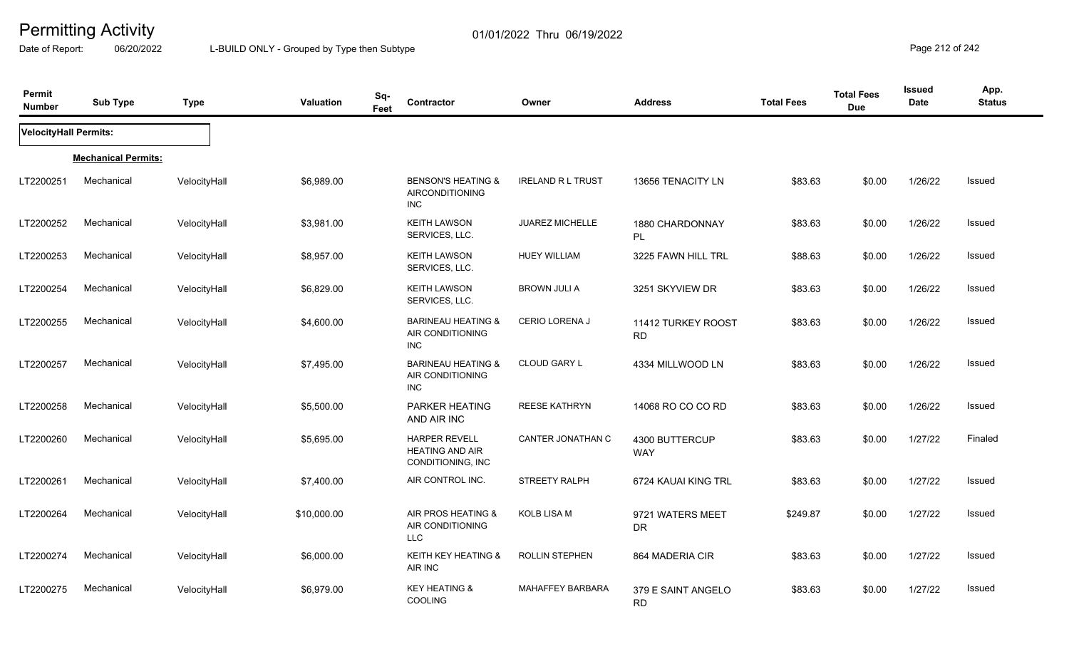# Permitting Activity

01/01/2022 Thru 06/19/2022

Date of Report: 06/20/2022

L-BUILD ONLY - Grouped by Type then Subtype

| Permit Number | Sub Type | Type | Valuation | Sq-Feet | Contractor | Owner | Address | Total Fees | Total Fees Due | Issued Date | App. Status |
|---|---|---|---|---|---|---|---|---|---|---|---|
| **VelocityHall Permits:** | | | | | | | | | | | |
| **Mechanical Permits:** | | | | | | | | | | | |
| LT2200251 | Mechanical | VelocityHall | $6,989.00 | | BENSON'S HEATING & AIRCONDITIONING INC | IRELAND R L TRUST | 13656 TENACITY LN | $83.63 | $0.00 | 1/26/22 | Issued |
| LT2200252 | Mechanical | VelocityHall | $3,981.00 | | KEITH LAWSON SERVICES, LLC. | JUAREZ MICHELLE | 1880 CHARDONNAY PL | $83.63 | $0.00 | 1/26/22 | Issued |
| LT2200253 | Mechanical | VelocityHall | $8,957.00 | | KEITH LAWSON SERVICES, LLC. | HUEY WILLIAM | 3225 FAWN HILL TRL | $88.63 | $0.00 | 1/26/22 | Issued |
| LT2200254 | Mechanical | VelocityHall | $6,829.00 | | KEITH LAWSON SERVICES, LLC. | BROWN JULI A | 3251 SKYVIEW DR | $83.63 | $0.00 | 1/26/22 | Issued |
| LT2200255 | Mechanical | VelocityHall | $4,600.00 | | BARINEAU HEATING & AIR CONDITIONING INC | CERIO LORENA J | 11412 TURKEY ROOST RD | $83.63 | $0.00 | 1/26/22 | Issued |
| LT2200257 | Mechanical | VelocityHall | $7,495.00 | | BARINEAU HEATING & AIR CONDITIONING INC | CLOUD GARY L | 4334 MILLWOOD LN | $83.63 | $0.00 | 1/26/22 | Issued |
| LT2200258 | Mechanical | VelocityHall | $5,500.00 | | PARKER HEATING AND AIR INC | REESE KATHRYN | 14068 RO CO CO RD | $83.63 | $0.00 | 1/26/22 | Issued |
| LT2200260 | Mechanical | VelocityHall | $5,695.00 | | HARPER REVELL HEATING AND AIR CONDITIONING, INC | CANTER JONATHAN C | 4300 BUTTERCUP WAY | $83.63 | $0.00 | 1/27/22 | Finaled |
| LT2200261 | Mechanical | VelocityHall | $7,400.00 | | AIR CONTROL INC. | STREETY RALPH | 6724 KAUAI KING TRL | $83.63 | $0.00 | 1/27/22 | Issued |
| LT2200264 | Mechanical | VelocityHall | $10,000.00 | | AIR PROS HEATING & AIR CONDITIONING LLC | KOLB LISA M | 9721 WATERS MEET DR | $249.87 | $0.00 | 1/27/22 | Issued |
| LT2200274 | Mechanical | VelocityHall | $6,000.00 | | KEITH KEY HEATING & AIR INC | ROLLIN STEPHEN | 864 MADERIA CIR | $83.63 | $0.00 | 1/27/22 | Issued |
| LT2200275 | Mechanical | VelocityHall | $6,979.00 | | KEY HEATING & COOLING | MAHAFFEY BARBARA | 379 E SAINT ANGELO RD | $83.63 | $0.00 | 1/27/22 | Issued |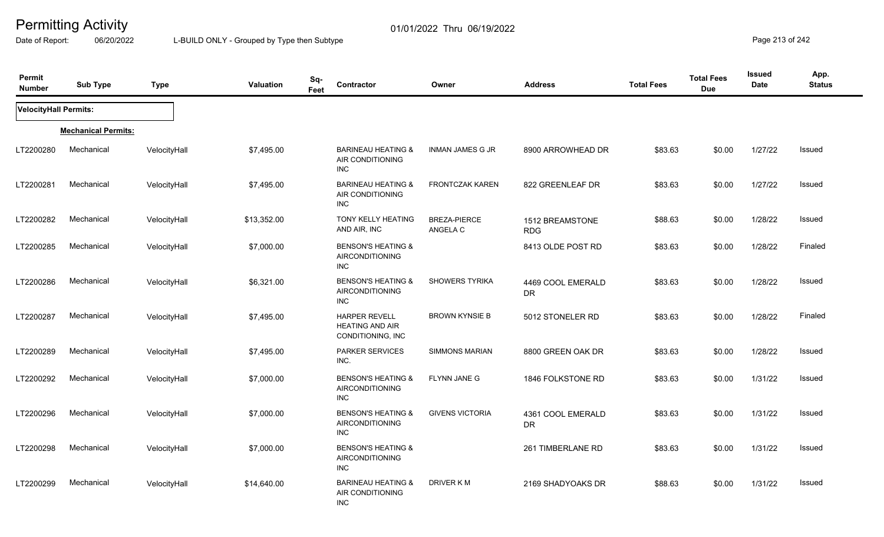# Permitting Activity

Date of Report: 06/20/2022

01/01/2022 Thru 06/19/2022

L-BUILD ONLY - Grouped by Type then Subtype

| Permit Number | Sub Type | Type | Valuation | Sq-Feet | Contractor | Owner | Address | Total Fees | Total Fees Due | Issued Date | App. Status |
|---|---|---|---|---|---|---|---|---|---|---|---|
| **VelocityHall Permits:** | | | | | | | | | | | |
| **Mechanical Permits:** | | | | | | | | | | | |
| LT2200280 | Mechanical | VelocityHall | $7,495.00 | | BARINEAU HEATING & AIR CONDITIONING INC | INMAN JAMES G JR | 8900 ARROWHEAD DR | $83.63 | $0.00 | 1/27/22 | Issued |
| LT2200281 | Mechanical | VelocityHall | $7,495.00 | | BARINEAU HEATING & AIR CONDITIONING INC | FRONTCZAK KAREN | 822 GREENLEAF DR | $83.63 | $0.00 | 1/27/22 | Issued |
| LT2200282 | Mechanical | VelocityHall | $13,352.00 | | TONY KELLY HEATING AND AIR, INC | BREZA-PIERCE ANGELA C | 1512 BREAMSTONE RDG | $88.63 | $0.00 | 1/28/22 | Issued |
| LT2200285 | Mechanical | VelocityHall | $7,000.00 | | BENSON'S HEATING & AIRCONDITIONING INC | | 8413 OLDE POST RD | $83.63 | $0.00 | 1/28/22 | Finaled |
| LT2200286 | Mechanical | VelocityHall | $6,321.00 | | BENSON'S HEATING & AIRCONDITIONING INC | SHOWERS TYRIKA | 4469 COOL EMERALD DR | $83.63 | $0.00 | 1/28/22 | Issued |
| LT2200287 | Mechanical | VelocityHall | $7,495.00 | | HARPER REVELL HEATING AND AIR CONDITIONING, INC | BROWN KYNSIE B | 5012 STONELER RD | $83.63 | $0.00 | 1/28/22 | Finaled |
| LT2200289 | Mechanical | VelocityHall | $7,495.00 | | PARKER SERVICES INC. | SIMMONS MARIAN | 8800 GREEN OAK DR | $83.63 | $0.00 | 1/28/22 | Issued |
| LT2200292 | Mechanical | VelocityHall | $7,000.00 | | BENSON'S HEATING & AIRCONDITIONING INC | FLYNN JANE G | 1846 FOLKSTONE RD | $83.63 | $0.00 | 1/31/22 | Issued |
| LT2200296 | Mechanical | VelocityHall | $7,000.00 | | BENSON'S HEATING & AIRCONDITIONING INC | GIVENS VICTORIA | 4361 COOL EMERALD DR | $83.63 | $0.00 | 1/31/22 | Issued |
| LT2200298 | Mechanical | VelocityHall | $7,000.00 | | BENSON'S HEATING & AIRCONDITIONING INC | | 261 TIMBERLANE RD | $83.63 | $0.00 | 1/31/22 | Issued |
| LT2200299 | Mechanical | VelocityHall | $14,640.00 | | BARINEAU HEATING & AIR CONDITIONING INC | DRIVER K M | 2169 SHADYOAKS DR | $88.63 | $0.00 | 1/31/22 | Issued |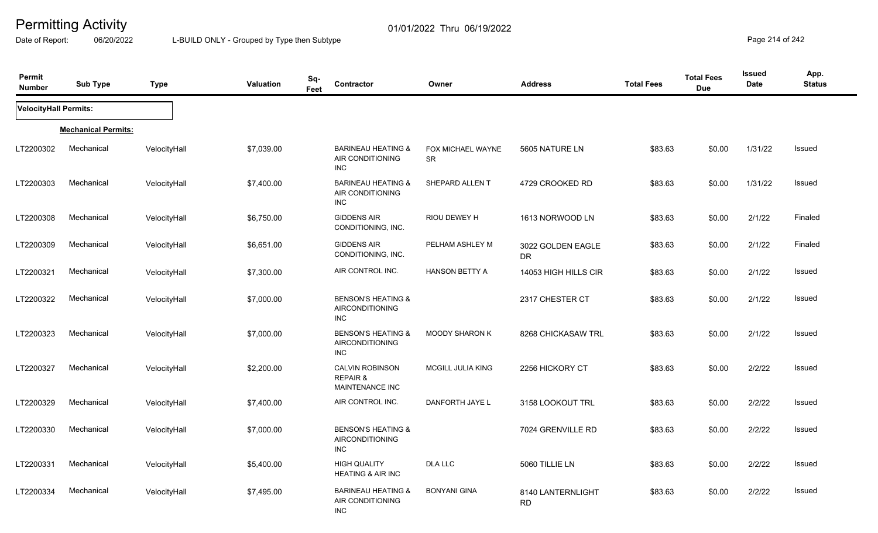# Permitting Activity

01/01/2022 Thru 06/19/2022

Date of Report: 06/20/2022 L-BUILD ONLY - Grouped by Type then Subtype

| Permit Number | Sub Type | Type | Valuation | Sq-Feet | Contractor | Owner | Address | Total Fees | Total Fees Due | Issued Date | App. Status |
|---|---|---|---|---|---|---|---|---|---|---|---|
| **VelocityHall Permits:** | | | | | | | | | | | |
| **Mechanical Permits:** | | | | | | | | | | | |
| LT2200302 | Mechanical | VelocityHall | $7,039.00 | | BARINEAU HEATING & AIR CONDITIONING INC | FOX MICHAEL WAYNE SR | 5605 NATURE LN | $83.63 | $0.00 | 1/31/22 | Issued |
| LT2200303 | Mechanical | VelocityHall | $7,400.00 | | BARINEAU HEATING & AIR CONDITIONING INC | SHEPARD ALLEN T | 4729 CROOKED RD | $83.63 | $0.00 | 1/31/22 | Issued |
| LT2200308 | Mechanical | VelocityHall | $6,750.00 | | GIDDENS AIR CONDITIONING, INC. | RIOU DEWEY H | 1613 NORWOOD LN | $83.63 | $0.00 | 2/1/22 | Finaled |
| LT2200309 | Mechanical | VelocityHall | $6,651.00 | | GIDDENS AIR CONDITIONING, INC. | PELHAM ASHLEY M | 3022 GOLDEN EAGLE DR | $83.63 | $0.00 | 2/1/22 | Finaled |
| LT2200321 | Mechanical | VelocityHall | $7,300.00 | | AIR CONTROL INC. | HANSON BETTY A | 14053 HIGH HILLS CIR | $83.63 | $0.00 | 2/1/22 | Issued |
| LT2200322 | Mechanical | VelocityHall | $7,000.00 | | BENSON'S HEATING & AIRCONDITIONING INC | | 2317 CHESTER CT | $83.63 | $0.00 | 2/1/22 | Issued |
| LT2200323 | Mechanical | VelocityHall | $7,000.00 | | BENSON'S HEATING & AIRCONDITIONING INC | MOODY SHARON K | 8268 CHICKASAW TRL | $83.63 | $0.00 | 2/1/22 | Issued |
| LT2200327 | Mechanical | VelocityHall | $2,200.00 | | CALVIN ROBINSON REPAIR & MAINTENANCE INC | MCGILL JULIA KING | 2256 HICKORY CT | $83.63 | $0.00 | 2/2/22 | Issued |
| LT2200329 | Mechanical | VelocityHall | $7,400.00 | | AIR CONTROL INC. | DANFORTH JAYE L | 3158 LOOKOUT TRL | $83.63 | $0.00 | 2/2/22 | Issued |
| LT2200330 | Mechanical | VelocityHall | $7,000.00 | | BENSON'S HEATING & AIRCONDITIONING INC | | 7024 GRENVILLE RD | $83.63 | $0.00 | 2/2/22 | Issued |
| LT2200331 | Mechanical | VelocityHall | $5,400.00 | | HIGH QUALITY HEATING & AIR INC | DLA LLC | 5060 TILLIE LN | $83.63 | $0.00 | 2/2/22 | Issued |
| LT2200334 | Mechanical | VelocityHall | $7,495.00 | | BARINEAU HEATING & AIR CONDITIONING INC | BONYANI GINA | 8140 LANTERNLIGHT RD | $83.63 | $0.00 | 2/2/22 | Issued |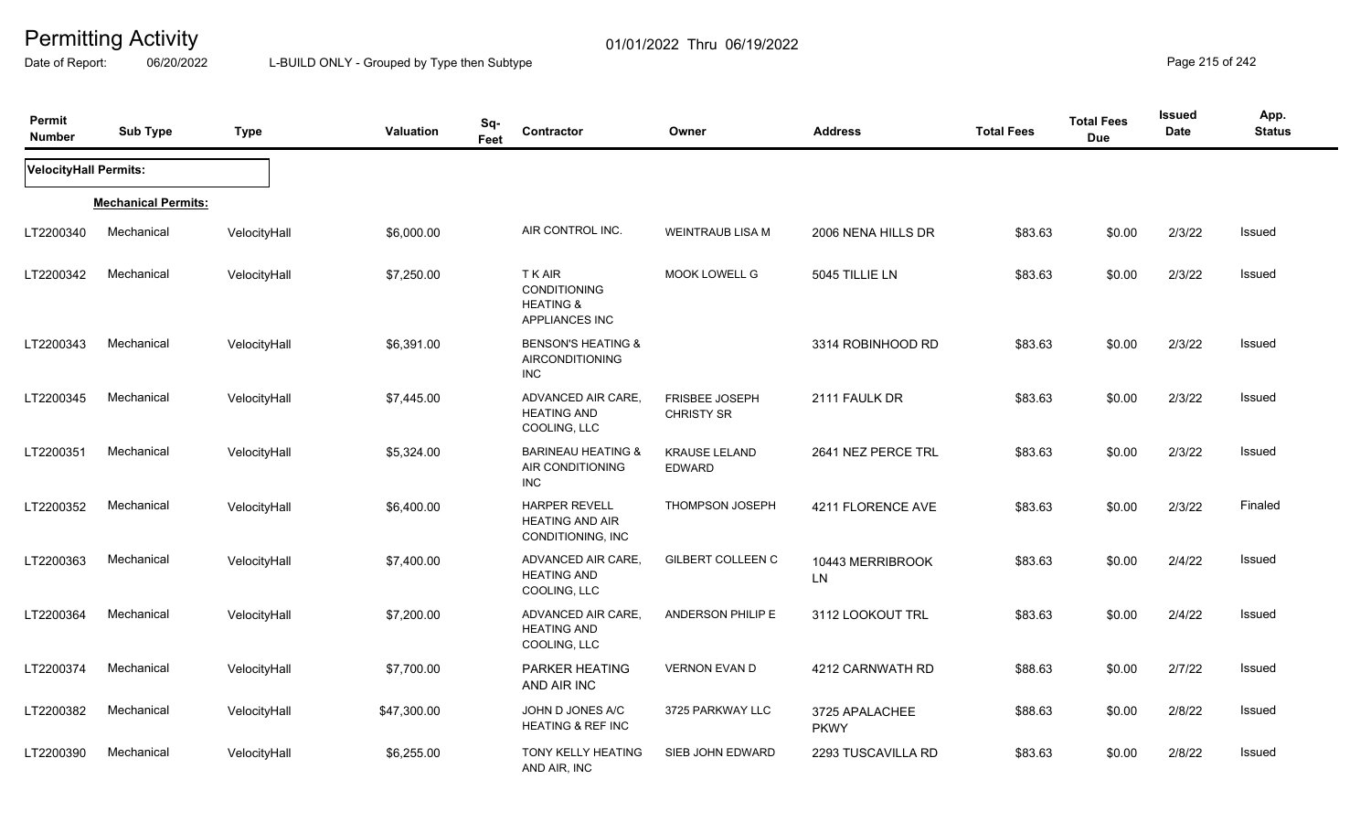# Permitting Activity

01/01/2022 Thru 06/19/2022

Date of Report: 06/20/2022

L-BUILD ONLY - Grouped by Type then Subtype

| Permit Number | Sub Type | Type | Valuation | Sq-Feet | Contractor | Owner | Address | Total Fees | Total Fees Due | Issued Date | App. Status |
|---|---|---|---|---|---|---|---|---|---|---|---|
| **VelocityHall Permits:** | | | | | | | | | | | |
| | **Mechanical Permits:** | | | | | | | | | | |
| LT2200340 | Mechanical | VelocityHall | $6,000.00 | | AIR CONTROL INC. | WEINTRAUB LISA M | 2006 NENA HILLS DR | $83.63 | $0.00 | 2/3/22 | Issued |
| LT2200342 | Mechanical | VelocityHall | $7,250.00 | | T K AIR CONDITIONING HEATING & APPLIANCES INC | MOOK LOWELL G | 5045 TILLIE LN | $83.63 | $0.00 | 2/3/22 | Issued |
| LT2200343 | Mechanical | VelocityHall | $6,391.00 | | BENSON'S HEATING & AIRCONDITIONING INC | | 3314 ROBINHOOD RD | $83.63 | $0.00 | 2/3/22 | Issued |
| LT2200345 | Mechanical | VelocityHall | $7,445.00 | | ADVANCED AIR CARE, HEATING AND COOLING, LLC | FRISBEE JOSEPH CHRISTY SR | 2111 FAULK DR | $83.63 | $0.00 | 2/3/22 | Issued |
| LT2200351 | Mechanical | VelocityHall | $5,324.00 | | BARINEAU HEATING & AIR CONDITIONING INC | KRAUSE LELAND EDWARD | 2641 NEZ PERCE TRL | $83.63 | $0.00 | 2/3/22 | Issued |
| LT2200352 | Mechanical | VelocityHall | $6,400.00 | | HARPER REVELL HEATING AND AIR CONDITIONING, INC | THOMPSON JOSEPH | 4211 FLORENCE AVE | $83.63 | $0.00 | 2/3/22 | Finaled |
| LT2200363 | Mechanical | VelocityHall | $7,400.00 | | ADVANCED AIR CARE, HEATING AND COOLING, LLC | GILBERT COLLEEN C | 10443 MERRIBROOK LN | $83.63 | $0.00 | 2/4/22 | Issued |
| LT2200364 | Mechanical | VelocityHall | $7,200.00 | | ADVANCED AIR CARE, HEATING AND COOLING, LLC | ANDERSON PHILIP E | 3112 LOOKOUT TRL | $83.63 | $0.00 | 2/4/22 | Issued |
| LT2200374 | Mechanical | VelocityHall | $7,700.00 | | PARKER HEATING AND AIR INC | VERNON EVAN D | 4212 CARNWATH RD | $88.63 | $0.00 | 2/7/22 | Issued |
| LT2200382 | Mechanical | VelocityHall | $47,300.00 | | JOHN D JONES A/C HEATING & REF INC | 3725 PARKWAY LLC | 3725 APALACHEE PKWY | $88.63 | $0.00 | 2/8/22 | Issued |
| LT2200390 | Mechanical | VelocityHall | $6,255.00 | | TONY KELLY HEATING AND AIR, INC | SIEB JOHN EDWARD | 2293 TUSCAVILLA RD | $83.63 | $0.00 | 2/8/22 | Issued |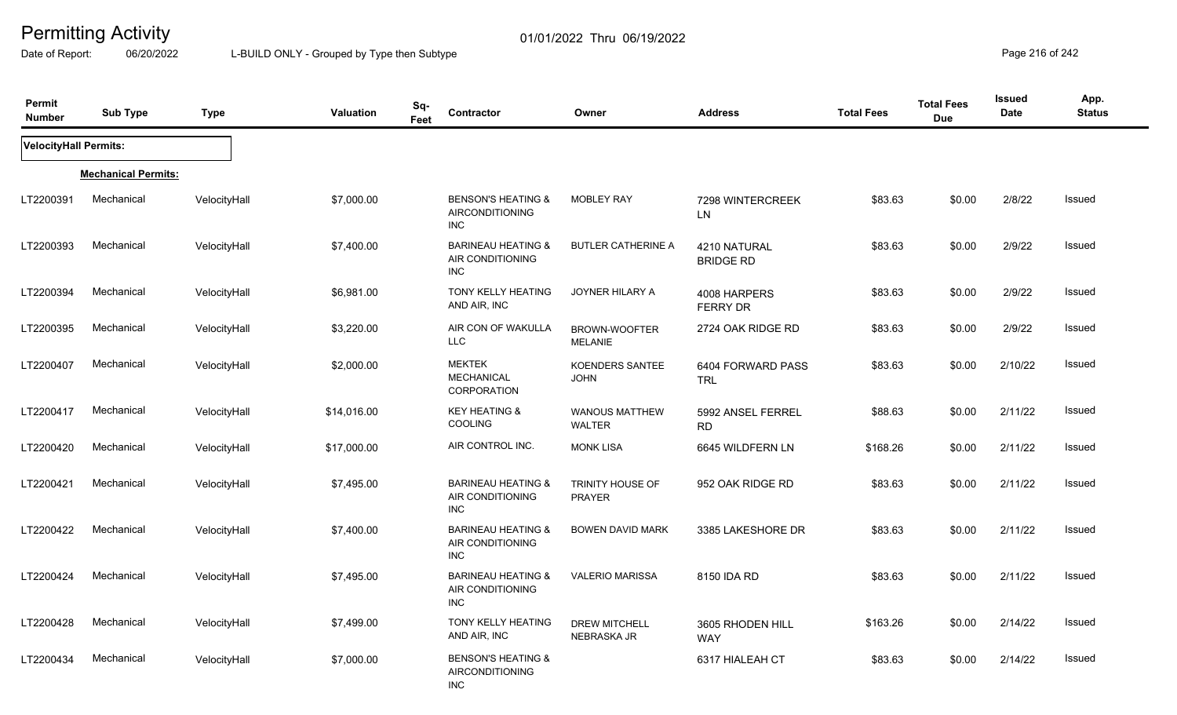# Permitting Activity

01/01/2022 Thru 06/19/2022

Date of Report: 06/20/2022 L-BUILD ONLY - Grouped by Type then Subtype

| Permit Number | Sub Type | Type | Valuation | Sq-Feet | Contractor | Owner | Address | Total Fees | Total Fees Due | Issued Date | App. Status |
|---|---|---|---|---|---|---|---|---|---|---|---|
| **VelocityHall Permits:** | | | | | | | | | | | |
| **Mechanical Permits:** | | | | | | | | | | | |
| LT2200391 | Mechanical | VelocityHall | $7,000.00 | | BENSON'S HEATING & AIRCONDITIONING INC | MOBLEY RAY | 7298 WINTERCREEK LN | $83.63 | $0.00 | 2/8/22 | Issued |
| LT2200393 | Mechanical | VelocityHall | $7,400.00 | | BARINEAU HEATING & AIR CONDITIONING INC | BUTLER CATHERINE A | 4210 NATURAL BRIDGE RD | $83.63 | $0.00 | 2/9/22 | Issued |
| LT2200394 | Mechanical | VelocityHall | $6,981.00 | | TONY KELLY HEATING AND AIR, INC | JOYNER HILARY A | 4008 HARPERS FERRY DR | $83.63 | $0.00 | 2/9/22 | Issued |
| LT2200395 | Mechanical | VelocityHall | $3,220.00 | | AIR CON OF WAKULLA LLC | BROWN-WOOFTER MELANIE | 2724 OAK RIDGE RD | $83.63 | $0.00 | 2/9/22 | Issued |
| LT2200407 | Mechanical | VelocityHall | $2,000.00 | | MEKTEK MECHANICAL CORPORATION | KOENDERS SANTEE JOHN | 6404 FORWARD PASS TRL | $83.63 | $0.00 | 2/10/22 | Issued |
| LT2200417 | Mechanical | VelocityHall | $14,016.00 | | KEY HEATING & COOLING | WANOUS MATTHEW WALTER | 5992 ANSEL FERREL RD | $88.63 | $0.00 | 2/11/22 | Issued |
| LT2200420 | Mechanical | VelocityHall | $17,000.00 | | AIR CONTROL INC. | MONK LISA | 6645 WILDFERN LN | $168.26 | $0.00 | 2/11/22 | Issued |
| LT2200421 | Mechanical | VelocityHall | $7,495.00 | | BARINEAU HEATING & AIR CONDITIONING INC | TRINITY HOUSE OF PRAYER | 952 OAK RIDGE RD | $83.63 | $0.00 | 2/11/22 | Issued |
| LT2200422 | Mechanical | VelocityHall | $7,400.00 | | BARINEAU HEATING & AIR CONDITIONING INC | BOWEN DAVID MARK | 3385 LAKESHORE DR | $83.63 | $0.00 | 2/11/22 | Issued |
| LT2200424 | Mechanical | VelocityHall | $7,495.00 | | BARINEAU HEATING & AIR CONDITIONING INC | VALERIO MARISSA | 8150 IDA RD | $83.63 | $0.00 | 2/11/22 | Issued |
| LT2200428 | Mechanical | VelocityHall | $7,499.00 | | TONY KELLY HEATING AND AIR, INC | DREW MITCHELL NEBRASKA JR | 3605 RHODEN HILL WAY | $163.26 | $0.00 | 2/14/22 | Issued |
| LT2200434 | Mechanical | VelocityHall | $7,000.00 | | BENSON'S HEATING & AIRCONDITIONING INC | | 6317 HIALEAH CT | $83.63 | $0.00 | 2/14/22 | Issued |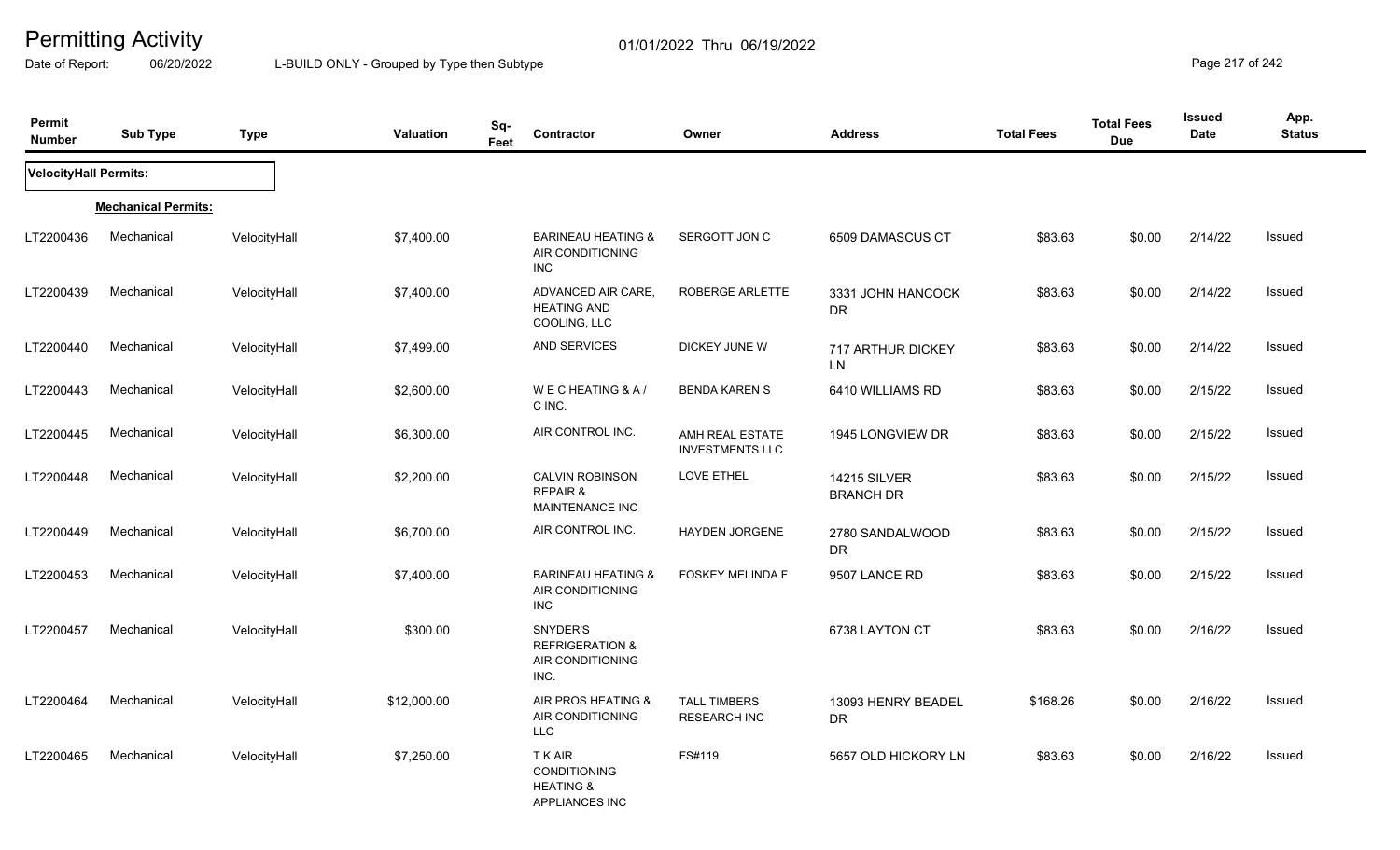# Permitting Activity

Date of Report: 06/20/2022

01/01/2022 Thru 06/19/2022

L-BUILD ONLY - Grouped by Type then Subtype

| Permit Number | Sub Type | Type | Valuation | Sq-Feet | Contractor | Owner | Address | Total Fees | Total Fees Due | Issued Date | App. Status |
|---|---|---|---|---|---|---|---|---|---|---|---|
| **VelocityHall Permits:** | | | | | | | | | | | |
| **Mechanical Permits:** | | | | | | | | | | | |
| LT2200436 | Mechanical | VelocityHall | $7,400.00 | | BARINEAU HEATING & AIR CONDITIONING INC | SERGOTT JON C | 6509 DAMASCUS CT | $83.63 | $0.00 | 2/14/22 | Issued |
| LT2200439 | Mechanical | VelocityHall | $7,400.00 | | ADVANCED AIR CARE, HEATING AND COOLING, LLC | ROBERGE ARLETTE | 3331 JOHN HANCOCK DR | $83.63 | $0.00 | 2/14/22 | Issued |
| LT2200440 | Mechanical | VelocityHall | $7,499.00 | | AND SERVICES | DICKEY JUNE W | 717 ARTHUR DICKEY LN | $83.63 | $0.00 | 2/14/22 | Issued |
| LT2200443 | Mechanical | VelocityHall | $2,600.00 | | W E C HEATING & A / C INC. | BENDA KAREN S | 6410 WILLIAMS RD | $83.63 | $0.00 | 2/15/22 | Issued |
| LT2200445 | Mechanical | VelocityHall | $6,300.00 | | AIR CONTROL INC. | AMH REAL ESTATE INVESTMENTS LLC | 1945 LONGVIEW DR | $83.63 | $0.00 | 2/15/22 | Issued |
| LT2200448 | Mechanical | VelocityHall | $2,200.00 | | CALVIN ROBINSON REPAIR & MAINTENANCE INC | LOVE ETHEL | 14215 SILVER BRANCH DR | $83.63 | $0.00 | 2/15/22 | Issued |
| LT2200449 | Mechanical | VelocityHall | $6,700.00 | | AIR CONTROL INC. | HAYDEN JORGENE | 2780 SANDALWOOD DR | $83.63 | $0.00 | 2/15/22 | Issued |
| LT2200453 | Mechanical | VelocityHall | $7,400.00 | | BARINEAU HEATING & AIR CONDITIONING INC | FOSKEY MELINDA F | 9507 LANCE RD | $83.63 | $0.00 | 2/15/22 | Issued |
| LT2200457 | Mechanical | VelocityHall | $300.00 | | SNYDER'S REFRIGERATION & AIR CONDITIONING INC. | | 6738 LAYTON CT | $83.63 | $0.00 | 2/16/22 | Issued |
| LT2200464 | Mechanical | VelocityHall | $12,000.00 | | AIR PROS HEATING & AIR CONDITIONING LLC | TALL TIMBERS RESEARCH INC | 13093 HENRY BEADEL DR | $168.26 | $0.00 | 2/16/22 | Issued |
| LT2200465 | Mechanical | VelocityHall | $7,250.00 | | T K AIR CONDITIONING HEATING & APPLIANCES INC | FS#119 | 5657 OLD HICKORY LN | $83.63 | $0.00 | 2/16/22 | Issued |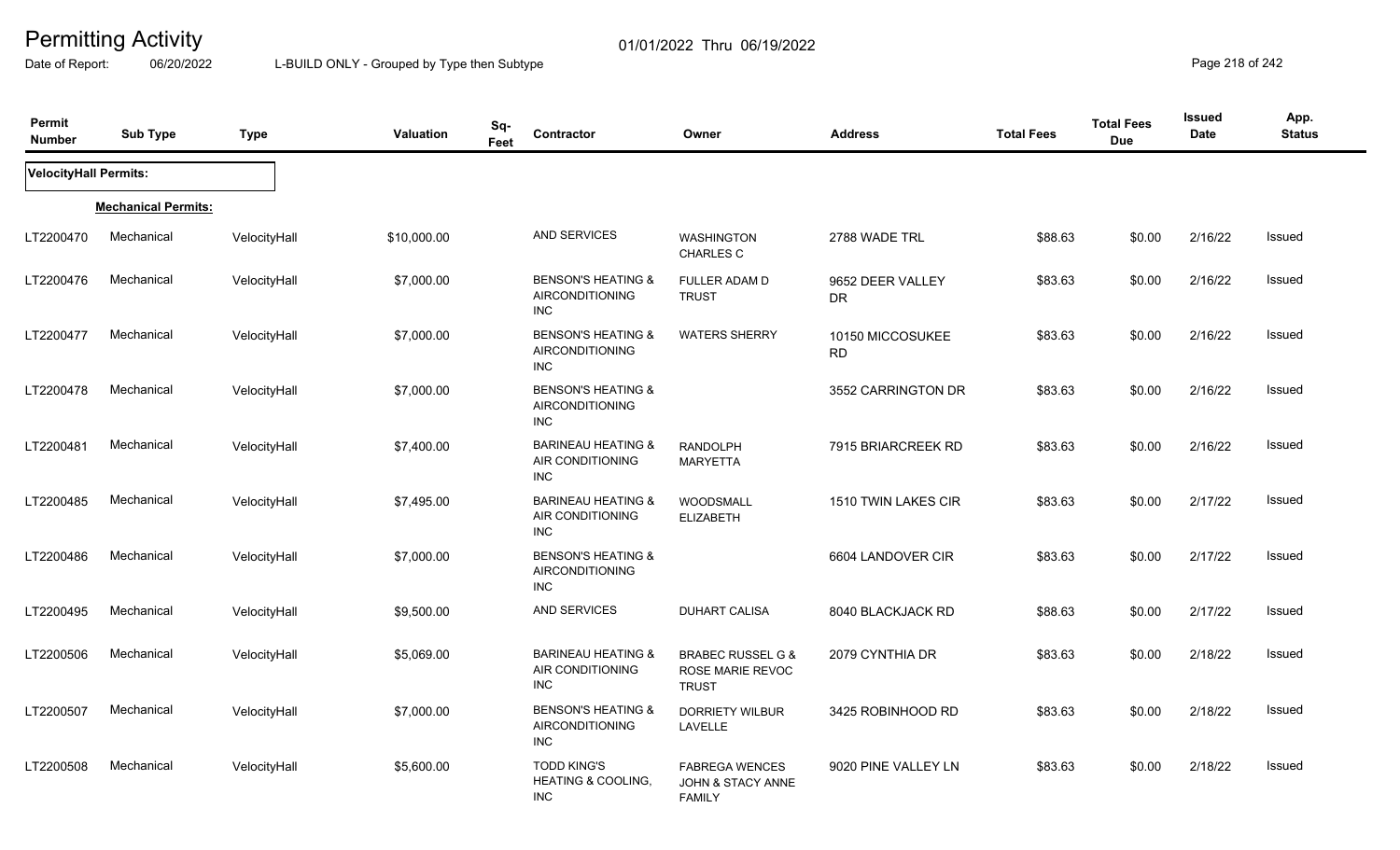# Permitting Activity

01/01/2022 Thru 06/19/2022

Date of Report: 06/20/2022

L-BUILD ONLY - Grouped by Type then Subtype

| Permit Number | Sub Type | Type | Valuation | Sq-Feet | Contractor | Owner | Address | Total Fees | Total Fees Due | Issued Date | App. Status |
|---|---|---|---|---|---|---|---|---|---|---|---|
| **VelocityHall Permits:** | | | | | | | | | | | |
| **Mechanical Permits:** | | | | | | | | | | | |
| LT2200470 | Mechanical | VelocityHall | $10,000.00 | | AND SERVICES | WASHINGTON CHARLES C | 2788 WADE TRL | $88.63 | $0.00 | 2/16/22 | Issued |
| LT2200476 | Mechanical | VelocityHall | $7,000.00 | | BENSON'S HEATING & AIRCONDITIONING INC | FULLER ADAM D TRUST | 9652 DEER VALLEY DR | $83.63 | $0.00 | 2/16/22 | Issued |
| LT2200477 | Mechanical | VelocityHall | $7,000.00 | | BENSON'S HEATING & AIRCONDITIONING INC | WATERS SHERRY | 10150 MICCOSUKEE RD | $83.63 | $0.00 | 2/16/22 | Issued |
| LT2200478 | Mechanical | VelocityHall | $7,000.00 | | BENSON'S HEATING & AIRCONDITIONING INC | | 3552 CARRINGTON DR | $83.63 | $0.00 | 2/16/22 | Issued |
| LT2200481 | Mechanical | VelocityHall | $7,400.00 | | BARINEAU HEATING & AIR CONDITIONING INC | RANDOLPH MARYETTA | 7915 BRIARCREEK RD | $83.63 | $0.00 | 2/16/22 | Issued |
| LT2200485 | Mechanical | VelocityHall | $7,495.00 | | BARINEAU HEATING & AIR CONDITIONING INC | WOODSMALL ELIZABETH | 1510 TWIN LAKES CIR | $83.63 | $0.00 | 2/17/22 | Issued |
| LT2200486 | Mechanical | VelocityHall | $7,000.00 | | BENSON'S HEATING & AIRCONDITIONING INC | | 6604 LANDOVER CIR | $83.63 | $0.00 | 2/17/22 | Issued |
| LT2200495 | Mechanical | VelocityHall | $9,500.00 | | AND SERVICES | DUHART CALISA | 8040 BLACKJACK RD | $88.63 | $0.00 | 2/17/22 | Issued |
| LT2200506 | Mechanical | VelocityHall | $5,069.00 | | BARINEAU HEATING & AIR CONDITIONING INC | BRABEC RUSSEL G & ROSE MARIE REVOC TRUST | 2079 CYNTHIA DR | $83.63 | $0.00 | 2/18/22 | Issued |
| LT2200507 | Mechanical | VelocityHall | $7,000.00 | | BENSON'S HEATING & AIRCONDITIONING INC | DORRIETY WILBUR LAVELLE | 3425 ROBINHOOD RD | $83.63 | $0.00 | 2/18/22 | Issued |
| LT2200508 | Mechanical | VelocityHall | $5,600.00 | | TODD KING'S HEATING & COOLING, INC | FABREGA WENCES JOHN & STACY ANNE FAMILY | 9020 PINE VALLEY LN | $83.63 | $0.00 | 2/18/22 | Issued |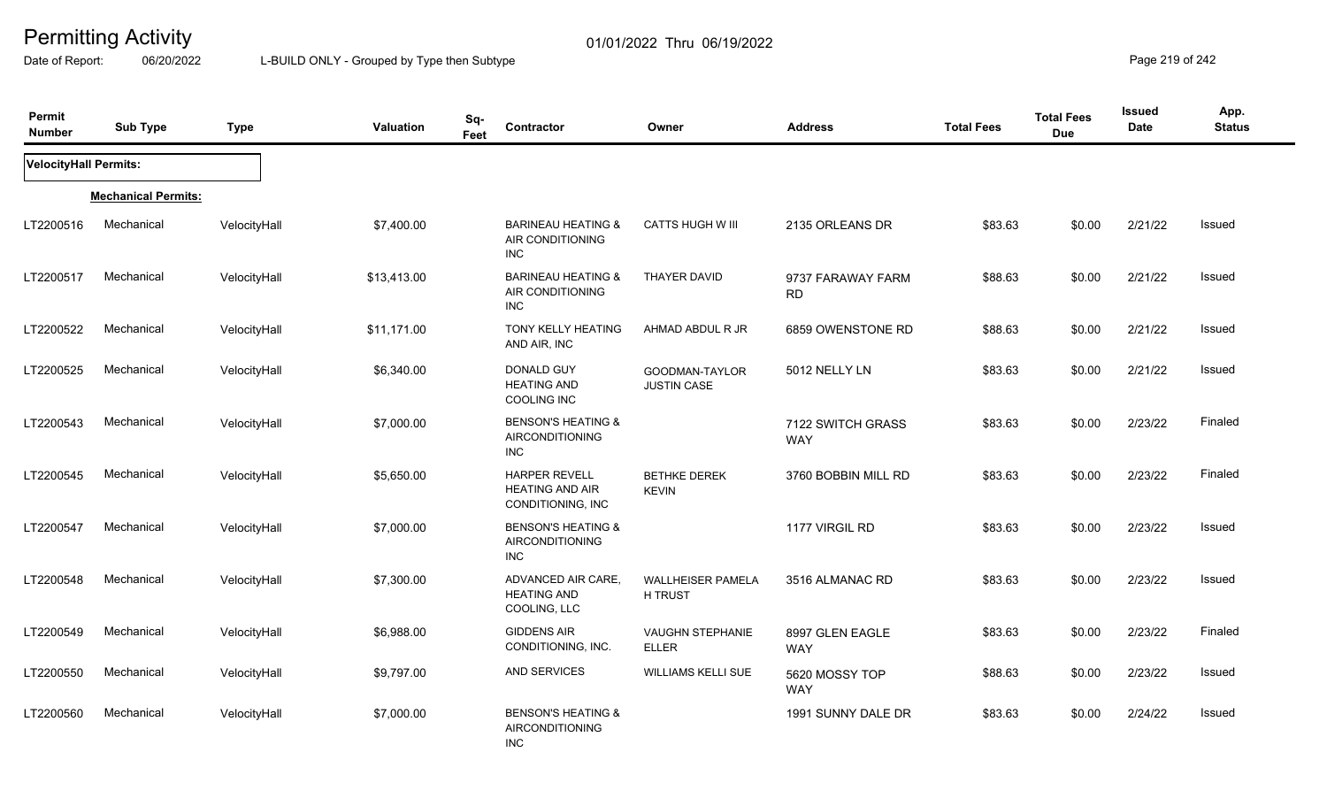# Permitting Activity

Date of Report: 06/20/2022 | 01/01/2022 Thru 06/19/2022 | L-BUILD ONLY - Grouped by Type then Subtype

| Permit Number | Sub Type | Type | Valuation | Sq-Feet | Contractor | Owner | Address | Total Fees | Total Fees Due | Issued Date | App. Status |
|---|---|---|---|---|---|---|---|---|---|---|---|
| **VelocityHall Permits:** | | | | | | | | | | | |
| **Mechanical Permits:** | | | | | | | | | | | |
| LT2200516 | Mechanical | VelocityHall | $7,400.00 | | BARINEAU HEATING & AIR CONDITIONING INC | CATTS HUGH W III | 2135 ORLEANS DR | $83.63 | $0.00 | 2/21/22 | Issued |
| LT2200517 | Mechanical | VelocityHall | $13,413.00 | | BARINEAU HEATING & AIR CONDITIONING INC | THAYER DAVID | 9737 FARAWAY FARM RD | $88.63 | $0.00 | 2/21/22 | Issued |
| LT2200522 | Mechanical | VelocityHall | $11,171.00 | | TONY KELLY HEATING AND AIR, INC | AHMAD ABDUL R JR | 6859 OWENSTONE RD | $88.63 | $0.00 | 2/21/22 | Issued |
| LT2200525 | Mechanical | VelocityHall | $6,340.00 | | DONALD GUY HEATING AND COOLING INC | GOODMAN-TAYLOR JUSTIN CASE | 5012 NELLY LN | $83.63 | $0.00 | 2/21/22 | Issued |
| LT2200543 | Mechanical | VelocityHall | $7,000.00 | | BENSON'S HEATING & AIRCONDITIONING INC | | 7122 SWITCH GRASS WAY | $83.63 | $0.00 | 2/23/22 | Finaled |
| LT2200545 | Mechanical | VelocityHall | $5,650.00 | | HARPER REVELL HEATING AND AIR CONDITIONING, INC | BETHKE DEREK KEVIN | 3760 BOBBIN MILL RD | $83.63 | $0.00 | 2/23/22 | Finaled |
| LT2200547 | Mechanical | VelocityHall | $7,000.00 | | BENSON'S HEATING & AIRCONDITIONING INC | | 1177 VIRGIL RD | $83.63 | $0.00 | 2/23/22 | Issued |
| LT2200548 | Mechanical | VelocityHall | $7,300.00 | | ADVANCED AIR CARE, HEATING AND COOLING, LLC | WALLHEISER PAMELA H TRUST | 3516 ALMANAC RD | $83.63 | $0.00 | 2/23/22 | Issued |
| LT2200549 | Mechanical | VelocityHall | $6,988.00 | | GIDDENS AIR CONDITIONING, INC. | VAUGHN STEPHANIE ELLER | 8997 GLEN EAGLE WAY | $83.63 | $0.00 | 2/23/22 | Finaled |
| LT2200550 | Mechanical | VelocityHall | $9,797.00 | | AND SERVICES | WILLIAMS KELLI SUE | 5620 MOSSY TOP WAY | $88.63 | $0.00 | 2/23/22 | Issued |
| LT2200560 | Mechanical | VelocityHall | $7,000.00 | | BENSON'S HEATING & AIRCONDITIONING INC | | 1991 SUNNY DALE DR | $83.63 | $0.00 | 2/24/22 | Issued |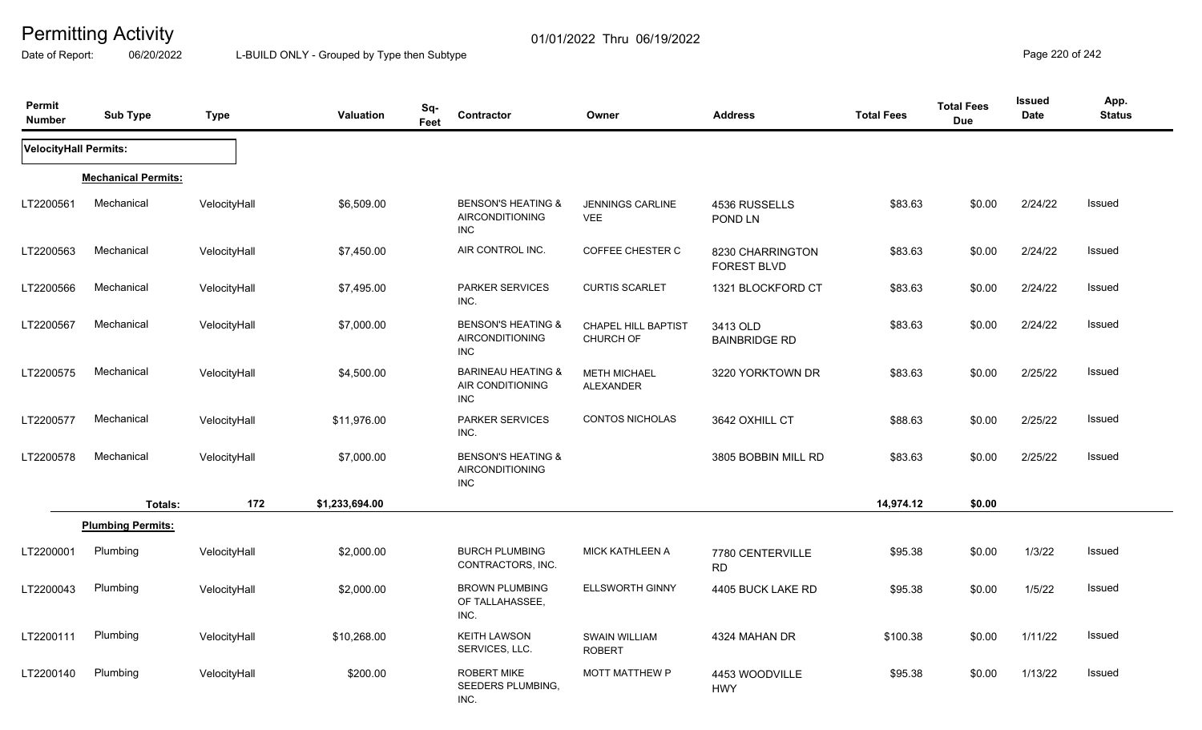# Permitting Activity

01/01/2022 Thru 06/19/2022

Date of Report: 06/20/2022

L-BUILD ONLY - Grouped by Type then Subtype

| Permit Number | Sub Type | Type | Valuation | Sq-Feet | Contractor | Owner | Address | Total Fees | Total Fees Due | Issued Date | App. Status |
|---|---|---|---|---|---|---|---|---|---|---|---|
| **VelocityHall Permits:** | | | | | | | | | | | |
| **Mechanical Permits:** | | | | | | | | | | | |
| LT2200561 | Mechanical | VelocityHall | $6,509.00 | | BENSON'S HEATING & AIRCONDITIONING INC | JENNINGS CARLINE VEE | 4536 RUSSELLS POND LN | $83.63 | $0.00 | 2/24/22 | Issued |
| LT2200563 | Mechanical | VelocityHall | $7,450.00 | | AIR CONTROL INC. | COFFEE CHESTER C | 8230 CHARRINGTON FOREST BLVD | $83.63 | $0.00 | 2/24/22 | Issued |
| LT2200566 | Mechanical | VelocityHall | $7,495.00 | | PARKER SERVICES INC. | CURTIS SCARLET | 1321 BLOCKFORD CT | $83.63 | $0.00 | 2/24/22 | Issued |
| LT2200567 | Mechanical | VelocityHall | $7,000.00 | | BENSON'S HEATING & AIRCONDITIONING INC | CHAPEL HILL BAPTIST CHURCH OF | 3413 OLD BAINBRIDGE RD | $83.63 | $0.00 | 2/24/22 | Issued |
| LT2200575 | Mechanical | VelocityHall | $4,500.00 | | BARINEAU HEATING & AIR CONDITIONING INC | METH MICHAEL ALEXANDER | 3220 YORKTOWN DR | $83.63 | $0.00 | 2/25/22 | Issued |
| LT2200577 | Mechanical | VelocityHall | $11,976.00 | | PARKER SERVICES INC. | CONTOS NICHOLAS | 3642 OXHILL CT | $88.63 | $0.00 | 2/25/22 | Issued |
| LT2200578 | Mechanical | VelocityHall | $7,000.00 | | BENSON'S HEATING & AIRCONDITIONING INC | | 3805 BOBBIN MILL RD | $83.63 | $0.00 | 2/25/22 | Issued |
| | **Totals:** | 172 | $1,233,694.00 | | | | | 14,974.12 | $0.00 | | |
| **Plumbing Permits:** | | | | | | | | | | | |
| LT2200001 | Plumbing | VelocityHall | $2,000.00 | | BURCH PLUMBING CONTRACTORS, INC. | MICK KATHLEEN A | 7780 CENTERVILLE RD | $95.38 | $0.00 | 1/3/22 | Issued |
| LT2200043 | Plumbing | VelocityHall | $2,000.00 | | BROWN PLUMBING OF TALLAHASSEE, INC. | ELLSWORTH GINNY | 4405 BUCK LAKE RD | $95.38 | $0.00 | 1/5/22 | Issued |
| LT2200111 | Plumbing | VelocityHall | $10,268.00 | | KEITH LAWSON SERVICES, LLC. | SWAIN WILLIAM ROBERT | 4324 MAHAN DR | $100.38 | $0.00 | 1/11/22 | Issued |
| LT2200140 | Plumbing | VelocityHall | $200.00 | | ROBERT MIKE SEEDERS PLUMBING, INC. | MOTT MATTHEW P | 4453 WOODVILLE HWY | $95.38 | $0.00 | 1/13/22 | Issued |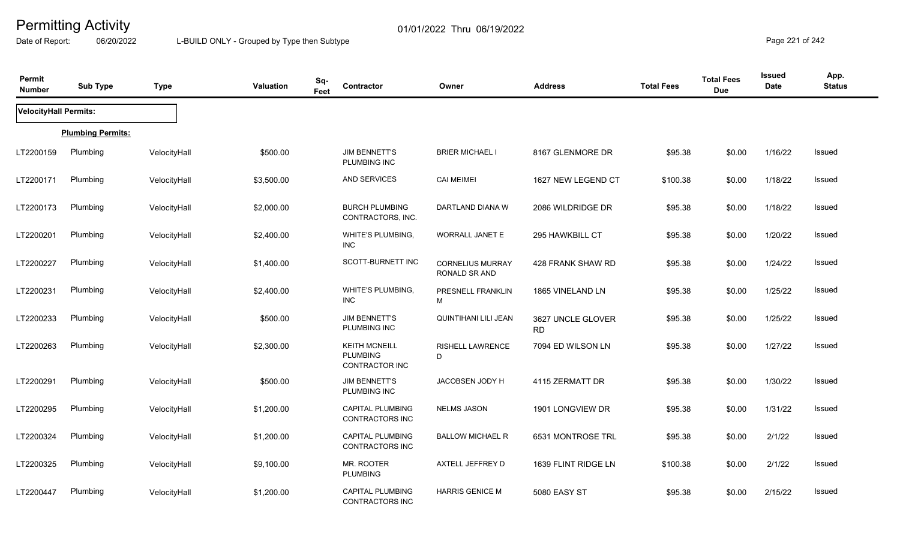# Permitting Activity

Date of Report: 06/20/2022

01/01/2022 Thru 06/19/2022

L-BUILD ONLY - Grouped by Type then Subtype

| Permit Number | Sub Type | Type | Valuation | Sq-Feet | Contractor | Owner | Address | Total Fees | Total Fees Due | Issued Date | App. Status |
|---|---|---|---|---|---|---|---|---|---|---|---|
| **VelocityHall Permits:** | | | | | | | | | | | |
| | **Plumbing Permits:** | | | | | | | | | | |
| LT2200159 | Plumbing | VelocityHall | $500.00 | | JIM BENNETT'S PLUMBING INC | BRIER MICHAEL I | 8167 GLENMORE DR | $95.38 | $0.00 | 1/16/22 | Issued |
| LT2200171 | Plumbing | VelocityHall | $3,500.00 | | AND SERVICES | CAI MEIMEI | 1627 NEW LEGEND CT | $100.38 | $0.00 | 1/18/22 | Issued |
| LT2200173 | Plumbing | VelocityHall | $2,000.00 | | BURCH PLUMBING CONTRACTORS, INC. | DARTLAND DIANA W | 2086 WILDRIDGE DR | $95.38 | $0.00 | 1/18/22 | Issued |
| LT2200201 | Plumbing | VelocityHall | $2,400.00 | | WHITE'S PLUMBING, INC | WORRALL JANET E | 295 HAWKBILL CT | $95.38 | $0.00 | 1/20/22 | Issued |
| LT2200227 | Plumbing | VelocityHall | $1,400.00 | | SCOTT-BURNETT INC | CORNELIUS MURRAY RONALD SR AND | 428 FRANK SHAW RD | $95.38 | $0.00 | 1/24/22 | Issued |
| LT2200231 | Plumbing | VelocityHall | $2,400.00 | | WHITE'S PLUMBING, INC | PRESNELL FRANKLIN M | 1865 VINELAND LN | $95.38 | $0.00 | 1/25/22 | Issued |
| LT2200233 | Plumbing | VelocityHall | $500.00 | | JIM BENNETT'S PLUMBING INC | QUINTIHANI LILI JEAN | 3627 UNCLE GLOVER RD | $95.38 | $0.00 | 1/25/22 | Issued |
| LT2200263 | Plumbing | VelocityHall | $2,300.00 | | KEITH MCNEILL PLUMBING CONTRACTOR INC | RISHELL LAWRENCE D | 7094 ED WILSON LN | $95.38 | $0.00 | 1/27/22 | Issued |
| LT2200291 | Plumbing | VelocityHall | $500.00 | | JIM BENNETT'S PLUMBING INC | JACOBSEN JODY H | 4115 ZERMATT DR | $95.38 | $0.00 | 1/30/22 | Issued |
| LT2200295 | Plumbing | VelocityHall | $1,200.00 | | CAPITAL PLUMBING CONTRACTORS INC | NELMS JASON | 1901 LONGVIEW DR | $95.38 | $0.00 | 1/31/22 | Issued |
| LT2200324 | Plumbing | VelocityHall | $1,200.00 | | CAPITAL PLUMBING CONTRACTORS INC | BALLOW MICHAEL R | 6531 MONTROSE TRL | $95.38 | $0.00 | 2/1/22 | Issued |
| LT2200325 | Plumbing | VelocityHall | $9,100.00 | | MR. ROOTER PLUMBING | AXTELL JEFFREY D | 1639 FLINT RIDGE LN | $100.38 | $0.00 | 2/1/22 | Issued |
| LT2200447 | Plumbing | VelocityHall | $1,200.00 | | CAPITAL PLUMBING CONTRACTORS INC | HARRIS GENICE M | 5080 EASY ST | $95.38 | $0.00 | 2/15/22 | Issued |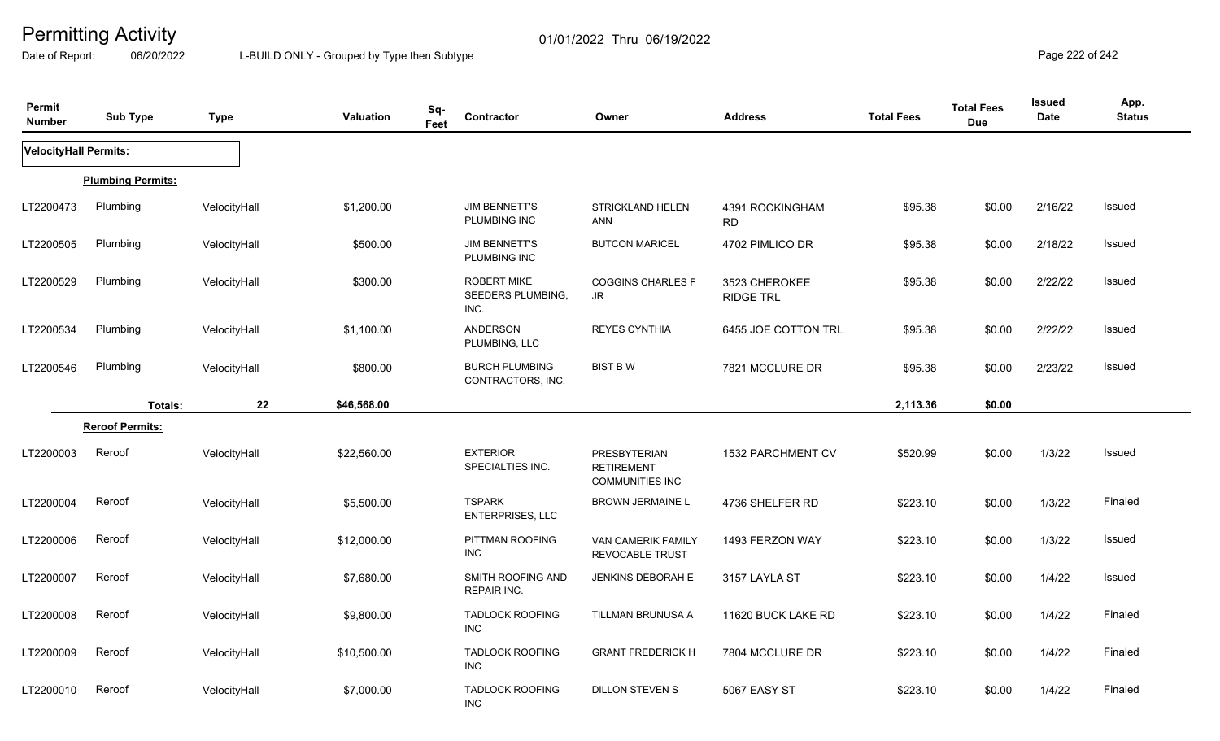# Permitting Activity

01/01/2022 Thru 06/19/2022

Date of Report: 06/20/2022 L-BUILD ONLY - Grouped by Type then Subtype

| Permit Number | Sub Type | Type | Valuation | Sq-Feet | Contractor | Owner | Address | Total Fees | Total Fees Due | Issued Date | App. Status |
|---|---|---|---|---|---|---|---|---|---|---|---|
| **VelocityHall Permits:** | | | | | | | | | | | |
| **Plumbing Permits:** | | | | | | | | | | | |
| LT2200473 | Plumbing | VelocityHall | $1,200.00 | | JIM BENNETT'S PLUMBING INC | STRICKLAND HELEN ANN | 4391 ROCKINGHAM RD | $95.38 | $0.00 | 2/16/22 | Issued |
| LT2200505 | Plumbing | VelocityHall | $500.00 | | JIM BENNETT'S PLUMBING INC | BUTCON MARICEL | 4702 PIMLICO DR | $95.38 | $0.00 | 2/18/22 | Issued |
| LT2200529 | Plumbing | VelocityHall | $300.00 | | ROBERT MIKE SEEDERS PLUMBING, INC. | COGGINS CHARLES F JR | 3523 CHEROKEE RIDGE TRL | $95.38 | $0.00 | 2/22/22 | Issued |
| LT2200534 | Plumbing | VelocityHall | $1,100.00 | | ANDERSON PLUMBING, LLC | REYES CYNTHIA | 6455 JOE COTTON TRL | $95.38 | $0.00 | 2/22/22 | Issued |
| LT2200546 | Plumbing | VelocityHall | $800.00 | | BURCH PLUMBING CONTRACTORS, INC. | BIST B W | 7821 MCCLURE DR | $95.38 | $0.00 | 2/23/22 | Issued |
| | **Totals:** | **22** | **$46,568.00** | | | | | **2,113.36** | **$0.00** | | |
| **Reroof Permits:** | | | | | | | | | | | |
| LT2200003 | Reroof | VelocityHall | $22,560.00 | | EXTERIOR SPECIALTIES INC. | PRESBYTERIAN RETIREMENT COMMUNITIES INC | 1532 PARCHMENT CV | $520.99 | $0.00 | 1/3/22 | Issued |
| LT2200004 | Reroof | VelocityHall | $5,500.00 | | TSPARK ENTERPRISES, LLC | BROWN JERMAINE L | 4736 SHELFER RD | $223.10 | $0.00 | 1/3/22 | Finaled |
| LT2200006 | Reroof | VelocityHall | $12,000.00 | | PITTMAN ROOFING INC | VAN CAMERIK FAMILY REVOCABLE TRUST | 1493 FERZON WAY | $223.10 | $0.00 | 1/3/22 | Issued |
| LT2200007 | Reroof | VelocityHall | $7,680.00 | | SMITH ROOFING AND REPAIR INC. | JENKINS DEBORAH E | 3157 LAYLA ST | $223.10 | $0.00 | 1/4/22 | Issued |
| LT2200008 | Reroof | VelocityHall | $9,800.00 | | TADLOCK ROOFING INC | TILLMAN BRUNUSA A | 11620 BUCK LAKE RD | $223.10 | $0.00 | 1/4/22 | Finaled |
| LT2200009 | Reroof | VelocityHall | $10,500.00 | | TADLOCK ROOFING INC | GRANT FREDERICK H | 7804 MCCLURE DR | $223.10 | $0.00 | 1/4/22 | Finaled |
| LT2200010 | Reroof | VelocityHall | $7,000.00 | | TADLOCK ROOFING INC | DILLON STEVEN S | 5067 EASY ST | $223.10 | $0.00 | 1/4/22 | Finaled |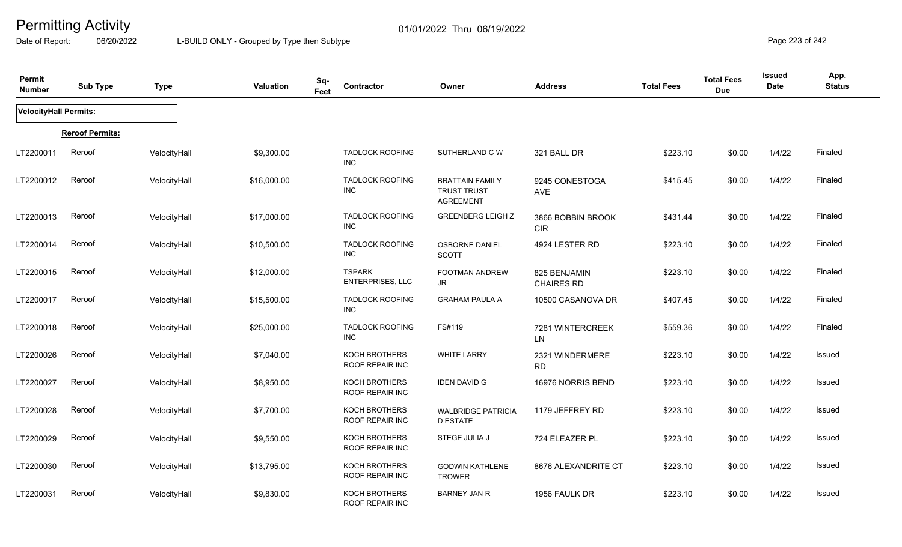# Permitting Activity

Date of Report: 06/20/2022

01/01/2022 Thru 06/19/2022

L-BUILD ONLY - Grouped by Type then Subtype

| Permit Number | Sub Type | Type | Valuation | Sq-Feet | Contractor | Owner | Address | Total Fees | Total Fees Due | Issued Date | App. Status |
|---|---|---|---|---|---|---|---|---|---|---|---|
| **VelocityHall Permits:** | | | | | | | | | | | |
| | **Reroof Permits:** | | | | | | | | | | |
| LT2200011 | Reroof | VelocityHall | $9,300.00 | | TADLOCK ROOFING INC | SUTHERLAND C W | 321 BALL DR | $223.10 | $0.00 | 1/4/22 | Finaled |
| LT2200012 | Reroof | VelocityHall | $16,000.00 | | TADLOCK ROOFING INC | BRATTAIN FAMILY TRUST TRUST AGREEMENT | 9245 CONESTOGA AVE | $415.45 | $0.00 | 1/4/22 | Finaled |
| LT2200013 | Reroof | VelocityHall | $17,000.00 | | TADLOCK ROOFING INC | GREENBERG LEIGH Z | 3866 BOBBIN BROOK CIR | $431.44 | $0.00 | 1/4/22 | Finaled |
| LT2200014 | Reroof | VelocityHall | $10,500.00 | | TADLOCK ROOFING INC | OSBORNE DANIEL SCOTT | 4924 LESTER RD | $223.10 | $0.00 | 1/4/22 | Finaled |
| LT2200015 | Reroof | VelocityHall | $12,000.00 | | TSPARK ENTERPRISES, LLC | FOOTMAN ANDREW JR | 825 BENJAMIN CHAIRES RD | $223.10 | $0.00 | 1/4/22 | Finaled |
| LT2200017 | Reroof | VelocityHall | $15,500.00 | | TADLOCK ROOFING INC | GRAHAM PAULA A | 10500 CASANOVA DR | $407.45 | $0.00 | 1/4/22 | Finaled |
| LT2200018 | Reroof | VelocityHall | $25,000.00 | | TADLOCK ROOFING INC | FS#119 | 7281 WINTERCREEK LN | $559.36 | $0.00 | 1/4/22 | Finaled |
| LT2200026 | Reroof | VelocityHall | $7,040.00 | | KOCH BROTHERS ROOF REPAIR INC | WHITE LARRY | 2321 WINDERMERE RD | $223.10 | $0.00 | 1/4/22 | Issued |
| LT2200027 | Reroof | VelocityHall | $8,950.00 | | KOCH BROTHERS ROOF REPAIR INC | IDEN DAVID G | 16976 NORRIS BEND | $223.10 | $0.00 | 1/4/22 | Issued |
| LT2200028 | Reroof | VelocityHall | $7,700.00 | | KOCH BROTHERS ROOF REPAIR INC | WALBRIDGE PATRICIA D ESTATE | 1179 JEFFREY RD | $223.10 | $0.00 | 1/4/22 | Issued |
| LT2200029 | Reroof | VelocityHall | $9,550.00 | | KOCH BROTHERS ROOF REPAIR INC | STEGE JULIA J | 724 ELEAZER PL | $223.10 | $0.00 | 1/4/22 | Issued |
| LT2200030 | Reroof | VelocityHall | $13,795.00 | | KOCH BROTHERS ROOF REPAIR INC | GODWIN KATHLENE TROWER | 8676 ALEXANDRITE CT | $223.10 | $0.00 | 1/4/22 | Issued |
| LT2200031 | Reroof | VelocityHall | $9,830.00 | | KOCH BROTHERS ROOF REPAIR INC | BARNEY JAN R | 1956 FAULK DR | $223.10 | $0.00 | 1/4/22 | Issued |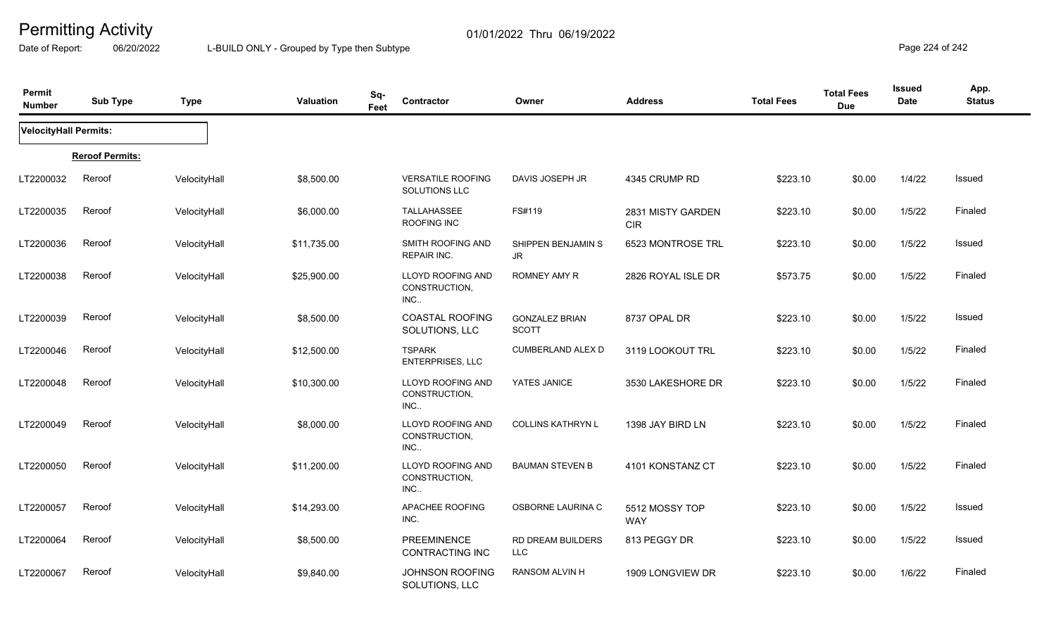# Permitting Activity

01/01/2022 Thru 06/19/2022

Date of Report: 06/20/2022 L-BUILD ONLY - Grouped by Type then Subtype

| Permit Number | Sub Type | Type | Valuation | Sq-Feet | Contractor | Owner | Address | Total Fees | Total Fees Due | Issued Date | App. Status |
|---|---|---|---|---|---|---|---|---|---|---|---|
| **VelocityHall Permits:** | | | | | | | | | | | |
| **Reroof Permits:** | | | | | | | | | | | |
| LT2200032 | Reroof | VelocityHall | $8,500.00 | | VERSATILE ROOFING SOLUTIONS LLC | DAVIS JOSEPH JR | 4345 CRUMP RD | $223.10 | $0.00 | 1/4/22 | Issued |
| LT2200035 | Reroof | VelocityHall | $6,000.00 | | TALLAHASSEE ROOFING INC | FS#119 | 2831 MISTY GARDEN CIR | $223.10 | $0.00 | 1/5/22 | Finaled |
| LT2200036 | Reroof | VelocityHall | $11,735.00 | | SMITH ROOFING AND REPAIR INC. | SHIPPEN BENJAMIN S JR | 6523 MONTROSE TRL | $223.10 | $0.00 | 1/5/22 | Issued |
| LT2200038 | Reroof | VelocityHall | $25,900.00 | | LLOYD ROOFING AND CONSTRUCTION, INC.. | ROMNEY AMY R | 2826 ROYAL ISLE DR | $573.75 | $0.00 | 1/5/22 | Finaled |
| LT2200039 | Reroof | VelocityHall | $8,500.00 | | COASTAL ROOFING SOLUTIONS, LLC | GONZALEZ BRIAN SCOTT | 8737 OPAL DR | $223.10 | $0.00 | 1/5/22 | Issued |
| LT2200046 | Reroof | VelocityHall | $12,500.00 | | TSPARK ENTERPRISES, LLC | CUMBERLAND ALEX D | 3119 LOOKOUT TRL | $223.10 | $0.00 | 1/5/22 | Finaled |
| LT2200048 | Reroof | VelocityHall | $10,300.00 | | LLOYD ROOFING AND CONSTRUCTION, INC.. | YATES JANICE | 3530 LAKESHORE DR | $223.10 | $0.00 | 1/5/22 | Finaled |
| LT2200049 | Reroof | VelocityHall | $8,000.00 | | LLOYD ROOFING AND CONSTRUCTION, INC.. | COLLINS KATHRYN L | 1398 JAY BIRD LN | $223.10 | $0.00 | 1/5/22 | Finaled |
| LT2200050 | Reroof | VelocityHall | $11,200.00 | | LLOYD ROOFING AND CONSTRUCTION, INC.. | BAUMAN STEVEN B | 4101 KONSTANZ CT | $223.10 | $0.00 | 1/5/22 | Finaled |
| LT2200057 | Reroof | VelocityHall | $14,293.00 | | APACHEE ROOFING INC. | OSBORNE LAURINA C | 5512 MOSSY TOP WAY | $223.10 | $0.00 | 1/5/22 | Issued |
| LT2200064 | Reroof | VelocityHall | $8,500.00 | | PREEMINENCE CONTRACTING INC | RD DREAM BUILDERS LLC | 813 PEGGY DR | $223.10 | $0.00 | 1/5/22 | Issued |
| LT2200067 | Reroof | VelocityHall | $9,840.00 | | JOHNSON ROOFING SOLUTIONS, LLC | RANSOM ALVIN H | 1909 LONGVIEW DR | $223.10 | $0.00 | 1/6/22 | Finaled |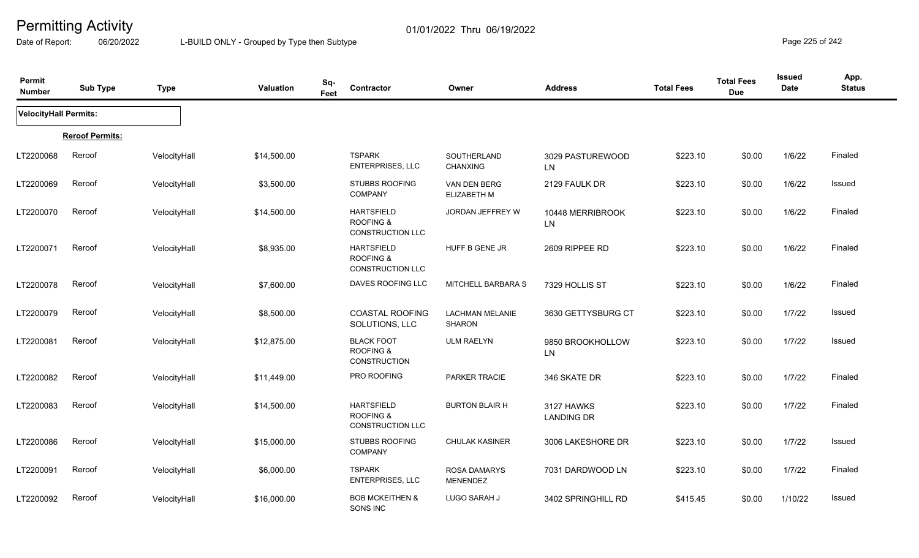# Permitting Activity

Date of Report: 06/20/2022 L-BUILD ONLY - Grouped by Type then Subtype 01/01/2022 Thru 06/19/2022

| Permit Number | Sub Type | Type | Valuation | Sq-Feet | Contractor | Owner | Address | Total Fees | Total Fees Due | Issued Date | App. Status |
|---|---|---|---|---|---|---|---|---|---|---|---|
| **VelocityHall Permits:** | | | | | | | | | | | |
| **Reroof Permits:** | | | | | | | | | | | |
| LT2200068 | Reroof | VelocityHall | $14,500.00 | | TSPARK ENTERPRISES, LLC | SOUTHERLAND CHANXING | 3029 PASTUREWOOD LN | $223.10 | $0.00 | 1/6/22 | Finaled |
| LT2200069 | Reroof | VelocityHall | $3,500.00 | | STUBBS ROOFING COMPANY | VAN DEN BERG ELIZABETH M | 2129 FAULK DR | $223.10 | $0.00 | 1/6/22 | Issued |
| LT2200070 | Reroof | VelocityHall | $14,500.00 | | HARTSFIELD ROOFING & CONSTRUCTION LLC | JORDAN JEFFREY W | 10448 MERRIBROOK LN | $223.10 | $0.00 | 1/6/22 | Finaled |
| LT2200071 | Reroof | VelocityHall | $8,935.00 | | HARTSFIELD ROOFING & CONSTRUCTION LLC | HUFF B GENE JR | 2609 RIPPEE RD | $223.10 | $0.00 | 1/6/22 | Finaled |
| LT2200078 | Reroof | VelocityHall | $7,600.00 | | DAVES ROOFING LLC | MITCHELL BARBARA S | 7329 HOLLIS ST | $223.10 | $0.00 | 1/6/22 | Finaled |
| LT2200079 | Reroof | VelocityHall | $8,500.00 | | COASTAL ROOFING SOLUTIONS, LLC | LACHMAN MELANIE SHARON | 3630 GETTYSBURG CT | $223.10 | $0.00 | 1/7/22 | Issued |
| LT2200081 | Reroof | VelocityHall | $12,875.00 | | BLACK FOOT ROOFING & CONSTRUCTION | ULM RAELYN | 9850 BROOKHOLLOW LN | $223.10 | $0.00 | 1/7/22 | Issued |
| LT2200082 | Reroof | VelocityHall | $11,449.00 | | PRO ROOFING | PARKER TRACIE | 346 SKATE DR | $223.10 | $0.00 | 1/7/22 | Finaled |
| LT2200083 | Reroof | VelocityHall | $14,500.00 | | HARTSFIELD ROOFING & CONSTRUCTION LLC | BURTON BLAIR H | 3127 HAWKS LANDING DR | $223.10 | $0.00 | 1/7/22 | Finaled |
| LT2200086 | Reroof | VelocityHall | $15,000.00 | | STUBBS ROOFING COMPANY | CHULAK KASINER | 3006 LAKESHORE DR | $223.10 | $0.00 | 1/7/22 | Issued |
| LT2200091 | Reroof | VelocityHall | $6,000.00 | | TSPARK ENTERPRISES, LLC | ROSA DAMARYS MENENDEZ | 7031 DARDWOOD LN | $223.10 | $0.00 | 1/7/22 | Finaled |
| LT2200092 | Reroof | VelocityHall | $16,000.00 | | BOB MCKEITHEN & SONS INC | LUGO SARAH J | 3402 SPRINGHILL RD | $415.45 | $0.00 | 1/10/22 | Issued |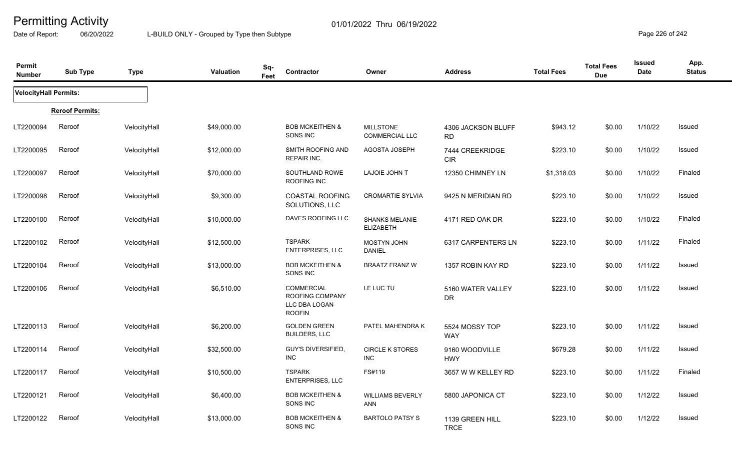# Permitting Activity

01/01/2022 Thru 06/19/2022

Date of Report: 06/20/2022 L-BUILD ONLY - Grouped by Type then Subtype

| Permit Number | Sub Type | Type | Valuation | Sq-Feet | Contractor | Owner | Address | Total Fees | Total Fees Due | Issued Date | App. Status |
|---|---|---|---|---|---|---|---|---|---|---|---|
| **VelocityHall Permits:** | | | | | | | | | | | |
| **Reroof Permits:** | | | | | | | | | | | |
| LT2200094 | Reroof | VelocityHall | $49,000.00 | | BOB MCKEITHEN & SONS INC | MILLSTONE COMMERCIAL LLC | 4306 JACKSON BLUFF RD | $943.12 | $0.00 | 1/10/22 | Issued |
| LT2200095 | Reroof | VelocityHall | $12,000.00 | | SMITH ROOFING AND REPAIR INC. | AGOSTA JOSEPH | 7444 CREEKRIDGE CIR | $223.10 | $0.00 | 1/10/22 | Issued |
| LT2200097 | Reroof | VelocityHall | $70,000.00 | | SOUTHLAND ROWE ROOFING INC | LAJOIE JOHN T | 12350 CHIMNEY LN | $1,318.03 | $0.00 | 1/10/22 | Finaled |
| LT2200098 | Reroof | VelocityHall | $9,300.00 | | COASTAL ROOFING SOLUTIONS, LLC | CROMARTIE SYLVIA | 9425 N MERIDIAN RD | $223.10 | $0.00 | 1/10/22 | Issued |
| LT2200100 | Reroof | VelocityHall | $10,000.00 | | DAVES ROOFING LLC | SHANKS MELANIE ELIZABETH | 4171 RED OAK DR | $223.10 | $0.00 | 1/10/22 | Finaled |
| LT2200102 | Reroof | VelocityHall | $12,500.00 | | TSPARK ENTERPRISES, LLC | MOSTYN JOHN DANIEL | 6317 CARPENTERS LN | $223.10 | $0.00 | 1/11/22 | Finaled |
| LT2200104 | Reroof | VelocityHall | $13,000.00 | | BOB MCKEITHEN & SONS INC | BRAATZ FRANZ W | 1357 ROBIN KAY RD | $223.10 | $0.00 | 1/11/22 | Issued |
| LT2200106 | Reroof | VelocityHall | $6,510.00 | | COMMERCIAL ROOFING COMPANY LLC DBA LOGAN ROOFIN | LE LUC TU | 5160 WATER VALLEY DR | $223.10 | $0.00 | 1/11/22 | Issued |
| LT2200113 | Reroof | VelocityHall | $6,200.00 | | GOLDEN GREEN BUILDERS, LLC | PATEL MAHENDRA K | 5524 MOSSY TOP WAY | $223.10 | $0.00 | 1/11/22 | Issued |
| LT2200114 | Reroof | VelocityHall | $32,500.00 | | GUY'S DIVERSIFIED, INC | CIRCLE K STORES INC | 9160 WOODVILLE HWY | $679.28 | $0.00 | 1/11/22 | Issued |
| LT2200117 | Reroof | VelocityHall | $10,500.00 | | TSPARK ENTERPRISES, LLC | FS#119 | 3657 W W KELLEY RD | $223.10 | $0.00 | 1/11/22 | Finaled |
| LT2200121 | Reroof | VelocityHall | $6,400.00 | | BOB MCKEITHEN & SONS INC | WILLIAMS BEVERLY ANN | 5800 JAPONICA CT | $223.10 | $0.00 | 1/12/22 | Issued |
| LT2200122 | Reroof | VelocityHall | $13,000.00 | | BOB MCKEITHEN & SONS INC | BARTOLO PATSY S | 1139 GREEN HILL TRCE | $223.10 | $0.00 | 1/12/22 | Issued |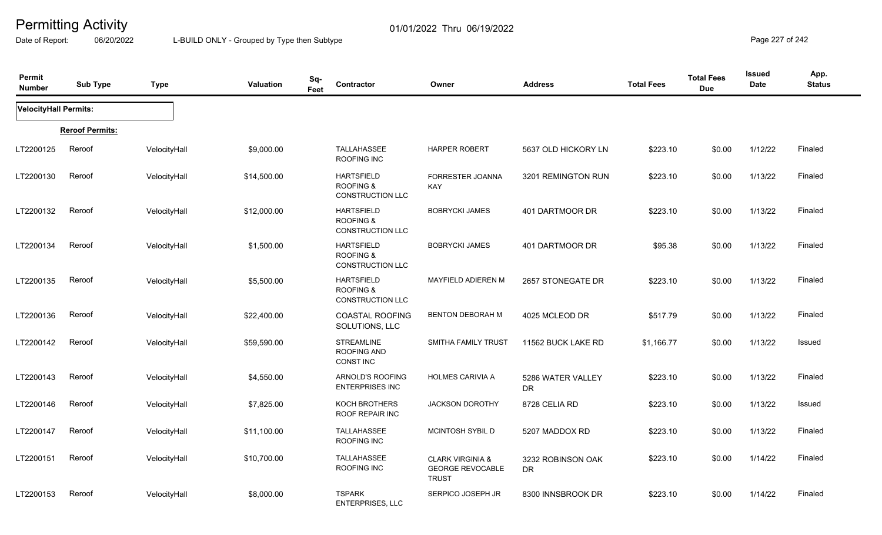# Permitting Activity

01/01/2022 Thru 06/19/2022

Date of Report: 06/20/2022

L-BUILD ONLY - Grouped by Type then Subtype

| Permit Number | Sub Type | Type | Valuation | Sq-Feet | Contractor | Owner | Address | Total Fees | Total Fees Due | Issued Date | App. Status |
|---|---|---|---|---|---|---|---|---|---|---|---|
| **VelocityHall Permits:** | | | | | | | | | | | |
| **Reroof Permits:** | | | | | | | | | | | |
| LT2200125 | Reroof | VelocityHall | $9,000.00 | | TALLAHASSEE ROOFING INC | HARPER ROBERT | 5637 OLD HICKORY LN | $223.10 | $0.00 | 1/12/22 | Finaled |
| LT2200130 | Reroof | VelocityHall | $14,500.00 | | HARTSFIELD ROOFING & CONSTRUCTION LLC | FORRESTER JOANNA KAY | 3201 REMINGTON RUN | $223.10 | $0.00 | 1/13/22 | Finaled |
| LT2200132 | Reroof | VelocityHall | $12,000.00 | | HARTSFIELD ROOFING & CONSTRUCTION LLC | BOBRYCKI JAMES | 401 DARTMOOR DR | $223.10 | $0.00 | 1/13/22 | Finaled |
| LT2200134 | Reroof | VelocityHall | $1,500.00 | | HARTSFIELD ROOFING & CONSTRUCTION LLC | BOBRYCKI JAMES | 401 DARTMOOR DR | $95.38 | $0.00 | 1/13/22 | Finaled |
| LT2200135 | Reroof | VelocityHall | $5,500.00 | | HARTSFIELD ROOFING & CONSTRUCTION LLC | MAYFIELD ADIEREN M | 2657 STONEGATE DR | $223.10 | $0.00 | 1/13/22 | Finaled |
| LT2200136 | Reroof | VelocityHall | $22,400.00 | | COASTAL ROOFING SOLUTIONS, LLC | BENTON DEBORAH M | 4025 MCLEOD DR | $517.79 | $0.00 | 1/13/22 | Finaled |
| LT2200142 | Reroof | VelocityHall | $59,590.00 | | STREAMLINE ROOFING AND CONST INC | SMITHA FAMILY TRUST | 11562 BUCK LAKE RD | $1,166.77 | $0.00 | 1/13/22 | Issued |
| LT2200143 | Reroof | VelocityHall | $4,550.00 | | ARNOLD'S ROOFING ENTERPRISES INC | HOLMES CARIVIA A | 5286 WATER VALLEY DR | $223.10 | $0.00 | 1/13/22 | Finaled |
| LT2200146 | Reroof | VelocityHall | $7,825.00 | | KOCH BROTHERS ROOF REPAIR INC | JACKSON DOROTHY | 8728 CELIA RD | $223.10 | $0.00 | 1/13/22 | Issued |
| LT2200147 | Reroof | VelocityHall | $11,100.00 | | TALLAHASSEE ROOFING INC | MCINTOSH SYBIL D | 5207 MADDOX RD | $223.10 | $0.00 | 1/13/22 | Finaled |
| LT2200151 | Reroof | VelocityHall | $10,700.00 | | TALLAHASSEE ROOFING INC | CLARK VIRGINIA & GEORGE REVOCABLE TRUST | 3232 ROBINSON OAK DR | $223.10 | $0.00 | 1/14/22 | Finaled |
| LT2200153 | Reroof | VelocityHall | $8,000.00 | | TSPARK ENTERPRISES, LLC | SERPICO JOSEPH JR | 8300 INNSBROOK DR | $223.10 | $0.00 | 1/14/22 | Finaled |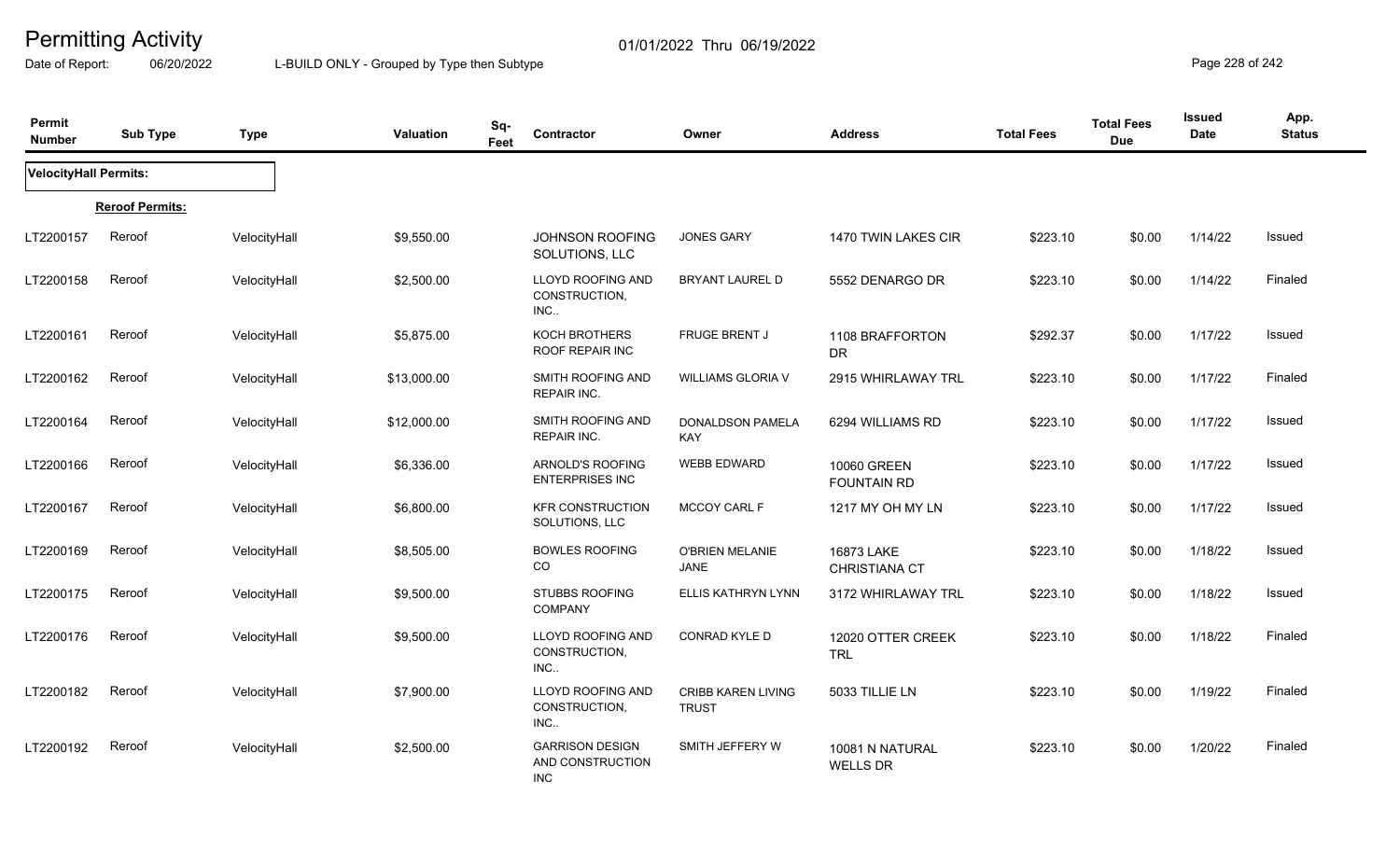# Permitting Activity

01/01/2022 Thru 06/19/2022

Date of Report: 06/20/2022    L-BUILD ONLY - Grouped by Type then Subtype

| Permit Number | Sub Type | Type | Valuation | Sq-Feet | Contractor | Owner | Address | Total Fees | Total Fees Due | Issued Date | App. Status |
|---|---|---|---|---|---|---|---|---|---|---|---|
| **VelocityHall Permits:** | | | | | | | | | | | |
| **Reroof Permits:** | | | | | | | | | | | |
| LT2200157 | Reroof | VelocityHall | $9,550.00 | | JOHNSON ROOFING SOLUTIONS, LLC | JONES GARY | 1470 TWIN LAKES CIR | $223.10 | $0.00 | 1/14/22 | Issued |
| LT2200158 | Reroof | VelocityHall | $2,500.00 | | LLOYD ROOFING AND CONSTRUCTION, INC.. | BRYANT LAUREL D | 5552 DENARGO DR | $223.10 | $0.00 | 1/14/22 | Finaled |
| LT2200161 | Reroof | VelocityHall | $5,875.00 | | KOCH BROTHERS ROOF REPAIR INC | FRUGE BRENT J | 1108 BRAFFORTON DR | $292.37 | $0.00 | 1/17/22 | Issued |
| LT2200162 | Reroof | VelocityHall | $13,000.00 | | SMITH ROOFING AND REPAIR INC. | WILLIAMS GLORIA V | 2915 WHIRLAWAY TRL | $223.10 | $0.00 | 1/17/22 | Finaled |
| LT2200164 | Reroof | VelocityHall | $12,000.00 | | SMITH ROOFING AND REPAIR INC. | DONALDSON PAMELA KAY | 6294 WILLIAMS RD | $223.10 | $0.00 | 1/17/22 | Issued |
| LT2200166 | Reroof | VelocityHall | $6,336.00 | | ARNOLD'S ROOFING ENTERPRISES INC | WEBB EDWARD | 10060 GREEN FOUNTAIN RD | $223.10 | $0.00 | 1/17/22 | Issued |
| LT2200167 | Reroof | VelocityHall | $6,800.00 | | KFR CONSTRUCTION SOLUTIONS, LLC | MCCOY CARL F | 1217 MY OH MY LN | $223.10 | $0.00 | 1/17/22 | Issued |
| LT2200169 | Reroof | VelocityHall | $8,505.00 | | BOWLES ROOFING CO | O'BRIEN MELANIE JANE | 16873 LAKE CHRISTIANA CT | $223.10 | $0.00 | 1/18/22 | Issued |
| LT2200175 | Reroof | VelocityHall | $9,500.00 | | STUBBS ROOFING COMPANY | ELLIS KATHRYN LYNN | 3172 WHIRLAWAY TRL | $223.10 | $0.00 | 1/18/22 | Issued |
| LT2200176 | Reroof | VelocityHall | $9,500.00 | | LLOYD ROOFING AND CONSTRUCTION, INC.. | CONRAD KYLE D | 12020 OTTER CREEK TRL | $223.10 | $0.00 | 1/18/22 | Finaled |
| LT2200182 | Reroof | VelocityHall | $7,900.00 | | LLOYD ROOFING AND CONSTRUCTION, INC.. | CRIBB KAREN LIVING TRUST | 5033 TILLIE LN | $223.10 | $0.00 | 1/19/22 | Finaled |
| LT2200192 | Reroof | VelocityHall | $2,500.00 | | GARRISON DESIGN AND CONSTRUCTION INC | SMITH JEFFERY W | 10081 N NATURAL WELLS DR | $223.10 | $0.00 | 1/20/22 | Finaled |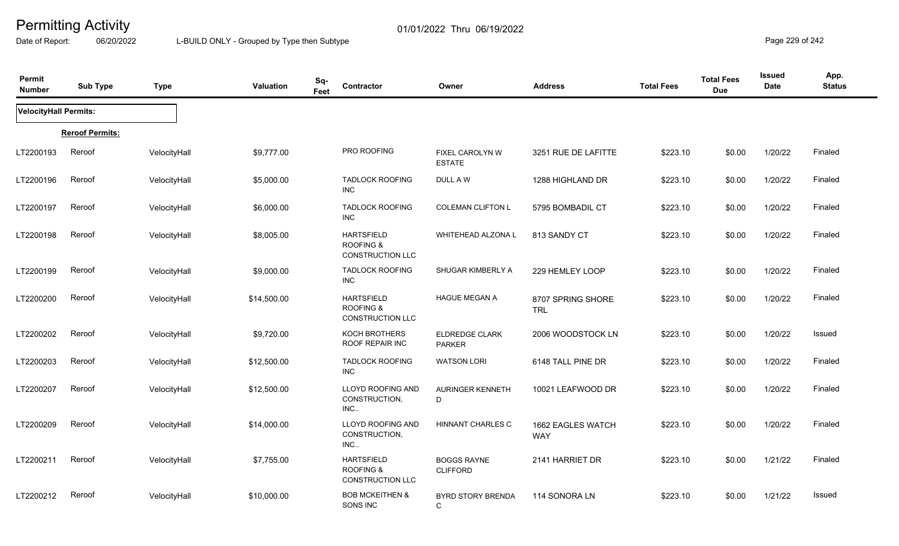# Permitting Activity

Date of Report: 06/20/2022

L-BUILD ONLY - Grouped by Type then Subtype

01/01/2022 Thru 06/19/2022

| Permit Number | Sub Type | Type | Valuation | Sq-Feet | Contractor | Owner | Address | Total Fees | Total Fees Due | Issued Date | App. Status |
|---|---|---|---|---|---|---|---|---|---|---|---|
| **VelocityHall Permits:** | | | | | | | | | | | |
| **Reroof Permits:** | | | | | | | | | | | |
| LT2200193 | Reroof | VelocityHall | $9,777.00 | | PRO ROOFING | FIXEL CAROLYN W ESTATE | 3251 RUE DE LAFITTE | $223.10 | $0.00 | 1/20/22 | Finaled |
| LT2200196 | Reroof | VelocityHall | $5,000.00 | | TADLOCK ROOFING INC | DULL A W | 1288 HIGHLAND DR | $223.10 | $0.00 | 1/20/22 | Finaled |
| LT2200197 | Reroof | VelocityHall | $6,000.00 | | TADLOCK ROOFING INC | COLEMAN CLIFTON L | 5795 BOMBADIL CT | $223.10 | $0.00 | 1/20/22 | Finaled |
| LT2200198 | Reroof | VelocityHall | $8,005.00 | | HARTSFIELD ROOFING & CONSTRUCTION LLC | WHITEHEAD ALZONA L | 813 SANDY CT | $223.10 | $0.00 | 1/20/22 | Finaled |
| LT2200199 | Reroof | VelocityHall | $9,000.00 | | TADLOCK ROOFING INC | SHUGAR KIMBERLY A | 229 HEMLEY LOOP | $223.10 | $0.00 | 1/20/22 | Finaled |
| LT2200200 | Reroof | VelocityHall | $14,500.00 | | HARTSFIELD ROOFING & CONSTRUCTION LLC | HAGUE MEGAN A | 8707 SPRING SHORE TRL | $223.10 | $0.00 | 1/20/22 | Finaled |
| LT2200202 | Reroof | VelocityHall | $9,720.00 | | KOCH BROTHERS ROOF REPAIR INC | ELDREDGE CLARK PARKER | 2006 WOODSTOCK LN | $223.10 | $0.00 | 1/20/22 | Issued |
| LT2200203 | Reroof | VelocityHall | $12,500.00 | | TADLOCK ROOFING INC | WATSON LORI | 6148 TALL PINE DR | $223.10 | $0.00 | 1/20/22 | Finaled |
| LT2200207 | Reroof | VelocityHall | $12,500.00 | | LLOYD ROOFING AND CONSTRUCTION, INC.. | AURINGER KENNETH D | 10021 LEAFWOOD DR | $223.10 | $0.00 | 1/20/22 | Finaled |
| LT2200209 | Reroof | VelocityHall | $14,000.00 | | LLOYD ROOFING AND CONSTRUCTION, INC.. | HINNANT CHARLES C | 1662 EAGLES WATCH WAY | $223.10 | $0.00 | 1/20/22 | Finaled |
| LT2200211 | Reroof | VelocityHall | $7,755.00 | | HARTSFIELD ROOFING & CONSTRUCTION LLC | BOGGS RAYNE CLIFFORD | 2141 HARRIET DR | $223.10 | $0.00 | 1/21/22 | Finaled |
| LT2200212 | Reroof | VelocityHall | $10,000.00 | | BOB MCKEITHEN & SONS INC | BYRD STORY BRENDA C | 114 SONORA LN | $223.10 | $0.00 | 1/21/22 | Issued |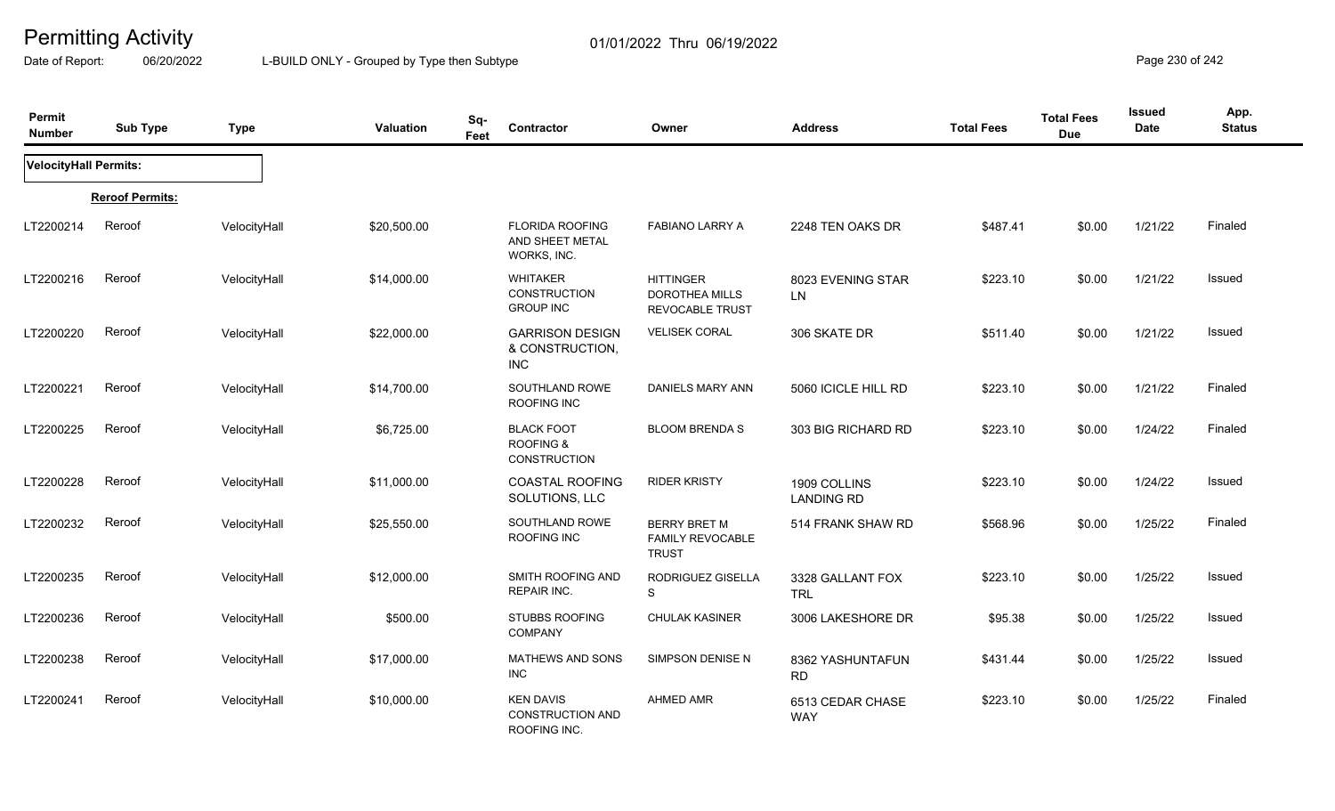# Permitting Activity

01/01/2022 Thru 06/19/2022

Date of Report: 06/20/2022

L-BUILD ONLY - Grouped by Type then Subtype

| Permit Number | Sub Type | Type | Valuation | Sq-Feet | Contractor | Owner | Address | Total Fees | Total Fees Due | Issued Date | App. Status |
|---|---|---|---|---|---|---|---|---|---|---|---|
| **VelocityHall Permits:** | | | | | | | | | | | |
| **Reroof Permits:** | | | | | | | | | | | |
| LT2200214 | Reroof | VelocityHall | $20,500.00 | | FLORIDA ROOFING AND SHEET METAL WORKS, INC. | FABIANO LARRY A | 2248 TEN OAKS DR | $487.41 | $0.00 | 1/21/22 | Finaled |
| LT2200216 | Reroof | VelocityHall | $14,000.00 | | WHITAKER CONSTRUCTION GROUP INC | HITTINGER DOROTHEA MILLS REVOCABLE TRUST | 8023 EVENING STAR LN | $223.10 | $0.00 | 1/21/22 | Issued |
| LT2200220 | Reroof | VelocityHall | $22,000.00 | | GARRISON DESIGN & CONSTRUCTION, INC | VELISEK CORAL | 306 SKATE DR | $511.40 | $0.00 | 1/21/22 | Issued |
| LT2200221 | Reroof | VelocityHall | $14,700.00 | | SOUTHLAND ROWE ROOFING INC | DANIELS MARY ANN | 5060 ICICLE HILL RD | $223.10 | $0.00 | 1/21/22 | Finaled |
| LT2200225 | Reroof | VelocityHall | $6,725.00 | | BLACK FOOT ROOFING & CONSTRUCTION | BLOOM BRENDA S | 303 BIG RICHARD RD | $223.10 | $0.00 | 1/24/22 | Finaled |
| LT2200228 | Reroof | VelocityHall | $11,000.00 | | COASTAL ROOFING SOLUTIONS, LLC | RIDER KRISTY | 1909 COLLINS LANDING RD | $223.10 | $0.00 | 1/24/22 | Issued |
| LT2200232 | Reroof | VelocityHall | $25,550.00 | | SOUTHLAND ROWE ROOFING INC | BERRY BRET M FAMILY REVOCABLE TRUST | 514 FRANK SHAW RD | $568.96 | $0.00 | 1/25/22 | Finaled |
| LT2200235 | Reroof | VelocityHall | $12,000.00 | | SMITH ROOFING AND REPAIR INC. | RODRIGUEZ GISELLA S | 3328 GALLANT FOX TRL | $223.10 | $0.00 | 1/25/22 | Issued |
| LT2200236 | Reroof | VelocityHall | $500.00 | | STUBBS ROOFING COMPANY | CHULAK KASINER | 3006 LAKESHORE DR | $95.38 | $0.00 | 1/25/22 | Issued |
| LT2200238 | Reroof | VelocityHall | $17,000.00 | | MATHEWS AND SONS INC | SIMPSON DENISE N | 8362 YASHUNTAFUN RD | $431.44 | $0.00 | 1/25/22 | Issued |
| LT2200241 | Reroof | VelocityHall | $10,000.00 | | KEN DAVIS CONSTRUCTION AND ROOFING INC. | AHMED AMR | 6513 CEDAR CHASE WAY | $223.10 | $0.00 | 1/25/22 | Finaled |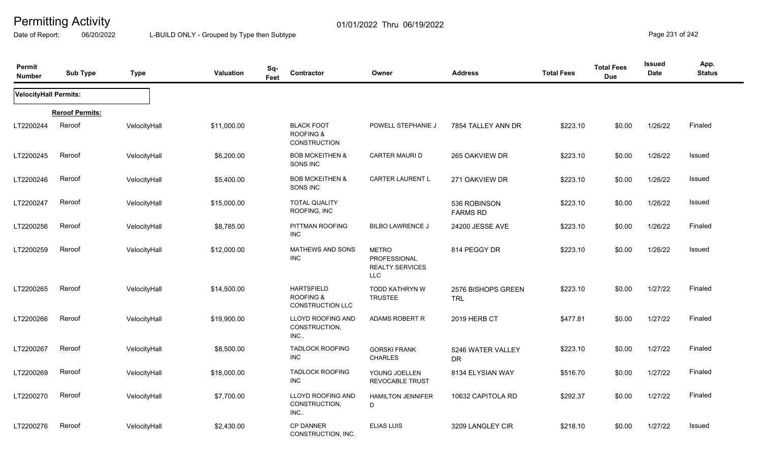# Permitting Activity

Date of Report: 06/20/2022 — L-BUILD ONLY - Grouped by Type then Subtype — 01/01/2022 Thru 06/19/2022

| Permit Number | Sub Type | Type | Valuation | Sq-Feet | Contractor | Owner | Address | Total Fees | Total Fees Due | Issued Date | App. Status |
|---|---|---|---|---|---|---|---|---|---|---|---|
| **VelocityHall Permits:** | | | | | | | | | | | |
| **Reroof Permits:** | | | | | | | | | | | |
| LT2200244 | Reroof | VelocityHall | $11,000.00 | | BLACK FOOT ROOFING & CONSTRUCTION | POWELL STEPHANIE J | 7854 TALLEY ANN DR | $223.10 | $0.00 | 1/26/22 | Finaled |
| LT2200245 | Reroof | VelocityHall | $6,200.00 | | BOB MCKEITHEN & SONS INC | CARTER MAURI D | 265 OAKVIEW DR | $223.10 | $0.00 | 1/26/22 | Issued |
| LT2200246 | Reroof | VelocityHall | $5,400.00 | | BOB MCKEITHEN & SONS INC | CARTER LAURENT L | 271 OAKVIEW DR | $223.10 | $0.00 | 1/26/22 | Issued |
| LT2200247 | Reroof | VelocityHall | $15,000.00 | | TOTAL QUALITY ROOFING, INC | | 536 ROBINSON FARMS RD | $223.10 | $0.00 | 1/26/22 | Issued |
| LT2200256 | Reroof | VelocityHall | $8,785.00 | | PITTMAN ROOFING INC | BILBO LAWRENCE J | 24200 JESSE AVE | $223.10 | $0.00 | 1/26/22 | Finaled |
| LT2200259 | Reroof | VelocityHall | $12,000.00 | | MATHEWS AND SONS INC | METRO PROFESSIONAL REALTY SERVICES LLC | 814 PEGGY DR | $223.10 | $0.00 | 1/26/22 | Issued |
| LT2200265 | Reroof | VelocityHall | $14,500.00 | | HARTSFIELD ROOFING & CONSTRUCTION LLC | TODD KATHRYN W TRUSTEE | 2576 BISHOPS GREEN TRL | $223.10 | $0.00 | 1/27/22 | Finaled |
| LT2200266 | Reroof | VelocityHall | $19,900.00 | | LLOYD ROOFING AND CONSTRUCTION, INC.. | ADAMS ROBERT R | 2019 HERB CT | $477.81 | $0.00 | 1/27/22 | Finaled |
| LT2200267 | Reroof | VelocityHall | $8,500.00 | | TADLOCK ROOFING INC | GORSKI FRANK CHARLES | 5246 WATER VALLEY DR | $223.10 | $0.00 | 1/27/22 | Finaled |
| LT2200269 | Reroof | VelocityHall | $18,000.00 | | TADLOCK ROOFING INC | YOUNG JOELLEN REVOCABLE TRUST | 8134 ELYSIAN WAY | $516.70 | $0.00 | 1/27/22 | Finaled |
| LT2200270 | Reroof | VelocityHall | $7,700.00 | | LLOYD ROOFING AND CONSTRUCTION, INC.. | HAMILTON JENNIFER D | 10632 CAPITOLA RD | $292.37 | $0.00 | 1/27/22 | Finaled |
| LT2200276 | Reroof | VelocityHall | $2,430.00 | | CP DANNER CONSTRUCTION, INC. | ELIAS LUIS | 3209 LANGLEY CIR | $218.10 | $0.00 | 1/27/22 | Issued |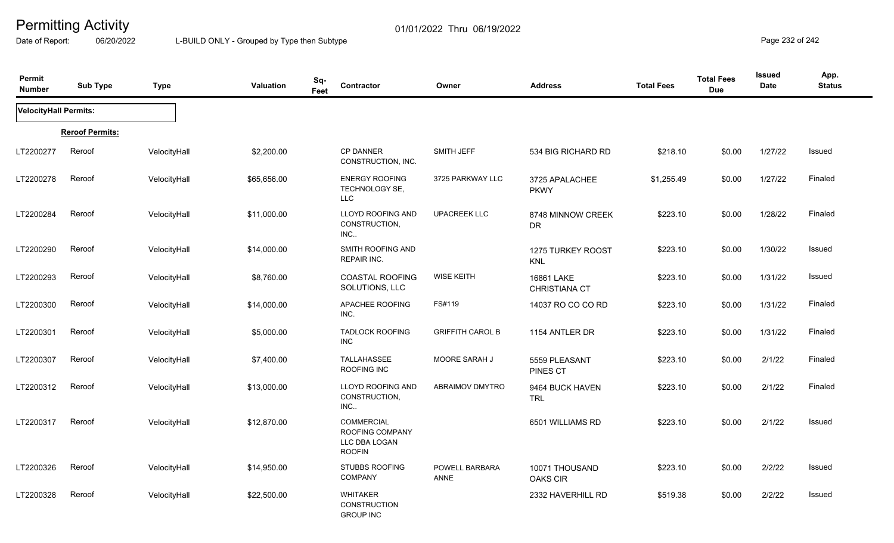# Permitting Activity

Date of Report: 06/20/2022

01/01/2022 Thru 06/19/2022

L-BUILD ONLY - Grouped by Type then Subtype

| Permit Number | Sub Type | Type | Valuation | Sq-Feet | Contractor | Owner | Address | Total Fees | Total Fees Due | Issued Date | App. Status |
|---|---|---|---|---|---|---|---|---|---|---|---|
| **VelocityHall Permits:** | | | | | | | | | | | |
| **Reroof Permits:** | | | | | | | | | | | |
| LT2200277 | Reroof | VelocityHall | $2,200.00 | | CP DANNER CONSTRUCTION, INC. | SMITH JEFF | 534 BIG RICHARD RD | $218.10 | $0.00 | 1/27/22 | Issued |
| LT2200278 | Reroof | VelocityHall | $65,656.00 | | ENERGY ROOFING TECHNOLOGY SE, LLC | 3725 PARKWAY LLC | 3725 APALACHEE PKWY | $1,255.49 | $0.00 | 1/27/22 | Finaled |
| LT2200284 | Reroof | VelocityHall | $11,000.00 | | LLOYD ROOFING AND CONSTRUCTION, INC.. | UPACREEK LLC | 8748 MINNOW CREEK DR | $223.10 | $0.00 | 1/28/22 | Finaled |
| LT2200290 | Reroof | VelocityHall | $14,000.00 | | SMITH ROOFING AND REPAIR INC. | | 1275 TURKEY ROOST KNL | $223.10 | $0.00 | 1/30/22 | Issued |
| LT2200293 | Reroof | VelocityHall | $8,760.00 | | COASTAL ROOFING SOLUTIONS, LLC | WISE KEITH | 16861 LAKE CHRISTIANA CT | $223.10 | $0.00 | 1/31/22 | Issued |
| LT2200300 | Reroof | VelocityHall | $14,000.00 | | APACHEE ROOFING INC. | FS#119 | 14037 RO CO CO RD | $223.10 | $0.00 | 1/31/22 | Finaled |
| LT2200301 | Reroof | VelocityHall | $5,000.00 | | TADLOCK ROOFING INC | GRIFFITH CAROL B | 1154 ANTLER DR | $223.10 | $0.00 | 1/31/22 | Finaled |
| LT2200307 | Reroof | VelocityHall | $7,400.00 | | TALLAHASSEE ROOFING INC | MOORE SARAH J | 5559 PLEASANT PINES CT | $223.10 | $0.00 | 2/1/22 | Finaled |
| LT2200312 | Reroof | VelocityHall | $13,000.00 | | LLOYD ROOFING AND CONSTRUCTION, INC.. | ABRAIMOV DMYTRO | 9464 BUCK HAVEN TRL | $223.10 | $0.00 | 2/1/22 | Finaled |
| LT2200317 | Reroof | VelocityHall | $12,870.00 | | COMMERCIAL ROOFING COMPANY LLC DBA LOGAN ROOFIN | | 6501 WILLIAMS RD | $223.10 | $0.00 | 2/1/22 | Issued |
| LT2200326 | Reroof | VelocityHall | $14,950.00 | | STUBBS ROOFING COMPANY | POWELL BARBARA ANNE | 10071 THOUSAND OAKS CIR | $223.10 | $0.00 | 2/2/22 | Issued |
| LT2200328 | Reroof | VelocityHall | $22,500.00 | | WHITAKER CONSTRUCTION GROUP INC | | 2332 HAVERHILL RD | $519.38 | $0.00 | 2/2/22 | Issued |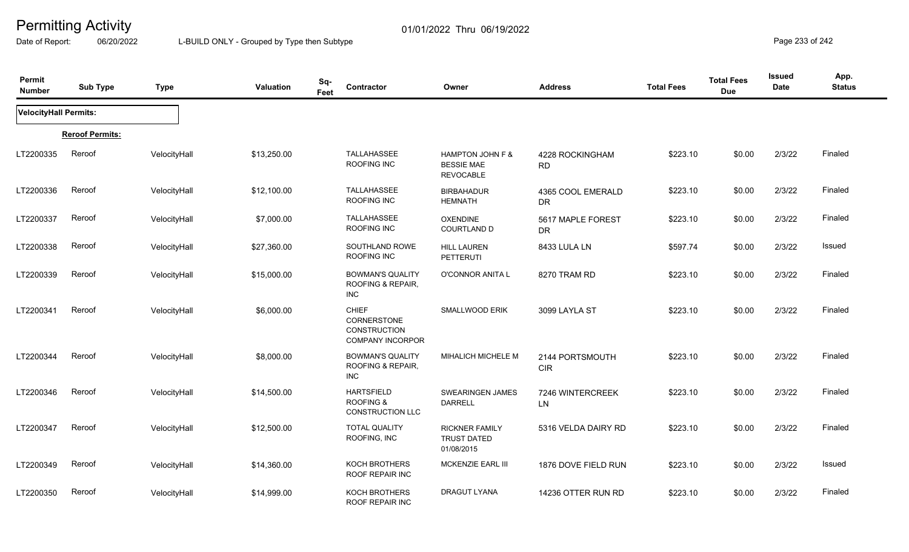# Permitting Activity

01/01/2022 Thru 06/19/2022

Date of Report: 06/20/2022

L-BUILD ONLY - Grouped by Type then Subtype

| Permit Number | Sub Type | Type | Valuation | Sq-Feet | Contractor | Owner | Address | Total Fees | Total Fees Due | Issued Date | App. Status |
|---|---|---|---|---|---|---|---|---|---|---|---|
| **VelocityHall Permits:** | | | | | | | | | | | |
| **Reroof Permits:** | | | | | | | | | | | |
| LT2200335 | Reroof | VelocityHall | $13,250.00 | | TALLAHASSEE ROOFING INC | HAMPTON JOHN F & BESSIE MAE REVOCABLE | 4228 ROCKINGHAM RD | $223.10 | $0.00 | 2/3/22 | Finaled |
| LT2200336 | Reroof | VelocityHall | $12,100.00 | | TALLAHASSEE ROOFING INC | BIRBAHADUR HEMNATH | 4365 COOL EMERALD DR | $223.10 | $0.00 | 2/3/22 | Finaled |
| LT2200337 | Reroof | VelocityHall | $7,000.00 | | TALLAHASSEE ROOFING INC | OXENDINE COURTLAND D | 5617 MAPLE FOREST DR | $223.10 | $0.00 | 2/3/22 | Finaled |
| LT2200338 | Reroof | VelocityHall | $27,360.00 | | SOUTHLAND ROWE ROOFING INC | HILL LAUREN PETTERUTI | 8433 LULA LN | $597.74 | $0.00 | 2/3/22 | Issued |
| LT2200339 | Reroof | VelocityHall | $15,000.00 | | BOWMAN'S QUALITY ROOFING & REPAIR, INC | O'CONNOR ANITA L | 8270 TRAM RD | $223.10 | $0.00 | 2/3/22 | Finaled |
| LT2200341 | Reroof | VelocityHall | $6,000.00 | | CHIEF CORNERSTONE CONSTRUCTION COMPANY INCORPOR | SMALLWOOD ERIK | 3099 LAYLA ST | $223.10 | $0.00 | 2/3/22 | Finaled |
| LT2200344 | Reroof | VelocityHall | $8,000.00 | | BOWMAN'S QUALITY ROOFING & REPAIR, INC | MIHALICH MICHELE M | 2144 PORTSMOUTH CIR | $223.10 | $0.00 | 2/3/22 | Finaled |
| LT2200346 | Reroof | VelocityHall | $14,500.00 | | HARTSFIELD ROOFING & CONSTRUCTION LLC | SWEARINGEN JAMES DARRELL | 7246 WINTERCREEK LN | $223.10 | $0.00 | 2/3/22 | Finaled |
| LT2200347 | Reroof | VelocityHall | $12,500.00 | | TOTAL QUALITY ROOFING, INC | RICKNER FAMILY TRUST DATED 01/08/2015 | 5316 VELDA DAIRY RD | $223.10 | $0.00 | 2/3/22 | Finaled |
| LT2200349 | Reroof | VelocityHall | $14,360.00 | | KOCH BROTHERS ROOF REPAIR INC | MCKENZIE EARL III | 1876 DOVE FIELD RUN | $223.10 | $0.00 | 2/3/22 | Issued |
| LT2200350 | Reroof | VelocityHall | $14,999.00 | | KOCH BROTHERS ROOF REPAIR INC | DRAGUT LYANA | 14236 OTTER RUN RD | $223.10 | $0.00 | 2/3/22 | Finaled |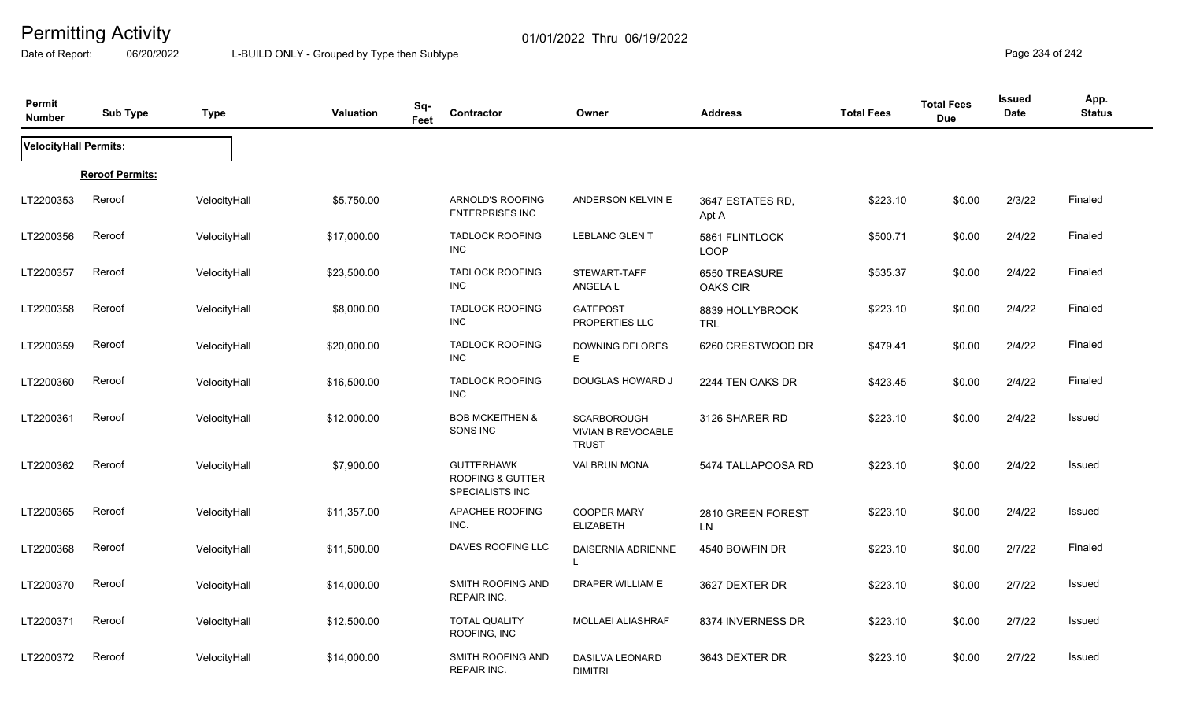# Permitting Activity

01/01/2022 Thru 06/19/2022

Date of Report: 06/20/2022 L-BUILD ONLY - Grouped by Type then Subtype

| Permit Number | Sub Type | Type | Valuation | Sq-Feet | Contractor | Owner | Address | Total Fees | Total Fees Due | Issued Date | App. Status |
|---|---|---|---|---|---|---|---|---|---|---|---|
| **VelocityHall Permits:** | | | | | | | | | | | |
| **Reroof Permits:** | | | | | | | | | | | |
| LT2200353 | Reroof | VelocityHall | $5,750.00 | | ARNOLD'S ROOFING ENTERPRISES INC | ANDERSON KELVIN E | 3647 ESTATES RD, Apt A | $223.10 | $0.00 | 2/3/22 | Finaled |
| LT2200356 | Reroof | VelocityHall | $17,000.00 | | TADLOCK ROOFING INC | LEBLANC GLEN T | 5861 FLINTLOCK LOOP | $500.71 | $0.00 | 2/4/22 | Finaled |
| LT2200357 | Reroof | VelocityHall | $23,500.00 | | TADLOCK ROOFING INC | STEWART-TAFF ANGELA L | 6550 TREASURE OAKS CIR | $535.37 | $0.00 | 2/4/22 | Finaled |
| LT2200358 | Reroof | VelocityHall | $8,000.00 | | TADLOCK ROOFING INC | GATEPOST PROPERTIES LLC | 8839 HOLLYBROOK TRL | $223.10 | $0.00 | 2/4/22 | Finaled |
| LT2200359 | Reroof | VelocityHall | $20,000.00 | | TADLOCK ROOFING INC | DOWNING DELORES E | 6260 CRESTWOOD DR | $479.41 | $0.00 | 2/4/22 | Finaled |
| LT2200360 | Reroof | VelocityHall | $16,500.00 | | TADLOCK ROOFING INC | DOUGLAS HOWARD J | 2244 TEN OAKS DR | $423.45 | $0.00 | 2/4/22 | Finaled |
| LT2200361 | Reroof | VelocityHall | $12,000.00 | | BOB MCKEITHEN & SONS INC | SCARBOROUGH VIVIAN B REVOCABLE TRUST | 3126 SHARER RD | $223.10 | $0.00 | 2/4/22 | Issued |
| LT2200362 | Reroof | VelocityHall | $7,900.00 | | GUTTERHAWK ROOFING & GUTTER SPECIALISTS INC | VALBRUN MONA | 5474 TALLAPOOSA RD | $223.10 | $0.00 | 2/4/22 | Issued |
| LT2200365 | Reroof | VelocityHall | $11,357.00 | | APACHEE ROOFING INC. | COOPER MARY ELIZABETH | 2810 GREEN FOREST LN | $223.10 | $0.00 | 2/4/22 | Issued |
| LT2200368 | Reroof | VelocityHall | $11,500.00 | | DAVES ROOFING LLC | DAISERNIA ADRIENNE L | 4540 BOWFIN DR | $223.10 | $0.00 | 2/7/22 | Finaled |
| LT2200370 | Reroof | VelocityHall | $14,000.00 | | SMITH ROOFING AND REPAIR INC. | DRAPER WILLIAM E | 3627 DEXTER DR | $223.10 | $0.00 | 2/7/22 | Issued |
| LT2200371 | Reroof | VelocityHall | $12,500.00 | | TOTAL QUALITY ROOFING, INC | MOLLAEI ALIASHRAF | 8374 INVERNESS DR | $223.10 | $0.00 | 2/7/22 | Issued |
| LT2200372 | Reroof | VelocityHall | $14,000.00 | | SMITH ROOFING AND REPAIR INC. | DASILVA LEONARD DIMITRI | 3643 DEXTER DR | $223.10 | $0.00 | 2/7/22 | Issued |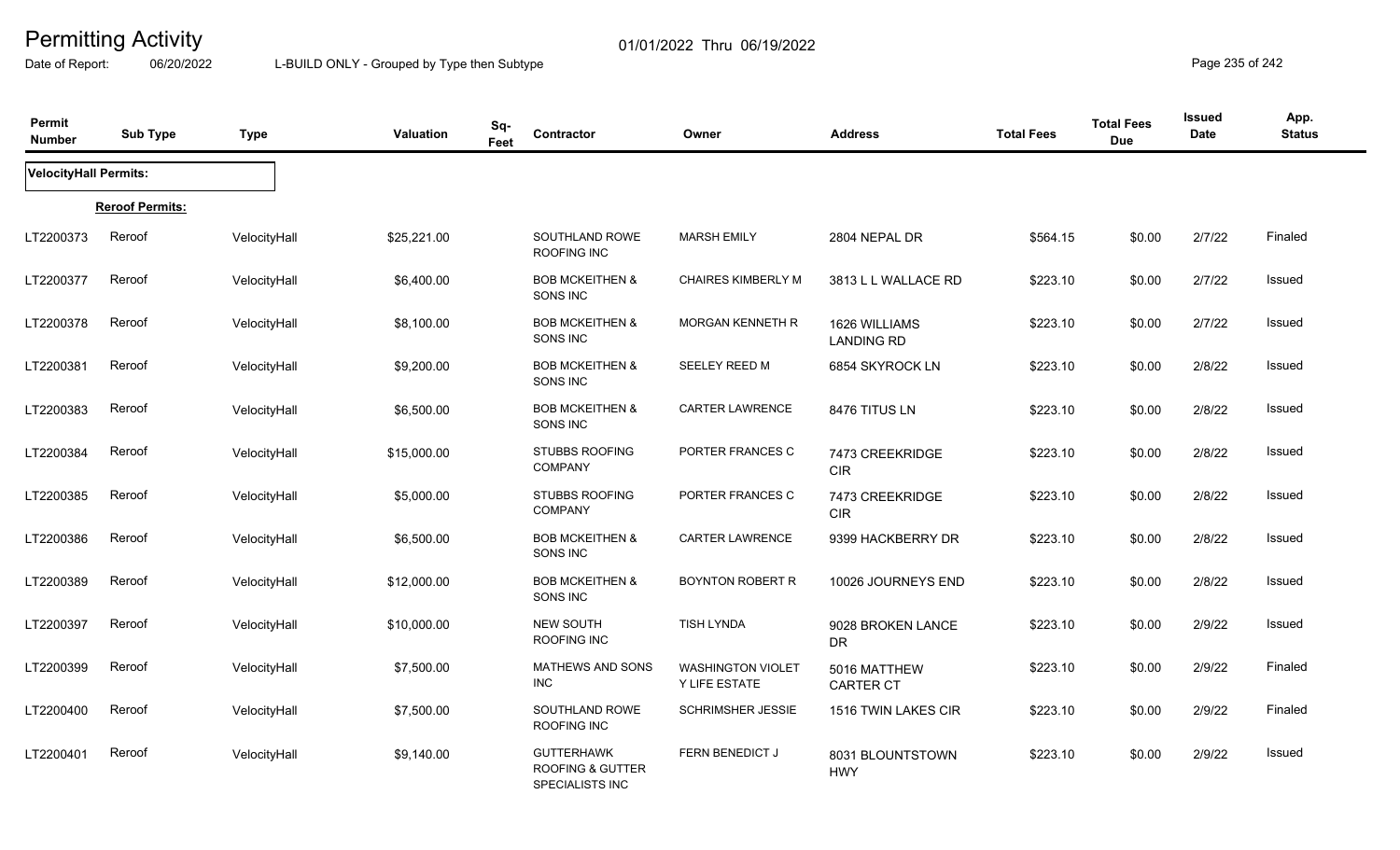# Permitting Activity

01/01/2022 Thru 06/19/2022

Date of Report: 06/20/2022 L-BUILD ONLY - Grouped by Type then Subtype

| Permit Number | Sub Type | Type | Valuation | Sq-Feet | Contractor | Owner | Address | Total Fees | Total Fees Due | Issued Date | App. Status |
|---|---|---|---|---|---|---|---|---|---|---|---|
| **VelocityHall Permits:** | | | | | | | | | | | |
| **Reroof Permits:** | | | | | | | | | | | |
| LT2200373 | Reroof | VelocityHall | $25,221.00 | | SOUTHLAND ROWE ROOFING INC | MARSH EMILY | 2804 NEPAL DR | $564.15 | $0.00 | 2/7/22 | Finaled |
| LT2200377 | Reroof | VelocityHall | $6,400.00 | | BOB MCKEITHEN & SONS INC | CHAIRES KIMBERLY M | 3813 L L WALLACE RD | $223.10 | $0.00 | 2/7/22 | Issued |
| LT2200378 | Reroof | VelocityHall | $8,100.00 | | BOB MCKEITHEN & SONS INC | MORGAN KENNETH R | 1626 WILLIAMS LANDING RD | $223.10 | $0.00 | 2/7/22 | Issued |
| LT2200381 | Reroof | VelocityHall | $9,200.00 | | BOB MCKEITHEN & SONS INC | SEELEY REED M | 6854 SKYROCK LN | $223.10 | $0.00 | 2/8/22 | Issued |
| LT2200383 | Reroof | VelocityHall | $6,500.00 | | BOB MCKEITHEN & SONS INC | CARTER LAWRENCE | 8476 TITUS LN | $223.10 | $0.00 | 2/8/22 | Issued |
| LT2200384 | Reroof | VelocityHall | $15,000.00 | | STUBBS ROOFING COMPANY | PORTER FRANCES C | 7473 CREEKRIDGE CIR | $223.10 | $0.00 | 2/8/22 | Issued |
| LT2200385 | Reroof | VelocityHall | $5,000.00 | | STUBBS ROOFING COMPANY | PORTER FRANCES C | 7473 CREEKRIDGE CIR | $223.10 | $0.00 | 2/8/22 | Issued |
| LT2200386 | Reroof | VelocityHall | $6,500.00 | | BOB MCKEITHEN & SONS INC | CARTER LAWRENCE | 9399 HACKBERRY DR | $223.10 | $0.00 | 2/8/22 | Issued |
| LT2200389 | Reroof | VelocityHall | $12,000.00 | | BOB MCKEITHEN & SONS INC | BOYNTON ROBERT R | 10026 JOURNEYS END | $223.10 | $0.00 | 2/8/22 | Issued |
| LT2200397 | Reroof | VelocityHall | $10,000.00 | | NEW SOUTH ROOFING INC | TISH LYNDA | 9028 BROKEN LANCE DR | $223.10 | $0.00 | 2/9/22 | Issued |
| LT2200399 | Reroof | VelocityHall | $7,500.00 | | MATHEWS AND SONS INC | WASHINGTON VIOLET Y LIFE ESTATE | 5016 MATTHEW CARTER CT | $223.10 | $0.00 | 2/9/22 | Finaled |
| LT2200400 | Reroof | VelocityHall | $7,500.00 | | SOUTHLAND ROWE ROOFING INC | SCHRIMSHER JESSIE | 1516 TWIN LAKES CIR | $223.10 | $0.00 | 2/9/22 | Finaled |
| LT2200401 | Reroof | VelocityHall | $9,140.00 | | GUTTERHAWK ROOFING & GUTTER SPECIALISTS INC | FERN BENEDICT J | 8031 BLOUNTSTOWN HWY | $223.10 | $0.00 | 2/9/22 | Issued |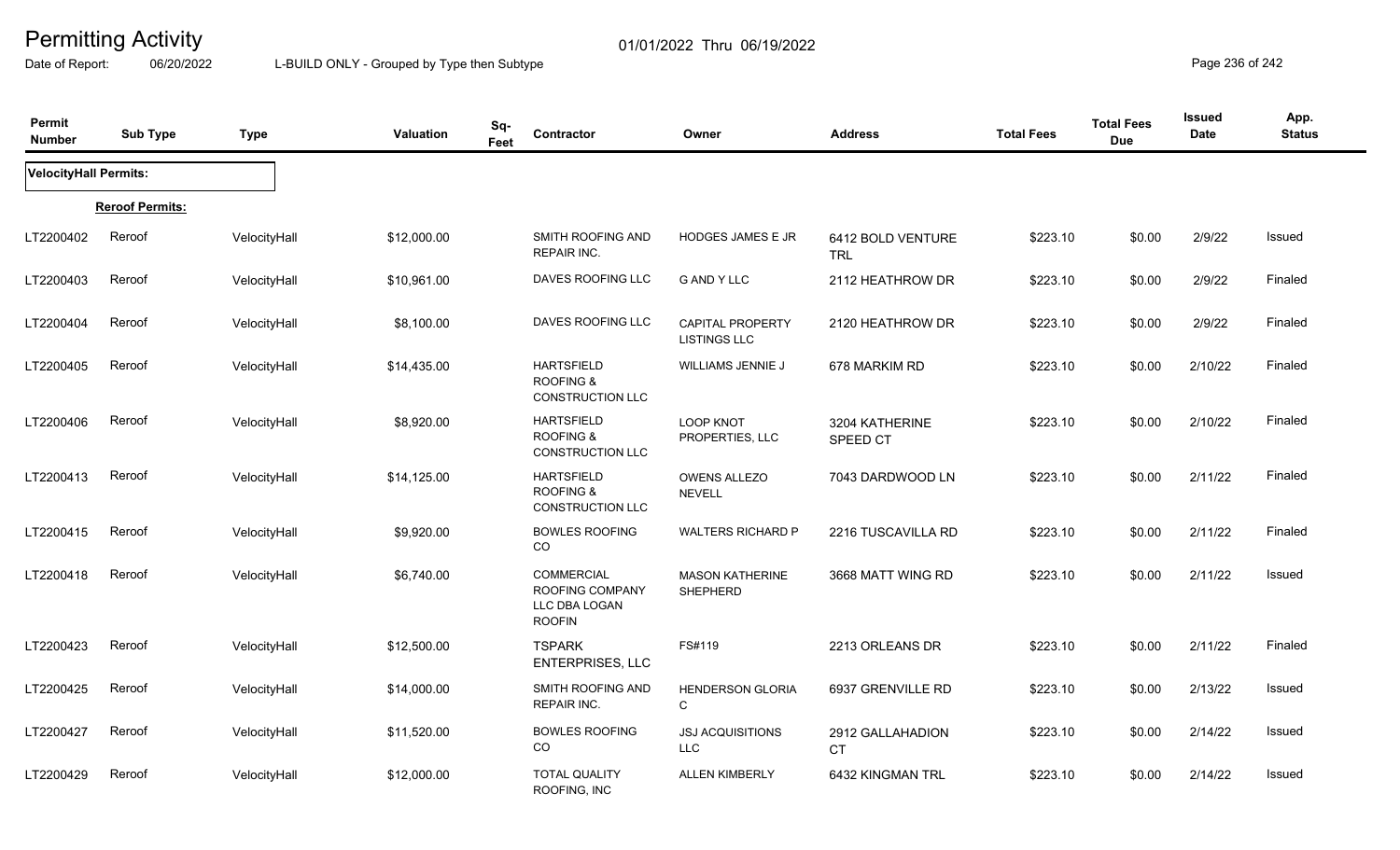# Permitting Activity

Date of Report: 06/20/2022

01/01/2022 Thru 06/19/2022

L-BUILD ONLY - Grouped by Type then Subtype

| Permit Number | Sub Type | Type | Valuation | Sq-Feet | Contractor | Owner | Address | Total Fees | Total Fees Due | Issued Date | App. Status |
|---|---|---|---|---|---|---|---|---|---|---|---|
| **VelocityHall Permits:** | | | | | | | | | | | |
| **Reroof Permits:** | | | | | | | | | | | |
| LT2200402 | Reroof | VelocityHall | $12,000.00 | | SMITH ROOFING AND REPAIR INC. | HODGES JAMES E JR | 6412 BOLD VENTURE TRL | $223.10 | $0.00 | 2/9/22 | Issued |
| LT2200403 | Reroof | VelocityHall | $10,961.00 | | DAVES ROOFING LLC | G AND Y LLC | 2112 HEATHROW DR | $223.10 | $0.00 | 2/9/22 | Finaled |
| LT2200404 | Reroof | VelocityHall | $8,100.00 | | DAVES ROOFING LLC | CAPITAL PROPERTY LISTINGS LLC | 2120 HEATHROW DR | $223.10 | $0.00 | 2/9/22 | Finaled |
| LT2200405 | Reroof | VelocityHall | $14,435.00 | | HARTSFIELD ROOFING & CONSTRUCTION LLC | WILLIAMS JENNIE J | 678 MARKIM RD | $223.10 | $0.00 | 2/10/22 | Finaled |
| LT2200406 | Reroof | VelocityHall | $8,920.00 | | HARTSFIELD ROOFING & CONSTRUCTION LLC | LOOP KNOT PROPERTIES, LLC | 3204 KATHERINE SPEED CT | $223.10 | $0.00 | 2/10/22 | Finaled |
| LT2200413 | Reroof | VelocityHall | $14,125.00 | | HARTSFIELD ROOFING & CONSTRUCTION LLC | OWENS ALLEZO NEVELL | 7043 DARDWOOD LN | $223.10 | $0.00 | 2/11/22 | Finaled |
| LT2200415 | Reroof | VelocityHall | $9,920.00 | | BOWLES ROOFING CO | WALTERS RICHARD P | 2216 TUSCAVILLA RD | $223.10 | $0.00 | 2/11/22 | Finaled |
| LT2200418 | Reroof | VelocityHall | $6,740.00 | | COMMERCIAL ROOFING COMPANY LLC DBA LOGAN ROOFIN | MASON KATHERINE SHEPHERD | 3668 MATT WING RD | $223.10 | $0.00 | 2/11/22 | Issued |
| LT2200423 | Reroof | VelocityHall | $12,500.00 | | TSPARK ENTERPRISES, LLC | FS#119 | 2213 ORLEANS DR | $223.10 | $0.00 | 2/11/22 | Finaled |
| LT2200425 | Reroof | VelocityHall | $14,000.00 | | SMITH ROOFING AND REPAIR INC. | HENDERSON GLORIA C | 6937 GRENVILLE RD | $223.10 | $0.00 | 2/13/22 | Issued |
| LT2200427 | Reroof | VelocityHall | $11,520.00 | | BOWLES ROOFING CO | JSJ ACQUISITIONS LLC | 2912 GALLAHADION CT | $223.10 | $0.00 | 2/14/22 | Issued |
| LT2200429 | Reroof | VelocityHall | $12,000.00 | | TOTAL QUALITY ROOFING, INC | ALLEN KIMBERLY | 6432 KINGMAN TRL | $223.10 | $0.00 | 2/14/22 | Issued |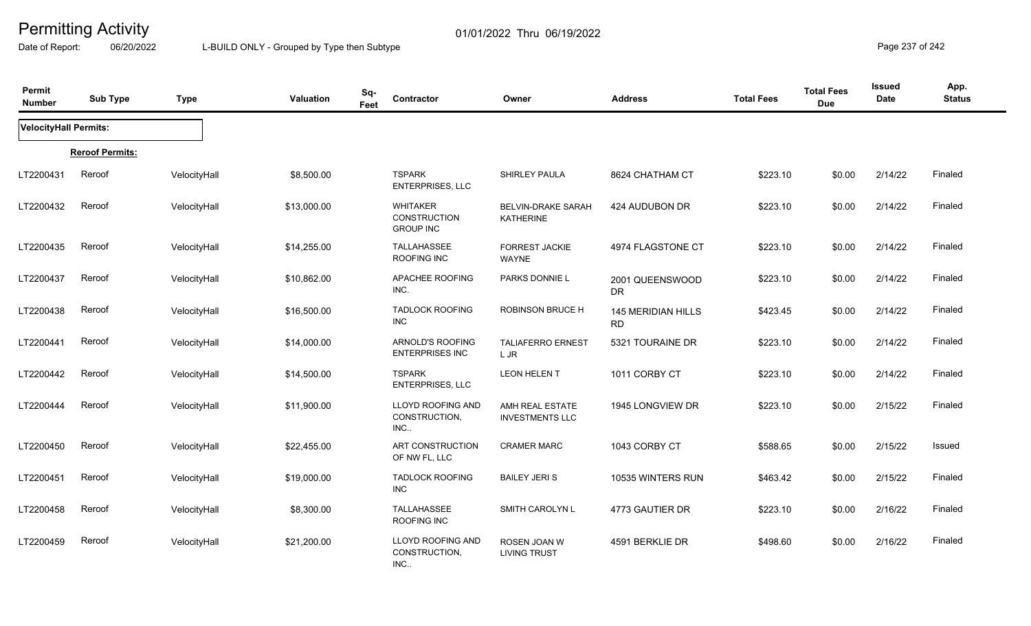# Permitting Activity

01/01/2022 Thru 06/19/2022

Date of Report: 06/20/2022 L-BUILD ONLY - Grouped by Type then Subtype

| Permit Number | Sub Type | Type | Valuation | Sq-Feet | Contractor | Owner | Address | Total Fees | Total Fees Due | Issued Date | App. Status |
|---|---|---|---|---|---|---|---|---|---|---|---|
| **VelocityHall Permits:** | | | | | | | | | | | |
| **Reroof Permits:** | | | | | | | | | | | |
| LT2200431 | Reroof | VelocityHall | $8,500.00 | | TSPARK ENTERPRISES, LLC | SHIRLEY PAULA | 8624 CHATHAM CT | $223.10 | $0.00 | 2/14/22 | Finaled |
| LT2200432 | Reroof | VelocityHall | $13,000.00 | | WHITAKER CONSTRUCTION GROUP INC | BELVIN-DRAKE SARAH KATHERINE | 424 AUDUBON DR | $223.10 | $0.00 | 2/14/22 | Finaled |
| LT2200435 | Reroof | VelocityHall | $14,255.00 | | TALLAHASSEE ROOFING INC | FORREST JACKIE WAYNE | 4974 FLAGSTONE CT | $223.10 | $0.00 | 2/14/22 | Finaled |
| LT2200437 | Reroof | VelocityHall | $10,862.00 | | APACHEE ROOFING INC. | PARKS DONNIE L | 2001 QUEENSWOOD DR | $223.10 | $0.00 | 2/14/22 | Finaled |
| LT2200438 | Reroof | VelocityHall | $16,500.00 | | TADLOCK ROOFING INC | ROBINSON BRUCE H | 145 MERIDIAN HILLS RD | $423.45 | $0.00 | 2/14/22 | Finaled |
| LT2200441 | Reroof | VelocityHall | $14,000.00 | | ARNOLD'S ROOFING ENTERPRISES INC | TALIAFERRO ERNEST L JR | 5321 TOURAINE DR | $223.10 | $0.00 | 2/14/22 | Finaled |
| LT2200442 | Reroof | VelocityHall | $14,500.00 | | TSPARK ENTERPRISES, LLC | LEON HELEN T | 1011 CORBY CT | $223.10 | $0.00 | 2/14/22 | Finaled |
| LT2200444 | Reroof | VelocityHall | $11,900.00 | | LLOYD ROOFING AND CONSTRUCTION, INC.. | AMH REAL ESTATE INVESTMENTS LLC | 1945 LONGVIEW DR | $223.10 | $0.00 | 2/15/22 | Finaled |
| LT2200450 | Reroof | VelocityHall | $22,455.00 | | ART CONSTRUCTION OF NW FL, LLC | CRAMER MARC | 1043 CORBY CT | $588.65 | $0.00 | 2/15/22 | Issued |
| LT2200451 | Reroof | VelocityHall | $19,000.00 | | TADLOCK ROOFING INC | BAILEY JERI S | 10535 WINTERS RUN | $463.42 | $0.00 | 2/15/22 | Finaled |
| LT2200458 | Reroof | VelocityHall | $8,300.00 | | TALLAHASSEE ROOFING INC | SMITH CAROLYN L | 4773 GAUTIER DR | $223.10 | $0.00 | 2/16/22 | Finaled |
| LT2200459 | Reroof | VelocityHall | $21,200.00 | | LLOYD ROOFING AND CONSTRUCTION, INC.. | ROSEN JOAN W LIVING TRUST | 4591 BERKLIE DR | $498.60 | $0.00 | 2/16/22 | Finaled |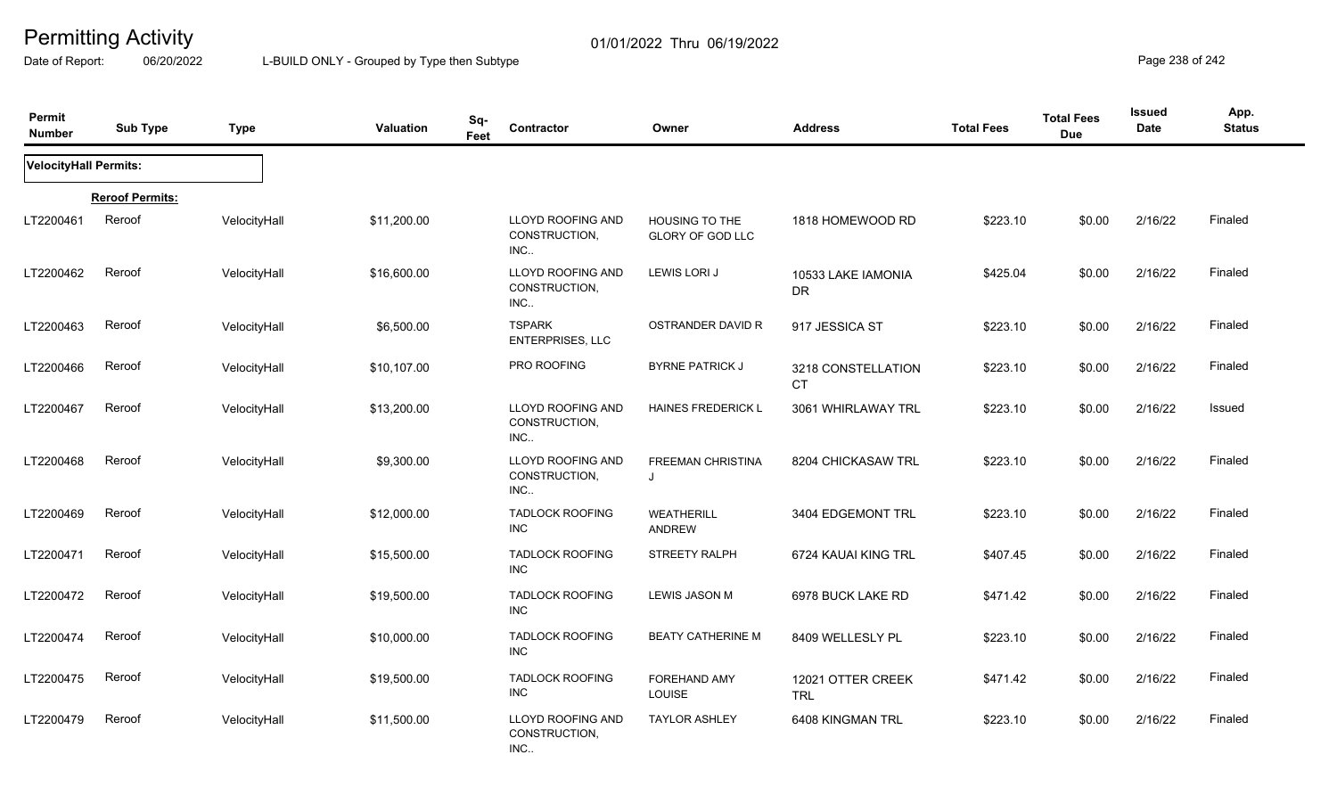# Permitting Activity

01/01/2022 Thru 06/19/2022

Date of Report: 06/20/2022 L-BUILD ONLY - Grouped by Type then Subtype

| Permit Number | Sub Type | Type | Valuation | Sq-Feet | Contractor | Owner | Address | Total Fees | Total Fees Due | Issued Date | App. Status |
|---|---|---|---|---|---|---|---|---|---|---|---|
| **VelocityHall Permits:** | | | | | | | | | | | |
| **Reroof Permits:** | | | | | | | | | | | |
| LT2200461 | Reroof | VelocityHall | $11,200.00 | | LLOYD ROOFING AND CONSTRUCTION, INC.. | HOUSING TO THE GLORY OF GOD LLC | 1818 HOMEWOOD RD | $223.10 | $0.00 | 2/16/22 | Finaled |
| LT2200462 | Reroof | VelocityHall | $16,600.00 | | LLOYD ROOFING AND CONSTRUCTION, INC.. | LEWIS LORI J | 10533 LAKE IAMONIA DR | $425.04 | $0.00 | 2/16/22 | Finaled |
| LT2200463 | Reroof | VelocityHall | $6,500.00 | | TSPARK ENTERPRISES, LLC | OSTRANDER DAVID R | 917 JESSICA ST | $223.10 | $0.00 | 2/16/22 | Finaled |
| LT2200466 | Reroof | VelocityHall | $10,107.00 | | PRO ROOFING | BYRNE PATRICK J | 3218 CONSTELLATION CT | $223.10 | $0.00 | 2/16/22 | Finaled |
| LT2200467 | Reroof | VelocityHall | $13,200.00 | | LLOYD ROOFING AND CONSTRUCTION, INC.. | HAINES FREDERICK L | 3061 WHIRLAWAY TRL | $223.10 | $0.00 | 2/16/22 | Issued |
| LT2200468 | Reroof | VelocityHall | $9,300.00 | | LLOYD ROOFING AND CONSTRUCTION, INC.. | FREEMAN CHRISTINA J | 8204 CHICKASAW TRL | $223.10 | $0.00 | 2/16/22 | Finaled |
| LT2200469 | Reroof | VelocityHall | $12,000.00 | | TADLOCK ROOFING INC | WEATHERILL ANDREW | 3404 EDGEMONT TRL | $223.10 | $0.00 | 2/16/22 | Finaled |
| LT2200471 | Reroof | VelocityHall | $15,500.00 | | TADLOCK ROOFING INC | STREETY RALPH | 6724 KAUAI KING TRL | $407.45 | $0.00 | 2/16/22 | Finaled |
| LT2200472 | Reroof | VelocityHall | $19,500.00 | | TADLOCK ROOFING INC | LEWIS JASON M | 6978 BUCK LAKE RD | $471.42 | $0.00 | 2/16/22 | Finaled |
| LT2200474 | Reroof | VelocityHall | $10,000.00 | | TADLOCK ROOFING INC | BEATY CATHERINE M | 8409 WELLESLY PL | $223.10 | $0.00 | 2/16/22 | Finaled |
| LT2200475 | Reroof | VelocityHall | $19,500.00 | | TADLOCK ROOFING INC | FOREHAND AMY LOUISE | 12021 OTTER CREEK TRL | $471.42 | $0.00 | 2/16/22 | Finaled |
| LT2200479 | Reroof | VelocityHall | $11,500.00 | | LLOYD ROOFING AND CONSTRUCTION, INC.. | TAYLOR ASHLEY | 6408 KINGMAN TRL | $223.10 | $0.00 | 2/16/22 | Finaled |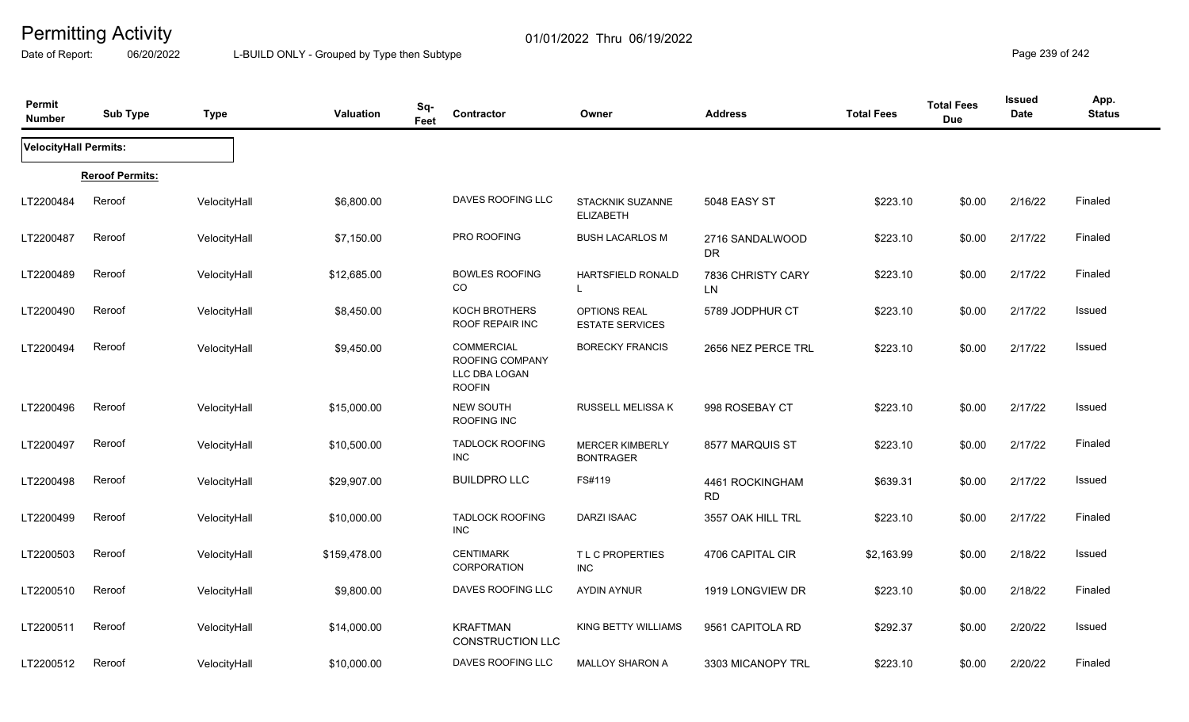# Permitting Activity

01/01/2022 Thru 06/19/2022

Date of Report: 06/20/2022 L-BUILD ONLY - Grouped by Type then Subtype

| Permit Number | Sub Type | Type | Valuation | Sq-Feet | Contractor | Owner | Address | Total Fees | Total Fees Due | Issued Date | App. Status |
|---|---|---|---|---|---|---|---|---|---|---|---|
| **VelocityHall Permits:** | | | | | | | | | | | |
| **Reroof Permits:** | | | | | | | | | | | |
| LT2200484 | Reroof | VelocityHall | $6,800.00 | | DAVES ROOFING LLC | STACKNIK SUZANNE ELIZABETH | 5048 EASY ST | $223.10 | $0.00 | 2/16/22 | Finaled |
| LT2200487 | Reroof | VelocityHall | $7,150.00 | | PRO ROOFING | BUSH LACARLOS M | 2716 SANDALWOOD DR | $223.10 | $0.00 | 2/17/22 | Finaled |
| LT2200489 | Reroof | VelocityHall | $12,685.00 | | BOWLES ROOFING CO | HARTSFIELD RONALD L | 7836 CHRISTY CARY LN | $223.10 | $0.00 | 2/17/22 | Finaled |
| LT2200490 | Reroof | VelocityHall | $8,450.00 | | KOCH BROTHERS ROOF REPAIR INC | OPTIONS REAL ESTATE SERVICES | 5789 JODPHUR CT | $223.10 | $0.00 | 2/17/22 | Issued |
| LT2200494 | Reroof | VelocityHall | $9,450.00 | | COMMERCIAL ROOFING COMPANY LLC DBA LOGAN ROOFIN | BORECKY FRANCIS | 2656 NEZ PERCE TRL | $223.10 | $0.00 | 2/17/22 | Issued |
| LT2200496 | Reroof | VelocityHall | $15,000.00 | | NEW SOUTH ROOFING INC | RUSSELL MELISSA K | 998 ROSEBAY CT | $223.10 | $0.00 | 2/17/22 | Issued |
| LT2200497 | Reroof | VelocityHall | $10,500.00 | | TADLOCK ROOFING INC | MERCER KIMBERLY BONTRAGER | 8577 MARQUIS ST | $223.10 | $0.00 | 2/17/22 | Finaled |
| LT2200498 | Reroof | VelocityHall | $29,907.00 | | BUILDPRO LLC | FS#119 | 4461 ROCKINGHAM RD | $639.31 | $0.00 | 2/17/22 | Issued |
| LT2200499 | Reroof | VelocityHall | $10,000.00 | | TADLOCK ROOFING INC | DARZI ISAAC | 3557 OAK HILL TRL | $223.10 | $0.00 | 2/17/22 | Finaled |
| LT2200503 | Reroof | VelocityHall | $159,478.00 | | CENTIMARK CORPORATION | T L C PROPERTIES INC | 4706 CAPITAL CIR | $2,163.99 | $0.00 | 2/18/22 | Issued |
| LT2200510 | Reroof | VelocityHall | $9,800.00 | | DAVES ROOFING LLC | AYDIN AYNUR | 1919 LONGVIEW DR | $223.10 | $0.00 | 2/18/22 | Finaled |
| LT2200511 | Reroof | VelocityHall | $14,000.00 | | KRAFTMAN CONSTRUCTION LLC | KING BETTY WILLIAMS | 9561 CAPITOLA RD | $292.37 | $0.00 | 2/20/22 | Issued |
| LT2200512 | Reroof | VelocityHall | $10,000.00 | | DAVES ROOFING LLC | MALLOY SHARON A | 3303 MICANOPY TRL | $223.10 | $0.00 | 2/20/22 | Finaled |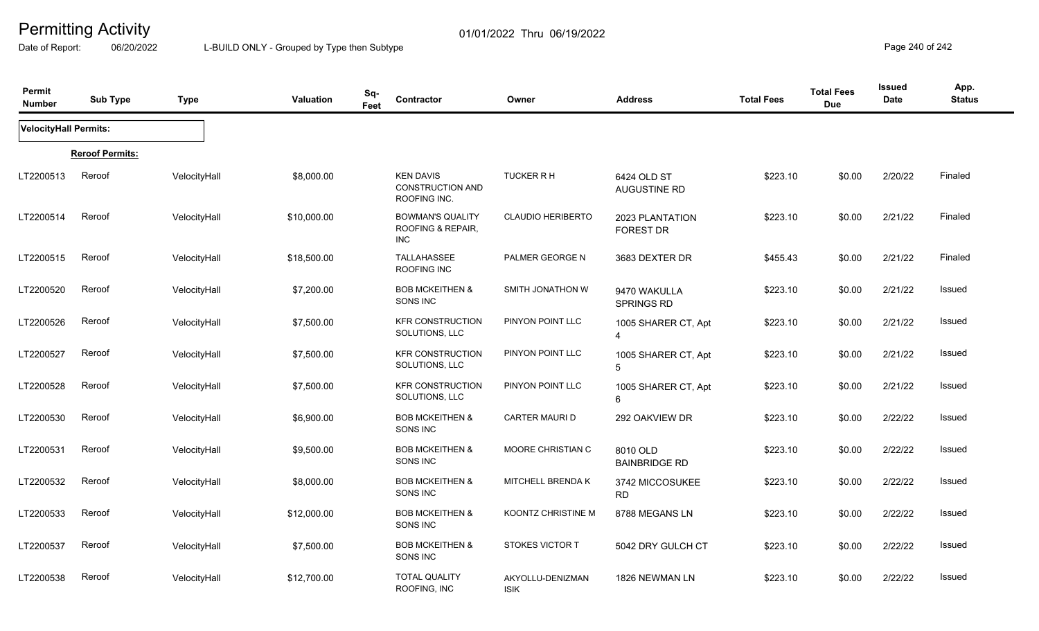# Permitting Activity

01/01/2022 Thru 06/19/2022

Date of Report: 06/20/2022 L-BUILD ONLY - Grouped by Type then Subtype

| Permit Number | Sub Type | Type | Valuation | Sq-Feet | Contractor | Owner | Address | Total Fees | Total Fees Due | Issued Date | App. Status |
|---|---|---|---|---|---|---|---|---|---|---|---|
| **VelocityHall Permits:** | | | | | | | | | | | |
| **Reroof Permits:** | | | | | | | | | | | |
| LT2200513 | Reroof | VelocityHall | $8,000.00 | | KEN DAVIS CONSTRUCTION AND ROOFING INC. | TUCKER R H | 6424 OLD ST AUGUSTINE RD | $223.10 | $0.00 | 2/20/22 | Finaled |
| LT2200514 | Reroof | VelocityHall | $10,000.00 | | BOWMAN'S QUALITY ROOFING & REPAIR, INC | CLAUDIO HERIBERTO | 2023 PLANTATION FOREST DR | $223.10 | $0.00 | 2/21/22 | Finaled |
| LT2200515 | Reroof | VelocityHall | $18,500.00 | | TALLAHASSEE ROOFING INC | PALMER GEORGE N | 3683 DEXTER DR | $455.43 | $0.00 | 2/21/22 | Finaled |
| LT2200520 | Reroof | VelocityHall | $7,200.00 | | BOB MCKEITHEN & SONS INC | SMITH JONATHON W | 9470 WAKULLA SPRINGS RD | $223.10 | $0.00 | 2/21/22 | Issued |
| LT2200526 | Reroof | VelocityHall | $7,500.00 | | KFR CONSTRUCTION SOLUTIONS, LLC | PINYON POINT LLC | 1005 SHARER CT, Apt 4 | $223.10 | $0.00 | 2/21/22 | Issued |
| LT2200527 | Reroof | VelocityHall | $7,500.00 | | KFR CONSTRUCTION SOLUTIONS, LLC | PINYON POINT LLC | 1005 SHARER CT, Apt 5 | $223.10 | $0.00 | 2/21/22 | Issued |
| LT2200528 | Reroof | VelocityHall | $7,500.00 | | KFR CONSTRUCTION SOLUTIONS, LLC | PINYON POINT LLC | 1005 SHARER CT, Apt 6 | $223.10 | $0.00 | 2/21/22 | Issued |
| LT2200530 | Reroof | VelocityHall | $6,900.00 | | BOB MCKEITHEN & SONS INC | CARTER MAURI D | 292 OAKVIEW DR | $223.10 | $0.00 | 2/22/22 | Issued |
| LT2200531 | Reroof | VelocityHall | $9,500.00 | | BOB MCKEITHEN & SONS INC | MOORE CHRISTIAN C | 8010 OLD BAINBRIDGE RD | $223.10 | $0.00 | 2/22/22 | Issued |
| LT2200532 | Reroof | VelocityHall | $8,000.00 | | BOB MCKEITHEN & SONS INC | MITCHELL BRENDA K | 3742 MICCOSUKEE RD | $223.10 | $0.00 | 2/22/22 | Issued |
| LT2200533 | Reroof | VelocityHall | $12,000.00 | | BOB MCKEITHEN & SONS INC | KOONTZ CHRISTINE M | 8788 MEGANS LN | $223.10 | $0.00 | 2/22/22 | Issued |
| LT2200537 | Reroof | VelocityHall | $7,500.00 | | BOB MCKEITHEN & SONS INC | STOKES VICTOR T | 5042 DRY GULCH CT | $223.10 | $0.00 | 2/22/22 | Issued |
| LT2200538 | Reroof | VelocityHall | $12,700.00 | | TOTAL QUALITY ROOFING, INC | AKYOLLU-DENIZMAN ISIK | 1826 NEWMAN LN | $223.10 | $0.00 | 2/22/22 | Issued |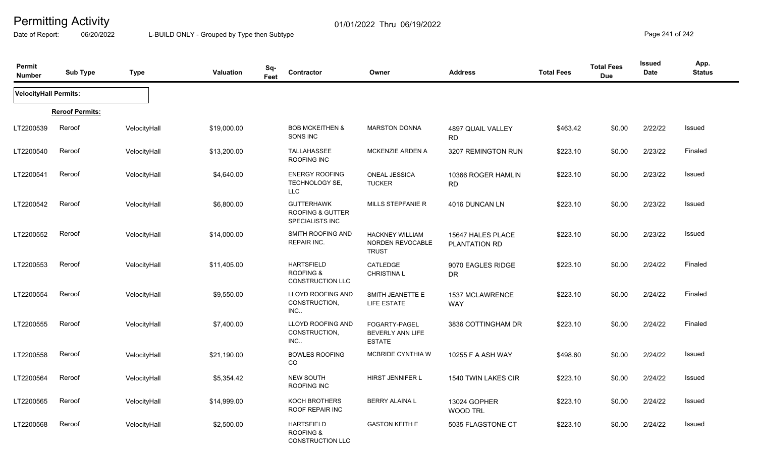# Permitting Activity

Date of Report: 06/20/2022

01/01/2022 Thru 06/19/2022

L-BUILD ONLY - Grouped by Type then Subtype

| Permit Number | Sub Type | Type | Valuation | Sq-Feet | Contractor | Owner | Address | Total Fees | Total Fees Due | Issued Date | App. Status |
|---|---|---|---|---|---|---|---|---|---|---|---|
| **VelocityHall Permits:** | | | | | | | | | | | |
| **Reroof Permits:** | | | | | | | | | | | |
| LT2200539 | Reroof | VelocityHall | $19,000.00 | | BOB MCKEITHEN & SONS INC | MARSTON DONNA | 4897 QUAIL VALLEY RD | $463.42 | $0.00 | 2/22/22 | Issued |
| LT2200540 | Reroof | VelocityHall | $13,200.00 | | TALLAHASSEE ROOFING INC | MCKENZIE ARDEN A | 3207 REMINGTON RUN | $223.10 | $0.00 | 2/23/22 | Finaled |
| LT2200541 | Reroof | VelocityHall | $4,640.00 | | ENERGY ROOFING TECHNOLOGY SE, LLC | ONEAL JESSICA TUCKER | 10366 ROGER HAMLIN RD | $223.10 | $0.00 | 2/23/22 | Issued |
| LT2200542 | Reroof | VelocityHall | $6,800.00 | | GUTTERHAWK ROOFING & GUTTER SPECIALISTS INC | MILLS STEPFANIE R | 4016 DUNCAN LN | $223.10 | $0.00 | 2/23/22 | Issued |
| LT2200552 | Reroof | VelocityHall | $14,000.00 | | SMITH ROOFING AND REPAIR INC. | HACKNEY WILLIAM NORDEN REVOCABLE TRUST | 15647 HALES PLACE PLANTATION RD | $223.10 | $0.00 | 2/23/22 | Issued |
| LT2200553 | Reroof | VelocityHall | $11,405.00 | | HARTSFIELD ROOFING & CONSTRUCTION LLC | CATLEDGE CHRISTINA L | 9070 EAGLES RIDGE DR | $223.10 | $0.00 | 2/24/22 | Finaled |
| LT2200554 | Reroof | VelocityHall | $9,550.00 | | LLOYD ROOFING AND CONSTRUCTION, INC.. | SMITH JEANETTE E LIFE ESTATE | 1537 MCLAWRENCE WAY | $223.10 | $0.00 | 2/24/22 | Finaled |
| LT2200555 | Reroof | VelocityHall | $7,400.00 | | LLOYD ROOFING AND CONSTRUCTION, INC.. | FOGARTY-PAGEL BEVERLY ANN LIFE ESTATE | 3836 COTTINGHAM DR | $223.10 | $0.00 | 2/24/22 | Finaled |
| LT2200558 | Reroof | VelocityHall | $21,190.00 | | BOWLES ROOFING CO | MCBRIDE CYNTHIA W | 10255 F A ASH WAY | $498.60 | $0.00 | 2/24/22 | Issued |
| LT2200564 | Reroof | VelocityHall | $5,354.42 | | NEW SOUTH ROOFING INC | HIRST JENNIFER L | 1540 TWIN LAKES CIR | $223.10 | $0.00 | 2/24/22 | Issued |
| LT2200565 | Reroof | VelocityHall | $14,999.00 | | KOCH BROTHERS ROOF REPAIR INC | BERRY ALAINA L | 13024 GOPHER WOOD TRL | $223.10 | $0.00 | 2/24/22 | Issued |
| LT2200568 | Reroof | VelocityHall | $2,500.00 | | HARTSFIELD ROOFING & CONSTRUCTION LLC | GASTON KEITH E | 5035 FLAGSTONE CT | $223.10 | $0.00 | 2/24/22 | Issued |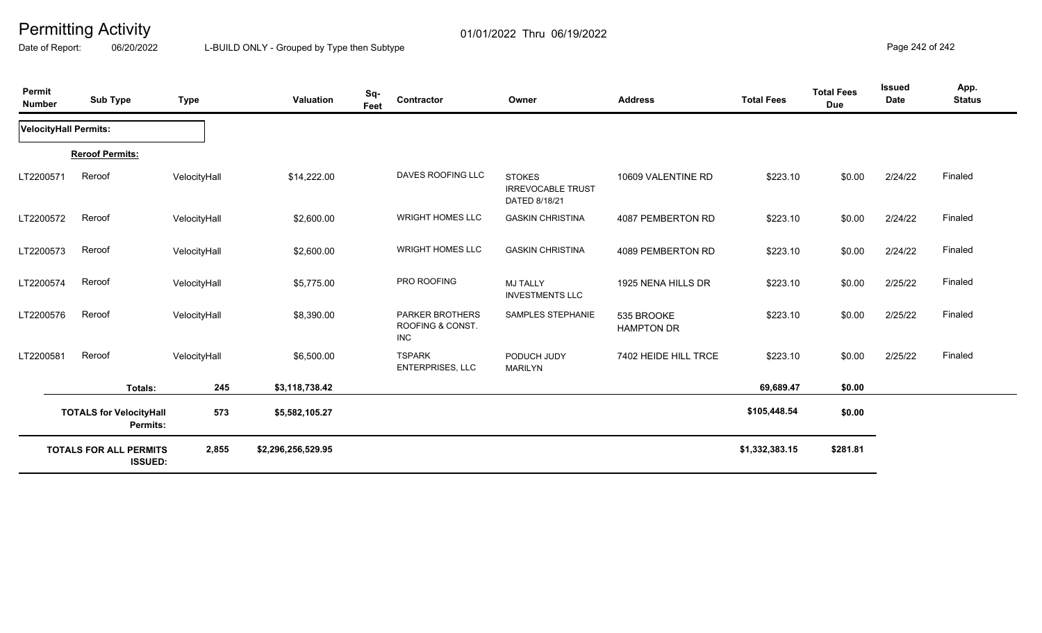# Permitting Activity

01/01/2022 Thru 06/19/2022

Date of Report: 06/20/2022 L-BUILD ONLY - Grouped by Type then Subtype

| Permit Number | Sub Type | Type | Valuation | Sq-Feet | Contractor | Owner | Address | Total Fees | Total Fees Due | Issued Date | App. Status |
|---|---|---|---|---|---|---|---|---|---|---|---|
| **VelocityHall Permits:** | | | | | | | | | | | |
| | **Reroof Permits:** | | | | | | | | | | |
| LT2200571 | Reroof | VelocityHall | $14,222.00 | | DAVES ROOFING LLC | STOKES IRREVOCABLE TRUST DATED 8/18/21 | 10609 VALENTINE RD | $223.10 | $0.00 | 2/24/22 | Finaled |
| LT2200572 | Reroof | VelocityHall | $2,600.00 | | WRIGHT HOMES LLC | GASKIN CHRISTINA | 4087 PEMBERTON RD | $223.10 | $0.00 | 2/24/22 | Finaled |
| LT2200573 | Reroof | VelocityHall | $2,600.00 | | WRIGHT HOMES LLC | GASKIN CHRISTINA | 4089 PEMBERTON RD | $223.10 | $0.00 | 2/24/22 | Finaled |
| LT2200574 | Reroof | VelocityHall | $5,775.00 | | PRO ROOFING | MJ TALLY INVESTMENTS LLC | 1925 NENA HILLS DR | $223.10 | $0.00 | 2/25/22 | Finaled |
| LT2200576 | Reroof | VelocityHall | $8,390.00 | | PARKER BROTHERS ROOFING & CONST. INC | SAMPLES STEPHANIE | 535 BROOKE HAMPTON DR | $223.10 | $0.00 | 2/25/22 | Finaled |
| LT2200581 | Reroof | VelocityHall | $6,500.00 | | TSPARK ENTERPRISES, LLC | PODUCH JUDY MARILYN | 7402 HEIDE HILL TRCE | $223.10 | $0.00 | 2/25/22 | Finaled |
| | **Totals:** | 245 | $3,118,738.42 | | | | | 69,689.47 | $0.00 | | |
| | **TOTALS for VelocityHall Permits:** | 573 | $5,582,105.27 | | | | | $105,448.54 | $0.00 | | |
| | **TOTALS FOR ALL PERMITS ISSUED:** | 2,855 | $2,296,256,529.95 | | | | | $1,332,383.15 | $281.81 | | |